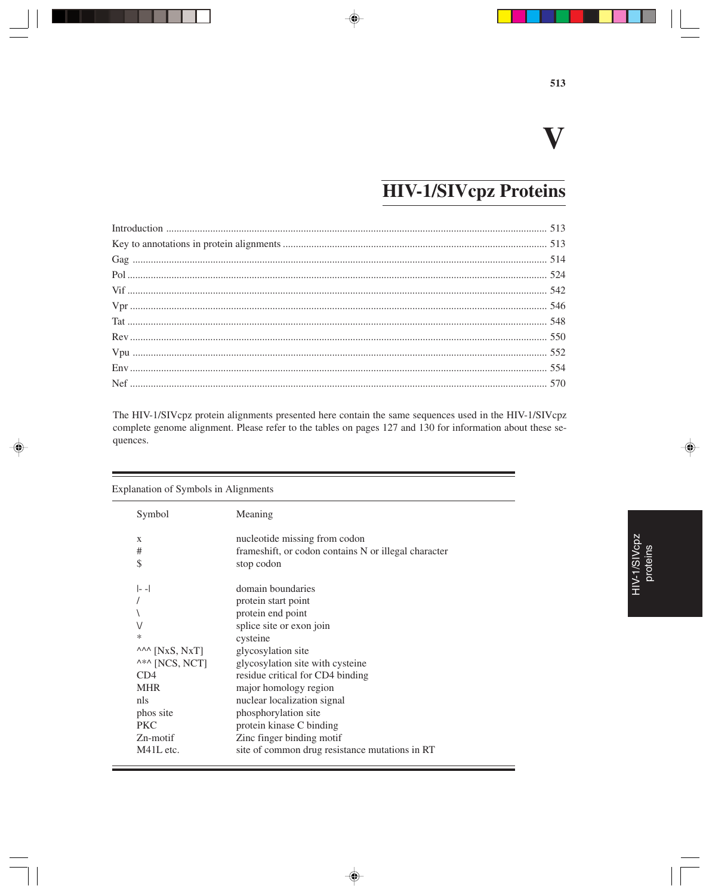# V

# HIV-1/SIVcpz Proteins

| | |
|---|---|
| Introduction | 513 |
| Key to annotations in protein alignments | 513 |
| Gag | 514 |
| Pol | 524 |
| Vif | 542 |
| Vpr | 546 |
| Tat | 548 |
| Rev | 550 |
| Vpu | 552 |
| Env | 554 |
| Nef | 570 |

The HIV-1/SIVcpz protein alignments presented here contain the same sequences used in the HIV-1/SIVcpz complete genome alignment. Please refer to the tables on pages 127 and 130 for information about these sequences.

Explanation of Symbols in Alignments

| Symbol | Meaning |
|---|---|
| x | nucleotide missing from codon |
| # | frameshift, or codon contains N or illegal character |
| $ | stop codon |
| \|- -\| | domain boundaries |
| / | protein start point |
| \ | protein end point |
| V | splice site or exon join |
| * | cysteine |
| ^^^ [NxS, NxT] | glycosylation site |
| ^*^ [NCS, NCT] | glycosylation site with cysteine |
| CD4 | residue critical for CD4 binding |
| MHR | major homology region |
| nls | nuclear localization signal |
| phos site | phosphorylation site |
| PKC | protein kinase C binding |
| Zn-motif | Zinc finger binding motif |
| M41L etc. | site of common drug resistance mutations in RT |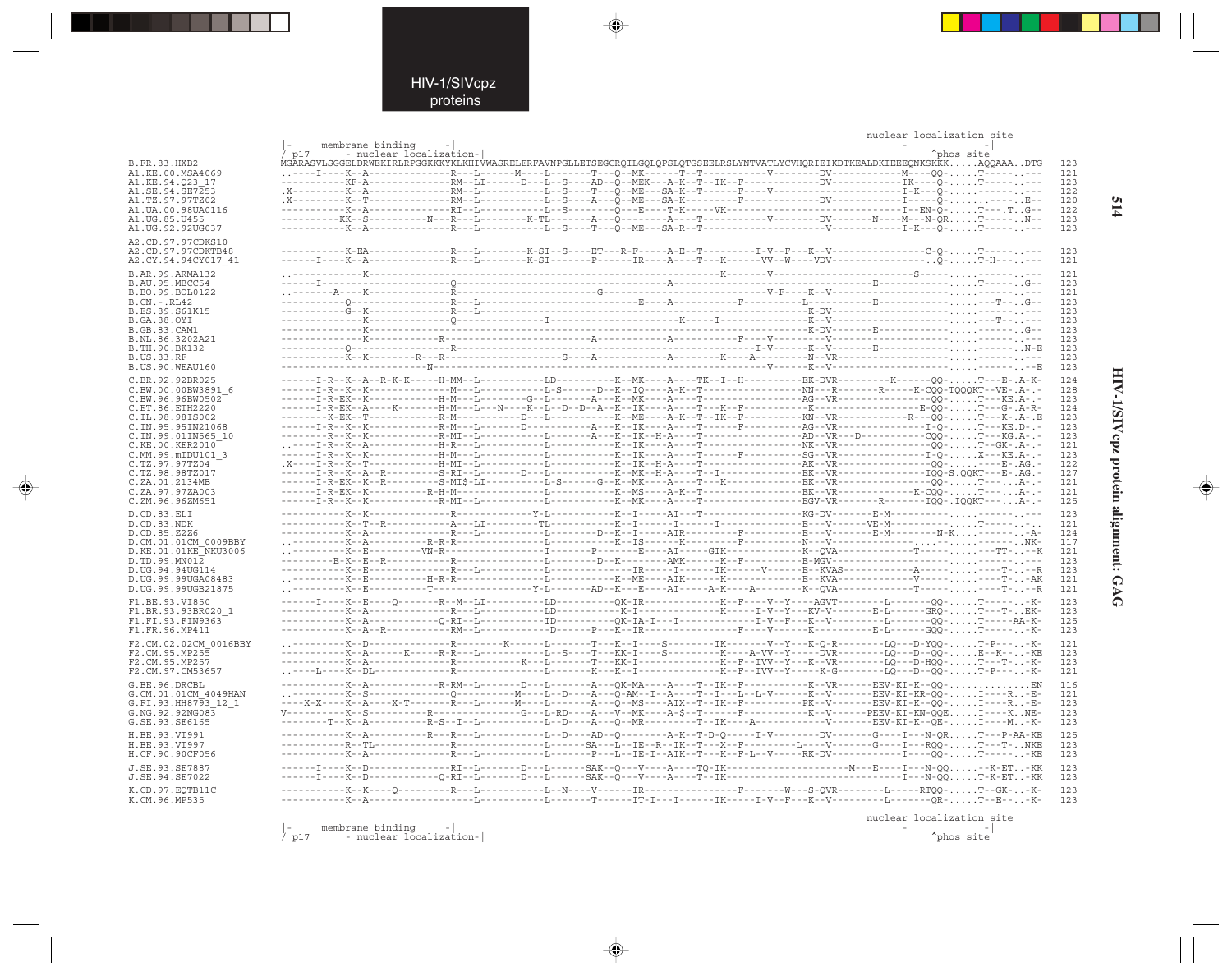HIV-1/SIVcpz proteins

```
                                                                                                                    nuclear localization site
         |-    membrane binding    -|                                                                                |-          -|
         / p17     |- nuclear localization-|                                                                                 ^phos site
B.FR.83.HXB2           MGARASVLSGGELDRWEKIRLRPGGKKKYKLKHIVWASRELERFAVNPGLLETSEGCRQILGQLQPSLQTGSEELRSLYNTVATLYCVHQRIEIKDTKEALDKIEEEQNKSKKK.....AQQAAA..DTG  123
A1.KE.00.MSA4069       ..----I----K--A-------------R---L------M-----L-------T---Q--MK------T--T-----------V---------DV-------------M----QQ-.....T------..---  121
A1.KE.94.Q23_17        -----------KF-A-------------RM--LI------D---L--S----AD--Q--MEK---A-K--T--IK--F---------------K--DV-------------IK---Q-.....T------..---  123
A1.SE.94.SE7253        .X---------K--A-------------RM--L-----------L--S----T---Q--ME---SA-K--T------F----V----------------------------I-K---Q-.....-------..---  122
A1.TZ.97.97TZ02        .X---------K--T-------------RM--L-----------L--S----A---Q--ME---SA-K---------F-----------------DV-------------I-----Q-......------..E--  120
A1.UA.00.98UA0116      -----------K--A-------------RI--L-----------L--S--------Q--E----T-K-----VK-----------------------------------I--EN-Q-.....T----.T..G--  122
A1.UG.85.U455          ----------KK--S----------N--R---L--------K-TL-------A---Q---------A----T-----------V----------DV--------N----M---N-QR.....T------..N--  123
A1.UG.92.92UG037       -----------K--A-------------R---L-----------L--S----T---Q--ME---SA-R--T-----------------------V-------------I-K---Q-.....T------..---  123

A2.CD.97.97CDKS10      -----------K-EA-------------R---L--------K-SI--S----ET---R-F-----A-E--T----------I-V--F---K--V-----------------C-Q-.....T------..---  123
A2.CD.97.97CDKTB48     ------I----K--A-------------R---L--------K-SI-------P------IR----A----T---K------VV--W----VDV-------------------..Q-.....T-H----..---  121
A2.CY.94.94CY017_41

B.AR.99.ARMA132        ..-----------K----------------------------------------------------------K--------V-------------------------S------.........------..---  121
B.AU.95.MBCC54         ------I--------------------Q-------------------------------------A-----------------------------------E--------------.....T-------.G--  123
B.BO.99.BOL0122        ..-------A----K-------------R----------------------G----------------------------V-F----K--V------------------------.....-------..---  121
B.CN.-.RL42            -----------Q-----------------R---L-------------------------------E---A-----------F----------L----------E------------......---T--..G--  123
B.ES.89.S61K15         -----------G--K-------------R---L------------------------------------------------------------K-DV----------------------.....-------..---  123
B.GA.88.OYI            --------------K------------Q----------------I-------------------------K-----I-------------------------------------------.....---T---..---  123
B.GB.83.CAM1           --------------K----------------------------------------------------------------------------K-DV--------E--------------.....-------..G--  123
B.NL.86.3202A21        --------------K-------------R-------------------------A----------A-----------F----V---------V-------------------------.....-------..---  123
B.TH.90.BK132          -----------Q----------------R--------------------------------------------------------I-V------K--V--------E-----------.....-------..N-E  123
B.US.83.RF             -----------K--K---------R---R----------------------S----A--------A-----------K----A---------N--VR------------------------.....-------..---  123
B.US.90.WEAU160        --------------------N----------------------------------------------------------------V-------K--V------------------------.....-------..E  123

C.BR.92.BR025          ------I-R--K--A--R-K-K-----H-MM--L------------LD---------K--MK-----A----TK--I--H-----------EK-DVR---------K------QQ-.....T---E-.A-K-  124
C.BW.00.00BW3891_6     ------I-R--K--K-------------M---L-------------L-S------D--K--IQ----A-K--T------------------NN---R-------R-----K-CQQ-TQQQKT--VE-.A-.-  128
C.BW.96.96BW0502       ------I-R-EK--K-------------H-M---L----------G--L-------A---K--MK----A----T-------------------AG--VR-----------------QQ-.....T---KE.A-.-  123
C.ET.86.ETH2220        ------I-R-EK--A-----K-------H-M---L---N----K--L--D--D--A--K--IK----A----T---K--F-----------K-----------------------E-QQ-.....T---G-.A-R-  124
C.IL.98.98IS002        ---------K-EK--T-------------R-M-------------D---L-----------K--ME---A-K--T--IK--F---------KN--VR-------------R---QQ-.....T---K-.A-.E  123
C.IN.95.95IN21068      ------I-R--K--K-------------R-M---L-------D------------A---K--IK----A----T--------F--------AG--VR------------------I-Q-.....T---KE.D-.-  123
C.IN.99.01IN565_10     --------R--K--K-------------R-MI--L-------------------A---K--IK--H-A----T------------------AD--VR---D-------------CQQ-.....T---KG.A-.-  123
C.KE.00.KER2010        ..----I-R--K--A-------------H-R---L-------------L-----------K--IK----A----T------------------NK--VR-----------------QQ-.....T--GK-.A-.-  121
C.MM.99.mIDU101_3      ------I-R--K--A-------------H-M---L-------------L-----------K--IK----A----T-------F--------SG--VR------------------I-Q-.....X---KE.A-.-  123
C.TZ.97.97TZ04         .X----I-R--K--T-------------H-MI--L-------------L-----------K--IK--H-A----T-----------------AK--VR-----------------QQ-........---E-.AG.-  122
C.TZ.98.98TZ017        ------I-R--K--A--R-----------S-RI--L-------D----L-----------K--MK--H-A----T--I-------------EK--VR----------------IQQ-S.QQKT---E-.AG.-  127
C.ZA.01.2134MB         ------I-R-EK--K--R----------S-MI$-LI-----------L-S-------G--K--MK----A----T---K-----------EK--VR-----------------QQ-.....T------..A-.-  121
C.ZA.97.97ZA003        ------I-R-EK--K-------------R-H-M-------------L-------------K--MS----A-K--T---------------EK--VR--------------K-CQQ-.....T------..A-.-  121
C.ZM.96.96ZM651        ------I-R--K--K-------------R-MI--L-------------L-----------K--MK----A----T---------------EGV-VR--------R---------IQQ-.IQQKT-----..A-.-  125

D.CD.83.ELI            -----------K--K-------------R-----------------Y-L-----------K--I------AI---T------------------KG-DV--------E-M------------.....-------..---  123
D.CD.83.NDK            -----------K--T--R-----------A---LI----------TL-------------K--I------I-------I---------------E---V------VE-M---------------.....T-------.-..  121
D.CD.85.Z2Z6           -----------K--A-------------R---L------------L-----------D--K--I------AIR-------F-------------E---V--------E-M---------N-K..........--A-  124
D.CM.01.01CM_0009BBY   ..---------K--A----------R-R-R----------------L-----------K--IS-------K--------F------------N---V---------------------......--.......NK-  117
D.KE.01.01KE_NKU3006   ..---------K--E----------VN-R------------------I----------P---------E-----AI-----GIK----------K--QVA---------------T-----...........TT-..--K  121
D.TD.99.MN012          ---------E-K--E--R---------------R-------------L---------D--K-------AMK------K--F-------------E-MGV-----------------------......--------..---  123
D.UG.94.94UG114        -----------K--E-------------R---L------------L--------------IR-----I-------IK-------V-------E--KVAS-------------A-------.....-----T-..--R  123
D.UG.99.99UGA08483     ..---------K--E----------H-R-R----------------L-------------K--ME-----AIK------K---------------E--KVA-------------V-------.....-----T-..AK  121
D.UG.99.99UGB21875     ..---------K--E----------T-----------------------Y-L--------AD--K---E----AI-----A-K-----A---------K--QVA------------T-------.....------T-..--R  121

F1.BE.93.VI850         ------I----K--E----Q-------R---M--LI----------LD-----------QK-IR----------------K--F----V--Y----AGVT----------L-------QQ-.....T-------.-K-  123
F1.BR.93.93BR020_1     -----------K--A-------------R---L-------------LD-----------K-I------------------K------I-V--Y---KV-V--------E-L-------GRQ-.....T---T-..EK-  123
F1.FI.93.FIN9363       -----------K--A-------------Q-RI--L-----------ID-----------QK-IA-I---I----------I-V--F-----K--V-----------L--------QQ-.....T------AA-K-  125
F1.FR.96.MP411         -----------K--A--R----------RM--L------------D--------P---K--IR------------------F----V-----K--------------E-L-------GQQ-.....T------..-K-  123

F2.CM.02.02CM_0016BBY  ..---------K--D-------------R---------K-------L-------T---K--I----S--------IK--------V--Y---K-Q-R---------LQ---D-YQQ-.....T-P-----..-K-  121
F2.CM.95.MP255         -----------K--A--------K-----R-R---L-----------L-S-----T---KK-I----S----------K-----A-VV--Y-----DVR---------LQ---D--QQ-.....E--K-----..KE  123
F2.CM.95.MP257         -----------K--A-------------R-----------K----L-------T---KK-I------------------K--F--IVV--Y---K--VR---------LQ---D-HQQ-.....T---T-..-K-  123
F2.CM.97.CM53657       ..----L----K--DL------------R------------------L---------K--K--I------------------K--F--IVV--Y-----K-G---------LQ---D--QQ-.....T-P-----..-K-  121

G.BE.96.DRCBL          -----------K--A-------------R-RM--L-------D---L--------A---QK-MA-----A----T--IK--F-------------K--VR-------EEV-KI-K--QQ-..............EN  116
G.CM.01.01CM_4049HAN   ..---------K--S-------------Q-----------M----L---D-----A---Q-AM--I--A----T--I---L--L-V------K--V--------EEV-KI-KR-QQ-.....I-----R..-E-  121
G.FI.93.HH8793_12_1    ----X-X----K--A-----X-T-------R---L-------M----L-----------A---Q--MS-----AIX--T--IK--F-----------PK--V---------EEV-KI-K--QQ-.....I-----R..-E-  123
G.NG.92.92NG083        V----------K--S----------R----------------G---L-RD------A---V--MK----A-$--T------F-------------K--V--------PEEV-KI-KN-QQE.....I-----K..NE-  123
G.SE.93.SE6165         --------T--K--A----------R-S--I--L-----------L--D------A---Q--MR---------T--IK----A-----------V---------EEV-KI-K--QE-.....I-----M..-K-  123

H.BE.93.VI991          -----------K--A-------------R---R---L------------L--D-----AD--Q--------A-K--T-D-Q-----I-V---------DV--------G-----I---N-QR.....T---P-AA-KE  125
H.BE.93.VI997          -----------R--TL------------R-----------------L--------SA---L--IE--R--IK--T---X--F----------L------V---------G-----I---RQQ-.....T---T-..NKE  123
H.CF.90.90CF056        -----------K--A-------------R---L-----------L-------P---L--IE-I--AIK--T---K--F-L---V------RK-DV-------------I-----QQ-.....T-------..-KE  123

J.SE.93.SE7887         ------I----K--D-------------RI--L-------D---L------SAK--Q---V----A----TQ-IK-------------------------------M---E-----I---N-QQ......--K-ET..-KK  123
J.SE.94.SE7022         ------I----K--D-------------Q-RI--L-------D---L------SAK--Q---V----A----T--IK---------------------------------------I---N-QQ.....T-K-ET..-KK  123

K.CD.97.EQTB11C        -----------K--K----Q---------R---L-----------L--N----V------IR-----------------F-------W---S-QVR---------L-----RTQQ-.....T---GK-..-K-  123
K.CM.96.MP535          -----------K--A--------------------L-----------L--------T-------IT-I---I-------IK------I-V--F---K--V-----------L--------QR-.....T---E-..-K-  123

                                                                                                                    nuclear localization site
         |-    membrane binding    -|                                                                                |-          -|
         / p17     |- nuclear localization-|                                                                                 ^phos site
```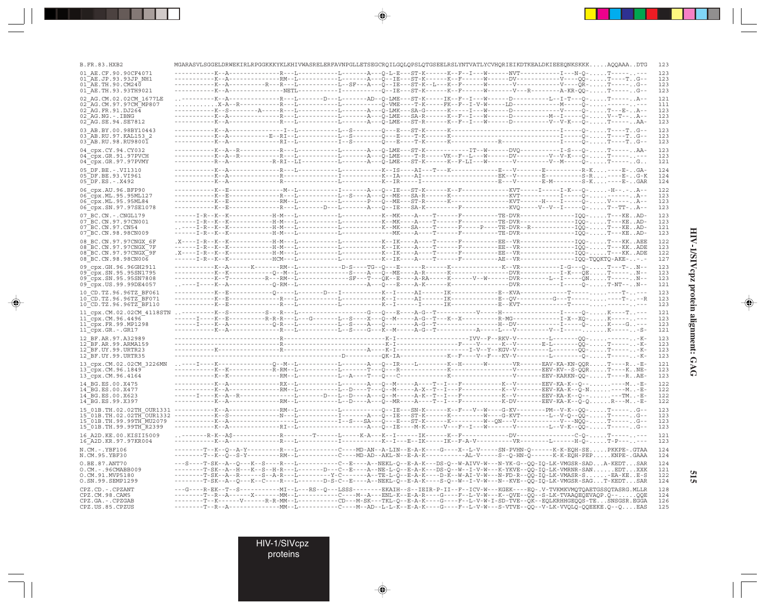```
B.FR.83.HXB2              MGARASVLSGGELDRWEKIRLRPGGKKKYKLKHIVWASRELERFAVNPGLLETSEGCRQILGQLQPSLQTGSEELRSLYNTVATLYCVHQRIEIKDTKEALDKIEEEQNKSKKK.....AQQAAA..DTG  123
01_AE.CF.90.90CF4071      ----------K--A-------------R---L-----------L-------A---Q-L-E---ST-K------K--F--I---W-------NVT-----------I---N-Q-.....T------.---  123
01_AE.JP.93.93JP_NH1      ----------K--A-------------RM--L-----------L-------A---Q--IE---ST-K------K--F------W-------DV-----------V----QQ-.....T----T..G--  123
01_AE.TH.90.CM240         ----------K--A---------R---R---L-----------L--SF---A---Q--IE---ST-K--L---K--F------W-------V------------V----QR-.....T------.G--  123
01_AE.TH.93.93TH9021      ----------K--A-------------NETL------------I---------Q--IE---ST-K------K--F------W-------V---R---------A-KR-QQ-.....T------.G--  123
02_AG.CM.02.02CM_1677LE   ..--------K--A-------------R---L--------D---L-------AD--Q-LME---ST-K------IK--F--I---W-------D----------L--I-T---Q-.....T------.A--  121
02_AG.CM.97.97CM_MP807    ..........X-A--R-----------R---L-----------L---------Q-VME---T-K------FK--F--I-V-W-----LD-----------M-----Q-.........------.---  111
02_AG.FR.91.DJ264         ----------K--S--------A----R---L-----------L-------A---Q-LMK---SA-G------K------I---W-------D-----------V-----Q-.....T----E-..A--  123
02_AG.NG.-.IBNG           ----------K--A-------------R---L-----------L-------A---Q-LME---SA-R------K--F--I---W-------D---------M--I-----Q-.....V--T--..A--  123
02_AG.SE.94.SE7812        ----------K--A-------------R---L-----------L-------A---Q-LME---ST-R------K--F--I---W-------D-----------V--V-K---Q-.....T------.AA-  123
03_AB.BY.00.98BY10443     ----------K--A-------------I---L-----------L--S--------Q---E---ST-K------K-------------------------------I-----Q-.....T----T..G--  123
03_AB.RU.97.KAL153_2      ----------K--A-------------E--RI--L-----------L--S--------Q---E---T-K------K-------------------------------I-----Q-.....T----T..G--  123
03_AB.RU.98.RU98001       ----------K--A-------------RI--L-----------I--S--------Q---E---T-K------K-----------------R-------------I-----Q-.....T----T..G--  123
04_cpx.CY.94.CY032        ----------K--A--R----------R---L-----------L-------A---Q-LME---ST-K------------IT--W-------DVQ-----------I-S---Q-.....T------.AA-  123
04_cpx.GR.91.97PVCH       ----------K--A--R----------R---L-----------L-------A---Q-LME---T-R------VK--F--L---W-------DV---------V--V-K---Q-.....T------.---  123
04_cpx.GR.97.97PVMY       ----------R--A-------------R-RI--LI---------L-------A---Q-LME---ST-K------K--F-LI---W---------V---------V--M-----Q-.....T------.G..  121
05_DF.BE.-.VI1310         ----------K--A-------------R---L-----------L-----------K--IS----AI---T---K-----------------E---V-------E----------R-K.....----E-.GA-  124
05_DF.BE.93.VI961         ----------K--A-------------R---------------I-----------K--IA----AI------------------------EK--V-------E----------S-R.....----E-.G-K  124
05_DF.ES.-.X492           ----------K--A-------------R---------------L-----------K--IR----I--------------------------E---V-------E-M--------S-K.....----E-.GAR  124
06_cpx.AU.96.BFP90        ----------K--E-------------M--L-----------I-------A---Q--IE---ST-K------K--F--------------KVT------I-----I-K---Q-.....-H--.-.A--  122
06_cpx.ML.95.95ML127      ----------K--E-------------R---L-----------L--S----A---Q--ME---SA-R------K-----------------KVT-----------I-----Q-.........-----.A--  123
06_cpx.ML.95.95ML84       ----------K--E-------------RM--L-----------L-------P---Q--ME---ST-R------K-----------------KVT------H----I-----Q-.....V------.A--  123
06_cpx.SN.97.97SE1078     ----------K--E-------------R---L--------D---L-------A---Q--IE---SA-K-----------F-----------KVQ-----V--V--I-----Q-.....T--TT-..A--  123
07_BC.CN.-.CNGL179        ------I-R--K--K------------H-M--L-----------L-----------K--MK----A----T------F-----------TE-DVR---------------IQQ-.....T---KE..AD-  123
07_BC.CN.97.97CN001       ------I-R--K--K------------H-M--L-----------L-----------K--MK----A----T------F-----------TE-DVR---------------IQQ-.....T---KE..AD-  123
07_BC.CN.97.CN54          ..----I-R--K--K------------H-M--L-----------L-----------K--MK----SA---T------F------P----TE-DVR--R-------------IQQ-.....T---KE..AD-  121
07_BC.CN.98.98CN009       ------I-R--K--K------------H-M--L-----------L-------------MK-----A----T------F-----------TE-DVR---------------IQQ-.....T---KE..AD-  123
08_BC.CN.97.97CNGX_6F     .X----I-R--K--K------------H-M--L-----------L-----------K--IK----A----T------F-----------EE--VR---------------IQQ-.....T---KK..AEE  122
08_BC.CN.97.97CNGX_7F     ------I-R--K--K------------H-M--L-----------L-----------K--IK----A----T------F-----------EE--VR---------------IQQ-.....T---KK..ADE  123
08_BC.CN.97.97CNGX_9F     .X----I-R--K--K------------H-M--L-----------L-----------K--IK----A----T------F-----------EE--VR---------------IQQ-.....T---KK..ADE  122
08_BC.CN.98.98CN006       ------I-R--K--K------------HCM--L-----------L-----------K--IK----A----T------F-----------AE--VR---------------IQQ-TQQKTQ-AKE-..-  127
09_cpx.GH.96.96GH2911     ----------K--A------K-------RM--L------------D-S----TG--Q---E------R------K------------------K--VR-----------I-G---Q-.....T---T-..N--  123
09_cpx.SN.95.95SN1795     ----------K--K-------------Q--M--L------------S----A---Q--ME---A-R------K------------------DVR-----------I-K---QE.....T------.N--  123
09_cpx.SN.95.95SN7808     ----------K--T----------R---RM--L-----------SF---T---QK--E---A-RA------K------V---W-------DVR---------L--I-----QN.....T------.N--  123
09_cpx.US.99.99DE4057     ..----I---K--A-------------Q-RM--L-----------------------A---Q---E---A-K------K------------------DVR-----------I-----Q-.....T-NT--..N--  121
10_CD.TZ.96.96TZ_BF061    ----------K--E-------------Q---L-------D---I-----------K--I-----AI------IK----------------E--KVA-----------T-----.......-----T-.---  123
10_CD.TZ.96.96TZ_BF071    ----------K--E-------------R---L-----------L-----------K--I-----AI------IK----------------E--QV---------G---T-----.......-----T-..-R  123
10_CD.TZ.96.96TZ_BF110    ----------K--E-------------R---L-----------L-----------K--I-----I-------IK----------------E--KVT-----------T-----.......-----.---  123
11_cpx.CM.02.02CM_4118STN ..--------K--S------------S---R---L-------------------G---Q---E----A-G--T---------------V------H---------------I-----Q-.....K----T..---  121
11_cpx.CM.96.4496         ------I---K--E-----------R-R-R---L---G---------L--S----X---Q--M-----A-G--T---K--X--------------R-MG------------I-X--XQ-.....K------.---  123
11_cpx.FR.99.MP1298       ------I---K--A-------------Q-R---L-----------L--S----A---Q---------A-G--T---------------------H--DV------------I-----Q-.....K----G..---  123
11_cpx.GR.-.GR17          ----------K--A-------------R---L-----------L--S----G---K--M-----A-G--T------------A------L----V--I-----.....K------.-S-  121
12_BF.AR.97.A32989        -------------------------R-------------------------------K-I-------------------------IVV--F--RKV-V--------L-------QQ-.........-----.-K-  123
12_BF.AR.99.ARMA159       -------------------------R-------------------------------K-I------------------F----V-----K---V-------E-L-------QQ-.....T------.-K-  123
12_BF.UY.99.URTR23        ----------K--------------R-------------------------A---K-I-----------------------I-V--Y--KGV-V--------L-------QQ-.....T------.-K-  123
12_BF.UY.99.URTR35        --------------------------------------------D----------QK-IA-------------K--F----V--F---KV-V--------L-------Q-.....T------.-K-  123
13_cpx.CM.02.02CM_3226MN  ..----I---K----------------Q--M--L-----------L-------A---Q--IR----L--------K--H-------W--------VR------EAV-KA-KN-QQR.....T----R..-E-  121
13_cpx.CM.96.1849         ----------K--K-------------R-RM--L-----------L-------T---Q---R-----------------K-----------------V-------EEV-KV--S-QQR.....T----K..NE-  123
13_cpx.CM.96.4164         ----------K--K-------------RM--L-----------L--A----T---Q---C-----------------K-----------------V-------EEV-KARKN-QQ-.....T----R..AE-  123
14_BG.ES.00.X475          ----------K--A-------------RX--L-----------L-------A---Q--M-----A----T--I---F-----------K--V-------EEV-KA-K--Q--.......----M..-E-  122
14_BG.ES.00.X477          ----------K--A-------------RM--L-----------L--D----T---Q--M-----A-X--T--I---F-----------K--V-------EEV-KA-K--Q-N.......----M..-E-  122
14_BG.ES.00.X623          ------I---K--A--R----------------L--------D---L--D----A---Q--M-----A-K--T--I---F-----------K--V-------EEV-KA-K--Q--.......---TM..-E-  122
14_BG.ES.99.X397          ----------K--A-------------RM--L-----------L--D----A---Q--MR----A----T--I---F-----------K-DV-------EEV-KA-K--Q-Q......R---M..-E-  122
15_01B.TH.02.02TH_OUR1331 ----------K--A-------------RM--L-----------------------Q--IE---SN-K------K--F---V--W----G-KV---------PM--V-K--QQ-.....T------.G--  123
15_01B.TH.02.02TH_OUR1332 ----------K--S-------------N---L-----------I-------A---Q--IE---ST-K------K--------W----G-KVT---------L--V-Q--QQ-.....T------.G--  123
15_01B.TH.99.99TH_MU2079  ----------K--A-------------------L-----------I--S----SA---Q---E---ST-K------K----------W--QN---V-----------V---NQQ-.....T------.G--  123
15_01B.TH.99.99TH_R2399   ----------K--A-------------RI--L-----------------------A---Q--IE---M-K------V---F--I---W-------V---------L--V-K--QQ-.....T------.G--  123
16_A2D.KE.00.KISII5009    ..------R-K--A$------------R---------T------L-------K-A----K--I------IK------K--F----------------DV-------------C-Q-.....T------.---  121
16_A2D.KR.97.97KR004      ----------K--A-------------R---L-----------I-----------K--I---E--IK------IK--F-A-V---------VR---------L------H-Q-.....T-P------.---  123
N.CM.-.YBF106             --------T--K--Q--A-Y-------R---L-----------C----MD-AN--A-LIN--E-A-K----G----X--L-V-----SN-PVHN-Q-------K-K-EQH-SE......PKKPE-.GTAA  124
N.CM.95.YBF30             --------T--K--Q--S-Y-------RM--L-----------C----MD-AD--AKL-N--E-A-K-----------AL-V-----S--Q-HN-Q-------K-K-EQH-PEP.....KNPE-.GAAA  124
O.BE.87.ANT70             ---S----T-SK--A--Q---K--S----R---L-----------C--E----A--NEKL-Q--E-A-K----DS-Q--W-AIVV-W---N-YK-G--QQ-IQ-LK-VMGSR-SAD...A-KEDT...SAR  124
O.CM.-.96CMABB009         --------T-SK--A--H---K--S--H-R---L--------D---C--E----A--NE-L-Q--E-A-K----DS-Q--W--I-V-W---K-YKVE--QQ-IQ-LK-VMRNR-SAN.......EDT...XXK  121
O.CM.91.MVP5180           --------T-SK--A--R------S--A-R---L-----------Y-C-------A--TE-L-Q--E-A-K----D-K--W-AI-V-W---N-FD-R--QQ-IQ-LK-VMASR-S.......-EA-KE..E-S  122
O.SN.99.SEMP1299          --------T-SK--A--Q---K--C----R---L--------D-S-C--E----A--NEKL-Q--E-A-K----S-Q--W--I-V-W---N--KVE--QQ-IQ-LK-VMGSR-SAG...T-KEDT...SAR  124
CPZ.CD.-.CPZANT           ---G----R-EK--T--S----------MI--L---RS--Q---LSSS---------EKAIH--S--IEIR-P-II--F--ICV-W---KGEK----EQ-.V-TVKMKVMQTQAETGSSQTASRG.MLLR  128
CPZ.CM.98.CAM5            --------T--R--A------X------MM--L-----------C----M--A---ENL-K--E-A-R----G----F--L-V-W---K--QVE--QQ--S-LK-TVAAQEQEVAQP.Q--......QQE  124
CPZ.GA.-.CPZGAB           --------T--K------V-------R-R-MM--L-----------CD---M-SK---TKL-Q--E-A-K----G----F--L-V-W-I-SD-TVE--QK--EQLKRHHGEQQS-TE...SNSGSR.EGGA  126
CPZ.US.85.CPZUS           --------T--R--A-------------MM--L-----------C----M--AD--L-L-K--E-A-K----G----F--L-V-W---S-VTVE--QQ--V-LK-VVQLQ-QQEEKE.Q--Q....EAS  125
```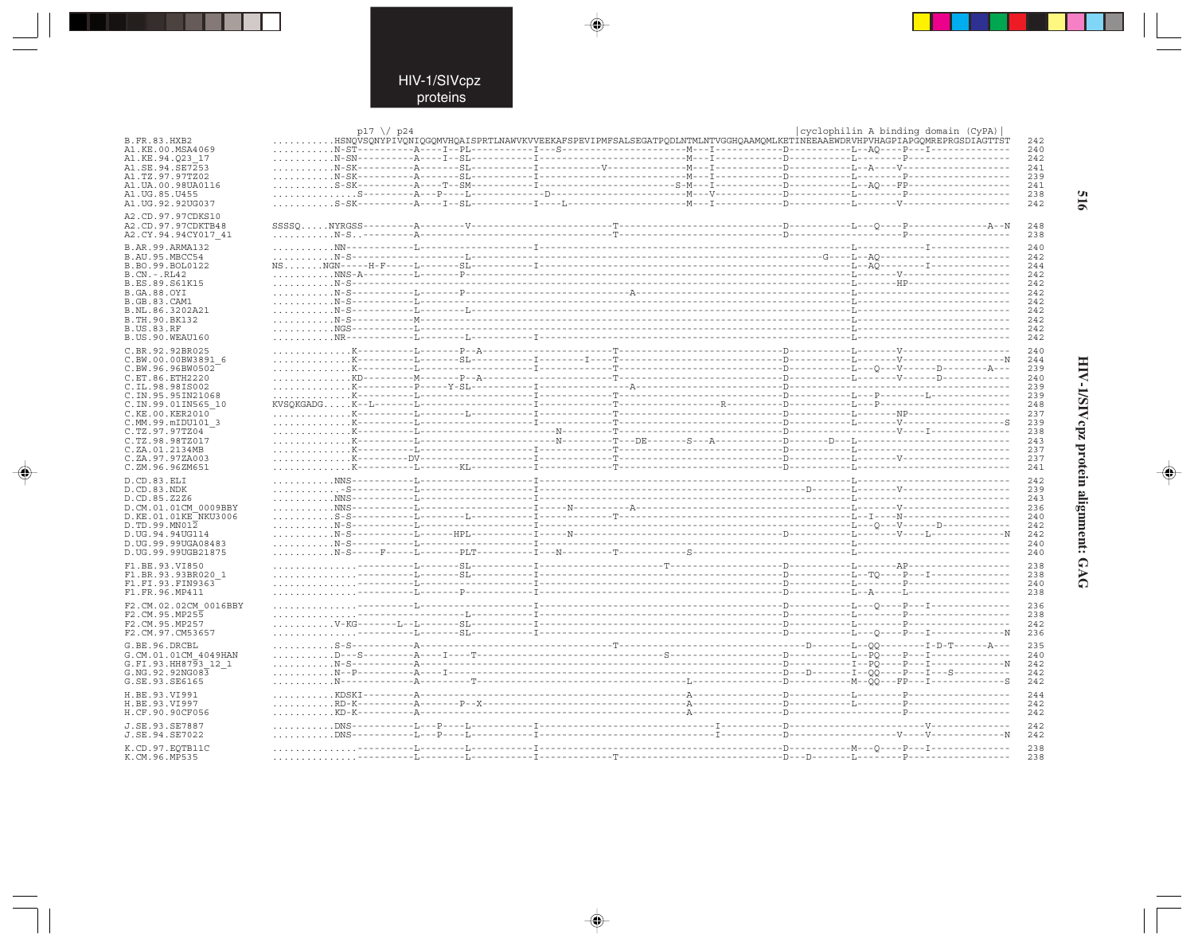```
                                p17 \/ p24                                                                                                    |cyclophilin A binding domain (CyPA)|
B.FR.83.HXB2            ..........HSNQVSQNYPIVQNIQGQMVHQAISPRTLNAWVKVVEEKAFSPEVIPMFSALSEGATPQDLNTMLNTVGGHQAAMQMLKETINEEAAEWDRVHPVHAGPIAPGQMREPRGSDIAGTTST  242
A1.KE.00.MSA4069        ..........N-ST---------A----I--PL-----------I---S----------------------M---I-------------D-----------L--AQ-----P---I---------------  240
A1.KE.94.Q23_17         ..........N-SN---------A----I--SL-----------I--------------------------M---I-------------D-----------L-------P--------------------  242
A1.SE.94.SE7253         ..........N-SK---------A-------SL-----------I-----------V--------------M---I-------------D-----------L--A----V--------------------  241
A1.TZ.97.97TZ02         ..........N-SK---------A-------SL-----------I--------------------------M---I-------------D-----------L-------P--------------------  239
A1.UA.00.98UA0116       ..........S-SK---------A----T--SM-----------I------------------------S-M---I-------------D-----------L--AQ---FP-------------------  241
A1.UG.85.U455           ..............S--------A---P----L-------------D------------------------M---V-------------D-----------L-------P--------------------  238
A1.UG.92.92UG037        ..........S-SK---------A----I--SL-----------I----L---------------------M---I-------------D-----------L-------V--------------------  242

A2.CD.97.97CDKS10
A2.CD.97.97CDKTB48      SSSSQ.....NYRGSS---------A--------V-------------------------T-----------------------------D-----------L---Q-----P---------------A--N  248
A2.CY.94.94CY017_41     ..........N-S..---------A-----------------------------------T-----------------------------D-------------------P--------------------  238

B.AR.99.ARMA132         ..........NN-----------L--------------------I--------------------------------------------------------L-------------I--------------  240
B.AU.95.MBCC54          ..........N-S-------------------L----------------------------------------------------------------G----L--AQ-------------------------  242
B.BO.99.BOL0122         NS.......NGN------H-F-----L-------SL--------I--------------------------------------------------------L--AQ---------I----------------  244
B.CN.-.RL42             ..........NNS-A--------L-------P---------------------------------------------------------------------L--------V---------------------  242
B.ES.89.S61K15          ..........N-S--------------------------------------------------------------------------------------L--------HP---------------------  242
B.GA.88.OYI             ..........N-S----------L-------P--------------------------A--------------------------------------------L-----------------------------  242
B.GB.83.CAM1            ..........N-S----------L----------------------------------------------------------------------------L------------------------------  242
B.NL.86.3202A21         ..........N-S----------L----------L------------------------------------------------------------------L------------------------------  242
B.TH.90.BK132           ..........N-S----------M----------------------------------------------------------------------------L------------------------------  242
B.US.83.RF              ..........NGS----------L----------------------------------------------------------------------------L------------------------------  242
B.US.90.WEAU160         ..........NR-----------L-------L------------I-------------------------------------------------------L------------------------------  242

C.BR.92.92BR025         ..............K----------L-------P--A----------------------T-----------------------------D-----------L--------V---------------------  240
C.BW.00.00BW3891_6      ..............K----------L-------SL-----------I--------I---T-----------------------------D-----------L--------V--------------------N  244
C.BW.96.96BW0502        ..............K----------L------------------I-------------T-----------------------------D-----------L---Q---V-------D---------A----  239
C.ET.86.ETH2220         ..............KD---------M-------P--A--------------------T-----------------------------D-----------L--------V-------D--------------  240
C.IL.98.98IS002         ..............K----------P-----Y-SL-----------I-----------A----------------------------D-----------L-------------------------------  239
C.IN.95.95IN21068       ..............K----------L------------------I-------------T-----------------------------D-----------L---P--------L------------------  239
C.IN.99.01IN565_10      KVSQKGADG.....K--L-------L------------------I-------------T------------------R----------D-----------L---P---------------------------  248
C.KE.00.KER2010         ..............K----------L-------L----------I-------------T-----------------------------D-----------L--------NP---------------------  237
C.MM.99.mIDU101_3       ..............K----------L------------------I-------------T-----------------------------D-----------L--------V--------------------S  239
C.TZ.97.97TZ04          ..............K----------L---------------------N-----------T-----------------------------D-------------------V---I-----------------  238
C.TZ.98.98TZ017         ..............K----------L---------------------N-----------T---DE-------S---A-------------D-------D---L------------------------------  243
C.ZA.01.2134MB          ..............K----------L------------------I-------------T-----------------------------D-----------L------------------------------  237
C.ZA.97.97ZA003         ..............K--------DV-------------------I-------------T-----------------------------D-----------L--------V---------------------  237
C.ZM.96.96ZM651         ..............K----------L-------KL---------I-------------T-----------------------------D-----------L------------------------------  241

D.CD.83.ELI             ..........NNS----------L--------------------I-------------------------------------------------------L------------------------------  242
D.CD.83.NDK             ..........-S-----------L--------------------I------------------------------------------------D-------L--------V---------------------  239
D.CD.85.Z2Z6            ..........NNS----------L--------------------I-------------------------------------------------------L------------------------------  243
D.CM.01.01CM_0009BBY    ..........NNS----------L--------------------I-----N----------A---------------------------------------L--------V---------------------  236
D.KE.01.01KE_NKU3006    ..........S-S----------L-------L------------I-------------T-----------------------------------------L--I----N---------------------  240
D.TD.99.MN012           ..........N-S----------L--------------------I-------------------------------------------------------L---Q---V-------D---------------  242
D.UG.94.94UG114         ..........N-S----------L-------HPL----------I-----N------------------------------------D-------------L--------V-------L--------------N  242
D.UG.99.99UGA08483      ..........N-S----------L--------------------I-------------------------------------------------------L------------------------------  240
D.UG.99.99UGB21875      ..........N-S-----F-----L-------PLT---------I---N---------T-----------S-------------------------------L------------------------------  240

F1.BE.93.VI850          ..............---------L-------SL-----------I-------------------T---------------------D-----------L--------AP---------------------  238
F1.BR.93.93BR020_1      ..............---------L-------SL-----------I-----------------------------------------D-----------L---TQ----V---I-----------------  238
F1.FI.93.FIN9363        ..............---------L--------------------I-----------------------------------------D-----------L--------P----------------------  240
F1.FR.96.MP411          ..............---------L-------P------------I-----------------------------------------D-----------L---A----L----------------------  238

F2.CM.02.02CM_0016BBY   ..............---------L--------------------I-----------------------------------------D-----------L---Q----P---I------------------  236
F2.CM.95.MP255          ..............------------------L-----------I-----------------------------------------D-----------L--------P----------------------  238
F2.CM.95.MP257          ..........V-KG---------L--L-------SL--------I-----------------------------------------D-----------L--------P----------------------  242
F2.CM.97.CM53657        ..............---------L-------SL-----------I-----------------------------------------D-----------L---Q----P---I-----------------N  236

G.BE.96.DRCBL           ..........S-S----------A--------------------------------T------------------------------D-------L---QQ---------I-D-T------A---  235
G.CM.01.01CM_4049HAN    ..........D---S--------A----I----T----------------------------S-----------------------D-----------L---PQ----P---I------------------  240
G.FI.93.HH8793_12_1     ..........N-S----------A--------------------------------------------------------------D-----------I---PQ----P---I-----------------N  242
G.NG.92.92NG083         ..........N--P---------A----I---------------------------------------------------------D-----D-----I---QQ----P---I---S--------------  242
G.SE.93.SE6165          ..........N------------A---------T-----------------------------------L----------------D-----------M---QQ---FP---I-----------------S  242

H.BE.93.VI991           ..........KDSKI--------A-----------------------------------------------A--------------D-----------L--------P----------------------  244
H.BE.93.VI997           ..........RD-K---------A-------P--X------------------------------------A--------------D-----------L--------P----------------------  242
H.CF.90.90CF056         ..........KD-K---------A-----------------------------------------------A--------------D-------------------P----------------------  242

J.SE.93.SE7887          ..........DNS----------L---P----L-----------I-------------------------------I---------D---------------------------V-------------  242
J.SE.94.SE7022          ..........DNS----------L---P----L-----------I-------------------------------I---------D-----------------------V-----V------------N  242

K.CD.97.EQTB11C         ..............---------L--------L-----------I-----------------------------------------D-----------M---Q----P---I------------------  238
K.CM.96.MP535           ..............---------L--------L-----------I-------------T---------------------------D---D-------L--------P----------------------  238
```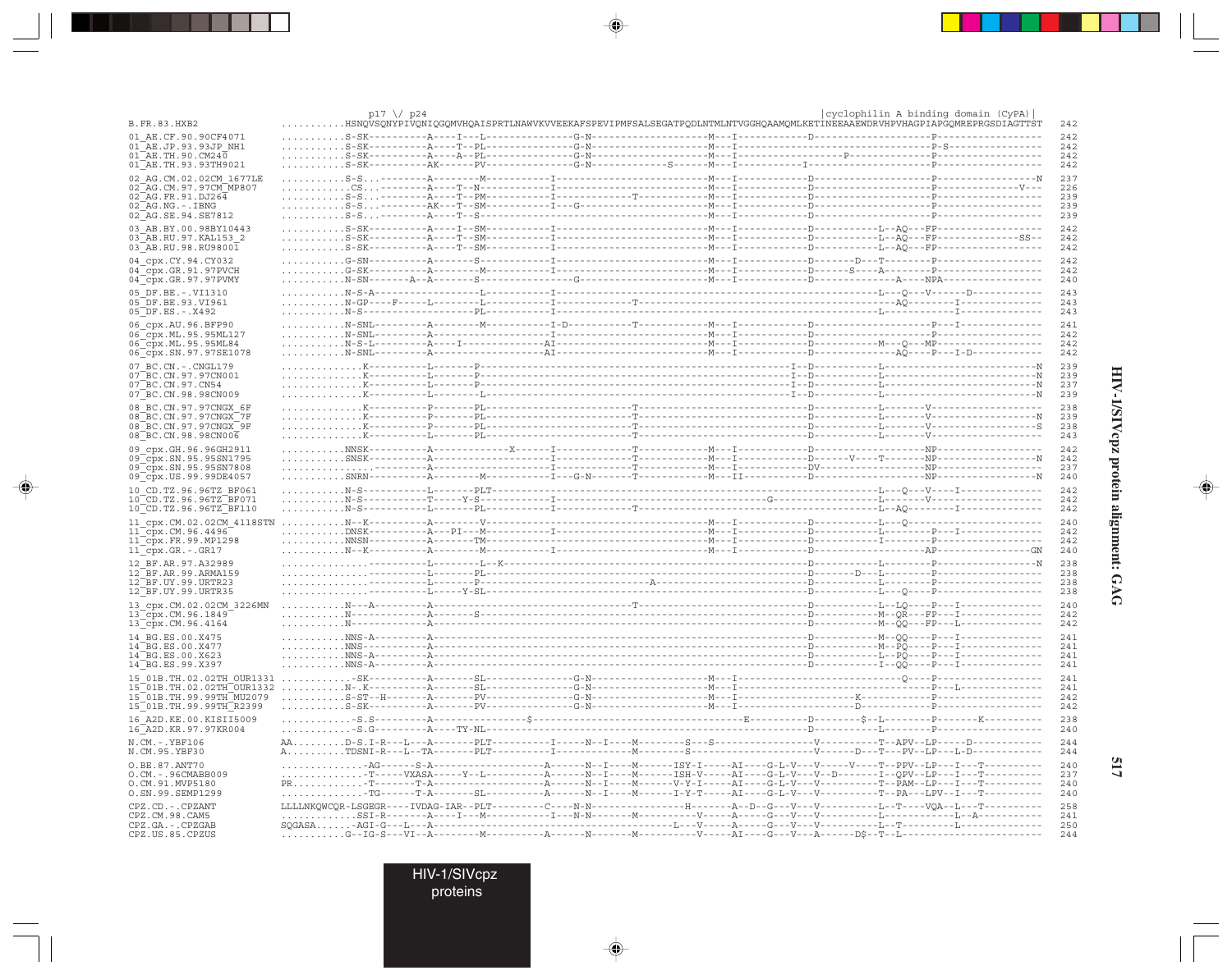```
                          p17 \/ p24                                                                                                      |cyclophilin A binding domain (CyPA)|
B.FR.83.HXB2              ..........HSNQVSQNYPIVQNIQGQMVHQAISPRTLNAWVKVVEEKAFSPEVIPMFSALSEGATPQDLNTMLNTVGGHQAAMQMLKETINEEAAEWDRVHPVHAGPIAPGQMREPRGSDIAGTTST  242

01_AE.CF.90.90CF4071      ..........S-SK---------A----I---L--------------G-N-------------------M---I-------------D-------------------P-----------------  242
01_AE.JP.93.93JP_NH1      ..........S-SK---------A----T--PL--------------G-N-------------------M---I-----------------------------------P-S---------------  242
01_AE.TH.90.CM240         ..........S-SK---------A----A--PL--------------G-N-------------------M---I--------------------P-------------P-----------------  242
01_AE.TH.93.93TH9021      ..........S-SK---------AK------PV--------------G-N---------S------M---I---------I-------------------------P-----------------  242

02_AG.CM.02.02CM_1677LE   ..........S-S..--------A---------M-----------I-------------------------M---I-------------D-------------------P----------------N  237
02_AG.CM.97.97CM_MP807    ..........CS..---------A----T--N-------------I-------------------------M---I-------------D-------------------P-------------V---  226
02_AG.FR.91.DJ264         ..........S-S..--------A----T--PM------------I-------------T-----------M---I-------------D-------------------P-----------------  239
02_AG.NG.-.IBNG           ..........S-S..--------AK---T--SM------------I---G---------------------M---I-------------D-------------------P-----------------  239
02_AG.SE.94.SE7812        ..........S-S..--------A----T--S-------------I-------------------------M---I-------------D-------------------P-----------------  239

03_AB.BY.00.98BY10443     ..........S-SK---------A----I--SM------------I-------------------------M---I-------------D-----------L--AQ---FP----------------  242
03_AB.RU.97.KAL153_2      ..........S-SK---------A----T--SM------------I-------------------------M---I-------------D-----------L--AQ---FP------------SS--  242
03_AB.RU.98.RU98001       ..........S-SK---------A----T--SM------------I-------------------------M---I-------------D-----------L--AQ---FP----------------  242

04_cpx.CY.94.CY032        ..........G-SN---------A--------S------------I-------------------------M---I-------------D-------D---T--------P-----------------  242
04_cpx.GR.91.97PVCH       ..........G-SK---------A---------M-----------I-------------------------M---I-------------D------S----A--------P-----------------  242
04_cpx.GR.97.97PVMY       ..........N-SN-------A--A-------S-----------------G--------------------M---I-------------D--------------------A---NPA-----------  240

05_DF.BE.-.VI1310         ..........N-S-A-----------------L------------I-----------------------------------------------------------L---Q---V------D--------  243
05_DF.BE.93.VI961         ..........N-GP----F-----L-------L------------I-------------T---------------------------------------------AQ----------I----------  243
05_DF.ES.-.X492           ..........N-S-------------------PL-----------I-----------------------------------------------------------L--------------I----------  243

06_cpx.AU.96.BFP90        ..........N-SNL--------A---------M-----------I-D-----------T-----------M---I-------------D-------------------P---I-------------  241
06_cpx.ML.95.95ML127      ..........N-SNL--------A---------------------I-------------------------M---I-------------D-------------------P-----------------  242
06_cpx.ML.95.95ML84       ..........N-S-L--------A----I----------------AI------------------------M---I-------------D-------------M---Q---MP----------------  242
06_cpx.SN.97.97SE1078     ..........N-SNL--------A---------------------AI------------------------M---I-------------D-------------AQ-----P---I-D-----------  242

07_BC.CN.-.CNGL179        .............K---------L--------P--------------------------------------------------I-D------------L-----------------------------N  239
07_BC.CN.97.97CN001       .............K---------L--------P--------------------------------------------------I-D------------L-----------------------------N  239
07_BC.CN.97.CN54          .............K---------L--------P--------------------------------------------------I-D------------L-----------------------------N  237
07_BC.CN.98.98CN009       .............K---------L--------L--------------------------------------------------I-D------------L-----------------------------N  239

08_BC.CN.97.97CNGX_6F     .............K---------P--------PL-------------------T---------------------------------D------------L-------V---------------------  238
08_BC.CN.97.97CNGX_7F     .............K---------P--------PL-------------------T---------------------------------D------------L-------V--------------------N  239
08_BC.CN.97.97CNGX_9F     .............K---------P--------PL-------------------T---------------------------------D------------L-------V--------------------S  238
08_BC.CN.98.98CN006       .............K---------L--------PL-------------------T---------------------------------D------------L-------V---------------------  243

09_cpx.GH.96.96GH2911     ..........NNSK---------A-------------X------I-----------T-----------M---I-------------D-------------------NP------------------  242
09_cpx.SN.95.95SN1795     ..........SNSK---------A--------------------I-----------T-----------M---I-------------D-------V----T-------NP-----------------N  242
09_cpx.SN.95.95SN7808     ..........-------------A--------------------I-----------T-----------M---I-------------DV------------------NP------------------  237
09_cpx.US.99.99DE4057     ..........SNRN---------A---------M----------I---G-N-------T-----------M---II------------D-------------------NP-----------------N  240

10_CD.TZ.96.96TZ_BF061    ..........N-S----------L--------PLT--------------------------------------------------------L---Q---V----I--------------  242
10_CD.TZ.96.96TZ_BF071    ..........N-S----------T------Y-S-----------I--------------------------G-----------------L-------V--------------------  242
10_CD.TZ.96.96TZ_BF110    ..........N-S----------L--------PL----------I-----------T-------------------------------L--AQ-----------I--------------  242

11_cpx.CM.02.02CM_4118STN ..........N--K---------A--------V-----------------------------------M---I-------------D------------L---Q-----------------------  240
11_cpx.CM.96.4496         ..........DNSK---------A---PI---M-----------I-------------------------M---I-------------D------------L-----------P---I------------  242
11_cpx.FR.99.MP1298       ..........NNSN---------A--------TM----------------------------------M---I-------------D------------I-----------P----------------  242
11_cpx.GR.-.GR17          ..........N--K---------A---------M-----------I-------------------------M---I-------------D--------------------AP----------------GN  240

12_BF.AR.97.A32989        ...............---------L---------L--K--------------------------------------------------D------------L-----------P----------------N  238
12_BF.AR.99.ARMA159       ...............---------L--------PL-----------------------------------------------------D------D-----L-----------P-----------------  238
12_BF.UY.99.URTR23        ...............---------L--------P--------------------------A-----------------------------D------------L-----------P-----------------  238
12_BF.UY.99.URTR35        ...............---------L------Y-SL----------------------------------------------------D------------L---Q-------P-----------------  238

13_cpx.CM.02.02CM_3226MN  ..........N---A--------A--------------------------T-----------------------------------D------------L--LQ----P---I------------  240
13_cpx.CM.96.1849         ..........N------------A--------S----------------------------------------------------D------------M--QR---FP---I------------  242
13_cpx.CM.96.4164         ..........N------------A---------------------------------------------------------------D------------M--QQ---FP---L------------  242

14_BG.ES.00.X475          ..........NNS-A--------A---------------------------------------------------------------D------------M--QQ----P---I------------  241
14_BG.ES.00.X477          ..........NNS----------A---------------------------------------------------------------D------------M--PQ----P---I------------  241
14_BG.ES.00.X623          ..........NNS-A--------A---------------------------------------------------------------D------------L--PQ----P---I------------  241
14_BG.ES.99.X397          ..........NNS-A--------A---------------------------------------------------------------D------------I--QQ----P---I------------  241

15_01B.TH.02.02TH_OUR1331 ..........-SK----------A--------SL---------------G-N----------------M---I---------------------------------Q----P--------------  241
15_01B.TH.02.02TH_OUR1332 ..........N--K---------A--------SL---------------G-N----------------M---I--------------------------------------P----L--------  241
15_01B.TH.99.99TH_MU2079  ..........S-ST--H------A--------PV---------------G-N----------------M---I-----------------------K------------P-----------------  242
15_01B.TH.99.99TH_R2399   ..........S-SK---------A--------PV---------------G-N----------------M---I-------------D-----------------------P-----------------  242

16_A2D.KE.00.KISII5009    ...........-S.S--------A-----------------$---------------------------------E----------D--------$--L---------P--------K----------  238
16_A2D.KR.97.97KR004      ...........-S.G--------A----TY-NL-----------------------------------------------------D------------L-----------P-----------------  240

N.CM.-.YBF106             AA.........D-S.I-R---L---A-------PLT-----------I------N--I----M---------S---S-----------------V-----------T--APV--LP-----D-----------  244
N.CM.95.YBF30             A..........TDSNI-R---L--TA-------PLT-----------I---------------M----------S----------------------V------D---T---PV--LP---L-D-----------  244

O.BE.87.ANT70             ..............-AG------S-A--------------------A------N--I----M------ISY-I------AI-----G-L-V---V------V----T--PPV--LP---I----T----------  240
O.CM.-.96CMABB009         ..............-T-----VXASA------Y--L-----------A------N--I----M------ISH-V------AI-----G-L-V---V--D-------I--QPV--LP---I----T----------  237
O.CM.91.MVP5180           PR............-T-------T-A--------------------A------N--I----M------V-Y-I------AI-----G-L-V---V-----------T--PAM--LP---I----T----------  240
O.SN.99.SEMP1299          ..............-TG------T-A--------SL----------A------N--I----M------I-Y-T------AI-----G-L-V---V-----------T--PA---LPV--I----T----------  240

CPZ.CD.-.CPZANT           LLLLNKQWCQR-LSGEGR----IVDAG-IAR--PLT---------C----N-N-----------------H-------A--D--G---V---V-----------L--T----VQA--L---T-----------  258
CPZ.CM.98.CAM5            ...........SSI-R-------A----I---M-----------I----N-N----------M---------V------A-----G---V---V-----------L---------------L--A---------  241
CPZ.GA.-.CPZGAB           SQGASA......-AGI-G----L---A-------------------------------------L----V-----A-----G---V---V-----------L--T-----------L-----------------  250
CPZ.US.85.CPZUS           ..........G--IG-S---VI--A---------M-----------A------N-------M----------V------AI-----G---V---A------D$--T--L-----------------------  244
```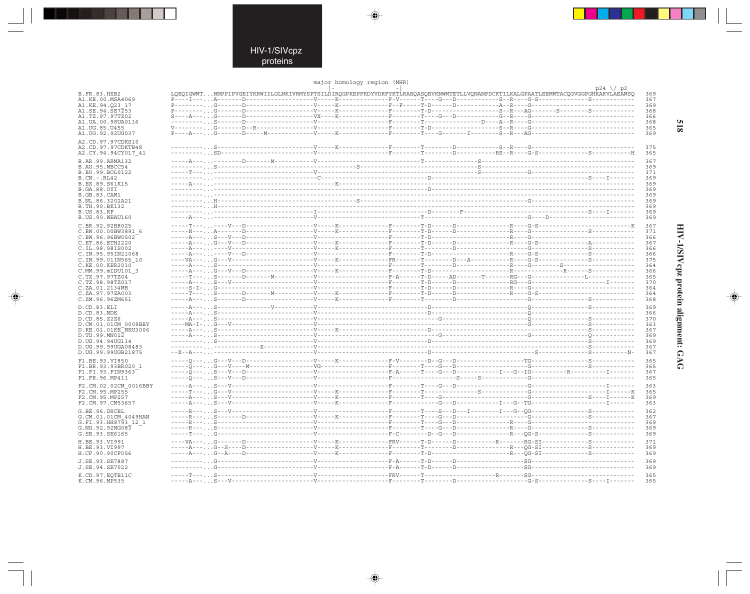HIV-1/SIVcpz proteins

```
                                                  major homology region (MHR)
                                                  |-                    -|                                                      p24 \/ p2
B.FR.83.HXB2             LQEQIGWMT...NNPPIPVGEIYKRWIILGLNKIVRMYSPTSILDIRQGPKEPFRDYVDRFYKTLRAEQASQEVKNWMTETLLVQNANPDCKTILKALGPAATLEEMMTACQGVGGPGHKARVLAEAMSQ  369
A1.KE.00.MSA4069         P----I---...A-------D------------------V-----K-------------F-V-----T----G---D-----------S--R----G-S-----------------S-----------  367
A1.KE.94.Q23_17          P---------...G-------D------------------V-----K-------------F--F-----T-D------D-----------A--R----G------------------------------  369
A1.SE.94.SE7253          P---------...G-------D------------------V-----K-------------F--------T-D-----------------S--R---AG-------S--------S--------------  368
A1.TZ.97.97TZ02          S----A----...G-------D------------------VX----K-------------F--------T----G---D-----------G--R----G------------------------------  366
A1.UA.00.98UA0116        ----------...S-------D------------------V-------------------F--------T---------------D----A--R----G------------------------------  368
A1.UG.85.U455            V---------...G-------D--R---------------V-------------------F--------T-D-----------------S--R----G------------------------------  365
A1.UG.92.92UG037         P----A----...G-------D-----M------------V-----K-------------F--------T----G--------I---------S--R---AG-----------------------------  369

A2.CD.97.97CDKS10        ----------...S--------------------------V-----K-------------F--------T--------D-----------S--R----G------------------------------  375
A2.CY.94.94CY017_41      ----------...SD-------------------------V-------------------F--------T--------D-----------RS--R----G-S-----------------S----------H  365

B.AR.99.ARMA132          -----A----...--------D-------M----------V--------------------------T--------------------S---------------------------------------  367
B.AU.95.MBCC54           ----------...S--------------------------------------S---------------------------------S---------------------------------------  369
B.BO.99.BOL0122          -----T----...---------------------------V--------------------------------------------S------------G-----------------------------  371
B.CN.-.RL42              ----------...---------------------------C--------------------------D---------------------------------------------------S----I-------  369
B.ES.89.S61K15           -----A----...---------------------------------K----------------------------------------------------------------------------------  369
B.GA.88.OYI              ----------...--------------------------------------------------D--------------------------------------------------------------  369
B.GB.83.CAM1             ----------...---------------------------------------------------------------------------------------------------------------------  369
B.NL.86.3202A21          ----------...H--------------------------------------S---------------------------------------------G-----------------------------  369
B.TH.90.BK132            ----------...H-------------------------------------------------------------------------------------------------------------------  369
B.US.83.RF               ----------...---------------------------I--------------------------D--------F------------------------------------------S----I-------  369
B.US.90.WEAU160          -----A----...---------------------------V--------------------------T------------------------------------G----D--------------------  369

C.BR.92.92BR025          -----T----...----V---D------------------V-----K-------------F--------T-D------D---------------R----G-S-----------------------------K  367
C.BW.00.00BW3891_6       -----N----...A-------D------------------V-----K-------------F--------T-D------D---------------R----G-------------------S-----------  371
C.BW.96.96BW0502         -----A----...S---V---D------------------V-------------------F--------T-D-----------------R----G---------------------------------  366
C.ET.86.ETH2220          -----A----...G---V---D------------------V-----K-------------F--------T-D------D---------------R----G-S-----------------A-----------  367
C.IL.98.98IS002          -----A----...----V----------------------V-----K-------------F--------T--------D--------------------G------------------S-----------  366
C.IN.95.95IN21068        -----A----...----V---D------------------V-------------------F--------T-D--------------------R----G-S-----------------S-----------  366
C.IN.99.01IN565_10       ----VA----...G---V----------------------V-----K-------------FR-------T--------D---A-----------R----G-S-----------------S-----------  375
C.KE.00.KER2010          -----A----...S--------------------------V-------------------F--------T--------D---------------R----G----------S-------------------  364
C.MM.99.mIDU101_3        -----A----...G---V---D------------------V-----K-------------F--------T-D--------------------R-----------------R------S-----------  366
C.TZ.97.97TZ04           -----T----...S-------D-------M----------V-------------------F-A------T-D------AD-------T--------RG---G------------------L----------  365
C.TZ.98.98TZ017          -----A----...S---V----------------------V-------------------F--------T-D------D---------------RG---G-------------------------I-------  370
C.ZA.01.2134MB           -----S-I--...G--------------------------V-------------------F--------T-D------D---------------R----G------------------------------  364
C.ZA.97.97ZA003          -----T----...S-------D-------M----------V-----K-------------F--------T-D------D---------------R----G-S-----------------------------  364
C.ZM.96.96ZM651          -----A----...S-------D------------------V-----K-------------F--------T--------D--------------------G------------------S-----------  368

D.CD.83.ELI              -----A----...S---------------V----------V--------------------------D--------------------------------Q------------------S-----------  369
D.CD.83.NDK              -----A----...S--------------------------V--------------------------D--------------------------------Q------------------------------  366
D.CD.85.Z2Z6             -----A----...S--------------------------V------------------------------G----------------------------Q------------------S-----------  370
D.CM.01.01CM_0009BBY     ----MA-I--...G---V----------------------V-----------------------------------------------------------G------------------S-----------  363
D.KE.01.01KE_NKU3006     -----A----...S--------------------------V-----K--------------------D------------------------------------------------------S-----------  367
D.TD.99.MN012            -----A----...S--------------------------V------------------------------G----------------------------G------------------Q-----------  369
D.UG.94.94UG114          ----------...S--------------------------V--------------------------D---------------------------------------------------S-----------  369
D.UG.99.99UGA08483       ----------...------------X--------------V-------------------------------------------------------------------------------S-----------  367
D.UG.99.99UGB21875       --X--A----...---------------------------V--------------------------D-----------------------------------S----------------S----------N-  367

F1.BE.93.VI850           -----Q----...G---V---D------------------V-----K-------------F-V------D--G---D--------------------TG-------------------S-----------  365
F1.BR.93.93BR020_1       -----Q----...G---V----M-----------------VG------------------F--------T----G---D-----------------------G-------------------S-----------  365
F1.FI.93.FIN9363         -----Q----...S---V---D------------------V-------------------F-A------T----G---D------------I---G--IG----------R------------I-------  367
F1.FR.96.MP411           -----Q----...S---V---D------------------V-------------------F--------------------S-----S-------------G------------------------------  365

F2.CM.02.02CM_0016BBY    -----A----...S---V----------------------V-------------------F--------T----G---D--------------------G----------------------------I-------  363
F2.CM.95.MP255           -----T----...G---V----------------------V-----K-------------F--------T------------------S----------------G----------------------------I------K  365
F2.CM.95.MP257           -----A----...S---V----------------------V-----K-------------F--------T----G----------------------------G-----------------------S----I------K  369
F2.CM.97.CM53657         -----A----...S---V----------------------V-----K-------------F-------------G---D------------I---G--TG-----------------------------I-------  363

G.BE.96.DRCBL            -----R----...S---V----------------------V-------------------F--------T----S---D---I---------I---G--QG-------------------S-----------  362
G.CM.01.01CM_4049HAN     -----R----...S-------D------------------V-----K-------------F--------T----G---D--------------------G-------------------S-----------  367
G.FI.93.HH8793_12_1      -----R----...S--------------------------V-------------------F--------T----G---D---------------R----G------------------------------  369
G.NG.92.92NG083          -----R----...S--------------------------V-------------------F--------T----G---D---------------R----G-------------------S-----------  369
G.SE.93.SE6165           -----T----...G--------------------------V-------------------F-C--------D--G---D---------------R---QG-S-----------------S-----------  369

H.BE.93.VI991            ----VA----...G-------D------------------V-----K-------------FRV------T-D------D-----------R--------RG-SI-----------------S-----------  371
H.BE.93.VI997            -----A----...G---S---D------------------V-----K-------------F--------T--------D---------------R---QG-SI-----------------S-----------  369
H.CF.90.90CF056          -----A----...G---A---D------------------V-----K-------------F--------T-D--------------------R---QG-SI-----------------S-----------  369

J.SE.93.SE7887           ----------...G--------------------------V-------------------F-A------T-D------D--------------------SG------------------------------  369
J.SE.94.SE7022           ----------...G--------------------------V-------------------F-A------T-D------D--------------------SG------------------------------  369

K.CD.97.EQTB11C          -----T----...S--------------------------V-------------------FRV------T-----------------------R--------SG------------------------------  365
K.CM.96.MP535            -----A----...S---V----------------------V-------------------F--------T--------D--------------------G-S-------------------S----I-------  365
```

HIV-1/SIVcpz protein alignment: GAG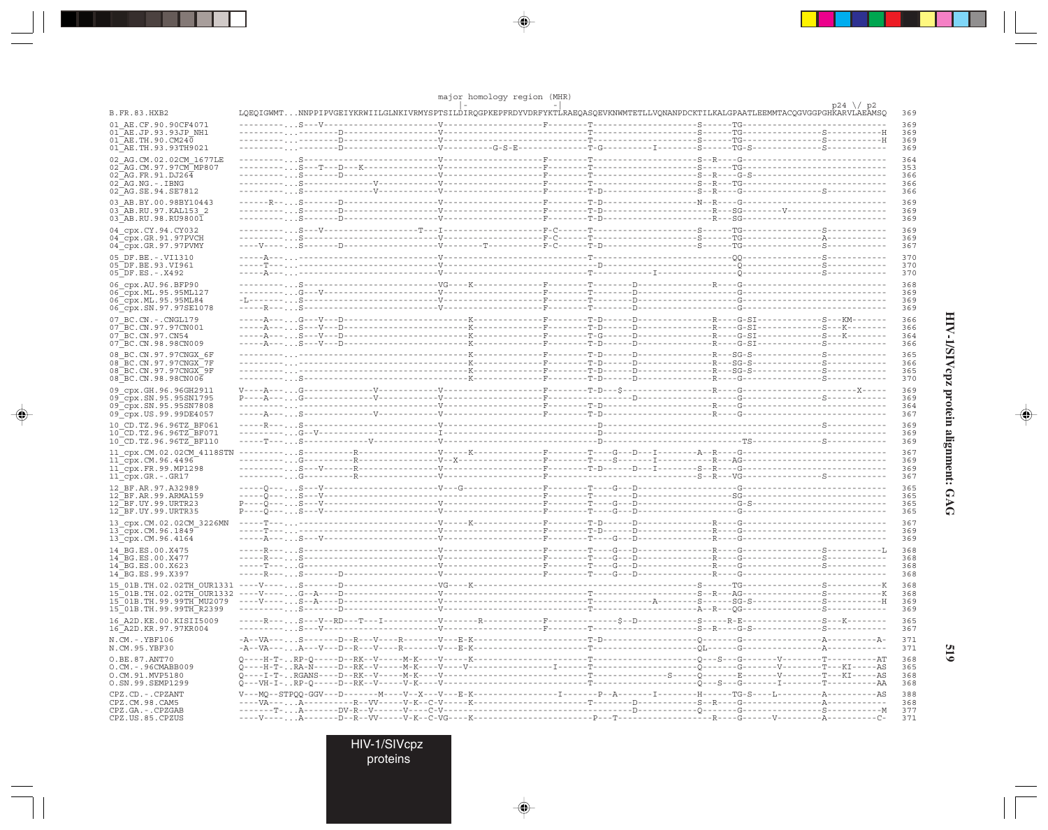```
                                        major homology region (MHR)
                                                  |-              -|                                                    p24 \/ p2
B.FR.83.HXB2                LQEQIGWMT...NNPPIPVGEIYKRWIILGLNKIVRMYSPTSILDIRQGPKEPFRDYVDRFYKTLRAEQASQEVKNWMTETLLVQNANPDCKTILKALGPAATLEEMMTACQGVGGPGHKARVLAEAMSQ  369
01_AE.CF.90.90CF4071        ----------...S---V-----------------------V--------------------F--------T----------------------S------TG---------------------------   369
01_AE.JP.93.93JP_NH1        ----------...--------D-------------------V-----------------------------T----------------------S------TG-----------------S----------H  369
01_AE.TH.90.CM240           ----------...--------D-------------------V-----------------------------T----------------------S------TG-----------------S----------H  369
01_AE.TH.93.93TH9021        ----------...--------D-------------------V----------G-S-E--------------T-G----------I---------S------TG-S---------------S-----------  369
02_AG.CM.02.02CM_1677LE     ----------...S---------------------------V--------------------F--------T----------------------S--R---G----------------------------   364
02_AG.CM.97.97CM_MP807      ----------...S---T---D---K---------------V--------------------F--------T----------------------S------TG---------------------------   353
02_AG.FR.91.DJ264           ----------...S-------D-------------------V--------------------F--------T----------------------S--R---G-S--------------------------   366
02_AG.NG.-.IBNG             ----------...S----------------V----------V--------------------F--------T----------------------S--R---TG---------------------------   366
02_AG.SE.94.SE7812          ----------...S----------------V----------V--------------------F--------T-D--------------------S--R---G-----------------S-----------   366
03_AB.BY.00.98BY10443       ------R---...S-------D-------------------V--------------------F--------T-D--------------------N--R---G----------------------------   369
03_AB.RU.97.KAL153_2        ----------...S-------D-------------------V--------------------F--------T-D-----------------------R---SG--------V-------------------   369
03_AB.RU.98.RU98001         ----------...S-------D-------------------V--------------------F--------T-D-----------------------R---SG---------------------------   369
04_cpx.CY.94.CY032          ----------...S---V---------------------T---I--------------------F-C------T----------------------S------TG-----------------S-----------  369
04_cpx.GR.91.97PVCH         ----------...S---------------------------V--------------------F-C------T----------------------S------TG-----------------A-----------  369
04_cpx.GR.97.97PVMY         ----V-----...S-------D-------------------V---------T-----------F-C------T-D--------------------S------TG-----------------S-----------  367
05_DF.BE.-.VI1310           -----A----...----------------------------V-----------------------------T-----------------------------QQ----------------S-----------   370
05_DF.BE.93.VI961           -----T----...----------------------------V-------------------------------D---------------------------Q-----------------S-----------   370
05_DF.ES.-.X492             -----A----...----------------------------V-----------------------------T-----------I-------------------Q-----------------S-----------   370
06_cpx.AU.96.BFP90          ----------...S---------------------------VG----K--------------F--------T--------D-------------R---G----------------------------   368
06_cpx.ML.95.95ML127        ----------...G---V-----------------------V--------------------F--------T--------D------------------G----------------------------   369
06_cpx.ML.95.95ML84         -L--------...S---------------------------V--------------------F--------T--------D------------------G----------------------------   369
06_cpx.SN.97.97SE1078       ------R---...S---------------------------V--------------------F--------T--------D------------------G----------------------------   369
07_BC.CN.-.CNGL179          -----A----...G---V---D-----------------------K----------------F--------T-D------D--------------R---G-SI------------S---KM-------   366
07_BC.CN.97.97CN001         -----A----...S---V---D-----------------------K----------------F--------T-D------D--------------R---G-SI------------S---K--------   366
07_BC.CN.97.CN54            -----A----...S---V---D-----------------------K----------------F--------T-G------D--------------R---G-SI------------S---K--------   364
07_BC.CN.98.98CN009         -----A----...S---V---D-----------------------K----------------F--------T-D------D--------------R---G-SI------------S------------   366
08_BC.CN.97.97CNGX_6F       ----------...--------------------------------K----------------F--------T-D------D--------------R---SG-S------------S------------   365
08_BC.CN.97.97CNGX_7F       ----------...--------------------------------K----------------F--------T-D------D--------------R---SG-S------------S------------   366
08_BC.CN.97.97CNGX_9F       ----------...--------------------------------K----------------F--------T-D------D--------------R---SG-S------------S------------   365
08_BC.CN.98.98CN006         ----------...S-------------------------------K----------------F--------T-D------D--------------R---G---------------S------------   370
09_cpx.GH.96.96GH2911       V----A----...G----------------V----------V--------------------F--------T-D---$---------------R---G------------------------X-----   369
09_cpx.SN.95.95SN1795       P----A----...G----------------V----------V--------------------F------------------D-------------------G-----------------S-----------   369
09_cpx.SN.95.95SN7808       ----------...----------------------------V--------------------F--------T-D--------------------R---G----------------------------   364
09_cpx.US.99.99DE4057       -----A----...S----------------V----------V--------------------F--------T-D--------------------R---G----------------------------   367
10_CD.TZ.96.96TZ_BF061      -----R----...S---------------------------V-------------------------------D--------------------------------------------S-----------   369
10_CD.TZ.96.96TZ_BF071      ----------...G---V-----------------------I-------------------------------D---------------------------------------------------------   369
10_CD.TZ.96.96TZ_BF110      -----T----...S-------------V-------------V-------------------------------D-----------------------------TS--------------S-----------   369
11_cpx.CM.02.02CM_4118STN   ----------...S----------R----------------V-----K--------------F--------T---G---D---I---------A--R---G----------------------------   367
11_cpx.CM.96.4496           ----------...G----------R----------------V--X-----------------F--------T---S------I--------------R---AG---------------------------   369
11_cpx.FR.99.MP1298         ----------...S---V------R----------------V--------------------F--------T-D------D---I----------S--R---G----------------------------   369
11_cpx.GR.-.GR17            ----------...G----------R----------------V--------------------F-----------------------------------S--R---VG-----------------S-----------   367
12_BF.AR.97.A32989          -----Q----...S---V-----------------------V---G----------------F--------T---G---D----------------------G----------------------------   365
12_BF.AR.99.ARMA159         -----Q----...S---V-----------------------V--------------------F--------T--------D------------------SG---------------------------   365
12_BF.UY.99.URTR23          P----Q----...S---V-----------------------V--------------------F--------T---G---D-----------------------G-S--------------------------   365
12_BF.UY.99.URTR35          P----Q----...S---V-----------------------V--------------------F--------T---G---D-----------------------G----------------------------   365
13_cpx.CM.02.02CM_3226MN    -----T----...----------------------------V-----K--------------F--------T-D------D--------------R---G----------------------------   367
13_cpx.CM.96.1849           -----T----...----------------------------V--------------------F--------T-D------D--------------R---G----------------------------   369
13_cpx.CM.96.4164           -----A----...S---V-----------------------V--------------------F--------T---G---D---------------R---G----------------------------   369
14_BG.ES.00.X475            -----R----...S---------------------------V--------------------F--------T---G---D---------------R---G-----------------S----------L  368
14_BG.ES.00.X477            -----R----...S---------------------------V--------------------F--------T---G---D---------------R---G-----------------S-----------   368
14_BG.ES.00.X623            -----T----...G---------------------------V--------------------F--------T---G---D---------------R---G-----------------S-----------   368
14_BG.ES.99.X397            -----R----...S-------D-------------------V--------------------F--------T---G---D---------------R---G----------------------------   368
15_01B.TH.02.02TH_OUR1331   ----V-----...S-------D-------------------VG----K-----------------------T----------------------S------TG-----------------S----------K  368
15_01B.TH.02.02TH_OUR1332   ----V-----...G---A---D-------------------V-----------------------------T----------------------S--R---AG-----------------S----------K  368
15_01B.TH.99.99TH_MU2079    ----V-----...S---A---D-------------------V-----------------------------T-------------A--------S------SG-S---------------S----------H  369
15_01B.TH.99.99TH_R2399     ----------...S-------D-------------------V-----------------------------T----------------------A--R---QG-----------------S-----------   369
16_A2D.KE.00.KISII5009      -----R----...S---V--RD---T---I-----------V--------R-----------F-----------$--D----------------S-----R-E----------------S---K--------   365
16_A2D.KR.97.97KR004        ----------...S---V-----------------------V--------------------F--------T----------------------S--R---G-S----------------S-----------   367
N.CM.-.YBF106               -A--VA----...S-------D--R---V----R-------V---E-K-----------------------T-D--------------------Q-------G-----------------A----------A-  371
N.CM.95.YBF30               -A--VA----...A---V---D--R---V----R-------V---E-K-----------------------T----------------------QL------G-----------------A-----------   371
O.BE.87.ANT70               Q----H-T-...RP-Q-----D--RK--V-----M-K----V-----K-----------------------T----------------------Q---S---G-------V----------T----------AT  368
O.CM.-.96CMABB009           Q----H-T-..RA-N------D--RK--V-----M-K----V----V----------------I-------T----------------------Q-------G-------V----------T---KI-----AS  365
O.CM.91.MVP5180             Q----I-T-..RGANS-----D--RK--V-----M-K----V-----------------------------T-------------------S-----Q-------E-------V----------T---KI-----AS  368
O.SN.99.SEMP1299            Q---VH-I-..RP-Q------D--RK--V-----V-K----V-----------------------------T----------------------Q---S---G-------I----------T----------AA  368
CPZ.CD.-.CPZANT             V---MQ--STPQQ-GGV---D--------M----V--X---V---E-K---------------I-------P--A-------I---------H------TG-S----L----------A----------AS  388
CPZ.CM.98.CAM5              ----VA----...A----------R--VV-----V-K--C-V-----K-----------------------T--------D-------------S--R---G-----------------A-----------   368
CPZ.GA.-.CPZGAB             -------T--...A-------DV-R--V------V----C-V-------------------------------------D-------------Q-------G-----------------S----------M  377
CPZ.US.85.CPZUS             ----V-----...A-------D--R--VV-----V-K--C-VG----K-------------------------P---T------------------R----G-------V----------A----------C-  371
```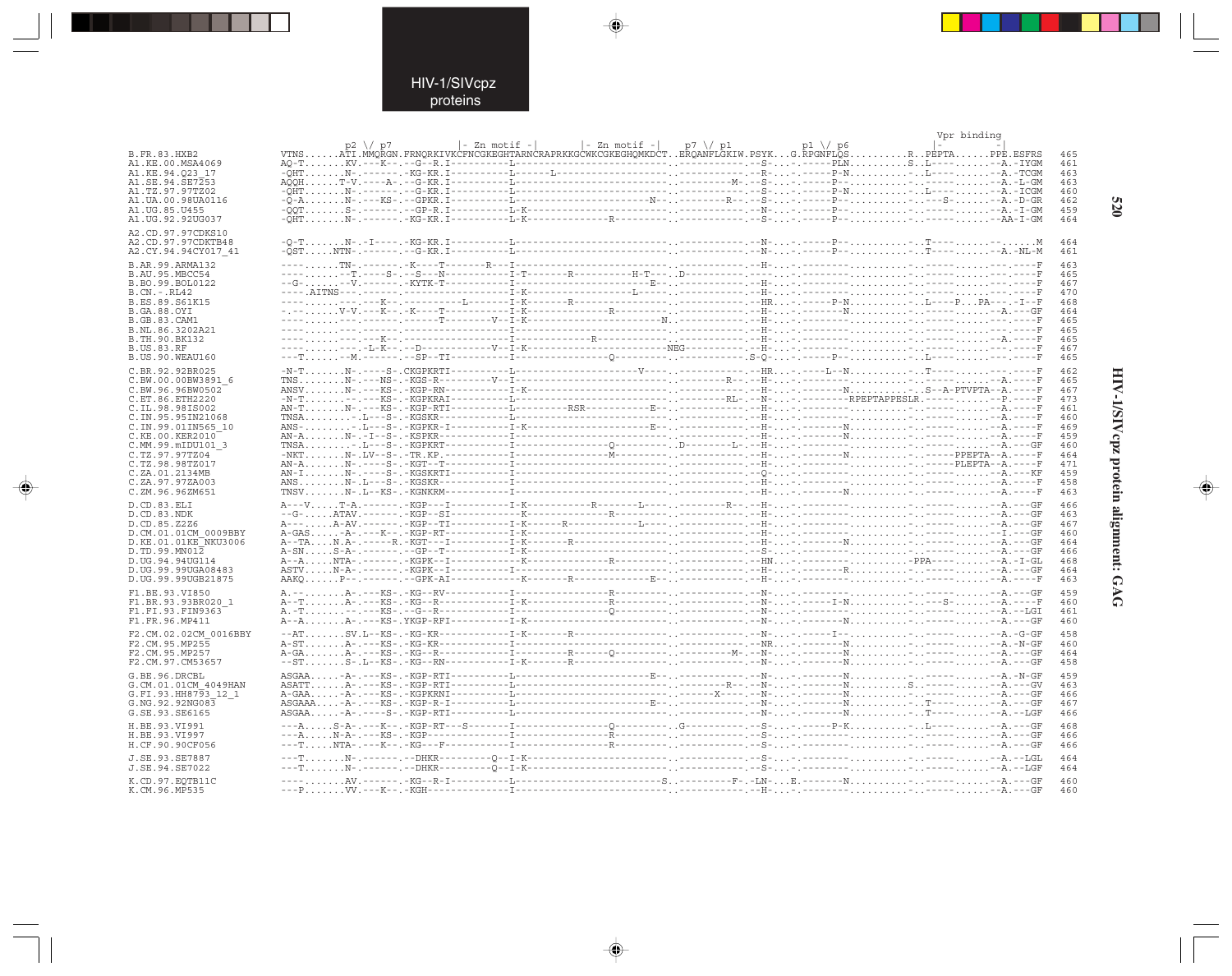HIV-1/SIVcpz proteins

```
                                                                                                                    Vpr binding
                      p2 \/ p7           |- Zn motif -|        |- Zn motif -|    p7 \/ p1          p1 \/ p6          |-          -|
B.FR.83.HXB2          VTNS......ATI.MMQRGN.FRNQRKIVKCFNCGKEGHTARNCRAPRKKGCWKCGKEGHQMKDCT..ERQANFLGKIW.PSYK...G.RPGNFLQS..........R..PEPTA......PPE.ESFRS   465
A1.KE.00.MSA4069      AQ-T......KV.---K--.--G--R.I----------L---------------------------.------------.--S-...-.-----PLN.........S..L----.......-A.-IYGM   461
A1.KE.94.Q23_17       -QHT.......N-.------.-KG-KR.I----------L------L---------------------.------------.--R-...-.-----P-N.........-..L----.......-A.-TCGM   463
A1.SE.94.SE7253       AQQH......T-V.-----A-.--G-KR.I----------L-------------------------M-.--S-...-.-----P--..........-..--------.......-A.-L-GM   463
A1.TZ.97.97TZ02       -QHT.......N-.------.--G-KR.I----------L---------------------------.------------.--S-...-.-----P-N.........-..L----.......-A.-ICGM   460
A1.UA.00.98UA0116     -Q-A.......N-.---KS-.--GPKR.I----------L--------------------N--.---------R--.--S-...-.-----P--..........-..---S-.......-A.-D-GR   462
A1.UG.85.U455         -QQT.......S-.------.--GP-R.I----------L-K-------------------------.------------.--N-...-.-----P--..........-..--------.......-A.-I-GM   459
A1.UG.92.92UG037      -QHT.......N-.------.-KG-KR.I----------L-K---------R---------------.------------.--S-...-.-----P--..........-..--------.......-AA-I-GM   464

A2.CD.97.97CDKS10
A2.CD.97.97CDKTB48    -Q-T.......N-.-I----.-KG-KR.I----------L---------------------------.------------.--N-...-.-----P--..........-..T----.......-......M   464
A2.CY.94.94CY017_41   -QST......NTN-.------.--G-KR.I----------L---------------------------.------------.--N-...-.-----P--..........-..T----.......-A.-NL-M   461

B.AR.99.ARMA132       ----......TN-.------.-K---T-------R---I----------------------------.------------.--H-...-.--------..........-..--------.......-.----F   463
B.AU.95.MBCC54        ----......--T.----S-.--S---N----------I-T-------R---------H-T---.D-----------.---...-.--------..........-..--------.......-.----F   465
B.BO.99.BOL0122       --G-.......--V.------.-KYTK-T----------I-------------------E-------.------------.--H-...-.--------..........-..--------.......-.----F   467
B.CN.-.RL42           ----.AITNS---.------.-------------------I-K-------------L----------.------------.--H-...-.--------..........-..--------.......-.----F   470
B.ES.89.S61K15        ----......---K--.---------L-------I-K-------R-------------------.------------.--HR...-.-----P-N.........-..L----P...PA---.-I--F   468
B.GA.88.OYI           -.--......V-V.---K--.-K---T----------I-K------------R--------------.------------.--H-...-.-------N..........-..--------.......-A.---GF   464
B.GB.83.CAM1          ----......---.------.-------T--------V--I-K----------------------N.------------.--H-...-.--------..........-..--------.......-.----F   465
B.NL.86.3202A21       ----......---.------.-------------------I--------------------------.------------.--H-...-.--------..........-..--------.......-.----F   465
B.TH.90.BK132         ----......---.---K--.-------------------I----------R---------------.------------.--H-...-.--------..........-..--------.......-A.----F   465
B.US.83.RF            ----......---.-L-K--.--D-----------V--I-K----------------------NEG-----------.--H-...-.--------..........-..--------.......-.----F   467
B.US.90.WEAU160       ---T......--M.------.--SP--TI----------I--------------Q------------.------------.S-Q-...-.-----P--..........-..L----.......-.----F   465

C.BR.92.92BR025       -N-T.......N-.----S-.CKGPKRTI----------L-----------------V---------.------------.--HR...-.----L--N.........-..T----.......-.----F   462
C.BW.00.00BW3891_6    TNS........N-.---NS-.-KGS-R---------V--I---------------------------.---------R--.--H-...-.--------..........-..--------.......-A.----F   465
C.BW.96.96BW0502      ANSV.......N-.---KS-.-KGP-RN-----------I-K-------------------------.------------.--H-...-.--------N.........-..S--A-PTVPTA--A.----F   467
C.ET.86.ETH2220       -N-T.......--.---KS-.-KGPKRAI----------L---------------------------.---------RL-.--N-...-.--------RPEPTAPPESLR.--------.......-P.----F   473
C.IL.98.98IS002       AN-T.......N-.---KS-.-KGP-RTI----------L---------RSR----------E----.------------.--H-...-.--------..........-..--------.......-A.----F   461
C.IN.95.95IN21068     TNSA.........-L---S-.-KGSKR------------L---------------------------.------------.--H-...-.--------..........-..--------.......-A.----F   460
C.IN.99.01IN565_10    ANS-.........-L---S-.-KGPKR-I----------I-K----------------E--------.------------.--H-...-.-------N..........-..--------.......-A.----F   469
C.KE.00.KER2010       AN-A.......N-.--I--S-.-KSPKR-----------I---------------------------.------------.--H-...-.-------N..........-..--------.......-A.----F   459
C.MM.99.mIDU101_3     TNSA.........-L---S-.-KGPKRT-----------I--------------Q-----------.D---------L-.--H-...-.--------..........-..--------.......-A.---GF   460
C.TZ.97.97TZ04        -NKT.......N-.LV--S-.-TR.KP.-----------I-------------M-------------.------------.--H-...-.-------N..........-..-----PPEPTA--A.----F   464
C.TZ.98.98TZ017       AN-A.......N-.----S-.-KGT--T-----------I---------------------------.------------.--H-...-.--------..........-..-----PLEPTA--A.----F   471
C.ZA.01.2134MB        AN-I.......N-.----S-.-KGSKRTI----------I---------------------------.------------.--Q-...-.--------..........-..--------.......-A.---KF   459
C.ZA.97.97ZA003       ANS........N-.L---S-.-KGSKR------------I---------------------------.------------.--H-...-.--------..........-..--------.......-A.----F   458
C.ZM.96.96ZM651       TNSV.......N-.L--KS-.-KGNKRM-----------I---------------------------.------------.--H-...-.-------N..........-..--------.......-A.----F   463

D.CD.83.ELI           A---V.....T-A.------.-KGP---I----------I-K-----------R-------L-----.---------R--.--H-...-.--------..........-..--------.......-A.---GF   466
D.CD.83.NDK           --G-.....ATAV.------.-KGP--SI-----------K---------R----------------.------------.--H-...-.--------..........-..--------.......-A.---GF   463
D.CD.85.Z2Z6          A---.....A-AV.------.-KGP--TI----------I-K------R------------L-----.------------.--H-...-.--------..........-..--------.......-A.---GF   467
D.CM.01.01CM_0009BBY  A-GAS.....-A-.---K--.-KGP-RT----------I-K--------------------------.------------.--H-...-.--------..........-..--------.......-I.---GF   460
D.KE.01.01KE_NKU3006  A--TA....N.A-.-----R.-KGT---I----------I-K------R------------------.------------.--H-...-.-------N..........-..--------.......-A.---GF   464
D.TD.99.MN012         A-SN.....S-A-.------.--GP--T-----------I-K-------------------------.------------.--S-...-.--------..........-..--------.......-A.---GF   466
D.UG.94.94UG114       A--A.....NTA-.------.-KGPK--I-----------K-------------R------------.------------.--HN...-.--------..........PPA--------.......-A.-I-GL   468
D.UG.99.99UGA08483    ASTV.....N-A-.------.-KGPK--I----------I---------------------------.------------.--H-...-.--------R.........-..--------.......-A.---GF   464
D.UG.99.99UGB21875    AAKQ......P--.------.--GPK-AI-----------K-------R----------E-------.------------.--H-...-.--------..........-..--------.......-A.----F   463

F1.BE.93.VI850        A.--.......A-.---KS-.-KG--RV------------I-------------R------------.------------.--N-...-.--------..........-..--------.......-A.---GF   459
F1.BR.93.93BR020_1    A--T.......A-.---KS-.-KG--R-----------I-K------------R------------.------------.--N-...-.-----I-N.........-..---S-.......-A.----F   460
F1.FI.93.FIN9363      A.-T.......--.---KS-.--G--R-----------I--------------Q------------.------------.--N-...-.--------..........-..--------.......-A.--LGI   461
F1.FR.96.MP411        A--A.......A-.---KS-.YKGP-RFI----------I-K-------------------------.------------.--N-...-.-------N..........-..--------.......-A.---GF   460

F2.CM.02.02CM_0016BBY --AT.......SV.L--KS-.-KG-KR-----------I-K------R------------------.------------.--N-...-.-----I--..........-..--------.......-A.-G-GF   458
F2.CM.95.MP255        A-ST.......A-.---KS-.-KG-KR-----------I----------------------------.------------.--NR...-.-------N..........-..--------.......-A.-N-GF   460
F2.CM.95.MP257        A-GA.......A-.---KS-.-KG--R-----------I----------R------Q----------.--------M---.--N-...-.-------N..........-..--------.......-A.---GF   464
F2.CM.97.CM53657      --ST.......S-.L--KS-.-KG--RN----------I-K------R------------------.------------.--N-...-.-------N..........-..--------.......-A.---GF   458

G.BE.96.DRCBL         ASGAA.....-A-.---KS-.-KGP-RTI----------L-----------------E---------.------------.--N-...-.-------N..........-..--------.......-A.-N-GF   459
G.CM.01.01CM_4049HAN  ASATT......A-.---KS-.-KGP-RTI----------L---------------------------.---------R--.--N-...-.-------N.........S..--------.......-A.---GV   463
G.FI.93.HH8793_12_1   A-GAA.....-A-.---KS-.-KGPKRNI----------L-------------------------X----.--N-...-.-------N..........-..--------.......-A.---GF   466
G.NG.92.92NG083       ASGAAA....-A-.---KS-.-KGP-R-I----------L-----------------E---------.------------.--N-...-.-------N..........-..T----.......-A.---GF   467
G.SE.93.SE6165        ASGAA.....-A-.---S-.-KGP-RTI-----------L---------------------------.------------.--N-...-.-------N..........-..T----.......-A.--LGF   466

H.BE.93.VI991         ---A.....S-A-.---K--.-KGP-RT---S-------I---------------Q----------.G-----------.--S-...-.-----P-K..........-..L----.......-A.---GF   468
H.BE.93.VI997         ---A.....N-A-.---KS-.-KGP----------------I-------------R------------.------------.--S-...-.--------..........-..--------.......-A.---GF   466
H.CF.90.90CF056       ---T......NTA-.---K--.-KG---F---------I-------------R------------.------------.--S-...-.--------..........-..--------.......-A.---GF   466

J.SE.93.SE7887        ---T.......N-.------.--DHKR---------Q--I-K-------------------------.------------.--S-...-.--------..........-..--------.......-A.--LGL   464
J.SE.94.SE7022        ---T.......N-.------.--DHKR---------Q--I-K-------------------------.------------.--S-...-.--------..........-..--------.......-A.--LGF   464

K.CD.97.EQTB11C       ----......AV.------.-KG--R-I----------L-------------------------S..---------F-.-LN-...E.-------N..........-..--------.......-A.---GF   460
K.CM.96.MP535         ---P.......VV.---K--.-KGH--------------I---------------------------.------------.--H-...-.--------..........-..--------.......-A.---GF   460
```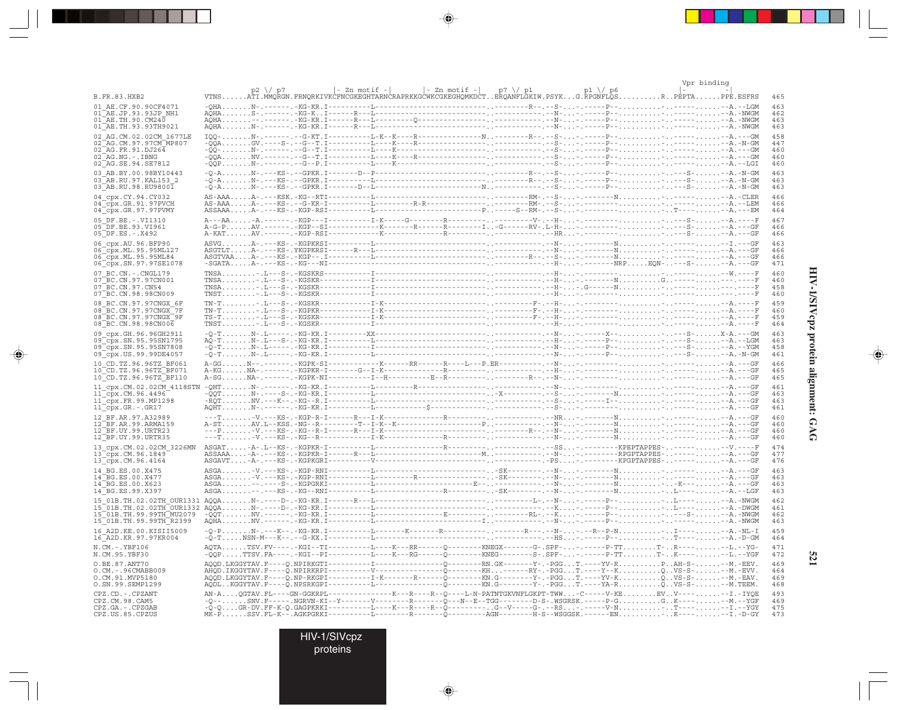```
                          p2 \/ p7            |- Zn motif -|       |- Zn motif -|    p7 \/ p1          p1 \/ p6                 Vpr binding
B.FR.83.HXB2              VTNS......ATI.MMQRGN.FRNQRKIVKCFNCGKEGHTARNCRAPRKKGCWKCGKEGHQMKDCT..ERQANFLGKIW.PSYK...G.RPGNFLQS..........R..PEPTA......PPE.ESFRS    465

01_AE.CF.90.90CF4071      -QHA.......N-.------.-KG-KR.I----------L-----------------------------------.--------R--.--S-...-.-----P--.........-..----------A.--LGM    463
01_AE.JP.93.93JP_NH1      AQHA.......S-.------.-KG-K..I------R---L-----------------------------------.-----------.--N-...-.-----P--.........-..----------A.-NWGM    462
01_AE.TH.90.CM240         AQHA.......--.------.-KG-KR.I------R---L--------Q--------------------------.-----------.--N-...-.-----P--.........-..----------A.-NWGM    463
01_AE.TH.93.93TH9021      AQHA.......N-.------.-KG-KR.I------R---L-----------------------------------.-----------.--N-...-.-----P--.........-..----------A.-NWGM    463

02_AG.CM.02.02CM_1677LE   IQQ-.......N-.------.--G-KT.I----------L-K--K---R--------------------N.--------R--.--S-...-.-----P--.........-..----------A.---GM    458
02_AG.CM.97.97CM_MP807    -QQA.......GV.----S-.--G--T.I----------L----K---R----------------------.-----------.--S-...-.-----P--.........-..----------A.-N-GM    447
02_AG.FR.91.DJ264         -QQ-.......N-.------.--G--T.I----------L----K------------------------------.-----------.--S-...-.-----P--.........-..----------A.---GM    460
02_AG.NG.-.IBNG           -QQA.......NV.------.--G--T.I----------L----K---R----------------------.-----------.--S-...-.-----P--.........-..----------A.---GM    460
02_AG.SE.94.SE7812        -QQP.......N-.------.--G--P.I----------L----K------------------------------.-----------.--S-...-.-----P--.........-..----------A.--LGI    460

03_AB.BY.00.98BY10443     -Q-A.......N-.---KS-.--GPKR.I-------D--P-----------------------------------.--------R--.--S-...-.-----P--.........-..---S-------A.-N-GM    463
03_AB.RU.97.KAL153_2      -Q-A.......N-.---KS-.--GPKR.I----------L-----------------------------------.--------R--.--S-...-.-----P--.........-..---S-------A.-N-GM    463
03_AB.RU.98.RU98001       -Q-A.......N-.---KS-.--GPKR.I-------D--L-----------------------------N.--------R--.--S-...-.-----P--.........-..---S-------A.-N-GM    463

04_cpx.CY.94.CY032        AS-AAA.....A-.---KSK.-KG--RTI----------L-----------------------------------.--------RM-.--S-...-.-------N.........-..----------A.-CLER    466
04_cpx.GR.91.97PVCH       AS-AAA.....A-.---KS-.--G-KR-I----------L--------R-R------------------------.--------RM-.--S-...-.--------.........-..----------A.--LEM    466
04_cpx.GR.97.97PVMY       ASSAAA.....A-.---KS-.-KGP-RSI----------L-----------------------------P.------S--RM-.--S-...-.--------.........-..T---------A.---EM    464

05_DF.BE.-.VI1310         A---AA.....-A.------.-KGP---I----------I-K-----G--------R------------------.--------V-.--H-...-.--------.........-..---S-------A.----F    467
05_DF.BE.93.VI961         A-G-P......AV.------.-KGP--SI----------K--------R------R--------I..-G------RV-.L-H-...-.--------.........-..---S-------A.---GF    466
05_DF.ES.-.X492           A-KAT......AV.------.-KGP-RSI----------K-----------------R-------.-----------.--HR...-.--------.........-..---S-------A.---GF    466

06_cpx.AU.96.BFP90        ASVG.......A-.---KS-.-KGPKRSI----------L-----------------------------------.-----------.--N-...-.-------N.........-..----------I.---GF    463
06_cpx.ML.95.95ML127      ASGTLT.....A-.---KS-.YKGPKRSI------R---L-----------------------------------.-----------.--N-...-.-------N.........-..----------A.---GF    466
06_cpx.ML.95.95ML84       ASGTVAA....A-.---KS-.-KGP--.I----------L-----------------------------------.--------R--.--S-...-.-------N.........-..----------A.---GF    466
06_cpx.SN.97.97SE1078     -SGATA.....A-.---KS-.-KG---NI----------L-----------------------------------.-----------.--H-...-.-------NRP.....EQN-..---S-------A.---GF    471

07_BC.CN.-.CNGL179        TNSA........-.L---S-.-KGSKRS-----------I-----------------------------------.-----------.--H-...-.--------.........-..----------W.----F    460
07_BC.CN.97.97CN001       TNSA........-.L---S-.-KGSKR------------I-----------------------------------.-----------.--H-...-.-------N.........G..----------.----F    460
07_BC.CN.97.CN54          TNSA........-.L---S-.-KGSKR------------I-----------------------------------.-----------.--H-...-.G------N.........-..----------.----F    458
07_BC.CN.98.98CN009       TNST........-.L---S-.-KGSKR------------I-----------------------------------.-----------.--H-...-.--------.........-..----------.----F    460

08_BC.CN.97.97CNGX_6F     TN-T........-.L---S-.-KGSKR------------I-K---------------------------------.--------F-.--H-...-.--------.........-..----------A.----F    459
08_BC.CN.97.97CNGX_7F     TN-T........-.L---S-.-KGPKR------------I-K---------------------------------.--------F-.--H-...-.--------.........-..----------A.----F    460
08_BC.CN.97.97CNGX_9F     TS-T........-.L---S-.-KGSKR------------I-K---------------------------------.--------F-.--H-...-.--------.........-..----------A.----F    459
08_BC.CN.98.98CN006       TNST........-.L---S-.-KGSKR------------I-----------------------------------.-----------.--H-...-.--------.........-..----------A.----F    464

09_cpx.GH.96.96GH2911     -Q-T.......N-.L-----.-KG-KR.I---------XX-----------------------------------.-----------.--N-...-.-----X--.........-..---S-------X-A.---GM    463
09_cpx.SN.95.95SN1795     AQ-T.......N-.L---S-.-KG-KR.I----------L-----------------------------------.-----------.--H-...-.-----P--.........-..---S-------A.--LGM    463
09_cpx.SN.95.95SN7808     -Q-T.......N-.L-----.-KG-KR.I----------I-----------------------------------.-----------.--N-...-.-----P--.........-..---S-------A.--YGM    458
09_cpx.US.99.99DE4057     -Q-T.......N-.L-----.-KG-KR.I----------L-----------------------------------.-----------.--N-...-.-----P--.........-..---S-------A.-N-GM    461

10_CD.TZ.96.96TZ_BF061    A-GG.......N--.------.-KGPK-SI-----------K------RR------R----L---P.ER-------.-----------.--N-...-.--------.........-..----------A.---GF    466
10_CD.TZ.96.96TZ_BF071    A-KG......NA-.------.-KGPKR-I-------G--I-K-----------R-----------------------.-----------.--H-...-.--------.........-..----------A.---GF    465
10_CD.TZ.96.96TZ_BF110    A-SG......NA-.------.-KGPK-NI----------I--H----------E--R------------------.--------R--.--N-...-.--------.........-..----------A.---GF    465

11_cpx.CM.02.02CM_4118STN -QHT.......N-.------.-KG-KR.I----------L-------R---------------------------.-----------.--N-...-.--------.........-..----------A.---GF    461
11_cpx.CM.96.4496         -QQT.......N-.----S-.-KG-KR.I----------L-----------------------------------.-X---------.--S-...-.-------N.........-..----------A.---GF    463
11_cpx.FR.99.MP1298       -RQT.......NV.---K--.-KG--R.I----------L-----------------------------------.-----------.--S-...-.-----I--.........-..----------A.---GF    463
11_cpx.GR.-.GR17          AQHT.......N-.------.-KG-KR.I----------L-----------$-----------------------.-----------.--S-...-.--------.........-..----------A.---GF    461

12_BF.AR.97.A32989        ---T........-V.---KS-.-KGP-R-I------R---I-K------------R---------------------.-----------.--NR...-.-------N.........-..----------A.---GF    460
12_BF.AR.99.ARMA159       A-ST......AV.L--KSS.-NG--R---------T--I-K--K----------------------P.---------.-----------.--N-...-.-------N.........-..----------A.---GF    460
12_BF.UY.99.URTR23        ---P........-V.---KS-.-KG--R-I------R---I-K----------------------------------.--------R--.--N-...-.-------N.........-..----------A.---GF    460
12_BF.UY.99.URTR35        ---T........-V.---KS-.-KG--R-----------I-K-------------R---------------------.-----------.--N-...-.-------N.........-..----------A.---GF    460

13_cpx.CM.02.02CM_3226MN  ASGAT.....-A-.L--KS-.-KGPKR-I----------L----------------R-------------------.-----------.--SS...-.-------KPEPTAPPES-..----------V.----F    474
13_cpx.CM.96.1849         ASSAAA....-A-.---KS-.-KGPKR-I------R---L--------------------------M.------------.--N-...-.-------RPGPTAPPES-..----------A.---GF    477
13_cpx.CM.96.4164         ASGAVT....-A-.---KS-.-KGPKGRI----------V-----------------------------------.-----------.--PS...-.-------KPGPTAPPES-..----------A.---GF    476

14_BG.ES.00.X475          ASGA........-V.---KS-.-KGP-RNI----------L-----------------------------------.SK-------.--N-...-.-------N.........-..----------A.---GF    463
14_BG.ES.00.X477          ASGA........-V.---KS-.-KGP-RNI----------L----------R------------------------.SK-------.--N-...-.-------N.........-..----------A.---GF    463
14_BG.ES.00.X623          ASGA........--.---S-.-KGPGRKI----------L-----------------------E------------.-----------.--N-...-.-------N.........-..-K--------A.---GF    463
14_BG.ES.99.X397          ASGA........--.---KS-.-KG--RNI----------L-----------------R---------.SK-------.--N-...-.-------N.........-..L---------A.--LGF    463

15_01B.TH.02.02TH_OUR1331 AQQA.......N-.----D-.-KG-KR.I------R---L-----------------------------------.--------L-.--N-...-.-----P--.........-..L---------A.-NWGM    462
15_01B.TH.02.02TH_OUR1332 AQQA.......N-.----D-.-KG-KR.I----------L-----------------------------------.-----------.--K-...-.-----P--.........-..L---------A.-DWGM    461
15_01B.TH.99.99TH_MU2079  -QQT.......NV.------.-KG-KR.I----------L--------------E-------------------.--------RL-.--K-...-.-----P--.........-..---S-------A.-NWGM    462
15_01B.TH.99.99TH_R2399   AQHA.......NV.------.-KG-KR.I----------L-----------------------------I.------------.--N-...-.-----P--.........-..----------A.-NWGM    463

16_A2D.KE.00.KISII5009    -Q-P.......N-.---K--.-KG-KR.I----------L-------K-------R--------------------.--------R--.--N-...-.--R--P-N.........-..I---------A.-NL-I    459
16_A2D.KR.97.97KR004      -Q-T.....NSN-M--K--.--G-KX.I----------L-----------------------------------.-----------.--HS...-.-----P--.........-..T---------A.-D-GM    464

N.CM.-.YBF106             AQTA.....TSV.FV----.-KGI--TI----------L----K---RR------Q---------KNEGX-------G-.SPF-...-.-----P-TT........T-..R---------L.--YG-    471
N.CM.95.YBF30             -QQP.....TTSV.FA----.-KGI--PI----------L----K---RG------Q---------KNEG-------S-.SPF-...-.-----P-TT........T-..K---------L.--YGF    472

O.BE.87.ANT70             AQQD.LKGGYTAV.F----Q.NPIRKGTI----------I-------------------Q---------RN.GK-------Y-.-PGG...T.----YV-R..........P..AH-S-------M.-EEV.    469
O.CM.-.96CMABB009         AHQD.IKGGYTAV.F----Q.NPIRKRPI----------V-------------------Q---------KH.-------RY-.-PGG...T.----Y--K..........Q..VS-S-------M.-EVV.    464
O.CM.91.MVP5180           AQQD.LKGGYTAV.F----Q.NP-RKGPI----------I-K---------R------Q---------KN.G--------Y-.-PGG...T.----YV-K..........Q..VS-S-------M.-EAV.    469
O.SN.99.SEMP1299          AQDL..KGGYTAV.F----Q.NPSRKGPI----------L-------------------Q---------KN.G--------Y-.-PGG...T.----YA-R..........Q..VS-S-------M.TEEM.    468

CPZ.CD.-.CPZANT           AN-A....QGTAV.FL----GN-GGKRPL--------------K---R----R--Q----L-N-PATNTGKVNFLGKPT-TWW...-C-----V-KE........EV..V----------I.-IYQE    493
CPZ.CM.98.CAM5            -Q--........SNV.F-----.NGRVN-KI--Y-------V-------R-------Q----N--E--TGG--------D-S-.WSGRSK.-----P-G..........G..K---------M.--YGF    469
CPZ.GA.-.CPZGAB           -Q-Q....GR-DV.FF-K-Q.GAGPKRKI----------L----K---R----R--Q---------G--V-----G-.--RS...-.-----V-N.........-..T---------I.--YGY    475
CPZ.US.85.CPZUS           MK-P......SSV.FL-K--.AGKPGRKI----------L----------R-------Q----------AGN-------H-S--WSGGSK.------EN..........-..K---------I.-D-GY    473
```

HIV-1/SIVcpz proteins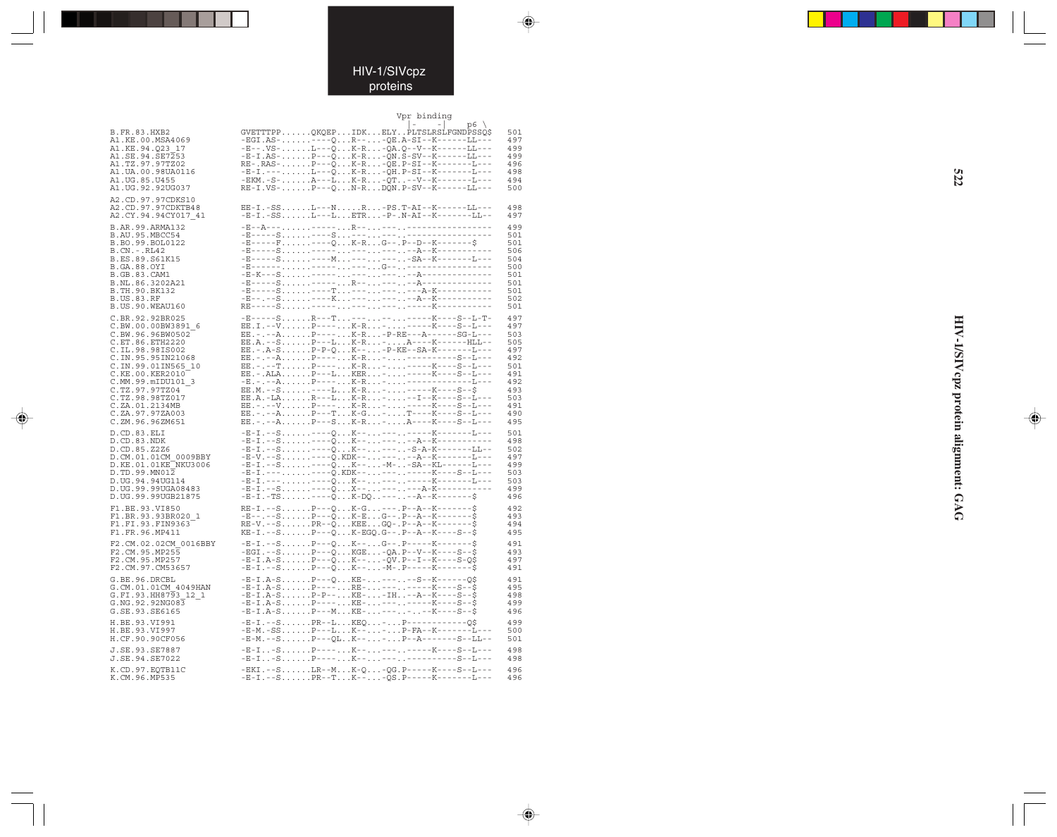# HIV-1/SIVcpz proteins

```
                                                Vpr binding
                                              |-    -|    p6 \
B.FR.83.HXB2           GVETTTPP......QKQEP...IDK...ELY..PLTSLRSLFGNDPSSQ$    501
A1.KE.00.MSA4069       -EGI.AS-......----Q...R--...-QE.A-SI--K------LL---    497
A1.KE.94.Q23_17        -E-.VS-.......L---Q...K-R...-QA.Q--V--K------LL---    499
A1.SE.94.SE7253        -E-I.AS-......P---Q...K-R...-QN.S-SV--K------LL---    499
A1.TZ.97.97TZ02        RE-.RAS-......P---Q...K-R...-QE.P-SI--K-------L---    496
A1.UA.00.98UA0116      -E-I.---......L---Q...K-R...-QH.P-SI--K-------L---    498
A1.UG.85.U455          -EKM.-S-......A---L...K-R...-QT..--V--K-------L---    494
A1.UG.92.92UG037       RE-I.VS-......P---Q...N-R...DQN.P-SV--K------LL---    500

A2.CD.97.97CDKS10
A2.CD.97.97CDKTB48     EE-I.-SS......L---N.....R...-PS.T-AI--K------LL---    498
A2.CY.94.94CY017_41    -E-I.-SS......L---L...ETR...-P-.N-AI--K-------LL--    497

B.AR.99.ARMA132        -E--A---......-------...R--...---..---------------    499
B.AU.95.MBCC54         -E-----S......---S---...---...---..---------------    501
B.BO.99.BOL0122        -E-----F......----Q...K-R...G--.P--D--K-------$      501
B.CN.-.RL42            -E-----S......-------...---...---..--A--K---------    506
B.ES.89.S61K15         -E-----S......----M...---...---..-SA--K-------L---    504
B.GA.88.OYI            -E-----.......-------...---...G--..---------------    500
B.GB.83.CAM1           -E-K---S......-------...---...---..--A------------    501
B.NL.86.3202A21        -E-----S......-------...R--...---..--A------------    501
B.TH.90.BK132          -E-----S......----T..-...---...---..---A-K---------   501
B.US.83.RF             -E--.--S......----K...---...---..--A--K---------      502
B.US.90.WEAU160        RE-----S......-------...---...---..-----K---------    501

C.BR.92.BR025          -E-----S......R---T...---...--...-----K----S--L-T-    497
C.BW.00.00BW3891_6     EE.I.--V......P-----...K-R...-...-----K----S--L---    497
C.BW.96.96BW0502       EE.-.--A......P-----...K-R...-P-RE---A------SG-L---   503
C.ET.86.ETH2220        EE.A.--S......P---L...K-R...-....A----K------HLL--    505
C.IL.98.98IS002        EE.-.A-S......P-P-Q...K--...-P-KE--SA-K-------L---    497
C.IN.95.95IN21068      EE.-.--A......P-----...K-R...-...----------S--L---    492
C.IN.99.01IN565_10     EE.-.--T......P-----...K-R...-...-----K----S--L---    501
C.KE.00.KER2010        EE.-.ALA......P---L...KER...-...-----K----S--L---     491
C.MM.99.mIDU101_3      -E.-.--A......P-----...K-R...-...-------------L---    492
C.TZ.97.97TZ04         EE.M.--S......----L...K-R...-...-----K----S--$       493
C.TZ.98.98TZ017        EE.A.-LA......R---L...K-R...-....--I--K----S--L---    503
C.ZA.01.2134MB         EE.-.--V......P-----...K-R...-...-----K----S--L---    491
C.ZA.97.97ZA003        EE.-.--A......P---T...K-G...-....T----K----S--L---    490
C.ZM.96.96ZM651        EE.-.--A......P---S...K-R...-....A----K----S--L---    495

D.CD.83.ELI            -E-I.--S......----Q...K--...---..-----K-------L---    501
D.CD.83.NDK            -E-I.--S......----Q...K--...---..--A--K-----------    498
D.CD.85.Z2Z6           -E-I.--S......----Q...K--...---..-S-A-K-------LL--    502
D.CM.01.01CM_0009BBY   -E-V.--S......----Q.KDK-...---..--A--K-------L---     497
D.KE.01.01KE_NKU3006   -E-I.--S......----Q...K--...-M-..-SA--KL------L---    499
D.TD.99.MN012          -E-I.---......----Q.KDK-...---..-----K----S--L---     503
D.UG.94.94UG114        -E-I.---......----Q...K--...---..-----K-------L---    503
D.UG.99.99UGA08483     -E-I.--S......----Q...X--...---..---A-K-----------    499
D.UG.99.99UGB21875     -E-I.-TS......----Q...K-DQ..---..--A--K-------$      496

F1.BE.93.VI850         RE-I.--S......P---Q...K-G...---.P--A--K-------$      492
F1.BR.93.93BR020_1     -E-.--S.......P---Q...K-E...G--.P--A--K-------$      493
F1.FI.93.FIN9363       RE-V.--S......PR--Q...KEE...GQ-.P--A--K-------$      494
F1.FR.96.MP411         KE-I.--S......P---Q...K-EGQ.G--.P--A--K----S--$      495

F2.CM.02.02CM_0016BBY  -E-I.--S......P---Q...K--...G--.P-----K-------$      491
F2.CM.95.MP255         -EGI.--S......P---Q...KGE...-QA.P--V--K----S--$      493
F2.CM.95.MP257         -E-I.A-S......P---Q...K--...-QV.P--I--K----S-Q$      497
F2.CM.97.CM53657       -E-I.--S......P---Q...K--...-M-.P-----K-------$      491

G.BE.96.DRCBL          -E-I.A-S......P---Q...KE-...---..--S--K------Q$      491
G.CM.01.01CM_4049HAN   -E-I.A-S......P-----...RE-...---..-----K----S--$     495
G.FI.93.HH8793_12_1    -E-I.A-S......P-P---...KE-...-IH..--A--K----S--$     498
G.NG.92.92NG083        -E-I.A-S......P-----...KE-...---..-----K----S--$     499
G.SE.93.SE6165         -E-I.A-S......P---M...KE-...---..-..--K----S--$      496

H.BE.93.VI991          -E-I.--S......PR--L...KEQ...-...P-----------Q$       499
H.BE.93.VI997          -E-M.-SS......P---L...K--...-...P-FA--K-------L---   500
H.CF.90.90CF056        -E-M.--S......P---QL..K--...-...P--A------S--LL---   501

J.SE.93.SE7887         -E-I..-S......P-----...K--...---..-----K----S--L---  498
J.SE.94.SE7022         -E-I..-S......P-----...K--...---..----------S--L---  498

K.CD.97.EQTB11C        -EKI.--S......LR--M...K-Q...-QG.P-----K----S--L---   496
K.CM.96.MP535          -E-I.--S......PR--T...K--...-QS.P-----K-------L---   496
```

HIV-1/SIVcpz protein alignment: GAG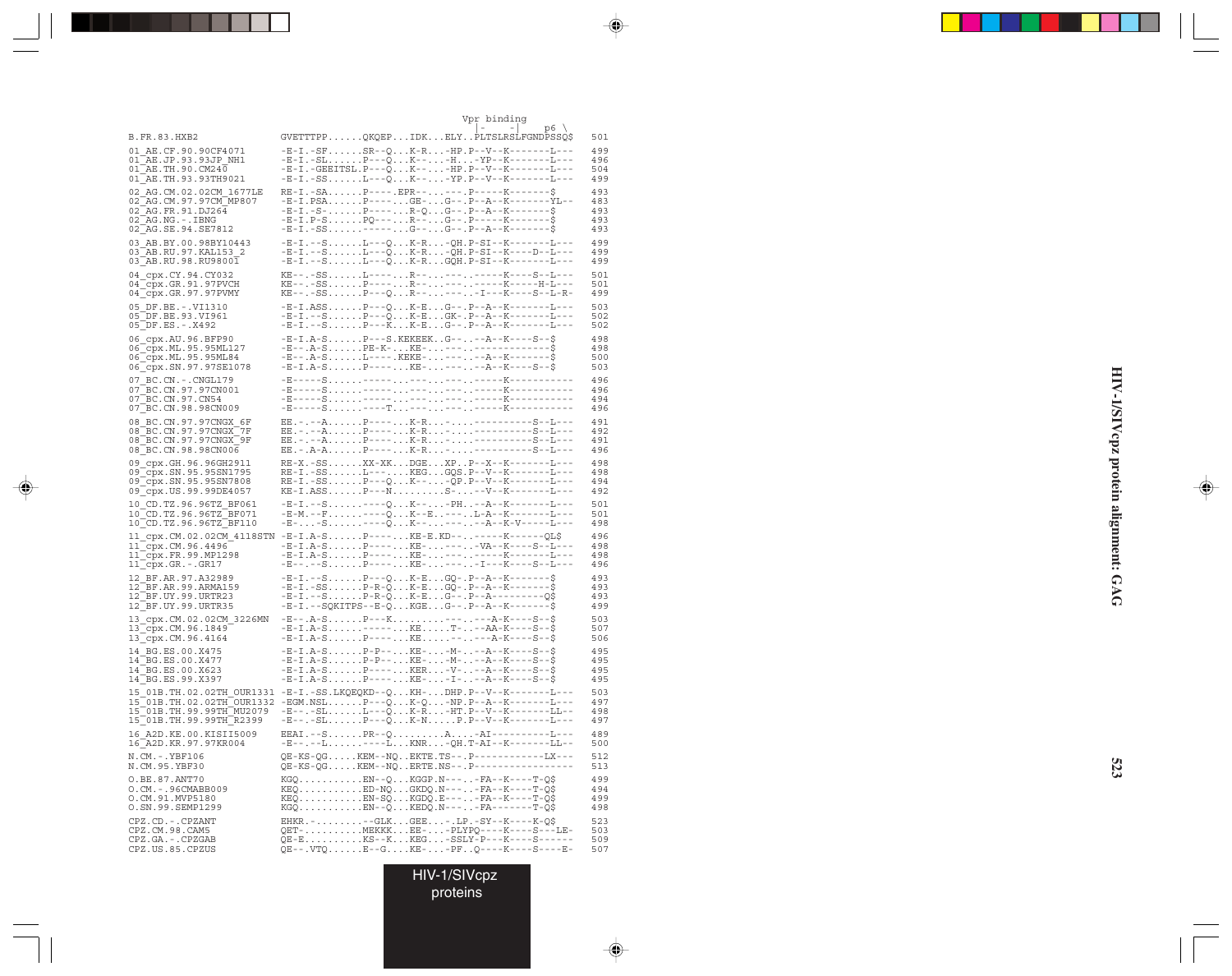```
                                                          Vpr binding
                                                         |-    -|  p6 \
B.FR.83.HXB2                  GVETTTPP......QKQEP...IDK...ELY..PLTSLRSLFGNDPSSQ$    501

01_AE.CF.90.90CF4071          -E-I.-SF......SR--Q...K-R...-HP.P--V--K-------L---    499
01_AE.JP.93.93JP_NH1          -E-I.-SL......P---Q...K--...-H...-YP--K-------L---    496
01_AE.TH.90.CM240             -E-I.-GEEITSL.P---Q...K--...-HP.P--V--K-------L---    504
01_AE.TH.93.93TH9021          -E-I.-SS......L---Q...K--...-YP.P--V--K-------L---    499

02_AG.CM.02.02CM_1677LE       RE-I.-SA......P----.EPR--...---.P-----K-------$       493
02_AG.CM.97.97CM_MP807        -E-I.PSA......P------...GE-...G--.P--A--K-------YL--  483
02_AG.FR.91.DJ264             -E-I.-S-......P------...R-Q...G--.P--A--K-------$     493
02_AG.NG.-.IBNG               -E-I.P-S......PQ----...R--...G--.P-----K-------$      493
02_AG.SE.94.SE7812            -E-I.-SS......------...G--...G--.P--A--K-------$      493

03_AB.BY.00.98BY10443         -E-I.--S......L---Q...K-R...-QH.P-SI--K-------L---    499
03_AB.RU.97.KAL153_2          -E-I.--S......L---Q...K-R...-QH.P-SI--K----D--L---    499
03_AB.RU.98.RU98001           -E-I.--S......L---Q...K-R...GQH.P-SI--K-------L---    499

04_cpx.CY.94.CY032            KE--.-SS......L-----...R--...---.-----K----S--L---    501
04_cpx.GR.91.97PVCH           KE--.-SS......P-----...R--...---.-----K-----H-L---    501
04_cpx.GR.97.97PVMY           KE--.-SS......P---Q...R--...---..-I---K----S--L-R-    499

05_DF.BE.-.VI1310             -E-I.ASS......P---Q...K-E...G--.P--A--K-------L---    503
05_DF.BE.93.VI961             -E-I.--S......P---Q...K-E...GK-.P--A--K-------L---    502
05_DF.ES.-.X492               -E-I.--S......P---K...K-E...G--.P--A--K-------L---    502

06_cpx.AU.96.BFP90            -E-I.A-S......P---S.KEKEEK..G--..--A--K----S--$       498
06_cpx.ML.95.95ML127          -E--.A-S......PE-K-...KE-...---..-----------$         498
06_cpx.ML.95.95ML84           -E--.A-S......L-----.KEKE-...---..--A--K-------$      500
06_cpx.SN.97.97SE1078         -E-I.A-S......P-----...KE-...---..--A--K----S--$      503

07_BC.CN.-.CNGL179            -E----S.......-----...---...---.-----K----------      496
07_BC.CN.97.97CN001           -E----S.......-----...---...---.-----K----------      496
07_BC.CN.97.CN54              -E----S.......-----...---...---.-----K----------      494
07_BC.CN.98.98CN009           -E----S.......----T...---...---.-----K----------      496

08_BC.CN.97.97CNGX_6F         EE.-.--A......P-----...K-R...-....----------S--L---   491
08_BC.CN.97.97CNGX_7F         EE.-.--A......P-----...K-R...-....----------S--L---   492
08_BC.CN.97.97CNGX_9F         EE.-.--A......P-----...K-R...-....----------S--L---   491
08_BC.CN.98.98CN006           EE.-.A-A......P-----...K-R...-....----------S--L---   496

09_cpx.GH.96.96GH2911         RE-X.-SS......XX-XK...DGE...XP..P--X--K-------L---    498
09_cpx.SN.95.95SN1795         RE-I.-SS......L---....KEG...GQS.P--V--K-------L---    498
09_cpx.SN.95.95SN7808         RE-I.-SS......P---Q...K--...-QP.P--V--K-------L---    494
09_cpx.US.99.99DE4057         KE-I.ASS......P---N.........S-...--V--K-------L---    492

10_CD.TZ.96.96TZ_BF061        -E-I.--S......----Q...K--...-PH..--A--K-------L---    501
10_CD.TZ.96.96TZ_BF071        -E-M.--F......----Q...K--E..---..L-A--K-------L---    501
10_CD.TZ.96.96TZ_BF110        -E-...-S......----Q...K--...---..--A--K-V-----L---    498

11_cpx.CM.02.02CM_4118STN     -E-I.A-S......P-----...KE-E.KD--..-----K------QL$     496
11_cpx.CM.96.4496             -E-I.A-S......P-----...KE-...---..-VA--K----S--L---   498
11_cpx.FR.99.MP1298           -E-I.A-S......P-----...KE-...---..-----K-------L---   498
11_cpx.GR.-.GR17              -E--.--S......P-----...KE-...---..-I---K----S--L---   496

12_BF.AR.97.A32989            -E-I.--S......P---Q...K-E...GQ-.P--A--K-------$       493
12_BF.AR.99.ARMA159           -E-I.-SS......P-R-Q...K-E...GQ-.P--A--K-------$       493
12_BF.UY.99.URTR23            -E-I.--S......P-R-Q...K-E...G--.P--A---------Q$       493
12_BF.UY.99.URTR35            -E-I.--SQKITPS--E-Q...KGE...G--.P--A--K-------$       499

13_cpx.CM.02.02CM_3226MN      -E--.A-S......P---K.........---..---A-K----S--$       503
13_cpx.CM.96.1849             -E-I.A-S......-------...KE.....T-..--AA-K----S--$     507
13_cpx.CM.96.4164             -E-I.A-S......P-----...KE.....--..---A-K----S--$      506

14_BG.ES.00.X475              -E-I.A-S......P-P---...KE-...-M-..--A--K----S--$      495
14_BG.ES.00.X477              -E-I.A-S......P-P---...KE-...-M-..--A--K----S--$      495
14_BG.ES.00.X623              -E-I.A-S......P-----...KER...-V-..--A--K----S--$      495
14_BG.ES.99.X397              -E-I.A-S......P-----...KE-...-I-..--A--K----S--$      495

15_01B.TH.02.02TH_OUR1331     -E-I.-SS.LKQEQKD--Q...KH-...DHP.P--V--K-------L---    503
15_01B.TH.02.02TH_OUR1332     -EGM.NSL......P---Q...K-Q...-NP.P--A--K-------L---    497
15_01B.TH.99.99TH_MU2079      -E--.-SL......L---Q...K-R...-HT.P--V--K-------LL--    498
15_01B.TH.99.99TH_R2399       -E--.-SL......P---Q...K-N.....P.P--V--K-------L---    497

16_A2D.KE.00.KISII5009        EEAI.--S......PR--Q.........A....-AI----------L---    489
16_A2D.KR.97.97KR004          -E--.--L......----L...KNR...-QH.T-AI--K-------LL--    500

N.CM.-.YBF106                 QE-KS-QG.....KEM--NQ..EKTE.TS--.P------------LX---    512
N.CM.95.YBF30                 QE-KS-QG.....KEM--NQ..ERTE.NS--.P-----------------    513

O.BE.87.ANT70                 KGQ...........EN--Q...KGGP.N---..-FA--K----T-Q$       499
O.CM.-.96CMABB009             KEQ...........ED-NQ...GKDQ.N---..-FA--K----T-Q$       494
O.CM.91.MVP5180               KEQ...........EN-SQ...KGDQ.E---..-FA--K----T-Q$       499
O.SN.99.SEMP1299              KGQ...........EN--Q...KEDQ.N---..-FA-------T-Q$       498

CPZ.CD.-.CPZANT               EHKR.-........--GLK...GEE...-.LP.-SY--K----K-Q$       523
CPZ.CM.98.CAMS                QET-..........MEKKK...EE-...-PLYPQ----K----S---LE-    503
CPZ.GA.-.CPZGAB               QE-E..........KS--K...KEG...-SSLY-P---K----S------    509
CPZ.US.85.CPZUS               QE--.VTQ......E--G....KE-...-PF..Q----K----S----E-    507
```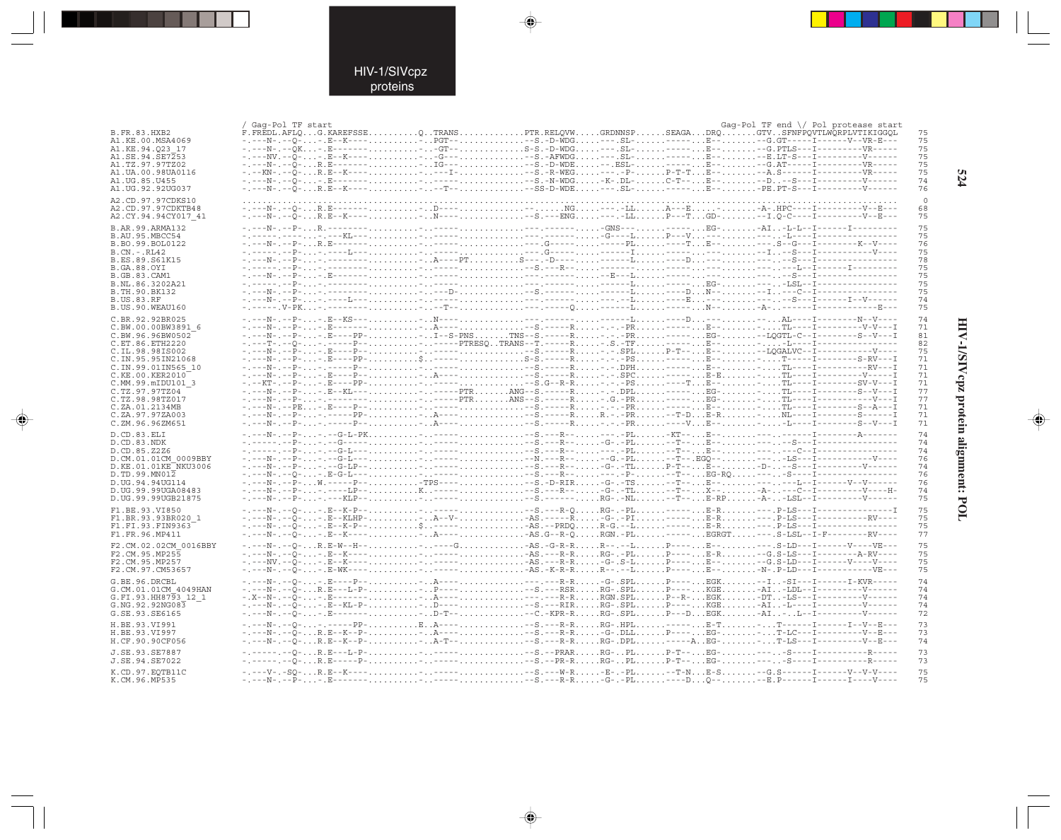```
                       / Gag-Pol TF start                                                                          Gag-Pol TF end \/ Pol protease start
B.FR.83.HXB2           F.FREDL.AFLQ...G.KAREFSSE..........Q..TRANS.............PTR.RELQVW.....GRDNNSP......SEAGA...DRQ.......GTV..SFNFPQVTLWQRPLVTIKIGGQL   75
A1.KE.00.MSA4069       -.---N-.--Q-...-.E--K----..........-..PGT--.............--S.-D-WDG.....----.SL-......-----...E--.......--G.GT-----I------V--VR-E---   75
A1.KE.94.Q23_17        -.---N-.--QK...-.E-------..........-..-GT--.............S-S.-D-WDG.....----.SL-......-----...E--.......--G.PTLS---I---------VR-----   75
A1.SE.94.SE7253        -.---NV.--Q-...-.E--K----..........-..-G---.............--S.-AFWDG.....----.SL-......-----...E--.......--E.LT-S---I---------V------   75
A1.TZ.97.97TZ02        -.---N-.--Q-...R.E-------..........-..IG---.............--S.-D-WDE.....--.ESL-......-----...E--.......--G.AT-----I---------VR-----   75
A1.UA.00.98UA0116      -.--KN-.--Q-...R.E--K----..........-..---I-.............--S.-R-WEG.....----.-P-......P-T-T...E--.......--A.S------I---------VR-----   75
A1.UG.85.U455          -.---N-.--Q-...-.E-------..........-..-----.............--S.-N-WDG.....-K-.DL-......C-T--...E--.......--D..--S---I---------V------   74
A1.UG.92.92UG037       -.---N-.--Q-...R.E--K----..........-..--T--.............SS-D-WDE.....----.SL-......-----...E--.......-PE.PT-S---I---------V------   76

A2.CD.97.97CDKS10      ..................................................................................................................................    0
A2.CD.97.97CDKTB48     -.---N-.--Q-...R.E-------..........-..D----.............-----.NG.....----.-LL......A---E...--.......-A-.HPC----I---------V--E---   68
A2.CY.94.94CY017_41    -.---N-.--Q-...R.E--K----..........-..N----.............--S.---ENG.....----.-LL......P---T...GD-.......--I.Q-C----I---------V--E---   75

B.AR.99.ARMA132        -.---N-.--P-...R.--------..........-..-----.............-----------.-GNS-..........-----...EG-.......-AI..-L-L--I------I---------   75
B.AU.95.MBCC54         -.---------.....--KL-----..........-..-----.............-----------.-G----L......P---V...---.......----..-L----I----------------   75
B.BO.99.BOL0122        -.---N-.--P-...R.E-------..........-..-----.............-----.G--------.-----PL......-----T...E--.......----.S--G---I--------K--V---   76
B.CN.-.RL42            -.------.--P-...-.-----L--..........-..-----.............-----.G--------.-----I.......-----...---.......--I...--S---I---------V-----   75
B.ES.89.S61K15         -.---N-.--P-...-.--------..........-..A----PT..........S---.-D-------.-----L.......----D...---.......-----S---I----------------   78
B.GA.88.OYI            -.------.--P-...-.--------..........-..-----.............--S.--R------.-------.......-----...---.......----..--L--I------I---------   75
B.GB.83.CAM1           -.---N-.--P-...-.E-------..........-..-----.............-----------.--E---L.......-----...---.......----..--S---I----------------   75
B.NL.86.3202A21        -.------.--P-...-.--------..........-..-----.............-----------.-----L.......-----...EG-.......---..-LSL--I----------------   75
B.TH.90.BK132          -.---N-.--P-...-.--------..........-..---D-..............--S.---------.-----L.......----D...N--.......--I.---C---I----------------   75
B.US.83.RF             -.---N-.--P-...-.-----L--..........-..-----.............-----------.-----L.......-----E...---.......----..--S---I------I--V------   74
B.US.90.WEAU160        -.------.V-PK...-.--------..........-..--T--.............----------Q.......-------L.......-----...N--.......-A-..------I---------E---   75

C.BR.92.92BR025        -.---N-.--P-...-.E--KS----..........-..N----.............-----------.-----L.......-----D...---.......--..AL----I--------N--V----   74
C.BW.00.00BW3891_6     -.---N-.--P-...-.E-------..........-..A----..............--S.-----R.....-.-PR.......-----...E--.......---..TL----I---------V-V---I   71
C.BW.96.96BW0502       -.---N-.--P-...-.E-----PP-..........-..I--S-PNS.......TNS--S.-----R.....-.-PR.......-----...EG-.......--LQGTL-C---I---------S--V---I   81
C.ET.86.ETH2220        -.---T-.--Q-...-.------P--..........-..------PTRESQ..TRANS--T.------R.....-.S.-TF.......-----...E--.......----..-L----I----------------   82
C.IL.98.98IS002        -.---N-.--P-...-.E----P---..........-..-----.............--S.-----R.....-.-.SPL......P-T---...E--.......--LQGALVC--I---------V-----   75
C.IN.95.95IN21068      -.---N-.--P-...-.E----PP-..........$..-----.............S-S.------R.....-.-PS.......-----...E--.......---..T-----I--------S-RV---I   71
C.IN.99.01IN565_10     -.---N-.--P-...-.------P--..........-..-----.............--S.-----R.....-.-DPH.......-----...E--.......---..TL----I---------RV---I   71
C.KE.00.KER2010        -.---N-.--P-...-.E----P---..........-..A----.............--S.-----R.....-.-SPC.......-----...E-E.......---..TL----I---------V----I   71
C.MM.99.mIDU101_3      -.--KT-.--P-...-.E----PP--..........-..-----.............-S.G--R-R.....-.-PS.......----T...E--.......---..TL----I--------SV-V---I   71
C.TZ.97.97TZ04         -.---N-.--P-...-.E--KL----..........-..-----PTR.......ANG--S.-----R.....-.-DPL.......-----...EG-.......---..TL----I--------S--V---I   77
C.TZ.98.98TZ017        -.---N-.--P-...-.---------..........-..-----PTR.......ANS--S.-----R.....-.G.-PR.......-----...EG-.......---..TL----I---------V---I   77
C.ZA.01.2134MB         -.---N-.--PE...-.E----P---..........-..-----.............--S.-----R.....-.-PR.......-----...E--.......---..TL----I--------S--A---I   71
C.ZA.97.97ZA003        -.---N-.--P-...-.------PP-..........-..A----.............--S.-----R.....R.-.-PR.......-T-D...E-R.......---..NL----I--------S-----I   71
C.ZM.96.96ZM651        -.---N-.--P-...-.------P--..........-..A----.............--S.-----R.....-.-.-PR.......----V...E--.......---..-L----I--------S--V---I   71

D.CD.83.ELI            -.---N-.--P-...-.--G-L-PK..........-..-----.............--S.---R-.......----.-PL.......-KT--...E--.......----..------I--------A-------   74
D.CD.83.NDK            -.------.--P-...-.--G-----..........-..-----.............--S.---R-.......-G-.-PL.......--T--...E--.......----..--S---I----------------   74
D.CD.85.Z2Z6           -.------.--P-...-.--G-L---..........-..-----.............--S.---R-.......----.-PL.......--T--...E--.......----..---C--I----------------   74
D.CM.01.01CM_0009BBY   -.---N-.--P-...-.--G-L---..........-..-----.............--N.---R-.......-G.-PL.......--T--.EGQ-.......----..LS---I---------V-----   76
D.KE.01.01KE_NKU3006   -.---N-.--P-...-.--G-LP--..........-..-----.............--S.---R-.......-G-.-TL.......P-T--...E-.......-D-..--S---I---------V------   74
D.TD.99.MN012          -.---N-.--Q-...-.E-G-L---..........-..-----.............--S.---R-.......---.-P-.......--T--...EG-RQ.......----..-S----I----------------   76
D.UG.94.94UG114        -.---N-.--P-...W.------P--..........-TPS----...........--S.-D-RIR.....-G-.-TS.......--T--...E--.......----..----L--I------V--V------   76
D.UG.99.99UGA08483     -.---N-.--P-...-.------LP-..........K..-----.............--S.---R-.......-G-.-TL.......--T--...X--.......-A-..---C--I---------V----H-   74
D.UG.99.99UGB21875     -.---N-.--P-...-.------KLP-..........-..-----.............--S.----------.RG-.-NL.......--T--...E-RP.......-A-..-LSL--I---------V------   75

F1.BE.93.VI850         -.---N-.--Q-...-.E--K-P---..........-..-----.............--S.---R-Q.....RG-.-PL.......-----...E-R.......----.P-LS---I---------------I   75
F1.BR.93.93BR020_1     -.---N-.--Q-...-.E--KLHP-..........-..A--V-.............-AS.-----R.....-G-.-PI.......-----...E-R.......----.P-LS---I---------RV----   75
F1.FI.93.FIN9363       -.---N-.--Q-...-.E--K-P---..........$..-----.............-AS.--PRDQ.....R-G.--L.......-----...E-R.......----.P-LS---I----------------   75
F1.FR.96.MP411         -.---N-.--Q-...-.E--K-----..........-..A----.............-AS.G--R-Q.....RGN.-PL.......-----...EGRGT.......----.S-LSL--I-F--------RV----   77

F2.CM.02.02CM_0016BBY  -.---N-.--Q-...R.E-W--H--..........-..----G.............-AS.-G-R-R.....R---.--L.......P----...E--.......----.S-LD---I------V----VE---   75
F2.CM.95.MP255         -.---N-.--Q-...-.E--K-----..........-..-----.............-AS.---R-R.....RG--.-PL.......P----...E-R.......--G.S-LS---I--------A-RV---   75
F2.CM.95.MP257         -.---NV.--Q-...-.E--K-----..........-..-----.............-AS.---R-R.....-G-.S-L.......P----...E--.......--G.S-LD---I------V----V---   75
F2.CM.97.CM53657       -.---N-.--Q-...-.E-WK-----..........-..-----.............-AS.-K-R-R.....R---.--L.......P----...E--.......-N-.P-LD---I------------VE---   75

G.BE.96.DRCBL          -.---N-.--Q-...-.E----P---..........-..A----.............-----R-R.....-G-.SPL.......P----...EGK.......--I..-SI---I-------I-KVR-----   74
G.CM.01.01CM_4049HAN   -.---N-.--Q-...R.E---L-P-..........-..P----.............--S.---RSR.....RG-.SPL.......P----...KGE.......-AI..-LDL--I---------V------   74
G.FI.93.HH8793_12_1    -.X--N-.--Q-...-.E-------..........-..A----.............-----R-R.....RGN.SPL.......P--R--...EGK.......-DT..-LS---I---------V------   74
G.NG.92.92NG083        -.---N-.--Q-...-.E--KL-P-..........-..D----.............--S.---RIR.....RG-.SPL.......P----...KGE.......-AI..-L----I---------V------   74
G.SE.93.SE6165         -.---N-.--Q-...-.E-------..........-..D-T--.............--C.-KPR-R.....RG-.SPL.......P---D...EGK.......-AI..-..L--I---------V------   72

H.BE.93.VI991          -.---N-.--Q-...-.------PP-..........E..A----.............--S.---R-R.....RG-.HPL.......-----...E-T.......---.T------I------I--V--E---   73
H.BE.93.VI997          -.---N-.--Q-...R.E--K--P-..........-..A----.............--S.---R-R.....-G-.DLL.......P----...EG-.......---.T-LC---I---------V--E---   73
H.CF.90.90CF056        -.---N-.--Q-...R.E--K--P-..........-..A-T--.............--S.---R-R.....RG-.DPL.......-----A..EG-.......---.T-LS---I---------V--E---   74

J.SE.93.SE7887         -.------.--Q-...R.E---L-P-..........-..-----.............--S.--PRAR.....RG-.-PL.......P-T--...EG-.......----..-S---I----------R-----   73
J.SE.94.SE7022         -.------.--Q-...R.E----P--..........-..-----.............--S.--PR-R.....RG-.-PL.......P-T--...EG-.......----..-S---I----------R-----   73

K.CD.97.EQTB11C        -.---V-.-SQ-...R.E--K-----..........-..-----.............--S.---W-R.....-E-.-PL.......-T-N...E-S.......--G.S------I------V--V-V----   75
K.CM.96.MP535          -.---N-.--P-...-.E--------..........-..-----.............--S.---R-R.....-G-.-PL.......----D...Q--.......--E.P------I------I----V----   75
```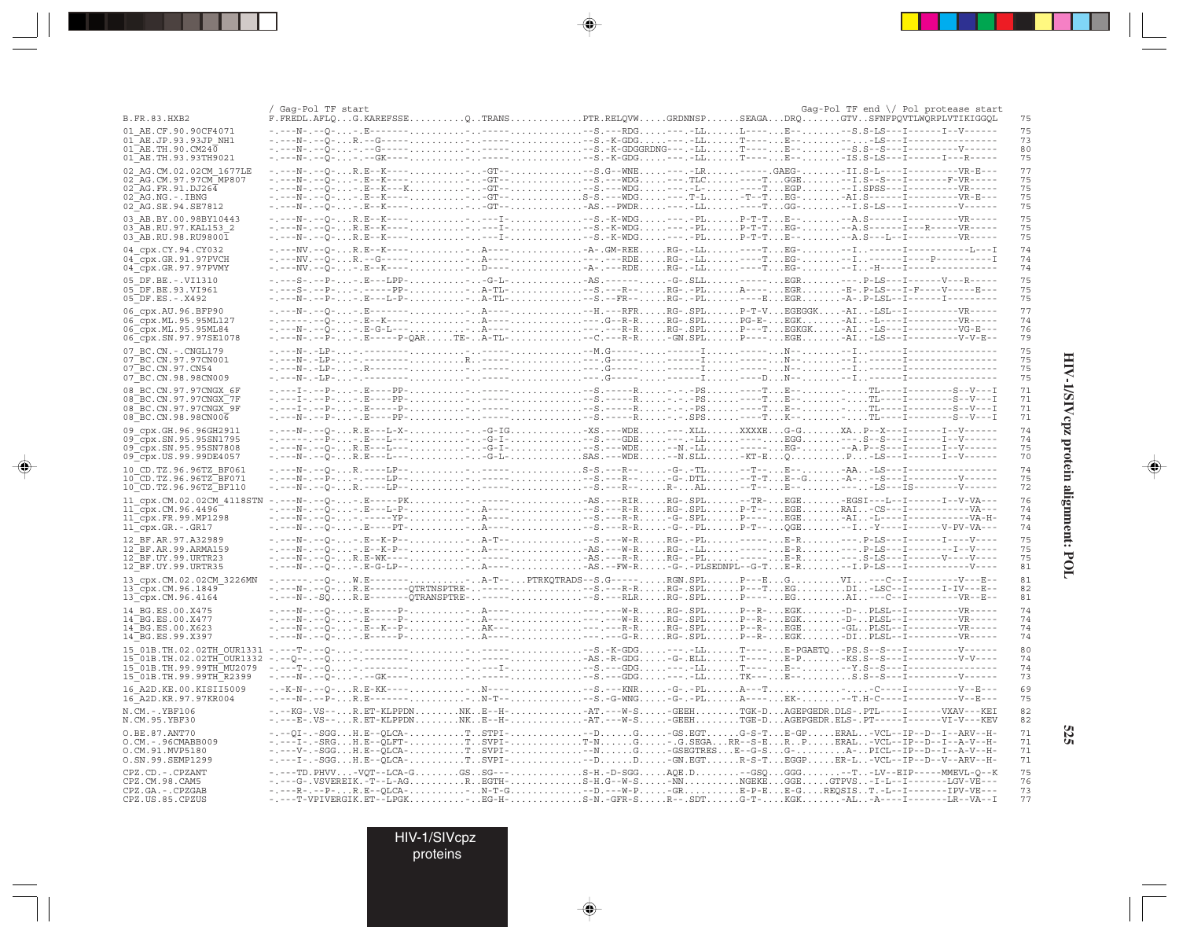```
                           / Gag-Pol TF start                                                                                Gag-Pol TF end \/ Pol protease start
B.FR.83.HXB2               F.FREDL.AFLQ...G.KAREFSSE..........Q..TRANS.............PTR.RELQVW.....GRDNNSP......SEAGA...DRQ.......GTV..SFNFPQVTLWQRPLVTIKIGGQL    75
01_AE.CF.90.90CF4071       -.---N-.--Q-...-.E--------.........-..-----.............--S.---RDG.....----.-LL......L----...E--.......--S.S-LS---I------I--V------    75
01_AE.JP.93.93JP_NH1       -.---N-.--Q-...R.--G------.........-..-----.............--S.-K-GDG.....----.-LL......T----...E--.......--...-LS---I----------------    73
01_AE.TH.90.CM240          -.---N-.--Q-...-.--G------.........-..-----.............--S.-K-GDGGRDNG----.-LL......T----...E--.......--S.S--S---I---------V------    80
01_AE.TH.93.93TH9021       -.---N-.--Q-...-.--GK-----.........-..-----.............--S.-K-GDG.....----.-LL......T----...E--.......-IS.S-LS---I-----I---R-----    75
02_AG.CM.02.02CM_1677LE    -.---N-.--Q-...R.E--K-----.........-..-GT--.............--S.G--WNE.....----.-LR......-----.GAEG-......-II.S-L----I---------VR-E---    77
02_AG.CM.97.97CM_MP807     -.---N-.--Q-...-.E--K-----.........-..-GT--.............--S.---WDG.....----.TLC......----T..GGE.......--I.S--S---I-------F-VR-----    75
02_AG.FR.91.DJ264          -.---N-.--Q-...-.E--K---K.........-..-GT--.............--S.---WDG.....----.-L-......----T..EGP.......--I.SPSS---I---------VR-----    75
02_AG.NG.-.IBNG            -.---N-.--Q-...-.E--K-----.........-..-GT--.............S-S.---WDG.....----.T-L......-T--T..EG-.......-AI.S------I---------VR-E---    75
02_AG.SE.94.SE7812         -.---N-.--Q-...-.E--K-----.........-..-GT--.............-AS.--PWDR.....----.-LL......----T..GG-.......--I.S-LS---I---------V------    75
03_AB.BY.00.98BY10443      -.---N-.--Q-...R.E--K-----.........-..---I-.............--S.-K-WDG.....----.-PL......P-T-T...E--.......--A.S------I---------VR-----    75
03_AB.RU.97.KAL153_2       -.---N-.--Q-...R.E--K-----.........-..---I-.............--S.-K-WDG.....----.-PL......P-T-T...EG-.......--A.S------I---R-----VR-----    75
03_AB.RU.98.RU98001        -.---N-.--Q-...R.E--K-----.........-..---I-.............--S.-K-WDG.....----.-PL......P-T-T...E--.......--A.S---L--I---------VR-----    75
04_cpx.CY.94.CY032         -.---NV.--Q-...R.E--K-----.........-..A----.............-A-.GM-REE.....RG-.-LL......----T...EG-.......--I.-------I-----------L---I    74
04_cpx.GR.91.97PVCH        -.---NV.--Q-...R.--G------.........-..A----.............----RDE.....RG-.-LL......----T...EG-.......--I.-------I----P----------I    74
04_cpx.GR.97.97PVMY        -.---NV.--Q-...-.E--K-----.........-..D----.............-A-.---RDE.....RG-.-LL......----T...EG-.......--I..-H----I----------------    74
05_DF.BE.-.VI1310          -.---S-.--P-...-.E---LPP--.........-..-G-L-.............-AS.-----------.-G-.SLL......------...EGR.......----.P-LS---I------V---R-----    75
05_DF.BE.93.VI961          -.---S-.--P-...-.-----PP--.........-..A-TL-.............--S.---R--.....RG-.-PL......A-----...EGR.......-E-.P-LS---I-F----V-----E---    75
05_DF.ES.-.X492            -.---N-.--P-...-.E---L-P--.........-..A-TL-.............--S.---FR--.....RG-.-PL......----E...EGR.......-A-.P-LSL--I------I----------    75
06_cpx.AU.96.BFP90         -.---N-.--Q-...-.E--------.........-..A----.............-H.---RFR.....RG-.SPL......P-T-V...EGEGGK.....-AI..-LSL--I---------VR-----    77
06_cpx.ML.95.95ML127       -.---N-.--Q-...-.E--K-----.........-..A----.............----.G--R-R.....RG-.SPL......PG-E-...EGK.......-AI..-L----I---------VR-----    74
06_cpx.ML.95.95ML84        -.---N-.--Q-...-.E-G-L----.........-..A----.............----.---R-R.....RG-.SPL......P---T...EGKGK.....-AI..-LS---I---------VG-E---    76
06_cpx.SN.97.97SE1078      -.---N-.--P-...-.E-----P-QAR......TE-..A-TL-.............--C.---R-R.....-GN.SPL......P----...EGE.......-AI..-LS---I---------V-V-E--    79
07_BC.CN.-.CNGL179         -.---N-.-LP-...-.---------.........-..-----.............-M.G----.......------I.......------...N--.......--I.-------I-----------------    75
07_BC.CN.97.97CN001        -.---N-.-LP-...-.---------.........R..-----.............----.G-----.......------I.......------...N--.......--I.-------I-----------------    75
07_BC.CN.97.CN54           -.---N-.-LP-...-.R--------.........-..-----.............----.G-----.......------I.......------...N--.......--I.-------I-----------------    75
07_BC.CN.98.98CN009        -.---N-.-LP-...-.---------.........-..-----.............----.G-----.......------I.......----D..N--.......--I.-------I-----------------    75
08_BC.CN.97.97CNGX_6F      -.---I-.--P-...-.E----PP--.........-..-----.............--S.-----R.....-.-.-PS......----T...E--.......-....TL----I--------S--V---I    71
08_BC.CN.97.97CNGX_7F      -.---I-.--P-...-.E----PP--.........-..-----.............--S.-----R.....-.-.-PS......----T...E--.......-....TL----I--------S--V---I    71
08_BC.CN.97.97CNGX_9F      -.---I-.--P-...-.E-----P--.........-..-----.............--S.-----R.....-.-.-PS......----T...E--.......-....TL----I--------S--V---I    71
08_BC.CN.98.98CN006        -.---N-.--P-...-.E----PP--.........-..-----.............--S.-----R.....-.-.SPS......----T...K--.......-....TL----I--------S--V---I    71
09_cpx.GH.96.96GH2911      -.---N-.--Q-...R.E---L-X-.........-..-G-IG.............-XS.---WDE.....----.XLL......XXXXE...G-G.......XA..P--X---I------I--V------    74
09_cpx.SN.95.95SN1795      -.---N-.--Q-...R.E---L----.........-..-G-I-.............--S.---GDE.....----.-LL......-----...EGG.......----.S--S---I------I--V------    74
09_cpx.SN.95.95SN7808      -.---N-.--Q-...R.E---L----.........-..-G-I-.............--S.---WDE.....--N.-LL......-----...EG-.......--A.P--S---I------I--V------    75
09_cpx.US.99.99DE4057      -.---N-.--Q-...R.E---L----.........-..-G-L-.............SAS.---WDE.....--N.SLL......-KT-E...Q.........P....-LS---I------I--V------    70
10_CD.TZ.96.96TZ_BF061     -.---N-.--Q-...R.----LP---.........-..-----.............S-S.---R--.....-G-.-TL......--T--...E--.......-AA..-LS---I----------------    74
10_CD.TZ.96.96TZ_BF071     -.---N-.--P-...-.----LP---.........-..-----.............--S.---R--.....-G-.DTL......--T-T...E--G.......-A-....-S---I---------V------    75
10_CD.TZ.96.96TZ_BF110     -.---N-.--Q-...R.----LP---.........-..-----.............--S.---R--.....R--.-AL......--T--...E--.......-.....LS---IS--------V------    72
11_cpx.CM.02.02CM_4118STN  -.---N-.--Q-...-.E-----PK.........-..-----.............-AS.---RIR.....RG-.SPL......--TR-...EGE.......-EGSI---L--I------I--V-VA---    76
11_cpx.CM.96.4496          -.---N-.--Q-...-.E---L-P--.........-..A----.............--S.---R-R.....RG-.SPL......P-T--...EGE.......RAI..-CS---I-----------VA---    74
11_cpx.FR.99.MP1298        -.---N-.--Q-...-.------YP-.........-..A----.............--S.---R-R.....-G-.SPL......P----...EGE.......-AI..-L----I-----------VA-H-    74
11_cpx.GR.-.GR17           -.---N-.--Q-...-.E-----PT-.........-..A----.............--S.---R-R.....-G-.-PL......P-T--...QGE.......--I..-Y----I-------V-PV-VA---    74
12_BF.AR.97.A32989         -.---N-.--Q-...-.E--K-P---.........-..A-T--.............--S.---W-R.....RG-.-PL......-----...E-R.......----.P-LS---I-------I----V----    75
12_BF.AR.99.ARMA159        -.---N-.--Q-...-.E--K-P---.........-..A----.............-AS.---W-R.....RG-.-LL......-----...E-R.......----.P-LS---I--------I--V----    75
12_BF.UY.99.URTR23         -.---N-.--Q-...R.E-WK-----.........-..-----.............-AS.---R-R.....RG-.-PL......-----...E-R.......----.S-LS---I------V----V----    75
12_BF.UY.99.URTR35         -.---N-.--Q-...-.E-G-LP---.........-..A----.............-AS.--FW-R.....-G-.-PLSEDNPL--G-T...E-R.......--I.P-LS---I------------V----    81
13_cpx.CM.02.02CM_3226MN   -.------.--Q...W.E--------.........-..A-T-...PTRKQTRADS--S.G---------.RGN.SPL......P---E...G.........VI.----C--I---------V---E--    81
13_cpx.CM.96.1849          -.---N-.--Q-...R.E--------QTRTNSPTRE-..-----.............--S.---R-R.....RG-.SPL......P---T...EG.........DI..-LSC--I------I-IV---E--    82
13_cpx.CM.96.4164          -.---N-.-SQ....R.E--------QTRANSPTRE-..-----.............--S.---RLR.....RG-.SPL......P----...EG.........AI..---C--I---------VR--E--    81
14_BG.ES.00.X475           -.---N-.--Q-...-.E-----P--.........-..A----.............----.---W-R.....RG-.SPL......P--R-...EGK.......-D-..PLSL--I---------VR-----    74
14_BG.ES.00.X477           -.---N-.--Q-...-.E-----P--.........-..A----.............----.---W-R.....RG-.SPL......P--R-...EGK.......-D-..PLSL--I---------VR-----    74
14_BG.ES.00.X623           -.---N-.--Q-...-.E--K--P--.........-..AK---.............----.---R-R.....RG-.SPL......P--R-...EGE.......-GL..PLSL--I---------VR-----    74
14_BG.ES.99.X397           -.---N-.--Q-...-.E-----P--.........-..A----.............----.---G-R.....RG-.SPL......P--R-...EGK.......-DI..PLSL--I---------VR-----    74
15_01B.TH.02.02TH_OUR1331  -.---T-.--Q-...-.---------.........-..-----.............--S.-K-GDG.....----.-LL......T----...E-PGAETQ..-PS.S--S---I---------V------    80
15_01B.TH.02.02TH_OUR1332  -.---Q-.--Q-...-.---------.........-..-----.............-AS.-R-GDG.....-G-.ELL......T----...E-P.......-KS.S--S---I---------V-V----    74
15_01B.TH.99.99TH_MU2079   -.---T-.--Q-...-.---------.........-..---I-.............--S.---GDG.....----.-LL......T----...E--.......--Y.S--S---I----------------    74
15_01B.TH.99.99TH_R2399    -.---N-.--Q-...-.---GK----.........-..-----.............--S.---GDG.....----.-LL......TK---...E--.........S.S--S---I---------V------    73
16_A2D.KE.00.KISII5009     -.-K-N-.--Q-...R.E-KK-----.........-..N----.............--S.---KNR.....-G-.-PL......A---T...............-.....C----I---------V--E---    69
16_A2D.KR.97.97KR004       -.---N-.--P-...R.E--------.........-..N-T--.............--S.-G-WNG.....-G-.-PL......A----...EK-.......--T.H-C----I---------V--E---    75
N.CM.-.YBF106              -.--KG-.VS--...R.ET-KLPPDN........NK..E--H-.............-AT.---W-S.....-GEEH........TGK-D...AGEPGEDR.DLS-.PTL----I------VXAV---KEI    82
N.CM.95.YBF30              -.---E-.VS--...R.ET-KLPPDN........NK..E--H-.............-AT.---W-S.....-GEEH........TGE-D...AGEPGEDR.ELS-.PT-----I-------VI-V---KEV    82
O.BE.87.ANT70              -.--QI-.-SGG...H.E--QLCA-..........T..STPI-.............--D......G.....-GS.EGT......G-S-T...E-GP......ERAL..-VCL--IP--D--I--ARV--H-    71
O.CM.-.96CMABB009          -.---I-.-SRG...H.E--QLFT-..........T..SVPI-.............T-N......G.....-.G.SEGA...RR--S-E...R..P......ERAL..-VCL--IP--D--I--A-V--H-    71
O.CM.91.MVP5180            -.---V-.-SGG...H.E--QLCA-..........T..SVPI-.............--N......G.....-GSEGTRES....E--G-S...G-..........A-..PICL--IP--D--I--A-V--H-    71
O.SN.99.SEMP1299           -.---I-.-SGG...H.E--QLCA-..........T..SVPI-.............--D......D.....-GN.EGT......R-S-T...EGGP......ER-L..-VCL--IP--D--V--ARV--H-    71
CPZ.CD.-.CPZANT            -.---TD.PHVV....VQT--LCA-G.........GS..SG---.............S-H.-D-SGG.....AQE.D........--GSQ...GGG.........--T..-LV--EIP------MMEVL--Q--K    75
CPZ.CM.98.CAM5             -.---G-.VSVEREIK.-T--L-AG..........R..EGTH-.............S-H.G--W-S.....-NN..........NGEKE...GGE......GTPVS..-I-L--I--------LGV-VE---    76
CPZ.GA.-.CPZGAB            -.---R-.--P-...R.E--QLCA-..........-..N-T-G.............--D.---W-P.....-GR.........E-P-E...E-G......REQSIS..T.-L--I--------IPV-VE---    73
CPZ.US.85.CPZUS            -.---T-VPIVERGIK.ET--LPGK..........-..EG-H-.............S-N.-GFR-S.....R--.SDT......G-T-...KGK.......-AL..-A----I--------LR--VA--I    77
```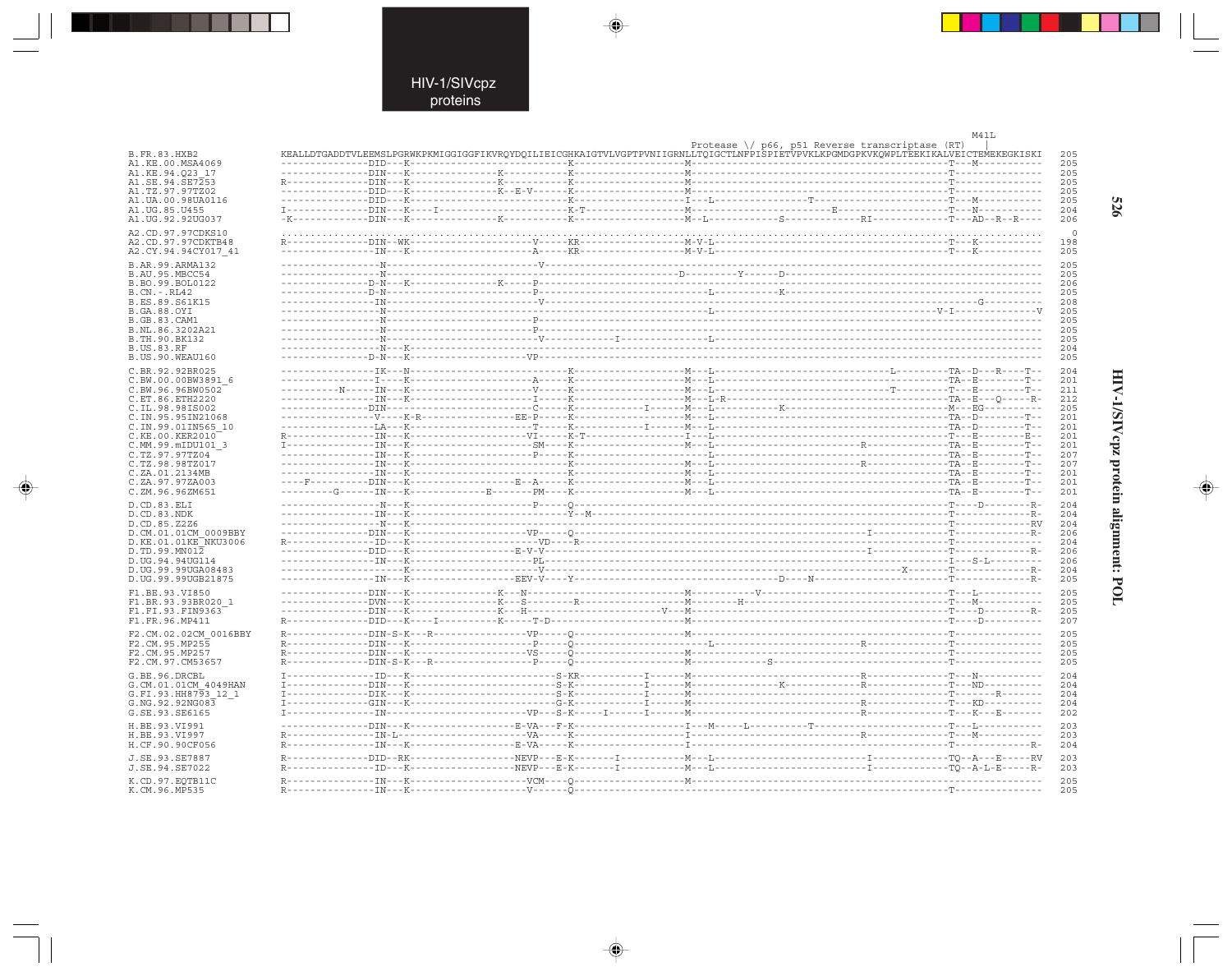HIV-1/SIVcpz proteins

```
                                                                                                                                                    M41L
                                                                                      Protease \/ p66, p51 Reverse transcriptase (RT)        |
B.FR.83.HXB2            KEALLDTGADDTVLEEMSLPGRWKPKMIGGIGGFIKVRQYDQILIEICGHKAIGTVLVGPTPVNIIGRNLLTQIGCTLNFPISPIETVPVKLKPGMDGPKVKQWPLTEEKIKALVEICTEMEKEGKISKI  205
A1.KE.00.MSA4069        ---------------DID---K--------------------------K------------------M----------------------------------------------T--M-----------  205
A1.KE.94.Q23_17         ---------------DIN---K--------------K-----------K------------------M----------------------------------------------T---------------  205
A1.SE.94.SE7253         R--------------DIN---K--------------K-----------K------------------M----------------------------------------------T---------------  205
A1.TZ.97.97TZ02         ---------------DID---K--------------K--E-V------K------------------M----------------------------------------------T---------------  205
A1.UA.00.98UA0116       ---------------DID---K--------------------------K------------------I---L----------------T-------------------------T--M-----------  205
A1.UG.85.U455           I--------------DIN---K----I---------------------K-T----------------M--------------------------E-------------------T--N-----------  204
A1.UG.92.92UG037        -K-------------DIN---K--------------K-----------K------------------M--L----------S-------------RI-----------------T---AD--R--R----  206

A2.CD.97.97CDKS10       ..............................................................................................................................    0
A2.CD.97.97CDKTB48      R--------------DIN--WK--------------------V-----KR-----------------M-V-L------------------------------------------T---K-----------  198
A2.CY.94.94CY017_41     ---------------IN----K--------------------A-----KR-----------------M-V-L------------------------------------------T---K-----------  205

B.AR.99.ARMA132         -----------------N------------------------V---------------------------------------------------------------------------------------  205
B.AU.95.MBCC54          -----------------N----------------------------------------------D----------Y------D-----------------------------------------------  205
B.BO.99.BOL0122         ---------------D-N---K--------------K-----P-------------------------------------------------------------------------------------------  206
B.CN.-.RL42             ---------------D-N------------------------P-----------------------L----------K--------------------------------------------------  205
B.ES.89.S61K15          ----------------IN------------------------V--------------------------------------------------------------------------G---------  208
B.GA.88.OYI             -----------------N------------------------------------------------L-----------------------------------------------V-I--------------V  205
B.GB.83.CAM1            -----------------N------------------------P-------------------------------------------------------------------------------------  205
B.NL.86.3202A21         -----------------N------------------------P-------------------------------------------------------------------------------------  205
B.TH.90.BK132           -----------------N------------------------V-------------I---------L---------------------------------------------------------------  205
B.US.83.RF              -----------------N---K----------------------------------------------------------------------------------------------------------  204
B.US.90.WEAU160         ---------------D-N---K-------------------VP-------------------------------------------------------------------------------------  205

C.BR.92.92BR025         ----------------IK---N--------------------------K------------------M---L---------------------------L---------TA--D---R----T--  204
C.BW.00.00BW3891_6      ----------------I----K--------------------A-----K------------------M---L---------------------------------------TA--E--------T--  201
C.BW.96.96BW0502        ---------N------IN---K--------------------V-----K------------------M---L---------------------------T-----------T---E--------T--  211
C.ET.86.ETH2220         ----------------IN---K--------------------I-----K------------------M---L-R-----------------------------------TA--E---Q-----R-  212
C.IL.98.98IS002         ----------------DIN-----------------------C-----K-------I----------M---L-----------K--------------------------M---EG----------  205
C.IN.95.95IN21068       ----------------V----K-R-----------------EE-P---K------------------M---L---------------------------------------TA--D--------T--  201
C.IN.99.01IN565_10      ----------------LA---K--------------------T-----K-------I----------M---L---------------------------------------TA--D--------T--  201
C.KE.00.KER2010         R---------------IN---K-------------------VI-----K-T----------------I---L---------------------------------------T---E--------E--  201
C.MM.99.mIDU101_3       I---------------IN---K-------------------SM-----K------------------M---L--------------------R-------------------TA--E--------T--  201
C.TZ.97.97TZ04          ----------------IN---K--------------------P-----K------------------L---------------------------------------------TA--E--------T--  207
C.TZ.98.98TZ017         ----------------IN---K--------------------------K------------------M---L--------------------R-------------------TA--E--------T--  207
C.ZA.01.2134MB          ----------------IN---K--------------------------K------------------M---L---------------------------------------TA--E--------T--  201
C.ZA.97.97ZA003         ---F------------DIN--K--------------E--A--------K------------------M---L---------------------------------------TA--E--------T--  201
C.ZM.96.96ZM651         --------G-------IN---K------------E-------PM----K------------------M---L---------------------------------------TA--E--------T--  201

D.CD.83.ELI             -----------------N---K--------------------P-----Q---------------------------------------------------------------T----D--------R-  204
D.CD.83.NDK             ----------------IN---K--------------------------Y--M--------------------------------------------------------------T-------------R-  204
D.CD.85.Z2Z6            -----------------N---K---------------------------------------------------------------------------------------------T-------------RV  204
D.CM.01.01CM_0009BBY    ---------------DIN---K-------------------VP-----Q------------------------------------------------I-------------T-------------R-  206
D.KE.01.01KE_NKU3006    R---------------ID---K--------------------VD----R--------------------------------------------------------------T---------------  204
D.TD.99.MN012           ---------------DID---K-------------------E-V-V----------------------------------------------------I-------------T-------------R-  206
D.UG.94.94UG114         ----------------IN---K--------------------PL--------------------------------------------------------------------I---S-L---------  206
D.UG.99.99UGA08483      ---------------------K--------------------V-------------------------------------------------------X-------------T-------------R-  204
D.UG.99.99UGB21875      ----------------IN---K------------------EEV-V---Y------------------------------D----N---------------------------T-------------R-  205

F1.BE.93.VI850          ---------------DIN---K--------------K---N------------------------M-----------V-------------------------------------T---L-----------  205
F1.BR.93.93BR020_1      ---------------DVN---K--------------K---S-------R----------------M---------H---------------------------------------T---M-----------  205
F1.FI.93.FIN9363        ---------------DIN---K--------------K---H-------------------V----M-------------------------------------------------T----D--------R-  205
F1.FR.96.MP411          R--------------DID---K-----I--------K----T-D-----------------------M-----------------------------------------------T----D----------  207

F2.CM.02.02CM_0016BBY   R--------------DIN-S-K---R---------------VP-----Q------------------M-------------------------------------------------T---------------  205
F2.CM.95.MP255          R--------------DIN---K--------------------P-----Q------------------M---L-----------------------------R---------------T---------------  205
F2.CM.95.MP257          R--------------DIN---K-------------------VS-----Q------------------M-------------------------------------------------T---------------  205
F2.CM.97.CM53657        R--------------DIN-S-K---R----------------P-----Q------------------M---------------S-----------------------------------T---------------  205

G.BE.96.DRCBL           I---------------ID---K------------------------S-KR----------I------M-------------------------------R---------------T---N-----------  204
G.CM.01.01CM_4049HAN    I--------------DIN---K------------------------S-K-----------I------M---------------K-------------R---------------T---ND----------  204
G.FI.93.HH8793_12_1     I--------------DIK---K------------------------S-K-----------I------M-----------------------------------------------T--------R-------  204
G.NG.92.92NG083         I--------------GIN---K------------------------G-K-----------I------M-------------------------------R---------------T---KD----------  204
G.SE.93.SE6165          I---------------IN------------------------VP--S-K-----I-----I------M-------------------------------R---------------T---K---E--------  202

H.BE.93.VI991           ---------------DIN---K----------------E-VA---F-K------------------I---M-----L----------T-------------------------T---L-----------  203
H.BE.93.VI997           R---------------IN-L------------------------VA---K------------------I-------------------------------R---------------T---M-----------  203
H.CF.90.90CF056         R---------------IN---K----------------E-VA-----K------------------I-----------------------------------------------T-------------R-  204

J.SE.93.SE7887          R--------------DID--RK---------------NEVP---E-K-------I-----------M---L----------------------------I------------TQ--A---E-----RV  203
J.SE.94.SE7022          R---------------ID---K---------------NEVP---E-K-------I-----------M---L----------------------------I------------TQ--A-L-E-----R-  203

K.CD.97.EQTB11C         R---------------IN---K-------------------VCM----Q------------------M----------------------------------------------------------------  205
K.CM.96.MP535           R---------------IN---K--------------------V-----Q--------------------------------------------------------------T---------------  205
```

HIV-1/SIVcpz protein alignment: POL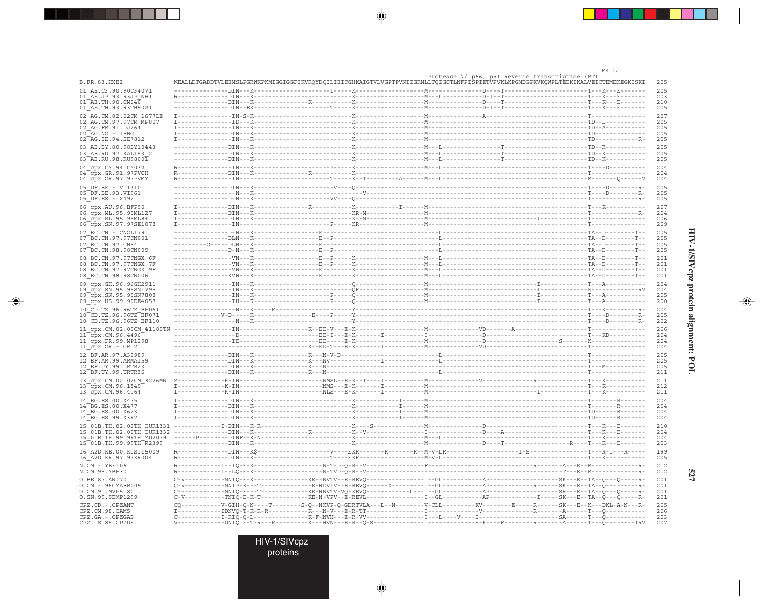```
                                                                                                                                             M41L
                                                                                          Protease \/ p66, p51 Reverse transcriptase (RT)    |
B.FR.83.HXB2              KEALLDTGADDTVLEEMSLPGRWKPKMIGGIGGFIKVRQYDQILIEICGHKAIGTVLVGPTPVNIIGRNLLTQIGCTLNFPISPIETVPVKLKPGMDGPKVKQWPLTEEKIKALVEICTEMEKEGKISKI  205

01_AE.CF.90.90CF4071      ---------------DIN--K---------------------I-----K-----------------M--------------D----T------------------------T---K---E-------  205
01_AE.JP.93.93JP_NH1      R--------------DIN--K---------------------------K-----------------M---L-----------D-I--T------------------------T---K---E-------  203
01_AE.TH.90.CM240         ---------------DIN--K-------------K-------------K-----------------M--------------D----T------------------------T---K---E-------  210
01_AE.TH.93.93TH9021      ---------------DIN--EK--------------------T-----K-----------------M--------------D-I--T------------------------T---K---E-------  205

02_AG.CM.02.02CM_1677LE   I--------------IN-S-K---------------------------K-----------------M--------------A------------------------------T---------------  207
02_AG.CM.97.97CM_MP807    I--------------ID---K---------------------------K-----------------M-----------------------------------------------TD--L----------  205
02_AG.FR.91.DJ264         I--------------DIN--K---------------------------K-----------------M-----------------------------------------------TD--A----------  205
02_AG.NG.-.IBNG           I--------------DIN--K---------------------------K-----------------M-----------------------------------------------TD--------------  205
02_AG.SE.94.SE7812        I--------------IN---K---------------------------K-----------------M-----------------------------------------------TD------------R-  205

03_AB.BY.00.98BY10443     ---------------DIN--K---------------------------K-----------------M---L--------------T----------------------------TD--R----------  205
03_AB.RU.97.KAL153_2      ---------------DIN--K---------------------------K-----------------M---L--------------T----------------------------TD--K----------  205
03_AB.RU.98.RU98001       ---------------DIN--K---------------------------K-----------------M---L--------------T----------------------------ID--K----------  205

04_cpx.CY.94.CY032        R--------------IN---K--------------------P------K-----------------M---L-------------------------------------------T----D----------  204
04_cpx.GR.91.97PVCH       R--------------DIN--K-------------K-------------K-----------------------------------------------------------------T---------------  204
04_cpx.GR.97.97PVMY       R--------------IN-----------------------T------K--T---------A------M---L-------------------------------------------R-------Q------V  204

05_DF.BE.-.VI1310         ---------------DIN--K--------------------V----Q-------------------------------------------------------------------T----D--------R-  205
05_DF.BE.93.VI961         ----------------N---K----------------------------V----------------------------------------------------------------T----D--------R-  205
05_DF.ES.-.X492           ---------------D-N--K-------------------VV----Q-------------------------------------------------------------------I-------------R-  205

06_cpx.AU.96.BFP90        I--------------DIN--K-------------K-------------K------------I------M-------------------------------------------T----K-----------  207
06_cpx.ML.95.95ML127      I--------------DIN--K---------------------------KR-M----------------M-------------------------------------------T-------------R-  204
06_cpx.ML.95.95ML84       I--------------DIN--K---------------------------K--M----------------M-------------------------I-----------------T---------------  206
06_cpx.SN.97.97SE1078     I--------------IN------------------------P------KR------------------M-------------------------------------------T---------------  209

07_BC.CN.-.CNGL179        ---------------D-N--K------------------E--P-----------------------------L-------------------------------------------TA--D--------T--  205
07_BC.CN.97.97CN001       ---------------DLN--K------------------E--P-----------------------------L-------------------------------------------TA--D--------T--  205
07_BC.CN.97.CN54          ---------G-----DLN--K------------------E--P-----------------------------L-------------------------------------------TA--D--------T--  205
07_BC.CN.98.98CN009       ---------------D-N--K------------------E--P-----------------------------L-------------------------------------------TA--D--------T--  205

08_BC.CN.97.97CNGX_6F     ---------------VN---K------------------E--P-----K-----------------M---L-------------------------------------------TA--D--------T--  201
08_BC.CN.97.97CNGX_7F     ---------------VN---K------------------E--P-----K-----------------M---L-------------------------------------------TA--D--------T--  201
08_BC.CN.97.97CNGX_9F     ---------------VN---K------------------E--P-----K-----------------M---L-------------------------------------------TA--D--------T--  201
08_BC.CN.98.98CN006       ---------------KVN--K------------------E--P-----K-----------------M---L-------------------------------------------TA--D--------T--  201

09_cpx.GH.96.96GH2911     ---------------IN---K-------------------------Q-------------------M--------------------------I-----------------T---A-----------  204
09_cpx.SN.95.95SN1795     ---------------IN---K--------------------P-----QR-----------------M--------------------------I-----------------K-------------RV  204
09_cpx.SN.95.95SN7808     ---------------IN---K--------------------P-----Q------------------M--------------------------I-----------------T---A-----------  205
09_cpx.US.99.99DE4057     ---------------IH---K--------------------P-----Q------------------M--------------------------I-----------------T---A-----------  200

10_CD.TZ.96.96TZ_BF061    ----------------N---K-----M----------------------Y--------------------------------------------------------------T---K---------R-  204
10_CD.TZ.96.96TZ_BF071    ------------V-D-----K----------------E----P-----Y--------------------------------------------------------------T----D--------R-  205
10_CD.TZ.96.96TZ_BF110    ----------------N---K----------------------------Y--------------------------------------------------------------T----D--------R-  202

11_cpx.CM.02.02CM_4118STN ---------------IN-----------------K--EE-V---E-K------------------M--------------VD-------A----------------------T---------------  206
11_cpx.CM.96.4496         ----------------D------------------EE-I---E-K-------I-------------I--------------D--------------------------------T---KD----------  204
11_cpx.FR.99.MP1298       ---------------IE------------------EE-----E-K---------------------M--------------D----------------------S-------K---------------  204
11_cpx.GR.-.GR17          -----------------------------------K--ED-T---E-K-------I-----------M--------------VD-------------------------------T---------------  204

12_BF.AR.97.A32989        ---------------DIN--K-------------K---N-V-D-----------------------------L-------------------------------------------T---------------  205
12_BF.AR.99.ARMA159       ---------------DIN--K-------------K---NV-------------I------------------L-------------------------------------------T---------------  205
12_BF.UY.99.URTR23        ---------------DIN--K-------------K---N-------------------------------------------------------------------------------T---M-----------  205
12_BF.UY.99.URTR35        ---------------DIN--K-------------K---N-------------------------------L-------------------------------------------T---------------  211

13_cpx.CM.02.02CM_3226MN  M-------------K-IN------------------------NMSL--E-K--T---I------------M--------------V------------R--------------T---K-----------  211
13_cpx.CM.96.1849         I-------------K-IN------------------------NMS---E-K-------I------------M---------------------------------------------T---K-----------  212
13_cpx.CM.96.4164         I-------------K-IN------------------------NLS---E-K-------I------------M-------------------------I-----------------T---K-----------  211

14_BG.ES.00.X475          I--------------DIN--K---------------------------K-----------I------M-----------------------------------------------T-------R-------  204
14_BG.ES.00.X477          I--------------DIN--K---------------------------K-----------I------M-----------------------------------------------T-------R-------  204
14_BG.ES.00.X623          I--------------DIN--K---------------------------K-----------I------M-----------------------------------------------TD------R-------  204
14_BG.ES.99.X397          I--------------DIN--K---------------------------K-----------I------M-----------------------------------------------TD------R-------  204

15_01B.TH.02.02TH_OUR1331 ------------I-DIN--K-R---------------------------K----S-------------M--------------D------------------------------T---K---E-------  210
15_01B.TH.02.02TH_OUR1332 ---------------DIN--K-------------K-------------K--V---------------I--------------D----A-------------------------T---K---E-------  204
15_01B.TH.99.99TH_MU2079  ------P----P---DINF--K-N--------------------P-----K-----------------M---L----------------------------------------T---K---E-------  204
15_01B.TH.99.99TH_R2399   ---------------DIN--K---------------------------K-----------------M--------------D----T------------------R-----T---K---E-------  203

16_A2D.KE.00.KISII5009    R--------------DIN---K$--------------------V----EKR-------R-------R--M-V-LR--------------------I-S----------------T---R-I---R-----  199
16_A2D.KR.97.97KR004      R--------------DIN--K--------------------T----EKR-----------------M-V-L------------------------------------------T---K-----------  205

N.CM.-.YBF106             R-------------I--IQ-E-K------------------N-T-D-Q-R--V----------------F------------------------------R--------A---E--R-------------R-  212
N.CM.95.YBF30             R-------------I--LQ-E-K------------------N-TVD-Q-R--V--------------------------------------------------------T---E--R-------------R-  212

O.BE.87.ANT70             C-V-----------NNIQ-E-K--------------KE--NVTV--E-REVQ--------------I--GL------------AP------------------SK---E--TA--Q---Q-----R-  201
O.CM.-.96CMABB009         C-V-----------NNIP-K---T------------E-NDVIV--E-REVQ------X---------I--GL------------AP-----------R------SK---E--TA--Q-----------R-  201
O.CM.91.MVP5180           C-------------NNIQ-E---T------------KE-NNVTV-VQ-KEVQ-------------L---I--GL------------AP------------------SR---E--TA--Q---Q-----R-  201
O.SN.99.SEMP1299          C-V-----------TNIQ-E-K-T------------KE-N-VPV--E-REVL--------------I--GL------------AP--------------I-----SK---E--TA--Q---Q-----R-  201

CPZ.CD.-.CPZANT           CQ------------V-GIH-Q-N----T--------S-Q--NKVP-Q-GDRTVLA---L--N--------V-CLL----------KV----------E-----R------SK---E--K---DKL-A-N---R-  205
CPZ.CM.98.CAM5            I-------------IDNVQ-T-K-R-R------------K---N-V---E-R-TT--------------I---------------V--------------R------A------T---Q-----------  206
CPZ.GA.-.CPZGAB           C-------------I-RIQ-Q-L------------------K-F-NVH---E-R-VV----------------I---L----V----S----------------------SA------T---Q-----------  203
CPZ.US.85.CPZUS           V-------------DNIQIE-T-R---M-----------K---HVN---E-R--Q-S--------------I--------------S-K----R----------R--------A------T---Q---------TRV  207
```

HIV-1/SIVcpz proteins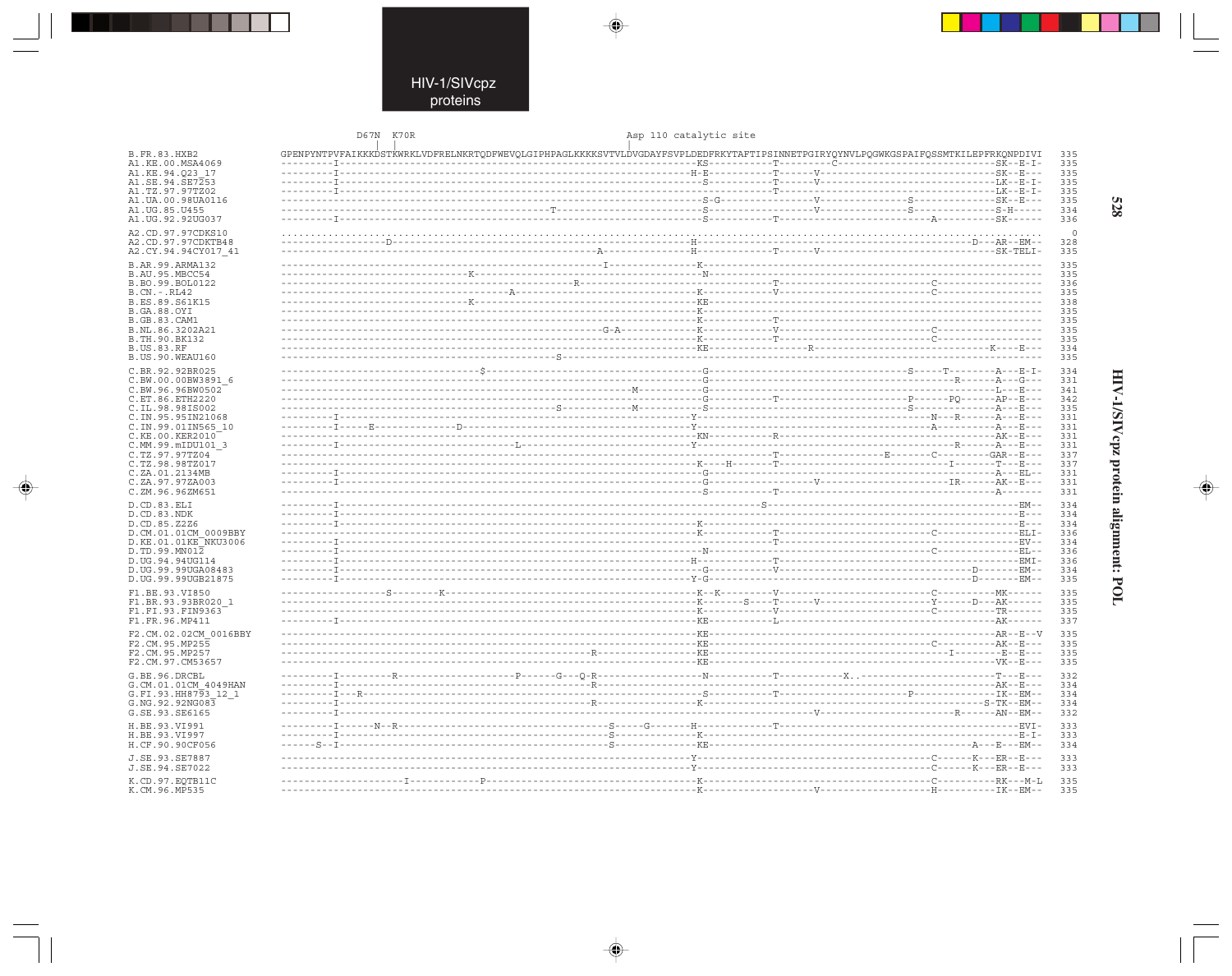```
                    D67N  K70R                                                    Asp 110 catalytic site
                      |     |                                                       |
B.FR.83.HXB2          GPENPYNTPVFAIKKKDSTKWRKLVDFRELNKRTQDFWEVQLGIPHPAGLKKKKSVTVLDVGDAYFSVPLDEDFRKYTAFTIPSINNETPGIRYQYNVLPQGWKGSPAIFQSSMTKILEPFRKQNPDIVI  335
A1.KE.00.MSA4069      ---------I------------------------------------------------------------------KS----------T---------C--------------------------SK--E-I-  335
A1.KE.94.Q23_17       ---------I------------------------------------------------------------------H-E---------T-----V---------------------------------SK--E---  335
A1.SE.94.SE7253       ---------I------------------------------------------------------------------S-----------T-----V---------------------------------LK--E-I-  335
A1.TZ.97.97TZ02       ---------I------------------------------------------------------------------------------T-----------------------------------LK--E-I-  335
A1.UA.00.98UA0116     ----------------------------------------------------------------------------S-G---------------V---------------S-------------SK--E---  335
A1.UG.85.U455         ----------------------------------------------T-----------------------------S-------------------V---------------S-------------S-H-----  334
A1.UG.92.92UG037      ---------I------------------------------------------------------------------S-----------T-------------------------A----------SK------  336

A2.CD.97.97CDKS10     ..........................................................................................................................................  0
A2.CD.97.97CDKTB48    ----------------D-----------------------------------------------------------H--------------------------------------------D---AR--EM--  328
A2.CY.94.94CY017_41   ------------------------------------------------------A---------------------H-----------T-----V----------------------------------SK-TELI-  335

B.AR.99.ARMA132       ------------------------------------------------------I---------------------K-------------------------------------------------------  335
B.AU.95.MBCC54        ----------------------------K-----------------------------------------------N-------------------------------------------------------  335
B.BO.99.BOL0122       -----------------------------------------------R----------------------------------------T-----------------------C------------------  336
B.CN.-.RL42           ---------------------------------------A------------------------------------K-----------V------------------------C------------------  335
B.ES.89.S61K15        ----------------------------K-----------------------------------------------KE----------------------------------------------------------  338
B.GA.88.OYI           ----------------------------------------------------------------------------K-------------------------------------------------------  335
B.GB.83.CAM1          ----------------------------------------------------------------------------K-----------T-----------------------------------------------  335
B.NL.86.3202A21       ------------------------------------------------------G-A-------------------K-----------V-----------------------C------------------  335
B.TH.90.BK132         ----------------------------------------------------------------------------K-----------T-----------------------C------------------  335
B.US.83.RF            ----------------------------------------------------------------------------KE--------------R-----------------------------K----E---  334
B.US.90.WEAU160       ---------------------------------------------S------------------------------------------------------------------------------------------  335

C.BR.92.92BR025       ------------------------------S---------------------------------------------G-------------------------------S-----T-------A---E-I-  334
C.BW.00.00BW3891_6    ----------------------------------------------------------------------------G---------------------------------------R------A---G---  331
C.BW.96.96BW0502      ------------------------------------------------------------M---------------G-------------------------------------------L---E---  341
C.ET.86.ETH2220       ----------------------------------------------------------------------------G-----------T---------------------P------PQ------AP--E---  342
C.IL.98.98IS002       ---------------------------------------------S--------------M---------------S-------------------------------S--------------A---E---  335
C.IN.95.95IN21068     ---------I--------------------------------------------------------------Y-----------------------------------N---R------A---E---  331
C.IN.99.01IN565_10    ---------I----E--------------D---------------------------------------Y--------------------------------------A-------------A---E---  331
C.KE.00.KER2010       ----------------------------------------------------------------------------KN----------R---------------------------------------AK--E---  331
C.MM.99.mIDU101_3     ---------I------------------------------L---------------------------Y-------------------------------------------R------A---E---  331
C.TZ.97.97TZ04        ----------------------------------------------------------------------------------------T-------------------E-------C---------GAR--E---  337
C.TZ.98.98TZ017       ----------------------------------------------------------------------------K----H------T------------------------------I--------T---E---  337
C.ZA.01.2134MB        ---------I------------------------------------------------------------------G-----------------------------------------------A---EL--  331
C.ZA.97.97ZA003       ---------I------------------------------------------------------------------G-------------------V---------------------IR------AK--E---  331
C.ZM.96.96ZM651       ----------------------------------------------------------------------------S-----------T-----------------------------------A------  331

D.CD.83.ELI           ---------I--------------------------------------------------------------------------S---------------------------------------------EM--  334
D.CD.83.NDK           ---------I---------------------------------------------------------------------------------------------------------------------E---  334
D.CD.85.Z2Z6          ---------I------------------------------------------------------------------K---------------------------------------------------E---  334
D.CM.01.01CM_0009BBY  ----------------------------------------------------------------------------K-----------T-----------------------C----------------ELI-  336
D.KE.01.01KE_NKU3006  ---------I--------------------------------------------------------------------------------T--------------------------------------------EV--  334
D.TD.99.MN012         ---------I------------------------------------------------------------------N-----------------------------------C----------------EL--  336
D.UG.94.94UG114       ---------I------------------------------------------------------------------H-----------T-----------------------------------------EMI-  336
D.UG.99.99UGA08483    ---------I------------------------------------------------------------------G-----------V---------------------------------D-------EM--  334
D.UG.99.99UGB21875    ---------I------------------------------------------------------------------Y-G---------------------------------------------D-------EM--  335

F1.BE.93.VI850        ----------------S--------K--------------------------------------------------K--K--------V-----------------------C----------MK------  335
F1.BR.93.93BR020_1    ----------------------------------------------------------------------------K------S----T-----V-----------------Y------D---AK------  335
F1.FI.93.FIN9363      ----------------------------------------------------------------------------K-----------V-----------------------C----------TR------  335
F1.FR.96.MP411        ---------I------------------------------------------------------------------KE----------L--------------------------------------AK------  337

F2.CM.02.02CM_0016BBY ----------------------------------------------------------------------------KE--------------------------------------------------AR--E--V  335
F2.CM.95.MP255        ----------------------------------------------------------------------------KE--------------------------------C-------------AK--E---  335
F2.CM.95.MP257        ------------------------------------------------------R---------------------KE------------------------------------I--------E--E---  335
F2.CM.97.CM53657      ----------------------------------------------------------------------------KE--------------------------------------------------VK--E---  335

G.BE.96.DRCBL         ---------I-------R------------------P------G---Q-R---------------------------N----------T-----------X..----------------------T---E---  332
G.CM.01.01CM_4049HAN  ---------I-----------------------------------------R------------------------------------------------------------------------AK--E---  334
G.FI.93.HH8793_12_1   ---------I---R--------------------------------------------------------------S-----------T-----------------------P-------------IK--EM--  334
G.NG.92.92NG083       ---------I---------------------------------------R--------------------------K-----------------------------------------------S-TK--EM--  334
G.SE.93.SE6165        ---------I------------------------------------------------------------------------------------V--------------------R------AN--EM--  332

H.BE.93.VI991         ---------I------N--R---------------------------S-----G-------H--------------T-----------------------------------------------------EVI-  333
H.BE.93.VI997         ---------I-------------------------------------S----------------------------K-------------------------------------------------------E-I-  333
H.CF.90.90CF056       -----S--I--------------------------------------S----------------------------KE--------------------------------------------A---E---EM--  334

J.SE.93.SE7887        ----------------------------------------------------------------------------Y-----------------------------------C------K---ER--E---  333
J.SE.94.SE7022        ----------------------------------------------------------------------------Y-----------------------------------C------K---ER--E---  333

K.CD.97.EQTB11C       --------------------I------------P------------------------------------------K-----------------------------------C-------------RK---M-L  335
K.CM.96.MP535         ----------------------------------------------------------------------------K-------------------V-----------------H----------IK--EM--  335
```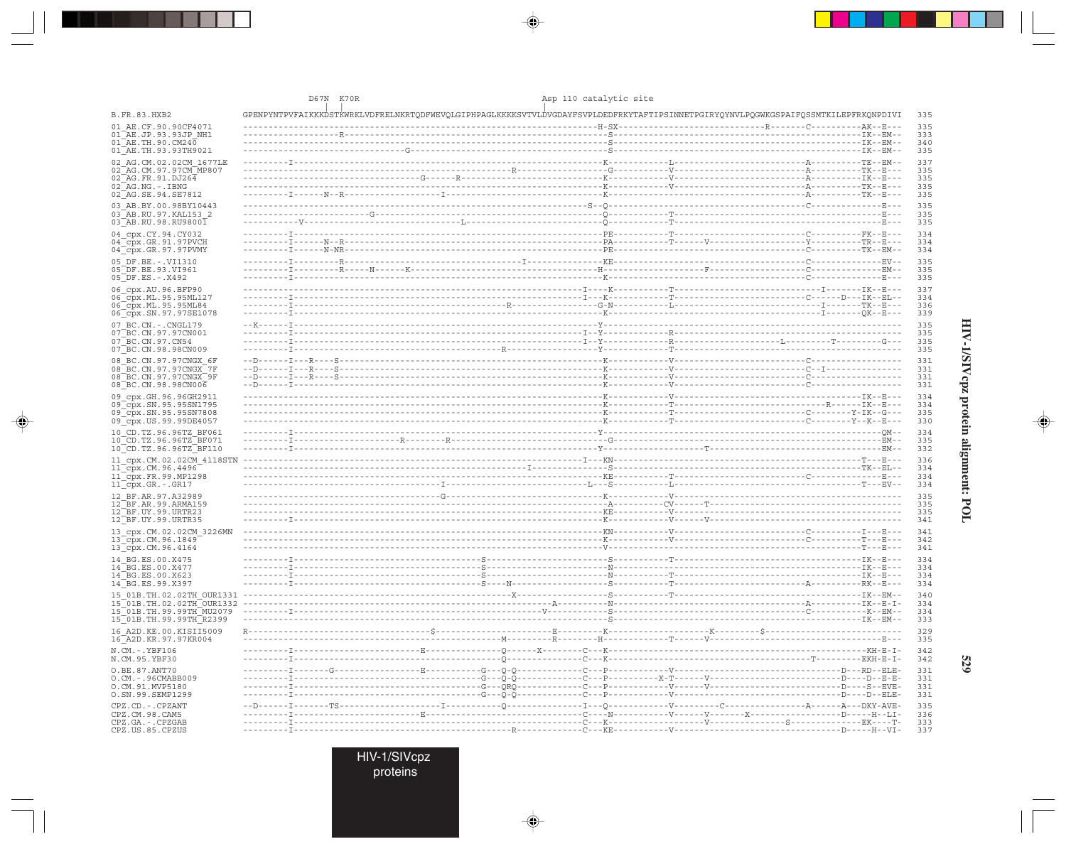```
                           D67N  K70R                                          Asp 110 catalytic site
                              |    |                                                |
B.FR.83.HXB2               GPENPYNTPVFAIKKKDSTKWRKLVDFRELNKRTQDFWEVQLGIPHPAGLKKKKSVTVLDVGDAYFSVPLDEDFRKYTAFTIPSINNETPGIRYQYNVLPQGWKGSPAIFQSSMTKILEPFRKQNPDIVI  335

01_AE.CF.90.90CF4071       ------------------------------------------------------------------------H-SX----------------------------R-------C----------AK--E---  335
01_AE.JP.93.93JP_NH1       -------------------R---------------------------------------------------S--------------------------------------------------IK--EM--  333
01_AE.TH.90.CM240          ------------------------------------------------------------------------S--------------------------------------------------IK--EM--  340
01_AE.TH.93.93TH9021       --------------------------------G---------------------------------------S--------------------------------------------------IK--EM--  335

02_AG.CM.02.02CM_1677LE    ---------I--------------------------------------------------------------K------------L----------------------------A----------TE--EM--  337
02_AG.CM.97.97CM_MP807     ---------------------------------------------------R--------------------G------------V----------------------------A----------TK--E---  335
02_AG.FR.91.DJ264          -------------------------------G------R---------------------------------K------------V----------------------------A----------IK--E---  335
02_AG.NG.-.IBNG            ------------------------------------------------------------------------K------------V----------------------------A----------TK--E---  335
02_AG.SE.94.SE7812         ---------I------N--R-----------------I----------------------------------K-----------------------------------------A----------TK--E---  335

03_AB.BY.00.98BY10443      ----------------------------------------------------------------------S--Q--------------------------------------C---------------E---  335
03_AB.RU.97.KAL153_2       --------------------------G-------------------------------------------------Q--------T------------------------------------------E---  335
03_AB.RU.98.RU98001        -----------V-------------------------------L---------------------------Q--------T--------------------------------------------E---  335

04_cpx.CY.94.CY032         ---------I--------------------------------------------------------------PE-----------T----------------------------C----------FK--E---  334
04_cpx.GR.91.97PVCH        ---------I------N--R----------------------------------------------------PA-----------T------V---------------------Y----------TR--E---  334
04_cpx.GR.97.97PVMY        ---------I------N-NR----------------------------------------------------PE-----------------------------------------C----------TK--EM--  334

05_DF.BE.-.VI1310          ---------I---------R-----------------------------I----------------------KE-----------------------------------------C--------------EV--  335
05_DF.BE.93.VI961          ---------I---------R-----N------K---------------------------------------H--------------------F--------------------C--------------EM--  335
05_DF.ES.-.X492            ---------I--------------------------------------------------------------K------------------------------------------C---------------E---  335

06_cpx.AU.96.BFP90         ---------------------------------------------------------------------I---K---------T-------------------------------I-------IK--E---  337
06_cpx.ML.95.95ML127       ---------I-----------------------------------------------------------I---K-----------------------------------------C-------D---IK--EL--  334
06_cpx.ML.95.95ML84        ---------I--------------------------------------R----------------------G-N------------L-------------------------I---------TK--E---  336
06_cpx.SN.97.97SE1078      ---------I-------------------------------------------------------------K------------------------------------------I-------QK--E---  339

07_BC.CN.-.CNGL179         --K------I--------------------------------------------------------------Y----------------------------------------------------------  335
07_BC.CN.97.97CN001        ---------I-----------------------------------------------------------I-Y--------R--------------------------------------------------  335
07_BC.CN.97.CN54           ---------I-----------------------------------------------------------I-Y--------R---------------------L---------T----------G---  335
07_BC.CN.98.98CN009        ---------I-------------------------------------R---------------------Y----------T--------------------------------------------------  335

08_BC.CN.97.97CNGX_6F      --D------I---R----S-----------------------------------------------------K------------V----------------------------C---------------  331
08_BC.CN.97.97CNGX_7F      --D------I---R----S-----------------------------------------------------K------------V----------------------------C--I------------  331
08_BC.CN.97.97CNGX_9F      --D------I---R----S-----------------------------------------------------K------------V----------------------------C---------------  331
08_BC.CN.98.98CN006        --D------I--------------------------------------------------------------K------------V----------------------------C---------------  331

09_cpx.GH.96.96GH2911      ------------------------------------------------------------------------K------------V--------------------------------------IK--E---  334
09_cpx.SN.95.95SN1795      ------------------------------------------------------------------------K------------T---------------------------R------IK--E---  334
09_cpx.SN.95.95SN7808      ------------------------------------------------------------------------K------------T----------------------------C-------Y-IK--G---  335
09_cpx.US.99.99DE4057      ------------------------------------------------------------------------K------------T----------------------------C-------Y--K--E---  330

10_CD.TZ.96.96TZ_BF061     ---------I--------------------------------------------------------------Y------------------------------------------------------QM--  334
10_CD.TZ.96.96TZ_BF071     ---------I--------------------R--------R--------------------------------G----------------------------------------------------EM--  335
10_CD.TZ.96.96TZ_BF110     ---------I--------------------------------------------------------------Y--------------------T-------------------------------EM--  332

11_cpx.CM.02.02CM_4118STN  ---------------------------------------------------------------------I---KN------------------------------------------------T---E---  336
11_cpx.CM.96.4496          -------------------------------------------------I----------------------S------------------------------------------------TK--EL--  334
11_cpx.FR.99.MP1298        ------------------------------------------------------------------------KE-----------T----------------------------C------------E---  334
11_cpx.GR.-.GR17           -------------------------------I------------------------------------L---S------------L-----------------------------------T---EV--  334

12_BF.AR.97.A32989         -------------------------------G----------------------------------------K------------V--------------------------------------------  335
12_BF.AR.99.ARMA159        ------------------------------------------------------------------------A-----------CV------T---------------------------------------  335
12_BF.UY.99.URTR23         ------------------------------------------------------------------------KE-----------V--------------------------------------------  335
12_BF.UY.99.URTR35         ---------I--------------------------------------------------------------K------------V------V-------------------------------------  341

13_cpx.CM.02.02CM_3226MN   ------------------------------------------------------------------------KN-----------V----------------------------C----------I---E---  341
13_cpx.CM.96.1849          ------------------------------------------------------------------------K------------V----------------------------C----------T---E---  342
13_cpx.CM.96.4164          ------------------------------------------------------------------------V-------------------------------------------------T---E---  341

14_BG.ES.00.X475           ---------I-------------------------S------------------------------------S-----------T--------------------------------------IK--E---  334
14_BG.ES.00.X477           ---------I-------------------------S------------------------------------N-------------------------------------------------IK--E---  334
14_BG.ES.00.X623           ---------I-------------------------S------------------------------------N-----------T--------------------------------------IK--E---  334
14_BG.ES.99.X397           ---------I-------------------------S----N-------------------------------S-----------T----------------------------A---------RK--E---  334

15_01B.TH.02.02TH_OUR1331  ---------------------------------------------X--------------------------S-----------T--------------------------------------IK--EM--  340
15_01B.TH.02.02TH_OUR1332  --------------------------------------------------A---------------------N---------------------------------------A----------IK--E-I-  334
15_01B.TH.99.99TH_MU2079   ---------I----------------------------------------V---------------------S-------------------------------------------C-------K--EM--  334
15_01B.TH.99.99TH_R2399    ------------------------------------------------------------------------S--------------------------------------------------IK--EM--  333

16_A2D.KE.00.KISII5009     R------------------------------$-----------------E----------K----------------------K---------$--------------------------------------  329
16_A2D.KR.97.97KR004       -------------------------------------------M------R---------H--------------T-------V--------------------------------------------E---  335

N.CM.-.YBF106              ---------I-------------------E-------------Q-------X-------C---K--------------------------------------------------------KH-E-I-  342
N.CM.95.YBF30              ---------I--------------------------------------Q--------------C---K--------------------------------------------T---------EKH-E-I-  342

O.BE.87.ANT70              ---------I-------G--------------E------------G---Q-Q------------C---P-------------V----------------------------------D---RD--ELE-  331
O.CM.-.96CMABB009          ---------I-------------------------------------G---Q-Q------------C---P-----------X-T-----V------------------------D----D--E-E-  331
O.CM.91.MVP5180            ---------I-------------------------------------G---QRQ------------C---P-------------V------V------------------------D-----S--EVE-  331
O.SN.99.SEMP1299           ---------I-------------------------------------G---Q-Q------------C---P-------------V------------------------------D----D--ELE-  331

CPZ.CD.-.CPZANT            --D------I-------TS-----------------I-----------Q-----------------I---Q-------------V-----------C---------------A-------A---DKY-AVE-  335
CPZ.CM.98.CAM5             ---------I---------------------E----------------------------------C----N------------V------V------X-----------------D-----H--LI-  336
CPZ.GA.-.CPZGAB            ---------I--------------------------------------------------------C----K-----------------V-----------------S----------------EK----T-  333
CPZ.US.85.CPZUS            ---------I--------------------------------------R-----------------C---KE------------V----------------------------------D------H--VI-  337
```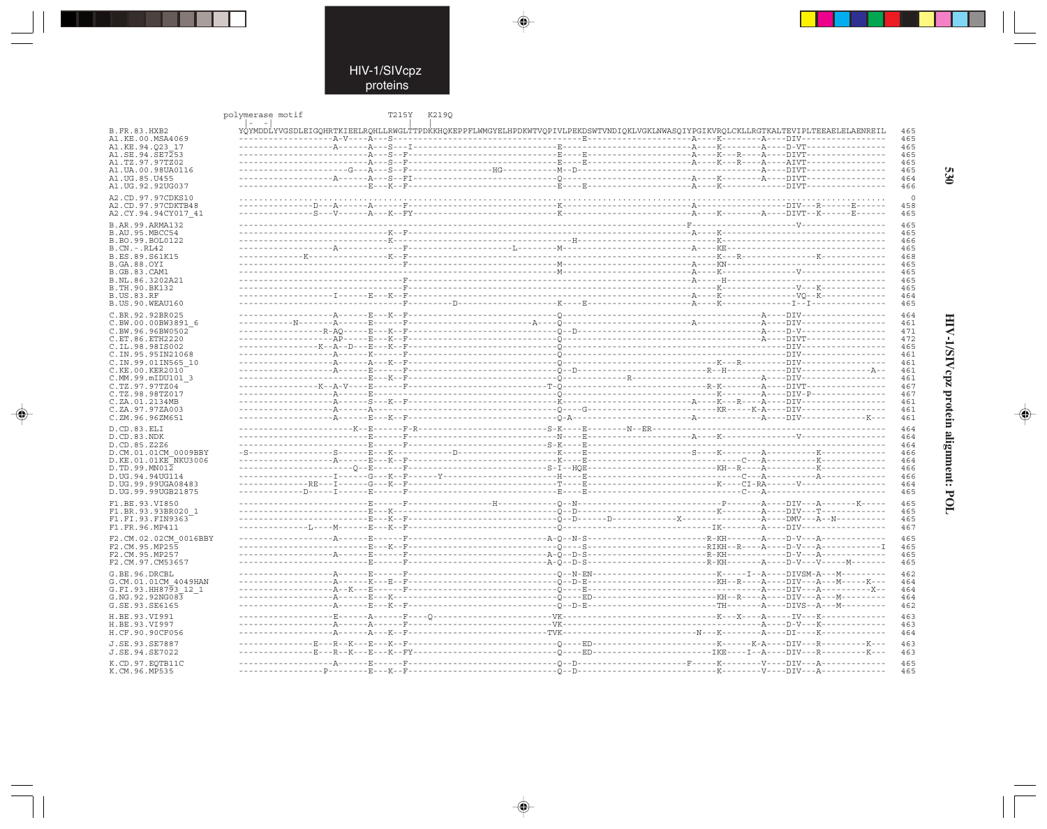HIV-1/SIVcpz proteins

```
                         polymerase motif                  T215Y    K219Q
                         |-   -|                             |        |
B.FR.83.HXB2             YQYMDDLYVGSDLEIGQHRTKIEELRQHLLRWGLTTPDKKHQKEPPFLWMGYELHPDKWTVQPIVLPEKDSWTVNDIQKLVGKLNWASQIYPGIKVRQLCKLLRGTKALTEVIPLTEEAELELAENREIL   465
A1.KE.00.MSA4069         -------------------A-V---A--S-------------------------------------E--------------------A----K--------A----DIV----------------   465
A1.KE.94.Q23_17          -------------------A------A---S---I--------------------------E--------------------A----K--------A----D-VT---------------   465
A1.SE.94.SE7253          -------------------------A---S--F--------------------------E-----E------------------A----K---R----A----DIVT---------------   465
A1.TZ.97.97TZ02          -------------------------A---S--F--------------------------E-----E------------------A----K---R----A----AIVT---------------   465
A1.UA.00.98UA0116        --------------------G---A---S--F-----------------HG----------M--D-------------------------------------A----DIVT---------------   465
A1.UG.85.U455            -------------------A------A---S--FI--------------------------Q--------------------A----K--------A----DIVT---------------   464
A1.UG.92.92UG037         --------------------------E---K--F--------------------------E-----E------------------A----K-------------DIVT---------------   466

A2.CD.97.97CDKS10        ..........................................................................................................................     0
A2.CD.97.97CDKTB48       --------------D---A------A------F--------------------------K----------------------A------------------DIV---R-------E------   458
A2.CY.94.94CY017_41      --------------S---V------A---K--FY-------------------------K----------------------A----K--------A----DIVT--K-------E------   465

B.AR.99.ARMA132          ---------------------------------------------------------------------------------F----------------------V-----------------   465
B.AU.95.MBCC54           --------------------------K--F----------------------------------------------------A----K-----------------------------------   465
B.BO.99.BOL0122          --------------------------K------------------------------------H----------------------K-----------------------------------   466
B.CN.-.RL42              ------------------A-------------F------------L---------M-------------------------A----KE----------------------------------   465
B.ES.89.S61K15           -----------K--------------K--F------------------------------------------------------K---R--------------------K-----------   468
B.GA.88.OYI              ------------------------------F------------------------M-------------------------A----KN----------------------------------   465
B.GB.83.CAM1             -------------------------------------------------------M-------------------------------------------V----------------------   465
B.NL.86.3202A21          ------------------------------F---------------------------------------------------A-----H----------------------------------   465
B.TH.90.BK132            ------------------------------F-------------------------------------------------------K------------------V---K------------   465
B.US.83.RF               ------------------I------E---K--F---------------------------------------------------A----K-----------------VQ--K------------   464
B.US.90.WEAU160          ------------------------------F---------D-----------------K---E-------------------A----K-----------------I--I--------------   465

C.BR.92.92BR025          -------------------A------E---K--F--------------------------Q---------------------------------------A----DIV----------------   464
C.BW.00.00BW3891_6       ----------N-------A------E----F-----------------A----Q----------------------A-------------A----DIV----------------   461
C.BW.96.96BW0502         ----------------R-AQ-----E---K--F--------------------------Q---D------------------------------------A----D-V----------------   471
C.ET.86.ETH2220          -----------------AP------E---K--F--------------------------Q---------------------------------------A----DIVT---------------   472
C.IL.98.98IS002          ----------------K--A--D---E---K--F--------------------------Q---------------------------------------------DIV----------------   465
C.IN.95.95IN21068        -------------------A------K-----F--------------------------Q---------------------------------------------DIV----------------   461
C.IN.99.01IN565_10       -------------------A------A---K--F--------------------------Q--------------------------K----R------------DIV----------------   461
C.KE.00.KER2010          -------------------A------E-----F--------------------------Q---D-------------------R---H---------------DIV------------A---   461
C.MM.99.mIDU101_3        --------------------------E---K--F--------------------------Q-------------R-----------------------A----DIV----------------   461
C.TZ.97.97TZ04           ----------------K--A-V----E-----F--------------------------T-Q-----------------------R-K--------A----DIVT---------------   467
C.TZ.98.98TZ017          -------------------A------E-----F--------------------------Q--------------------------K--------A----DIV-P--------------   467
C.ZA.01.2134MB           -------------------A------S---K--F--------------------------K--------------------A----K---R----A----DIV----------------   461
C.ZA.97.97ZA003          -------------------A------A-----F--------------------------Q-----G-------------------------KR-----K-A----DIV----------------   461
C.ZM.96.96ZM651          -------------------A------E---K--F--------------------------Q-A------------------A----------------A----DIV-----------K---   461

D.CD.83.ELI              ---------------------K--E------F-R--------------------------S-K----E--------N--ER-----------------------------------------   464
D.CD.83.NDK              --------------------------E-----F--------------------------N----E-----------------A----K-----------------V----------------   464
D.CD.85.Z2Z6             --------------------------E-----F--------------------------S-K----E------------------------------------------------------   464
D.CM.01.01CM_0009BBY     -S----------------S------E---K-----------D-----------------K----E-----------------S----K--------A----------K-------------   466
D.KE.01.01KE_NKU3006     -------------------A------E---K--F--------------------------K----E--------------------------C---A----------K-------------   464
D.TD.99.MN012            --------------------Q--E------F-----------------------------S-I--HQE-------------------KH--R----A----------K-------------   466
D.UG.94.94UG114          ------------------I------G---K--F------Y--------------------H---E-------------------------------C--A----------A-------------   466
D.UG.99.99UGA08483       -------------RE---I------G---K--F--------------------------T----E--------------------K----CI-RA------V----------------------   464
D.UG.99.99UGB21875       -------------D----I------E-----F--------------------------E----E-----------------------------C--A------------------------   465

F1.BE.93.VI850           -------------------------E------F---------------H---------Q--N-----------------------P-------A----DIV---A--------K-----   465
F1.BR.93.93BR020_1       -------------------------E---K---------------------------Q--D--------------------------K--------A----DIV---T------------   465
F1.FI.93.FIN9363         -------------------------E---K--F--------------------------Q--D-------D-----------X--------------A----DMV---A--N----------   465
F1.FR.96.MP411           -------------L----M------E---K--F--------------------------Q--------------------------IK--------A----DIV----------------   467

F2.CM.02.02CM_0016BBY    -------------------A------E-----F-------------------------A-Q--N-S------------------R-KH-------A----D-V---A--------------   465
F2.CM.95.MP255           -------------------------E---K--F--------------------------Q----S------------------RIKH--R----A----D-V---A-------------I   465
F2.CM.95.MP257           -------------------A------E-----F-------------------------A-Q--D-S------------------R-KH-------------D-V---A--------------   465
F2.CM.97.CM53657         -------------------------E------F-------------------------A-Q--D-S------------------R-KH-------A----D-V---V--------M-------   465

G.BE.96.DRCBL            -------------------A------E-----F--------------------------Q--N-EN---------------------K-----I--A----DIVSM-A---M----------   462
G.CM.01.01CM_4049HAN     -------------------A------K---E--F--------------------------Q--D-E-------------------KH--R----A----DIV---A---M-------K---   464
G.FI.93.HH8793_12_1      -------------------A--K---E-----F--------------------------Q----E------------------------------A----DIV---A----------X--   464
G.NG.92.92NG083          -------------------A------E---K----------------------------Q----ED-----------------KH--R----A----DIV---A---M----------   464
G.SE.93.SE6165           -------------------A------E---K--F--------------------------Q--D-E------------------TH-------A----DIVS--A---M----------   462

H.BE.93.VI991            -------------------E------A------F----Q--------------------VK-----------------------K---X-----A----IV---K--------------   463
H.BE.93.VI997            -------------------A------A------F--------------------------VK------------------------------A----D-V---K--------------   463
H.CF.90.90CF056          -------------------A------A---K--F--------------------------TVK----------------N---K---------A----DI----K--------------   464

J.SE.93.SE7887           ---------------E---R--K---E---K--F--------------------------Q----ED-----------------K-------K-A----DIV---R--------K---   463
J.SE.94.SE7022           ---------------E---R--K---E---K--FY-------------------------Q----ED-----------------IKE----I--A----DIV---R--------K---   463

K.CD.97.EQTB11C          -------------------A------E-----F--------------------------Q--D-----------------F-----K--------V----DIV---A--------------   465
K.CM.96.MP535            ------------------P-------E---K--F--------------------------Q--D-----------------------K--------V----DIV---A--------------   465
```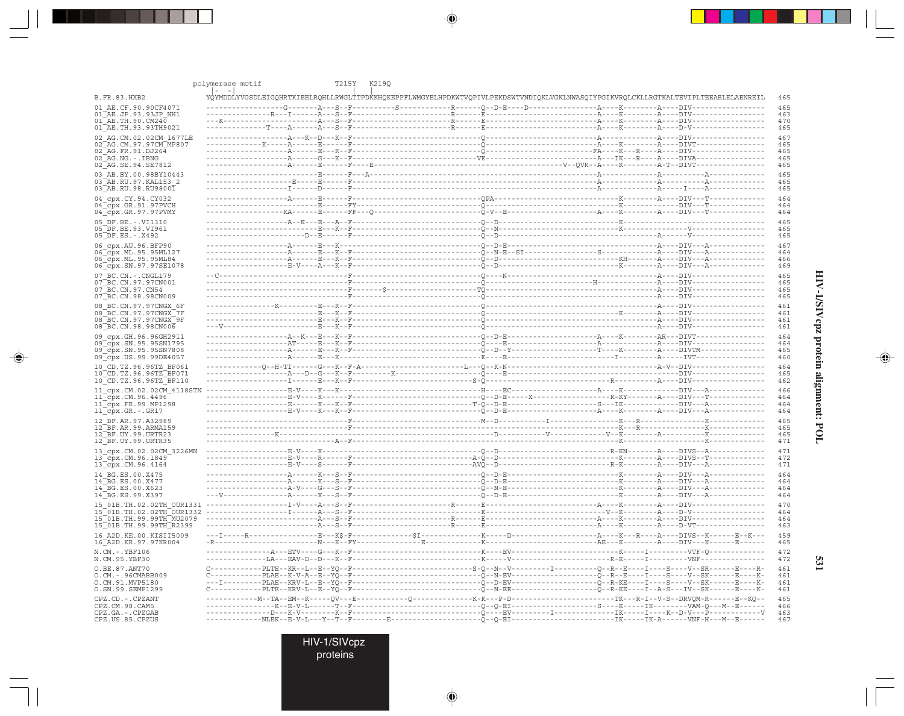```
                          polymerase motif                 T215Y   K219Q
                          |- -|                              |       |
B.FR.83.HXB2              YQYMDDLYVGSDLEIGQHRTKIEELRQHLLRWGLTTPDKKHQKEPPFLWMGYELHPDKWTVQPIVLPEKDSWTVNDIQKLVGKLNWASQIYPGIKVRQLCKLLRGTKALTEVIPLTEEAELELAENREIL  465

01_AE.CF.90.90CF4071      -----------------G--------A---S--F----------S-----------R-------Q--D-E----D---------------A----K--------A----DIV----------------  465
01_AE.JP.93.93JP_NH1      ---------------R---I------A---S--F----------------------R-------E-------------------------A----K--------A----DIV----------------  463
01_AE.TH.90.CM240         ---K----------------------A---S--F----------------------R-------E-------------------------A----K--------A----DIV----------------  470
01_AE.TH.93.93TH9021      -------------T-----A------A---S--F----------------------R-------E-------------------------A----K--------A----D-V----------------  465

02_AG.CM.02.02CM_1677LE   ------------------A---K--D---K--F-----------------------------Q-------------------------A-----------------A----DIV----------------  467
02_AG.CM.97.97CM_MP807    ------------K-----A------E---K--F-----------------------------Q-------------------------A----K-----------A----DIVT---------------  465
02_AG.FR.91.DJ264         ------------------A------E---K--F-----------------------------Q------------------------FA----K---R----A----DIV----------------  465
02_AG.NG.-.IBNG           ------------------A------G---K--F----------------------------VE--------------------------A---IK---R----A----DIVA---------------  465
02_AG.SE.94.SE7812        ------------------A------E------F----E----------------------------------------V--QVR--A----K--------A-T--DIVT---------------  465

03_AB.BY.00.98BY10443     -------------------------E------F---A-------------------------------------------------A----------------A----------A-----------  465
03_AB.RU.97.KAL153_2      -------------------E-----E------F-------------------------------------------------------A----------------A----------A-----------  465
03_AB.RU.98.RU98001       -------------------I-----D------F-------------------------------------------------------A----------------A-----I---A-----------  465

04_cpx.CY.94.CY032        ------------------A------E------F-----------------------------QPA-----------------------------K--------A----DIV---T------------  464
04_cpx.GR.91.97PVCH       -------------------------E------FY----------------------------Q-------------------------------K-------------DIV---T------------  464
04_cpx.GR.97.97PVMY       -----------------KA------E------FF---Q------------------------Q-V--E--------------------A----K--------A----DIV---T------------  464

05_DF.BE.-.VI1310         ------------------A--K---E---A--F-----------------------------Q--D------------------------K---------------------------------  465
05_DF.BE.93.VI961         -------------------------E---K--F-----------------------------Q--N------------------------K---------------V----------------  465
05_DF.ES.-.X492           ---------------------D---E------F-----------------------------Q--D-------------------------------------A---------V----------------  465

06_cpx.AU.96.BFP90        ------------------A------E---K--------------------------------Q--D-E------------------------------------A----DIV---A-----------  467
06_cpx.ML.95.95ML127      ------------------A------E---K--F-----------------------------Q--N-E--SI-------------S------------------A----DIV---A-----------  464
06_cpx.ML.95.95ML84       ------------------A------E---K--F-----------------------------Q--D--------------------------KH-------A----DIV---A-----------  466
06_cpx.SN.97.97SE1078     ------------------E-V----A---K--F-----------------------------Q--D----------------------------K--------A----DIV---A-----------  469

07_BC.CN.-.CNGL179        --C-----------------------------F-----------------------------Q----N-------------------------------------A----DIV----------------  465
07_BC.CN.97.97CN001       --------------------------------F-----------------------------Q------------------------H---------------A----DIV----------------  465
07_BC.CN.97.CN54          --------------------------------F------$----------------------TQ-------------------------------------------A----DIV----------------  465
07_BC.CN.98.98CN009       --------------------------------F-----------------------------Q----------------------------------------A----DIV----------------  465

08_BC.CN.97.97CNGX_6F     ---------------K---------E---K--F-----------------------------Q------------------------------------------A----DIV----------------  461
08_BC.CN.97.97CNGX_7F     -------------------------E---K--F-----------------------------Q-----------------------------K-----------A----DIV----------------  461
08_BC.CN.97.97CNGX_9F     -------------------------E---K--F-----------------------------Q------------------------------------------A----DIV----------------  461
08_BC.CN.98.98CN006       ---V---------------------E---K--F-----------------------------Q------------------------------------------A----DIV----------------  461

09_cpx.GH.96.96GH2911     ------------------A--K---E---K--F-----------------------------Q--D-E-------------------A----K--------AR---DIVT---------------  464
09_cpx.SN.95.95SN1795     ------------------AT-----E---K--F-----------------------------Q----E-------------------A-----------------A----DIV----------------  464
09_cpx.SN.95.95SN7808     ------------------A------E---K--F-----------------------------Q--D--Y------------------T----K--------A----DIVTM--------------  465
09_cpx.US.99.99DE4057     ------------------A------E---K--------------------------------E----E-----------------------I---------A-----IVT----------------  460

10_CD.TZ.96.96TZ_BF061    ------------Q--H-TI------G---K--F-A------------------------L---Q--K-N-------------------------------------A-V--DIV----------------  464
10_CD.TZ.96.96TZ_BF071    ------------------A---D--G---K--F---------K-------------------Q----E---------------------------------------------DIV----------------  465
10_CD.TZ.96.96TZ_BF110    ------------------I------E---K--F-----------------------------S-Q----------------------------R-----------A----DIV----------------  462

11_cpx.CM.02.02CM_4118STN ------------------E-V----K---K--------------------------------H----EC-----------------A----K-------------DIV---A-----------  466
11_cpx.CM.96.4496         ------------------E-V----K------F-----------------------------Q--D-E----X---------------R-KY-------A----DIV---T------------  464
11_cpx.FR.99.MP1298       ------------------E------K---K--F---------------------------T-Q--D-E---------------------S---IK-------------DIV---A-----------  464
11_cpx.GR.-.GR17          ------------------E-V----K---K--F-----------------------------Q--D-E-------------------A----K--------A----DIV---A-----------  464

12_BF.AR.97.A32989        --------------------------------F-----------------------------M--D-----------I---------------K---R----------------K-------------  465
12_BF.AR.99.ARMA159       --------------------------------F-----------------------------------------------------------K---R----------------K-------------  465
12_BF.UY.99.URTR23        ---------------K----------------------------------------------------D-----------V-----------V--K--------A------------K-------------  465
12_BF.UY.99.URTR35        ---------------------------A--F-------------------------------------------------------------K---------------------K-------------  471

13_cpx.CM.02.02CM_3226MN  ------------------E-V----K------------------------------------Q--D-------------------------R-KN-------A----DIVS--A-----------  471
13_cpx.CM.96.1849         ------------------E-V----R------F-----------------------------A-Q--D----------------------------K--------A----DIVS--T------------  472
13_cpx.CM.96.4164         ------------------E-V----S------F-----------------------------AVQ--D-------------------------R-K--------A----DIV---A-----------  471

14_BG.ES.00.X475          ------------------A------K---S--F-----------------------------Q--D-E-------------------------K--------A----DIV---A-----------  464
14_BG.ES.00.X477          ------------------A------K---S--F-----------------------------Q--D-E-------------------------K--------A----DIV---A-----------  464
14_BG.ES.00.X623          ------------------A-V----G---S--F-----------------------------Q--N-E-------------------------K--------A----DIV---A-----------  464
14_BG.ES.99.X397          ---V--------------A------K---S--F-----------------------------Q--D-E-------------------------K--------A----DIV---A-----------  464

15_01B.TH.02.02TH_OUR1331 ------------------I-V----A---S--F----------------------R-------E-------------------------A----K--------A----DIV----------------  470
15_01B.TH.02.02TH_OUR1332 ------------------I------A---S--F-----------------------------E--------------------------V--K--------A----D-V----------------  464
15_01B.TH.99.99TH_MU2079  -------------------------A---S--F----------------------R-------E-------------------------A----K--------A----DIV----------------  464
15_01B.TH.99.99TH_R2399   -------------------------A---S--F----------------------R-------E-------------------------A----K--------A----D-VT---------------  463

16_A2D.KE.00.KISII5009    ---I-----R---------------E---K$-F--------------$I-------------K-----D-------------------A----K---R-----A----DIVS--K------E--K---  459
16_A2D.KR.97.97KR004      -R-----------------------N---K--FY-------------E--------------K-------------------------AE---K--------A----DIV---K------E------  465

N.CM.-.YBF106             ----------------A---ETV---G---K--F-----------------------------K----EV------------------------K------I----------VTF-Q------------  472
N.CM.95.YBF30             --------------LA---EAV-D--K--F--------------------------------K----EV----------------------R-K------I----------VNF--------------  472

O.BE.87.ANT70             C-------------PLTE--KR--L--E--YQ--F--------------------------S-Q--N--V---------I----------Q--R--E----I----S----V--SR------E----R-  461
O.CM.-.96CMABB009         C-------------PLAE--K-V-A--E--YQ--F--------------------------Q--N-EV-------------------Q--R--E----I----S----V--SK------E----K-  461
O.CM.91.MVP5180           ---I----------PLAE--KRV-L--E--YQ--F--------------------------Q--D-EV-------------------Q--R-KE----I----S----V--SK------E----K-  461
O.SN.99.SEMP1299          C-------------PLTE--KRV-L--E--YQ--F--------------------------Q--N-EE-------------------Q--R-KE----I--A-S----IV--SK------E----K-  461

CPZ.CD.-.CPZANT           ----------M--TA--EM--K------QV---E---------Q----------------K-K---P-D------------------TK---R-I--V-S--DRVQM-R------E--KQ--  465
CPZ.CM.98.CAM5            ----------------K--E-V-L------T--F---------------------------Q--Q-EI-------------------S----K------IK-------VAM-Q---M--E------  466
CPZ.GA.-.CPZGAB           ----------------D---K-V-------K--F---------------------------Q----EV---------I------------IK------I----K--D-V---P-----------V  463
CPZ.US.85.CPZUS           --------------NLEK--E-V-L---Y--T--F---------E----------------Q--Q-EI-------------------IK------IK-A------VNF-H---M--E------  467
```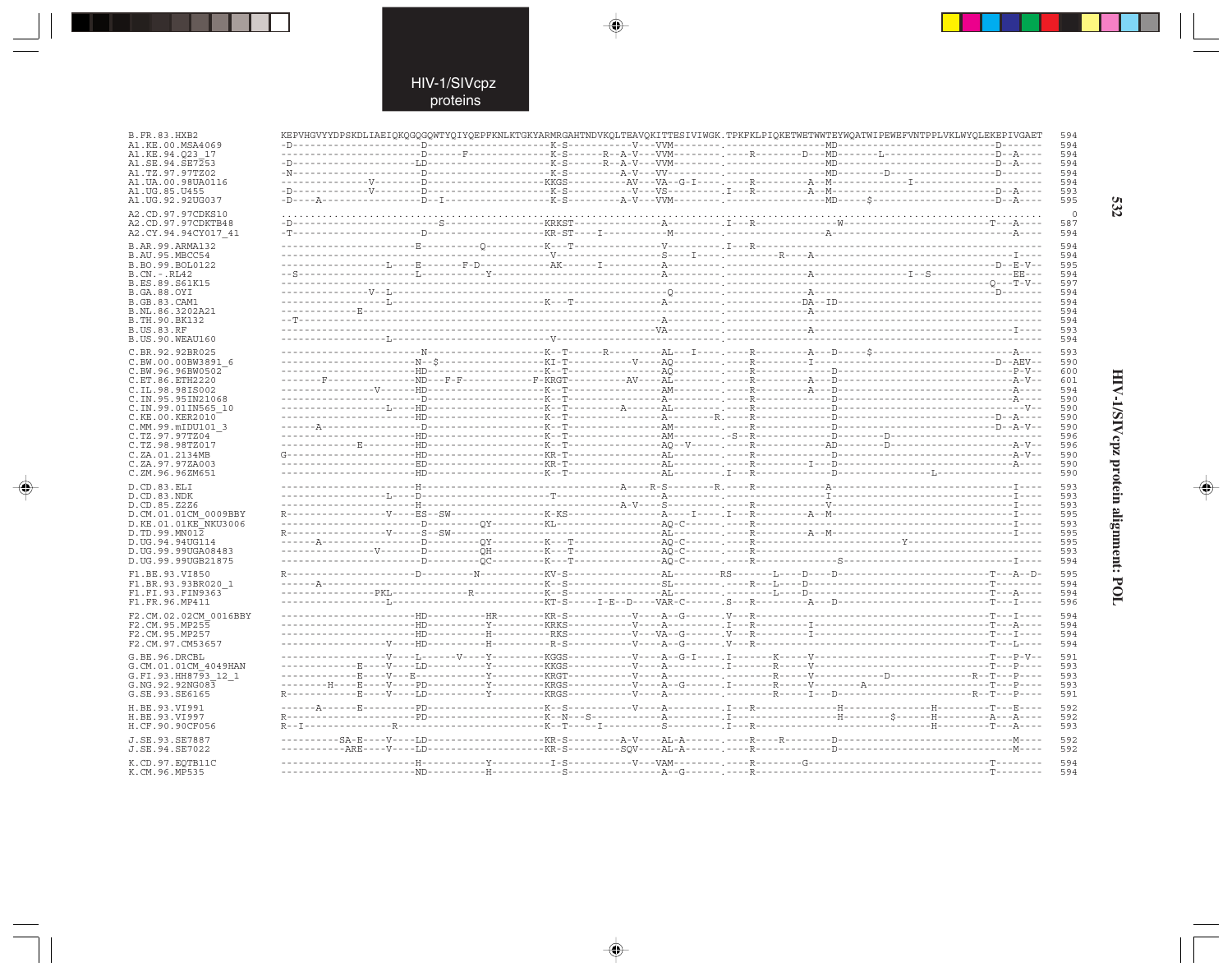HIV-1/SIVcpz proteins

HIV-1/SIVcpz protein alignment: POL

```
B.FR.83.HXB2            KEPVHGVYYDPSKDLIAEIQKQGQGQWTYQIYQEPFKNLKTGKYARMRGAHTNDVKQLTEAVQKITTESIVIWGK.TPKFKLPIQKETWETWWTEYWQATWIPEWEFVNTPPLVKLWYQLEKEPIVGAET  594
A1.KE.00.MSA4069        -D----------------------D--------------------K-S------------V---VVM--------.-----------------MD---------------------------D-------  594
A1.KE.94.Q23_17         ------------------------D------F-------------K-S-------R--A-V---VVM--------.----R--------D---MD------L--------------------D--A----  594
A1.SE.94.SE7253         -D---------------------LD--------------------K-S-------R--A-V---VVM--------.-----------------MD---------------------------D--A----  594
A1.TZ.97.97TZ02         -N----------------------D--------------------K-S----------A-V---VV---------.-----------------MD--------D------------------D-------  594
A1.UA.00.98UA0116       ---------------V--------D--------------------KKGS----------AV---VA--G-I----.---R----------A--M-------------I----------------------  594
A1.UG.85.U455           -D-------------V--------D--------------------K-S------------V---VS---------.I---R---------A--M----------------------------D--A----  593
A1.UG.92.92UG037        -D---A------------------D--I-----------------K-S----------A-V---VVM--------.-----------------MD-----$---------------------D--A----  595

A2.CD.97.CDKS10         ..................................................................................................................................    0
A2.CD.97.97CDKTB48      -D-------------------------S-----------------KRKST--------------A----------.I---R-------------W--------------------------T---A----  587
A2.CY.94.94CY017_41     -T----------------------D--------------------KR-ST----I-----------M--------.----------------A--------------------------------A----  594

B.AR.99.ARMA132         ------------------------E---------Q----------K---T--------------V----------.I--R--------------------------------------------------  594
B.AU.95.MBCC54          ---------------------------------------------V------------------S---I------.--------R----A-----------------------------------I----  594
B.BO.99.BOL0122         -------------------L----E------F-D----------AK--------I---------A----------.----------------------------------------------D--E-V--  595
B.CN.-.RL42             --S---------------------L----------Y----------------------------A----------.-------------A----------------I--S---------------EE---  594
B.ES.89.S61K15          ---------------------------------------------------------------------------.---------------------------------------------Q---T-V--  597
B.GA.88.OYI             ---------------V--L-----------------------------------------------Q--------.-------------A--------------------------------D-------  594
B.GB.83.CAM1            ------------------L--------------------------K---T--------------A----------.------------DA--ID------------------------------------  594
B.NL.86.3202A21         -------------E-------------------------------------------------------------.-------------A----------------------------------------  594
B.TH.90.BK132           --T-------------------------------------------------------------A----------.------------------------------------------------------  594
B.US.83.RF              ---------------------------------------------------------------VA----------.-------------A-----------------------------------I----  593
B.US.90.WEAU160         ------------------L--------------------------V-----------------------------.------------------------------------------------------  594

C.BR.92.92BR025         ------------------------N--------------------K--T------R---------AL---I----.---R---------A--D----$---------------------------A----  593
C.BW.00.00BW3891_6      ------------------------N--$-----------------KI-T-----------V----AQ--------.---R---------I--------------------------------D--AEV--  590
C.BW.96.96BW0502        -----------------------HD--------------------K--T----------------AQ--------.---R-------------D-------------------------------P-V--  600
C.ET.86.ETH2220         -------F---------------ND--F-F-------------F-KRGT----------AV----AL--------.---R---------A--D--------------------------------A-V--  601
C.IL.98.98IS002         ----------------V------HD--------------------K--T----------------AM--------.---R---------A--D--------------------------------A----  594
C.IN.95.95IN21068       ------------------------D--------------------K--T----------------A---------.---R------------D--------------------------------A----  590
C.IN.99.01IN565_10      ------------------L----HD--------------------K--T--------A-------AL--------.---R------------D----------------------------------V--  590
C.KE.00.KER2010         -----------------------HD--------------------K--T----------------A--------R.---R------------D-----------------------------D--A----  590
C.MM.99.mIDU101_3       -----A------------------D--------------------K--T----------------AM--------.---R------------D-----------------------------D--A-V--  590
C.TZ.97.97TZ04          -----------------------HD--------------------K--T----------------AM--------.-S-R------------D----------D--------------------------  596
C.TZ.98.98TZ017         -------------E---------HD--------------------K--T----------------AQ-V------.---R-----------AD----------D---------------------A-V--  596
C.ZA.01.2134MB          G----------------------HD--------------------KR-T----------------AL--------.---R------------D--------------------------------A-V--  590
C.ZA.97.97ZA003         -----------------------ED--------------------KR-T----------------AL--------.---R--------I---D--------------------------------A----  590
C.ZM.96.96ZM651         -----------------------HD--------------------K--T----------------AL--------.I--R------------D----------------------L--------------  590

D.CD.83.ELI             -----------------------H----------------------------------A--R-S--------R--.---R----------A----------------------------------I----  593
D.CD.83.NDK             -------------------L---D----------------------T-----------------A----------.----------------I--------------------------------I----  593
D.CD.85.Z2Z6            -----------------------H---------------------------------A-V----S----------.---R------------V--------------------------------I----  595
D.CM.01.01CM_0009BBY    R-----------------V----ES--SW----------------K-KS---------------A----I-----.I--R---------A--M--------------------------------I----  595
D.KE.01.01KE_NKU3006    ------------------------D----------QY--------KL-----------------AQ-C-------.---R---------------------------------------------I----  593
D.TD.99.MN012           R-----------------V-----S--SW-----------------------------------AL---------.---R---------A--M--------------------------------I----  595
D.UG.94.94UG114         ------A-----------------D----------QY--------K---T--------------AQ-C-------.---R------------------------------Y--------------I----  595
D.UG.99.99UGA08483      ------------------V-----D----------QH--------K---T--------------AQ-C-------.---R--------------------------------------------------  593
D.UG.99.99UGB21875      ------------------------D----------QC--------K---T--------------AQ-C-------.---R------------------S--------------------------I----  594

F1.BE.93.VI850          R-----------------------D---------N----------KV-S---------------AL-------RS.--------L---D---D----------------------------T---A--D-  595
F1.BR.93.93BR020_1      ------A--------------------------------------K-S----------------SL---------.---R---L---D---------------------------------T--------  594
F1.FI.93.FIN9363        -----------------PKL------------R------------K-S----------------AL---------.--------L---D--------------------------------T---A----  594
F1.FR.96.MP411          ------------------L--------------------------KT-S---I-E--D-----VAR-C-------.S--R---------A--D----------------------------T---I----  596

F2.CM.02.02CM_0016BBY   -----------------------HD--------HR----------KR-S-----------V---A-G--------.V--R-----------------------------------------T---I----  594
F2.CM.95.MP255          -----------------------HD---------Y----------KRKS-----------V---A----------.I--R---------I-------------------------------T---A----  594
F2.CM.95.MP257          -----------------------HD---------H-----------RKS-----------V--VA-G--------.V--R---------I-------------------------------T---I----  594
F2.CM.97.CM53657        -----------------V-----HD---------H-----------R-S-----------V---A-G--------.V--R-----------------------------------------T---L----  594

G.BE.96.DRCBL           ------------------V---L------V----Y---------KGGS------------V---A-G-I------.I-------K----V-------------------------------T---P-V--  591
G.CM.01.01CM_4049HAN    -------------E---V-----LD---------Y---------KKGS------------V---A----------.I------R-----V-------------------------------T---P----  593
G.FI.93.HH8793_12_1     -------------E---V-E--------------Y---------KRGT------------V---A----------.-------R-----V------------D----------------R-T---P----  593
G.NG.92.92NG083         --------H----E---V----PD----------Y---------KRGS------------V---A-G--------.I------R-----V------A------------------------T---P----  593
G.SE.93.SE6165          R------------E---V----LD----------Y---------KRGS------------V---A----------.-------R---I--D----------------------------R-T---P----  591

H.BE.93.VI991           ------A------E--------PD---------------------K-S------------V---A----------.I--R-----------------H---------------H-------T---E----  592
H.BE.93.VI997           R---------------------PD---------------------KN-S----S----------A----------.I--------------------H--------$------H--------A--A----  592
H.CF.90.90CF056         R-I----------------R-------------------------K-T-----I----------S----------.I--R---------------------------------H-------T---A----  593

J.SE.93.SE7887          ----------SA-E---V-----LD--------------------KR-S----------AV--AL-A--------.R----R----------D----------------------------M--------  592
J.SE.94.SE7022          -----------ARE---V-----LD--------------------KR-S--------SQV---AL-A--------.R---------------D----------------------------M--------  592

K.CD.97.EQTB11C         -----------------------H----------Y----------I-S------------V---VAM--------.---R------G-----D----------------------------T--------  594
K.CM.96.MP535           -----------------------ND---------H------------S----------------A-G--------.---R-----------------------------------------T--------  594
```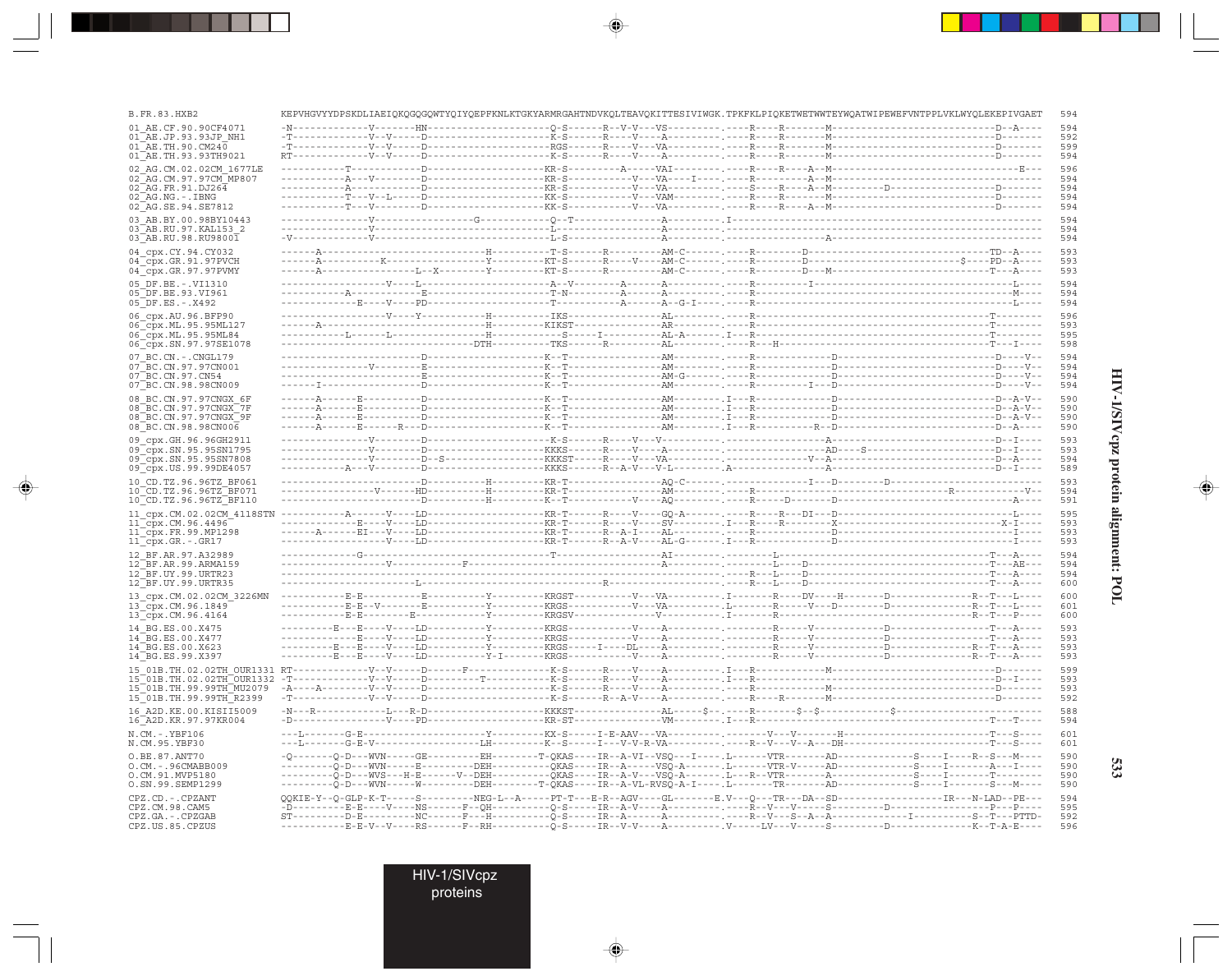```
B.FR.83.HXB2                KEPVHGVYYDPSKDLIAEIQKQGQGQWTYQIYQEPFKNLKTGKYARMRGAHTNDVKQLTEAVQKITTESIVIWGK.TPKFKLPIQKETWETWWTEYWQATWIPEWEFVNTPPLVKLWYQLEKEPIVGAET  594

01_AE.CF.90.90CF4071        -N-------------V--------HN--------------------Q-S------R--V-V---VS---------.----R----R-------M------------------------------D--A----  594
01_AE.JP.93.93JP_NH1        -T-------------V--V-----D---------------------K-S------R----V---A----------.----R----R-------M------------------------------D-------  592
01_AE.TH.90.CM240           -T-------------V--V-----D---------------------RGS------R----V---VA---------.----R----R-------M------------------------------D-------  599
01_AE.TH.93.93TH9021        RT-------------V--V-----D---------------------K-S------R----V---A----------.----R----R-------M------------------------------D-------  594

02_AG.CM.02.02CM_1677LE     -----------T------------D---------------------KR-S----------A-----VAI------.----R----R----A--M----------------------------------E---  596
02_AG.CM.97.97CM_MP807      -----------A---V--------D---------------------KR-S--------------V---VA----I----.----R------------A--M------------------------------------  594
02_AG.FR.91.DJ264           -----------A------------D---------------------KR-S--------------V---VA---------.----S----R----A--M--------D-----------------D-------  594
02_AG.NG.-.IBNG             -----------T---V--L-----D---------------------KK-S--------------V---VAM--------.----R----R-------M------------------------------D-------  594
02_AG.SE.94.SE7812          -----------T---V--------D---------------------KK-S--------------V---VA---------.----R----R----A--M------------------------------D-------  594

03_AB.BY.00.98BY10443       ---------------V-------------------G----------Q--T-----------------A-------.I------------------------------------------------------  594
03_AB.RU.97.KAL153_2        ---------------V------------------------------L-------------------A-------.--------------------------------------------------------  594
03_AB.RU.98.RU98001         -V-------------V------------------------------L-S-----------------A-------.------------------------A-------------------------------  594

04_cpx.CY.94.CY032          ------A--------------------------H-----------T-S------R---------AM-C------.----R--------D--------------------------------TD--A----  593
04_cpx.GR.91.97PVCH         ------A----------K---------------Y-----------KT-S------R----V---AM-C------.----R--------D------------------------$----PD--A----  593
04_cpx.GR.97.97PVMY         ------A--------------------L--X--------Y-----------KT-S------R---------AM-C------.----R--------D---M--------------------------T---A----  593

05_DF.BE.-.VI1310           -------------------V----L--------------------A--V--------A------A----------.----R---------I-----------------------------------L----  594
05_DF.BE.93.VI961           ------------A---------------E----------------T-N-----------A------A----------.----R---------------------------------------------M----  594
05_DF.ES.-.X492             ---------------E----V----PD------------------T-------------A------A--G-I----.----R---------------------------------------------L----  594

06_cpx.AU.96.BFP90          -------------------V----Y----------H---------IKS-----------------AL--------.----R------------------------------------------T-------  596
06_cpx.ML.95.95ML127        ------A--------------------------H-----------KIKST----------------AR--------.----R------------------------------------------T-------  593
06_cpx.ML.95.95ML84         -------------L------L------------H--------------S-----I----------AL-A------.I---R------------------------------------------T-------  595
06_cpx.SN.97.97SE1078       ---------------------------------DTH-----------TKS------R---------AL--------.----R---H--------------------------------------T---I----  598

07_BC.CN.-.CNGL179          ------------------------D--------------------K--T----------------AM--------.----R-------------D------------------------------D----V--  594
07_BC.CN.97.97CN001         ---------------V--------E--------------------K--T----------------AM--------.----R-------------D------------------------------D----V--  594
07_BC.CN.97.CN54            ------------------------E--------------------K--T----------------AM-G------.----R-------------D------------------------------D----V--  594
07_BC.CN.98.98CN009         ------I-----------------D--------------------K--T----------------AM--------.----R---------I---D------------------------------D----V--  594

08_BC.CN.97.97CNGX_6F       ------A------E----------D--------------------K--T----------------AM--------.I---R-------------D------------------------------D--A-V--  590
08_BC.CN.97.97CNGX_7F       ------A------E----------D--------------------K--T----------------AM--------.I---R-------------D------------------------------D--A-V--  590
08_BC.CN.97.97CNGX_9F       ------A------E----------D--------------------K--T----------------AM--------.I---R-------------D------------------------------D--A-V--  590
08_BC.CN.98.98CN006         ------A------E------R---D--------------------K--T----------------AM--------.I---R----------R--D------------------------------D--A----  590

09_cpx.GH.96.96GH2911       ---------------V--------D--------------------K-S------R----V---V----------.------------------A---------------------------D--I----  593
09_cpx.SN.95.95SN1795       ---------------V--------D--------------------KKKS------R----V---A----------.------------------AD----S---------------------D--I----  593
09_cpx.SN.95.95SN7808       ---------------V--------D--S-----------------KKKST-----R----V---VA---------.--------------V--A----------------------------D--A----  594
09_cpx.US.99.99DE4057       -----------A---V--------D--------------------KKKS------R--A-V---V-L--------.A-----------------A---------------------------D--I----  589

10_CD.TZ.96.96TZ_BF061      ------------------------D---------H----------KR-T---------------AQ-C------.--------------I---D--------D-------------------------------  593
10_CD.TZ.96.96TZ_BF071      ----------------V------HD---------H----------KR-T---------------AM--------.----R-----------------------------------R------------V--  594
10_CD.TZ.96.96TZ_BF110      ------------------------D---------H----------K--T-------------V---AQ-------.----R-------D--------D-------------------------------A----  591

11_cpx.CM.02.02CM_4118STN   -----------A------V----LD--------------------KR-T------R----V---GQ-A------.----R----R---DI---D------------------------------------L----  595
11_cpx.CM.96.4496           -------------E----V----LD--------------------KR-T------R----V---SV---------.I---R----R-----------X---------------------------------X-I----  593
11_cpx.FR.99.MP1298         ------A------EI---V----LD--------------------KR-T------R--A-I---AL---------.----R----------------D------------------------------------I----  593
11_cpx.GR.-.GR17            ------------------V----LD--------------------KR-T------R--A-V---AL-G------.I---R----------------D------------------------------------I----  593

12_BF.AR.97.A32989          -------------G-------------------------------T----------------------AI--------.-------L------------------------------------T---A----  594
12_BF.AR.99.ARMA159         -------------------V----------------F------------------------------A---------.-------L----D-----------------------------------T---AE---  594
12_BF.UY.99.URTR23          -----------------------------------------------------------------------------.----R---L----D-----------------------------------T---A----  594
12_BF.UY.99.URTR35          ------------------------L-----------------------------R------------------------.----R---L----D-----------------------------------T---A----  600

13_cpx.CM.02.02CM_3226MN    -----------E-E-----------E-----------Y--------KRGST-----------V---VA---------.I-------R-----DV----H--------D-----------------R--T---L----  600
13_cpx.CM.96.1849           -----------E-E--V--------E-----------Y--------KRGS------------V---VA---------.L-------R------V---D--------D-----------------R--T---L----  601
13_cpx.CM.96.4164           -----------E-E----------E------------Y--------KRGSV-----------------V--------.I-------R----------------------------------------R--T---P----  600

14_BG.ES.00.X475            ---------E---E----V----LD-----------Y--------KRGS-------------V----A---------.---------R-----V-----------D-----------------------T---A----  593
14_BG.ES.00.X477            -------------E----V----LD-----------Y--------KRGS-------------V----A---------.---------R-----V-----------D-----------------------T---A----  593
14_BG.ES.00.X623            ---------E---E----V----LD-----------Y--------KRGS-----I----DL---A---------.---------R-----V-----------D-----------------R--T---A----  593
14_BG.ES.99.X397            ---------E---E----V----LD-----------Y-I------KRGS-------------V----A---------.---------R-----V-----------D-----------------R--T---A----  593

15_01B.TH.02.02TH_OUR1331   RT-------------V--V-----D------F---------------K-S------R----V---A----------.I---R--------------M----------------------------------D-------  599
15_01B.TH.02.02TH_OUR1332   -T-------------V--V-----D-------------T--------K-S------R----V---A----------.I---R-------------------------------------------------D--I----  593
15_01B.TH.99.99TH_MU2079    -A----A--------V--V-----D----------------------K-S------R----V---A----------.----R--------------M----------------------------------D-------  593
15_01B.TH.99.99TH_R2399     -T-------------V--V-----D----------------------K-S------R--A-V---A----------.----R----R---------M----------------------------------D-------  592

16_A2D.KE.00.KISII5009      -N---R-------------L---R-D---------------------KKKST-----------------AL-----$--.----R---------$--$------------$--------------------------  588
16_A2D.KR.97.97KR004        -D-----------------V----PD---------------------KR-ST-----------------VM---------.I---R--------------------------------------------T---T----  594

N.CM.-.YBF106               ---L-------G-E----------------------Y----------KX-S-----I-E-AAV---VA---------.---------V---V-------H------------------------------T---S----  601
N.CM.95.YBF30               ---L-------G-E-V-------------------LH----------K--S-----I---V-V-R-VA---------.----R---V---V---A---DH------------------------------T---S----  601

O.BE.87.ANT70               -Q---------Q-D---WVN-----GE---------EH--------T-QKAS----IR--A-VI--VSQ---I----.L-------VTR--------AD--------------S----I-----R--S---M----  590
O.CM.-.96CMABB009           ----------Q-D---WVN-----E-----------DEH--------QKAS----IR--A-----VSQ-A------.L-------VTR-V------AD--------------S----I--------A---I----  590
O.CM.91.MVP5180             ----------Q-D---WVS---H-E------V--DEH---------QKAS----IR--A-V---VSQ-A------.L---R--VTR---------A----------------S----I--------T-------  590
O.SN.99.SEMP1299            ----------Q-D---WVN---------------DEH--------T-QKAS----IR--A-VL-RVSQ-A-I----.L-------TR---------AD--------------S----I--------S---M----  590

CPZ.CD.-.CPZANT             QQKIE-Y--Q-GLP-K-T------S----------NEG-L--A------PT-T---E-R--AGV-----GL--------E.V---Q---TR---DA--SD------------------------IR---N-LAD--PE---  594
CPZ.CM.98.CAMS              -D---------E-E----V----NS-------F--QH----------Q-S------IR--A-V-----A---------.----R---V---V-----S----------D--------------------P---P----  595
CPZ.GA.-.CPZGAB             ST---------D-E---------NC-------F---H----------Q-S------IR--A-------A---------.----R---V---S--A--A--------------I-----------S--T---PTTD-  592
CPZ.US.85.CPZUS             -----------E-E-V---V----RS-------F--RH----------Q-S------IR--V-V----A---------.V------LV---V------S----------D---------------K--T-A-E----  596
```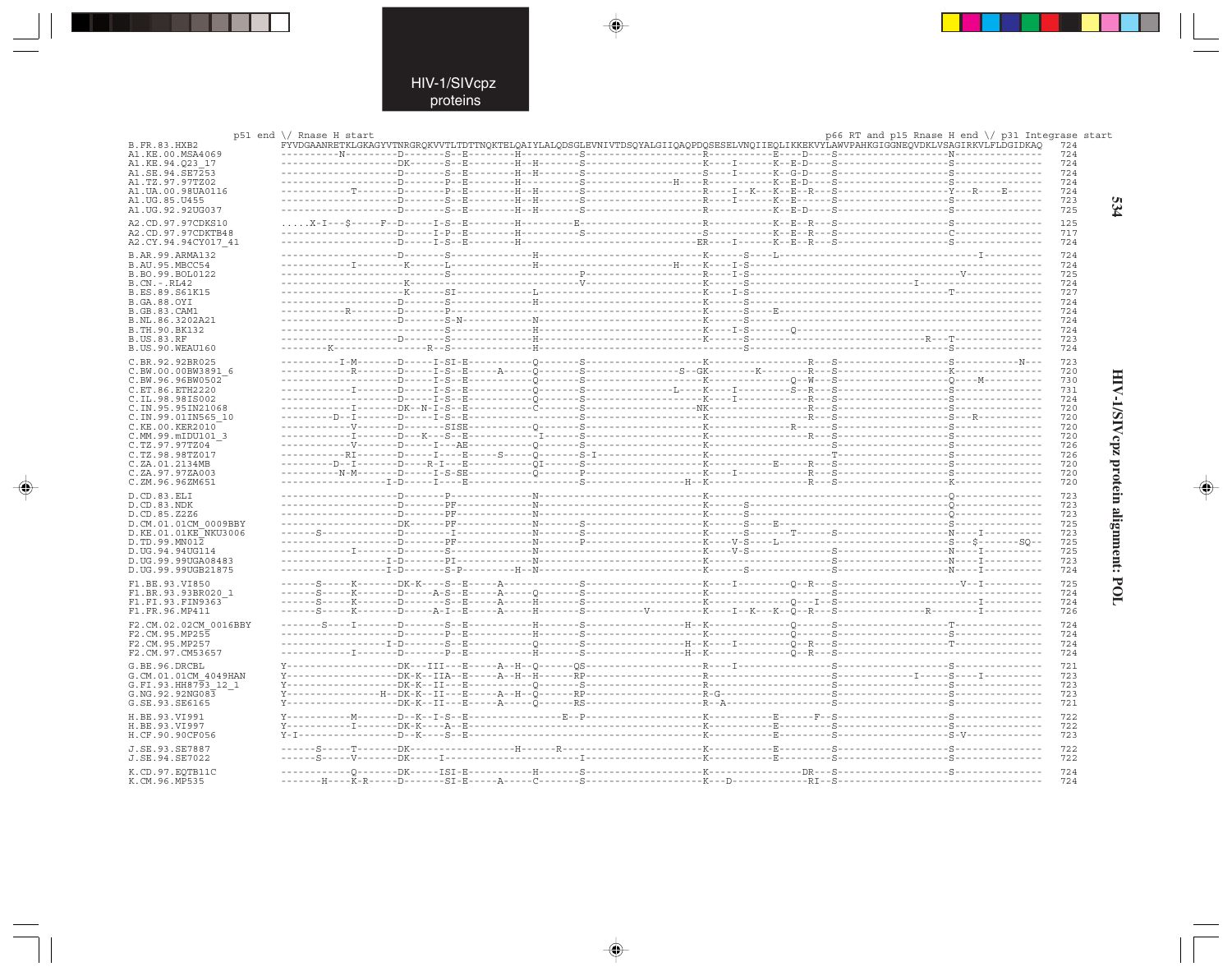```
                          p51 end \/ Rnase H start                                                                  p66 RT and p15 Rnase H end \/ p31 Integrase start
B.FR.83.HXB2             FYVDGAANRETKLGKAGYVTNRGRQKVVTLTDTTNQKTELQAIYLALQDSGLEVNIVTDSQYALGIIQAQPDQSESELVNQIIEQLIKKEKVYLAWVPAHKGIGGNEQVDKLVSAGIRKVLFLDGIDKAQ   724
A1.KE.00.MSA4069         ----------N---------D-------S--E---------H---------S--------------------R-----------E----D----S-------------------N---------------   724
A1.KE.94.Q23_17          --------------------DK------S--E---------H--H------S--------------------K------I----K--E-D----S-------------------S---------------   724
A1.SE.94.SE7253          --------------------D-------S--E---------H--H------S--------------------S------I----K--G-D----S-------------------S---------------   724
A1.TZ.97.97TZ02          --------------------D-------P--E---------H---------S---------------H----K------S----K--E-D----S-------------------S---------------   724
A1.UA.00.98UA0116        ------------T-------D-------P--E---------H--H------S--------------------R-----I--K---K--E--R--S-------------------Y---R-----E-----   724
A1.UG.85.U455            --------------------D-------S--E---------H--H------S--------------------R------I----K--E------S-------------------S---------------   723
A1.UG.92.92UG037         --------------------D-------S--E---------H--H------S--------------------R-----------K--E-D----S-------------------S---------------   725

A2.CD.97.97CDKS10        .....X-I---$-----F--D-----I-S--E---------H---------E--------------------R-----------K--E--R---S-------------------S---------------   125
A2.CD.97.97CDKTB48       --------------------D-----I-P--E---------H---------S--------------------S-----------K--E--R---S-------------------C---------------   717
A2.CY.94.94CY017_41      --------------------D-----I-S--E---------H-----------------------------ER------I----K--E--R---S-------------------S---------------   724

B.AR.99.ARMA132          --------------------D-------S--------------H----------------------------K------S----L-----------------------------------I---------   724
B.AU.95.MBCC54           ------------I--------K------L--------------H-----------------------H----K-----I-S-------------------------------------------------   724
B.BO.99.BOL0122          ----------------------------S----------------------P--------------------R-----I-S-----------------------------------V-------------   725
B.CN.-.RL42              ---------------------K-----------------------------V--------------------K------S----------------------------I---------------------   724
B.ES.89.S61K15           ---------------------K------SI----------L-------------------------------K-----I-S---------------------------------T---------------   727
B.GA.88.OYI              --------------------D-------S--------------H----------------------------K------S--------------------------------------------------   724
B.GB.83.CAM1             -----------R--------D-------P-------------------------------------------K------S----E---------------------------------------------   724
B.NL.86.3202A21          --------------------D-------S-N------------N----------------------------K------S--------------------------------------------------   724
B.TH.90.BK132            ----------------------------S--------------H----------------------------K-----I-S------Q------------------------------------------   724
B.US.83.RF               --------------------D-------S--------------H----------------------------K------S--------------------------------R--T--------------   723
B.US.90.WEAU160          ---------K---------------R--S--------------H-----------------------------------S--------------------------------------------------   724

C.BR.92.92BR025          -----------I-M------D-----I-SI-E-----------Q-------S--------------------K------------------R--S-------------------S-----------N---   723
C.BW.00.00BW3891_6       ------------R-------D-----I-S--E------A----Q-------S---------------S--GK--------K----------R--S-------------------K---------------   720
C.BW.96.96BW0502         --------------------D-----I-S--E-----------Q-------S--------------------K--------------Q-W----S-------------------Q----M----------   730
C.ET.86.ETH2220          ------------I-------D-----I-S--E-----------Q-------S---------------L----K------I-------S-R----S-------------------S---------------   731
C.IL.98.98IS002          --------------------D-----I-S--E-----------Q-------S--------------------K------I-----------R--S-------------------S---------------   724
C.IN.95.95IN21068        ------------I-------DK-N--I-S--E-----------C-------S-------------------NK------------------R--S-------------------S---------------   720
C.IN.99.01IN565_10       ---------D--I-------D-----I-S--E-------------------S--------------------K------------------R--S-------------------S---R-----------   720
C.KE.00.KER2010          ------------V-------D-------SISE-----------Q-------S--------------------K------------R--------S-------------------S---------------   720
C.MM.99.mIDU101_3        ------------I-------D---K--S---E---------I---------S--------------------K------------------R--S-------------------S---------------   720
C.TZ.97.97TZ04           ------------V-------D---I-----AE-----------Q-------S--------------------K---------------------S-------------------S---------------   726
C.TZ.98.98TZ017          -----------RI-------D----I-----E----S------Q-------S-I------------------K------------------T----------------------S---------------   726
C.ZA.01.2134MB           ---------D--I-------D--R-I-----E----------QI-------S--------------------K-----------E------R--S-------------------S---------------   720
C.ZA.97.97ZA003          -----------N-M------D-----I-S-SE-----------Q-------P--------------------K------I-----------R--S-------------------S---------------   720
C.ZM.96.96ZM651          ------------------I-D-----I----E-------------------S---------------H----K------------------R--S-------------------K---------------   720

D.CD.83.ELI              --------------------D-------P--------------N----------------------------K-----------------------------------------Q---------------   723
D.CD.83.NDK              --------------------D-------PF-------------N----------------------------K------S----------------------------------Q---------------   723
D.CD.85.Z2Z6             --------------------D-------PF-------------N----------------------------K------S----------------------------------Q---------------   723
D.CM.01.01CM_0009BBY     --------------------DK------PF-------------N-------S--------------------K------S----E-----------------------------S---------------   725
D.KE.01.01KE_NKU3006     ------S-------------D-------I--------------N-------S--------------------K------S-------T------S-------------------N-----I---------   723
D.TD.99.MN012            --------------------D-------PF-------------N-------P--------------------K----V-S----L-----------------------------S---$------SQ---   725
D.UG.94.94UG114          ------------I-------D-------S--------------N----------------------------K----V-S--------------S-------------------N-----I---------   725
D.UG.99.99UGA08483       ------------------I-D-------PI-------------N----------------------------K---------------------S-------------------N-----I---------   723
D.UG.99.99UGB21875       ------------------I-D-------S-P----------H-N----------------------------K------S--------------S-------------------N-----I---------   724

F1.BE.93.VI850           ------S-----K-------DK--K--S---E----A--------------S--------------------K------I--------Q--R--S---------------------V---I---------   725
F1.BR.93.93BR020_1       ------S-----K-------D----A-S---E----A------Q-------S--------------------K---------------------S-------------------S---------------   724
F1.FI.93.FIN9363         ------S-----K-------D-------S--E----A------H-------S--------------------K----------------Q-I-S--------------------------I---------   724
F1.FR.96.MP411           ------S-----K-------D-----A-I--E----A------H-------S-----------V--------K-----I--K---K--Q--R--S---------------R---------I---------   726

F2.CM.02.02CM_0016BBY    -------S----I-------D-------S--E-----------H-------S------------------H-K--------------Q------S-------------------T---------------   724
F2.CM.95.MP255           --------------------D-------P--E-----------H-------S--------------------K--------------Q------S-------------------S---------------   724
F2.CM.95.MP257           ------------------I-D-------S--E-----------Q-------S------------------H-K------I-------Q-R----S-------------------T---------------   724
F2.CM.97.CM53657         ------------I-------D-------P--E-----------H-------S------------------H-K--------------Q-R-S--------------------------------------   724

G.BE.96.DRCBL            Y-------------------DK---III---E-----A--H--Q------QS--------------------R------I--------------S-------------------S---------------   721
G.CM.01.01CM_4049HAN     Y-------------------DK---IIA---E-----A--H--H------RP--------------------R---------------------S-------------I-----S-----I---------   723
G.FI.93.HH8793_12_1      Y-------------------DK---II----E-----------Q-------S--------------------R---------------------S-------------------S---------------   723
G.NG.92.92NG083          Y----------------H--DK---II----E-----A--H--Q------RP--------------------R-G-------------------S-------------------S---------------   723
G.SE.93.SE6165           Y-------------------DK---II----E-----A-----Q------RS--------------------R--A------------------S-------------------S---------------   721

H.BE.93.VI991            Y-----------M-----D--K--I-S--E------------------E--P--------------------K-----------E-----F---S-------------------S---------------   722
H.BE.93.VI997            Y-----------I-------DK-K---A--E-----------------------------------------K-----------E---------S-------------------S---------------   722
H.CF.90.90CF056          Y-I-----------------D--K---S--E-----------------------------------------K-----------E---------S-------------------S-V-------------   723

J.SE.93.SE7887           ------S-----T-------DK-------------------H-----R------------------------K-----------E---------S-------------------S---------------   722
J.SE.94.SE7022           ------S-----V-------DK----I------------------------I--------------------K-----------E---------S-------------------S---------------   722

K.CD.97.EQTB11C          ------------Q-------DK----ISI-E------------H-------S--------------------K----------------DR---S-------------------S---------------   724
K.CM.96.MP535            -------H----K-R-----D------SI-E-----A------C-------S--------------------K------D-----------RI-S-----------------------------------   724
```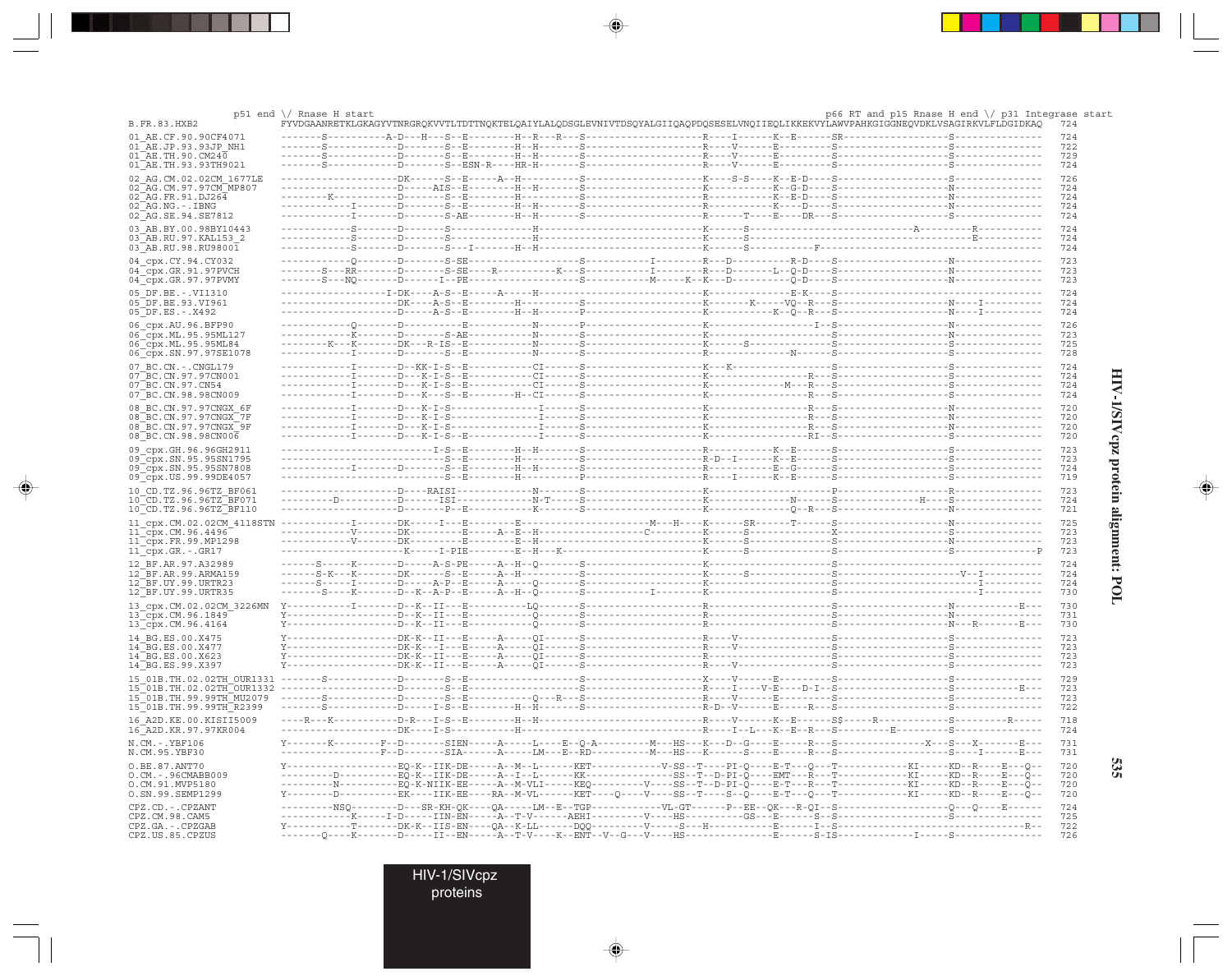```
                           p51 end \/ Rnase H start                                                                                         p66 RT and p15 Rnase H end \/ p31 Integrase start
B.FR.83.HXB2               FYVDGAANRETKLGKAGYVTNRGRQKVVTLTDTTNQKTELQAIYLALQDSGLEVNIVTDSQYALGIIQAQPDQSESELVNQIIEQLIKKEKVYLAWVPAHKGIGGNEQVDKLVSAGIRKVLFLDGIDKAQ   724
01_AE.CF.90.90CF4071       -------S----------A-D---H---S--E---------H--R---R---S-------------------R----I------K--E------SR-------------------S---------------   724
01_AE.JP.93.93JP_NH1       -------S-----------D--------S--E---------H--H-------S-------------------R----V------E---------S--------------------S---------------   722
01_AE.TH.90.CM240          -------S-----------D--------S--E---------H--H-------S-------------------R----V------E---------S--------------------S---------------   729
01_AE.TH.93.93TH9021       -------S-----------D--------S--ESN-R-----HR-H-------S-------------------R----V------E---------S--------------------S---------------   724
02_AG.CM.02.02CM_1677LE    -------------------DK-------S--E------A--H----------S-------------------K----S-S----K--E-D----S--------------------S---------------   726
02_AG.CM.97.97CM_MP807     -------------------D-----AIS--E---------H--H--------S-------------------R-----------K--G-D----S--------------------N---------------   724
02_AG.FR.91.DJ264          --------K----------D--------S--E---------H----------S-------------------R-----------K--E-D----S--------------------N---------------   724
02_AG.NG.-.IBNG            -----------I-------D--------S--E---------H--H-------S-------------------R-----------K----D----S--------------------N---------------   724
02_AG.SE.94.SE7812         -----------I-------D--------S-AE---------H--H-------S-------------------R------T----E----DR---S--------------------S---------------   724
03_AB.BY.00.98BY10443      -----------S-------D--------S--------------H--------S-------------------K------S----------------------------A---------R-----------   724
03_AB.RU.97.KAL153_2       -----------S-------D--------S--------------H--------S-------------------K------S----------------------------------------E-----------   724
03_AB.RU.98.RU98001        -----------S-------D--------S---I--------H--H-------S-------------------K------S-----------F----------------------------------------   724
04_cpx.CY.94.CY032         -----------Q-------D--------S-SE--------------------S----------I--------R---D---------R-D----S--------------------N---------------   723
04_cpx.GR.91.97PVCH        -------S---RR------D--------S-SE-----R----------K---S----------I--------R---D---------L--Q-D----S--------------------N---------------   723
04_cpx.GR.97.97PVMY        -------S---NQ------D------I--PE---------------------S---------M-----K--K---D---------Q-D----S--------------------N---------------   723
05_DF.BE.-.VI1310          ------------------I-DK-----A-S--E------A-----H----------------------------K-----------------E-K----S---------------------------------   724
05_DF.BE.93.VI961          -------------------DK-----A-S--E---------H--------S-------------------K--------K-----VQ--R---S--------------------N----I----------   724
05_DF.ES.-.X492            -------------------D-----A-S--E---------H--H--------P-------------------K-----------K--Q--R---S--------------------N----I----------   724
06_cpx.AU.96.BFP90         -----------Q-------D------------E-----------N-------P-------------------K------------------I--S--------------------N---------------   726
06_cpx.ML.95.95ML127       -----------K-------D--------S-AE------------N-------S-------------------K-----------------------S--------------------N---------------   723
06_cpx.ML.95.95ML84        --------K---K------DK-----R-IS--E-----------N-------S-------------------K------S----------------S--------------------S---------------   725
06_cpx.SN.97.97SE1078      -----------I-------D--------S--E------------N-------S-------------------R----------------N------S--------------------S---------------   728
07_BC.CN.-.CNGL179         -----------I-------D--KK-I-S--E-----------CI-------S-------------------K---K-------------------S--------------------S---------------   724
07_BC.CN.97.97CN001        -----------I-------D---K-I-S--E-----------CI-------S-------------------K--------------------R---S--------------------S---------------   724
07_BC.CN.97.CN54           -----------I-------D---K-I-S--E-----------CI-------S-------------------K---------------M---R---S--------------------S---------------   724
07_BC.CN.98.98CN009        -----------I-------D---K---S--E---------H--CI-------S-------------------K--------------------R---S--------------------S---------------   724
08_BC.CN.97.97CNGX_6F      -----------I-------D---K-I-S------------------I-------S-------------------K--------------------R---S--------------------N---------------   720
08_BC.CN.97.97CNGX_7F      -----------I-------D---K-I-S------------------I-------S-------------------K--------------------R---S--------------------N---------------   720
08_BC.CN.97.97CNGX_9F      -----------I-------D---K-I-S------------------I-------S-------------------K--------------------R---S--------------------N---------------   720
08_BC.CN.98.98CN006        -----------I-------D---K-I-S--E---------------I-------S-------------------K--------------------RI--S--------------------S---------------   720
09_cpx.GH.96.96GH2911      ----------------------------I-S--E---------H--H-------S-------------------R-----------K--E------S--------------------S---------------   723
09_cpx.SN.95.95SN1795      ----------------------------S--E---------H----------S-------------------R-D---I-------K--E------S--------------------S---------------   723
09_cpx.SN.95.95SN7808      -----------I-------D--------S--E---------H--H-------S-------------------R-----------E--G------S--------------------S---------------   724
09_cpx.US.99.99DE4057      ----------------------------S--E---------H----------P-------------------R----I------K--E------S--------------------S---------------   719
10_CD.TZ.96.96TZ_BF061     -------------------D----RAISI-------------N--------S-------------------K------------------------P--------------------R---------------   723
10_CD.TZ.96.96TZ_BF071     ---------D---------D-------ISI------------N-T------S-------------------K-----------------N------S-----------H---S---------------   724
10_CD.TZ.96.96TZ_BF110     -------------------D--------P--E----------K--------S-------------------K-----------------Q--R---S--------------------N---------------   721
11_cpx.CM.02.02CM_4118STN  -----------I-------DK-----I---E---------E--------------------M---H----K------SR------T------S--------------------N---------------   725
11_cpx.CM.96.4496          -----------V-------DK---------E-----A--E--H---------------------C---------K------S-------------X--------------------S---------------   723
11_cpx.FR.99.MP1298        -----------V-------DK---------E---------E--H------------------------------K------S---------------S--------------------N---------------   723
11_cpx.GR.-.GR17           -------------------K-----I-PIE---------E--H---K----------------------------K------S---------------S--------------------S--------------P   723
12_BF.AR.97.A32989         ------S-----K-------D-----A-S-PE------A--H--Q-------S-------------------K-----------------------S-------------------------------------   724
12_BF.AR.99.ARMA159        ------S-K---K-------DK-------S--E-----A--H-------------------------------K------S----------------S----------------------V--I-----------   724
12_BF.UY.99.URTR23         ------S-----I-------D------A-P--E-----A-----Q-------S-------------------K-----------------------S-------------------------I-----------   724
12_BF.UY.99.URTR35         -------S----K-------D--K--A-P--E------A--H--Q-------S---------I---------K-----------------------S-------------------------I-----------   730
13_cpx.CM.02.02CM_3226MN   Y----------I-------D--K--II---E-----------LQ-------S-------------------R-----------------------S--------------------N-----------E---   730
13_cpx.CM.96.1849          Y------------------D--K--II---E------------Q-------S-------------------R-----------------------S--------------------N---------------   731
13_cpx.CM.96.4164          Y------------------D--K--II---E------------Q-------S-------------------R-----------------------S--------------------N---R-------E---   730
14_BG.ES.00.X475           Y------------------DK-K--II---E-----A-----QI-------S-------------------R----V------------------S--------------------S---------------   723
14_BG.ES.00.X477           Y------------------DK-K--I----E-----A-----QI-------S-------------------R----V------------------S--------------------S---------------   723
14_BG.ES.00.X623           Y------------------DK-K--II---E-----A-----QI-------S-------------------R-----------------------S--------------------S---------------   723
14_BG.ES.99.X397           Y------------------DK-K--II---E-----A-----QI-------S-------------------R----V------------------S--------------------S---------------   723
15_01B.TH.02.02TH_OUR1331  -------S-----------D--------S--E--------------------S-------------------X----V------E---------S--------------------S---------------   729
15_01B.TH.02.02TH_OUR1332  -------------------D--------S--E--------------------S-------------------R----I-----V-E----D-I--S--------------------S-----------E---   723
15_01B.TH.99.99TH_MU2079   -------S-----------D--------S--E-----------Q---R---S-------------------R----V------E---------S--------------------S---------------   723
15_01B.TH.99.99TH_R2399    -------S-----------D--------I-S--E---------H--H-------S-------------------R-D--V------E------R---S--------------------S---------------   722
16_A2D.KE.00.KISII5009     ----R---K----------D-R---I-S--E---------H--H----------------------------R----V------K--E------S$-----R--------------S----------R-----   718
16_A2D.KR.97.97KR004       -------------------DK-----I-S--------------H----------------------------R----I--L---K--E--R---S--------E----------S---------------   724
N.CM.-.YBF106              Y-------K--------F--D-------SIEN-----A-----L----E--Q-A---------M---HS---K---D--G----E------R---S---------------------X---S---X-------E---   731
N.CM.95.YBF30              -----------------F--D-------SIA------A-----LM---E--RD----------M---HS---K------S----E------R---S--------------------S----I-------E---   731
O.BE.87.ANT70              Y------------------EQ-K--IIK-DE------A--M--L------KET-----------V-SS--T----PI-Q----E-T---Q---T-------------KI-----KD--R----E---Q--   720
O.CM.-.96CMABB009          -----------D-------EQ-K--IIK-DE------A--I--L------KK------------------SS--T--D-PI-Q----EMT---R---T-------------KI-----KD--R----E---Q--   720
O.CM.91.MVP5180            -----------N-------EQ-K-NIIK-EE------A--M-VLI-----KEQ----------V----SS--T--D-PI-Q----E-T---R---T-------------KI-----KD--R----E---Q--   720
O.SN.99.SEMP1299           Y---------D--------EK-----IIK-EE-----RA--M-VL------KET----Q----V----SS--T----S--Q----E-T---Q---T-------------KI-----KD--R----E---Q--   720
CPZ.CD.-.CPZANT            ---------NSQ--------D---SR-KH-QK----QA-----LM--E--TGP-------------VL-GT-------P--EE--QK---R-QI--S--------------------Q---Q----E-------   724
CPZ.CM.98.CAM5             ------------K------I-D------IIN-EN-----A---T-V------AEHI---------V----HS----------GS---E------S--S--------------------S---------------   725
CPZ.GA.-.CPZGAB            Y-----------T-------DK-K--IIS-EN-----QA--K-LL------DQQ----------V-----S---H-----------E------I--S------------------------------------R--   722
CPZ.US.85.CPZUS            -------Q----K-------D------II--EN-----A--T-V----K--ENT--V--G---V----HS--------------E-------S-IS-------------I-------S---------------   726
```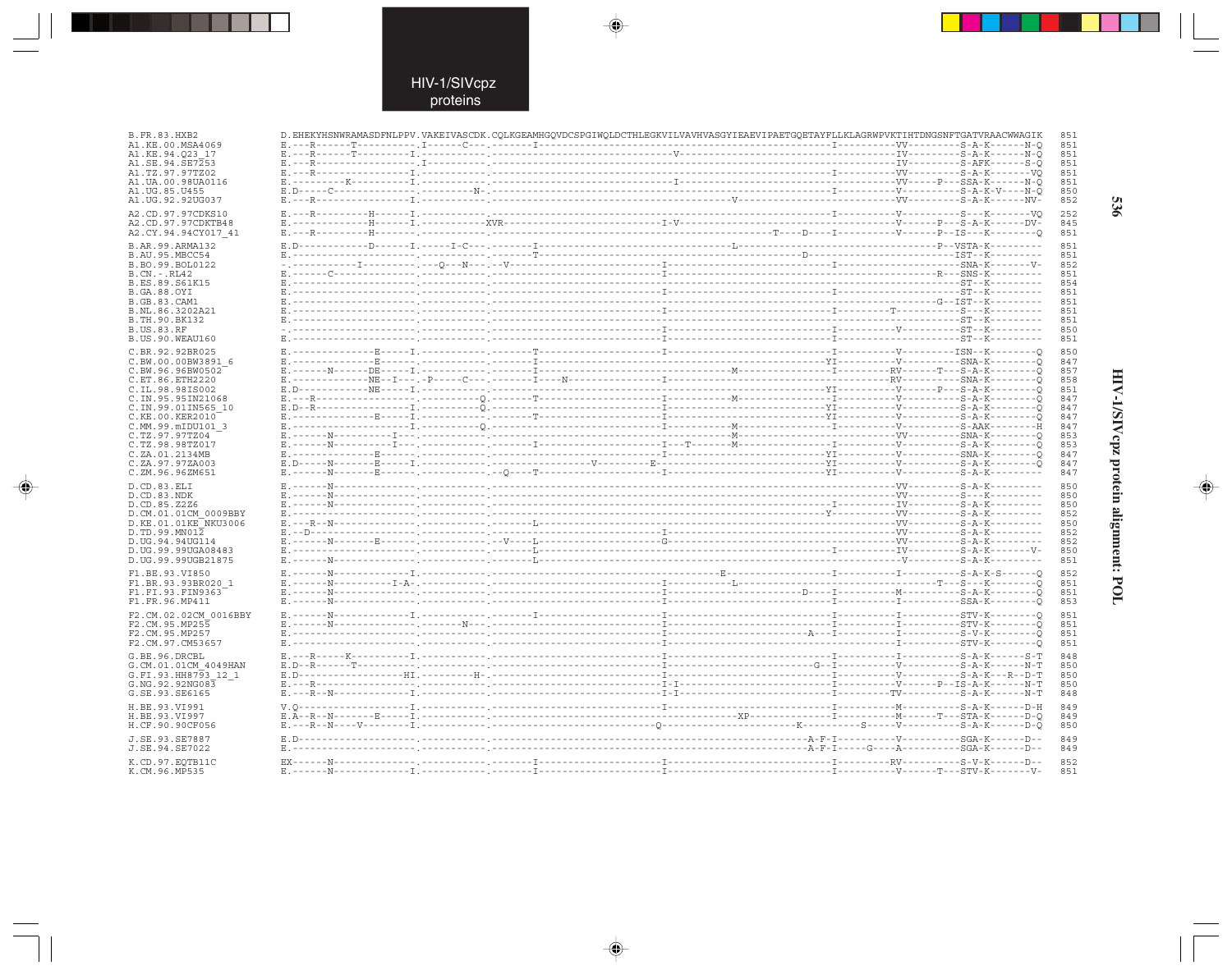HIV-1/SIVcpz proteins

```
B.FR.83.HXB2            D.EHEKYHSNWRAMASDFNLPPV.VAKEIVASCDK.CQLKGEAMHGQVDCSPGIWQLDCTHLEGKVILVAVHVASGYIEAEVIPAETGQETAYFLLKLAGRWPVKTIHTDNGSNFTGATVRAACWWAGIK  851
A1.KE.00.MSA4069        E.---R------T----------.I------C---.-------I-------------------------------------------------------I---------VV---------S-A-K------N-Q  851
A1.KE.94.Q23_17         E.---R------T----------I.-----------.------------------------V-------------------------------------------IV---------S-A-K------N-Q  851
A1.SE.94.SE7253         E.---R-----------------.I-----------.---------------------------------------------------------------------IV---------S-AFK------S-Q  851
A1.TZ.97.97TZ02         E.---R-----------------I.-----------.------------------------------------------------------I---------VV---------S-A-K-------VQ  851
A1.UA.00.98UA0116       E.---------K-----------I.-----------.------------------------I--------------------------------------------VV-----P---SSA-K------N-Q  851
A1.UG.85.U455           E.D-----C--------------.---------N-.-------------------------------------------------------I---------V----------S-A-K-V----N-Q  850
A1.UG.92.92UG037        E.---R-----------------I.-----------.--------------------------------------V-----------------------VV---------S-A-K------NV-  852

A2.CD.97.97CDKS10       E.---R---------H------I.-----------.-------------------------------------------------------I---------V----------S---K-------VQ  252
A2.CD.97.97CDKTB48      E.---------------H------I.-----------XVR--------------------I-V-------------------------------------V------P---S-A-K------DV-  845
A2.CY.94.94CY017_41     E.---R---------H--------.-----------.----------------------------------------T----D----I---------V------P--IS---K--------Q  851

B.AR.99.ARMA132         E.D------------D------I.-----I-C---.-------I-------------------------------L--------------------------------P--VSTA-K---------  851
B.AU.95.MBCC54          E.----------------------.-----------.-------T---------------------------------------D-----------------------------IST--K---------  851
B.BO.99.BOL0122         -.-----------I---------.---Q---N---.--V--------------------I-------------------------------I----------------------SNA-K-------V-  852
B.CN.-.RL42             E.------C---------------.-----------.----------------------I-------------------------------------------------R---SNS-K---------  851
B.ES.89.S61K15          E.----------------------.-----------.----------------------I---------------------------------------------------------ST--K---------  854
B.GA.88.OYI             E.----------------------.-----------.----------------------I-------------------------------I----------------------ST--K---------  851
B.GB.83.CAM1            E.----------------------.-----------.---------------------------------------------------------------------------G--IST--K---------  851
B.NL.86.3202A21         E.----------------------.-----------.----------------------I-------------------------------I---------T-----------S---K---------  851
B.TH.90.BK132           E.----------------------.-----------.----------------------------------------------------------------------------ST--K---------  851
B.US.83.RF              -.----------------------.-----------.----------------------I-------------------------------I---------V----------ST--K---------  850
B.US.90.WEAU160         E.----------------------.-----------.----------------------I-------------------------------I----------------------ST--K---------  851

C.BR.92.92BR025         E.--------------E-----I.-----------.-------T---------------I-------------------------------I---------V---------ISN--K--------Q  850
C.BW.00.00BW3891_6      E.--------------E-------.-----------.-------I------------------------------------------YI---------V---------SNA-K--------Q  847
C.BW.96.96BW0502        E.------N-------DE-----I.-----------.-------I-----------------------------M----------I---------RV------T---S-A-K--------Q  857
C.ET.86.ETH2220         E.--------------NE--I---.-P-----C---.-------I----N---------I-------------------------------RV---------SNA-K--------Q  858
C.IL.98.98IS002         E.D-------------NE-----I.-----------.------------------------------------------------YI---------V------P---S-A-K--------Q  851
C.IN.95.95IN21068       E.---R-----------------.-----------Q.-------T--------------I-------------M-----------I---------V----------S-A-K--------Q  847
C.IN.99.01IN565_10      E.D--R-----------------I.-----------Q.-------------------------I------------------------------YI---------V----------S-A-K--------Q  847
C.KE.00.KER2010         E.--------------E------I.-----------.-------T---------------I------------------------------YI---------V----------S-A-K--------Q  847
C.MM.99.mIDU101_3       E.---------------------I.-----------Q.----------------------I-------------M-----------I---------V----------S-AAK--------H  847
C.TZ.97.97TZ04          E.------N----------I---.-----------.---------------------------------------M-----------------------VV---------SNA-K--------Q  853
C.TZ.98.98TZ017         E.------N----------I---.-----------.-------I---------------I---T-------M-----------I---------V----------S-A-K--------Q  853
C.ZA.01.2134MB          E.--------------E-------.-----------.----------------------I------------------------------YI---------V---------SNA-K--------Q  847
C.ZA.97.97ZA003         E.D-----N-------E-----I.-----------.-----------------V-------E-----------------------------YI---------V----------S-A-K--------Q  847
C.ZM.96.96ZM651         E.------N-------E-------.-----------.--Q----T--------------I------------------------------YI---------V----------S-A-K---------  847

D.CD.83.ELI             E.------N---------------.-----------.------------------------------------------------------------VV---------S-A-K---------  850
D.CD.83.NDK             E.------N---------------.-----------.------------------------------------------------------------VV---------S---K---------  850
D.CD.85.Z2Z6            E.------N---------------.-----------.-------------------------------------------------------I---------IV---------S-A-K---------  850
D.CM.01.01CM_0009BBY    E.----------------------.-----------.-------------------------------------------------------Y----------VV---------S-A-K---------  852
D.KE.01.01KE_NKU3006    E.---R--N---------------.-----------.-------L----------------------------------------------------------VV---------S-A-K---------  850
D.TD.99.MN012           E.--D-------------------.-----------.----------------------I-------------------------------------------VV---------S-A-K---------  852
D.UG.94.94UG114         E.------N-------E-------.-----------.--V----L--------------G-------------------------------------------VV---------S-A-K---------  852
D.UG.99.99UGA08483      E.----------------------.-----------.-------L------------------------------------------------I---------IV---------S-A-K-------V-  850
D.UG.99.99UGB21875      E.------N---------------.-----------.-------L----------------------------------------------------------V----------S-A-K---------  851

F1.BE.93.VI850          E.------N--------------I.-----------.---------------------------------E------------------I---------I----------S-A-K-S------Q  852
F1.BR.93.93BR020_1      E.------N----------I-A-.-----------.----------------------I---------L-------------------------------------T---S---K--------Q  851
F1.FI.93.FIN9363        E.------N---------------.-----------.----------------------I---------------------------D----I---------M----------S-A-K--------Q  851
F1.FR.96.MP411          E.------N---------------.-----------.----------------------I-------------------------------I---------I----------SSA-K--------Q  853

F2.CM.02.02CM_0016BBY   E.------N--------------I.-----------.-------I--------------I-------------------------------I---------I----------STV-K--------Q  851
F2.CM.95.MP255          E.------N---------------.--------N---.----------------------I-------------------------------I---------I----------STV-K--------Q  851
F2.CM.95.MP257          E.----------------------.-----------.----------------------I---------------------------A---I---------I----------S-V-K--------Q  851
F2.CM.97.CM53657        E.----------------------.-----------.----------------------I-------------------------------I---------I----------STV-K--------Q  851

G.BE.96.DRCBL           E.---R-----K-----------I.-----------.----------------------I-------------------------------I---------I----------S-A-K------S-T  848
G.CM.01.01CM_4049HAN    E.D--R------T-----------.-----------.----------------------I---------------------------G---I---------V----------S-A-K------N-T  850
G.FI.93.HH8793_12_1     E.D-------------------HI.---------H-.----------------------I-------------------------------I---------V----------S-A-K---R--D-T  850
G.NG.92.92NG083         E.---R------------------.-----------.----------------------I-I-----------------------------I---------V------P--IS-A-K------N-T  850
G.SE.93.SE6165          E.---R--N--------------I.-----------.----------------------I-I-----------------------------I---------TV---------S-A-K------N-T  848

H.BE.93.VI991           V.Q--------------------I.-----------.----------------------I-------------------------------I---------M----------S-A-K------D-H  849
H.BE.93.VI997           E.A--R--N-------E------I.-----------.------------------------------------XP----------------I---------M------T---STA-K------D-Q  849
H.CF.90.90CF056         E.---R--N----V---------I.-----------.---------------------Q-------------------------K----------S-----V----------S-A-K------D-Q  850

J.SE.93.SE7887          E.D---------------------.-----------.------------------------------------------------A-F-I---------V----------SGA-K------D--  849
J.SE.94.SE7022          E.----------------------.-----------.------------------------------------------------A-F-I------G----A----------SGA-K------D--  849

K.CD.97.EQTB11C         EX------N---------------.-----------.-------I--------------I-------------------------------I---------RV---------S-V-K------D--  852
K.CM.96.MP535           E.------N--------------I.-----------.-------I--------------I-------------------------------I---------V------T---STV-K-------V-  851
```

HIV-1/SIVcpz protein alignment: POL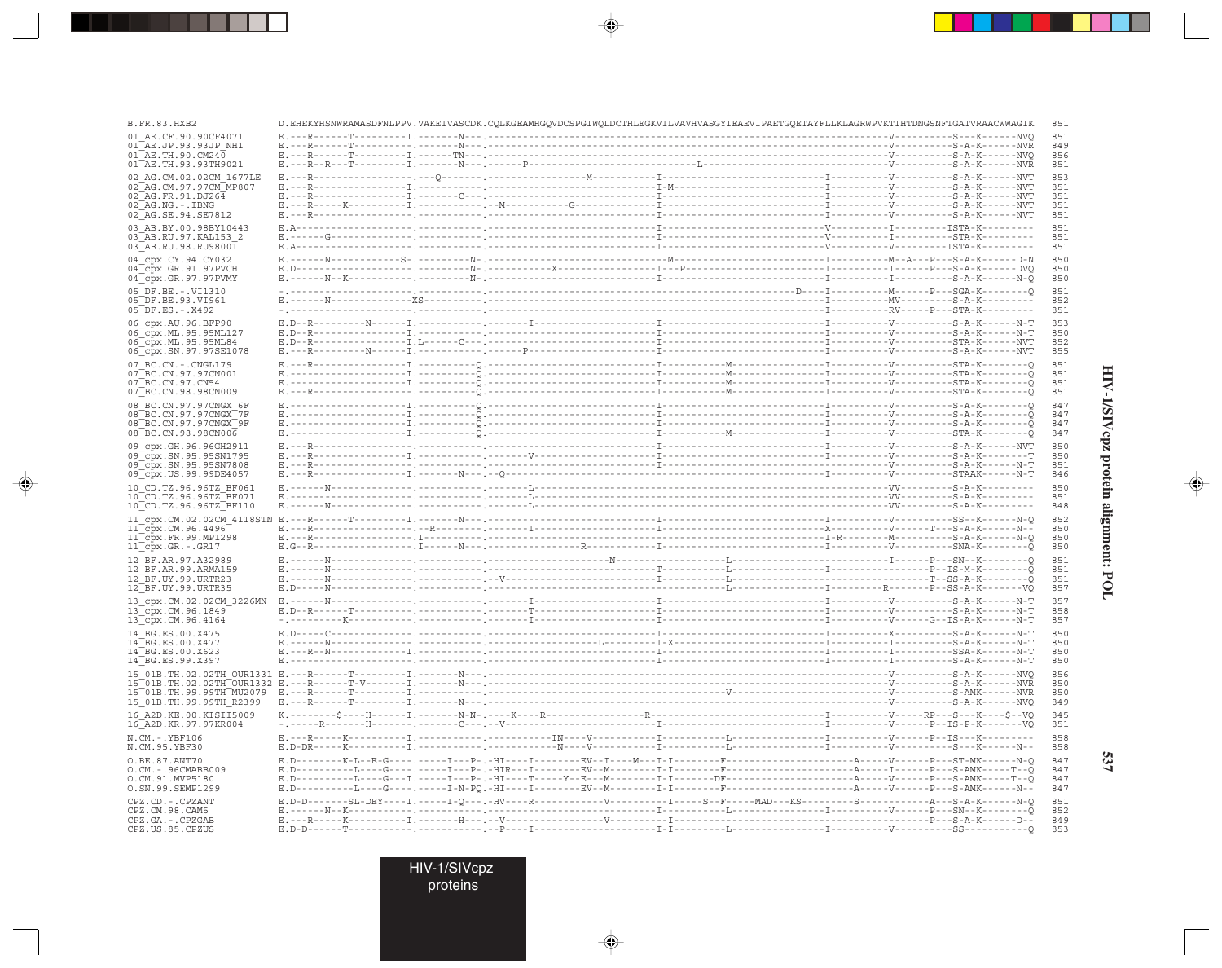```
B.FR.83.HXB2                D.EHEKYHSNWRAMASDFNLPPV.VAKEIVASCDK.CQLKGEAMHGQVDCSPGIWQLDCTHLEGKVILVAVHVASGYIEAEVIPAETGQETAYFLLKLAGRWPVKTIHTDNGSNFTGATVRAACWWAGIK  851
01_AE.CF.90.90CF4071        E.---R------T---------I.-------N---.-------------------------------------------------------------------V----------S---K------NVQ  851
01_AE.JP.93.93JP_NH1        E.---R------T---------.-------N---.-------------------------------------------------------------------V----------S-A-K------NVR  849
01_AE.TH.90.CM240           E.---R------T---------I.------TN---.-------------------------------------------------------------------V----------S-A-K------NVQ  856
01_AE.TH.93.93TH9021        E.---R--R--T---------I.-------N---.-------P-----------------------------L-----------------------------V----------S-A-K------NVR  851
02_AG.CM.02.02CM_1677LE     E.---R------------------.---Q--------.------------------M------------I------------------------I----------V----------S-A-K------NVT  853
02_AG.CM.97.97CM_MP807      E.---R-----------------I.-----------.--------------------------------I-M----------------------I----------V----------S-A-K------NVT  851
02_AG.FR.91.DJ264           E.---R-----------------I.-------C---.--------------------------------I------------------------I----------V----------S-A-K------NVT  851
02_AG.NG.-.IBNG             E.---R------K----------I.-----------.--M----------G------------------I------------------------I----------V----------S-A-K------NVT  851
02_AG.SE.94.SE7812          E.---R------------------.-----------.--------------------------------I------------------------I----------V----------S-A-K------NVT  851
03_AB.BY.00.98BY10443       E.A---------------------.-----------.--------------------------------I------------------------V----------I---------ISTA-K---------  851
03_AB.RU.97.KAL153_2        E.------G---------------.-----------.--------------------------------I------------------------V----------I---------STA-K---------  851
03_AB.RU.98.RU98001         E.A---------------------.-----------.--------------------------------I------------------------V----------V---------ISTA-K---------  851
04_cpx.CY.94.CY032          E.------N------------S-.----------N-.--------------------------------M-----------------------I----------M--A---P---S-A-K------D-N  850
04_cpx.GR.91.97PVCH         E.D---------------------.----------N-.------------X------------------I---P--------------------I----------I------P---S-A-K------DVQ  850
04_cpx.GR.97.97PVMY         E.------N--K------------.----------N-.--------------------------------I------------------------I----------I----------S-A-K------N-Q  850
05_DF.BE.-.VI1310           -.----------------------.-----------.------------------------------------------------D----I----------M------P---SGA-K--------Q  851
05_DF.BE.93.VI961           E.------N--------------XS----------.--------------------------------I------------------------I----------MV---------S-A-K---------  852
05_DF.ES.-.X492             -.----------------------.-----------.----------------------------------------------------------I----------RV------P---STA-K---------  851
06_cpx.AU.96.BFP90          E.D--R---------N------I.-----------.-------I--------------------------I------------------------I----------V----------S-A-K------N-T  853
06_cpx.ML.95.95ML127        E.D--R----------------I.-----------.--------------------------------I------------------------I----------V----------S-A-K------N-T  850
06_cpx.ML.95.95ML84         E.D--R----------------I.L------C---.--------------------------------I------------------------I----------V----------STA-K------NVT  852
06_cpx.SN.97.97SE1078       E.---R---------N------I.-----------.------P-------------------------I------------------------I----------V----------S-A-K------NVT  855
07_BC.CN.-.CNGL179          E.---R----------------I.----------Q.--------------------------------I----------M-------------I----------V----------STA-K--------Q  851
07_BC.CN.97.97CN001         E.--------------------I.----------Q.--------------------------------I----------M-------------I----------V----------STA-K--------Q  851
07_BC.CN.97.CN54            E.--------------------I.----------Q.--------------------------------I----------M-------------I----------V----------STA-K--------Q  851
07_BC.CN.98.98CN009         E.---R----------------I.----------Q.--------------------------------I----------M-------------I----------V----------STA-K--------Q  851
08_BC.CN.97.97CNGX_6F       E.--------------------I.----------Q.--------------------------------I------------------------I----------V----------S-A-K--------Q  847
08_BC.CN.97.97CNGX_7F       E.--------------------I.----------Q.--------------------------------I------------------------I----------V----------S-A-K--------Q  847
08_BC.CN.97.97CNGX_9F       E.--------------------I.----------Q.--------------------------------I------------------------I----------V----------S-A-K--------Q  847
08_BC.CN.98.98CN006         E.--------------------I.----------Q.--------------------------------I----------M-------------I----------V----------STA-K--------Q  847
09_cpx.GH.96.96GH2911       E.---R------------------.-----------.--------------------------------I------------------------I----------V----------S-A-K------NVT  850
09_cpx.SN.95.95SN1795       E.---R----------------I.-----------.-------V------------------------I------------------------I----------V----------S-A-K---------T  850
09_cpx.SN.95.95SN7808       E.---R------------------.-----------.--------------------------------I------------------------I----------V----------S-A-K------N-T  851
09_cpx.US.99.99DE4057       E.---R----------------I.-------N---.--Q--------------------------------------------------------I----------V----------STAAK------N-T  846
10_CD.TZ.96.96TZ_BF061      E.------N---------------.-----------.-------L----------------------------------------------------------VV---------S-A-K---------  850
10_CD.TZ.96.96TZ_BF071      E.----------------------.-----------.-------L----------------------------------------------------------VV---------S-A-K---------  851
10_CD.TZ.96.96TZ_BF110      E.------N---------------.-----------.-------L----------------------------------------------------------VV---------S-A-K---------  848
11_cpx.CM.02.02CM_4118STN   E.---R------T---------I.-------N---.--------------------------------I------------------------I----------V----------SS--K------N-Q  852
11_cpx.CM.96.4496           E.---R------------------.--R---------.-------I----------------------I------------------------X----------V------T---S-A-K------N--  850
11_cpx.FR.99.MP1298         E.---R------------------.I----------.--------------------------------I------------------------I-R---------M----------S-A-K------N-Q  850
11_cpx.GR.-.GR17            E.G--R------------------.I-------N---.--------------------R----------I------------------------I----------V----------SNA-K--------Q  850
12_BF.AR.97.A32989          E.------N---------------.-----------.----------------------------N--------------------L------------------------I------P---SN--K--------Q  851
12_BF.AR.99.ARMA159         E.------N---------------.-----------.--------------------------------T----------L-------------I--------------------P---IS-M-K--------Q  851
12_BF.UY.99.URTR23          E.------N---------------.-----------.--V-----------------------------I----------L-------------------------------------T--SS-A-K--------Q  851
12_BF.UY.99.URTR35          E.D-----N---------------.-----------.--------------------------------------------------L-------------I----------R-------P--SS-A-K-------VQ  857
13_cpx.CM.02.02CM_3226MN    E.------N---------------.-----------.-------I------------------------I------------------------I----------V----------S-A-K------N-T  857
13_cpx.CM.96.1849           E.D--R------T-----------.-----------.-------T------------------------I------------------------I----------V----------S-A-K------N-T  858
13_cpx.CM.96.4164           -.----------K-----------.-----------.-------I------------------------I------------------------I----------V------G--IS-A-K------N-T  857
14_BG.ES.00.X475            E.D-----C---------------.-----------.--------------------------------I------------------------I----------X----------S-A-K------N-T  850
14_BG.ES.00.X477            E.------N---------------.-----------.----------------------L---------I-X----------------------I----------I----------S-A-K------N-T  850
14_BG.ES.00.X623            E.---R--N-------------I.-----------.--------------------------------I------------------------I----------I----------SSA-K------N-T  850
14_BG.ES.99.X397            E.----------------------.-----------.--------------------------------I------------------------I----------I----------S-A-K------N-T  850
15_01B.TH.02.02TH_OUR1331   E.---R------T---------I.-------N---.-------------------------------------------------------------------V----------S-A-K------NVQ  856
15_01B.TH.02.02TH_OUR1332   E.---R------T-V-------I.-------N---.-------------------------------------------------------------------V----------S-A-K------NVR  850
15_01B.TH.99.99TH_MU2079    E.---R------T---------I.-----------.-----------------------------------------------V---------------------V----------S-AMK------NVR  850
15_01B.TH.99.99TH_R2399     E.---R------T---------I.-------N---.-------------------------------------------------------------------V----------S-A-K------NVQ  849
16_A2D.KE.00.KISII5009      K.--------$----H------I.-------N-N-.----K----R------------------R---------------------------------I----------V------RP---S---K----$--VQ  845
16_A2D.KR.97.97KR004        -.-----R-------H--------.-------C---.--V----------------------------I------------------------I----------V------P---IS-P-K-------VQ  851
N.CM.-.YBF106               E.---R-----K------------I.-----------.----------IN----V----------I----------L-------------I----------V------P---IS---K---------  858
N.CM.95.YBF30               E.D-DR-----K------------I.-----------.-----------N----V----------I----------L-------------I----------V----------S---K------N--  858
O.BE.87.ANT70               E.D---------K-L--E-G----.------I---P-.-HI----I--------EV--I----M---I-I--------F--------------------------A-----V------P---ST-MK------N-Q  847
O.CM.-.96CMABB009           E.D-----------L----G----.------I---P-.-HIR---I--------EV--M--------I-I--------F--------------------------A-----I------P---S-AMK-----T--Q  847
O.CM.91.MVP5180             E.D-----------L---G---I.------I---P-.-HI----T------Y--E---M--------I-I-------DF--------------------------A-----V------P---S-AMK-----T--Q  847
O.SN.99.SEMP1299            E.D-----------L----G----.------I-N-PQ.-HI----I--------EV--M--------I-I--------F--------------------------A-----V------P---S-AMK------N--  847
CPZ.CD.-.CPZANT             E.D-D--------SL-DEY----I.------I-Q----.-HV----R-----------------V---------I------S--F-----MAD---KS---------S------------A---S-A-K------N-Q  851
CPZ.CM.98.CAM5              E.------N--K------------.-----------.--------------------------------I----------L-------------I----------V------P---SN--K--------Q  852
CPZ.GA.-.CPZGAB             E.---R-----K------------I.---------H---.--V----------------------V----------I------------------------------------------P---S-A-K------D--  849
CPZ.US.85.CPZUS             E.D-D-------T-----------.-----------.--P----I--------------------I-I----------L-------------I----------V----------SS-----------Q  853
```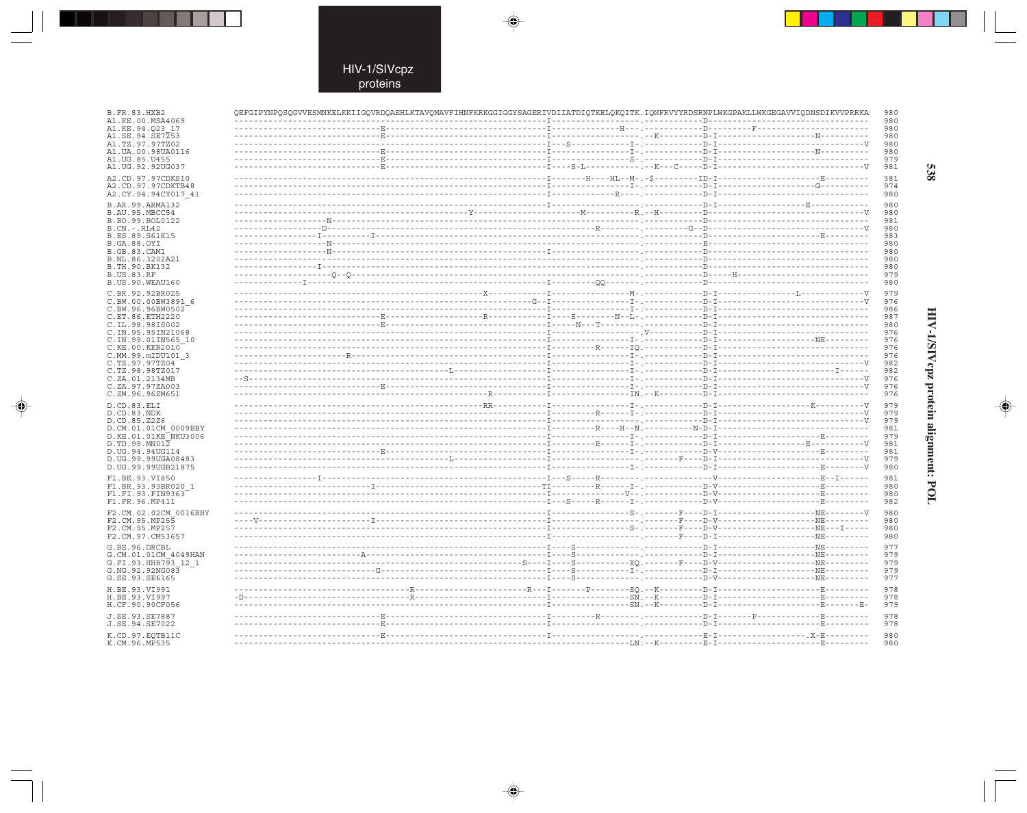```
B.FR.83.HXB2           QEFGIPYNPQSQGVVESMNKELKKIIGQVRDQAEHLKTAVQMAVFIHNFKRKGGIGGYSAGERIVDIIATDIQTKELQKQITK.IQNFRVYYRDSRNPLWKGPAKLLWKGEGAVVIQDNSDIKVVPRRKA  980
A1.KE.00.MSA4069       ------------------------------------------------------------I------------------.------------D--------------------------------------  980
A1.KE.94.Q23_17        -----------------------------E------------------------------I-------------H---.------------D---------F----------------------------  980
A1.SE.94.SE7253        -----------------------------E------------------------------I------------------.--K---------D-I-------------------N-----------------  980
A1.TZ.97.97TZ02        ------------------------------------------------------------I---S-------------I-.------------D-I---------------------------------V  980
A1.UA.00.98UA0116      -----------------------------E------------------------------I-----------------I-.------------D-I-------------------N-----------------  980
A1.UG.85.U455          -----------------------------E------------------------------I-----------------S-.------------D-I-------------------------------------  979
A1.UG.92.92UG037       -----------------------------E------------------------------I---S-L-----------.--K---C------D-I---------------------------------V  981

A2.CD.97.97CDKS10      ------------------------------------------------------------I-------H----HL--M-.-S---------ID-I-------------------E---------------  381
A2.CD.97.97CDKTB48     ------------------------------------------------------------I-----------------I-.------------D-I-------------------G-----------------  974
A2.CY.94.94CY017_41    ------------------------------------------------------------I-------------R----.------------D-I-------------------------------------  980

B.AR.99.ARMA132        ------------------------------------------------------------I------------------.------------D-I-------------------E----------------  980
B.AU.95.MBCC54         ------------------------------------------------Y---------------------M----------R.--H---------D---------------------------------V  980
B.BO.99.BOL0122        ------------------N-------------------------------------------------------------.------------D--------------------------------------  981
B.CN.-.RL42            -----------------D-------------------------------------------------R------------.----------G--D---------------------------------V  980
B.ES.89.S61K15         -----------------I---------I---------------------------------------------------.------------D--------------------E----------------  983
B.GA.88.OYI            ------------------N-------------------------------------------------------------.------------E--------------------------------------  980
B.GB.83.CAM1           ------------------N-----------------------------------------I------------------.------------D--------------------------------------  980
B.NL.86.3202A21        --------------------------------------------------------------------------------.------------D--------------------------------------  980
B.TH.90.BK132          -----------------I--------------------------------------------------------------.------------D--------------------------------------  980
B.US.83.RF             -------------------Q--Q---------------------------------------------------------.------------D-----H--------------------------------  979
B.US.90.WEAU160        --------------I---------------------------------------------I---------QQ-------.------------D--------------------------------------  980

C.BR.92.BR025          -----------------------------------------------X------------I-----------------M-.------------D-I------------------L-------------V  979
C.BW.00.00BW3891_6     ------------------------------------------------------G--I-----------------I-.------------D-I---------------------------------V  976
C.BW.96.96BW0502       ------------------------------------------------------------I-----------------I-.------------D-I-------------------------------------  986
C.ET.86.ETH2220        -----------------------------E------------------R-----------I---S-------N--L-.------------D-I-------------------------------------  987
C.IL.98.98IS002        -----------------------------E------------------------------I-----N---T--------.------------D-I-------------------------------------  980
C.IN.95.95IN21068      ------------------------------------------------------------I------------------.V-----------D-I-------------------------------------  976
C.IN.99.01IN565_10     ------------------------------------------------------------I-----------------I-.------------D-I-------------------NE----------------  976
C.KE.00.KER2010        ------------------------------------------------------------I--------R-------IQ.------------D-I-------------------------------------  976
C.MM.99.mIDU101_3      ----------------------R-------------------------------------I-----------------I-.------------D-I-------------------------------------  976
C.TZ.97.97TZ04         ------------------------------------------------------------I-----------------I-.------------D-I---------------------------------V  982
C.TZ.98.98TZ017        ------------------------------------------L-----------------I-----------------I-.------------D-I-----------------------I------------  982
C.ZA.01.2134MB         --S---------------------------------------------------------I-----------------I-.------------D-I---------------------------------V  976
C.ZA.97.97ZA003        -----------------------------E------------------------------I-----------------I-.------------D-I---------------------------------V  976
C.ZM.96.96ZM651        ------------------------------------------------R-----------I-----------------IN.--K---------D-I-------------------------------------  976

D.CD.83.ELI            -----------------------------------------------RR-----------I-----------------I-.------------D-I------------------K---------------V  979
D.CD.83.NDK            ------------------------------------------------------------I--------R--------I-.------------D-I---------------------------------V  979
D.CD.85.Z2Z6           ------------------------------------------------------------I------------------.------------D-I---------------------------------V  979
D.CM.01.01CM_0009BBY   ------------------------------------------------------------I--------R----H--N.-----------N-D-I-------------------------------------  981
D.KE.01.01KE_NKU3006   ------------------------------------------------------------I-----------------I-.------------D-I-------------------E-----------------  979
D.TD.99.MN012          ------------------------------------------------------------I--------R--------I-.------------D-I-----------------E---------------V  981
D.UG.94.94UG114        -----------------------------E------------------------------I-----------------I-.------------D-V-------------------E-----------------  981
D.UG.99.99UGA08483     ------------------------------------------L-----------------I-----------------I-.---------F---D-I---------------------------------V  979
D.UG.99.99UGB21875     ------------------------------------------------------------I-----------------I-.------------D-I-------------------E---------------V  980

F1.BE.93.VI850         -----------------I------------------------------------------I---S-----R---------.-------------V-------------------E--I--------------  981
F1.BR.93.93BR020_1     --------------------------I--------------------------------TI--------R--------I-.------------D-V-------------------E-----------------  980
F1.FI.93.FIN9363       ------------------------------------------------------------I----------------V--.------------D-V-------------------E-----------------  980
F1.FR.96.MP411         ------------------------------------------------------------I---S-----R-------I-.------------D-V-------------------E-----------------  982

F2.CM.02.02CM_0016BBY  ------------------------------------------------------------I-----------------S-.-------F----D-I-------------------NE---------------V  980
F2.CM.95.MP255         ----V---------------------I---------------------------------I------------------.-------F----D-V-------------------NE-----------------  980
F2.CM.95.MP257         ------------------------------------------------------------I-----------------S-.-------F----D-V-------------------NE---I-------------  980
F2.CM.97.CM53657       ------------------------------------------------------------I------------------.-------F----D-I-------------------NE-----------------  980

G.BE.96.DRCBL          ------------------------------------------------------------I---S--------------.------------D-I-------------------NE-----------------  977
G.CM.01.01CM_4049HAN   ------------------------A-----------------------------------I---S--------------.------------D-I-------------------NE-----------------  979
G.FI.93.HH8793_12_1    --------------------------------------------------------S---I---S-------------XQ.-------F----D-V-------------------NE-----------------  979
G.NG.92.92NG083        ----------------------------G-------------------------------I---S-------------I-.------------D-I-------------------NE-----------------  979
G.SE.93.SE6165         ------------------------------------------------------------I---S--------------.------------D-V-------------------NE-----------------  977

H.BE.93.VI991          -----------------------------------R---------------------R--I--------P--------SQ.--K---------D-I-------------------E-----------------  978
H.BE.93.VI997          -D---------------------------------R------------------------I-----------------SN.--K---------D-I-------------------E-----------------  978
H.CF.90.90CF056        ------------------------------------------------------------I-----------------SN.--K---------D-I-------------------E--------E-------  979

J.SE.93.SE7887         -----------------------------E------------------------------I--------R---------.------------D-I-------P-----------E-----------------  978
J.SE.94.SE7022         -----------------------------E------------------------------I------------------.------------D-I-------------------E-----------------  978

K.CD.97.EQTB11C        -----------------------------E------------------------------I------------------.------------E-I-------------------X-E----------------  980
K.CM.96.MP535          ------------------------------------------------------------------------------LN.--K---------E-I-------------------E-----------------  980
```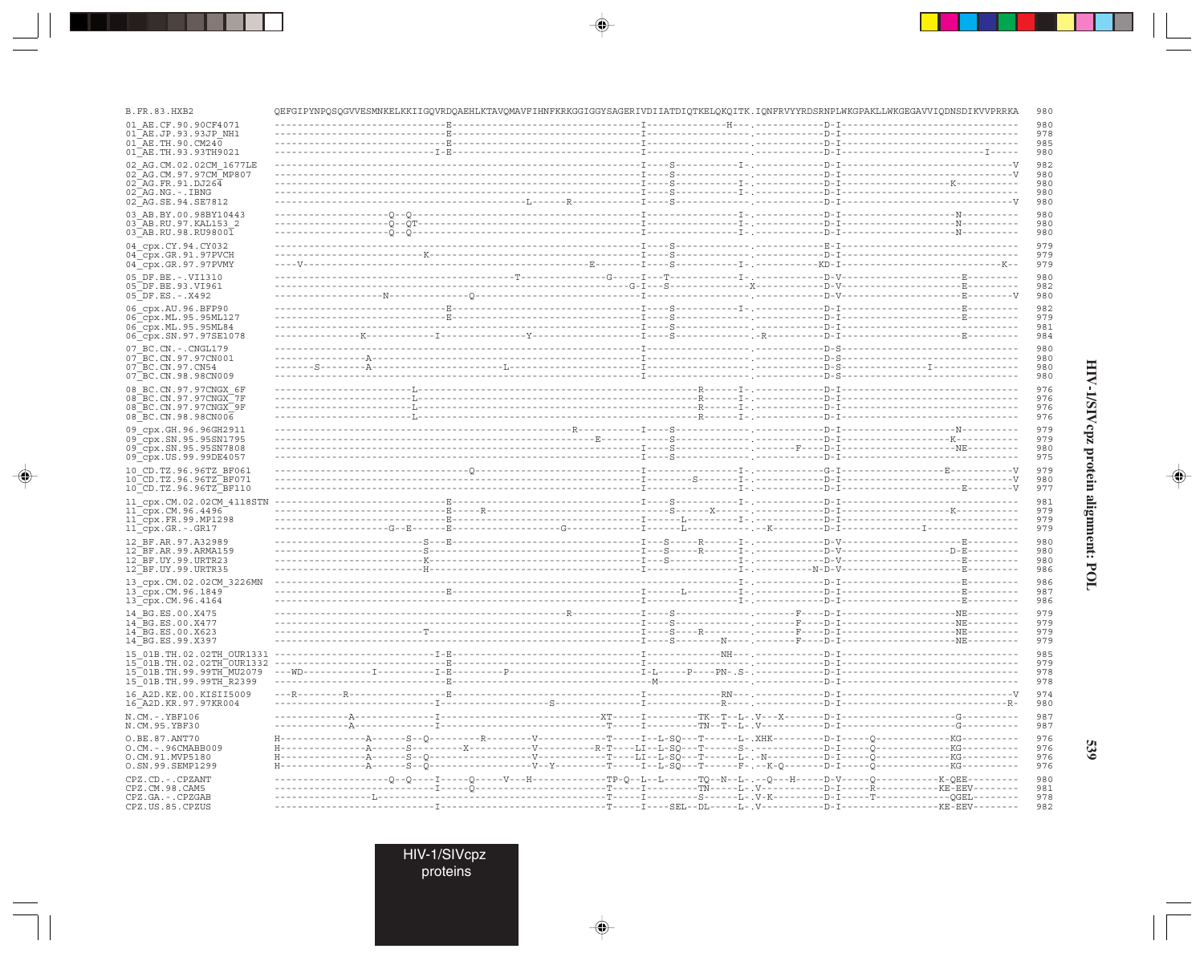```
B.FR.83.HXB2              QEFGIPYNPQSQGVVESMNKELKKIIGQVRDQAEHLKTAVQMAVFIHNFKRKGGIGGYSAGERIVDIIATDIQTKELQKQITK.IQNFRVYYRDSRNPLWKGPAKLLWKGEGAVVIQDNSDIKVVPRRKA  980
01_AE.CF.90.90CF4071      ------------------------------E---------------------------------I--------------H---.-----------D-I--------------------------------  980
01_AE.JP.93.93JP_NH1      ------------------------------E---------------------------------I-------------------.-----------D-I--------------------------------  978
01_AE.TH.90.CM240         ------------------------------E---------------------------------I-------------------.-----------D-I--------------------------------  985
01_AE.TH.93.93TH9021      ----------------------------I-E---------------------------------I-------------------.-----------D-I---------------------------I-----  980
02_AG.CM.02.02CM_1677LE   ----------------------------------------------------------------I----S----------I-.-----------D-I-------------------------------V  982
02_AG.CM.97.97CM_MP807    ----------------------------------------------------------------I----S------------.-----------D-I-------------------------------V  980
02_AG.FR.91.DJ264         ----------------------------------------------------------------I----S----------I-.-----------D-I--------------------K-----------  980
02_AG.NG.-.IBNG           ----------------------------------------------------------------I----S----------I-.-----------D-I--------------------------------  980
02_AG.SE.94.SE7812        -----------------------------------------------L------R---------I----S------------.-----------D-I-------------------------------V  980
03_AB.BY.00.98BY10443     --------------------Q--Q----------------------------------------I----------------I-.-----------D-I--------------------N-----------  980
03_AB.RU.97.KAL153_2      --------------------Q--QT---------------------------------------I----------------I-.-----------D-I--------------------N-----------  980
03_AB.RU.98.RU98001       --------------------Q--Q----------------------------------------I----------------I-.-----------D-I--------------------N-----------  980
04_cpx.CY.94.CY032        ----------------------------------------------------------------I----S--------------.-----------E-I--------------------------------  979
04_cpx.GR.91.97PVCH       -------------------------K--------------------------------------I----S--------------.-----------D-I--------------------------------  979
04_cpx.GR.97.97PVMY       ----V-----------------------------------------------E-----------I----S----------I-.----------KD-I---------------------------K--  979
05_DF.BE.-.VI1310         ----------------------------------------------T--------------G-----I---T-----------I-.-----------D-V--------------------E---------  980
05_DF.BE.93.VI961         --------------------------------------------------------------G-I---S--------------X-----------D-V--------------------E---------  982
05_DF.ES.-.X492           -----------------N----------------Q----------------------------I------------------.-----------D-V--------------------E--------V  980
06_cpx.AU.96.BFP90        ------------------------------E---------------------------------I----S----------I-.-----------D-I--------------------E---------  982
06_cpx.ML.95.95ML127      ------------------------------E---------------------------------I----S----------------.-----------D-I--------------------E---------  979
06_cpx.ML.95.95ML84       ----------------------------------------------------------------I----S----------------.-----------D-I--------------------------------  981
06_cpx.SN.97.97SE1078     -------------K------------I-----------------Y-------------------I----S----------------.-R---------D-I--------------------E---------  984
07_BC.CN.-.CNGL179        ----------------------------------------------------------------I-------------------.-----------D-S--------------------------------  980
07_BC.CN.97.97CN001       ----------A-----------------------------------------------------I-------------------.-----------D-S--------------------------------  980
07_BC.CN.97.CN54          -------S--------A-------------------------L---------------------I-------------------.-----------D-S---------------I----------------  980
07_BC.CN.98.98CN009       ----------------------------------------------------------------I-------------------.-----------D-S--------------------------------  980
08_BC.CN.97.97CNGX_6F     ----------------------L-----------------------------------------------R------I-.-----------D-I--------------------------------  976
08_BC.CN.97.97CNGX_7F     ----------------------L-----------------------------------------------R------I-.-----------D-I--------------------------------  976
08_BC.CN.97.97CNGX_9F     ----------------------L-----------------------------------------------R------I-.-----------D-I--------------------------------  976
08_BC.CN.98.98CN006       ----------------------L-----------------------------------------------R------I-.-----------D-I--------------------------------  976
09_cpx.GH.96.96GH2911     -----------------------------------------------------R----------I----S--------------.-----------D-I--------------------N---------  979
09_cpx.SN.95.95SN1795     ---------------------------------------------------E------------------S--------------.-----------D-I--------------------K---------  979
09_cpx.SN.95.95SN7808     ----------------------------------------------------------------I----S--------------.--------F----D-I--------------------NE--------  980
09_cpx.US.99.99DE4057     ----------------------------------------------------------------I----S--------------.-----------D-I--------------------------------  975
10_CD.TZ.96.96TZ_BF061    ----------------------------------Q-----------------------------I----------------I-.-----------G-I------------------E----------V  979
10_CD.TZ.96.96TZ_BF071    ----------------------------------------------------------------I--------S------I-.-----------D-I-------------------------------V  980
10_CD.TZ.96.96TZ_BF110    ----------------------------------------------------------------I----------------I-.-----------D-I--------------------E--------V  977
11_cpx.CM.02.02CM_4118STN ------------------------------E---------------------------------I----S----------I-.-----------D-I--------------------------------  981
11_cpx.CM.96.4496         ------------------------------E-----R---------------------------------S------X------.-----------D-I--------------------K-----------  979
11_cpx.FR.99.MP1298       ------------------------------E---------------------------------I-------L---------I-.-----------D-I--------------------------------  979
11_cpx.GR.-.GR17          --------------------G--E------E-------------------G-------------I------L--------------.--K---------D-I---------------I----------------  979
12_BF.AR.97.A32989        --------------------------S--E----------------------------------I----S-----R------I-.-----------D-V--------------------E---------  980
12_BF.AR.99.ARMA159       --------------------------S-------------------------------------I----S-----R------I-.-----------D-V------------------D-E---------  980
12_BF.UY.99.URTR23        --------------------------K-------------------------------------I----S------------I-.-----------D-V--------------------E---------  980
12_BF.UY.99.URTR35        --------------------------H-------------------------------------I----------------I-.----------N-D-V--------------------E---------  986
13_cpx.CM.02.02CM_3226MN  ------------------------------------------------------------------------------------I-.-----------D-I--------------------E---------  986
13_cpx.CM.96.1849         ------------------------------E---------------------------------I-------L---------I-.-----------D-I--------------------E---------  987
13_cpx.CM.96.4164         ----------------------------------------------------------------I----------------I-.-----------D-I--------------------E---------  986
14_BG.ES.00.X475          -----------------------------------------------------R----------I----S--------------.-------F---D-I--------------------NE--------  979
14_BG.ES.00.X477          ----------------------------------------------------------------I----S--------------.-------F---D-I--------------------NE--------  979
14_BG.ES.00.X623          --------------------------T-------------------------------------I----S----R--------.-------F---D-I--------------------NE--------  979
14_BG.ES.99.X397          ----------------------------------------------------------------I----S--------N----.-------F---D-I--------------------NE--------  979
15_01B.TH.02.02TH_OUR1331 ----------------------------I-E---------------------------------I--------------NH---.-----------D-I--------------------------------  985
15_01B.TH.02.02TH_OUR1332 ------------------------------E---------------------------------I-------------------.-----------D-I--------------------------------  979
15_01B.TH.99.99TH_MU2079  ---WD------------I----------I-E----------P----------------------I-L-----P------PN-.S-.-----------D-I--------------------------------  978
15_01B.TH.99.99TH_R2399   ------------------------------E----------------------------------M------------------.-----------D-I--------------------------------  978
16_A2D.KE.00.KISII5009    ---R-------R------------------E---------------------------------I--------------RN---.-----------D-I-------------------------------V  974
16_A2D.KR.97.97KR004      ------------------------------I------------------------S---------I--------------R----.-----------D-I------------------------------R-  980
N.CM.-.YBF106             ------------A-----------------I------------------------------XT-----I---------TK--T--L-.V---X-------D-I--------------------G----------  987
N.CM.95.YBF30             ------------A-----------------I---------------------------------T-----I---------TN--T--L-.V----------D-I--------------------G----------  987
O.BE.87.ANT70             H---------------A-------S--Q---------R---------V------------T-----I--L-SQ---T-------L-.XHK---------D-I-----Q-------------KG----------  976
O.CM.-.96CMABB009         H---------------A-------S----------X-----------V----------R-T-----LI--L-SQ---T-------S-.-----------D-I-----Q-------------KG----------  976
O.CM.91.MVP5180           H---------------A-------S--Q-------------------V----------------T-----LI--L-SQ---T-------L-.-N---------D-I-----Q-------------KG----------  976
O.SN.99.SEMP1299          H---------------A-------S--Q-------------------V--Y-------------T-----I--L-SQ---T-------F-.--K-Q-------D-I-----Q-------------KG----------  976
CPZ.CD.-.CPZANT           --------------------Q--Q----I-----Q-----V---H-----------------TP-Q--L--L------TQ--N--L-.--Q---H-------D-V-----Q-------------K-QEE---------  980
CPZ.CM.98.CAM5            ----------------------------I-----Q-----------------------------T-----I---------TN------L-.V-----------D-I-----R-------------KE-EEV--------  981
CPZ.GA.-.CPZGAB           ----------------L-----------------------------------------------T-----I---------S-------L-.V-K---------D-I-----T-------------QGEL---------  978
CPZ.US.85.CPZUS           ----------------------------I-----------------------------------T-----I----SEL--DL------L-.V-----------D-I--------------------KE-EEV--------  982
```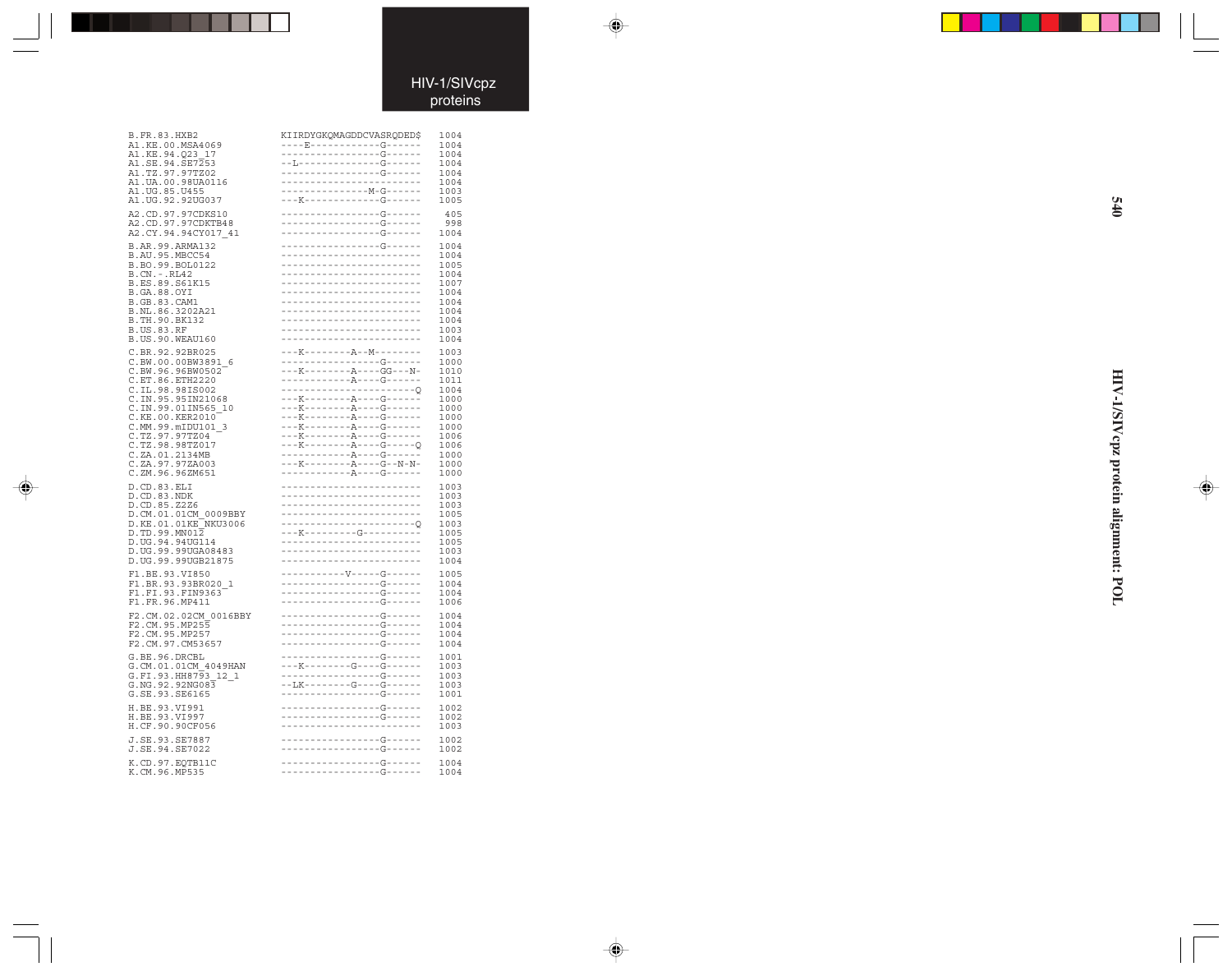```
B.FR.83.HXB2              KIIRDYGKQMAGDDCVASRQDED$   1004
A1.KE.00.MSA4069          ----E------------G------   1004
A1.KE.94.Q23_17           -----------------G------   1004
A1.SE.94.SE7253           --L--------------G------   1004
A1.TZ.97.97TZ02           -----------------G------   1004
A1.UA.00.98UA0116         ------------------------   1004
A1.UG.85.U455             ---------------M-G------   1003
A1.UG.92.92UG037          ---K-------------G------   1005

A2.CD.97.97CDKS10         -----------------G------    405
A2.CD.97.97CDKTB48        -----------------G------    998
A2.CY.94.94CY017_41       -----------------G------   1004

B.AR.99.ARMA132           -----------------G------   1004
B.AU.95.MBCC54            ------------------------   1004
B.BO.99.BOL0122           ------------------------   1005
B.CN.-.RL42               ------------------------   1004
B.ES.89.S61K15            ------------------------   1007
B.GA.88.OYI               ------------------------   1004
B.GB.83.CAM1              ------------------------   1004
B.NL.86.3202A21           ------------------------   1004
B.TH.90.BK132             ------------------------   1004
B.US.83.RF                ------------------------   1003
B.US.90.WEAU160           ------------------------   1004

C.BR.92.92BR025           ---K--------A--M--------   1003
C.BW.00.00BW3891_6        -----------------G------   1000
C.BW.96.96BW0502          ---K--------A----GG---N-   1010
C.ET.86.ETH2220           ------------A----G------   1011
C.IL.98.98IS002           -----------------------Q   1004
C.IN.95.95IN21068         ---K--------A----G------   1000
C.IN.99.01IN565_10        ---K--------A----G------   1000
C.KE.00.KER2010           ---K--------A----G------   1000
C.MM.99.mIDU101_3         ---K--------A----G------   1000
C.TZ.97.97TZ04            ---K--------A----G------   1006
C.TZ.98.98TZ017           ---K--------A----G-----Q   1006
C.ZA.01.2134MB            ------------A----G------   1000
C.ZA.97.97ZA003           ---K--------A----G--N-N-   1000
C.ZM.96.96ZM651           ------------A----G------   1000

D.CD.83.ELI               ------------------------   1003
D.CD.83.NDK               ------------------------   1003
D.CD.85.Z2Z6              ------------------------   1003
D.CM.01.01CM_0009BBY      ------------------------   1005
D.KE.01.01KE_NKU3006      -----------------------Q   1003
D.TD.99.MN012             ---K---------G----------   1005
D.UG.94.94UG114           ------------------------   1005
D.UG.99.99UGA08483        ------------------------   1003
D.UG.99.99UGB21875        ------------------------   1004

F1.BE.93.VI850            -----------V-----G------   1005
F1.BR.93.93BR020_1        -----------------G------   1004
F1.FI.93.FIN9363          -----------------G------   1004
F1.FR.96.MP411            -----------------G------   1006

F2.CM.02.02CM_0016BBY     -----------------G------   1004
F2.CM.95.MP255            -----------------G------   1004
F2.CM.95.MP257            -----------------G------   1004
F2.CM.97.CM53657          -----------------G------   1004

G.BE.96.DRCBL             -----------------G------   1001
G.CM.01.01CM_4049HAN      ---K--------G----G------   1003
G.FI.93.HH8793_12_1       -----------------G------   1003
G.NG.92.92NG083           --LK--------G----G------   1003
G.SE.93.SE6165            -----------------G------   1001

H.BE.93.VI991             -----------------G------   1002
H.BE.93.VI997             -----------------G------   1002
H.CF.90.90CF056           ------------------------   1003

J.SE.93.SE7887            -----------------G------   1002
J.SE.94.SE7022            -----------------G------   1002

K.CD.97.EQTB11C           -----------------G------   1004
K.CM.96.MP535             -----------------G------   1004
```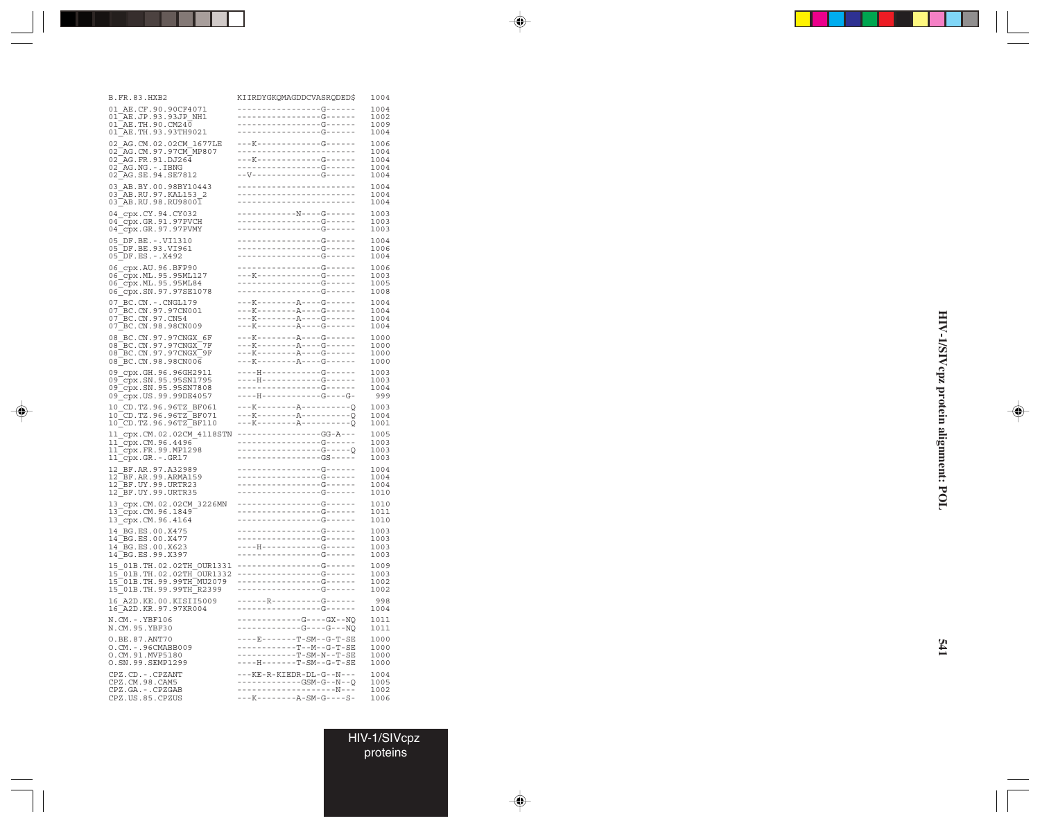```
B.FR.83.HXB2                   KIIRDYGKQMAGDDCVASRQDED$    1004
01_AE.CF.90.90CF4071           -----------------G------    1004
01_AE.JP.93.93JP_NH1           -----------------G------    1002
01_AE.TH.90.CM240              -----------------G------    1009
01_AE.TH.93.93TH9021           -----------------G------    1004
02_AG.CM.02.02CM_1677LE        ---K-------------G------    1006
02_AG.CM.97.97CM_MP807         ------------------------    1004
02_AG.FR.91.DJ264              ---K-------------G------    1004
02_AG.NG.-.IBNG                -----------------G------    1004
02_AG.SE.94.SE7812             --V--------------G------    1004
03_AB.BY.00.98BY10443          ------------------------    1004
03_AB.RU.97.KAL153_2           ------------------------    1004
03_AB.RU.98.RU98001            ------------------------    1004
04_cpx.CY.94.CY032             ------------N----G------    1003
04_cpx.GR.91.97PVCH            -----------------G------    1003
04_cpx.GR.97.97PVMY            -----------------G------    1003
05_DF.BE.-.VI1310              -----------------G------    1004
05_DF.BE.93.VI961              -----------------G------    1006
05_DF.ES.-.X492                -----------------G------    1004
06_cpx.AU.96.BFP90             -----------------G------    1006
06_cpx.ML.95.95ML127           ---K-------------G------    1003
06_cpx.ML.95.95ML84            -----------------G------    1005
06_cpx.SN.97.97SE1078          -----------------G------    1008
07_BC.CN.-.CNGL179             ---K--------A----G------    1004
07_BC.CN.97.97CN001            ---K--------A----G------    1004
07_BC.CN.97.CN54               ---K--------A----G------    1004
07_BC.CN.98.98CN009            ---K--------A----G------    1004
08_BC.CN.97.97CNGX_6F          ---K--------A----G------    1000
08_BC.CN.97.97CNGX_7F          ---K--------A----G------    1000
08_BC.CN.97.97CNGX_9F          ---K--------A----G------    1000
08_BC.CN.98.98CN006            ---K--------A----G------    1000
09_cpx.GH.96.96GH2911          ----H------------G------    1003
09_cpx.SN.95.95SN1795          ----H------------G------    1003
09_cpx.SN.95.95SN7808          -----------------G------    1004
09_cpx.US.99.99DE4057          ----H------------G---G-     999
10_CD.TZ.96.96TZ_BF061         ---K--------A----------Q    1003
10_CD.TZ.96.96TZ_BF071         ---K--------A----------Q    1004
10_CD.TZ.96.96TZ_BF110         ---K--------A----------Q    1001
11_cpx.CM.02.02CM_4118STN      -----------------GG-A---    1005
11_cpx.CM.96.4496              -----------------G------    1003
11_cpx.FR.99.MP1298            -----------------G-----Q    1003
11_cpx.GR.-.GR17               -----------------GS-----    1003
12_BF.AR.97.A32989             -----------------G------    1004
12_BF.AR.99.ARMA159            -----------------G------    1004
12_BF.UY.99.URTR23             -----------------G------    1004
12_BF.UY.99.URTR35             -----------------G------    1010
13_cpx.CM.02.02CM_3226MN       -----------------G------    1010
13_cpx.CM.96.1849              -----------------G------    1011
13_cpx.CM.96.4164              -----------------G------    1010
14_BG.ES.00.X475               -----------------G------    1003
14_BG.ES.00.X477               -----------------G------    1003
14_BG.ES.00.X623               ----H------------G------    1003
14_BG.ES.99.X397               -----------------G------    1003
15_01B.TH.02.02TH_OUR1331      -----------------G------    1009
15_01B.TH.02.02TH_OUR1332      -----------------G------    1003
15_01B.TH.99.99TH_MU2079       -----------------G------    1002
15_01B.TH.99.99TH_R2399        -----------------G------    1002
16_A2D.KE.00.KISII5009         ------R----------G------     998
16_A2D.KR.97.97KR004           -----------------G------    1004
N.CM.-.YBF106                  -------------G----GX--NQ    1011
N.CM.95.YBF30                  -------------G----G---NQ    1011
O.BE.87.ANT70                  ----E-------T-SM--G-T-SE    1000
O.CM.-.96CMABB009              ------------T--M--G-T-SE    1000
O.CM.91.MVP5180                ------------T-SM-N--T-SE    1000
O.SN.99.SEMP1299               ----H-------T-SM--G-T-SE    1000
CPZ.CD.-.CPZANT                ---KE-R-KIEDR-DL-G--N---    1004
CPZ.CM.98.CAM5                 -------------GSM-G--N--Q    1005
CPZ.GA.-.CPZGAB                ---------------------N---   1002
CPZ.US.85.CPZUS                ---K--------A-SM-G----S-    1006
```

HIV-1/SIVcpz protein alignment: POL

HIV-1/SIVcpz proteins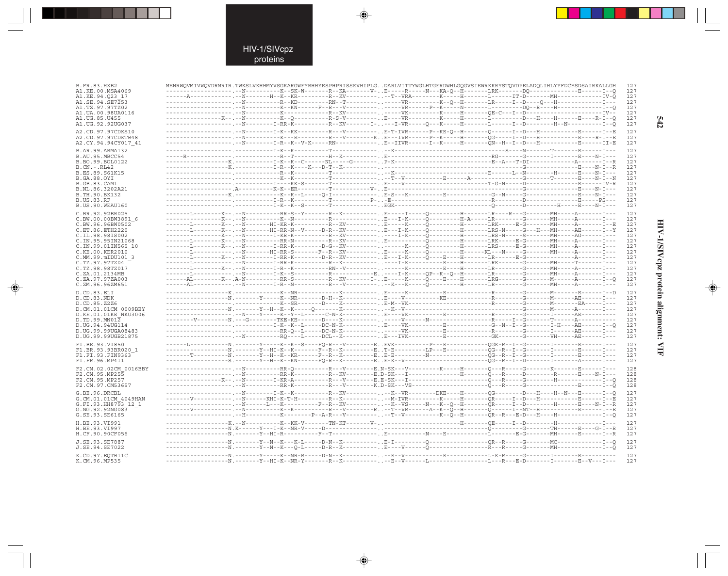HIV-1/SIVcpz proteins

HIV-1/SIVcpz protein alignment: VIF

```
B.FR.83.HXB2             MENRWQVMIVWQVDRMRIR.TWKSLVKHHMYVSGKARGWFYRHHYESPHPRISSEVHIPLG..DARLVITTYWGLHTGERDWHLGQGVSIEWRKKRYSTQVDPELADQLIHLYYFDCFSDSAIRKALLGH  127
A1.KE.00.MSA4069         -------------------.--N----------K--SK-W--------R--KA--------V-..E-----R------N---KA-Q--H--------LRK--------DQ------------------E-------I--Q  127
A1.KE.94.Q23_17          ------A------------.--N--------H--K--KR---------R--KV----------..--T--VRA---------K-----H--------L-------IT-D---------MH---------------IV-Q  127
A1.SE.94.SE7253          -------------------.--N----------R--KD--------RN--T-----------..------VR---------K--Q--H--------LR------I--D-----Q---H-----------------I---  127
A1.TZ.97.97TZ02          -------------------.--N----------K--KN--------F--R---V--------V-..------VR---------P--K-----N--------L--------------DQ--R----H-------------E-------I--Q  127
A1.UA.00.98UA0116        -------------------.--N----------K-------------R--KV----------..------VK---------K-----H--------QE-C---I--D---------------------------IV--  127
A1.UG.85.U455            ---------------K--.--N----------K--Q-----------R-S-V----------..E-----VR---------K-----H--------L--------------D---H----H---------E-----R-I--Q  127
A1.UG.92.92UG037         -------------------.--N---------I-RR-K---------R--KV--------I-..---I-VR------Q---K-----H--------L-------I--D---------H--N--------------I--Q  127

A2.CD.97.97CDKS10        -------------------.--N---------I-K--KK---------R---V---------..E-T-IVR-------P--KE-Q--H--------Q-------I--D---H------------------E-------I--E  127
A2.CD.97.97CDKTB48       -------------------.--N----------K---E----------R---V---------K..E---IVR-------P--K-----H--------QG------I--D---H------------------E-----R-I--E  127
A2.CY.94.94CY017_41      -------------------.--N---------I-R--K--V-K-----RN------------..E--IIVR--------I--K-----H--------QN--H--I--D---H------------------E-------II-E  127

B.AR.99.ARMA132          -------------------.------------I-K--K----------T-------------..--K--------------------------------------------S----N---------T--------E-------I---  127
B.AU.95.MBCC54           -----R-------------.------------R--T------------H--K----------..E----------------------------------RG--------G---------I--------E-----N-I---  127
B.BO.99.BOL0122          -----------------K.------------I-K--K--C-------NL------G-------..P-K-------------------------------E--A---T-DI-----------------A---------I--R  127
B.CN.-.RL42              -----------------K.------------I-R--K-----K---D-T--K----------..------------------------------------------------G---------------------E-----N-I--R  127
B.ES.89.S61K15           -------------------.------------R--K------------T-------------..--K-------------------------------E-------L--N---------H--------E-----N-I---  127
B.GA.88.OYI              -------------------.------------K--K------------T-------------..--T--V---------------E-------A-----------------G---------T--------E-----N-I--N  127
B.GB.83.CAM1             -------------------.------------I-----KK-S------T-------------..E----V-----------------------------T-G-N------D---------------------E-------IV-R  127
B.NL.86.3202A21          -------------------.A-----------K-K--ER---------T-------------V-..E----------------------------------------G---------------------E-----N-I---  127
B.TH.90.BK132            -----------------K.------------K--K--L------Q-I---------------..E-S---K-----------E----------------G--N-----G---------------------E-----N-I---  127
B.US.83.RF               -------------------.------------I-R--K----------T---------P-..-E-----------------------------------R-----------D---------------------E-------PS--  127
B.US.90.WEAU160          -------------------.------------I-K--K--S-------T-------------..EGK--------------------------------Q-----------D---------H--------E-----N-I--E  127

C.BR.92.92BR025          -------L---------K--.--N----------RR-S--Y----------R--K---------..E-----I------Q----------H--------LR-----R---G---------MH------A--------I---  127
C.BW.00.00BW3891_6       -----------------K--.--N----------K--N-------------R--K---------..E----I-K-----Q----------H-A------LR---------G---------MH------A--------I---  127
C.BW.96.96BW0502         -------L---------K--.--N---------HI-KR-K-----------R--KV--------..E-----K------Q----------H--------LRK------E-G---------MH------A--------I--E  127
C.ET.86.ETH2220          -------L---------K--.--N---------HI-RR-N--V--------D-R--KV------..E----I-K-----Q----------H--------LRS-N-----G---H----MH------AE-------I--Y  127
C.IL.98.98IS002          -----------------K--.--N---------I-KR-K------------R--KV--------..-----I-K-----Q----------H--------LRS-N-----S---------MH------AG-------I---  127
C.IN.95.95IN21068        -------L---------K--.--N----------RR-N-------------R--KV--------..E---------------Q----------H--------LRK------E-G---------MH------A--------I---  127
C.IN.99.01IN565_10       -------L---------K--.--N---------I-RR-K-------------D-G--KV-----..------K-----Q----------H--------LRS------E-G---------MH------A--------I---  127
C.KE.00.KER2010          -------L-----------.--N---------HI-RR-S--------F--R--KV---------..E-----K-----Q----------H--------KL----N-----G---------MH------A--------I---  127
C.MM.99.mIDU101_3        -------L---------K--.--N---------I-RR-K------------D-R--KV------..E-----I-K-----Q-----E-----H--------LR------E-G-----------------A--------I---  127
C.TZ.97.97TZ04           -------L-----------.--N---------I-RR-K-------------R--K---------..-----I-K-------------E-----H--------LRK---------G---------MH------T--------I---  127
C.TZ.98.98TZ017          -------L---------K--.--N---------I-R--K-----------RN--V---------..-------K-----Q-----------E-----H--------LR---------G---------MH------A--------I---  127
C.ZA.01.2134MB           -------L-----------.--N---------I-K--S-------------R--------E..-----I-K-----QP--K--Q--H--------LR---------G---------MH------A--------I---  127
C.ZA.97.97ZA003          ------AL---------K--.A-N----------RR-S-------------R--KV------I-..E-----K-----Q-----E-----H--------LRG--------G---------M-------A--------I--Q  127
C.ZM.96.96ZM651          ------AL-----------.--N---------I-R--N-------------R---V--------..--K-----K-----Q----------H--------LR---------G---------MH------A--------I---  127

D.CD.83.ELI              -----------------K.------------K--NR-----------K-------------..E-----K-----------E-----------------R---------G---------M-------E-------I--D  127
D.CD.83.NDK              -----------------N.-------Y-----K--NR----------D-H--K----------..E-----V-----------KE-----------------R---------G---------M-------AE------I---  127
D.CD.85.Z2Z6             -------------------.-------------K--SR----------D----K---------..E-M--VK-------------------------------R---------G---------M-------EA------I---  127
D.CM.01.01CM_0009BBY     -----------------N.-------Y--H--K--K-----Q---------K-----------..--K--V--------------------------------------------G---------M-------A--------I---  127
D.KE.01.01KE_NKU3006     -------------------.--N----Y------K--Y--L------C-N-K-----------..E----VK-----------E-----------------R---------G---------I-------AE----------  127
D.TD.99.MN012            ---------V--------N.---G---------TKE-KE--------D----K----------..-------V--------N---------------------R-----I--G---------T-------A-----------  127
D.UG.94.94UG114          -------------------.------------I-K--K--L------DC-N-K-----------..E-----VK-----------E-----------------G--N---I--G---------I-H-----AE------I--Q  127
D.UG.99.99UGA08483       -------------------.------------RR-Q--L------DC-N-K-----------..-----VK-----------E-----------------R---------G---------I-------AE------I---  127
D.UG.99.99UGB21875       -------------------.--N----------RQ-----L------DCL--K----------..E---IVK-----------E-----------------GK--------G---------VH------AE------I---  127

F1.BE.93.VI850           ------L----------N.-------Y-----K--K--S-----FQ-R---V---------E..EVK-----------P---E-----------------QGK--R--I--G---------I--------E-------I---  127
F1.BR.93.93BR020_1       -----------------N.-------Y--HI-K--K--------F--R--K----------E..T-E-----------LP---E-----------------QG--R--I--G---------I--------E-------I---  127
F1.FI.93.FIN9363         -------T---------N.-------Y--H--K--KR------F--R--K----------E..E-E------------N---------------------QG--R--I--G---------I--------E-------I---  127
F1.FR.96.MP411           -----------------S.-------Y--H--K--KN------FQ-R--K----------E..E-K--V---------------------------------QG--R--I--D---------I--------A-------I---  127

F2.CM.02.02CM_0016BBY    -------------------.--N----------RR-Q----------R---V---------E.N-SK---V-----------K-----H--------Q---R-----G---------K--------E-------I---  128
F2.CM.95.MP255           -------------------.--N----------RR-K----------R--KV---------E.D-SK---I------------------H--------Q---R-----D--------------R--------E-----N-I---  128
F2.CM.95.MP257           ---------------K--.--N---------I-KR-A----------R---V---------E.E-SK---I----------------------------Q---R-----G---------------H---------------I--Q  128
F2.CM.97.CM53657         -------------------.--N---------I-RR-K----------R---V---------K.D-SK--VS-------------------------Q---R-----G-----------------------E-------I--Q  128

G.BE.96.DRCBL            -------------------.--N---------I-K--K----------R--KV---------..--K--VR----------DKE----H--------QG--------D---H-----H--N---E-------I--Q  127
G.CM.01.01CM_4049HAN     -------V-----------.--N--------KHI-K-T-H--------R--K----------..--M-IVR-----------K-----H--------QR------I--D---H-----------------E-------I--E  127
G.FI.93.HH8793_12_1      -------------------.--N------L---K-----------F--R--KV---------..--K--VS-----N---K--Q--H--------QR------I--D-----------H--------E-----N-I--R  127
G.NG.92.92NG083          -------V-----------.--N---------K--K-----------R---V----------R..--T--VR-------A--K--Q--H--------Q-------I--NT-H----------------E-------I--E  127
G.SE.93.SE6165           -------------------.--H-----------K---------P--A-R---V--------..--T--V------------K--Q--H--------QR--R---E-D---H----H----------------I--Q  127

H.BE.93.VI991            -----------------K.--N----------K--KK-V-------TN-KT--------V-..-----------------------------H--------QE------I--D---------H----------------I---  127
H.BE.93.VI997            -----------------N.K-------Y---I-K--NR-V-----D-----------------..-----------------------------------------Q-------------G---------TH-------E-----G-I--R  127
H.CF.90.90CF056          -----------------N.-------Y--HI-R-----------F--T---------------..E-------------N-----E-----------------L--------E-G---------MH-------E-------I--R  127

J.SE.93.SE7887           -----------------N.-------Y--N--K---K-L------D-N--K-----------..E-I------------Q--------------------QR--R-----G---------MC----------------I--Q  127
J.SE.94.SE7022           -----------------N.-------Y--N--K---Q-L------D-R--K-----------..E-----V------Q----------------------R---R-----G---------MH----------------I--Q  127

K.CD.97.EQTB11C          -----------------N.-------Y-----K--NR-R------D-N--K-----------..--E--V-----------E-----------------L-K-R------G---------I--------E-----------  127
K.CM.96.MP535            -----------------N.-------Y--HI-K--NR-Y--------R--K-----------..--E--V-----L--------------------------L---R---E-D---------I--------E--V---I---  127
```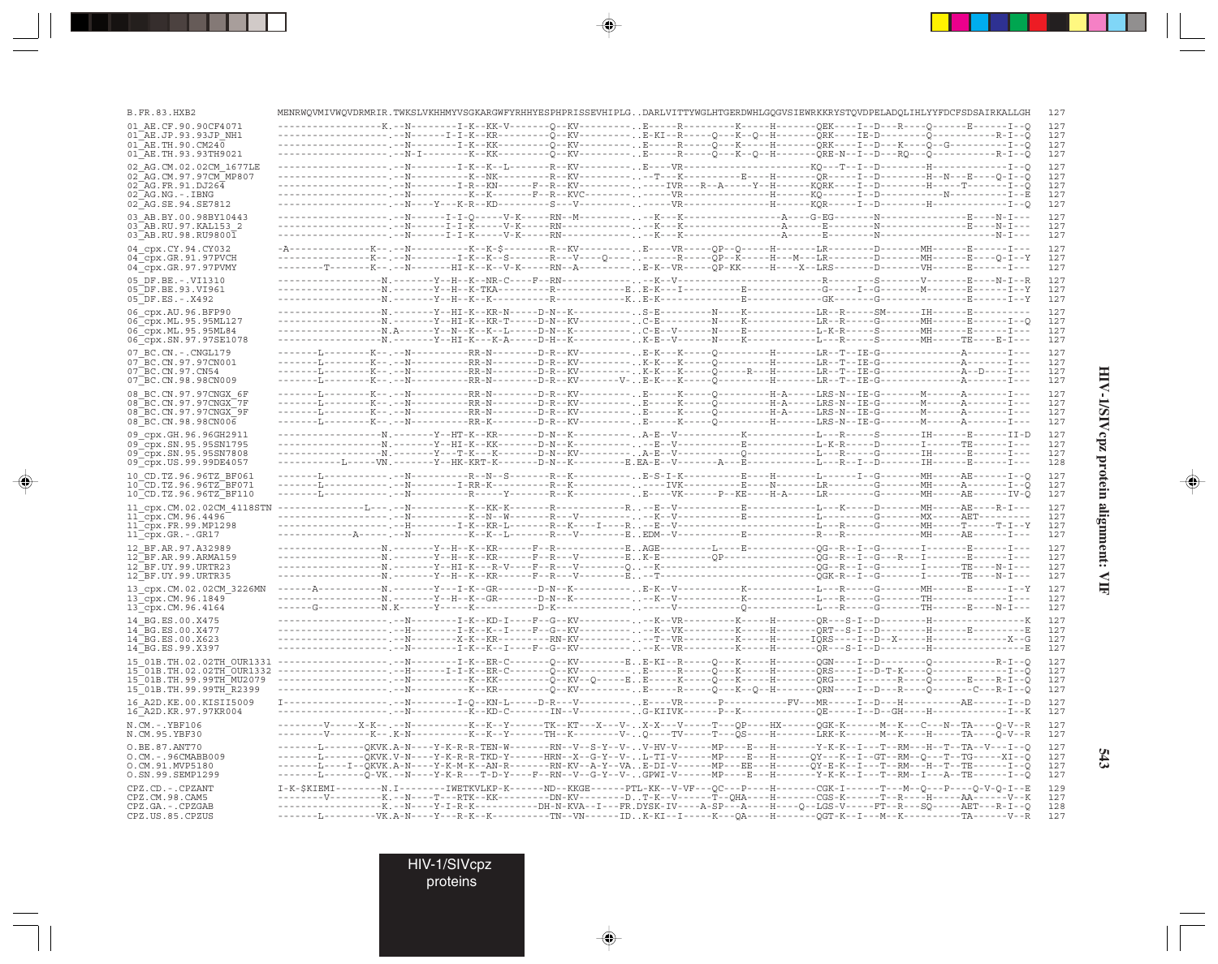```
B.FR.83.HXB2                MENRWQVMIVWQVDRMRIR.TWKSLVKHHMYVSGKARGWFYRHHYESPHPRISSEVHIPLG..DARLVITTYWGLHTGERDWHLGQGVSIEWRKKRYSTQVDPELADQLIHLYYFDCFSDSAIRKALLGH  127

01_AE.CF.90.90CF4071        -------------------K.--N--------I-K--KK-V--------Q--KV----------.E-----R---------K-----H-------QEK----I--D---R----Q------E------I--Q  127
01_AE.JP.93.93JP_NH1        --------------------.--N--------I-K--KR---------Q--KV----------.E-KI--R-----Q---K--Q--H-------QRK----IE-D---------Q-----------R-I--Q  127
01_AE.TH.90.CM240           --------------------.--N--------I-K--KK---------Q--KV----------.E-----R-----QP--K----H-------QRK----I--D---K----Q--G---------I--Q  127
01_AE.TH.93.93TH9021        --------------------.--N-I--------K--KK---------Q--KV----------.E-----R-----Q---K--Q--H-------QRE-N--I--D---RQ---Q-----------R-I--Q  127

02_AG.CM.02.02CM_1677LE     --------------------.--N--------I-K--K--L-------R--KV----------.E----VR--------------------KQ---T--I--D--------H------------I--Q  127
02_AG.CM.97.97CM_MP807      --------------------.--N--------K--NK----------R--KV----------.--T---K-----------E----H-------QR-----I--D--------H--N---E----Q-I--Q  127
02_AG.FR.91.DJ264           --------------------.--N--------I-R--KN-------F--R--KV----------.----IVR---R--A-----Y--H-------KQRK----I--D--------H-----T------I--Q  127
02_AG.NG.-.IBNG             --------------------.--N--------K--K----------F--R--KVC---------.------VR-----------------H-------KQ-----I--D-------------N--------I--E  127
02_AG.SE.94.SE7812          --------------------.--N-----Y--K-R--KD----------S---V----------.------VR-----------------H-------KQR----I--D--------H------------I--Q  127

03_AB.BY.00.98BY10443       --------------------.--N------I-I-Q------V-K------RN---M----------.--K---K-----------------A------G-EG--------N----------------E----N-I---  127
03_AB.RU.97.KAL153_2        --------------------.--N------I-I-K------V-K------RN--------------.--K---K-----------------A-------E--------N----------------E----N-I---  127
03_AB.RU.98.RU98001         --------------------.--N------I-I-K------V-K------RN--------------.--K---K-----------------A-------E--------N---------------------N-I---  127

04_cpx.CY.94.CY032          -A--------------K--.--N-----------K--K-$---------R--KV----------.E----VR-----QP--Q-----H--------LR--------D--------MH------E------I---  127
04_cpx.GR.91.97PVCH         ----------------K--.--N---------I-K--K--S---------R---V-----Q----.------R-----QP--K-----H---M---LR--------D--------MH------E----Q-I--Y  127
04_cpx.GR.97.97PVMY         --------T-------K--.--N---------HI-K--K--V-K------RN--A----------.E-K--VR-----QP-KK-----H----X--LRS--------D--------VH------E------I---  127

05_DF.BE.-.VI1310           -------------------N.--------Y--H--K--NR-C----F--RN-------------.--K--V--------------------------R---------S-------V-------E----N-I--R  127
05_DF.BE.93.VI961           -------------------N.--------Y--H--K-TKA---------R-------------E..E-K---I-------------E-------------G-----I--G--------M-------E------I--Y  127
05_DF.ES.-.X492             -------------------N.--------Y--H--K--K----------R-------------K..E-K---------------------E-----------GK--------G-------------------E------I--Y  127

06_cpx.AU.96.BFP90          -------------------N.--------Y--HI-K--KR-N------D-N--K-----------.S-E---------N----K------------LR--R-----SM--------IH------E-----------  127
06_cpx.ML.95.95ML127        -------------------N.--------Y--HI-K--KR-T------D-N--KV----------.C-E---------N----K------------LR--R-----G--------MH------E------I--Q  127
06_cpx.ML.95.95ML84         -------------------N.A-------Y--N--K--K--L------D-N--K-----------.C-E---V------N----E------------L-K-R-----S--------MH------E------I---  127
06_cpx.SN.97.97SE1078       -------------------N.--------Y--HI-K--K-A-------D-H--K-----------.K-E--V-------N----K------------L---R-----S--------MH-----TE----E-I---  127

07_BC.CN.-.CNGL179          -------L---------K--.--N-----------RR-N---------D-R--KV----------.E-K---K-----Q----------H-------LR--T--IE-G---------------A-------I---  127
07_BC.CN.97.97CN001         -------L---------K--.--N-----------RR-N---------D-R--KV----------.K-K---K-----Q----------H-------LR--T--IE-G---------------A-------I---  127
07_BC.CN.97.CN54            -------L---------K--.--N-----------RR-N---------D-R--KV----------.K-K---K-----Q-----R---H-------LR--T--IE-G---------------A--D----I---  127
07_BC.CN.98.98CN009         -------L---------K--.--N-----------RR-N---------D-R--KV-------V-.E-K---K-----Q----------H-------LR--T--IE-G---------------A-------I---  127

08_BC.CN.97.97CNGX_6F       -------L---------K--.--N-----------RR-N---------D-R--KV----------.E-----K-----Q----------H-A-----LRS-N--IE-G--------M-------A-------I---  127
08_BC.CN.97.97CNGX_7F       -------L---------K--.--N-----------RR-N---------D-R--KV----------.E-----K-----Q----------H-A-----LRS-N--IE-G--------M-------A-------I---  127
08_BC.CN.97.97CNGX_9F       -------L---------K--.--N-----------RR-N---------D-R--KV----------.E-----K-----Q----------H-A-----LRS-N--IE-G--------M-------A-------I---  127
08_BC.CN.98.98CN006         -------L---------K--.--N-----------RR-K---------D-R--KV----------.E-----K-----Q----------H-------LRS-N--IE-G--------M-------A-------I---  127

09_cpx.GH.96.96GH2911       -------------------N.--------Y--HT-K--KR--------D-N--K-----------.A-E--V------------K-----------L---R-----S---------IH------E------II-D  127
09_cpx.SN.95.95SN1795       -------------------N.--------Y--HI-K--KK--------D-N--K-----------.--E--V------------E-----------L-K-R-----D--------I------TE-------I---  127
09_cpx.SN.95.95SN7808       -------------------N.--------Y--T-K--K----------D-N--KV----------.A-E--V------------Q-----------L---R-----G---------IH------E------I---  127
09_cpx.US.99.99DE4057       -----------L------VN.--------Y--HK-KRT-K--------D-N--K---------E.EA-E--V-------A---E-----------L---R--I--D--------IH------E------I---  128

10_CD.TZ.96.96TZ_BF061      -------L------------.--N-----------R--N--S------R--K-------------.E-S-I-K-----------E----H--------L-------I--G--------MH-----AE------I--Q  127
10_CD.TZ.96.96TZ_BF071      -------L------------.--N-----------I-RR-K--------R--K-------------.----IVK-----------E----N-------LR--------G--------MH-----A-------I--Q  127
10_CD.TZ.96.96TZ_BF110      -------L------------.--N-----------R------Y------R--K-------------.E----VK------P--KE----H-A-----LR---------G--------MH-----AE------IV-Q  127

11_cpx.CM.02.02CM_4118STN   ---------------L----.--N-----------K--KK-K-------R------------R..--E--V------------E-----------L---K-----D--------MH-----AE----R-I---  127
11_cpx.CM.96.4496           --------------------.--N-----------K--N--W-------R---V----------.--K--V------------E-----------L---------G--------MX-----AET---------  127
11_cpx.FR.99.MP1298         --------------------.--H---------I-K--KR--L------R--K---I-----R..--E--V------------E-----------L---R-----G--------MH-----T-----T-I--Y  127
11_cpx.GR.-.GR17            -------------A------.--N-----------K--K--L-------R---V---------E..EDM--V------------E-----------R---R--------------MH-----AE------I---  127

12_BF.AR.97.A32989          -------------------N.--------Y--H--K--KR------F--R-------------E..AGE---------L----E------------QG--R--I--G--------I------E------I---  127
12_BF.AR.99.ARMA159         -------------------N.--------Y--H--K--KR------F--R---V---------E..K-E---------QP-----------------QG--R--I--G---R---I------E------I---  127
12_BF.UY.99.URTR23          -------------------N.--------Y--HI-K---R-V----F--R---V---------Q..--K-------------------------------QG--R--I--G--------I------TE----N-I---  127
12_BF.UY.99.URTR35          -------------------N.--------Y--H--K--KR------F--R---V---------E..--T------------------------------QGK-R--I--G--------I------TE----N-I---  127

13_cpx.CM.02.02CM_3226MN    ------A------------N.--------Y---I-K--GR--------D-N--K-----------.E-K--V------------K-----------L---R-----G--------MH------E------I--Y  127
13_cpx.CM.96.1849           -------------------N.--------Y--H--K--GR--------D-N--K-----------.--K--V------------K-----------L---R-----G--------TH-------------I---  127
13_cpx.CM.96.4164           ------G------------N.K-------Y-----K------------D-K--------------.-----V------------Q-----------L---R-----G--------TH------E----N-I---  127

14_BG.ES.00.X475            --------------------.--N--------I-K--KD-I----F--G--KV----------.--K--VR----------K-----H--------QR---S-I--D----------H----------------K  127
14_BG.ES.00.X477            --------------------.--H--------I-K--K--I----F--G--KV----------.--K--VK----------K-----H--------QRT--S-I--D----------H------E---------E  127
14_BG.ES.00.X623            --------------------.--N--------X-K--KR-----------RN-KV--------.--T--VR----------K-----H--------IQRS----I--D--X-------H-------------X--G  127
14_BG.ES.99.X397            --------------------.--N--------I-K--K--I----F--G--KV----------.--K--VR----------K-----H--------QR---S-I--D----------H----------------E  127

15_01B.TH.02.02TH_OUR1331   --------------------.--N--------I-K--ER-C-------Q--KV---------E..E-KI--R-----Q---K-----H-------QGN----I--D---------Q-----------R-I--Q  127
15_01B.TH.02.02TH_OUR1332   --------------------.--H-------I-I-K--ER-C-------Q--KV----------.E-----R-----Q---K-----H-------QRS----I--D-T-K-----Q------------I--Q  127
15_01B.TH.99.99TH_MU2079    --------------------.--N--------K--KK---------Q--KV--Q-------E..E-----K-----Q---K-----H-------QRG----I-------R-----Q-------E----R-I--Q  127
15_01B.TH.99.99TH_R2399     --------------------.--N--------K--KR---------Q--KV----------.E-----R-----Q---K--Q--H-------QRN----I--D---R-----Q-------C----R-I--Q  127

16_A2D.KE.00.KISII5009      I-------------------.--N--------I-Q--KN-L------D-R---V-----------.E----VR---------P-------------FV---MR-----I--D---H-----------AE------I--D  127
16_A2D.KR.97.97KR004        --------------------.--N-----------K--KD-C--------IN--V-----------.G-KIIVK---------P--K-------------------QE-----I--D--GH----H---------------I--K  127

N.CM.-.YBF106               --------V------X-K--.--N-----------K--K--Y------TK--KT---X---V-..X-X---V-------T---QP-----HX-------QGK-K------M--K---C---N--TA----Q-V--R  127
N.CM.95.YBF30               --------V---------K-.K-N-----------K--K--Y------TH--K---------V-..Q----TV-------T---QS-----H-------LRK-K------M--K----H------TA----Q-V--R  127

O.BE.87.ANT70               -------L--------QKVK.A-N-----Y-K-R-R-TEN-W-------RN--V--S-Y--V-..V-HV-V-------MP-----E---H-------Y-K-K--I---T--RM---H--T--TA--V----I--Q  127
O.CM.-.96CMABB009           -------L--------QKVK.V-N-----Y-K-R-R-TKD-Y-------HRN--X--G-Y--V-..L-TI-V-------MP-----E---H-------QY---K--I--GT--RM--Q---T--TG------XI--Q  127
O.CM.91.MVP5180             -------L----I---QKVK.A-N-----Y-K-M-K--AN-R-------RN-KV--A-Y--VA..E-DI-V-------MP-----EE---H-------QY-E-K--I---T--RM---H--T--TE-------I--Q  127
O.SN.99.SEMP1299            -------L--------Q-VK.--N-----Y-K-R----T-D-Y------RN--V--G-Y--V-..GPWI-V-------MP-----E---H-------Y-K-K--I---T--RM--I---A--TE-------I--Q  127

CPZ.CD.-.CPZANT             I-K-$KIEMI---------N.I---------IWETKVLKP-K-------ND--KKGE-------PTL-KK--V-VF---QC---P-----H-------CGK-I-------T---M--Q---P----Q-V-Q-I--E  129
CPZ.CM.98.CAMS              --------V----------K.--N-----T---RTK--KK---------DN-KV----------D..T-K--V-------T--QHA-----H-------CGS-K-------T--R----H-----AA------V--K  127
CPZ.GA.-.CPZGAB             -------------------K.--N-----Y-I-R-K-------------DH-N-KVA--I---FR.DYSK-IV----A-SP---A-----H-----Q--LGS-V------FT--R----SQ-----AET----R-I--Q  128
CPZ.US.85.CPZUS             -------L----------VK.A-N-----Y---R-K--K-----------TN--VN------ID..K-KI--I-----K---QA-----H-------QGT-K--I---M--K---------TA------V--R  127
```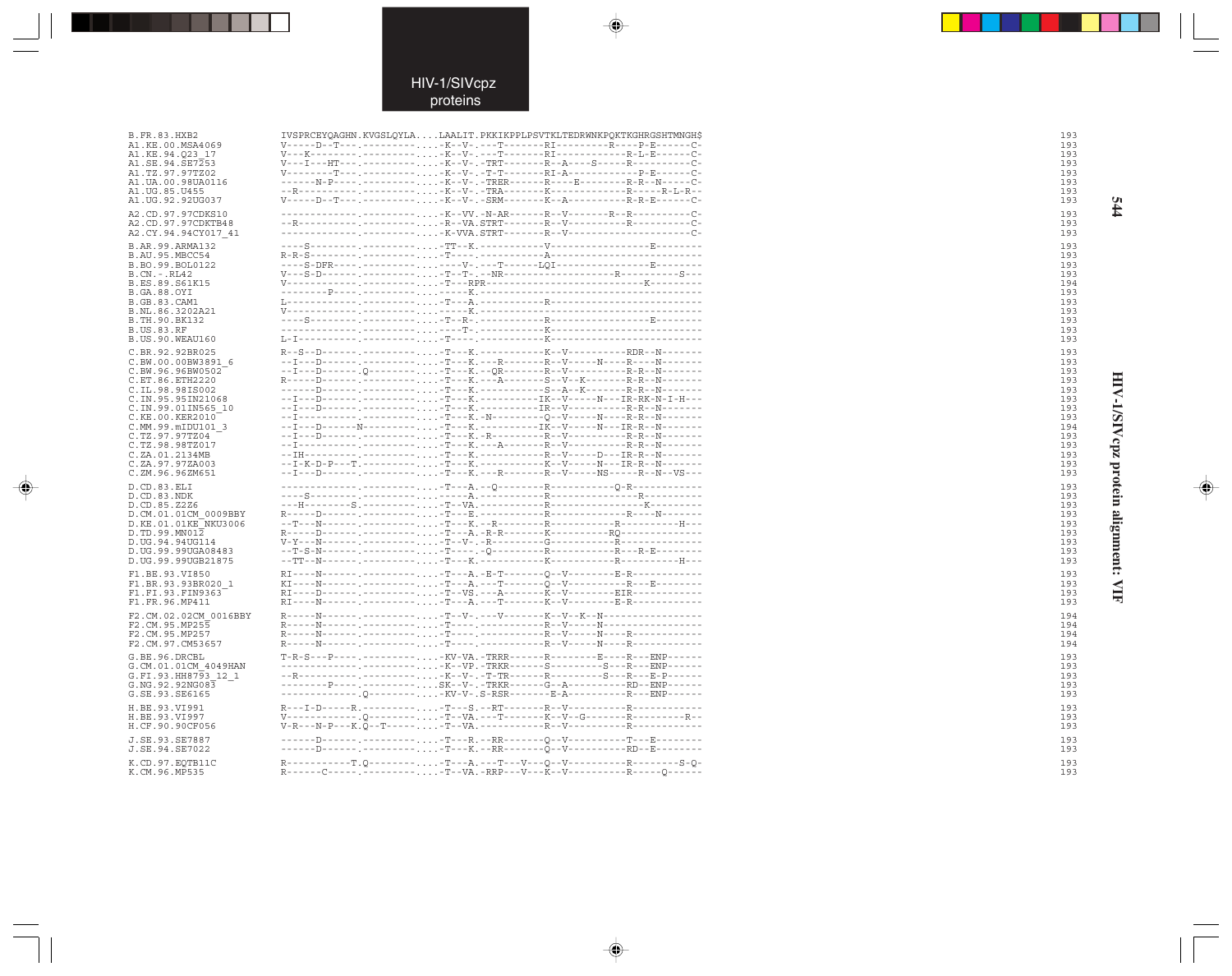HIV-1/SIVcpz proteins

```
B.FR.83.HXB2             IVSPRCEYQAGHN.KVGSLQYLA....LAALIT.PKKIKPPLPSVTKLTEDRWNKPQKTKGHRGSHTMNGH$   193
A1.KE.00.MSA4069         V-----D--T---.------------....-K--V-.---T-------RI---------R----P-E------C-  193
A1.KE.94.Q23_17          V---K--------.------------....-K--V-.---T-------RI-----------R-L-E------C-  193
A1.SE.94.SE7253          V---I---HT---.------------....-K--V-.-TRT-------R--A----S-----R----------C-  193
A1.TZ.97.97TZ02          V--------T---.------------....-K--V-.-T-T-------RI-A-----------P-E------C-  193
A1.UA.00.98UA0116        -----N-P-----.------------....-K--V-.-TRER------R-----E--------R-R--N-----C-  193
A1.UG.85.U455            --R----------.------------....-K--V-.-TRA-------K-------------R-----R-L-R--  193
A1.UG.92.92UG037         V-----D--T---.------------....-K--V-.-SRM-------K--A----------R-R-E------C-  193

A2.CD.97.97CDKS10        -------------.------------....-K--VV.-N-AR------R--V-------R--R----------C-  193
A2.CD.97.97CDKTB48       --R----------.------------....-R--VA.STRT-------R--V-----------R---------C-  193
A2.CY.94.94CY017_41      -------------.------------....-K-VVA.STRT-------R--V---------------------C-  193

B.AR.99.ARMA132          ----S--------.------------....-TT--K.-----------V--------------------E--------  193
B.AU.95.MBCC54           R-R-S--------.------------....-T----.-----------A-----------------------------  193
B.BO.99.BOL0122          ----S-DFR----.------------....----V-.---T------LQI-------------------E--------  193
B.CN.-.RL42              V---S-D------.------------....-T--T-.--NR--------------------R-----------S---  193
B.ES.89.S61K15           V------------.------------....-T---RPR---------------------------K---------  194
B.GA.88.OYI              --------P----.------------....-------K.-------------------------------------  193
B.GB.83.CAM1             L------------.------------....-T---A.-----------R-----------------------------  193
B.NL.86.3202A21          V------------.------------....-------K.-------------------------------------  193
B.TH.90.BK132            ----S--------.------------....-T--R-.-----------R--------------------E--------  193
B.US.83.RF               -------------.------------....------T-.-----------K-----------------------------  193
B.US.90.WEAU160          L-I----------.------------....-T----.-----------K-----------------------------  193

C.BR.92.92BR025          R--S--D------.------------....-T---K.-----------K--V----------RDR--N-------  193
C.BW.00.00BW3891_6       --I---D------.------------....-T---K.---R-------R--V-----N----R----N-------  193
C.BW.96.96BW0502         --I---D------.Q-----------....-T---K.--QR-------R--V----------R-R--N-------  193
C.ET.86.ETH2220          R-----D------.------------....-T---K.---A-------S--V--K-------R-R--N-------  193
C.IL.98.98IS002          ------D------.------------....-T---K.-----------S--A--K-------R-R--N-------  193
C.IN.95.95IN21068        --I---D------.------------....-T---K.-----------IK--V-----N---IR-RK-N-I-H---  193
C.IN.99.01IN565_10       --I---D------.------------....-T---K.-----------IR--V---------R-R--N-------  193
C.KE.00.KER2010          --I----------.------------....-T---K.-N---------Q--V-----N----R-R--N-------  193
C.MM.99.mIDU101_3        --I---D------N------------....-T---K.-----------IK--V-----N---IR-R--N-------  194
C.TZ.97.97TZ04           --I---D------.------------....-T---K.-R---------R--V----------R-R--N-------  193
C.TZ.98.98TZ017          --I----------.------------....-T---K.---A-------R--V----------R-R--N-------  193
C.ZA.01.2134MB           --IH---------.------------....-T---K.-----------R--V-----D----IR-R--N-------  193
C.ZA.97.97ZA003          --I-K-D-P---T.------------....-T---K.-----------K--V-----N----IR-R--N-------  193
C.ZM.96.96ZM651          --I---D------.------------....-T---K.---R-------R--V-----NS-----R--N--VS---  193

D.CD.83.ELI              -------------.------------....-T---A.--Q--------R-----------Q-R------------  193
D.CD.83.NDK              ----S--------.------------....-----A.-----------R-----------------R---------  193
D.CD.85.Z2Z6             ---H---------S.-----------....-T--VA.-----------R-----------------K---------  193
D.CM.01.01CM_0009BBY     R-----D------.------------....-T---E.-----------R-------------R----N-------  193
D.KE.01.01KE_NKU3006     --T---N------.------------....-T---K.--R--------R-------------R-----------H---  193
D.TD.99.MN012            R-----D------.------------....-T---A.-R-R-------K-----------RQ--------------  193
D.UG.94.94UG114          V-Y---N------.------------....-T--V-.-R---------G-----------R---------------  193
D.UG.99.99UGA08483       --T-S-N------.------------....-T----.-Q---------R-------------R---R-E--------  193
D.UG.99.99UGB21875       --TT--N------.------------....-T---K.-----------K-------------R-----------H---  193

F1.BE.93.VI850           RI----N------.------------....-T---A.-E-T-------Q--V---------E-R------------  193
F1.BR.93.93BR020_1       KI----N------.------------....-T---A.---T-------Q--V----------R---E---------  193
F1.FI.93.FIN9363         RI----D------.------------....-T--VS.---A-------K--V---------EIR------------  193
F1.FR.96.MP411           RI----N------.------------....-T---A.---T-------K--V---------E-R------------  193

F2.CM.02.02CM_0016BBY    R-----N------.------------....-T--V-.---V-------K--V--K--N-----------------  194
F2.CM.95.MP255           R-----N------.------------....-T----.-----------R--V-----N-----------------  194
F2.CM.95.MP257           R-----N------.------------....-T----.-----------R--V-----N----R------------  194
F2.CM.97.CM53657         R-----N------.------------....-T----.-----------R--V-----N----R------------  194

G.BE.96.DRCBL            T-R-S---P----.------------....-KV-VA.-TRRR------R---------E----R---ENP------  193
G.CM.01.01CM_4049HAN     -------------.------------....-K--VP.-TRKR------S---------S----R---ENP------  193
G.FI.93.HH8793_12_1      --R----------.------------....-K--V-.-T-TR------R---------S----R---E-P------  193
G.NG.92.92NG083          --------P----.------------....SK--V-.-TRKR------G--A----------RD--ENP------  193
G.SE.93.SE6165           -------------.Q-----------....-KV-V-.S-RSR--------E-A---------R---ENP------  193

H.BE.93.VI991            R---I-D-----R.------------....-T---S.--RT-------R--V----------R------------  193
H.BE.93.VI997            V------------.Q-----------....-T--VA.---T-------K--V--G-------R----------R--  193
H.CF.90.90CF056          V-R---N-P---K.Q--T--------....-T--VA.-----------R--V----------R------------  193

J.SE.93.SE7887           ------D------.------------....-T---R.--RR-------Q--V----------T---E--------  193
J.SE.94.SE7022           ------D------.------------....-T---K.--RR-------Q--V----------RD--E--------  193

K.CD.97.EQTB11C          R-----------T.Q-----------....-T---A.---T---V---Q--V----------R---------S-Q-  193
K.CM.96.MP535            R------C-----.------------....-T--VA.-RRP---V---K--V----------R-----Q------  193
```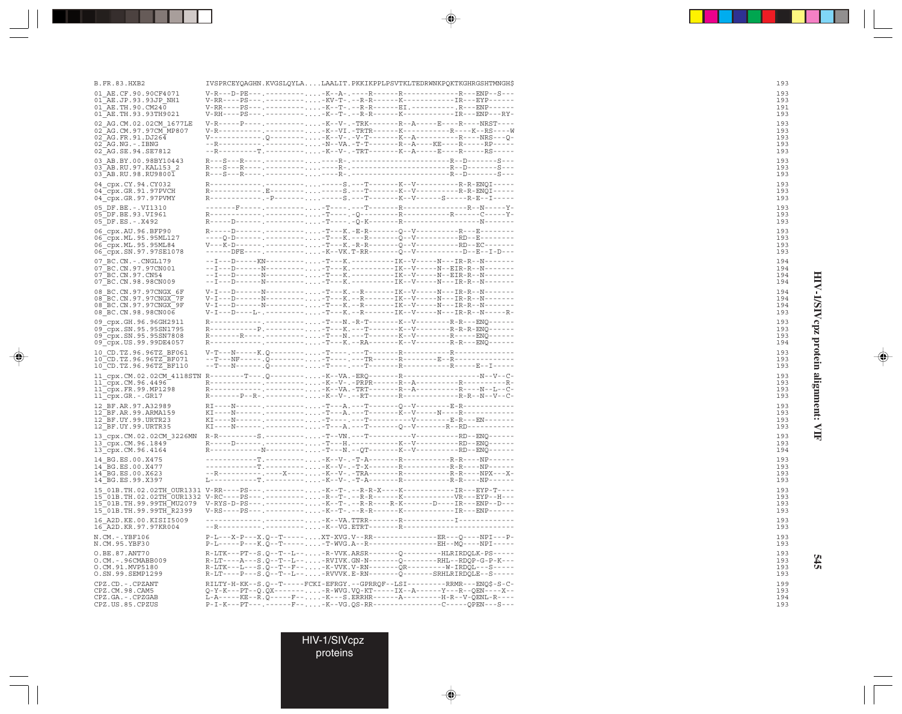```
B.FR.83.HXB2                IVSPRCEYQAGHN.KVGSLQYLA....LAALIT.PKKIKPPLPSVTKLTEDRWNKPQKTKGHRGSHTMNGH$         193

01_AE.CF.90.90CF4071        V-R---D-PE---.----------....-K--A-.----R------R------------R---ENP--S---          193
01_AE.JP.93.93JP_NH1        V-RR----PS---.----------....-KV-T-.--R-R------K------------IR---EYP-----          193
01_AE.TH.90.CM240           V-RR----PS---.----------....-K--T-.--R-R------EI.----------.R---ENP-----          191
01_AE.TH.93.93TH9021        V-RH----PS---.----------....-K--T-.--R-R------K------------IR---ENP---RY-         193

02_AG.CM.02.02CM_1677LE     V-R-----P----.----------....-K--V-.-TRK-------R--A-----E----R----NRST----        193
02_AG.CM.97.97CM_MP807      V-R----------.----------....-K--VI.-TRTR------K-----------R-----K--RS----W       193
02_AG.FR.91.DJ264           V------------.Q---------....-K--V-.-V-T-------K--A---------R-----NRS---Q-        193
02_AG.NG.-.IBNG             --R----------.----------....-N--VA.-T-T-------R--A----KE----R-----RP-----        193
02_AG.SE.94.SE7812          --R---------T.----------....-K--V-.-TRT-------K--A-----E----R-----RS-----        193

03_AB.BY.00.98BY10443       R---S---R----.----------....----R-.-----------------------R--D-------S---        193
03_AB.RU.97.KAL153_2        R---S---R----.----------....----R-.-----------------------R--D-------S---        193
03_AB.RU.98.RU98001         R---S---R----.----------....----R-.-----------------------R--D-------S---        193

04_cpx.CY.94.CY032          R------------.----------....-----S.---T-------K--V---------R-R-ENQI-----         193
04_cpx.GR.91.97PVCH         R------------.E---------....-----S.---T-------K--V---------R-R-ENQI-----         193
04_cpx.GR.97.97PVMY         R------------.-P--------....-----S.---T-------K--V------S-----R-E--I-----        193

05_DF.BE.-.VI1310           -------F-----.----------....-T----.---T-------R----------------R--N-----Y-       193
05_DF.BE.93.VI961           R------------.----------....-T----.-Q---------R-----------R-------C-----Y-       193
05_DF.ES.-.X492             R-----D------.----------....-T----.-Q-K-------R---------------------N-------     193

06_cpx.AU.96.BFP90          R-----D------.----------....-T---K.-E-R-------Q--V---------R---E--------         193
06_cpx.ML.95.95ML127        ----Q-D------.----------....-T---K.---R-------Q--V---------RD--E--------         193
06_cpx.ML.95.95ML84         V---K-D------.----------....-T---K.-R-R-------Q--V---------RD--EC-------         193
06_cpx.SN.97.97SE1078       ------DFE----.----------....-K--VK.T-RR-------Q--V------------D--E--I-D---       193

07_BC.CN.-.CNGL179          --I---D-----KN----------....-T---K.----------IK--V-----N---IR-R--N-------        194
07_BC.CN.97.97CN001         --I---D------N----------....-T---K.----------IK--V-----N--EIR-R--N-------        194
07_BC.CN.97.CN54            --I---D------N----------....-T---K.----------IK--V-----N--EIR-R--N-------        194
07_BC.CN.98.98CN009         --I---D------N----------....-T---K.----------IK--V-----N---IR-R--N-------        194

08_BC.CN.97.97CNGX_6F       V-I---D------N----------....-T---K.--R-------IK--V-----N---IR-R--N-------        194
08_BC.CN.97.97CNGX_7F       V-I---D------N----------....-T---K.--R-------IK--V-----N---IR-R--N-------        194
08_BC.CN.97.97CNGX_9F       V-I---D------N----------....-T---K.--R-------IK--V-----N---IR-R--N-------        194
08_BC.CN.98.98CN006         V-I---D----L-.----------....-T---K.--R-------IK--V-----N---IR-R--N-----R-        193

09_cpx.GH.96.96GH2911       R------------.----------....-T---N.-R-T-------K--V--------R-R---ENQ------        193
09_cpx.SN.95.95SN1795       R-----------P.----------....-T---K.---T-------K--V--------R-R-R-ENQ------        193
09_cpx.SN.95.95SN7808       R------R-----.----------....-T---N.---T-------K--V------------R---ENQ----        193
09_cpx.US.99.99DE4057       R------------.----------....-T---K.--RA-------K--V--------R-R---ENQ------        194

10_CD.TZ.96.96TZ_BF061      V-T---N-----K.Q---------....-T----.---T-------R-----------R--------------        193
10_CD.TZ.96.96TZ_BF071      --T---NF-----.Q---------....-T----.---TR------R--------E--R--------------        193
10_CD.TZ.96.96TZ_BF110      --T---N------.Q---------....-T----.---T-------R-----------R------E--I----        193

11_cpx.CM.02.02CM_4118STN   R--------T---.Q---------....-K--VA.-ERQ-------R-------------------N--V--C-       193
11_cpx.CM.96.4496           R------------.----------....-K--V-.-PRPR------R--A------------R---------R-      193
11_cpx.FR.99.MP1298         R------------.----------....-K--VA.-TRT-------R--A-----------R-----N--L--C-     193
11_cpx.GR.-.GR17            R-------P--R-.----------....-K--V-.--RT-------R----------------R-R--N--V--C-    193

12_BF.AR.97.A32989          RI----N------.----------....-T---A.---T-------Q--V--------E-R-----------        193
12_BF.AR.99.ARMA159         KI----N------.----------....-T---A.---T-------K--V-----N----R-----------        193
12_BF.UY.99.URTR23          KI----N------.----------....-T----.---T-------------V-------E-R---EN-----       193
12_BF.UY.99.URTR35          KI----N------.----------....-T---A.---T-------Q--V--------R--RD---------        193

13_cpx.CM.02.02CM_3226MN    R-R---------S.----------....-T--VN.---T-------------V---------RD--ENQ------     193
13_cpx.CM.96.1849           R-----D------.----------....-T---H.-----------K--V-----------RD--ENQ------      193
13_cpx.CM.96.4164           R------------N----------....-T---N.--QT-------K--V-----------RD--ENQ------      194

14_BG.ES.00.X475            ------------T.----------....-K--V-.-T-A-------R-----------R-R----NP------       193
14_BG.ES.00.X477            ------------T.----------....-K--V-.-T-X-------R-----------R-R----NP------       193
14_BG.ES.00.X623            --R----------.----X-----....-K--V-.-TRA-------R-----------R-R----NPX---X-       193
14_BG.ES.99.X397            L-----------T.----------....-K--V-.-T-A-------R-----------R-R----NP------       193

15_01B.TH.02.02TH_OUR1331   V-RR----PS---.----------....-K--T-.--R-R-X----K-----------IR---EYP-T----        193
15_01B.TH.02.02TH_OUR1332   V-RC----PS---.----------....-R--T-.--R-R------K-----------VR---EYP--H---        193
15_01B.TH.99.99TH_MU2079    V-RYS-D-PS---.----------....-K--T-.--R-R-----R-K-------D----IR---ENP--D---      193
15_01B.TH.99.99TH_R2399     V-RS----PS---.----------....-K--T-.--R-R------K-----------IR---ENP-----         193

16_A2D.KE.00.KISII5009      -------------.----------....-K--VA.TTRR-------R------------I-------------       193
16_A2D.KR.97.97KR004        --R----------.----------....-K--VG.ETRT-------R-------------------------        193

N.CM.-.YBF106               P-L---X-P---X.Q--T------....XT-XVG.V--RR--------------ER---Q----NPI---P-        193
N.CM.95.YBF30               P-L-----P---K.Q--T------....-T-WVG.A--R---------------EH--MQ----NPI-----        193

O.BE.87.ANT70               R-LTK---PT--S.Q--T--L-....-R-VVK.ARSR-------Q---------HLRIRDQLK-PS-----        193
O.CM.-.96CMABB009           R-LT----A---S.Q--T--L-....-RVIVK.GN-N-------Q--------RHL--RDQP-G-P-K---        193
O.CM.91.MVP5180             R-LTK---L---S.Q--T--F-....-K-VVK.V-RN-------QR---------W-IRDQL---S-----        193
O.SN.99.SEMP1299            R-LT----P---S.Q--T--L-....-RVVVK.E-RN-------Q-------SRHLRIRDQLE--S-----        193

CPZ.CD.-.CPZANT             RILTY-H-KK--S.Q--T-----FCKI-EFRGY.--GPRRQF--LSI---------RRMR---ENQ$-S-C-        199
CPZ.CM.98.CAM5              Q-Y-K---PT--Q.QX--------....-R-WVG.VQ-KT-----IX--A------Y---R--QEN----X--       193
CPZ.GA.-.CPZGAB             L-A-----KE--R.Q-----F--....-K---S.ERRHR------A---------H-R--V-QENL-R----        194
CPZ.US.85.CPZUS             P-I-K---PT---.------F--....-K--VG.QS-RR----------------C-----QPEN---S---        193
```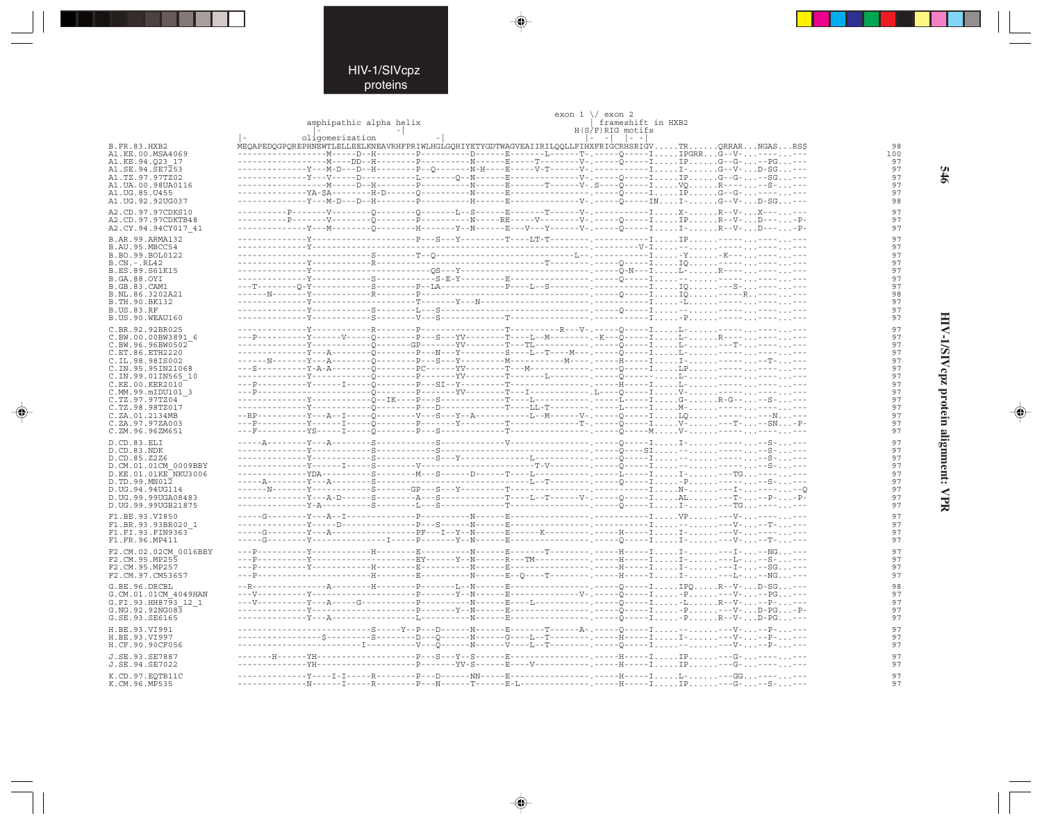HIV-1/SIVcpz proteins

```
                                                                              exon 1 \/ exon 2
                                 amphipathic alpha helix                             | frameshift in HXB2
                                 |-                    -|                       H(S/F)RIG motifs
                   |-            oligomerization            -|                   |-  -|  |- -|
B.FR.83.HXB2       MEQAPEDQGPQREPHNEWTLELLEELKNEAVRHFPRIWLHGLGQHIYETYGDTWAGVEAIIRILQQLLFIHXFRIGCRHSRIGV.....TR......QRRAR...NGAS...RS$   98
A1.KE.00.MSA4069   ----------------M-----D--H---------P---------D------E-------L------T-.-----Q-----I.....IPGRR...G--V-...-------.---  100
A1.KE.94.Q23_17    ----------------M----DD--H---------P---------N------E-----T-------V-.-----Q-----I.....IP......G--G-...----PG...---   97
A1.SE.94.SE7253    --------------Y---M-D---D--H---------P--Q--------N-H-----E-----V-T------V-.-----------I.....I-......G--V-...D-SG...---   97
A1.TZ.97.97TZ02    --------------Y---V-----D------------L-------Q--N------E----------------V-.-----Q-----I.....IP......G--G-...----SG...---   97
A1.UA.00.98UA0116  ----------------M-----D--H---------P---------N------E-------T------V-.S----Q-----I.....VQ......R----...----S-...---   97
A1.UG.85.U455      --------------YA-$A---------H-D------Q---------N------E----------------.-----Q-----I.....IP......G--G-...-------.---   97
A1.UG.92.92UG037   --------------Y---M-D---D--H---------P---------H------E----------------V-.-----Q-----IN....I-......G--V-...D-SG...---   98

A2.CD.97.97CDKS10  ----------P-------V---------Q---------Q-------L--S------E-------T------V-.-----------I.....X-......R--V-...X----...---   97
A2.CD.97.97CDKTB48 ----------P-------V---------Q---------P---------N------RE-----V--------V-.-----Q-----I.....IP......R--V-...D-----.-P-   97
A2.CY.94.94CY017_41--------------Y---M---------Q---------H--------Y--N------E---V---Y------V-.-----Q-----I.....I-......R--V-...D-----.-P-   97

B.AR.99.ARMA132    --------------Y-----------------------P---S---Y---------T----LT-T--------.-----------I.....IP......-----...-------.---   97
B.AU.95.MBCC54     --------------Y-------------------------------------------------------------.---------V-I.....--......-----...-------.---   97
B.BO.99.BOL0122    ---------------------------S--------T--Q---------------------------L--.-----------I.....-Y......-K---...-------.---   97
B.CN.-.RL42        --------------Y-----------R---------------------------------T----------.-----Q-----I.....IQ......-----...-------.---   97
B.ES.89.S61K15     --------------Y----------------------QS---Y-----------------------------.-----Q-N---I.....L-......R----...-------.---   97
B.GA.88.OYI        --------------Y-----------S-----------S-E-Y---------E--------------------.-----Q-----I.....--......-----...-------.---   97
B.GB.83.CAM1       ---T--------Q-Y-----------S---------P--LA---------P----L--S--------.-----------I.....IQ......---S-...-------.---   97
B.NL.86.3202A21    ------N-------Y-----------R---------P-----------------------------------.-----Q-----I.....IQ......----R...-------.---   98
B.TH.90.BK132      --------------Y--------------------T-------Y---N-------------------------.-----------I.....-L......-----...-------.---   97
B.US.83.RF         --------------Y-----------S---------L---S------------------------------.-----Q-----I.....--......-----...-------.---   97
B.US.90.WEAU160    --------------Y-----------S---------V---S---------------T--------------.-----------I.....-P......-----...-------.---   97

C.BR.92.92BR025    --------------Y-----------R---------P---------------------T---------R---V-.-----Q-----I.....L-......-----...-------.---   97
C.BW.00.00BW3891_6 ---P----------Y-----V-----Q---------P---S---YV---------T----L--M---------.-K---Q-----I.....L-......R----...-------.---   97
C.BW.96.96BW0502   --------------Y-----------Q---------GP-------YV---------T---TL----------.-----Q-----I.....L-......---T-...-------.---   97
C.ET.86.ETH2220    --------------Y---A-------Q---------P---N---Y---------S----L--T----M---.-----Q-----I.....L-......-----...-------.---   97
C.IL.98.98IS002    ------N-------Y---A-------Q---------P---S---Y---------M--------------M---.-----H-----I.....I-......-----...--T-...---   97
C.IN.95.95IN21068  ---S----------Y-A-A-------Q---------PC------YV---------T----M----------.-----Q-----I.....LP......-----...-------.---   97
C.IN.99.01IN565_10 --------------Y-----------Q---------P--------YV---------T--------L-------.-----Q-----I.....L-......-----...-------.---   97
C.KE.00.KER2010    ---P----------Y-----I-----Q---------P---SI--Y---------T------------------.-----H-----I.....L-......-----...-------.---   97
C.MM.99.mIDU101_3  ---P----------------------Q---------P--------YV---------T---I--------------.L----Q-----I.....V-......-----...-------.---   97
C.TZ.97.97TZ04     --------------Y-----------Q--IK------P---S---------------T----L----------.-----L-----I.....G-......R-G--...--S-...---   97
C.TZ.98.98TZ017    --------------Y-----------Q---------P---D--------------T----LL-T--------.-----L-----I.....M-......-----...-------.---   97
C.ZA.01.2134MB     --RP----------Y---A--I----Q---------V---S---Y--A---------L--M-------V-.-----Q-----I.....LQ......-----...--N----.---   97
C.ZA.97.97ZA003    ---P----------Y-----I-----Q---------P---------Y---------T----------------T-.-----Q-----I.....V-......---T-...--SN...-P-   97
C.ZM.96.96ZM651    ---F----------YS----I-----Q---------P---S---------------T--------------.-----Q-----M.....V-......-----...-------.---   97

D.CD.83.ELI        -----A--------Y---A-------S---------------S---------------V-------------.-----Q-----I.....I-......-----...--S-...---   97
D.CD.83.NDK        --------------Y-----------S---------------S--------------------------------.-----Q-----SI.....--......-----...--S-...---   97
D.CD.85.Z2Z6       --------------Y-----------S---------------S---Y--------------L----------.-----Q-----I.....--......-----...--S-...---   97
D.CM.01.01CM_0009BBY-------------Y-----I-----S---------V----------------------T-V----------.-----Q-----I.....--......-----...--S-...---   97
D.KE.01.01KE_NKU3006--------------YDA-----------S---------M---S------D------T----L--------------.-----L-----I.....I-......---TG...-------.---   97
D.TD.99.MN012      -----A--------Y---A-------S-----------------------------------L--T---------.-----Q-----I.....-P......-----...--S-...---   97
D.UG.94.94UG114    ------N-------Y-----------S---------GP---S---Y---------T------------------.-----------I.....N-......---I-...-------.--Q   97
D.UG.99.99UGA08483 --------------Y---A-D-----S---------A---S---------------T----L--T------V-.-----Q-----I.....AL......---T-...--P-...-P-   97
D.UG.99.99UGB21875 --------------Y-A---------S---------L---S---------------T------------------.-----Q-----I.....I-......---TG...-------.---   97

F1.BE.93.VI850     -----G--------Y---A--I---------------P---------N------E------------------.-----------I.....VP......---V-...-------.---   97
F1.BR.93.93BR020_1 --------------Y-----D-----------------P---S---------N------E------------------.-----------I.....--......---V-...--T-...---   97
F1.FI.93.FIN9363   -----G--------Y---A-----------------PF---I--Y--N------E-------K--------.-----H-----I.....I-......---V-...-------.---   97
F1.FR.96.MP411     -----G--------Y--------------I-------P-------Y--N------E------------------.-----Q-----I.....I-......---V-...--T-...---   97

F2.CM.02.02CM_0016BBY---P----------Y-----------H---------E---------N------E-------T--------.-----H-----I.....I-......---I-...--NG...---   97
F2.CM.95.MP255     ---P----------Y----------------------EY-------Y--N------R---TM-----------.-----H-----I.....I-......---L-...--S-...---   97
F2.CM.95.MP257     ---P----------Y-----------H---------E---------N------E-------------------.-----H-----I.....I-......---I-...--SG...---   97
F2.CM.97.CM53657   ---P----------------------H---------E---------N------E--Q----T--------.-----H-----I.....I-......---L-...--NG...---   97

G.BE.96.DRCBL      --R---------------A--------H---------P-------L--N------E------------------.-----Q-----I.....IPQ.....R--V-...D-SG...---   98
G.CM.01.01CM_4049HAN---V----------Y-----------------------P-------Y--N------E-------------------V-.-----Q-----I.....-P......---V-...--PG...---   97
G.FI.93.HH8793_12_1---V----------Y---A-----G--------------P---------N------E----L--------------.-----Q-----I.....-L......R--V-...--P-...---   97
G.NG.92.92NG083    --------------Y-----------------------P-------Y--N------E------------------.-----Q-----I.....-P......---V-...D-PG...-P-   97
G.SE.93.SE6165     --------------Y---A-------------------L---------N------E------------------.-----Q-----I.....-P......R--V-...D-PG...---   97

H.BE.93.VI991      ---------------------------S-----Y--P---D------N------E-------T------A-.-----Q-----I.....--......---V-...--P-...---   97
H.BE.93.VI997      ---------------$----------S---------D---Q------N------G----L--T--------.-----H-----I.....I-......---V-...--P-...---   97
H.CF.90.90CF056    ----------------------I-----------V---Q------N------V----L--T--------.-----Q-----I.....--......---V-...--P-...---   97

J.SE.93.SE7887     -------H------YH--------------------P---S---Y--S------E------------------.-----H-----I.....IP......---G-...-------.---   97
J.SE.94.SE7022     --------------YH--------------------P-------YV-S------E----V--------------.-----H-----I.....IP......---G-...-------.---   97

K.CD.97.EQTB11C    --------------Y---I-I-----R---------P---D------NN------E------------------.-----H-----I.....L-......---GG...-------.---   97
K.CM.96.MP535      --------------N------I-----R---------P---N------T------E-L----------------.-----H-----I.....IP......---G-...--S-...---   97
```

HIV-1/SIVcpz protein alignment: VPR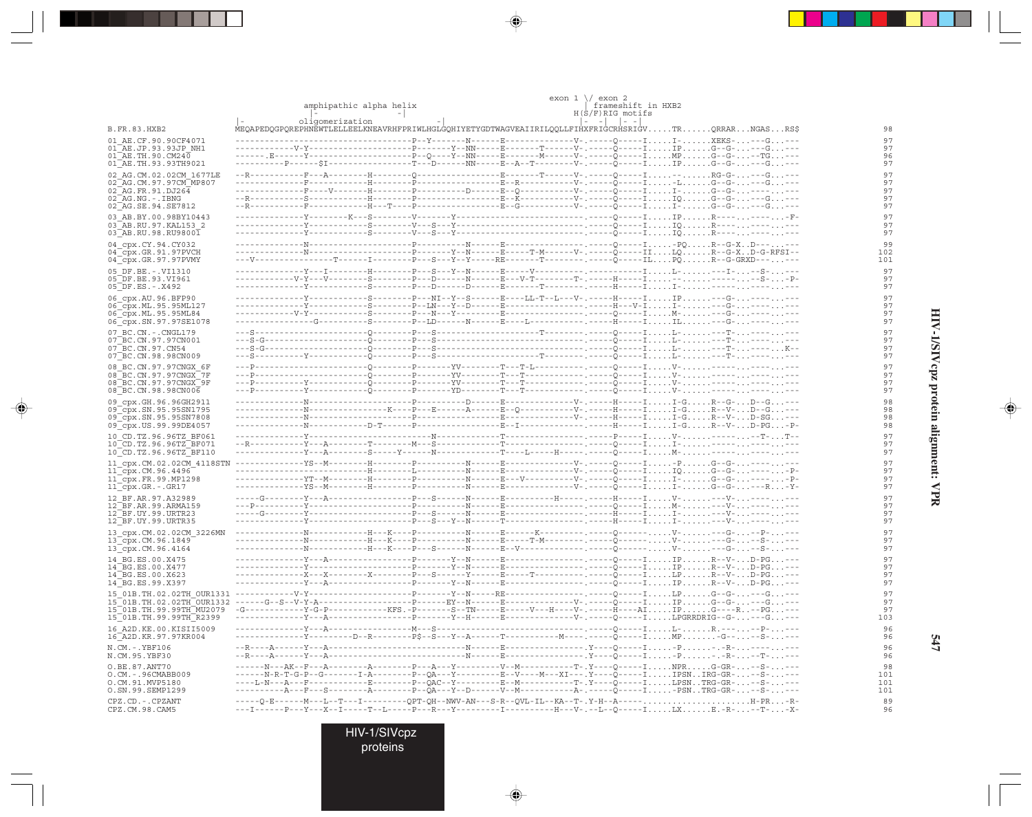```
                                                                               exon 1 \/ exon 2
                                    amphipathic alpha helix                           | frameshift in HXB2
                                    |-                    -|                        H(S/F)RIG motifs
                              |-         oligomerization          -|                |-  -|  |- -|
B.FR.83.HXB2                  MEQAPEDQGPQREPHNEWTLELLEELKNEAVRHFPRIWLHGLGQHIYETYGDTWAGVEAIIRILQQLLFIHXFRIGCRHSRIGV.....TR.......QRRAR...NGAS...RS$       98
01_AE.CF.90.90CF4071          ----------------------------------P--Y-------N------E--------------V-.------Q-----I.....I-.......XEKS-...---G...---       97
01_AE.JP.93.93JP_NH1          ------------V-Y-------------------P-------Y--NN-----E-------T------V-.------Q-----I.....IP.......G--G-.....--G...---       97
01_AE.TH.90.CM240             ------.E------Y-------------------P--Q----Y--NN-----E-------M------V-.------Q-----I.....MP.......G--G-.....-TG...---       96
01_AE.TH.93.93TH9021          ----------P------$I---------------T---D------NN-----E--A--T--------V-.------Q-----I.....IP.......G--G-.....--G...---       97
02_AG.CM.02.02CM_1677LE       --R-----------F---A--------H--------Q-----------------E-------T------V-.------Q-----I.....--.......RG-G-.....--G...---       97
02_AG.CM.97.97CM_MP807        --------------F------------H--------P-----------------E--R-----------V-.------Q-----I.....-L.......G--G-.....--G...---       97
02_AG.FR.91.DJ264             --------------F----V-------H--------P-----------D-----E--Q-----------V-.------Q-----I.....I-.......G--G-...........---       97
02_AG.NG.-.IBNG               --R-----------S------------H--------P-----------------E--K-----------V-.------Q-----I.....IQ.......G--G-.....--G...---       97
02_AG.SE.94.SE7812            --R-----------F------------H---T----P-----------------E--G-----------V-.------Q-----I.....I-.......G--G-.....--G...---       97
03_AB.BY.00.98BY10443         --------------Y--------K---S--------V-------Y----------------------------.------Q-----I.....IP.......R----.......----F-       97
03_AB.RU.97.KAL153_2          --------------Y------------S--------V---S---Y----------------------------.------Q-----I.....IQ.......R----...........---       97
03_AB.RU.98.RU98001           --------------Y------------S--------V---S---Y----------------------------.------Q-----I.....IQ.......R----...........---       97
04_cpx.CY.94.CY032            --------------N---------------------P-----------N-----E------------------.------Q-----I.....-PQ.....R--G-X..D---.....---       99
04_cpx.GR.91.97PVCH           --------------N---------------------P-------Y--N------E-----T-M------V-.------Q-----II....LQ.......R--G-X..D-G-RFSI--      102
04_cpx.GR.97.97PVMY           ---V---------------T-------I--------P---S---Y--Y-----RE-------T----------.------Q-----IL....PQ.......R--G-GRXD-----.---      101
05_DF.BE.-.VI1310             --------------Y---I--------H--------P---S---Y--N------E-----V------------.------------I.....L-.........--I-.....-S-...---       97
05_DF.BE.93.VI961             ------------V-Y---V--------S--------P---D-------N-----E---V-T--------T-.------H-----I.....--.................---S-...-P-       97
05_DF.ES.-.X492               --------------Y------------S--------P---D-------D-----E-------T----------.------H-----I.....I-..............-.........---       97
06_cpx.AU.96.BFP90            --------------Y------------S--------P---NI--Y--S------E-----LL-T--L---V-.------H-----I.....IP........--G-...........---       97
06_cpx.ML.95.95ML127          --------------Y------------S--------P---LN--Y--D------E------------------.------H---V-I.....I-........--G-...........---       97
06_cpx.ML.95.95ML84           ------------V-Y------------S--------P---N---Y---------E------------------.------Q-----I.....M-........--G-...........---       97
06_cpx.SN.97.97SE1078         -----------------G---------S--------P---LD------N-----E----L-------------.------H-----I.....IL........--G-...........---       97
07_BC.CN.-.CNGL179            ---S------------------------Q--------P---S-----------------------T-------.------Q-----I.....L-........--T-...........---       97
07_BC.CN.97.97CN001           ---S-G----------------------Q--------P---S-------------------------------.------Q-----I.....L-........--T-...........---       97
07_BC.CN.97.CN54              ---S-G----------------------Q--------P---S-------------------------------.------Q-----I.....L-........--T-...........K-       97
07_BC.CN.98.98CN009           ---S-----------Y------------Q--------P---S-----------------------T-------.------Q-----I.....L-........--T-...........---       97
08_BC.CN.97.97CNGX_6F         ---P------------------------Q--------P-------YV---------T---T-L----------.------Q-----I.....V-.......................---       97
08_BC.CN.97.97CNGX_7F         ---P------------------------Q--------P-------YV---------T---T------------.------Q-----I.....V-.......................---       97
08_BC.CN.97.97CNGX_9F         ---P-----------Y------------Q--------P-------YV---------T---T------------.------Q-----I.....V-.......................---       97
08_BC.CN.98.98CN006           ---P-----------Y------------Q--------P-------YD---------T---T------------.------Q-----I.....V-.......................---       97
09_cpx.GH.96.96GH2911         --------------N---------------------P-----------D-----E--------------V-.------H-----I.....I-G.....R--G-...D--G...---       98
09_cpx.SN.95.95SN1795         --------------N-------------------K----P---E------A-----E--Q-----------V-.------H-----I.....I-G.....R--V-...D--G...---       98
09_cpx.SN.95.95SN7808         --------------N---------------------P-------------------E--------------V-.------H-----I.....I-G.....R--V-...D-SG...---       98
09_cpx.US.99.99DE4057         --------------N-------------D-T-----P-------------------E--I-------------.------H-----I.....I-G.....R--V-...D-PG...-P-       98
10_CD.TZ.96.96TZ_BF061        --------------Y-----------------------------N-----------T----------------.------P-----I.....V-............-...--T-...T--       97
10_CD.TZ.96.96TZ_BF071        --R-----------Y---A---------T--------M---S--------------T----------------.------Q-----I.....I-.......................---       97
10_CD.TZ.96.96TZ_BF110        --------------Y---A---------S----Y-------N--------------T----L-----H-----.------Q-----I.....M-.......................---       97
11_cpx.CM.02.02CM_4118STN     --------------YS--M--------H--------P-----------N-----E--------------V-.------Q-----I.....-P.......G--G-...........---       97
11_cpx.CM.96.4496             --------------Y------------H--------L-----------N-----E--------------V-.------Q-----I.....IQ.......G--G-...........-P-       97
11_cpx.FR.99.MP1298           --------------YT--M--------H--------P-----------N-----E---V----------V-.------Q-----I.....I-.......G--G-...........-P-       97
11_cpx.GR.-.GR17              --------------YS--M--------H--------P-----------N-----E--------------V-.------Q-----I.....I-.......G--G-.....--R...-Y-       97
12_BF.AR.97.A32989            -----G--------Y---A-----------------P---S-------N-----E----------H-------.------H-----I.....V-........--V-...........---       97
12_BF.AR.99.ARMA159           ---P----------Y---------------------P-----------N-----E------------------.------Q-----I.....M-........--V-...........---       97
12_BF.UY.99.URTR23            -----G--------Y---------------------P---S-------N-----E------------------.------H-----I.....I-........--V-...........---       97
12_BF.UY.99.URTR35            --------------Y---------------------P---S---Y--N------T------------------.------H-----I.....I-........--V-...........---       97
13_cpx.CM.02.02CM_3226MN      --------------N------------H---K----P-----------N-----E-------K----------.------Q------.....V-........--G-.....-P-...---       97
13_cpx.CM.96.1849             --------------N------------H---K----P-----------N-----E-------T-M--------.------Q------.....V-........--G-.....-S-...---       97
13_cpx.CM.96.4164             --------------N------------H---K----P---S-------N-----E--V---------------.------Q------.....V-........--G-.....-S-...---       97
14_BG.ES.00.X475              --------------Y---A-----------------P-------Y--N------E------------------.------Q-----I.....IP.......R--V-...D-PG...---       97
14_BG.ES.00.X477              --------------Y---------------------P-------Y--N------E------------------.------Q-----I.....IP.......R--V-...D-PG...---       97
14_BG.ES.00.X623              --------------X---X--------X--------P---S-------Y-----E-------T----------.------Q-----I.....LP.......R--V-...D-PG...---       97
14_BG.ES.99.X397              --------------Y---A-----------------P-------Y--N------E------------------.------Q-----I.....IP.......R--V-...D-PG...---       97
15_01B.TH.02.02TH_OUR1331     ------------V-Y---------------------P-------Y--N-----RE------------------.------Q-----I.....LP.......G--G-.....--G...---       97
15_01B.TH.02.02TH_OUR1332     ------G--S--V-Y-A-------------------P-------EY--N-----E--------------V-.------Q-----I.....IP.......G--G-.....--G...---       97
15_01B.TH.99.99TH_MU2079      -G------------Y-G-P--------------KFS.-P-------S--TN-----E-----V---H----V-.------H---AI.....IP.......G----R...-PG...---       97
15_01B.TH.99.99TH_R2399       --------------Y---A-----------------P-------Y--H------E--------------V-.------Q-----I.....LPGRRDRIG--G-.....--G...---      103
16_A2D.KE.00.KISII5009        --------------Y---A----------------M---S--------------------------------.------Q-----I.....L-.......R.---.....-P-...---       96
16_A2D.KR.97.97KR004          --------------Y-------D--R---------P$--S---Y--A-------T-----------M-----.------Q-----I.....MP.........-G--.....-S-...---       96
N.CM.-.YBF106                 --R----A------Y---A---------------------------N-----E------------------.Y----Q-----I.....-P.......-.-R-...........---       96
N.CM.95.YBF30                 --R----A------Y---A---------------------------N-----E------------------.Y----Q-----I.....-P.......-.-R-.....-T-...---       96
O.BE.87.ANT70                 ------N---AK--F---A--------A--------P---A---Y---------V--M------------T-.Y----Q-----I.....NPR.......G-GR-.....-S-...---       98
O.CM.-.96CMABB009             ------N-R-T-G-P--G---------I-A------P--QA---Y---------E--V----M---XI---.Y----Q-----I.....IPSN..IRG-GR-.....-S-...---      101
O.CM.91.MVP5180               ----L-N---A---F------------E--------P--QAC--Y---------E--M------------T-.Y----Q-----I.....LPSN..TRG-GR-.....-S-...---      101
O.SN.99.SEMP1299              ----------A---F---S--------A--------P--QA---Y--D------V--M------------A-.------Q-----I.....-PSN..TRG-GR-.....-S-...---      101
CPZ.CD.-.CPZANT               -----Q-E------M---L--T---I---------QPT-QH--NWV-AN---S-R--QVL-IL--KA--T-.Y-H--A------.....................H-PR...-R-       89
CPZ.CM.98.CAM5                ---I------P---Y---X--I-----T--L-----P---R---Y---------I-----------H---V-.---L--Q-----I.....LX.......E.-R-...--T-...-X-       96
```

HIV-1/SIVcpz proteins

HIV-1/SIVcpz protein alignment: VPR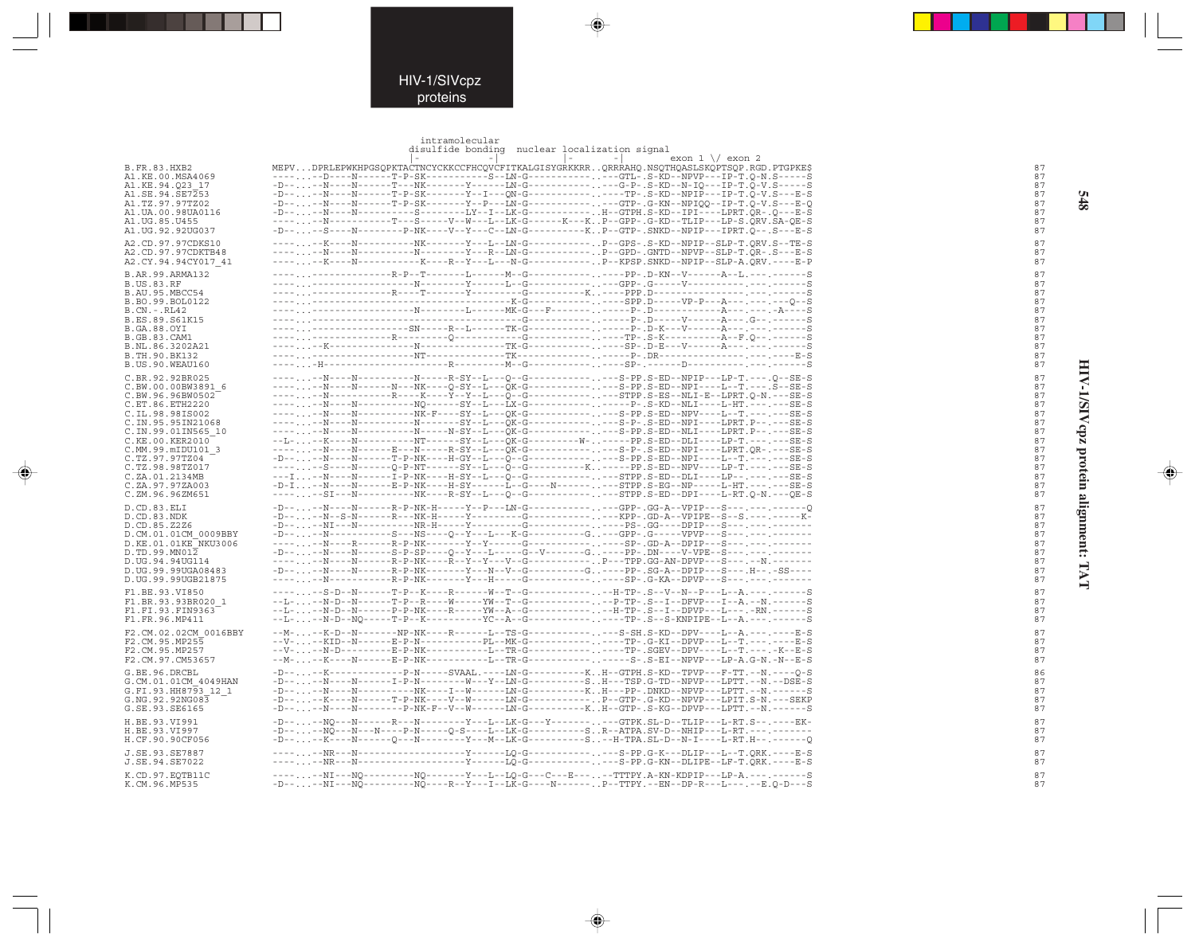```
                                    intramolecular
                                    disulfide bonding   nuclear localization signal
                                  |-             -|         |-           -|       exon 1 \/ exon 2
B.FR.83.HXB2            MEPV...DPRLEPWKHPGSQPKTACTNCYCKKCCFHCQVCFITKALGISYGRKKRR..QRRRAHQ.NSQTHQASLSKQPTSQP.RGD.PTGPKE$   87
A1.KE.00.MSA4069        ----...--D----N------T-P-SK--------S--LN-G-------------..---GTL-.S-KD--NPVP---IP-T.Q-N.S------S   87
A1.KE.94.Q23_17         -D--...--N----N------T---NK--------Y-------LN-G-------------..---G-P-.S-KD--N-IQ---IP-T.Q-V.S-----S   87
A1.SE.94.SE7253         -D--...--N----N------T-P-SK--------Y--I---QN-G-------------..-----TP-.S-KD--NPIP---IP-T.Q-V.S---E-S   87
A1.TZ.97.97TZ02         -D--...--N----N------T-P-SK--------Y--P---LN-G-------------..---GTP-.G-KN--NPIQQ--IP-T.Q-V.S---E-Q   87
A1.UA.00.98UA0116       -D--...--N----N------------S--------LY--I--LK-G-------------..H--GTPH.S-KD--IPI----LPRT.QR-.Q---E-S   87
A1.UG.85.U455           ----...--N-------------T---S------V--W---L--LK-G------K---K..P--GPP-.G-KD--TLIP---LP-S.QRV.SA-QE-S   87
A1.UG.92.92UG037        -D--...--S----N---------P-NK-----V--Y---C--LN-G-----------K..P--GTP-.SNKD--NPIP---IPRT.Q--.S---E-S   87

A2.CD.97.97CDKS10       ----...--K----N----------NK--------Y---L--LN-G-------------..P--GPS-.S-KD--NPIP--SLP-T.QRV.S--TE-S   87
A2.CD.97.97CDKTB48      ----...--N----N----------N---------Y---R--LN-G-------------..P--GPD-.GNTD--NPVP--SLP-T.QR-.S---E-S   87
A2.CY.94.94CY017_41     ----...--K----N------------K------R--Y---L---N-G-------------..P--KPSP.SNKD--NPIP--SLP-A.QRV.----E-P   87

B.AR.99.ARMA132         ----...--------------R-P--T-------L------M--G-------------..----PP-.D-KN--V------A--L.---.------S   87
B.US.83.RF              ----...------------------N--------Y------L--G-------------..---GPP-.G-----V----------.---.------S   87
B.AU.95.MBCC54          ----...--------------R----T-------Y----------G-------------K.----PPP.D------------------.---.------S   87
B.BO.99.BOL0122         ----...------------------------------------K-G-------------..---SPP.D-----VP-P---A---.---.---Q--S   87
B.CN.-.RL42             ----...----------------------N-------L------MK-G---F-------..-----P-.D--------------A---.---.-A----S   87
B.ES.89.S61K15          ----...------------------------------------G-------------..-----P-.D-----V------A---.G--.------S   87
B.GA.88.OYI             ----...------------------SN------R--L-------TK-G-------------..-----P-.D-K---V------A---.---.------S   87
B.GB.83.CAM1            ----...--------------R-----------Q-----------G-------------..----TP-.S-K-----------A--F.Q--.------S   87
B.NL.86.3202A21         ----...--K---------------N-----------------TK-G-------------..----SP-.D-E---V------A---.---.------S   87
B.TH.90.BK132           ----...------------------NT----------------TK-G-------------..-----P-.DR-------------------.---.---E-S   87
B.US.90.WEAU160         ----...-H-------------------R---------------M--G-------------..----SP-.-----D----------.---.------S   87

C.BR.92.92BR025         ----...--N----N----------N-----R-SY--L---Q--G-------------..---S-PP.S-ED--NPIP---LP-T.---.Q--SE-S   87
C.BW.00.00BW3891_6      ----...--N----N------N---NK----Q-SY--L---QK-G-------------..---S-PP.S-ED--NPI----L--T.---.S--SE-S   87
C.BW.96.96BW0502        ----...--N-----------R-----K----Y--Y--L---Q--G-------------..---STPP.S-ES--NLI-E--LPRT.Q-N.---SE-S   87
C.ET.86.ETH2220         ----...--N----N----------NQ-------SY--L---LX-G-------------..-----P-.S-KD--NLI----L-HT.---.---SE-S   87
C.IL.98.98IS002         ----...--N----N----------NK-F-----SY--L---QK-G-------------..---S-PP.S-ED--NPV----L--T.---.---SE-S   87
C.IN.95.95IN21068       ----...--N----N----------N-------SY--L---QK-G-------------..---S-P-.S-ED--NPI----LPRT.P--.---SE-S   87
C.IN.99.01IN565_10      ----...--N----N----------N-----N-SY--L---QK-G-------------..---S-PP.S-ED--NLI----LPRT.P--.---SE-S   87
C.KE.00.KER2010         --L-...--K----N----------NT-------SY--L---QK-G---------W-..------PP.S-ED--DLI----LP-T.---.---SE-S   87
C.MM.99.mIDU101_3       ----...--N----N------E---N-----R-SY--L---QK-G-------------..---S-P-.S-ED--NPI----LPRT.QR-.---SE-S   87
C.TZ.97.97TZ04          -D--...--N----N------T-P-NK----H-GY--L---Q--G-------------..---S-PP.S-ED--NPI----L--T.---.---SE-S   87
C.TZ.98.98TZ017         ----...--S----N------Q-P-NT-------SY--L---Q--G-----------K..------PP.S-ED--NPV----LP-T.---.---SE-S   87
C.ZA.01.2134MB          ---I...--N----N------I-P-NK----H-SY--L---Q--G-------------..---STPP.S-ED--DLI----LP--.---.---SE-S   87
C.ZA.97.97ZA003         -D-I...--N----N------E-P-NK----H-SY-------L--G----N--------..---STPP.S-EG--NP-----L-HT.---.---SE-S   87
C.ZM.96.96ZM651         ----...--SI---N----------NK----R-SY--L---Q--G-------------..---STPP.S-ED--DPI----L-RT.Q-N.---QE-S   87

D.CD.83.ELI             -D--...--N----N------R-P-NK-H------Y--P---LN-G-------------..---GPP-.GG-A--VPIP---S---.---.-------Q   87
D.CD.83.NDK             -D--...--N--S-N------R---NK-H------Y---------G-------------..---KPP-.GD-A--VPIPE--S--S.---.-----K-   87
D.CD.85.Z2Z6            -D--...--NI---N----------NR-H------Y---------G-------------..-----PS-.GG----DPIP---S---.---.-------   87
D.CM.01.01CM_0009BBY    -D--...--N-----------S---NS----Q--Y---L----K-G------------G..---GPP-.G-----VPVP---S---.---.-------   87
D.KE.01.01KE_NKU3006    ----...--N----R------R-P-NK-------Y--Y-------G-------------..----SP-.GD-A--DPIP---S---.---.-------   87
D.TD.99.MN012           -D--...--N----N------S-P-SP----Q--Y---L------G--V---------G..----PP-.DN----V-VPE--S---.---.-------   87
D.UG.94.94UG114         ----...--N----N------R-P-NK----R--Y--Y--V--G-------------..P--TPP.GG-AN-DPVP---S---.--N.-------   87
D.UG.99.99UGA08483      -D--...--N----N------R-P-NK-------Y---N--V--G------------G..----PP-.SG-A--DPIP---S---.H--.-SS----   87
D.UG.99.99UGB21875      ----...--N-----------R-P-NK-------Y---H------G-------------..-----SP-.G-KA--DPVP---S---.---.-------   87

F1.BE.93.VI850          ----...--S-D--N------T-P--K----R------W--T--G-------------..---H-TP-.S--V--N--P---L--A.---.------S   87
F1.BR.93.93BR020_1      --L-...--N-D--N------T-P--R----W------YW--T--G-------------..---P-TP-.S--I--DPVP---I--A.--N.------S   87
F1.FI.93.FIN9363        --L-...--N-D--N------P-P-NK----R------YW--A--G-------------..---H-TP-.S--I--DPVP---L---.-RN.------S   87
F1.FR.96.MP411          --L-...--N-D--NQ-----T-P--K-----------YC--A--G-------------..-----TP-.S--S-KNPIPE--L--A.---.------S   87

F2.CM.02.02CM_0016BBY   --M-...--K-D--N-------NP-NK----R------L--TS-G-------------..---S-SH.S-KD--DPV----L--A.---.---E-S   87
F2.CM.95.MP255          --V-...--KID--N------E-P-N-----------PL--MK-G-------------..-----TP-.G-KI--DPVP---L--T.---.---E-S   87
F2.CM.95.MP257          --V-...--N-D---------E-P-NK-----------L--TR-G-------------..-----TP-.SGEV--DPV----L--T.---.-K--E-S   87
F2.CM.97.CM53657        --M-...--K----N------E-P-NK-----------L--TR-G-------------..-----S-.S-EI--NPVP---LP-A.G-N.-N--E-S   87

G.BE.96.DRCBL           -D--...--K-------------P-N-----SVAAL.----LN-G-----------K..H--GTPH.S-KD--TPVP---F-TT.--N.----Q-S   86
G.CM.01.01CM_4049HAN    -D--...--N----N------I-P-N-----------W---Y--LN-G------------S..H---TSP.G-TD--NPVP---LPTT.--N.--DSE-S   87
G.FI.93.HH8793_12_1     -D--...--N----N----------NK----I---W------LN-G-----------K..H---PP-.DNKD--NPVP---LPTT.--N.------S   87
G.NG.92.92NG083         -D--...--K----N------T-P-NK----V--W------LN-G-------------..P--GTP-.G-KD--NPVP---LPIT.S-N.----SEKP   87
G.SE.93.SE6165          -D--...--N----N----------P-NK-F--V--W------LN-G-----------K..H--GTP-.S-KG--DPVP---LPTT.--N.------S   87

H.BE.93.VI991           -D--...--NQ---N------R---N---------Y---L--LK-G----Y--------..---GTPK.SL-D--TLIP---L-RT.S--.----EK-   87
H.BE.93.VI997           -D--...--NQ---N---N----P-N------Q-S----L--LK-G------------S..R--ATPA.SV-D--NHIP---L-RT.---.-------   87
H.CF.90.90CF056         -D--...--K----N--------Q---N--------Y---M--LK-G-----------S..--H-TPA.SL-D--N-I----L-RT.H--.------Q   87

J.SE.93.SE7887          ----...--NR---N------------------Y------LQ-G-------------..---S-PP.G-K---DLIP---L--T.QRK.----E-S   87
J.SE.94.SE7022          ----...--NR---N------------------Y------LQ-G-------------..---S-PP.G-KN--DLIPE--LF-T.QRK.----E-S   87

K.CD.97.EQTB11C         ----...--NI---NQ---------NQ-------Y---L--LQ-G---C---E----..---TTTPY.A-KN-KDPIP---LP-A.---.------S   87
K.CM.96.MP535           -D--...--NI---NQ---------NQ----R--Y---I--LK-G----N-------..P--TTPY.--EN--DP-R---L---.--E.Q-D---S   87
```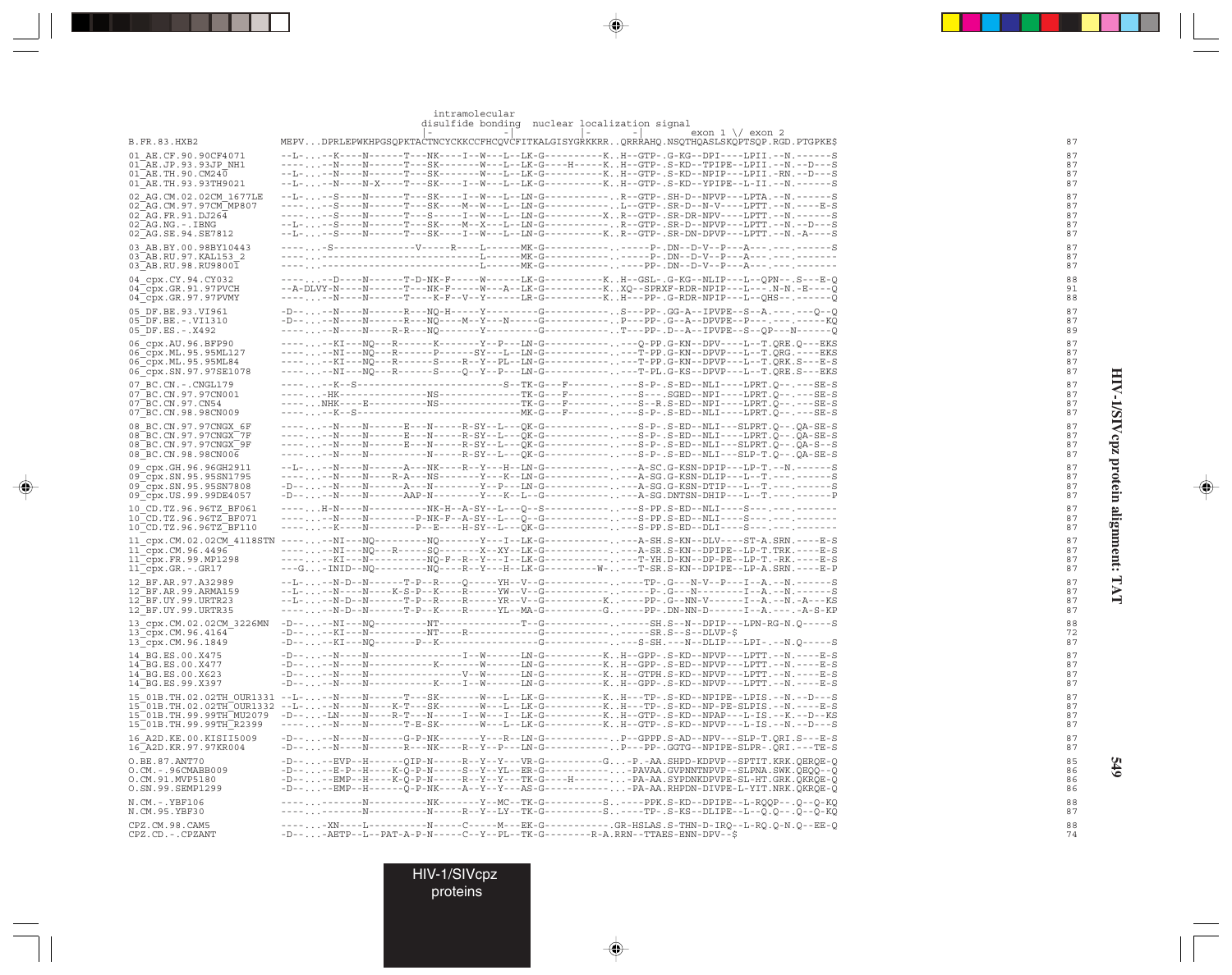```
                              intramolecular
                              disulfide bonding  nuclear localization signal
                              |-          -|         |-         -|      exon 1 \/ exon 2
B.FR.83.HXB2                  MEPV..DPRLEPWKHPGSQPKTACTNCYCKKCCFHCQVCFITKALGISYGRKKRR..QRRRAHQ.NSQTHQASLSKQPTSQP.RGD.PTGPKE$    87

01_AE.CF.90.90CF4071          --L-...-K----N------T---NK----I--W---L--LK-G----------K..H--GTP-.G-KG--DPI----LPII.--N.------S   87
01_AE.JP.93.93JP_NH1          ----...-N----N------T---SK-------W---L--LK-G----H-----K..H--GTP-.S-KD--TPIPE--LPII.--N.--D---S   87
01_AE.TH.90.CM240             --L-...-N----N------T---SK-------W---L--LK-G----------K..H--GTP-.S-KD--NPIP---LPII.-RN.--D---S   87
01_AE.TH.93.93TH9021          --L-...-N----N-X----T---SK----I--W---L--LK-G----------K..H--GTP-.S-KD--YPIPE--L-II.--N.------S   87

02_AG.CM.02.02CM_1677LE       --L-...-S----N------T---SK----I--W---L--LN-G------------.R--GTP-.SH-D--NPVP---LPTA.--N.------S   87
02_AG.CM.97.97CM_MP807        ----...-S----N------T---SK----M--W---L--LN-G------------.L--GTP-.SR-D--N-V----LPTT.--N.----E-S   87
02_AG.FR.91.DJ264             ----...-S----N------T---S-----I--W---L--LN-G----------X..R--GTP-.SR-DR-NPV----LPTT.--N.------S   87
02_AG.NG.-.IBNG               --L-...-S----N------T---SK----M--X---L--LN-G------------.R--GTP-.SR-D--NPVP---LPTT.--N.--D---S   87
02_AG.SE.94.SE7812            --L-...-S----N------T---SK----I--W---L--LN-G----------K..R--GTP-.SR-DN-DPVP---LPTT.--N.-A----S   87

03_AB.BY.00.98BY10443         ----...-S--------------V-----R----L------MK-G-------------.-----P-.DN--D-V--P---A---.---.------S   87
03_AB.RU.97.KAL153_2          ----...---------------------------L------MK-G-------------.-----P-.DN--D-V--P---A---.---.-------   87
03_AB.RU.98.RU98001           ----...---------------------------L------MK-G-------------.-----PP-.DN--D-V--P---A---.---.-------   87

04_cpx.CY.94.CY032            ----...-D----N------T-D-NK-F-----W-------LK-G----------K..H--GSL-.G-KG--NLIP---L--QPN--.S---E-Q   88
04_cpx.GR.91.97PVCH           --A-DLVY-N----N------T---NK-F----W---A--LK-G----------K..XQ--SPRXF-RDR-NPIP---L---.N-N.-E----Q   91
04_cpx.GR.97.97PVMY           ----...-N----N------T----K-F--V--Y------LR-G----------K..H---PP-.G-RDR-NPIP---L--QHS--.------Q   88

05_DF.BE.93.VI961             -D--...-N----N------R---NQ-H-----Y--------G-------------.S---PP-.GG-A--IPVPE--S--A.---.---Q--Q   87
05_DF.BE.-.VI1310             -D--...-N----N------R---NQ----M--Y---N----G-------------.P---PP-.G--A--DPVPE--P---.---.------KQ   87
05_DF.ES.-.X492               ----...-N----N----R-R---NQ-------Y--------G-------------.T---PP-.D--A--IPVPE--S--QP---N------Q   89

06_cpx.AU.96.BFP90            ----...-KI---NQ---R------K-------Y--P---LN-G-------------.---Q-PP.G-KN--DPV----L--T.QRE.Q---EKS   87
06_cpx.ML.95.95ML127          ----...-NI---NQ---R------P-------SY---L--LN-G-------------.---T-PP.G-KN--DPVP---L--T.QRG.-----EKS   87
06_cpx.ML.95.95ML84           ----...-KI---NQ---R------S----R--Y--PL--LN-G-------------.---T-PP.G-KN--DPVP---L--T.QRK.S---E-S   87
06_cpx.SN.97.97SE1078         ----...-NI---NQ---R------S----Q--Y--P---LN-G-------------.---T-PL.G-KS--DPVP---L--T.QRE.S---EKS   87

07_BC.CN.-.CNGL179            ----...-K--S-------------------------S--TK-G---F--------.---S-P-.S-ED--NLI----LPRT.Q--.---SE-S   87
07_BC.CN.97.97CN001           ----...-HK---------------NS-------------TK-G---F--------.---S---.SGED--NPI----LPRT.Q--.---SE-S   87
07_BC.CN.97.CN54              ----...NHK----E----------NS-------------TK-G---F--------.---S--R.S-ED--NPI----LPRT.Q--.---SE-S   87
07_BC.CN.98.98CN009           ----...-K--S----------------------------MK-G---F--------.---S-P-.S-ED--NLI----LPRT.Q--.---SE-S   87

08_BC.CN.97.97CNGX_6F         ----...-N----N------E---N-----R-SY-L---QK-G-------------.---S-P-.S-ED--NLI---SLPRT.Q--.QA-SE-S   87
08_BC.CN.97.97CNGX_7F         ----...-N----N------E---N-----R-SY-L---QK-G-------------.---S-P-.S-ED--NLI----LPRT.Q--.QA-SE-S   87
08_BC.CN.97.97CNGX_9F         ----...-N----N------E---N-----R-SY-L---QK-G-------------.---S-P-.S-ED--NLI---SLPRT.Q--.QA-S--S   87
08_BC.CN.98.98CN006           ----...-N----N------------N-----R-SY-L---QK-G-------------.---S-P-.S-ED--NLI---SLP-T.Q--.QA-SE-S   87

09_cpx.GH.96.96GH2911         --L-...-N----N------A---NK----R--Y---H--LN-G-------------.---A-SC.G-KSN-DPIP---LP-T.--N.------S   87
09_cpx.SN.95.95SN1795         ----...-N----N----R-A---NS-------Y---K--LN-G-------------.---A-SG.G-KSN-DLIP---L--T.---.------S   87
09_cpx.SN.95.95SN7808         -D--...-N----N------A---N--------Y--P---LN-G-------------.---A-SG.G-KSN-DTIP---L--T.---.------S   87
09_cpx.US.99.99DE4057         -D--...-N----N------AAP-N--------Y---K--L--G-------------.---A-SG.DNTSN-DHIP---L--T.---.------P   87

10_CD.TZ.96.96TZ_BF061        ----...H-N----N----------NK-H--A-SY--L---Q--S-------------.---S-PP.S-ED--NLI----S---.---.-------   87
10_CD.TZ.96.96TZ_BF071        ----...-N----N----------P-NK-F--A-SY--L---Q--G-------------.---S-PP.S-ED--NLI----S---.---.-------   87
10_CD.TZ.96.96TZ_BF110        ----...-K----N----------P--E----H-SY--L---QK-G-------------.---S-PP.S-ED--DLI----S---.---.-------   87

11_cpx.CM.02.02CM_4118STN     ----...-NI---NQ---------NQ-------Y---I--LK-G-------------.---A-SH.S-KN--DLV----ST-A.SRN.----E-S   87
11_cpx.CM.96.4496             ----...-NI---NQ---R-----SQ-------X--XY--LK-G-------------.---A-SR.S-KN--DPIPE--LP-T.TRK.----E-S   87
11_cpx.FR.99.MP1298           ----...-KI---N----------NQ-F--R--Y---I--LK-G-------------.---T-YH.D-KN--DP-PE--LP-T.-RK.----E-S   87
11_cpx.GR.-.GR17              ---G...-INID--NQ---------NQ----R--Y---H--LK-G----------W-.---T-SR.S-KN--DPIPE--LP-A.SRN.----E-P   87

12_BF.AR.97.A32989            --L-...-N-D--N------T-P--R----Q------YH--V--G-------------.-----TP-.G---N-V--P---I--A.--N.------S   87
12_BF.AR.99.ARMA159           --L-...-N----N----K-S-P--K----R------YW--V--G-------------.-----P-.G---N--------I--A.--N.------S   87
12_BF.UY.99.URTR23            --L-...-N-D--N------T-P--R----R------YR--V--G----------K..-----PP-.G--NN-V------I--A.--N.-A---KS   87
12_BF.UY.99.URTR35            ----...-N-D--N------T-P--K----R------YL--MA-G----------G..-----PP-.DN-NN-D------I--A.---.-A-S-KP   87

13_cpx.CM.02.02CM_3226MN      -D--...-NI---NQ---------NT--------------T--G-------------.-----SH.S--N--DPIP---LPN-RG-N.Q-----S   88
13_cpx.CM.96.4164             -D--...-KI---N----------NT----R-------------G-------------.-----SR.S--S--DLVP-$                  72
13_cpx.CM.96.1849             -D--...-KI---NQ---------P--K----------------G-------------.-----S-SH.---N--DLIP---LPI-.--N.Q-----S   87

14_BG.ES.00.X475              -D--...-N----N---------------I--W-------LN-G----------K..H--GPP-.S-KD--NPVP---LPTT.--N.----E-S   87
14_BG.ES.00.X477              -D--...-N----N-----------K-------W-------LN-G----------K..H--GPP-.S-ED--NPVP---LPTT.--N.----E-S   87
14_BG.ES.00.X623              -D--...-N----N-----------------V--W-------LN-G----------K..H--GTPH.S-KD--NPVP---LPTT.--N.----E-S   87
14_BG.ES.99.X397              -D--...-N----N-----------K----I--W-------LN-G----------K..H--GPP-.S-KD--NPVP---LPTT.--N.----E-S   87

15_01B.TH.02.02TH_OUR1331     --L-...-N----N------T---SK-------W---L--LK-G----------K..H---TP-.S-KD--NPIPE--LPIS.--N.--D---S   87
15_01B.TH.02.02TH_OUR1332     --L-...-N----N----K-T---SK-------W---L--LK-G----------K..H---TP-.S-KD--NP-PE-SLPIS.--N.----E-S   87
15_01B.TH.99.99TH_MU2079      -D--...-LN----N----R-T---N-----I--W---I--LK-G----------K..H--GTP-.S-KD--NPAP---L-IS.--K.--D---KS   87
15_01B.TH.99.99TH_R2399       ----...-N----N------T-E-SK-------W---L--LK-G----------K..H--GTP-.S-KD--NPVP---L-IS.--N.--D---S   87

16_A2D.KE.00.KISII5009        -D--...-N----N------G-P-NK-------Y---R--LN-G-------------..P--GPPP.S-AD--NPV---SLP-T.QRI.S---E-S   87
16_A2D.KR.97.97KR004          -D--...-N----N------R---NK----R--Y--P---LN-G-------------..P---PP-.GGTG--NPIPE-SLPR-.QRI.---TE-S   87

O.BE.87.ANT70                 -D--...-EVP--H-----QIP-N-----R--Y---VR-G-----------G...-P.-AA.SHPD-KDPVP--SPTIT.KRK.QERQE-Q   85
O.CM.-.96CMABB009             -D--...-E-P--H-----K-Q-P-N-----S--Y--YL--ER-G-------------..-PAVAA.GVPNNTNPVP--SLPNA.SWK.QEQQ--Q   86
O.CM.91.MVP5180               -D--...-EMP--H-----K-Q-P-N-----R--Y--Y---TK-G-----H---------..-PA-AA.SYPDNKDPVPE-SL-HT.GRK.QKRQE-Q   86
O.SN.99.SEMP1299              -D--...-EMP--H-----Q-P-NK----A--Y--Y---AS-G-------------..-PA-AA.RHPDN-DIVPE-L-YIT.NRK.QKRQE-Q   86

N.CM.-.YBF106                 ----...------N----------NK-------Y--MC--TK-G----------S..----PPK.S-KD--DPIPE--L-RQQP--.Q--Q-KQ   88
N.CM.95.YBF30                 ----...------N----------N-----R--Y--LY--TK-G----------S..----TP-.S-KS--DLIPE--L--Q.Q--.Q--Q-KQ   87

CPZ.CM.98.CAM5                ----...-XN----L----------N-----C-----M---EK-G-------------.GR-HSLAS.S-THN-D-IRQ--L-RQ.Q-N.Q--EE-Q   88
CPZ.CD.-.CPZANT               -D--...-AETP--L--PAT-A-P-N-----C--Y--PL--TK-G---------R-A.RRN--TTAES-ENN-DPV--$                  74
```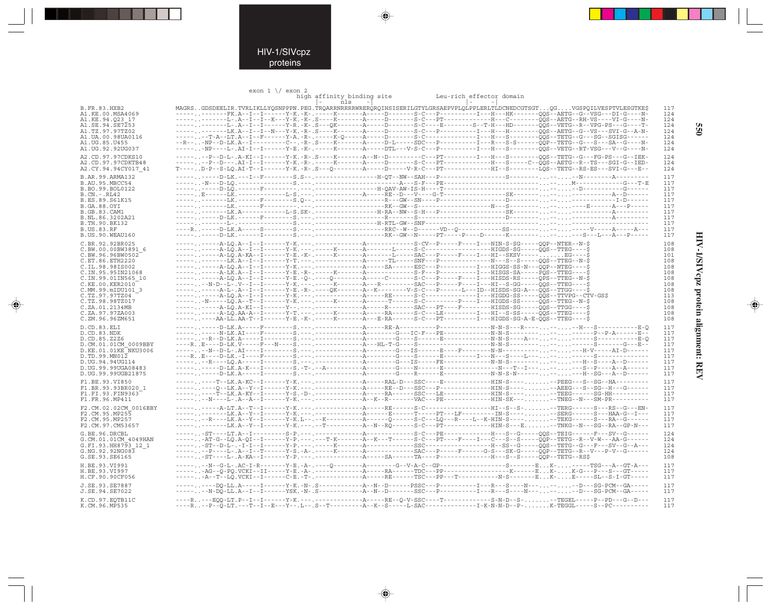HIV-1/SIVcpz proteins

```
                         exon 1 \/ exon 2
                                          high affinity binding site              Leu-rich effector domain
                                         |-      nls      -|                    |-       -|
B.FR.83.HXB2             MAGRS..GDSDEELIR.TVRLIKLLYQSNPPPN.PEG.TRQARRNRRRRWRERQRQIHSISERILGTYLGRSAEPVPLQLPPLERLTLDCNEDCGTSGT...QG.....VGSPQILVESPTVLESGTKE$   117
A1.KE.00.MSA4069         -----.--------FK.A--I--I-------Y-K.-K-.-----K--------A------D-------S-C---P----------I---H---HK--------QQS--AETG--G--VSG---DI-G----N-   124
A1.KE.94.Q23_17          -----.--------L-.A--I--I--K---Y-K.-K-.S----K--------A------D-------S-C---PT---------H---C---------QQS--AETG--RH-VS----VI-G----N-   124
A1.SE.94.SE7253          -----.--------L-.A--I--I-------Y-R.-K-.S---QK-------A------D-------S-C---E---------S--T-H---HD--------QQS--VETG--R--VPG-PS---G----T-   124
A1.TZ.97.97TZ02          -----.--------LK.A--I--I--N---Y-K.-R-.S----K--------A------D-------S-C---P----------I---H---H---------QQS--AETG--G--VS---SVI-G--A-N-   124
A1.UA.00.98UA0116        -----.--T-A--LT.A--I--F-------Y-A.-R-.-----K-Q------A------D-------S-C-----------------I---H---S---------QQS--TETG--G---SG--SGISG------   124
A1.UG.85.U455            --R--.--NP--D-LK.A--I----------C--.-R-.S----K--------A------D-L----SDC---P----------I---R---S--S-------QQP--TETG--G---S---SA--G----N-   124
A1.UG.92.92UG037         -----.--NP----L-.AI-I--I-------Y-E.-K-.-----K--------A-----DTL---V-S-C---P----------I---H---S---------QQS--VETG--RT-VSG---V--G----N-   124

A2.CD.97.97CDKS10        -----.---P--D-L-.A-KI--I-------Y-K.-R-.S----K--------A--N--D-----------C---PT---------I---H---S---------QQS--TETG--G---FG-PS---G--IEK-   124
A2.CD.97.97CDKTB48       -----.---P--D---.AI-I--I-------Y-K.-R-.-----K--------A------D-------S-C---PT------------H---S-----C--QQS--AETG--R--TS---SGI-G--IED-   124
A2.CY.94.94CY017_41      T----.D-P--S-LQ.AI-T--I-------Y-K.-R-.S---Q----------A------D------V-R-C---PT------------HI--S---------LQS--TETG--RS-ES---SVI-G---E--   124

B.AR.99.ARMA132          -----.------D-LK.---I--F--------S.S--.-----------------H-QT--NW--SAH---P-------------------S--------...--.---N---------A---------   117
B.AU.95.MBCC54           ------.-N---D-LQ.-----------------S.---.--------------------------A---S-F---PE------------------------...--.....M---------------G---T-E   117
B.BO.99.BOL0122          -----.------D-LQ.-------F---------.---.-----------------H-QAV-AW-IS-H----T------------------------...--.....--D-------------G------   117
B.CN.-.RL42              -----.E-------LK.-------------L-S.---.------------A------RE--D---V----G-T--------------------SK--------...--.....------------A--D------   117
B.ES.89.S61K15           -----.--------LK.-----------------S.Q--.-----------------R----GW--SN----P---------------------D--------...--.....-------------I-D------   117
B.GA.88.OYI              -----.--------LK.-------F---------.---.-----------------RK--GW--S-------------------N---S---------...--.....----E-------A---P-----   117
B.GB.83.CAM1             -----.--------LK.A------------L-S.SK-.-----------------H-RA--NW--S-H---P-------------------SK---------...--.....-------------A---------   117
B.NL.86.3202A21          -----.------D-LK.-------F--------S.---.-----------------R-------S---------------------------D---------...--.....-------------A---------   117
B.TH.90.BK132            -----.--------L-.-----------------S.---.-----------------H-RTL-GW--SNF--------------------------------...--.....---------------------   117
B.US.83.RF               ---R-.------D-LK.A--I---S---------S.---.-----------------RRC--W--D-----VD--Q--------------SS---------...--.....-----V-----A------A---   117
B.US.90.WEAU160          -----.------D-LK.-------I---------S.---.-----------------RK--GW--N------PT-----P----D--------K--------...--.....----S---L---A---P-----   117

C.BR.92.BR025            -----.------A-LQ.A--I--I-------Y-K.---.-------------A-------------S-CV--P-----F----I---NIN-S-SG------QQP--NTER--N-$              108
C.BW.00.00BW3891_6       -----.------A-LQ.A--I--I-------Y-K.---.-----K--------A-------L-----S-C----------------HIGDS-SG------QQS--TTEG----$              108
C.BW.96.96BW0502         -----.------A-LQ.A-KA--I-------Y-E.-K-.-----K--------A-------L-----SAC---P-----F----I---HI--SKSV-------.......EG----$              101
C.ET.86.ETH2220          -----.--------LK.A--I--I-------Y-T.---.-------------A------TL------SNF---P------------N---S--S------QQS--TTEG--N-$              108
C.IL.98.98IS002          -----.------A-LQ.A--I--I-------Y-K.---.-------------A-----SA-------ESC---P----------I---HIGGS-SS-N---QQP--NTEG----$              108
C.IN.95.95IN21068        -----.------A-LK.A--I--I-------Y-S.-R-.-----K--------A------Y-----S-F---P----------I---HISGS-SA------PQS--TTEG----$              108
C.IN.99.01IN565_10       -----.------A-LQ.A--I--I-------Y-E.-Q-.-----Q--------A-----C-------S-C---P-----F----I---HISDS-RS------QPS--TTEG--N-$              108
C.KE.00.KER2010          -----.--N-D--L-.V--I--I-------Y-K.---.-----K--------A---R-----------SAC---P-----F----I---HI--S-GG------QQS--TTEG----$              108
C.MM.99.mIDU101_3        -----.------A-L-.A--I--I-------Y-E.-R-.----QK-------A--K----------V-S-C---P------L---ID--HISDS-SG-A---QQS--TTGG----$              108
C.TZ.97.97TZ04           -----.------A-LQ.A--I--I-------Y-K.---.-------------A-----RE-------S-C----------------I---HIGDG-SS------QQS--TTVPG--CTV-GS$      113
C.TZ.98.98TZ017          -----.--N----LQ.A--T--I-------Y-K.---.-----K--------A------T-------S-C---------P-----I---HIGDS-SS------QQS--TTEG--N-$              108
C.ZA.01.2134MB           -----.------A-LQ.A-KI--I-------Y--.---.-------------A-----R--------SAC---PT----F----------HISDS-SG------QQS--TTGG----$              108
C.ZA.97.97ZA003          -----.------A-LQ.AA-A--I-------Y-T.---.-----K--------A-----RA------S-C---LE----------I---HI--S-SS------QQS--TTEG----$              108
C.ZM.96.96ZM651          -----.------AA-LL.AA-T--I-------Y-E.-K-.-----K--------A---E-RA-----S-C---PT----------I---HIGDS-SG-A-E-QQS--TTEG----$              108

D.CD.83.ELI              -----.------D-LK.A-----F--------S.---.-------------A-----RE-A-----------P-------------------N-N-S---R----...--.....--H---S-----------E-Q   117
D.CD.83.NDK              -----.------N-LK.AI----F--------S.---.-------------A-------G---IC-F---PE----------------N-N-S---------...--.....------P--P-A------E--   117
D.CD.85.Z2Z6             -----.--R--D-LK.A-----I---------S.---.-------------A-------G---S-----E----------------N-N-S----A---...--.....------S-----------E-Q   117
D.CM.01.01CM_0009BBY     ---R..E----D-LK.V-----F---N-----S.---.-------------A--HL-T-G---S--------------------------N-N-S---------...--.....------S-------G---E--   117
D.KE.01.01KE_NKU3006     -----.--N--D-L-.AI----I---------S.---.-------------A-------G---IS-----E----F---------N-N----------...--.....--H-V------AI-D------   117
D.TD.99.MN012            ---R..E----D-LK.-I----F---------S.---.-------------A-------G---S------E----------I---N---S----L---...--.....------S---------------   117
D.UG.94.94UG114          -----.---R---LQ.A-----I---------S.---.-------------A-------G---IS----FE----------------N-N-S---------...--.....--H--S----A--D------   117
D.UG.99.99UGA08483       -----.------D-LK.A-K--I---------S.-T-.--A------------A-------G---N------E-------------------N---T--I---...--.....---S--P----A--A------   117
D.UG.99.99UGB21875       -----.------D-LK.A----I---------S.---.-------------A-------G---R------E----------------N-N-S-N-------...--.....---H--SG---A--D------   117

F1.BE.93.VI850           -----.-----T--LK.A-KC--I-------Y-K.---.-------------A-----RAL-D----SSC---E------------------HIN-S----........--PEEG---S--SG--HA--------   117
F1.BR.93.93BR020_1       -----.-----Q--LK.A--Y--I-------Y-K.---.-------------A-----RE--D----SSC---P------------------HIN-S----........--AEEG---S--SG--H---G------   117
F1.FI.93.FIN9363         -----.-----T--LK.A-KY--I-------Y-S.-D-.-------------A-----RA-------SSC---LE-----------------HIN-S----........--TEEG--------SG-HH---------   117
F1.FR.96.MP411           ------.--N----L-.A--A--I-------Y-K.---.-------------A--K--R--------VAC---PE-----------------HIN-SK----........--TNEG--N---SM-PR---------   117

F2.CM.02.02CM_0016BBY    -----.------A-LT.A--T--I-------Y-K.---.-------------A-----RE-------S-C----------------------HI--S--S-.......--TERG-------S---RS--G---EN-   117
F2.CM.95.MP255           -----.--------LK.A--Y--I-------Y-K.---.-------------A-------E-------T-----PT---LF-----------IN-S----........--SERG-------S---HAA-G--I---   117
F2.CM.95.MP257           -----.---R----LK.A--Y--I-------Y-K.L--.--K-----------A-------Q------S-C---LQ---R----L--K-HIN-S----........--TEKG-------S----RA--G------   117
F2.CM.97.CM53657         -----.--------LK.A--Y--I-------Y-K.---.--T-----------A--N--RQ------S-C---PT-----------------HIN-S----E........--TNKG--N---SG--RA--GP-N---   117

G.BE.96.DRCBL            -----.--ST----LT.A--I----------S-P.---.-------------A-------------S-C---PE-----------------H---S--G------QQS--TEIG------F---SV--G------   124
G.CM.01.01CM_4049HAN     -----.--AT-G--LQ.A-QI--I-------Y-P.---.---T-K--------A--K---T------S-C---PT----F----I---C---S--S------QQP--TETG--R--V-W---AA-G------   124
G.FI.93.HH8793_12_1      -----.--ST--D-L-.-I-I--I-------Y-P.---.-----K--------A---------------SSC-----------------H--SS--G------QQS--TETG--G---F---SV--G--A---   124
G.NG.92.92NG083          -----.---P----L-.A--I--T-------Y-S.-A-.-----K--------A---------------SAC---P-----F------G-S---SK-G------QQP--TETG--R--V---P-V--G------   124
G.SE.93.SE6165           -----.--ST----L-.A-KA--I-------Y-P.---.-------------A-----SA------TA----P-----------------H---S--S------QQP--TETG--RS$              108

H.BE.93.VI991            -----.---N--G-L-.AC-I-R-------Y-E.-A-.----Q----------A-------G--V-A-C--GP--------------------S-------E...K-.....-----TSG---A--GT-A---   117
H.BE.93.VI997            -----.--AG--Q-PQ.VCKI--II------Y-E.-A-.-------------A-----RA-------TDC---PP-----------------------K------E...K-.....K-G----P---S---GT-----   117
H.CF.90.90CF056          -----.--A--T--LQ.VCKI--I-------C-E.-T-.-------------A-----RE-------TSC---PP---T-----------N-S--------E...K-.....E-----SL--S-I-GT-----   117

J.SE.93.SE7887           -----.------DQ-LL.A-----I-------Y-K.-N-.S-------------A--N--D-------PSSC---P-------------I---R---S----N----...--.....--D---SG-PCM--GA-----   117
J.SE.94.SE7022           -----.--N-DQ-LL.A--I--I-------YSK.-N-.S-------------A--N--D-------SSC---P-------------I---R---S----N----...--.....--D---SG-PCM--GA-----   117

K.CD.97.EQTB11C          ----R.----EQQ-LT.P--I--I-------Y-K.---.-------------A-----RE--Q-V-SSC----T-------------S-N-D--S-........--TEGEL------P--PD---G--D---   117
K.CM.96.MP535            ----R..--P--Q-LT.---T--I--E---Y--.L--.S--T-----------A--K--S------L-SAC-------------I-K-N-N-D--P-........K-TEGGL------S--PC---------   117
```

# HIV-1/SIVcpz protein alignment: REV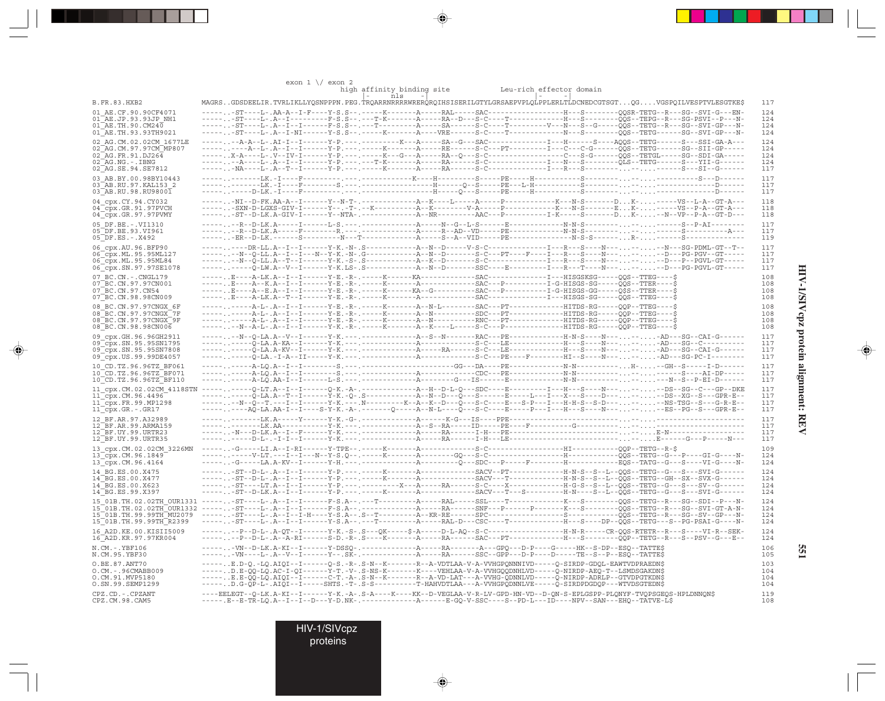```
                          exon 1 \/ exon 2
                                       high affinity binding site              Leu-rich effector domain
                                       |-      nls     -|                      |-        -|
B.FR.83.HXB2              MAGRS..GDSDEELIR.TVRLIKLLYQSNPPPN.PEG.TRQARRNRRRRWRERQRQIHSISERILGTYLGRSAEPVPLQLPPLERLTLDCNEDCGTSGT...QG....VGSPQILVESPTVLESGTKE$    117

01_AE.CF.90.90CF4071      -----..ST----L-.AA-A--I-F----Y-S.S-.-----K-------A-----RAL-----SAC------------------H---S--------QQSR-TETG--R---SG--SVI-G---EN-    124
01_AE.JP.93.93JP_NH1      -----..ST----L-.A--I---------F-S.S-.---T-K-------A-----RA--D---S-C----T------------H---S--------QQS--TEPG--R---SG-PSVI--P---N-    124
01_AE.TH.90.CM240         -----..ST----L-.A--I--I------F-S.S-.---T---------A-----SA------S-C----T---------V---N---S--G-----QQS--TETG--R---SG--SVI-GP---N-    124
01_AE.TH.93.93TH9021      -----..ST----L-.A--I-NI------Y-S.S-.-----K-------A-----VRE-----S-C----T------------N---S--------QQS--TETG------SG--SVI-GP---N-    124

02_AG.CM.02.02CM_1677LE   -----..-A-A--L-.AI-I--I------Y-P.---.--------K---A-----SA--G---SAC-------------I---H------S----AQQS--TETG------S---SSI-GA-A---    124
02_AG.CM.97.97CM_MP807    -----..---A--L-.A--I--I------Y-P.---.-----K------A-----RE------S-C----PT----------I---C---C-G------QQS--TETG------SG--SII-GP-----    124
02_AG.FR.91.DJ264         -----..X-A---L-.V--IV-I------Y-P.---.-----K--G---A-----RA--Q---S-C--------------------C---S-G------QQS--TETGL------SG--SDI-GA-----    124
02_AG.NG.-.IBNG           -----..-A----L-.A--I--I------Y-P.---.---T-K------A-----RA------S-C-------------I---N---S--------QLS--TETG------S---YII-G------    124
02_AG.SE.94.SE7812        -----..NA----L-.A--T--I------Y-P.---.-----K------A-----RA------S-C-------------I---R---S--------...--.....---------S---SI--G------    117

03_AB.BY.00.98BY10443     -----..-------LK.-I----F--------.---.-----------K----H---------S-----PE-----H-------------S---------...--.....----------S---D------    117
03_AB.RU.97.KAL153_2      -----..-------LK.-I----F-------S.---.----------------H-------Q--S-----PE----L-H---------S---------...--.....--------------D------    117
03_AB.RU.98.RU98001       -----..-----D-LK.-I----F--------.---.----------------H-----Q--S-----PE-----H-------------S---------...--.....--------------D------    117

04_cpx.CY.94.CY032        -----..-NI--D-FK.AA-A--I------Y--N-T-.-----------A--K----L-----A-----P------------K---N--S--------D...K-....-----VS--L-A--GT-A---    118
04_cpx.GR.91.97PVCH       -----..-SXN-D-LGXS-GIV-I------Y--.-T-.--K--------A--K--------V-A-----P------------K---N--S--------E...K-....-----VS--P-A--GT-A---    118
04_cpx.GR.97.97PVMY       -----..-ST--D-LK.A-GIV-I------Y--NTA-.-----------A--NR---------AAC--P-----------I-K-----S--------D...K-....--N--VP--P-A--GT-D---    118

05_DF.BE.-.VI1310         -----..--R--D-LK.A-----I------L-S.---.-----------A-----N--G--L-S-----E-------------N-N-S---------...--.....--------S--P-AI-------    117
05_DF.BE.93.VI961         -----..--R--D-LK.A-----F-------R.---.------------A-----R--AD--VD-----PE-------------N-N-S---------...--.....--------S---------A--    117
05_DF.ES.-.X492           -----..-ER--D-LK.------S--------N---T------------A-----S--A--VID-----PE-------------N-S-S---------..R-.....--------S------------    119

06_cpx.AU.96.BFP90        -----..----DR-LL.A--I--I------Y-K.-N-.S----------A--N--D------V-S-C------------I---R---S----N----..--.....--N---SG-PDML-GT--T-    117
06_cpx.ML.95.95ML127      -----..--N--Q-LL.A--I--I---N--Y-K.-N-.G----------A--N--D-------S-C---PT----F---I---R---S----N----..--.....--D---PG-PGV--GT-----    117
06_cpx.ML.95.95ML84       -----..--N--Q-LL.A--T--I------Y-K.-S-.S----------A--K--D-------S-C-------------I---R---S----N----..--.....--D---P--PGVL-GT-----    117
06_cpx.SN.97.97SE1078     -----..----Q-LW.A--V--I------Y-K.LS-.S----------A--N--D-------SSC----E---------I---R---T----N----..--.....--D---PG-PGVL-GT-----    117

07_BC.CN.-.CNGL179        -----..E----A-LK.A--I--I------Y-E.-R-.-----K------KA-----------SAC--------------I---HISGSKSG------QQS--TTEG----$                  108
07_BC.CN.97.97CN001       -----..E----A--K.A--I--I------Y-E.-R-.-----K------A------------SAC---P----------I-G-HISGS-SG------QQS--TTER----$                  108
07_BC.CN.97.CN54          -----..E----A--E.A--I--I------Y-E.-R-.-----K------KA--G---------SAC---P----------I-G-HISGS-GG------Q$S--TTER----$                  108
07_BC.CN.98.98CN009       -----..E----A-LK.A--T--I------Y-E.-R-.-----K------A------------SAC--------------I---HISGS-SG------QQS--TTEG----$                  108

08_BC.CN.97.97CNGX_6F     -----..-----A-L-.A--I--I------Y-E.-R-.-----K------A--N-L--------SAC---PT-----------HITDS-RG------QQP--TTEG----$                  108
08_BC.CN.97.97CNGX_7F     -----..-----A-L-.A--I--I------Y-E.-R-.-----K------A--N----------SDC---PT-----------HITDS-RG------QQP--TTEG----$                  108
08_BC.CN.97.97CNGX_9F     -----..-----A-L-.A--I--I------Y-E.-R-.-----K------A--N----------SAC---PT-----------HITDS-RG------QQP--TTEG----$                  108
08_BC.CN.98.98CN006       -----..--N--A-L-.A--I--I------Y-K.-R-.-----K------A--K---L------S-C---P------------HITDS-RG------QQP--TTEG----$                  108

09_cpx.GH.96.96GH2911     -----..--N--Q-LA.A--V--I------Y-K.---.-----------A--S--N-------RAC---PE------------H-N-S----N----..--.....-AD---SG--CAI-G------    117
09_cpx.SN.95.95SN1795     -----..-----Q-LA.A-KA--I------Y-K.---.-----------A-------------S-C---LE------------H---S----N----..--.....-AD---SG--C----------    117
09_cpx.SN.95.95SN7808     -----..-----Q-LA.A-KV--I------Y-K.---.-----------A-----RA------S-C---LE------------H---S----N----..--.....-AD---SG--CAI-G------    117
09_cpx.US.99.99DE4057     -----..-----Q-LA.-I-A--II-----Y-K.---.-----------A-------------S-C---PE----F-------HI--S----N----..--.....-AD---SG-PC-I---------    117

10_CD.TZ.96.96TZ_BF061    -----..-----A-LQ.A--I--I-------S.---.---------------------GG---DA---PE------------N-N------------...H-....--GH--S-----I-D------    117
10_CD.TZ.96.96TZ_BF071    -----..-----A-LQ.A--I--I-------S.---.-----------A--------------CDC---PE------------N-N------------...--.....-------S---AI-DP-----    117
10_CD.TZ.96.96TZ_BF110    -----..-----A-LQ.AA-I--I-------L-S.---.-------------A--------G---IS-----PE------------N-N------------...--.....-----N--S--P-EI-D------    117

11_cpx.CM.02.02CM_4118STN -----..-----Q-LT.A--I--I------Q-K.-A-.-----------A--H--D-L-Q---SDC----E--------I---H---S----N----..--.....--DS--SG--C---GP--DKE    117
11_cpx.CM.96.4496         -----..-----Q-LA.A--T--I------Y-K.-Q-.S----------A--N--D---Q---S-----E-----L----I---X---S----D----..--.....--DS--XG--S---GPR-E--    117
11_cpx.FR.99.MP1298       -----..--N--Q--T.---I--I------Y-K.---.N--------K--A--K--D---Q---S-C----E---S-P---I---H-H-S--S-D----..--.....--NS-TSG--S---G-R-E--    117
11_cpx.GR.-.GR17          -----..----AQ-LA.AA-I--I----S-Y-K.-A-.--------Q------A--N-L----Q---S-C----E-----P---I---H---S----N----..--.....--ES--PG--S---GPR-E--    117

12_BF.AR.97.A32989        -----..-------LK.A-----Y------Y-K.-G-.-----------A------K-G---IS----PPE-----------------------...--.....------------------------    117
12_BF.AR.99.ARMA159       -----..-------LK.AA-----------Y-K.---.-----------A--S--RA------ID-----PE----F---------G-----------...--.....------------------------    117
12_BF.UY.99.URTR23        -----..--N--D-LK.A--I--F------Y-K.---.-----------A-----RA------I-H---PE-----------------------...--.....E-N-----------------------    117
12_BF.UY.99.URTR35        -----..------D-L-.-I-I--I------Y-K.---.-----------A-----RA------I-H---LE-----------------------...--.....E-------G---P-----N---    117

13_cpx.CM.02.02CM_3226MN  -----..-G-----LI.A--I-RI------Y-TPE--.-----K------A----------------S-C------------------HI----------QQP--TETG--R-$                  109
13_cpx.CM.96.1849         -----..-------V-LT.---I--I---N--Y-S.Q--.-----K------A--------GQ----S-C------------------H------------QQS--TETG--G---P----GI-G----N-    124
13_cpx.CM.96.4164         -----..-G-----LA.A-KV--I------Y-H.---.-----------A--------Q----SDC---P----F--------H------------EQS--TATG--G---S---VI-G----N-    124

14_BG.ES.00.X475          -----..-ST--D-L-.A--I--I------Y-P.---.-----K------A------------SACV--PT-----------H-N-S--S--L--QQS--TETG--G---S---SVI-G------    124
14_BG.ES.00.X477          -----..-ST--D-L-.A--I--I------Y-P.---.-----K------A------------SACV---T-----------H-N-S--S--L--QQS--TETG--GH--SX--SVX-G------    124
14_BG.ES.00.X623          -----..-ST----LT.A--I--I------Y-P.---.---------X--A-----RA------S-C----X-----------H-G-S--S--L--QQS--TETG--G---S---SV--G------    124
14_BG.ES.99.X397          -----..-ST--D-LK.A--I--I------Y-P.---.-----K------A------------SACV---T---S---------H-N----S--L--QQS--TETG--G---S---SVI-G------    124

15_01B.TH.02.02TH_OUR1331 -----..ST----L-.A--I--I------F-S.A-.---T---------A-----RAL-----SSL----T------------K---S--------QQS--TETG--R---SG--SDI--P---N-    124
15_01B.TH.02.02TH_OUR1332 -----..ST----L-.A--I--I------F-S.A-.-------------A-----RA------SNF---P------P-------K---S--------QQS--TETG--R---SG--SVI-GT-A-N-    124
15_01B.TH.99.99TH_MU2079  -----..ST----L-.A--I--I-H----Y-S.A-.-S--T--------A--KR-RE------SPC------------------K---S--------QQS--TETG--R---SG--SV--GP---N-    124
15_01B.TH.99.99TH_R2399   -----..ST----L-.A--I--I------Y-S.A-.---T---------A-----RAL-D---CSC----T------------H---S-----DP--QQS--TETG---S--PG-PSAI-G----N-    124

16_A2D.KE.00.KISII5009    -----..--P--D-L-.A-QT--I------Y-K.-S-.S---QK-----$-A-----D-L-AQ--S-C-------------------H-N-R-----CR-QQS-RTETR--R---S---VI-R--SEK-    124
16_A2D.KR.97.97KR004      -----..--P--D-L-.A--A-RI------S-D.-R-.S----K------A-----RA------SAC---PT------------H---S--------QQP--TETG--R---S--PSV--G---E--    124

N.CM.-.YBF106             -----..-VN--D-LK.A-KI--I------Y-DSSQ-.-----------A-----RA-------A---GPQ---D-P----G-----HK--S-DP--ESQ--TATTE$                      106
N.CM.95.YBF30             -----..-VN----L-.A--V--I------Y--.SK-.-----------A-----RA------SSC--GPP---D-P----D-----TE--S--P--ESQ--TATTE$                      105

O.BE.87.ANT70             -----..E.D-Q.-LQ.AIQI--I------Q-S.-R-.S-N--K--------R--A-VDTLAA-V-A-VVHGPQNNNIVD-----Q-SIRDP-GDQL-EAWTVDPRAEDN$                 103
O.CM.-.96CMABB009         -----..D.E-QQ-LQ.AC-I-QI------Y-T.-V-.S-NS-K--------K----VEHLAA-V-A-VVHGQQDNHLVD-----Q-NIRDP-AEQ-T--LSMDSGAKDN$                 104
O.CM.91.MVP5180           -----..E.E-QQ-LQ.AIQI--I------C-T.-A-.S-N--K--------R--A-VD-LAT--V-VVHG-QDNNLVD-----Q-NIRDP-ADRLP--GTVDPGTKDN$                 104
O.SN.99.SEMP1299          -----..D.G-QP-L-.AIQI--I-----SHTS.-T-.S-S----------T-HAHVDTLAA---A-VVHGPQDNNLVE-----Q-SIRDPDGDQP---WTVDSGTEDN$                 104

CPZ.CD.-.CPZANT           ----EELEGT--Q-LK.A-KI--I------Y-K.-A-.S-A----K----KK--D-VEGLAA-V-R-LV-GPD-HN-VD--D-QN-S-EPLGSPP-PLQNYF-TVQPSGEQS-HPLDNNQN$      119
CPZ.CM.98.CAM5            -----..E--E-TR-LQ.A--I--I--D---Y-D.NK-.-----------A------E-GQ-V-SSC----S--PD-L---ID----NPV--SAN---EHQ--TATVE-L$                   108
```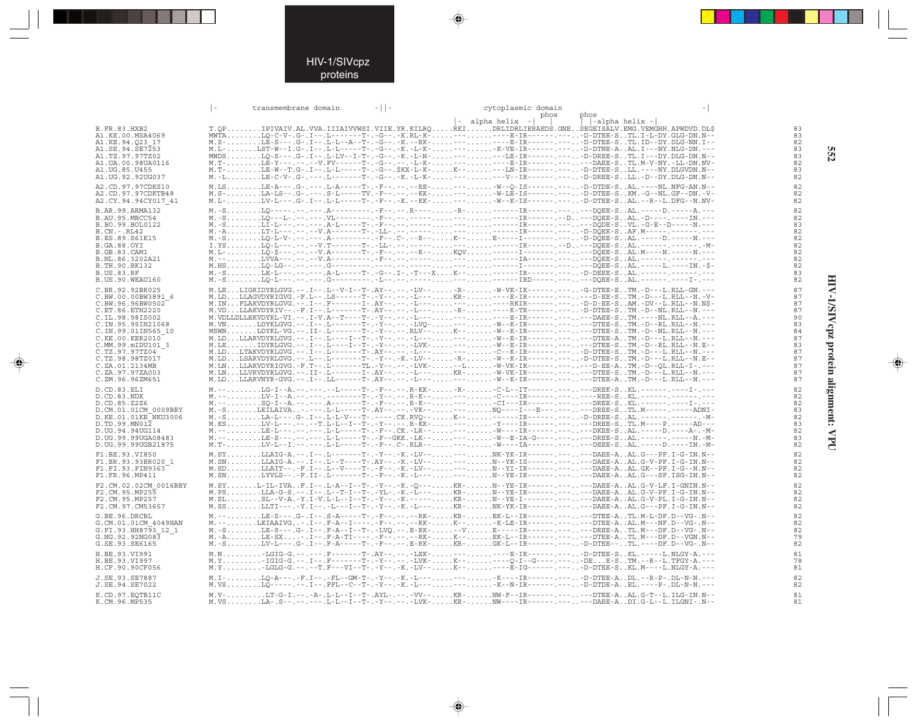```
                          |-      transmembrane domain        -||-                cytoplasmic domain                                 -|
                                                                                   phos           phos
                                                                      |-  alpha helix  -|   |     | |-alpha helix -|
B.FR.83.HXB2              T.QP........IPIVAIV.AL.VVA.IIIAIVVWSI.VIIE.YR.KILRQ.....RKI......DRLIDRLIERAEDS.GNE..SEGEISALV.EMG.VEMGHH.APWDVD.DL$   83
A1.KE.00.MSA4069          MWTA........LQ-C-V-.G-.I--.L-------T-.-G--.-K.RL-K-.........----E-IR------.---..-D-DTEE-S..TL.I-L-DY.GLG-DN.N--   83
A1.KE.94.Q23_17           M.S-........LE-S---.G-.I--.L-L--A--T-.-G--.-K.--RK-.........----E-IR------.---..-D-DTEE-S..TL.ID--DY.DLG-NN.I--   82
A1.SE.94.SE7253           M.L-........LST-W--I.G-.I--.L-L-----T-.-G--.-K.-L-K-.........-K-VE-IR------.---..-D-DTNE-A..AL.I---NY.NLG-DN.---   83
A1.TZ.97.97TZ02           MWDS........LQ-S---.G-.I--.L-LV--I-T-.-G--.-K.-L-N-.........---LE-IR------.---..-D-DREE-S..TL.I---DY.DLG-DN.N--   83
A1.UA.00.98UA0116         M.T-........LE-Y---.--.--V.FV------T-.-G--.--.-L-K-.........----E-IR------.---..---DAEE-S..TL.M-V-NY.-LL-DN.NV-   82
A1.UG.85.U455             M.T-........LE-W--T.G-.I--.L-L-----T-.-G--.$KX-L-K-.....K-.......---LN-IR------.---..-D-DTEE-S..LL.----NY.DLGVDN.N--   83
A1.UG.92.92UG037          M.-L........LE-C-V-.G-.----.L------T-.-G--.-K.-L-K-.........---V--IR------.---..-D-DREE-S..LL.-D--DY.DLG-DN.N--   82

A2.CD.97.97CDKS10         M.LS........LE-A---.G-.----.L-A-----T-.-F--.--.--RE-.........-W--Q-IS------.---..-D-DTDE-S..AL.----NL.NFG-AN.N--   82
A2.CD.97.97CDKTB48        M.S-........LA-LS--.G-.----.S-L-----TV.-F--.--.--KK-.........-W-LE-IS------.---..-D-DTEE-S..KM.-G--NL.GF--DN.-V-   82
A2.CY.94.94CY017_41       M.L-........LV-L---.G-.I--.L-L-----T-.-F--.-K.--KK-.........-W--K-IS------.---..-D-DTEE-S..AL.--R--L.DFG--N.NV-   82

B.AR.99.ARMA132           M.-S........LQ-----.--.----.A---------.-F--.--.R----.....-R-......------IR------.---..---DQEE-S..AL.-----D.-----A.---   82
B.AU.95.MBCC54            M.-S........LQ---L-.--.----.VL--------.-F--.--.-----.........------IR------.--D..---DQEE-S..AL.-D----.----IN.---   82
B.BO.99.BOL0122           M.-S........LI-L---.--.----.A-L-----T-.-F--.--.-----.........------IR------.---..---DQDE-S..VL.-G-E--D-----N.---   83
B.CN.-.RL42               M.-A........LT-L---.--.--V.A---------T-.-LL-.--.-----.........------IR------.---..-D-DQEE-S..AF.M------.------.---   82
B.ES.89.S61K15            M.-S........LQ-L-V-.--.----.A--------.-F--.C-.--R--.....K-.......E-----I-------.---..---DQEE-S..AL.-----D.-----N.---   82
B.GA.88.OYI               I.YS........LQ-L---.--.--V.T-------T-.-LL-.--.-----.........------IR------.--D..---DQEE-S..AL.-------.------.-M-   82
B.GB.83.CAM1              M.L-........LQ-$---.--.--V.A-------T-.-F--.--.--R--.....KQV.......-----I-------.---..---DQEE-S..AL.M----N.-----N.---   82
B.NL.86.3202A21           M.--........LVVA---.--.--V.A---------.-F--.--.-----.........------IA------.---..---DQEE-S..AL.------.------.---   82
B.TH.90.BK132             M.HS........LQ-LG--.--.----.G---------.----.--.-----.........------I-------.---..---DQEE-S..AL.-----L.----IN.-$-   82
B.US.83.RF                M.-S........LE-L---.--.----.A-L-----T-.-G--.I-.-T---X....K-.......-----IR------.---..-D-DEEE-S..AL.------.------.---   83
B.US.90.WEAU160           M.-S........LQ-L---.--.----.G---------.-L--.--.-----.........------IRD-----.---..---DQEE-S..AL.-------.----I-.---   82

C.BR.92.92BR025           M.LE...LIGRIDYRLGVG.--.I--.L--V-I--T-.AY--.--.-LV--.....-R-.......-W-VK-IK------.---..-G-DTEE-E..TM.-D---L.RLL-GN.---   87
C.BW.00.00BW3891_6        M.LD...LLAGVDYRIGVG.-F.L--.LS-----T-.-Y--.--.-L----.....KR-.......----E-IR------.---..---D-EE-S..TM.-D---L.RLL--N.-V-   87
C.BW.96.96BW0502          M.IN...FLAKVDYRLGVG.--.I--.F-------I-.AY--.--.-L----.........-----RKIR------.---..-D-D-EE-S..AM.-DV--L.RLL--N.N$-   87
C.ET.86.ETH2220           M.VD...LLAKVDYRIV--.-F.I--.L-------T-.AY--.--.-L----.....-R-.......----K-TR------.---..-D-DTEE-S..TM.-D--NL.RLL--N.---   87
C.IL.98.98IS002           M.VDLLDDLLEKVDYRL-VI.--.I-V.A--T---T-.-Y--.--.-L----.........----E-IR------.---..---DAEE-S..TM.----NL.RLL--A.---   90
C.IN.95.95IN21068         M.VN........LDYKLGVG.--.I--.L------T-.-Y--.--.-LVQ-.........-W--K-IR------.---..---DTEE-S..TM.-D---RL.RLL--N.---   83
C.IN.99.01IN565_10        MSWN........LDYKL-VG.--.II-.L-------T-.-Y--.--.RLV--.....K-.......-W--K-IR------.---..---DTEE-S..TM.-D--NL.RLL--N.---   84
C.KE.00.KER2010           M.LD...LLARVDYRLGVG.--.I--.L----I--T-.-Y--.--.-L----.........-W--E-IR------.---..---DTEE-A..TM.-D---L.RLL--N.---   87
C.MM.99.mIDU101_3         M.LE........IDYRLGVG.--.I--.L----I--T-.-Y--.--.-LVK-.........-W--E-IR------.---..---DTEE-S..TM.-D--RL.RLL--N.E--   83
C.TZ.97.97TZ04            M.LD...LTAKVDYRLGVG.--.I--.L-------T-.AY--.--.-L----.........-C--K-IR------.---..-D-DTEE-S..TM.-D---L.RLL--N.---   87
C.TZ.98.98TZ017           M.LD...LSARVDYRLGVG.--.L--.L------T-.-Y--.-K.-LV--.....-R-.......-W--K-IR------.---..-D-DTEE-S..TM.-D---L.RLL--N.E--   87
C.ZA.01.2134MB            M.LN...LLAKVDYRIGVG.-F.T--.L-------TL.-Y--.--.-LVK-.....-L.......-W-VK-IR------.---..---D-EE-A..TM.-D--QL.RLL-I-.---   87
C.ZA.97.97ZA003           M.LN...LLVRVDYRLGVG.--.II-.L-------I-.AY--.--.-L----.....KR-.......-W-VK-IR------.---..---DTEE-S..TM.-D---L.RLL--N.---   87
C.ZM.96.96ZM651           M.LD...LLARVNYR-GVG.--.I--.LL------T-.AY--.--.-L----.........-W--K-IR------.---..---DTEE-A..TM.-D---L.RLL--N.---   87

D.CD.83.ELI               M.--........LG-I--A.--.----.--L-----T-.-F--.--.R-KK-.....-R-.......-C-L--IT------.---..---DREK-S..KL.-------.----I-.---   82
D.CD.83.NDK               M.--........LV-I--A.--.----.-------T-.-Y--.--.R-K--.........-C----IR------.---..----REE-S..KL.-------.------.---   82
D.CD.85.Z2Z6              M.--........SQ-I--A.--.----.A-------T-.-F--.--.R-K--.........-CI---IR------.---..---DREE-S..KL.-------.----I-.---   82
D.CM.01.01CM_0009BBY      M.-S........LEILAIVA..--.----.L-L-----T-.AY--.--.-VK-..........NQ-----I---E--.---..---DREE-S..TL.M---------ADNI-   83
D.KE.01.01KE_NKU3006      M.-S........LA-L---.G-.I--.L-L-V---T-.----.CK.RVQ-.....K-.......-----IR------.---..-D-DREE-S..AL.-------.------.-M-   82
D.TD.99.MN012             M.KS........LV-L---.--.--T.L-L--I--T-.-Y--.--.R-KK-.........-Y----IR------.---..---DREE-S..TL.M----P.-----AD---   83
D.UG.94.94UG114           M.--........LE-L---.--.----.L-L-----T-.-F--.CK.-LR--.........-W----IR------.---..---DKEE-S..AL.-----D.-----A-.-M-   82
D.UG.99.99UGA08483        M.--........LE-S---.--.----.L-L-----T-.-F--GKK.-LK--.........-W--E-IA-G----.---..---DREE-S..AL.-------.-----N.-M-   83
D.UG.99.99UGB21875        M.T-........LV-L--I.--.----.L-L-----T-.-F--.C-.RLR--.........-W----IA------.---..---DEEE-S..AL.-----D.----IN.-M-   82

F1.BE.93.VI850            M.SY........LLAIG-A.--.I--.L-------T-.-Y--.-K.-LV--.........NK-YK-IR------.---..---DAEE-A..AL.G---PF.I-G-IN.N--   82
F1.BR.93.93BR020_1        M.SN........LLAIG-A.--.I--.L--T----T-.AY--.-K.-LV--.........N--YK-IS------.---..---DAEE-A..AL.G-V-PF.I-G-IN.N--   82
F1.FI.93.FIN9363          M.SD........LLAIT--.-F.I--.L--V----T-.-F--.-K.-LV--.........N--YI-IR------.---..---DAEE-A..AL.GK--PF.I-G--N.N--   82
F1.FR.96.MP411            M.SN........LYVLS--.-F.II-.L-------T-.-F--.-K.-L----.........N--YE-IR------.---..---DAEE-A..AL.G---SF.ISG-IN.N--   82

F2.CM.02.02CM_0016BBY     M.SY.......L-IL-IVA..F.I--.L-A--I--T-.-Y--.-K.-Q----.....KR-.......N--YE-IR------.---..---DAEE-A..AL.G-V-LF.I-GNIN.N--   82
F2.CM.95.MP255            M.PS........LLA-G-S.--.I--.L--T-I--T-.-YL-.-K.-L----.....KR-.......N--YE-IR------.---..---DAEE-A..AL.G-V-PF.I-G-IN.N--   82
F2.CM.95.MP257            M.SL........SL--V-A.-Y.I-V.L-L--I--T-.-Y--.-K.-----.....KR-.......N--YE-I-------.---..---DAEE-A..AL.G-V-PL.I-G-IN.N--   82
F2.CM.97.CM53657          M.SS........LLTI----.-Y.I--.-L---I--T-.-Y--.-K.-L----.....KR-.......NK-YK-IR------.---..---DAEE-A..AL.G---PF.I-G-IN.N--   82

G.BE.96.DRCBL             M.--........LE-S---.G-.I--.S-A-----T-.-F--.--.--RK-.....KR-.......EK-L--IR------.---..---DTEE-A..TL.M-L-DF.D--VG-.N--   82
G.CM.01.01CM_4049HAN      M.--........LEIAAIVG..-.I--.F-A--I---T-.-F--.--.--RK-.....K--.......-K-LE-IR------.---..---DTEE-A..AL.M---NF.D--VG-.N--   82
G.FI.93.HH8793_12_1       M.-S........LE-S---.G-.I--.F-A--I--T-.-LVQ.--.E-RK-.........--V......E-----IR------.---..---DREE-A..TL.M---DF.D--VG-.N--   82
G.NG.92.92NG083           M.-A........LE-SX...-.-.I--.F-A-TI-----T-.-F--.--.--RK-.....K--.......EK-L--IR------.---..---DTEE-A..TL.M---DF.D--VGN.N--   79
G.SE.93.SE6165            M.-S........LV-L---.G-.I--.F-A-----T-.-F--.--.E-RK-.....KR-.......GK-L--IR------.---..-D-DTEE--..TL.----DF.D--VG-.N--   82

H.BE.93.VI991             M.N.........-LGIG-G.--.---.F-------T-.AY--.--.-LXK-.........----E-IR------.---..-D-DTEE-S..KL.-----L.NLGY-A.---   81
H.BE.93.VI997             M.Y.........-IGIG-G.--.I--.F-------T-.-Y--.--.-LVK-.....K--.......----Q-I--G----.---..-DE...E-S..TM.--R--L.TFGY-A.---   78
H.CF.90.90CF056           M.Y.........-LGLG-G.--.--T.F---VI--T-.-Y--.-K.-LV--.....K--.......----E-IG------.---..-D-DTEE-S..KL.M----L.NLGY-A.---   81

J.SE.93.SE7887            M.I-........LQ-A---.-F.I--.-FL--GM-T-.-Y--.-K.-L----.........-K----IR------.---..-D-DTEE-A..DL.--R-P-.DL-N-N.---   82
J.SE.94.SE7022            M.VS........LQ-----.--.I--.FFL--C--T-.-Y--.-K.-L----.........-K--N-IR------.---..-D-DTDE-A..EL.----P-.DL-N-N.---   82

K.CD.97.EQTB11C           M.V-........LT-G-I.--.-A-.L-L--I--T-.AYL-.--.-VV--.....KR-.......NW-F--IR------.---..---DTEE-A..AL.G-T--L.ILG-IN.N--   81
K.CM.96.MP535             M.VS........LA-.S--.--.----.L-L--I--T-.-Y--.--.-LVK-.....KR-.......NW----IR------.---..---DAEE-A..DI.G-L--L.ILGNI-.N--   81
```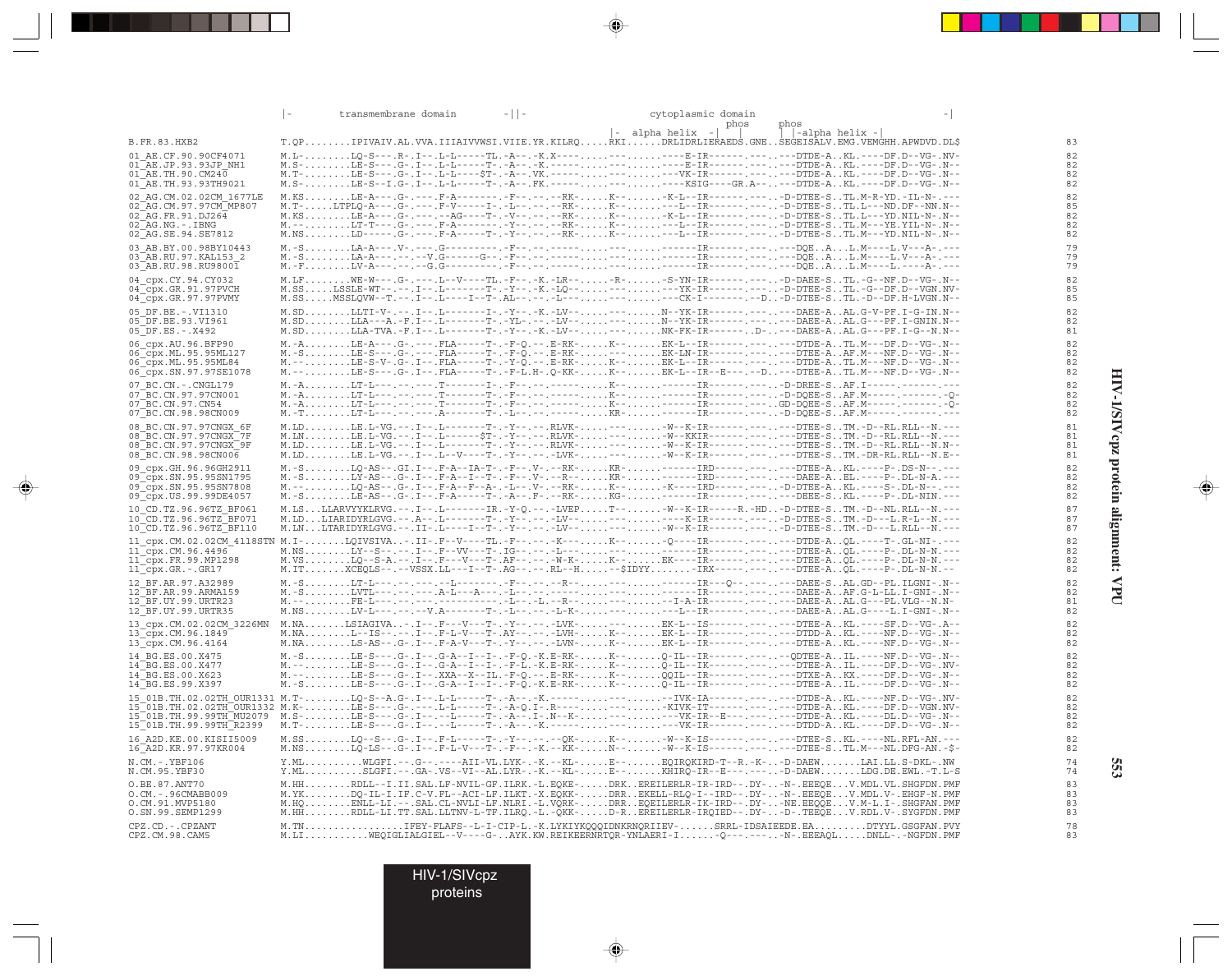```
                       |-      transmembrane domain       -||-                cytoplasmic domain                             -|
                                                                                          phos           phos
                                                                         |-  alpha helix  -|    |        | |-alpha helix -|
B.FR.83.HXB2               T.QP........IPIVAIV.AL.VVA.IIIAIVVWSI.VIIE.YR.KILRQ.....RKI......DRLIDRLIERAEDS.GNE..SEGEISALV.EMG.VEMGHH.APWDVD.DL$     83

01_AE.CF.90.90CF4071       M.L-........LQ-S---.R-.I--.L-L-----TL.-A--.-K.X----.....---......----E-IR------.---..---DTDE-A..KL.----DF.D--VG-.NV-     82
01_AE.JP.93.93JP_NH1       M.S-........LE-S---.G-.I--.L-L-----T-.-A--.-K.-----.....---......----E-IR------.---..---DTDE-A..KL.----DF.D--VG-.N--     82
01_AE.TH.90.CM240          M.T-........LE-S---.G-.I--.L-L----$T-.-A--.VK.-----.....---......---VK-IR------.---..---DTDE-A..KL.----DF.D--VG-.N--     82
01_AE.TH.93.93TH9021       M.S-........LE-S--I.G-.I--.L-L-----T-.-A--.FK.-----.....---......----KSIG----GR.A--..---DTDE-A..KL.----DF.D--VG-.N--     82

02_AG.CM.02.02CM_1677LE    M.KS........LE-A---.G-.----.F-A-------.-F--.--.--RK-.....K--.....-K-L--IR------.---..-D-DTEE-S..TL.M-R-YD.-IL-N-.---     82
02_AG.CM.97.97CM_MP807     M.T-.....LTPLQ-A---.G-.----.F-V-----I-.-L--.--.--RK-.....K--.....---L--IR------.---..-D-DTEE-S..TL.L---ND.DF--NN.N--     85
02_AG.FR.91.DJ264          M.KS........LE-A---.G-.----.--AG----T-.-V--.--.--RK-.....K--.....-K-L--IR------.---..-D-DTEE-S..TL.L---YD.NIL-N-.N--     82
02_AG.NG.-.IBNG            M.--........LT-T---.G-.----.F-A-------.-Y--.--.--RK-.....K--.....---L--IR------.---..-D-DTEE-S..TL.M---YE.YIL-N-.N--     82
02_AG.SE.94.SE7812         M.NS........LD-----.G-.----.F-A-----T-.-Y--.--.--RK-.....K--.....---L--IR------.---..-D-DTEE-S..TL.M---YD.NIL-N-.N--     82

03_AB.BY.00.98BY10443      M.-S........LA-A---.V-.----.G---------.-F--.--.-----.....---......-----IR------.---..---DQE..A...L.M----L.V---A-.---     79
03_AB.RU.97.KAL153_2       M.-S........LA-A---.--.--V.G------G--.-F--.--.-----.....---......-----IR------.---..---DQE..A...L.M----L.V---A-.---     79
03_AB.RU.98.RU98001        M.-F........LV-A---.--.--G.G---------.-F--.--.-----.....---......-----IR------.---..---DQE..A...L.M----L.----A-.---     79

04_cpx.CY.94.CY032         M.LF........WE-W---.G-.----.L--V----TL.-F--.-K.-LR--.....-R-......-S-YN-IR------.---..-D-DAEE-S..TL.-G--NF.D--VG-.N--     82
04_cpx.GR.91.97PVCH        M.SS.....LSSLE-WT--.--.I--.L-------T-.-Y--.-K.-LQ--.....---......---YK-IR------.---..-D-DTEE-S..TL.-G--DF.D--VGN.NV-     85
04_cpx.GR.97.97PVMY        M.SS.....MSSLQVW--T.--.I--.L----I--T-.AL--.--.-L---.....---......----CK-I------.--D..-D-DTEE-S..TL.-D--DF.H-LVGN.N--     85

05_DF.BE.-.VI1310          M.SD........LLTI-V-.--.I--.L-------I-.-Y--.-K.-LV--.....---.......N--YK-IR------.---..---DAEE-A..AL.G-V-PF.I-G-IN.N--     82
05_DF.BE.93.VI961          M.SD........LLA---A.-F.I--.L-------T-.-YL-.--.-LV--.....---.......N--YK-IR------.---..---DAEE-A..AL.G---PF.I-GNIN.N--     82
05_DF.ES.-.X492            M.SD........LLA-TVA.-F.I--.L-------T-.-Y--.-K.-LV--.....---.......NK-FK-IR-------..D-..---DAEE-A..AL.G---PF.I-G--N.N--     81

06_cpx.AU.96.BFP90         M.-A........LE-A---.G-.----.FLA-----T-.-F-Q.--.E-RK-.....K--.......EK-L--IR------.---..---DTDE-A..TL.M---DF.D--VG-.N--     82
06_cpx.ML.95.95ML127       M.-S........LE-S---.G-.----.FLA-----T-.-F-Q.--.E-RK-.....---.......EK-LN-IR------.---..---DTEE-A..AF.M---NF.D--VG-.N--     82
06_cpx.ML.95.95ML84        M.--........LE-S-V-.G-.I--.FLA-----T-.-Y-Q.--.E-RK-.....K--.......EK-L--IR------.---..---DTDE-A..TL.M---NF.D--VG-.N--     82
06_cpx.SN.97.97SE1078      M.--........LE-S---.G-.I--.FLA-----T-.-F-L.H-.Q-KK-.....K--.......EK-L--IR--E---.--D..---DTEE-A..TL.M---NF.D--VG-.N--     82

07_BC.CN.-.CNGL179         M.-A........LT-L---.--.----.T--------I-.-F--.--.-----.....K--.......-----IR------.---..-D-DREE-S..AF.I-----.-------.---     82
07_BC.CN.97.97CN001        M.-A........LT-L---.--.----.T-------T-.-F--.--.-----.....K--.......-----IR------.---..-D-DQEE-S..AF.M-----.-------.-Q-     82
07_BC.CN.97.CN54           M.-A........LT-L---.--.----.T-------T-.-F--.--.-----.....K--.......-----IR------.---..GD-DQEE-S..AF.M-----.-------.-Q-     82
07_BC.CN.98.98CN009        M.-T........LT-L---.--.----.A-------T-.-F--.--.-----.....KR-.......-----IR------.---..-D-DQEE-S..AF.M-----.-------.---     82

08_BC.CN.97.97CNGX_6F      M.LD........LE.L-VG.--.I--.L-------T-.-Y--.--.RLVK-.....---.......-W--K-IR------.---..---DTEE-S..TM.-D--RL.RLL--N.---     81
08_BC.CN.97.97CNGX_7F      M.LN........LE.L-VG.--.I--.L------$T-.-Y--.--.RLVK-.....---.......-W--KKIR------.---..---DTEE-S..TM.-D--RL.RLL--N.---     81
08_BC.CN.97.97CNGX_9F      M.LD........LE.L-VG.--.I--.L-------T-.-Y--.--.RLVK-.....---.......-W--K-IR------.---..---DTEE-S..TM.-D--RL.RLL--N.N--     81
08_BC.CN.98.98CN006        M.LD........LE.L-VG.--.I--.L--V----T-.-Y--.--.-LVK-.....---.......-W--K-IR------.---..---DTEE-S..TM.-DR-RL.RLL--N.E--     81

09_cpx.GH.96.96GH2911      M.-S........LQ-AS--.GI.I--.F-A--IA-T-.-F--.V-.--RK-.....KR-.......-----IRD-----.---..---DTEE-A..KL.----P-.DS-N--.---     82
09_cpx.SN.95.95SN1795      M.-S........LY-AS--.G-.I--.F-A--I--T-.-F--.V-.--R--.....KR-.......-----IRD-----.---..---DAEE-A..EL.----P-.DL-N-A.---     82
09_cpx.SN.95.95SN7808      M.--........LQ-AS--.G-.I--.F-A--F--A-.-L--.V-.--RK-.....K--.......-K----IRD-----.---..-D-DTEE-A..KL.----S-.DL-N--.---     82
09_cpx.US.99.99DE4057      M.-S........LE-AS--.G-.I--.F-A-----T-.-A--.F-.--RK-.....KG-.......-----IR------.---..---DEEE-S..KL.----P-.DL-NIN.---     82

10_CD.TZ.96.96TZ_BF061     M.LS...LLARVYYKLRVG.--.I--.L-------IR.-Y-Q.--.-LVEP.....T--.......-W--K-IR-----R.-HD..-D-DTEE-S..TM.-D--NL.RLL--N.---     87
10_CD.TZ.96.96TZ_BF071     M.LD...LIARIDYRLGVG.--.A--.L-------T-.-Y--.--.-LV--.....---.......----K-IR------.---..-D-DTEE-S..TM.-D---L.R-L--N.---     87
10_CD.TZ.96.96TZ_BF110     M.LN...LTARIDYRLGVG.--.II-.L-----I--T-.-Y--.--.-LV--.....---.......-W--K-IR------.---..-D-DTEE-S..TM.-D---L.RLL--N.---     87

11_cpx.CM.02.02CM_4118STN  M.I-.......LQIVSIVA..-.II-.F--V----TL.-F--.--.-K---.....K--.......-Q----IR------.---..---DTDE-A..QL.----T-.GL-NI-.---     82
11_cpx.CM.96.4496          M.NS........LY--S---.--.I--.F--VV---T-.IG--.--.-L---.....---......-----IR------.---..---DTEE-A..QL.----P-.DL-N-N.---     82
11_cpx.FR.99.MP1298        M.VS........LQ--S-A.--.I--.F---V---T-.AF--.--.-W-K-.....K--.......EK---IR------.---..---DTEE-A..QL.----P-.DL-N-N.---     82
11_cpx.GR.-.GR17           M.IT.......XCEQLS---.--VSSX.LL---I--T-.AG--.--.RL--H.......$IDYY......-IRX-----.---..---DTEE-A..QL.----P-.DL-N-N.--     82

12_BF.AR.97.A32989         M.-S........LT-L---.--.----.--L--------.-F--.--.--R--.....---.......-----IR---Q--.---..---DAEE-S..AL.GD--PL.ILGNI-.N--     82
12_BF.AR.99.ARMA159        M.-S........LVTL---.--.----.A-L---A---.-L--.--.-----.....---.......-----IR------.---..---DAEE-A..AF.G-L-LL.I-GNI-.N--     82
12_BF.UY.99.URTR23         M.--........FE-L---.--.----.----------.-L--.-L.--R--.....---.......--I-A-IR------.---..---DAEE-A..AL.G---PL.VLG--N.N-     81
12_BF.UY.99.URTR35         M.NS........LV-L---.--.--V.A-------T-.-L--.--.-L-K-.....---.......---L--IR------.---..---DAEE-A..AL.G----L.I-GNI-.N--     82

13_cpx.CM.02.02CM_3226MN   M.NA.......LSIAGIVA..-.I--.F---V---T-.-Y--.--.-LVK-.....---.......EK-L--IS------.---..---DTEE-A..KL.----SF.D--VG-.A--     82
13_cpx.CM.96.1849          M.NA........L--IS--.--.I--.F-L-V---T-.AY--.--.-LVH-.....K--.......EK-L--IR------.---..---DTDD-A..KL.----NF.D--VG-.N--     82
13_cpx.CM.96.4164          M.NA........LS-AS--.G-.I--.F-A-V---T-.-Y--.--.-LVN-.....K--.......EK-L--IS------.---..---DTEE-A..KL.----NF.D--VG-.N--     82

14_BG.ES.00.X475           M.-S........LE-S---.G-.I--.G-A--I--I-.-F-Q.-K.E-RK-.....K--.......Q-IL--IR------.---..--QDTEE-A..IL.----NF.D--VG-.N--     82
14_BG.ES.00.X477           M.--........LE-S---.G-.I--.G-A--I--I-.-F-L.-K.E-RK-.....K--.......Q-IL--IK------.---..---DTEE-A..IL.----DF.D--VG-.NV-     82
14_BG.ES.00.X623           M.--........LE-S---.G-.I--.XXA--X--IL.-F-Q.--.E-RK-.....K--.......QQIL--IR------.---..---DTXE-A..KX.----DF.D--VG-.N--     82
14_BG.ES.99.X397           M.-S........LE-S---.G-.I--.G-A--I--I-.-F-Q.-K.E-RK-.....K--.......Q-IL--IR------.---..---DTEE-A..IL.----DF.D--VG-.N--     82

15_01B.TH.02.02TH_OUR1331  M.T-........LQ-S-A.G-.I--.L-L-----T-.-A--.-K.-----.....---......--IVK-IA------.---..---DTDE-A..KL.----NF.D--VG-.NV-     82
15_01B.TH.02.02TH_OUR1332  M.K-........LE-S---.G-.I--.L-L-----T-.-A-Q.I-.R----.....---......-KIVK-IT------.---..---DTDE-A..KL.----DF.D--VGN.NV-     82
15_01B.TH.99.99TH_MU2079   M.S-........LE-S---.G-.I--.--L-----T-.-A--.I-.N--K-.....---......---VK-IR--E---.---..---DTDE-A..KL.----DL.D--VG-.N--     82
15_01B.TH.99.99TH_R2399    M.T-........LE-S---.G-.I--.--L-----T-.-A--.-K.-----.....---......---VK-IR------.---..---DTDD-A..KL.----DF.D--VG-.N--     82

16_A2D.KE.00.KISII5009     M.SS........LQ--S--.G-.I--.F-L-----T-.-Y--.--.--QK-.....K--.......-W--K-IS------.---..---DTEE-S..KL.----NL.RFL-AN.---     82
16_A2D.KR.97.97KR004       M.NS........LQ-LS--.G-.I--.F-L-V---T-.-F--.-K.--KK-.....N--.......-W--K-IS------.---..---DTEE-S..TL.M---NL.DFG-AN.-$-     82

N.CM.-.YBF106              Y.ML..........WLGFI.--.G--.----AII-VL.LYK-.-K.--KL-.....E--.......EQIRQKIRD-T--R.-K-..-D-DAEW.......LAI.LL.S-DKL-.NW     74
N.CM.95.YBF30              Y.ML..........SLGFI.--.GA-.VS--VI--AL.LYR-.-K.--KL-.....E--.......KHIRQ-IR--E---.---..-D-DAEW.......LDG.DE.EWL.-T.L-S     74

O.BE.87.ANT70              M.HH........RDLL--I.II.SAL.LF-NVIL-GF.ILRK.-L.EQKE-.....DRK..EREILERLR-IR-IRD--.DY-..-N-.EEEQE...V.MDL.VL.SHGFDN.PMF     83
O.CM.-.96CMABB009          M.YK........DQ-IL-I.IF.C-V.FL--ACI-LF.ILKT.-X.EQKK-.....DRR..EKELL-RLQ-I--IRD--.DY-..-N-.EEEQE...V.MDL.V-.EHGF-N.PMF     83
O.CM.91.MVP5180            M.HQ........ENLL-LI.--.SAL.CL-NVLI-LF.NLRI.-L.VQRK-.....DRR..EQEILERLR-IK-IRD--.DY-..-NE.EEQQE...V.M-L.I-.SHGFAN.PMF     83
O.SN.99.SEMP1299           M.HH........RDLL-LI.TT.SAL.LLTNV-L-TF.ILRQ.-L.-QKK-.....D-R..EREILERLR-IRQIED--.DY-..-D-.TEEQE...V.RDL.V-.SYGFDN.PMF     83

CPZ.CD.-.CPZANT            M.TN................IFEY-FLAFS--L-I-CIP-L.-K.LYKIYKQQQIDNKRNQRIIEV-......SRRL-IDSAIEEDE.EA.........DTYYL.GSGFAN.PVY     78
CPZ.CM.98.CAM5             M.LI...........WEQIGLIALGIEL--V----G-..AYK.KW.REIKEERNRTQR-YNLAERI-I.......-Q---.----..-N-.EEEAQL.....DNLL-.-NGFDN.PMF     83
```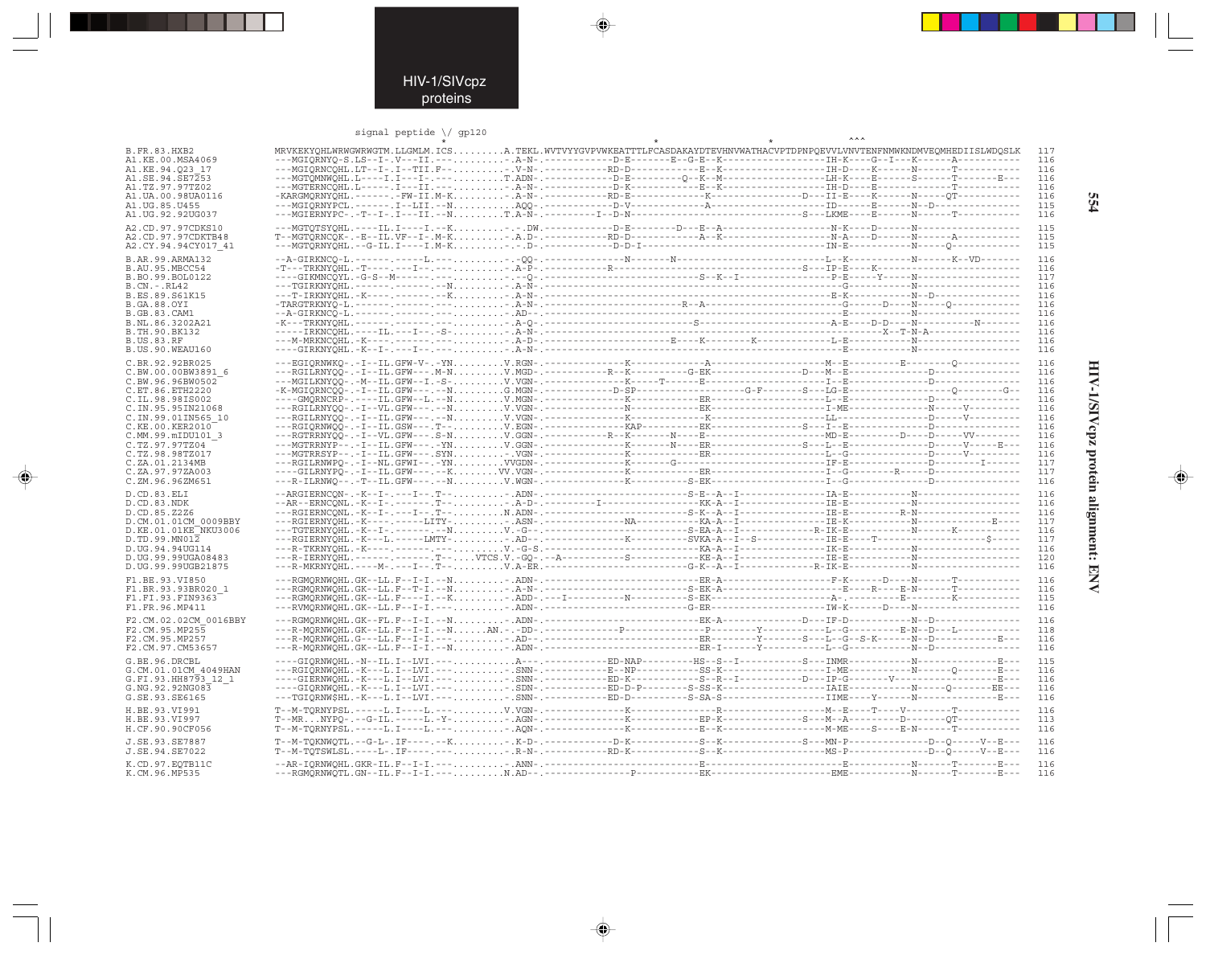```
                        signal peptide \/ gp120
                                     *                                                                  *                  *              ^^^
B.FR.83.HXB2            MRVKEKYQHLWRWGWRWGTM.LLGMLM.ICS.........A.TEKL.WVTVYYGVPVWKEATTTLFCASDAKAYDTEVHNVWATHACVPTDPNPQEVVLVNVTENFNMWKNDMVEQMHEDIISLWDQSLK  117
A1.KE.00.MSA4069        ---MGIQRNYQ-S.LS--I-.V---II.---.........-.A-N-.------------D-E--------E--G-E--K------------------IH-K----G--I---K------A-----------  116
A1.KE.94.Q23_17         ---MGIQRNCQHL.LT--I-.I--TII.F--.........-.V-N-.-----------RD-D------------E--K------------------IH-D----K------N------T-----------  116
A1.SE.94.SE7253         ---MGTQMNWQHL.L-----I.I----I-.-.........T.ADN-.-----------D-E-----------Q--K--M-----------------LH-K----E------S------T--------E---  116
A1.TZ.97.97TZ02         ---MGTERNCQHL.L-----.I---II.---.........-.A-N-.-----------D-K------------E--K------------------IH-D----E--------------T-----------  116
A1.UA.00.98UA0116       -KARGMQRNYQHL.------.-FW-II.M-K.........-.A-N-.-----------RD-E--------------K-------------D----II-E----K------N-----QT-----------  116
A1.UG.85.U455           ---MGIQRNYPCL.------.I--LII.--N..........AQQ-.------------D-V--------------A-------------------ID------E------N--D----------------  115
A1.UG.92.92UG037        ---MGIERNYPC-.-T--I-.I---II.--N.........T.A-N-.---------I--D-N-------------------------------S---LKME----E------N------T-----------  116

A2.CD.97.97CDKS10       ---MGTQTSYQHL.----IL.I----I.--K.........-.-.DW.-----------D-E--------D---E--A------------------N-K----D------N-------------------  115
A2.CD.97.97CDKTB48      T--MGTQRNCQK-.-E--IL.VF--I-.M-K.........-.A.D-.-----------RD-D-------------A--K----------------N-A----D------N------A------------  115
A2.CY.94.94CY017_41     ---MGTQRNYQHL.--G-IL.I----I.M-K.........-.-.D-.-----------D-D-I----------------------------------IN-E----------N------Q------------  115

B.AR.99.ARMA132         --A-GIRKNCQ-L.------.-----L.---.........-.-QQ-.-------------N-------N---------------------------L--K------------N------K--VD-------  116
B.AU.95.MBCC54          -T---TRKNYQHL.-T----.---I---.---.........-.A-P-.----------R-----------------------------S---IP-E----K--------------------------  116
B.BO.99.BOL0122         ----GIKMNCQYL.-G-S--M-------.---.........-.--Q-.-----------------------S--K--I----------------P-E-----Y-----N-------------------  117
B.CN.-.RL42             ---TGIRKNYQHL.------.-------.--N.........-.A-N-.----------------------------------------------G-----------N-------------------  116
B.ES.89.S61K15          ---T-IRKNYQHL.-K----.-------.--K.........-.A-N-.----------------------------------------------E-K-----------N--D----------------  116
B.GA.88.OYI             -TARGTRKNYQ-L.------.-------.---.........-.A-N-.-------------------------R--A-------------------G------D----N-----Q--------------  116
B.GB.83.CAM1            --A-GIRKNCQ-L.------.-------.---.........-.AD--.------------------------------------------------E-----------N-------------------  116
B.NL.86.3202A21         -K---TRKNYQHL.------.-------.---.........-.A-Q-.-------------------------S---------------------A-E----D-D----N----------N-------  116
B.TH.90.BK132           -----IRKNCQHL.----IL.---I--.-S-.........-.A-N-.---------------------------------------------------X--T-N-A------------------  116
B.US.83.RF              ---M-MRKNCQHL.-K----.-------.---.........-.A-D-.---------------------E----K--------K-------------L-E-----------N-------------------  116
B.US.90.WEAU160         ----GIRKNYQHL.-K--I-.----I--.---.........-.A-N-.----------------------------------------------E-----------N-------------------  116

C.BR.92.92BR025         ---EGIQRNWKQ-.-I--IL.GFW-V-.-YN.........V.RGN-.-------------K---------------A--------------------M--E---------E--------Q----------  116
C.BW.00.00BW3891_6      ---RGILRNYQQ-.-I--IL.GFW---.M-N.........V.MGD-.-----------R--K-----------G-EK------------D----M--E-----------------D----------------  116
C.BW.96.96BW0502        ---MGILKNYQQ-.-M--IL.GFW--I.-S-.........V.VGN-.-------------K------T-----E--------------------I--E---------------D----------------  116
C.ET.86.ETH2220         -K-MGIQRNCQQ-.-I--IL.GFW---.--N.........G.MGN-.-----------D-SP--------------------G-F-------S---LG-E----------------------Q--------G--  116
C.IL.98.98IS002         ----GMQRNCRP-.----IL.GFW--L.--N.........V.MGN-.-------------K------------ER--------------------L--E-----------------D----------------  116
C.IN.95.95IN21068       ---RGILRNYQQ-.-I--VL.GFW---.--N.........V.MGN-.-------------N------------EK--------------------I-ME--------------N------V---------  116
C.IN.99.01IN565_10      ---RGILRNYQQ-.-I--IL.GFW---.--N.........V.VGN-.-------------K------------K---------------------LL-----------------D-------V--------  116
C.KE.00.KER2010         ---RGIQRNWQQ-.-I--IL.GSW---.T--.........V.EGN-.-------------KAP-----------EK----------------S---I--E-----------------D----------------  116
C.MM.99.mIDU101_3       ---RGTRRNYQQ-.-I--VL.GFW---.S-N.........V.GGN-.-----------R--K-------N---E-------------------MD-E----------D---D------VV---------  116
C.TZ.97.97TZ04          ---MGTRRNYP--.-I--IL.GFW---.-YN.........V.GGN-.-------------K--------N---ER---------------S---L--E-----------------D-------V-----E--  116
C.TZ.98.98TZ017         ---MGTRRSYP--.-I--IL.GFW---.SYN.........-.VGN-.-------------K-------------ER-------------------L--G-----------------D-------V--------  116
C.ZA.01.2134MB          ---RGILRNWPQ-.-I--NL.GFWI--.-YN.........VVGDN-.-------------K---------G---------------------------IF-E-----------------D---------I------  117
C.ZA.97.97ZA003         ----GILRNYPQ-.-I--IL.GFW---.--K.........VV.VGN-.-----------K-------------ER-------------------I--G----------R------D----------------  117
C.ZM.96.96ZM651         ---R-ILRNWQ--.-T--IL.GFW---.--N.........V.WGN-.-------------K-------------S-EK-------------------I--G----------------D----------------  116

D.CD.83.ELI             --ARGIERNCQN-.-K--I-.---I--.T--.........-.ADN-.------------------------S-E--A--I-----------------IA-E----------N-------------------  116
D.CD.83.NDK             --AR--ERNCQNL.-K--I-.-------.T--.........-.A-D-.---------I------------------KK-A--I----------------IE-E----------N-------------------  116
D.CD.85.Z2Z6            ---RGIERNCQNL.-K--I-.---I--.T--.........N.ADN-.------------------------S-K--A--I-----------------IE-E----------R-N-------------------  116
D.CM.01.01CM_0009BBY    ---RGIERNYQHL.-K----.-----LITY-.........-.ASN-.-------------NA-----------KA-A--I-----------------IE-K----------N------------E---  117
D.KE.01.01KE_NKU3006    ---TGTERNYQHL.-K--I-.-------.--N.........V.-G--.-----------------------S-EA-A--I-----------R-IK-E------------N------K----------  116
D.TD.99.MN012           ---RGIERNYQHL.-K---L.-----LMTY-.........-.AD--.-------------K-------------SVKA-A--I--S-------------IE-E-----T-------------------S------  117
D.UG.94.94UG114         ---R-TKRNYQHL.-K----.-------.---.........V.-G-S.------------------------KA-A--I-----------------IK-E----------N-------------------  116
D.UG.99.99UGA08483      ---R-IERNYQHL.------.-------.T--....VTCS.V.-GQ-.--A-----------S------------KE-A--I-----------------IE-E----------N-------------------  120
D.UG.99.99UGB21875      ---R-MKRNYQHL.----M-.---I--.T--.........V.A-ER.------------------------G-K--A--I----------R-IK-E----------N-------------------  116

F1.BE.93.VI850          ---RGMQRNWQHL.GK--LL.F--I-I.--N.........-.ADN-.------------------------ER-A--------------------F-K------D----N------T-----------  116
F1.BR.93.93BR020_1      ---RGMQRNWQHL.GK--LL.F--T-I.--N.........-.A-N-.------------------------S-EK-A------------------------E---R----E-N------T-----------  116
F1.FI.93.FIN9363        ---RGMQRNWQHL.GK--LL.F----I.--K.........-.ADD-.---I-----------N-----------S-EK--------------------A-.---------E--------K-----------  115
F1.FR.96.MP411          ---RVMQRNWQHL.GK--LL.F--I-I.---.........-.ADN-.------------------------G-ER--------------------IW-K------D----N-------------------  116

F2.CM.02.02CM_0016BBY   ---RGMQRNWQHL.GK--FL.F--I-I.--N.........-.ADN-.------------------------EK-A-----------------D---IF-D----------N--D----------------  116
F2.CM.95.MP255          ---R-MQRNWQHL.GK--LL.F--I-I.--N.......AN.--DD-.----------------P---------------P-------Y-----------L--G---------E-N--D---L----------  118
F2.CM.95.MP257          ---R-MQRNWQHL.G---LL.F--I-I.---.........-.AD--.------------------------ER---------Y----------S---L--G--S-K------N--D----------E---  116
F2.CM.97.CM53657        ---R-MQRNWQHL.GK--LL.F--I-I.--N.........-.ADN-.------------------------ER-I-------Y-----------L--G----------N--D----------------  116

G.BE.96.DRCBL           ----GIQRNWQHL.-N--IL.I--LVI.---.........A---.------------ED-NAP---------HS--S--I-----------S---INMR-----------N------------E---  115
G.CM.01.01CM_4049HAN    ---RGIQRNWQHL.-K---L.I--LVI.---.........-.SNN-.-----------E--NP------------SS-K-------------------I-ME-----------N------Q--------E---  116
G.FI.93.HH8793_12_1     ----GIERNWQHL.-K---L.I--LVI.---.........-.SNN-.-----------ED-K-------------S--R--I-----------D---IP-G-------V-----------------E---  116
G.NG.92.92NG083         ----GIQRNWQHL.-K---L.I--LVI.---.........-.SDN-.-----------ED-D-P----------S-SS-K------------------IAIE-----------N------Q--------EE---  116
G.SE.93.SE6165          ---TGIQRNWSHL.-K---L.I--LVI.---.........-.SNN-.-----------ED-D------------S-SA-S------------------IIME----Y------N------------E---  116

H.BE.93.VI991           T--M-TQRNYPSL.-----L.I----L.---.........V.VGN-.-------------K----------------R-------------------M--E----T----V---------T-----------  116
H.BE.93.VI997           T--MR...NYPQ-.--G-IL.-----L.-Y-.........-.AGN-.-------------K--------------EP-K--------------S---M--A-----------D-------QT----------  113
H.CF.90.90CF056         T--M-TQRNYPSL.-----L.I----L.---.........-.AQN-.-------------K--------------E--K-------------------M-ME----S----E-N-----T-----------  116

J.SE.93.SE7887          T--M-TQKNWQTL.--G-L-.IF----.--K.........-.K-D-.-----------D-K-------------S--K---------------S---MN-P------------D--Q-----V--E---  116
J.SE.94.SE7022          T--M-TQTSWLSL.----L-.IF----.---.........-.R-N-.-----------RD-K-------------S--K------------------MS-P------------D--Q-----V--E---  116

K.CD.97.EQTB11C         --AR-IQRNWQHL.GKR-IL.F--I-I.---.........-.ANN-.------------------------E--------------------------E-----------N------T--------E---  116
K.CM.96.MP535           ---RGMQRNWQTL.GN--IL.F--I-I.---.........N.AD--.-------------P-----------EK-----------------------EME-----------N------T--------E---  116
```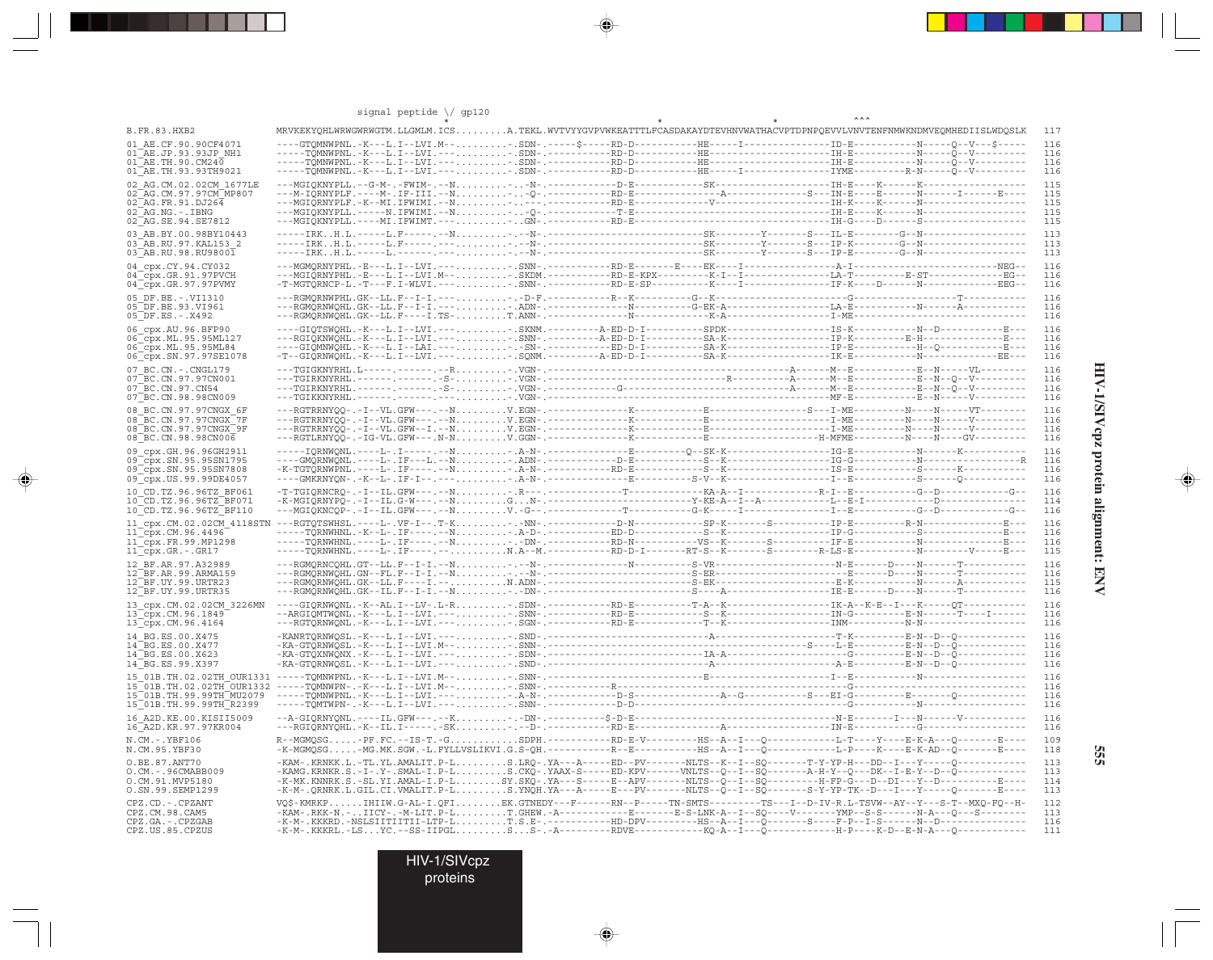```
                          signal peptide \/ gp120
                                   *                                        *                  *               ^^^
B.FR.83.HXB2              MRVKEKYQHLWRWGWRWGTM.LLGMLM.ICS.........A.TEKL.WVTVYYGVPVWKEATTTLFCASDAKAYDTEVHNVWATHACVPTDPNPQEVVLVNVTENFNMWKNDMVEQMHEDIISLWDQSLK  117

01_AE.CF.90.90CF4071      ----GTQMNWPNL.-K---L.I--LVI.M-.........-.SDN-.-----$-----RD-D-----------HE-----I----------------ID-E----------N-----Q--V---$-----  116
01_AE.JP.93.93JP_NH1      -----TQMNWPNL.-K---L.I--LVI.---.........-.SDN-.----------RD-D-----------HE-----------------------IH-E----------N-----Q--V---------  116
01_AE.TH.90.CM240         -----TQMNWPNL.-K---L.I--LVI.---.........-.SDN-.----------RD-D-----------HE-----------------------IH-E----------N-----Q--V---------  116
01_AE.TH.93.93TH9021      -----TQMNWPNL.-K---L.I--LVI.---.........-.SDN-.----------RD-D-----------HE-----I----------------IYME---------R-N-----Q--V---------  116

02_AG.CM.02.02CM_1677LE   ---MGIQKNYPLL.--G-M-.-FWIM-.--N.........-.-N-.-----------D-E-----------SK----------------------IH-E----K------K------------------  115
02_AG.CM.97.97CM_MP807    ---M-IQRNYPLF.-----M-.IF-III.--N........-.-Q-.-----------RD-E-----------------A----------S----IN-E----E------N------I------E----  115
02_AG.FR.91.DJ264         ---MGIQRNYPLF.-K--MI.IFWIMI.--N.........-.-.-.------------------------V------------------------IH-K----K------N------------------  115
02_AG.NG.-.IBNG           ---MGIQKNYPLL.-----N.IFWIMI.--N.........-.-Q-.-----------T-E-------------------------------------IH-E----K------N------------------  115
02_AG.SE.94.SE7812        ---MGIQKNYPLL.-----MI.IFWIMT.---........-.GN-.-----------RD-E-------------------------------------IH-G----D------S------------------  115

03_AB.BY.00.98BY10443     -----IRK..H.L.-----L.F-----.--N.........-.--N-.---------------------------SK--------Y--------S---IL-E--------G--N-----------------  113
03_AB.RU.97.KAL153_2      -----IRK..H.L.-----L.F-----.---.........-.--N-.---------------------------SK--------Y--------S---IP-K--------G--N-----------------  113
03_AB.RU.98.RU98001       -----IRK..H.L.-----L.-----.---..........-.--N-.---------------------------SK--------Y--------S---IP-E--------G--N-----------------  113

04_cpx.CY.94.CY032        ---MGMQRNYPHL.-E---L.I--LVI.---.........-.SNN-.-----------RD-E-------E----EK----I----------------A-I-----------------------NEG--  116
04_cpx.GR.91.97PVCH       ---MGIQRNYPHL.-E---L.I--LVI.M-.........-.SKDM.-----------RD-E-KPX---------K-I--I-----------------LA-T---------E-ST-----------EG--  116
04_cpx.GR.97.97PVMY       -T-MGTQRNCP-L.-T---F.I-WLVI.---.........-.SNN-.-----------RD-E-SP---------K----I-----------------IF-K----D------N-------------EEG--  116

05_DF.BE.-.VI1310         ---RGMQRNWPHL.GK--LL.F--I-I.---.........-.-D-F.-----------R--K------------G--K-----------------------G-------------------T-----------  116
05_DF.BE.93.VI961         ---RGMQRNWQHL.GK--LL.F--I-I.---.........-.ADN-.--------------N-----------G-EK-A------------------LA-E----------N------A-----------  116
05_DF.ES.-.X492           ---RGMQRNWQHL.GK--LL.F----I.TS-.........T.ANN-.--------------N-----------K-A----------------------I-ME-----------------------------  116

06_cpx.AU.96.BFP90        ----GIQTSWQHL.-K---L.I--LVI.---.........-.SKNM.---------A-ED-D-I-----------SPDK------------------IS-K----------N---D-----------E---  116
06_cpx.ML.95.95ML127      --RGIQKNWQHL.-K---L.I--LVI.---.........-.SNN-.---------A-ED-D-I-----------SA-K------------------IP-E----------E-H-----------E---  116
06_cpx.ML.95.95ML84       ----GIQMNWQHL.-K---L.I--LAI.---.........-.-SN-.-----------ED-D-I-----------SA-K------------------IP-E----------H--Q-----------E---  116
06_cpx.SN.97.97SE1078     -T--GIQRNWQHL.-K---L.I--LVI.---.........-.SQNM.---------A-ED-D-I-----------SA-K------------------IK-E----------N-------------EE--  116

07_BC.CN.-.CNGL179        ---TGIGKNYRHL.L-----.-------.--R.........-.VGN-.------------------------------------A-------M--E-----------E--N-----VL--------  116
07_BC.CN.97.97CN001       ---TGIRKNYRHL.------.-------.-S-.........-.VGN-.-----------------------------R--------A-------M--E-----------E--N--Q--V--------  116
07_BC.CN.97.CN54          ---TGIRKNYRHL.------.-------.-S-.........-.VGN-.--------------G--------------------------A-------M--E-----------E--N--Q--V--------  116
07_BC.CN.98.98CN009       ---TGIKKNYRHL.------.-------.---.........-.VGN-.--------------------------------------------------MF-E-----------E--N-----V--------  116

08_BC.CN.97.97CNGX_6F     ---RGTRRNYQQ-.-I--VL.GFW---.--N.........V.EGN-.--------------K------------E----------------S---I-ME---------N----N-----VT--------  116
08_BC.CN.97.97CNGX_7F     ---RGTRRNYQQ-.-I--VL.GFW---.--N.........V.EGN-.--------------K------------E-----------------------I-ME---------N----N-----V---------  116
08_BC.CN.97.97CNGX_9F     ---RGTRRNYQQ-.-I--VL.GFW--I.--N.........V.EGN-.--------------K------------E-----------------------I-ME---------N----N-----V---------  116
08_BC.CN.98.98CN006       ---RGTLRNYQQ-.-IG-VL.GFW---.N-N.........V.GGN-.--------------K------------E----------------------H-MFME---------N----N-----GV--------  116

09_cpx.GH.96.96GH2911     -----IQRNWQNL.----L-.I-----.--N.........-.A-N-.-------------E--------Q---SK-K-----------------IG-E----------N------K-----------  116
09_cpx.SN.95.95SN1795     ----GMQRNWQNL.----L-.IF---L.--N.........-.ADN-.-----------D-E-----------S--K----------------------IG-G----------N-------------------R  116
09_cpx.SN.95.95SN7808     -K-TGTQRNWPNL.----L-.IF----.--N.........-.A-N-.-----------RD-E-----------S--K----------------------IS-E----------S------K-----------  116
09_cpx.US.99.99DE4057     ----GMKRNYQN-.-K--L-.IF-I--.---.........-.A-N-.--------------E-----------S-V--K---------------------I--E----------S------Q-----------  116

10_CD.TZ.96.96TZ_BF061    -T-TGIQRNCRQ-.-I--IL.GFW---.--N.........-.R---.-----------------T--------------KA-A--I----------R-I--E------------G--D-----------G--  116
10_CD.TZ.96.96TZ_BF071    -K-MGIQRNYPQ-.-I--IL.G-W---.--N.........G...N-.-----------------------------Y-KE-A--I--A-----------L--E-I-------------D-------------  114
10_CD.TZ.96.96TZ_BF110    ---MGIQKNCQP-.-I--IL.GFW---.--N.........V.-G--.-----------------T--------------G-K-----I----------------I--E------------G--D-----------G--  116

11_cpx.CM.02.02CM_4118STN ---RGTQTSWHSL.----L-.VF-I--.T-K.........-.-NN-.-----------D-N-----------SP-K-------S----------IP-E----------R-N----------------E---  116
11_cpx.CM.96.4496         -----TQRNWHNL.-K--L-.IF----.--N.........-.A-D-.-----------ED-D-----------S--K-----------------------IP-G----------S----------------E---  116
11_cpx.FR.99.MP1298       -----TQRNWHNL.----L-.IF----.--N.........-.-DN-.-----------RD-N-----------VS--K-------S----------IF-E----------N----------------E---  116
11_cpx.GR.-.GR17          -----TQRNWHNL.----L-.IF----.---.........N.A--M.-----------RD-D-I---------RT-S--K-------S--------R-LS-E----------N---------V-----E---  115

12_BF.AR.97.A32989        ---RGMQRNCQHL.GT--LL.F--I-I.--N.........-.--N-.--------------N-----------S-VR----------------------N-E------D----N------T-----------  116
12_BF.AR.99.ARMA159       ---RGMQRNWQHL.GN--FL.F--I-I.--N.........-.--N-.---------------------------S-ER----------------------E------D----N------T-----------  116
12_BF.UY.99.URTR23        ---RGMQRNWQHL.GK--LL.F----I.--..........N.ADN-.---------------------------S-EK----------------------E-K----------N------A-----------  115
12_BF.UY.99.URTR35        ---RGMQRNWQHL.GK--IL.F--I-I.--N.........-.-DN-.---------------------------S----A-------------------IE-E------D----N------T-----------  116

13_cpx.CM.02.02CM_3226MN  ----GIQRNWQNL.-K--AL.I--LV-.L-R.........-.SDN-.-----------RD-E-----------T-A--K-----------------IK-A--K-E--I---K-----QT-----------  116
13_cpx.CM.96.1849         --ARGIQMTWQNL.-K---L.I--LVI.---.........-.SNN-.-----------RD-E-----------S--K-------------------IN-G----------E-N------T----I------  116
13_cpx.CM.96.4164         ---RGTQRNWQNL.-K---L.I--LVI.---.........-.SGN-.-----------RD-E-----------T--K-------------------INM-----------N-N------------------  116

14_BG.ES.00.X475          -KANRTQRNWQSL.-K---L.I--LVI.---.........-.SND-.--------------------------A--------------------T-K----------E-N--D--Q-----------  116
14_BG.ES.00.X477          -KA-GTQRNWQSL.-K---L.I--LVI.M-.........-.SNN-.-------------------------------------------S----L-E----------E-N--D--Q-----------  116
14_BG.ES.00.X623          -KA-GTQXNWQNX.-K---L.I--LVI.---.........-.SDN-.-------------------------IA-A----------------------G----------E-N--D--Q-----------  116
14_BG.ES.99.X397          -KA-GTQRNWQSL.-K---L.I--LVI.---.........-.SND-.-------------------------A--------------------------A-E----------E-N--D--Q-----------  116

15_01B.TH.02.02TH_OUR1331 -----TQMNWPNL.-K---L.I--LVI.M-.........-.SNN-.-------------------------E-----------------------I--E----------N------------------  116
15_01B.TH.02.02TH_OUR1332 -----TQMNWPN-.-K---L.I--LVI.M-.........-.SNN-.-----------R--------------------------------------G------------------------------  116
15_01B.TH.99.99TH_MU2079  -----TQMNWPNL.-K---L.I--LVI.---.........-.A-N-.-----------D-S-----------------A--G-----------S---EI-G----------E--------Q-----------  116
15_01B.TH.99.99TH_R2399   -----TQMTWPN-.-K---L.I--LVI.---.........-.SNN-.-----------D-D------------------------------------G------------N------------------  116

16_A2D.KE.00.KISII5009    --A-GIQRNYQNL.----IL.GFW---.--K.........-.-DN-.----------$-D-E-----------------------------------N-E------I---N------V-----------  116
16_A2D.KR.97.97KR004      ---RGIQRNYQHL.-K---I.---.-SK.........-.--D-.-----------RD-E-----------------A--------------------IN-E------------G------------------  116

N.CM.-.YBF106             R--MGMQSG.....-PF.FC.--IS-T.-G...........SDPH.-----------RD-E-V---------HS--A--I---Q-----------L-T----Y----E-K-A---Q-------E----  109
N.CM.95.YBF30             -K-MGMQSG.....-MG.MK.SGW.-L.FYLLVSLIKVI.G.S-QH.-----------R--E------------HS--A--I---Q-----------L-P----K----E-K-AD--Q-------E----  118

O.BE.87.ANT70             -KAM-.KRNKK.L.-TL.YL.AMALIT.P-L.........S.LRQ-.YA---A-----ED--PV-------NLTS--K--I--SQ-------T-Y-YP-H---DD--I---Y-----Q-----------  113
O.CM.-.96CMABB009         -KAMG.KRNKR.S.-I-.Y-.SMAL-I.P-L.........S.CKQ-.YAAX-S-----ED-KPV------VNLTS--Q--I--SQ-------A-H-Y--Q---DK--I-E-Y--D--Q-----------  113
O.CM.91.MVP5180           -K-MK.KNNRK.S.-SL.YI.AMAL-I.P-L........SY.SKQ-.YA---S-----E--APV-------NLTS--Q--I--SQ-------H-FP-G---D--DI---Y--D-----------E----  114
O.SN.99.SEMP1299          -K-M-.QRNRK.L.GIL.CI.VMALIT.P-L.........S.YNQH.YA---A-----E---PV-------NLTS--Q--I--SQ-------S-Y-YP-TK--D---I---Y-----Q-----------E----  113

CPZ.CD.-.CPZANT           VQ$-KMRKP......IHIIW.G-AL-I.QFI........EK.GTNEDY---F------RN--P-----TN-SMTS--------TS---I--D-IV-R.L-TSVW--AY--Y---S-T--MXQ-FQ--H-  112
CPZ.CM.98.CAM5            -KAM-.RKK-N.-..IICY-.-M-LIT.P-L.........T.GHEW.-A-----------E--------E-S-LNK-A--I--SQ----V---------YMP--S-S------N-A---Q---S--------  113
CPZ.GA.-.CPZGAB           -K-M-.KKKRD.-NSLSIITIITII-LTP-L.........T.S.E-.-----------HD-DPV---------HS--A--I---Q---------S-----F-P--I-S------N--D-------------  116
CPZ.US.85.CPZUS           -K-M-.KKKRL.-LS...YC.--SS-IIPGL.........S...S-.-A-----------RDVE----------------KQ-A--I---Q-------------H-P----K-D--E-N-A---Q-------------  111
```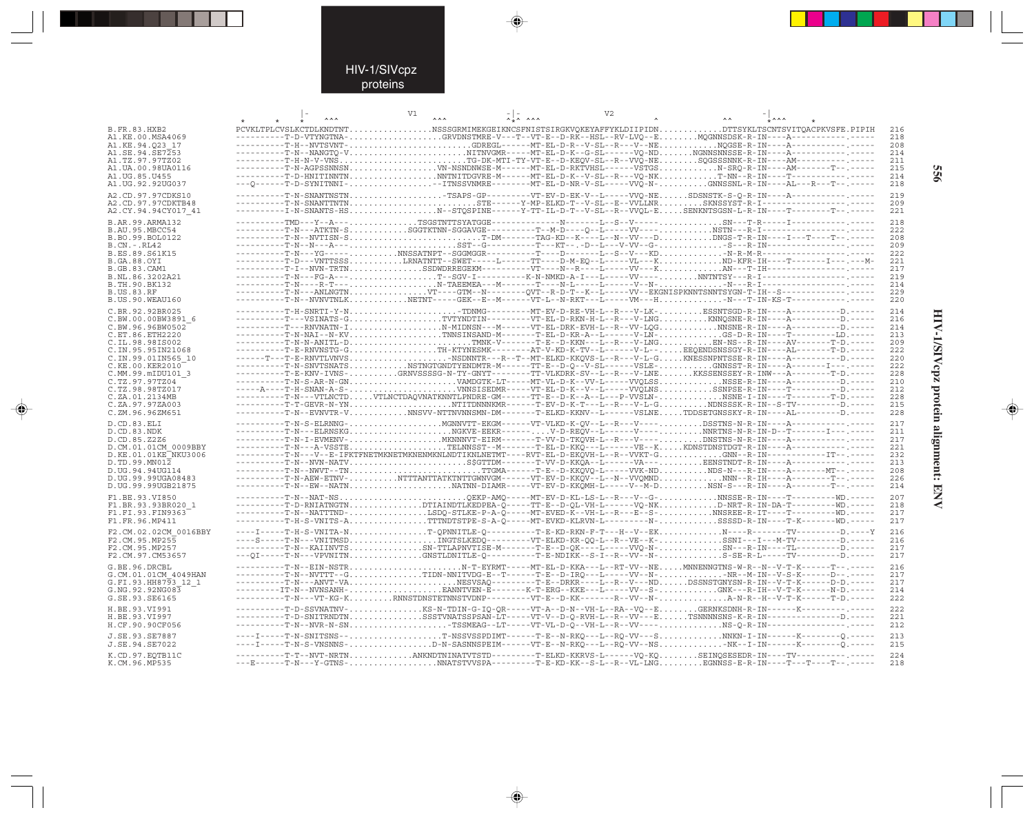```
                          |-       ^^^           V1      ^^^        -|-                      V2                       -|
                 *    *   *                                         ^*^ ^^^                          ^           ^^    *^^^     *
B.FR.83.HXB2           PCVKLTPLCVSLKCTDLKNDTNT.................NSSSGRMIMEKGEIKNCSFNISTSIRGKVQKEYAFFYKLDIIPIDN.............DTTSYKLTSCNTSVITQACPKVSFE.PIPIH  216
A1.KE.00.MSA4069       ----------T-D-VTYNGTNA-..................GRVDNSTMRE-V---T--VT-E--D-RK--HSL--RV-LVQ--E........MQGNNSDSK-R-IN----A-----------.-----  218
A1.KE.94.Q23_17        ----------T-H--NVTSVNT-.............................GDREGL------MT-EL-D-R--V-SL--R---V--NE........NQGSE-R-IN----A-----------.-----  208
A1.SE.94.SE7253        ----------T-N--NANGTQ-V.......................NITNVGMR-----MT-EL-D-K--G-SL-----VQ-ND........NGNNSNNSSE-R-IN----A-----------.-----  214
A1.TZ.97.97TZ02        ----------T-H-N-V-VNS.......................TG-DK-MTI-TY-VT-E--D-KEQV-SL--R--VVQ-NE........SQGSSSNNK-R-IN----AM----------.-----  211
A1.UA.00.98UA0116      ----------T-N-AGPSSNNSN.................VN-NSNDNWSE-M------MT-EL-D-RKTVHSL------VSTGS............N-SRQ-R-IN----AM--------T--.-----  215
A1.UG.85.U455          ----------T-D-HNITINNTN.................NNTNITDGVRE-M------MT-EL-D-K--V-SL--R---VQ-NK...........T-NN--R-IN----T------------.-----  214
A1.UG.92.92UG037       ---Q------T-D-SYNITNNI-.................--ITNSSVNMRE--------MT-EL-D-NR-V-SL-----VVQ-N-.........GNNSSNL-R-IN----AL---R---T--.-----  218

A2.CD.97.97CDKS10      ----------T-N-SNANTNSTN..................-TSAPS-GP---------VT-EV-D-EK-V--L-----VVQ-NE......SDSNSTK-S-Q-R-IN----A-----------.-----  219
A2.CD.97.97CDKTB48     ----------T-N-SNANTTNTN.........................STE------Y-MP-ELKD-T--V-SL--E--VVLLNR.........SKNSSYST-R-I------------------.-----  209
A2.CY.94.94CY017_41    ----------I-N-SNANTS-HS.................N--STQSPINE------Y-TT-IL-D-T--V-SL--R--VVQL-E.....SENKNTSGSN-L-R-IN----T--------T--.-----  221

B.AR.99.ARMA132        ----------TMD---Y--A---...........TSGSTNTTSYATGGE---------------N------L--S--V-----............SN---T-R-----I-----------.-----  218
B.AU.95.MBCC54         ----------T-N---ATKTN-S.........SGGTKTNN-SGGAVGE-----------T--M-D----Q--L-----VV---.........NSTN---R-I-------------------.-----  222
B.BO.99.BOL0122        ----------T-N--NVTISN-S..........................T-DM-------TAG-KD--K----L--N--VV---D...........DNGS-T-R-IN----I---T----T--.-----  208
B.CN.-.RL42            ----------T-N--N---A---.........................SST--G-----------T---KT--.-D--L---V-VV--G-..............-S---R-IN------------------.-----  209
B.ES.89.S61K15         ----------T-N---YG-----.........NNSSATNPT--SGGMGGR---------T---D-------L--S--V---KD..............-N-R-M-R-----------------.-----  222
B.GA.88.OYI            ----------T-D---VNTTSSS.........LRNATNTT--SWET-----L-------TT-----D-M-EQ--L-----VL---K............ND-KFR-IH----T-------I---.---M-  221
B.GB.83.CAM1           ----------T-I--NVN-TRTN.........SSDWDRREGEKM---------VT----N--R----L-----VV---K...........AN---T-IH------------------.-----  217
B.NL.86.3202A21        ----------T-N---FG-A---..................T--SGV-I----------K-N-NMKD-A-I---L-----VV----...........NNTNTSY---R-I------------------.-----  219
B.TH.90.BK132          ----------T-N----R-T---.................N-TAEEMEA---M---------T----N-L-----L-----V--N-................-N---R-I------------------.-----  214
B.US.83.RF             ----------T-N---ANLNGTN..............VT----GTM--N---------QVT--R-D-T--K--L-----VV--EKGNISPKNNTSNNTSYGN-T-IH--S-------------.-----  229
B.US.90.WEAU160        ----------T-N--NVNVTNLK...........NETNT-----GEK--E--M------VT-L--N-RKT---L-----VM---H..............-N---T-IN-KS-T-----------.-----  220

C.BR.92.92BR025        ----------T-H-SNRTI-Y-N..................-TDNMG---------MT-EV-D-RE-VH-L--R---V-LK-.........ESSNTSGD-R-IN----A----------D.-----  214
C.BW.00.00BW3891_6     ----------T---VSINATS-G.................TVTYNDTIN--------VT-EL-D-RKN-H-L--R---V-LNG.........KNNQSNE-R-IN----A----------D.-----  216
C.BW.96.96BW0502       ----------T---RNVNATN-I.................N-MIDNSN---M------VT-EL-DRK-EVH-L--R--VV-LQG...........NNSNE-R-IN----A----------D.-----  214
C.ET.86.ETH2220        ----------T-N-NAI--N-KV.................TNNSINSAND-M-------T-EL-D-KR-A--L-----V-LN-...........GS-D-R-IN----T---------LD.-----  213
C.IL.98.98IS002        ----------T-N-N-ANITL-D.......................TMNK-V-------T-E--D-KKN---L--R---V-LNG.........EN-NS--R-IN----AV-------T-D.-----  209
C.IN.95.95IN21068      ----------T-E-RNVNSTG-G.................TH-KTYNESMK-------AT-V-KD-K-TV--L------V-L-.....EEQENDSNSSGY-R-IN----AL-------T-D.-----  222
C.IN.99.01IN565_10     ------T---T-E-RNVTLVNVS.....................-NSDNNTR---R--T--MT-ELKD-KKQVS-L--R---V-L-G.....KNESSNPNTSSE-R-IN----A----------D.-----  220
C.KE.00.KER2010        ----------T-N-SNVTSNATS.........NSTNGTGNDTYENDMTR-M-------TT-E--D-Q--V-SL-----VSLE-.........GNNSST-R-IN----A-------I---.-----  222
C.MM.99.mIDU101_3      ----------T-E-KNV-IVNS-.........GRNVSSSSG-N-TY-GNYT-------TT-VLKDRK-SV--L--R---V-LNE.......KKSSENSSEY-R-INW---A-------T-D.-----  228
C.TZ.97.97TZ04         ----------T-N-S-AR-N-GN.....................VAMDGTK-LT-----MT-VL-D-K--VV-L-----VVQLSS............NSSE-R-IN----A----------D.-----  210
C.TZ.98.98TZ017        -----A----T-H-SNAN-A-S-.....................VNNSISEDMR-----VT-EL-D-K--V--L-----VVQLNS..........SSNPSE-R-IN----T----------D.-----  212
C.ZA.01.2134MB         ----------T-N---VTLNCTD....VTLNCTDAQVNATKNNTLPNDRE-GM------TT-E--D-K--A--L---P-VVSLN-..........NSNE-I-IN----T--------T-D.-----  228
C.ZA.97.97ZA003        ----------T-T-GEVR-N-YN......................NTITDNNNKMR------T-EV-D-K-T---L--R---V-L-G............NDNSSSK-R-IN--S-TV----------D.-----  215
C.ZM.96.96ZM651        ----------T-N--EVNVTR-V.........NNSVV-NTTNVNNSMN-DM-------T-ELKD-KKNV--L------VSLNE.....TDDSETGNSSKY-R-IN----AL--------D.-----  228

D.CD.83.ELI            ----------T-N-S-ELRNNG-.................MGNNVTT-EKGM------VT-VLKD-K-QV--L--R---V----.........DSSTNS-N-R-IN----A-----------.-----  217
D.CD.83.NDK            ----------T-N---ELRNSKG.................NGKVE-EEKR---------V-D-REQV--L------V-----.........NNRTNS-N-R-IN-D--T-------I---.-----  211
D.CD.85.Z2Z6           ----------T-N-I-EVMENV-.................MKNNNVT-EIRM-------T-VV-D-TKQVH-L--R---V----.........DNSTNS-N-R-IN----A-----------.-----  217
D.CM.01.01CM_0009BBY   ----------T-N---A-VSSTE.....................TELNNSST--M-------T-EL-D-KKQ---L-------VE--K......KDNSTDNSTDGT-R-IN----A-----------.-----  221
D.KE.01.01KE_NKU3006   ----------T-N---V--E-IFKTFNETMKNETMKNENMKNLTIKNLNETMT----RVT-EL-D-EKQVH-L--R--VVKT-G............GNN--R-IN------------IT--.-----  232
D.TD.99.MN012          ----------T-N--NVN-NATV.....................S$GTTDM-------T-VV-D-KKQA--L-----VA---.........EENSTNDT-R-IN----A-----------.-----  213
D.UG.94.94UG114        ----------T-N---NWVT--TN.........................TTGMA-----T-E--D-KKQVQ-L-----VVK-ND.........NDS-N---R-IN----A-------MT--.-----  208
D.UG.99.99UGA08483     ----------T-N-AEW-ETNV-.........NTTTANTTATKTNTTGWNVGM------VT-EV-D-KKQV--L--N--VVQMND.............NNN--R-IH----A--------T--.-----  226
D.UG.99.99UGB21875     ----------T-N--EW--NATN.....................NATNN-DIAMR-----VT-EV-D-KKQMH-L-----V--M-D.........NSN-S---R-IN----A--------T--.-----  214

F1.BE.93.VI850         ----------T-N--NAT-NS...........................QEKP-AMQ-----MT-EV-D-KL-LS-L--R---V--G-...........NNSSE-R-IN----T---------WD.-----  207
F1.BR.93.93BR020_1     ----------T-D-RNIATNGTN..............DTIAINDTLKEDPEA-Q-----TT-E--D-QL-VH-L------VQ-NK...........D-NRT-R-IN-DA-T---------WD.-----  218
F1.FI.93.FIN9363       ----------T-N--NATTTND-.................LSDQ-STLKE-P-A-Q-----MT-EVED-K--VH-L--R---E--S-............NNSREE-R-IT----T---------WD.-----  217
F1.FR.96.MP411         ----------T-H-S-VNITS-A..............TTTNDTSTPE-S-A-Q-----MT-EVKD-KLRVN-L-----------N-.............SSSSD-R-IN----T-K--------WD.-----  217

F2.CM.02.02CM_0016BBY  ----I-----T-H-S-VNITA-N.................T-QPNNITLE-Q----------T-E-KD-RKN-F-T---H--V--EK.............N----R--------TV---------D.----Y  216
F2.CM.95.MP255         ----S-----T-N---VNITNSD.................INGTSLKEDQ-------VT-ELKD-KR-QQ-L--R--VE--K-..........SSNI---I---M-TV---------D.-----  216
F2.CM.95.MP257         ----------T-N--KAIINVTS.................SN-TTLAPNVTISE-M-------T-E--D-QK-----L-----VVQ-N-...........SN---R-IN----TL---------D.-----  217
F2.CM.97.CM53657       ---QI-----T-N---VPVNITN.................GNSTLDNITLE-Q-----------T-E-NDIKK--S-I--R--VV--N-...........S-SE-R-L-----TV---------D.-----  217

G.BE.96.DRCBL          ----------T-N--EIN-NSTR.........................N-T-EYRMT-----MT-EL-D-KKA---L--RT-VV--NE.....MNNENNGTNS-W-R--N--V-T-K------T--.-----  216
G.CM.01.01CM_4049HAN   ----------T-N--NVTTT--G.................TIDN-NNITVDG-E--T-------T-E--D-IRQ---L-----VV--N-...............-NR--M-IN--V-S-K------D--.-----  217
G.FI.93.HH8793_12_1    ----------T-N---ANVT-VA.........................NESVSAQ---------T-E--DRKR----L--R--V---ND......DSSNSTGNYSN-R-IN--V-T-K-------D-D.-----  217
G.NG.92.92NG083        ---------IT-N--NVNSANH-.................EANNTVEN-E--------K-T-ERG--KKE---L-----VV--S-..............GNK---R-IH--V-T-K------N-D.-----  214
G.SE.93.SE6165         ----------T-N---VT-KG-K.........RNNSTDNSTETNNSTVDNP----------VT-E--D-KK------R--VV--N-..............A-N-R--H--V-T-K------T-D.-----  222

H.BE.93.VI991          ----------T-D-SSVNATNV-.................KS-N-TDIN-G-IQ-QR-----VT-A--D-N--VH-L--RA--VQ--E.........GERNKSDNH-R-IN------K----------.-----  222
H.BE.93.VI997          ----------T-D-SNITRNDTN.................SSSTVNATSSPSAN-LT-----VT-V--D-Q-RVH-L--R--VV---E.......TSNNNNSNS-K-R-IN---------------D.-----  221
H.CF.90.90CF056        ----------T-N--NVR-N-SN.......................-TSSMEAG--LT-----VT-VL-D-Q--VH-L--R--VV---...............NS-Q-R-IN------------------.-----  212

J.SE.93.SE7887         ----I-----T-N-SNITSNS--.................T-NSSVSSPDIMT------T-E--N-RKQ---L--RQ-VV---S............NNKN-I-IN------K---------Q.-----  213
J.SE.94.SE7022         ----I-----T-N-S-VNSNNS-.................D-N-SASNNSPEIM-----VT-E--N-RKQ---L--RQ-VV--NS.............-NK--I-IN------K---------Q.-----  215

K.CD.97.EQTB11C        ----------T-T--NVT-NRTN.............ANKNDTNINATVTSTD---------T-ELKD-KKRVS-L------VQ-KQ..........SEINQSESEDR-IN----TV-----------.-----  224
K.CM.96.MP535          ---E------T-N---Y-GTNS-.................NNATSTVVSPA---------T-E-KD-KK--S-L--R--VL-LNG.........EGNNSS-E-R-IN----T---T----T--.-----  218
```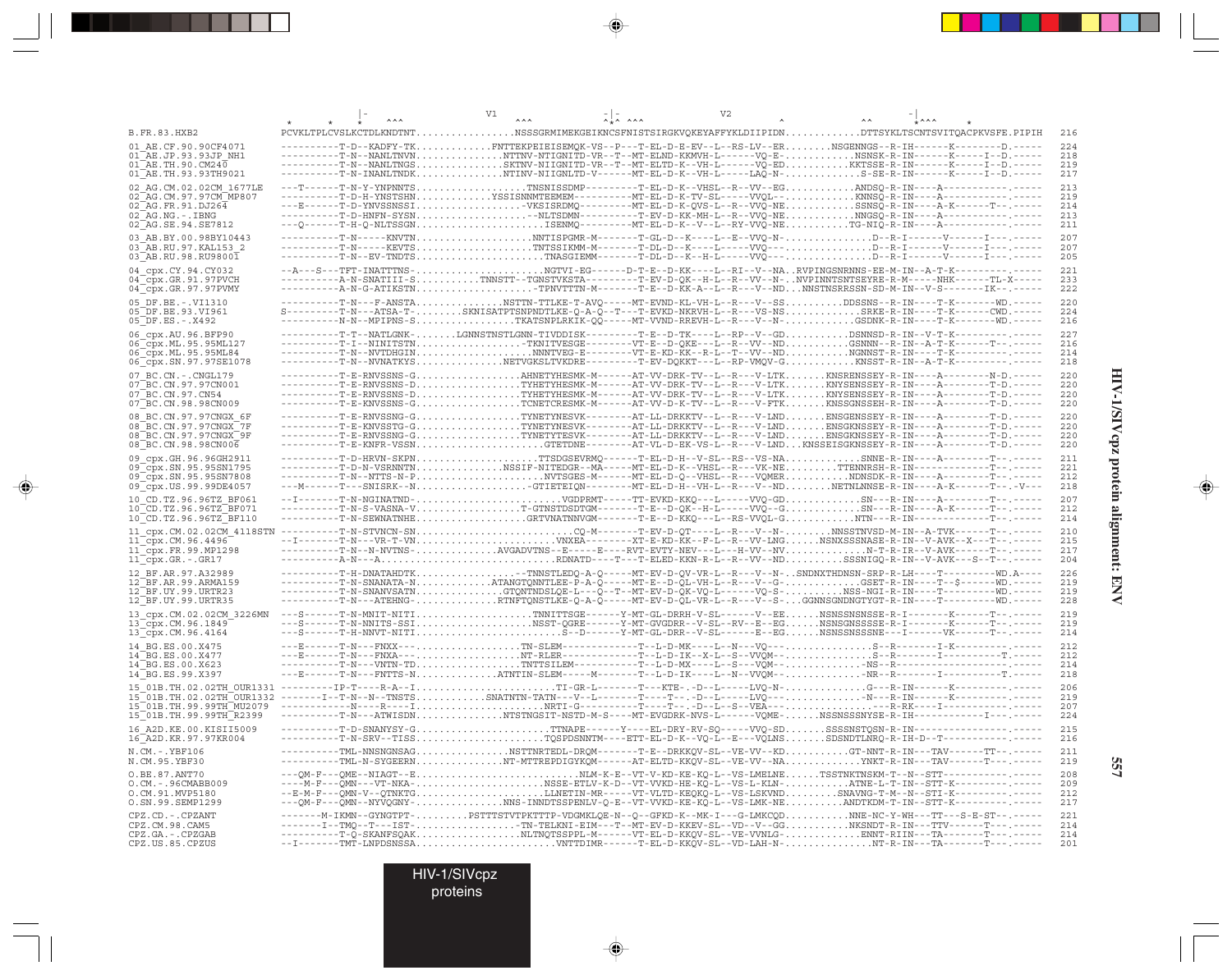```
                            |-        ^^^                V1                -|-                   V2                                    -|
                 *    *    *                            ^^^                ^*^ ^^^                         ^                ^^      *^^^    *
B.FR.83.HXB2              PCVKLTPLCVSLKCTDLKNDTNT.................NSSSGRMIMEKGEIKNCSFNISTSIRGKVQKEYAFFYKLDIIPIDN.............DTTSYKLTSCNTSVITQACPKVSFE.PIPIH  216

01_AE.CF.90.90CF4071      ----------T-D--KADFY-TK.............FNTTEKPEIEISEMQK-VS--P---T-EL-D-E-EV--L--RS-LV--ER........NSGENNGS--R-IH------K-------D.-----  224
01_AE.JP.93.93JP_NH1      ----------T-N--NANLTNVN...............NTTNV-NTIGNITD-VR--T--MT-ELND-KKMVH-L------VQ-E-............NSNSK-R-IN------K-----I--D.-----  218
01_AE.TH.90.CM240         ----------T-N--NANLTNGS...............SKTNV-NIIGNITD-VR--T--MT-ELTD-K--VH-L------VQ-ED...........KKTSSE-R-IN------K-----I--D.-----  219
01_AE.TH.93.93TH9021      ----------T-N-INANLTNDK...............NTINV-NIIGNLTD-V------MT-EL-D-K--VH-L-----LAQ-N-............S-SE-R-IN------K-----I--D.-----  217

02_AG.CM.02.02CM_1677LE   ---T------T-N-Y-YNPNNTS...................TNSNISSDMP---------T-EL-D-K--VHSL--R--VV--EG...........ANDSQ-R-IN----A------------.-----  213
02_AG.CM.97.97CM_MP807    ----------T-D-H-YNSTSHN............YSSISNNMTEEMEM---------MT-EL-D-K-TV-SL-----VVQL--.........KNNSQ-R-IN----A------------.-----  219
02_AG.FR.91.DJ264         ---E------T-D-YNVSSNSSI...................-VKSISRDMQ---------MT-EL-D-K-QVS-L--R--VVQ-NE........SSNSQ-R-IN----A-K------T--.-----  214
02_AG.NG.-.IBNG           ----------T-D-HNFN-SYSN...................--NLTSDMN---------T-EV-D-KK-MH-L--R--VVQ-NE..........NNGSQ-R-IN----A------------.-----  213
02_AG.SE.94.SE7812        ---Q------T-H-Q-NLTSSGN......................ISENMQ---------MT-EL-D-K--V--L--RY-VVQ-NE...........TG-NIQ-R-IN----A------------.-----  211

03_AB.BY.00.98BY10443     ----------T-N-----KNVTN.....................NNTISPGMR-M-------T-GL-D--K----L--E-VVQ-N-.................D--R-I------V------I--.-----  207
03_AB.RU.97.KAL153_2      ----------T-N-----KEVTS....................TNTSSIKMM-M-------T-DL-D--K----L-----VVQ---................D--R-I------V------I--.-----  207
03_AB.RU.98.RU98001       ----------T-N--EV-TNDTS.....................TNASGIEMM-------T-DL-D--K--H-L-----VVQ---................D--R-I------V------I--.-----  205

04_cpx.CY.94.CY032        --A---S---TFT-INATTTNS-......................NGTVI-EG------D-T-E--D-KK----L--RI--V--NA..RVPINGSNRNNS-EE-M-IN--A-T-K-----------.-----  221
04_cpx.GR.91.97PVCH       ----------A-N-SNATIII-S............TNNSTT--TGNSTVKSTA---------T-EV-D-QK--H-L--R--VV--N-..NVPINNTSNTSEYRE-R-M-----NHK------TL-X-----  233
04_cpx.GR.97.97PVMY       ----------A-N-G-ATIKSTN...................-TPNVTTTN-M-------T-E--D-KK-A--L--R---V--ND..NNSTNSRRSSN-SD-M-IN--V-S-------IK--.-----  222

05_DF.BE.-.VI1310         ----------T-N---F-ANSTA................NSTTN-TTLKE-T-AVQ-----MT-EVND-KL-VH-L--R---V--SS..........DDSSNS--R-IN----T-K-------WD.-----  220
05_DF.BE.93.VI961         S---------T-N---ATSA-T-........SKNISATPTSNPNDTLKE-Q-A-Q--T---T-EVKD-NKRVH-L--R---VS-NS...........SRKE-R-IN----T-K------CWD.-----  224
05_DF.ES.-.X492           ----------N-N--MPIPNS-S...............TKATSNPLRKIK-QQ-----MT-VVND-RREVH-L--R---V--N-...........GSDNK-R-IN----T-K-------WD.-----  216

06_cpx.AU.96.BFP90        ----------T-T--NATLGNK-........LGNNSTNSTLGNN-TIVDDISK---------T-E--D-TK-----L--RP--V--GD..........DSNNSD-R-IN--V-T-K-----------.-----  227
06_cpx.ML.95.95ML127      ----------T-I--NINITSTN..................-TKNITVESGE---------VT-E--D-QKE---L--R--VV--ND..........GSNNN--R-IN--A-T-K------T--.-----  216
06_cpx.ML.95.95ML84       ----------T-N--NVTDHGIN..................NNNTVEG-E--------VT-E-KD-KK--R-L--T--VV--ND.........NGNNST-R-IN----T-K-----------.-----  214
06_cpx.SN.97.97SE1078     ----------T-N--NVNATKYS...............NETVGKSLTVKDRE---------T-EV-DQKKT---L--RP-VMQV-G...........KNSST-R-IN--A-T-K-----------.-----  218

07_BC.CN.-.CNGL179        ----------T-E-RNVSSNS-G.................AHNETYHESMK-M-------AT-VV-DRK-TV--L--R---V-LTK........KNSRENSSEY-R-IN----A--------N-D.-----  220
07_BC.CN.97.97CN001       ----------T-E-RNVSSNS-D.................TYHETYHESMK-M-------AT-VV-DRK-TV--L--R---V-LTK........KNYSENSSEY-R-IN----A--------T-D.-----  220
07_BC.CN.97.CN54          ----------T-E-RNVSSNS-D.................TYHETYHESMK-M-------AT-VV-DRK-TV--L--R---V-LTK........KNYSENSSEY-R-IN----A--------T-D.-----  220
07_BC.CN.98.98CN009       ----------T-E-KNVSSNS-G.................TCNETCRESMK-M-------AT-VV-D-K-TV--L--R---V-FTK........KNSSGNSSEH-R-IN----A--------T-D.-----  220

08_BC.CN.97.97CNGX_6F     ----------T-E-RNVSSNG-G.................TYNETYNESVK--------AT-LL-DRKKTV--L--R---V-LND........ENSGENSSEY-R-IN----A--------T-D.-----  220
08_BC.CN.97.97CNGX_7F     ----------T-E-KNVSSTG-G.................TYNETYNESVK--------AT-LL-DRKKTV--L--R---V-LND........ENSGKNSSEY-R-IN----A--------T-D.-----  220
08_BC.CN.97.97CNGX_9F     ----------T-E-RNVSSNG-G.................TYNETYTESVK--------AT-LL-DRKKTV--L--R---V-LND........ENSGKNSSEY-R-IN----A--------T-D.-----  220
08_BC.CN.98.98CN006       ----------T-E-KNFR-VSSN.....................GTETDNE--------AT-VL-D-EK-VS--L--R---V-LND.....KNSSEISGKNSSEY-R-IN----A--------T-D.-----  220

09_cpx.GH.96.96GH2911     ----------T-D-HRVN-SKPN.....................TTSDGSEVRMQ------T-EL-D-H--V-SL--RS--VS-NA...........SNNE-R-IN----A--------T--.-----  211
09_cpx.SN.95.95SN1795     ----------T-D-N-VSRNNTN..............NSSIF-NITEDGR--MA-----MT-EL-D-K--VHSL--R---VK-NE........TTENNRSH-R-IN----------------.-----  221
09_cpx.SN.95.95SN7808     ----------T-N--NTTS-N-P.....................NVTSGES-M------MT-EL-D-Q--VHSL--R--VQMER...........NDNSDK-R-IN----A--------T--.-----  212
09_cpx.US.99.99DE4057     ---M------T---SNISRK--N...................-GTIETEIQN--------MT-EL-D-H--VH-L--R---V--ND........NETNLNNSE-R-IN----A-K------T--.-V---  218

10_CD.TZ.96.96TZ_BF061    --I-------T-N-NGINATND-.........................VGDPRMT-----TT-EVKD-KKQ---L------VVQ-GD.............SN---R-IN----A--------T--.-----  207
10_CD.TZ.96.96TZ_BF071    ----------T-N-S-VASNA-V.................T-GTNSTDSDTGM-------T-E--D-QK--H-L-----VVQ--G...........SN---R-IN----A-K------T--.-----  212
10_CD.TZ.96.96TZ_BF110    ----------T-N-SEWNATNHE..................GRTVNATNNVGM-------T-E--D-KKQ---L--RS-VVQL-G..............NTN---R-IN-------------T--.-----  214

11_cpx.CM.02.02CM_4118STN ----------T-N-STVNCN-SN.............................CQ-M-------T-EV-D-QT----L--R---V--N-.........NNSSTNVSD-M-IN--A-TVK------T--.-----  210
11_cpx.CM.96.4496         --I-------T-N---VR-T-VN.....................VNXEA---------XT-E-KD-KK--F-L--R--VV-LNG.......NSNXSSSNASE-R-IN--V-AVK--X---T--.-----  215
11_cpx.FR.99.MP1298       ----------T-N--N-NVTNS-..............AVGADVTNS--E-----E----RVT-EVTY-NEV---L---H-VV--NV..............N-T-R-IR--V-AVK------T--.-----  217
11_cpx.GR.-.GR17          ----------A-N---A................................RDNATD---T---T-ELED-KKN-R-L--R--VV--ND..........SSSNIGQ-R-IN--V-AVK---S--T--.-----  204

12_BF.AR.97.A32989        ----------T-H-DNATAHDTK.................--TNNSTLEDQ-A-Q-----MT-EV-D-QV-VR-L--R---V--N-..SNDNXTHDNSN-SRP-R-LH----T---------WD.A----  226
12_BF.AR.99.ARMA159       ----------T-N-SNANATA-N...........ATANGTQNNTLEE-P-A-Q-----MT-E--D-QL-VH-L--R---V--G-.............GSET-R-IN----T--$------WD.-----  219
12_BF.UY.99.URTR23        ----------T-N-SNANVSATN...............GTQNTNDSLQE-L---Q--T--MT-EV-D-QK-VQ-L------VQ-S-..........NSS-NGI-R-IN----T-----------WD.-----  219
12_BF.UY.99.URTR35        ----------T-N---ATEHNG-..............RTNFTQNSTLKE-Q-A-Q-----MT-EV-D-QL-VR-L--R---V--S-..GGNNSGNDNGTYGT-R-IN----T-----------WD.-----  228

13_cpx.CM.02.02CM_3226MN  ---S------T-N-MNIT-NITI...................TNNITTSGE------Y-MT-GL-DRRH-V-SL------V--EE......NSNSSNSNSSE-R-I--------K------T--.-----  219
13_cpx.CM.96.1849         ---S------T-N-NNITS-SSI...................NSST-QGRE------Y-MT-GVGDRR--V-SL--RV--E-EG......NSNSGNSSSSE-R-I--------K------T--.-----  219
13_cpx.CM.96.4164         ---S------T-H-NNVT-NITI......................S--D-------Y-MT-GL-DRR--V-SL------E--EG......NSNSSNSSSNE---I-------VK------T--.-----  214

14_BG.ES.00.X475          ---E------T-N---FNXX---.................TN-SLEM-----------T--L-D-MK----L--N---VQ---..............S--R--------I-K----------.-----  212
14_BG.ES.00.X477          ---E------T-N---FNXA---.................NT-RLER--------------T--L-D-IK--X-L--S--VVQM--..............S--R--------I-----------T.-----  212
14_BG.ES.00.X623          ----------T-N---VNTN-TD.................TNTTSILEM------------T--L-D-MX----L--S---VQM--..............-NS--R--------------------.-----  214
14_BG.ES.99.X397          ---E------T-N---FNTTS-N...............ATNTIN-SLEM-----M------T--L-D-IK----L--N--VVQM--.............-NR--R--------I-----------T.-----  218

15_01B.TH.02.02TH_OUR1331 ---------IP-T----R-A--I.........................TI-GR-L-------T---KTE-.-D--L-----LVQ-N-..............G---R-IN------K-----------.-----  206
15_01B.TH.02.02TH_OUR1332 -------I--T-N--N--TNSTS.............SNATNTN-TATN---V--L-------T---T--.-D--L-----LVQ---..............-N---R-IN------K-----------.-----  219
15_01B.TH.99.99TH_MU2079  ------------N----R----I.........................NRTI-G---------T----T--.-D--L--S--VEA---..................--R-RK----I-------------.-----  207
15_01B.TH.99.99TH_R2399   ----------T-N---ATWISDN...............NTSTNGSIT-NSTD-M-S----MT-EVGDRK-NVS-L------VQME-........NSSNSSSNYSE-R-IH----------------I---.-----  224

16_A2D.KE.00.KISII5009    ----------T-D-SNANYSY-G........................TTNAPE------Y----EL-DRY-RV-SQ-----VVQ-SD.........SSSSNSTQSN-R-IN------------------.-----  215
16_A2D.KR.97.97KR004      ----------T-N-SRV--TISS....................TQSPDSNNTM-----ETT-EL-D-K--VQ-L--E---VQLNS........SDSNDTLNRQ-R-IH-D--T-----------------.-----  216

N.CM.-.YBF106             ----------TML-NNSNGNSAG................NSTTNRTEDL-DRQM-------T-E--DRKKQV-SL--VE-VV--KD...........GT-NNT-R-IN---TAV------TT--.-----  211
N.CM.95.YBF30             ----------TML-N-SYGEERN...............NT-MTTREPDIGYKQM-------AT-ELTD-KKQV-SL--VE-VV--NA............YNKT-R-IN---TAV------T---.-----  219

O.BE.87.ANT70             ---QM-F---QME--NIAGT--E............................NLM-K-E--VT-V-KD-KE-KQ-L--VS-LMELNE......TSSTNKTNSKM-T--N--STT-----------------.-----  208
O.CM.-.96CMABB009         ----M-F---QMN---VT-NKA-.........................NSSE-ETLV-K-D--VT-VVKD-HE-KQ-L--VS-L-KLN-.........ATNE-L-T-IN--STT-K------------.-----  209
O.CM.91.MVP5180           --E-M-F---QMN-V--QTNKTG.......................LLNETIN-MR-----VT-VLTD-KEQKQ-L--VS-LSKVND..........SNAVNG-T-M--N--STI-K------------.-----  212
O.SN.99.SEMP1299          ---QM-F---QMN--NYVQGNY-...............NNS-INNDTSSPENLV-Q-E--VT-VVKD-KE-KQ-L--VS-LMK-NE...........ANDTKDM-T-IN--STT-K------------.-----  217

CPZ.CD.-.CPZANT           ------M-IKMN--GYNGTPT-.........PSTTTSTVTPKTTTP-VDGMKLQE-N--Q--GFKD-K--MK-I---G-LMKCQD..........NNE-NC-Y-WH---TT---S-E-ST--.-----  221
CPZ.CM.98.CAM5            --------I--TMQ--T---IST-..................-TN-TELKNI-EIM---T--MT-EV-D-KKEV-SL--VD--V-GG...........NKSNDT-R-IN---TTV------T---.-----  214
CPZ.GA.-.CPZGAB           ----------T-Q-SKANFSQAK.................NLTNQTSSPPL-M------VT-EL-D-KKQV-SL--VE-VVNLG-..............ENNT-RIIN---TA-------T---.-----  214
CPZ.US.85.CPZUS           --I-------TMT-LNPDSNSSA.......................VNTTDIMR------T-EL-D-KKQV-SL--VD-LAH-N-................NT-R-IN---TA-------T---.-----  201
```

HIV-1/SIVcpz proteins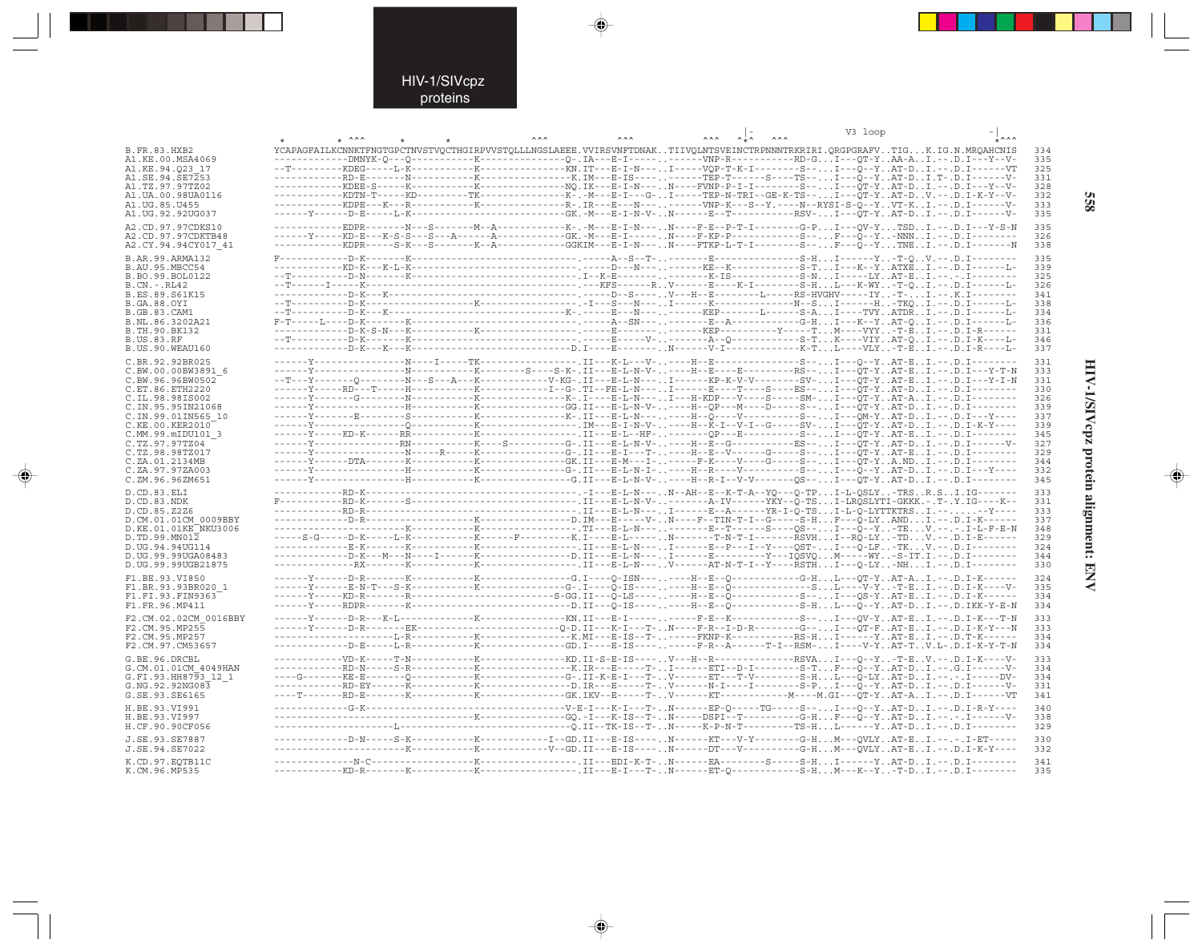```
                    *         * ^^^         *         *                      ^^^              ^^^              ^^^   ^*^   ^^^                 V3 loop            *^^^
B.FR.83.HXB2          YCAPAGFAILKCNNKTFNGTGPCTNVSTVQCTHGIRPVVSTQLLLNGSLAEEE.VVIRSVNFTDNAK..TIIVQLNTSVEINCTRPNNNTRKRIRI.QRGPGRAFV..TIG...K.IG.N.MRQAHCNIS   334
A1.KE.00.MSA4069      ------------DMNYK-Q---Q----------K---------------Q-.IA---E-I------.------VNP-R----------RD-G...I---QT-Y..AA-A..I.--.D.I---Y--V-   335
A1.KE.94.Q23_17       --T---------KDEG-----L-K---------K---------------KN.IT---E-I-N---..I-----VQP-T-K-I--------S--...I---Q--Y..AT-D..I.--.D.I------VT   325
A1.SE.94.SE7253       --T---------RD-E-----N-----------K---------------K.IM---E-IS-----..------TEP-T------S----TS-A...I---Q--Y..AT-D..I.T-.D.I------V-   331
A1.TZ.97.97TZ02       ------------KDEE-S-----K---------K---------------NQ.IK---E-I-N---..N----FVNP-P-I-I--------S--...I---QT-Y..AT-D..I.--.D.I---Y--V-   328
A1.UA.00.98UA0116     ------------KDTN-T-----KD--------TK--------------K-.-M---E-I---G-..I-----TEP-N-TRI--GE-K-TS--...I---QT-Y..AT-D..V.--.D.I-K-Y--V-   332
A1.UG.85.U455         ------------KDPE---K---R---------K---------------R-.IR---E---N---..------VNP-K---S--Y.-----N--RYSI-S-Q--Y..VT-K..I.--.D.I------V-   333
A1.UG.92.92UG037      ------Y-----D-E------L-K---------K---------------GK.-M---E-I-N-V-..N-------E--T-------------RSV-...I---QT-Y..AT-D..I.--.D.I------V-   335

A2.CD.97.97CDKS10     ------------EDPR-------N---S-------M--A----------K-.-M---E-I-N---..N----F-E--P-T-I--------G-P...I---QV-Y..TSD..I.--.D.I---Y-S-N   335
A2.CD.97.97CDKTB48    ------Y-----KD-E---K-S-S---S---A------A----------GK.-M---E-I------.N----F-KP-P-------------S--...F---Q--Y..-NNN..I.--.D.I--------   326
A2.CY.94.94CY017_41   ------------KDPR-----S-K---S-------K--A----------GGKIM---E-I-N---..N----FTKP-L-T-I--------S--...F---Q--Y..TNE..I.--.D.I-------N   338

B.AR.99.ARMA132       F-----------D-K------K-----------------------------.-----A--S--T-..------E--------------S-H...I------Y..-T-Q..V.--.D.I--------   335
B.AU.95.MBCC54        ------------KD-K---K-L-K---------------------------.-----D---N---..-----KE--K-----------S-T...I---K--Y..ATXE..I.--.D.I------L-   339
B.BO.99.BOL0122       --T---------D-N------K-----------------------------.I--K-E-------..------K-IS----------S-N...I-----LY..AT-E..I.--.-.I--------   325
B.CN.-.RL42           --T-----I---K-------------------------------------.---KFS-------R..V------E----K-I--------S-H...L---K-WY..-T-Q..I.--.D.I------L-   326
B.ES.89.S61K15        ------------D-K---K-------------------------------.------D--S---..V---H--E---------L-----RS-HVGHV-----IY..-T-...I.--.K.I--------   341
B.GA.88.OYI           --T---------D-K------------------K-----------------.-I---S---N---..I------K--------------N--S...I-------H..-TKQ..I.--.D.I------L-   338
B.GB.83.CAM1          --T---------D-K---K--N----------------------------K.-----E---N---..------KEP-----L-----S-A...I---TVY..ATDR..I.--.D.I------V-   334
B.NL.86.3202A21       F-T-----L---D-K------K-----------------------------.-----A--SN---..------E--A-----------G-H...I---K--Y..AT-Q..I.--.D.I------L-   336
B.TH.90.BK132         ------------D-K-S-N---K----------K-----------------.-----E-------..------KEP---------Y-----T...M----VYY..-T-E..I.--.D.I-R------   331
B.US.83.RF            --T---------D-K------K-----------------------------.-----E-----V-..------A--Q-------------S-T...K----VIY..AT-Q..I.--.D.I-K----L-   346
B.US.90.WEAU160       ------------D-K---K---K---------------------------D.I----E-------..N------V-I------------K-T...L----VLY..-T-E..I.--.D.I-R----L-   337

C.BR.92.92BR025       ------Y---------------N----I-----TK----------------.II---K-L---V-..----H--E---------------S--...I---Q--Y..AT-E..I.--.D.I--------   331
C.BW.00.00BW3891_6    ------Y---------------N----------K--------S----S-K-.II---E-L-N-V-..----H--E----E----------RS--...I---QT-Y..AT-E..I.--.D.I---Y-T-N   333
C.BW.96.96BW0502      --T---Y-----Q---------N---S---A--K--------------V-KG-.II---E-L-N---..I-----KP-K-V-V---------SV-...I---QT-Y..AT-E..I.--.D.I-----Y-I-N   331
C.ET.86.ETH2220       ------Y-----RD---T-----H---------K---------------I--G-.TI--FE-L-N---..I------E---T---S-----ES--...I---QT-Y..AT-D..I.--.D.I--------   330
C.IL.98.98IS002       ------Y-----G---------N----------K---------------K-.I----E-L-N---..I---H-KDP---V----S-----SM-...I---QT-Y..AT-A..I.--.D.I--------   326
C.IN.95.95IN21068     ------Y---------------H----------K---------------GG.II---E-L-N-V-..----H--QP---M----D-----S--...I---QT-Y..AT-D..I.--.D.I--------   339
C.IN.99.01IN565_10    ------Y-------E-------S----------K---------------K-.II---E-L-N---..----H--Q----V----------S--...I---QM-Y..AT-D..I.--.D.I---Y----   337
C.KE.00.KER2010       ------Y---------------Q----------K-----------------.IM---E-I-N-V-..----H--K-I--V-I--G-----SV-...I---QT-Y..AT-D..I.--.D.I-K-Y----   339
C.MM.99.mIDU101_3     ------Y-----KD-K------RR---------K-----------------.II---E-L--HF-..------QP---E-----------S--...I---QT-Y..AT-E..I.--.D.I--------   345
C.TZ.97.97TZ04        ------Y---------------RN---------K---S-----------G-.II---E-L-N-V-..----H--E--G-------------ES--...I---QT-Y..AT-D..I.--.D.I------V-   327
C.TZ.98.98TZ017       ------Y---------------N----R-----K---------------G-.II---E-I---T-..----H--E--V-----G-----S--...I---QT-Y..AT-E..I.--.D.I--------   329
C.ZA.01.2134MB        ------Y-----DTA-------K----------K---------------GK.II---E-M---I-..----F-K----V-----G-----S--...I---QT-Y..A.ND..I.--.D.I--------   344
C.ZA.97.97ZA003       ------Y---------------H----------K---------------G-.II---E-L-N-I-..----H--R----V----------S--...I---Q--Y..AT-D..I.--.D.I---Y----   332
C.ZM.96.96ZM651       ------Y---------------H----------K---------------G.II---E-L-N-V-..----H--R-I--V-V-------QS--...I---QT-Y..AT-D..I.--.D.I--------   345

D.CD.83.ELI           ------------RD-K-----------------------------------.-I---E-L-N---..N--AH--E--K-T-A--YQ---Q-TP...I-L-QSLY..-TRS..R.S..I.IG-------   333
D.CD.83.NDK           F-----------RD-K------S----------------------------.II---E-L-N-V-..------A-IV------YKY--Q-TS...I-LRQSLYTI-GKKK..-T-.Y.IG----K--   331
D.CD.85.Z2Z6          ------------RD-R-----------------------------------.II---E-L-N---..I------E--A------YR-I-Q-TS...I-L-Q-LYTTKTRS..I.--.......-Y----   333
D.CM.01.01CM_0009BBY  ------------D-R------------------K-----------------D.IM---E-----V-..N----F--TIN-T-I--G-----S-H...F---Q-LY..AND...I.--.D.I-K------   337
D.KE.01.01KE_NKU3006  ---------------------K-----------------------------.TI---E-L-N---..-------E---T----S----QS--...I---Q--Y..-TE...V.--.-.I-L-F-E-N   348
D.TD.99.MN012         -----S-G----D-K------L-K---------K------F----------K.I---E-L-----..N-------T-N-T-I-------RSVH...I--RQ-LY..-TD...V.--.D.I-E------   329
D.UG.94.94UG114       ------------E-K------K-----------K-----------------.II---E-L-N---..I------E--P---I--Y----QST-...I---Q-LF..-TK...V.--.D.I--------   324
D.UG.99.99UGA08483    ------------D-K---M---N---I------K-----------------D.II---E-L-N---..I------E---------Y---IQSVQ...M-----WY..-S-IT.I.--.D.I--------   344
D.UG.99.99UGB21875    ------------RX-------K-----------K-----------------.II---E-L-N---..V------AT-N-T-I--Y----RSTH...I---Q-LY..-NH...I.--.D.I--------   330

F1.BE.93.VI850        ------Y-----D-R------K-----------K----------------G.I----Q-ISN---..----H--E--Q-------------G-H...L---QT-Y..AT-A..I.--.D.I-K------   324
F1.BR.93.93BR020_1    ------Y-----E-N-T---S-K----------K----------------G-.I---Q-IS----..----H--E--Q-------------S...L-----V-Y..-T-E..I.--.D.I-K----V-   335
F1.FI.93.FIN9363      ------Y-----KD-R------R---------------------------S-GG.II---Q-LS----..----H--E--Q-------------S--...I---QS-Y..AT-E..I.--.D.I-K------   334
F1.FR.96.MP411        ------Y-----RDPR------K----------------------------D.II---Q-IS----..----H--E--Q-------------S-H...L---Q--Y..AT-D..I.--.D.IKK-Y-E-N   334

F2.CM.02.02CM_0016BBY ------Y-----D-R---K-L------------K---------------KN.II---E-I------.------F-E--K-------------S--...I---QV-Y..AT-E..I.--.D.I-K---T-N   333
F2.CM.95.MP255        ------Y-----D-R---------EK-------------------------Q-D.II---K-I---T-..N-----F-R--I-D-R-----G--...I---QT-F..AT-E..I.--.D.I-K-Y---N   333
F2.CM.95.MP257        ---------------------L-R---------K----------------K.MI---E-IS--T-..------FKNP-K-----------RS-H...I------Y..AT-E..I.--.D.T-K------   334
F2.CM.97.CM53657      ------------D-E------L-R---------K----------------GD.I----E-IS----..------F-R--A--------T-I--RSM-...I-----V-Y..AT-T..V.L-.D.I-K-Y-T-N   334

G.BE.96.DRCBL         ------------VD-K------T-N--------K----------------KD.II-S-E-IS----..V---H--R---------------RSVA...I---Q--Y..-T-E..V.--.D.I-K----V-   333
G.CM.01.01CM_4049HAN  ------------RD-N------S-R--------K----------------K.IR---E----T-..I-------ETI--D-I--------S-T...F---Q--Y..AT-D..I.--.G.I------V-   334
G.FI.93.HH8793_12_1   ----G-------KE-E------Q----------K----------------G-.II-K-E-I---T-..V-------ET---T-V--------S-H...L---Q-LY..AT-D..I.--.-.I-----DV-   334
G.NG.92.92NG083       ------------RD-EY-----K----------K----------------D.IR---E-----T-..V-------N-I-----I--------S-P...I---Q--Y..AT-D..I.--.D.I------V-   331
G.SE.93.SE6165        ----T-------RD-E------K----------K----------------GK.IKV--E-----T-..V-------KT----------M----M.GI---QT-Y..AT-A..I.--.D.I------VT   341

H.BE.93.VI991         ------------G-K------------------------------------V-E-I---K-I---T-..N-------EP-Q-----TG-----S--...I---Q--Y..AT-D..I.--.D.I-R-Y----   340
H.BE.93.VI997         ---------------------------------K----------------GQ.-I---K-IS--T-..N-----DSPI--T----------G-H...F---Q--Y..AT-D..I.--.-.I------V-   338
H.CF.90.90CF056       ---------------------L-------------------------------Q.II--TK-IS--T-..N------K-P-N-T---------TS-H...L------Y..AT-D..I.--.D.I--------   329

J.SE.93.SE7887        ------------D-N-----S-K----------K-------------I--GD.II---E-IS----..N-------KT---V-Y---------G-H...M---QVLY..AT-E..I.--.-.I-ET-----   330
J.SE.94.SE7022        ---------------------K-----------K-------------V--GD.II---E-IS----..N-------DT---V----------G-H...M---QVLY..AT-E..I.--.D.I-K-Y----   332

K.CD.97.EQTB11C       --------------N-C----------------K-----------------.II---EDI-K-T-..N-------EA--------S-----S-H...I------Y..AT-D..I.--.D.I--------   341
K.CM.96.MP535         ------------KD-R------K----------K-----------------.II---E-I---T-..N-------ET-Q-----------S-H...M---K--Y..-T-D..I.--.D.I--------   335
```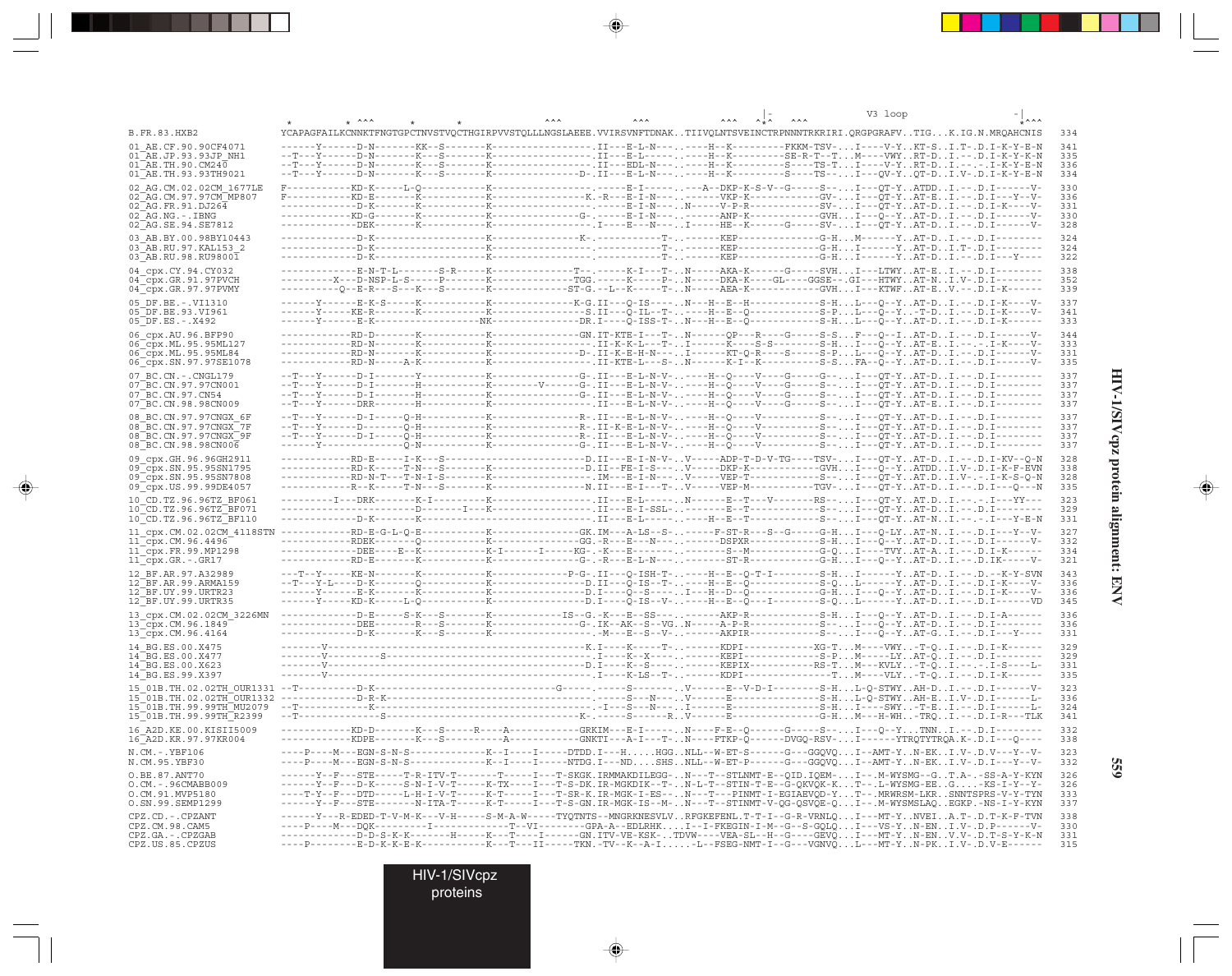```
                                                                                                                               V3 loop
            *          * ^^^          *            *                  ^^^          ^^^               ^^^   ^*^   ^^^                                  *^^^
B.FR.83.HXB2               YCAPAGFAILKCNNKTFNGTGPCTNVSTVQCTHGIRPVVSTQLLLNGSLAEEE.VVIRSVNFTDNAK..TIIVQLNTSVEINCTRPNNNTRKRIRI.QRGPGRAFV..TIG...K.IG.N.MRQAHCNIS   334

01_AE.CF.90.90CF4071       ------Y------D-N-------KK--S--------K-----------------.II---E-L-N---..----H--K---------FKKM-TSV-...I----V-Y..KT-S..I.T-.D.I-K-Y-E-N   341
01_AE.JP.93.93JP_NH1       --T---Y------D-N-------K---S--------K-----------------.II---E-L-----..----H--K---------SE-R-T--T...M----VWY..RT-D..I.--.D.I-K-Y-K-N   335
01_AE.TH.90.CM240          --T---Y------D-N-------K---S--------K-----------------.II---EDL-N---..----H--K---------S----TS-T...I----V-Y..RT-D..I.--.-.I-K-Y-E-N   336
01_AE.TH.93.93TH9021       --T---Y------D-N-------K---S--------K-----------------D-.II---E-L-N---..----H--K---------S----TS--...I---QV-Y..QT-D..I.V-.D.I-K-Y-E-N   334

02_AG.CM.02.02CM_1677LE    F-----------KD-K------L-Q-----------K-----------------.------E-I-----..---A--DKP-K-S-V--G-----S--...I---QT-Y..ATDD..I.--.D.I------V-   330
02_AG.CM.97.97CM_MP807     F-----------KD-E-------K------------K-----------------K.-R---E-I-N---..------VKP-K-----------GV--...I---QT-Y..AT-E..I.--.D.I---Y--V-   336
02_AG.FR.91.DJ264          ------------D-K--------K------------K-----------------.------E-I-N---..N-----V-P-R-----------SV--...I---QT-Y..AT-D..I.--.D.I-K----V-   331
02_AG.NG.-.IBNG            ------------KD-G-------K------------K-----------------G-.-----E-I-N---..------ANP-K-----------GVH..I---Q--Y..AT-D..I.--.D.I------V-   330
02_AG.SE.94.SE7812         -------------DEK-------K------------K-----------------.I----E---N---..I-----HE--K------G-----SV--...I---QT-Y..AT-D..I.--.D.I------V-   328

03_AB.BY.00.98BY10443      -------------D-K--------------------K-----------------K-.-----------T-..------KEP---------------G-H...M------Y..AT-D..I.--.D.I--------   324
03_AB.RU.97.KAL153_2       -------------D-K--------------------K-----------------.-----------T-..------KEP---------------G-H...I------Y..AT-D..I.T-.D.I--------   324
03_AB.RU.98.RU98001        -------------D-K--------------------K-----------------.-----------T-..------KEP---------------G-H...I------Y..AT-D..I.--.D.I---Y----   322

04_cpx.CY.94.CY032         -------------E-N-T-L--------S-R-----K-------------T--.------K-I---T-..N-----AKA-K------G-----SVH...I---LTWY..AT-E..I.--.D.I--------   338
04_cpx.GR.91.97PVCH        ---------X---D-NSP-L-S-----P--------K-------------TGG.------K-----P-..N-----DKA-K----GL----GGSE--.GI---HTWY..AT-N..I.V-.D.I--------   352
04_cpx.GR.97.97PVMY        ----------Q--E-R---S---K---S--------K-------------ST-G.--L--K-----T-..N-----AEA-K-------------GVH...I---KTWF..AT-E..V.--.D.I-K------   339

05_DF.BE.-.VI1310          ------Y------E-K-S-----K------------K-----------------K-G.II---Q-IS----..N---H--E--H-----------S-H...L---Q--Y..AT-D..I.--.D.I-K----V-   337
05_DF.BE.93.VI961          ------Y------KE-R-------K------------K-----------------S.II---Q-IL--T-..----H--E--Q-----------S-P...L---Q--Y..-T-D..I.--.D.I-K----V-   341
05_DF.ES.-.X492            ------Y------E-K--------------------NK----------------DR.I----Q-ISS-T-..N---H--E--Q-----------S-H...L---Q--Y..AT-D..I.--.D.I-K------   333

06_cpx.AU.96.BFP90         ------------RD-D--------K------------K---------------GN.IT-KTE-I---T-..N------QP---R----G-----S-S...F---Q--I..AT-D..I.--.D.I------V-   344
06_cpx.ML.95.95ML127       ------------RD-N--------K------------K-----------------.II-K-L-----T-..I-----K-----S-S---------S-H...I---Q--Y..AT-E..I.--.-.I-K----V-   333
06_cpx.ML.95.95ML84        ------------RD-N--------K------------K-----------------D-.II-K-E-H-N--..I-----KT-Q-R---S-----S-P...L---Q--Y..AT-D..I.--.D.I------V-   331
06_cpx.SN.97.97SE1078      ------------RD-N-----A-K------------K-----------------.II-KTE-L---S-..N------K-I--K-----------S-S...FA--Q--Y..AT-D..I.--.D.I------V-   335

07_BC.CN.-.CNGL179         --T---Y------D-I-------Y------------K-----------------G-.II---E-L-N-V-..----H--Q----V----G-----G--...I---QT-Y..AT-D..I.--.D.I--------   337
07_BC.CN.97.97CN001        --T---Y------D-I-------H------------K-------V-------G-.II---E-L-N-V-..----H--Q----V----G-----S--...I---QT-Y..AT-D..I.--.D.I--------   337
07_BC.CN.97.CN54           --T---Y------D-I-------H------------K-----------------G-.II---E-L-N-V-..----H--Q----V----G-----S--...I---QT-Y..AT-D..I.--.D.I--------   337
07_BC.CN.98.98CN009        --T---Y------DRR-------H------------K-----------------.II---E-L-N-V-..----H--Q----V----G-----S--...I---QT-Y..AT-E..I.--.D.I--------   337

08_BC.CN.97.97CNGX_6F      --T---Y------D-I-------Q-H----------K-----------------R-.II---E-L-N-V-..----H--Q----V-----------S--...I---QT-Y..AT-D..I.--.D.I--------   337
08_BC.CN.97.97CNGX_7F      --T---Y------D---------Q-H----------K-----------------R-.II-K-E-L-N-V-..----H--Q----V-----------S--...I---QT-Y..AT-D..I.--.D.I--------   337
08_BC.CN.97.97CNGX_9F      --T---Y------D-I-------Q-H----------K-----------------R-.II---E-L-N-V-..----H--Q----V-----------S--...I---QT-Y..AT-D..I.--.D.I--------   337
08_BC.CN.98.98CN006        ------Y---------------Q-N-----------K-----------------G-.II---E-L-N-V-..----H--Q----V-----------S--...I---QT-Y..AT-D..I.--.D.I--------   337

09_cpx.GH.96.96GH2911      ------------RD-E-----I-K---S--------------------------D.II---E-I-N-V-..V-----ADP-T-D-V-TG----TSV-...I---QT-Y..AT-D..I.--.D.I-KV--Q-N   328
09_cpx.SN.95.95SN1795      ------------RD-K------T-N--S--------K-----------------D.II--FE-I-S---..V-----DKP-K------------GVH...I---Q--Y..ATDD..I.V-.D.I-K-F-EVN   338
09_cpx.SN.95.95SN7808      ------------RD-N-T---T-N-I-S--------K-----------------.IM---E-I-N---..V-----VEP-T-------------S--...I---QT-Y..AT-D..I.V-.-.I-K-S-Q-N   328
09_cpx.US.99.99DE4057      ------------R--K------T-N--S--------K-----------------N.II---E-I---T-..V-----VEP-M------------TGV-...I---QT-Y..AT-D..I.--.D.I---Q---N   335

10_CD.TZ.96.96TZ_BF061     ---------I---DRK-------K-I----------K-----------------.II---E-L-----..N------E--T---V--------RS--...I---QT-Y..AT.D..I.--.-.I---YY---   323
10_CD.TZ.96.96TZ_BF071     ---------------------D-------I---K--------------------.II---E-I-SSL-..------E--T--------------S--...I---QT-Y..AT-D..I.--.D.I--------   329
10_CD.TZ.96.96TZ_BF110     -------------D-K--------K------------K-----------------.II---E-L-----..----H--E--T-------------S--...I---QT-Y..AT-N..I.--.-.I---Y-E-N   331

11_cpx.CM.02.02CM_4118STN  ------------RD-E-G-L-Q-E-----------K-----------------GK.IM---A-LS--S-..-----F-ST-R---S--G-----G-H...I---Q-LY..AT-N..I.--.D.I---Y--V-   327
11_cpx.CM.96.4496          ------------RDEK-------Q------------K-----------------GG.-R---E---N---..------DSPXR-----------S-H...I---Q--Y..AT-D..I.--.D.I------V-   332
11_cpx.FR.99.MP1298        ------------DEE----E--K-------------K-I------I------KG-.-K---E--------..--------S--M-----------G-Q...I---TVY..AT-A..I.--.D.I-K------   334
11_cpx.GR.-.GR17           ------------RD-E--------K------------K-----------------G-.-R---E-L-N---..------ST-R-----------G-H...I---Q--Y..AT-D..I.--.D.IK-----V-   321

12_BF.AR.97.A32989         ---T--Y------KE-N-------K------------K-----------------P-G-.II---Q-ISH-T-..----H--E--Q-T-I--------S-H...I------Y..AT-D..I.--.D.--K-Y-SVN   343
12_BF.AR.99.ARMA159        --T---Y-L----D-K-------Q------------K-----------------D.II---Q-IS--T-..----H--E--Q-----------S-Q...L------Y..AT-D..I.--.D.I-K----V-   336
12_BF.UY.99.URTR23         ------Y------E-K--------K------------K-----------------D.I----Q--S----..I---H--D--Q-----------G-H...I---Q--Y..AT-D..I.--.D.I-K----V-   336
12_BF.UY.99.URTR35         ------Y------KD-K-----L-Q-----------K-----------------D.I----Q-IS--V-..----H--E--Q---I--------S-Q...L------Y..AT-D..I.--.D.I------VD   345

13_cpx.CM.02.02CM_3226MN   -------------D-E-----S-K---S--------K------------IS--G.-K---E--SS---..------AKP-R-------------S-H...I---Q--Y..AT-D..I.--.D.I-A------   336
13_cpx.CM.96.1849          -------------DEE-------R---S--------K-----------------G-.IK--AK--S--VG..N-----A-P-R-----------S--...I---Q--Y..AT-D..I.--.D.I--------   336
13_cpx.CM.96.4164          -------------D-K-------K---S--------K-----------------.-M---E--S--V-..------AKPIR-------------S--...I---Q--Y..AT-G..I.--.D.I---Y----   331

14_BG.ES.00.X475           -------V----------------------------------------------K.I----K-----T-..------KDPI-----------XG-T...M----VWY..-T-Q..I.--.D.I-K------   329
14_BG.ES.00.X477           -------V---------S------------------------------------.I----K--X----..------KEPI-------------S-P...M----LY..AT-Q..I.--.D.I--------   329
14_BG.ES.00.X623           -------V----------------------------------------------D.I----K--S----..------KEPIX-----------RS-T...M---KVLY..-T-Q..I.--.-.I-S----L-   331
14_BG.ES.99.X397           -------V----------------------------------------------.I----K-LS--T-..------KDPI--------------T...M----VLY..-T-Q..I.--.D.I-K------   335

15_01B.TH.02.02TH_OUR1331  --T-----------D-K-----------------------------------G-----.-----S-------..V------E--V-D-I--------S-H...L-Q-STWY..AH-D..I.--.D.I------V-   323
15_01B.TH.02.02TH_OUR1332  -------------D-R-K-----------------------------------.-----S---N---..V------E--------------S-H...L-Q-STWY..AH-E..I.V-.D.I------L-   336
15_01B.TH.99.99TH_MU2079   --T-----------K-----------------------------------------.-I---S---N---..I------E--------------S-H...I----SWY..-T-E..I.--.D.I------L-   324
15_01B.TH.99.99TH_R2399    --T--------------S------------------------------------K-.-----S-----R..V------E--------------G-H...M---H-WH..-TRQ..I.--.D.I-R---TLK   341

16_A2D.KE.00.KISII5009     ------------KD-D-------K---S-----R----A---------------GRKIM---E-I-----..N----F-E--Q------G-----S--...I---Q--Y...TNN..I.--.D.I--------   332
16_A2D.KR.97.97KR004       ------------KDPE-------K---S--------A-----------------GNKTI---A-I---T-..N----FTKP-Q------DVGQ-RSV-...I-------YTRQTYTRQA.K-.D.I---Q----   338

N.CM.-.YBF106              ----P----M---EGN-S-N-S-----------K--I----I-----DTDD.I---H.....HGG..NLL--W-ET-S------G---GGQVQ...I--AMT-Y..N-EK..I.V-.D.V---Y--V-   323
N.CM.95.YBF30              ----P----M---EGN-S-N-S-----------K--I----I-----NTDG.I---ND.....SHS..NLL--W-ET-P------G---GGQVQ...I--AMT-Y..N-EK..I.V-.D.I---Y--V-   332

O.BE.87.ANT70              ------Y--F---STE-----T-R-ITV-T-------T-----I---T-SKGK.IRMMAKDILEGG-..N---T--STLNMT-E--QID.IQEM-...I---.M-WYSMG--G..T.A-.-SS-A-Y-KYN   326
O.CM.-.96CMABB009          ------Y--F---D-K-----S-N-I-V-T-----K-TX----I---T-S-DK.IR-MGKDIK--T-..N-L-T--STIN-T-E--G-QKVQK-K...T--.L-WYSMG-EE..G.....-KS-I-Y--Y-   326
O.CM.91.MVP5180            ----T-Y--F---DTD-----L-H-I-V-T-----K-T-----I---T-SR-K.IR-MGK-I-ES--..N---T---PINMT-I-EGIAEVQD-Y...T--.MRWRSM-LKR..SNNTSPRS-V-Y-TYN   333
O.SN.99.SEMP1299           ------Y--F---STE-------N-ITA-T-----K-T-----I---T-S-GN.IR-MGK-IS--M-..N---T--STINMT-V-QG-QSVQE-Q...I--.M-WYSMSLAQ..EGKP.-NS-I-Y-KYN   337

CPZ.CD.-.CPZANT            ------Y---R-EDED-T-V-M-K---V-H-----S-M-A-W-----TYQTNTS--MNGRKNESVLV..RFGKEFENL.T-T-I--G-R-VRNLQ...I---MT-Y..NVEI..A.T-.D.T-K-F-TVN   338
CPZ.CM.98.CAM5             ----P----M---DQK---------I----------T--VI--------GPA-A--EDLRHK....I--I-FKEGIN-I-M--G--S-GQLQ...I---VS-Y..N-EN..I.V-.D.P------V-   330
CPZ.GA.-.CPZGAB            -------------D-D-S-K-K--------H-----K---T----I-------GN.ITV-VE-KSK-..TDVW----VEA-SL--H--G----GEVQ...I---MT-Y..N-EN..V.V-.D.T-S-Y-K-N   331
CPZ.US.85.CPZUS            ----P---------E-D-K-K-E-K------------K---T---II-----TKN.-TV--K--A-I.....-L--FSEG-NMT-I--G---VGNVQ...L---MT-Y..N-PK..I.V-.D.V-E------   315
```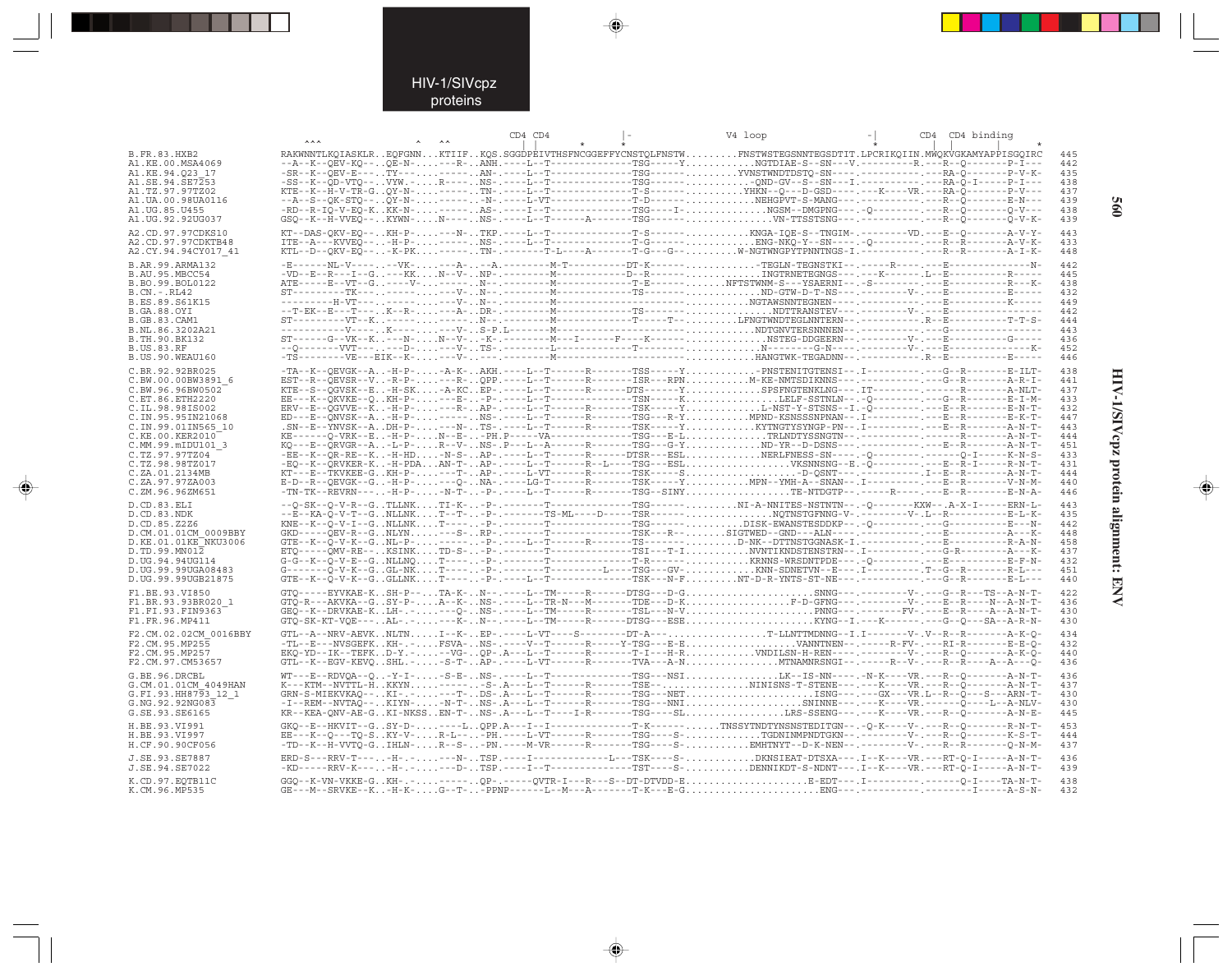HIV-1/SIVcpz proteins

```
                         ^^^               ^     ^^          CD4  CD4              |-                 V4 loop                 -|         CD4  CD4 binding
                                                              |    |      *        *                                             *       |    |              *
B.FR.83.HXB2             RAKWNNTLKQIASKLR..EQFGNN...KTIIF..KQS.SGGDPEIVTHSFNCGGEFFYCNSTQLFNSTW.........FNSTWSTEGSNNTEGSDTIT.LPCRIKQIIN.MWQKVGKAMYAPPISGQIRC  445
A1.KE.00.MSA4069         --A--K--QEV-KQ--..QE-N-....---R-..ANH.----L--T------------TSG------Y..........NGTDIAE-S---V.---------R.---R--Q-------P-I---  442
A1.KE.94.Q23_17          -SR--K--QEV-E---..TY--.....-----..AN-.----L--T------------TSG-------.........YVNSTWNDTDSTQ-SN----.----------.---RA-Q-------P-V-K-  435
A1.SE.94.SE7253          -SS--K--QD-VTQ--..VYW.-....R----..NS-.----L--T------------TSG-------...........-QND-GV--S--SN---I.----------.---RA-Q-I-----P-I---  438
A1.TZ.97.97TZ02          KTE--K--H-V-TR-G..QY-N-....-----..TN-.----L--T------------T-S-------.........YHKN--Q---D-GSD----.---K----VR.---RA-Q-------P-V---  437
A1.UA.00.98UA0116        --A--S--QK-STQ--..QY-N-....-----..-N-.----L--VT-----------T-D-------..........NEHGPVT-S-MANG---.----------.---R--Q-------E-N---  439
A1.UG.85.U455            -RD--R-IQ-V-EQ-K..KK-N-....-----..AS-.----I--T------------TSG---I-.............NGSM--DMGPNG---.-Q---------.---R--Q-------Q-V---  438
A1.UG.92.92UG037         GSQ--K--H-VVEQ--..KYWN-....N----..NS-.----L--T------A------TSG-------.............VN-TTSSTSNG---.----------.---R--Q-------Q-V-K-  439

A2.CD.97.97CDKS10        KT--DAS-QKV-EQ--..KH-P-....---N-..TKP.----L--T------------T-S-------.........KNGA-IQE-S--TNGIM-.--------VD.---E--Q-------A-V-Y-  443
A2.CD.97.97CDKTB48       ITE--A---KVVEQ--..-H-P-....-----..NS-.----L--T------------T-G-------.........ENG-NKQ-Y--SN----.-Q---------.---R--R-------A-V-K-  433
A2.CY.94.94CY017_41      KTL--D--QKV-EQ--..-K-PK....-----..TN-.-------T-L----A-------T-G---G--........W-NGTWNGPYTPNNTNGS-I.----------.---R--R-------A-I-K-  448

B.AR.99.ARMA132          -E------NL-V----..--VK-....---A-..--A.--------M-T----------DT-K------..........-TEGLN-TEGNSTKI--.-----R----.---E--------------N-  442
B.AU.95.MBCC54           -VD--E--R---I--G..---KK....N--V-..NP-.--------M------------D--R------..........INGTRNETEGNGS---.---K------.L--E-----------R-----  445
B.BO.99.BOL0122          ATE-----E--VT--G..----V-...-----..N--.--------M------------T-E-------......NFTSTWNM-S---YSAERNI--.-S---------.---E-----------R---K-  438
B.CN.-.RL42              ST---------TK---..-----....---V-..N--.--------M------------TS------............ND-GTW-D-T-NS---.---------V-.---E-----------E-----  432
B.ES.89.S61K15           ---------H-VT---..-----....---V-..N--.--------M-------------------..........NGTAWSNNTEGNEN----.----------.---E-----------K-----  449
B.GA.88.OYI              --T-EK--E---T---..K--R-....---A-..DR-.--------M------------TS-------..........NDTTRANSTEV---.---------V-.---E------------------  442
B.GB.83.CAM1             ST---------VT--K..-----....-----..N--.--------M------------T-----T--.........LFNGTWNDTEGLNNTERN---.----------.R--E-----------T-T-S-  444
B.NL.86.3202A21          -----------V----..K----....---V-..S-P.L-------M----------------------........NDTGNVTERSNNNEN---.----------.---G------------------  443
B.TH.90.BK132            ST------G--VK--K..---N-....N--V-..-K-.--------M---I-------F-----K-----........NSTEG-DDGEERN---.---------V-.---E------------G-----  436
B.US.83.RF               --Q-------VVT---..---D-....---V-..TS-.--------L------------T------------......N---------G-N----.---------V-.---E---------------K-  452
B.US.90.WEAU160          -TS--------VE---EIK--K-....---V-..---.--------M----------------------.........HANGTWK-TEGADNN---.----------.R--E-----------E-----  446

C.BR.92.92BR025          -TA--K--QEVGK--A..-H-P-....-A-K-..AKH.----L--T------R-------TSS-----Y..........-PNSTENITGTENSI--.I---------.---G--R-------E-ILT-  438
C.BW.00.00BW3891_6       EST--R--QEVSR--V..-R-P-....---R-..QPP.----L--T------R-------ISR---RPN..........M-KE-NMTSDIKNNS---.----------.---G--R-------A-R-I-  441
C.BW.96.96BW0502         KTE--S--QGVSK--E..-H-SK....A-KC..EP-.----L--T------R-------DT------Y..........SPSFNGTENKLNG---.----------.---E--R-------A-NLT-  437
C.ET.86.ETH2220          EE---K--QKVKE--Q..KH-P-....---E-..-P-.----L--T------------TSN----K.............LELF-SSTNLN---.-Q---------.---G--R-------E-I-M-  433
C.IL.98.98IS002          ERV--E--QGVVE--K..-H-P-....---R-..AP-.----L--T------R-------TSK-----Y..........L-NST-Y-STSNS--I.-Q---------.---E--R-------E-N-T-  432
C.IN.95.95IN21068        ED---E--QNVSK--A..-H-P-....-----..NS-.----L--T------R-------TSG---R-Y..........MPND-KSNSSSNPNAN--.I---------.---E--R-------E-K-T-  447
C.IN.99.01IN565_10       .SN--E--YNVSK--A..DH-P-....---N-..TS-.----L--T------R-------TSK-----Y..........KYTNGTYSYNGP-PN--.I---------.---E--R-------A-N-T-  443
C.KE.00.KER2010          KE-----Q-VRK--E..-H-P-....N--E-..-PH.P----VA---------------TSG---E-L..........TRLNDTYSSNGTN--.----------.---E--R-------A-N-T-  444
C.MM.99.mIDU101_3        KQ---E--QRVGR--A..-L-P-....R--V-..NS-.P---L--A------R-------TSG---G-Y..........ND-YR--D-DSNS---.----------.---E--R-------A-N-T-  451
C.TZ.97.97TZ04           -EE--K--QR-RE--K..-H-HD....-N-S-..AP-.----L--T------R-------DTSR---ESL..........NERLFNESS-SN----.-Q---------.-------Q-I-----K-N-S-  433
C.TZ.98.98TZ017          -EQ--K--QRVKER-K..-H-PDA...AN-T-..AP-.----L--T------R--L-----TSG---ESL..............VKSNNSNG--E.-Q---------.---E--R-I-----R-N-T-  431
C.ZA.01.2134MB           KT---E--TKVKEE-G..KH-P-....---T-..AP-.----L--VT-----R-------TSK-----S.............-D-QSNT---.----------.I--E--R-------A-N-T-  444
C.ZA.97.97ZA003          E-D--R--QEVGK--G..-H-P-....---Q-..NA-.----LG-T------R-------TSK-----Y..........MPN--YMH-A--SNAN--.I---------.---E--R-------V-N-M-  440
C.ZM.96.96ZM651          -TN-TK--REVRN---..-H-P-....-N-T-..-P-.----L--T------R-------TSG--SINY.............TE-NTDGTP---.----R-----.---E--R-------E-N-A-  446

D.CD.83.ELI              --Q-SK--Q-V-R--G..TLLNK....TI-K-..-P-.-------T------------TSG-------.........NI-A-NNITES-NSTNTN--.-Q-------KXW--.A-X-I-----ERN-L-  443
D.CD.83.NDK              --E--KA-Q-V-T--G..NLLNK....T--T-..-P-.-------TS-ML----D-----TSR-------.............NQTNSTGFNNG-V-.-------V-.L--R----------E-L-K-  435
D.CD.85.Z2Z6             KNE--K--Q-V-I--G..NLLNK....T----..-P-.---------------------TSG-------..........DISK-EWANSTESDDKP--.-Q---------.---G----------E---N-  442
D.CM.01.01CM_0009BBY     GKD-----QEV-R--G..NLYN.....---S-..RP-.-------T-------------TSK---R--.......SIGTWED--GND---ALN----.----------.---E-----------A---K-  448
D.KE.01.01KE_NKU3006     GTE--K--Q-V-K--G..NL-P-....-----..-P-.----L--T------R-------TS--------..........D-NK--DTTNSTGGNASK-I.----------.---E----------R-A-N-  458
D.TD.99.MN012            ETQ-----QMV-RE--..KSINK....TD-S-..-P-.-------T-------------TSI---T-I..........NVNTIKNDSTENSTRN---.I---------.---G-R---------A---K-  437
D.UG.94.94UG114          G-G--K--Q-V-E--G..NLLNQ....T----..-P-.-------T-------------T-R-------..........KRNNS-WRSDNTPDE---.-Q---------.---E----------E-F-N-  432
D.UG.99.99UGA08483       G-------Q-V-K--G..GL-NK....T----..-P-.-------T---------L----TSG---GV-..........KNN-SDNETVN--E---.I---------.T--G--R--------R-L---  451
D.UG.99.99UGB21875       GTE--K--Q-V-K--G..GLLNK....T----..-P-.----L--T-------------TSK---N-F..........NT-D-R-YNTS-ST-NE---.----------.---G--R---------E-L---  440

F1.BE.93.VI850           GTQ-----EYVKAE-K..SH-P--...TA-K-..N--.----L--TM-----R-------DTSG---D-G......................SNNG---.---------V-.---G--R---TS--A-N-T-  422
F1.BR.93.93BR020_1       GTQ-R---AKVKA--G..SY-P-....A--K-..NS-.----L--TR-N---M-------TDE---D-K..................F-D-GFNG---.---------V-.---E--R----N--A-N-T-  436
F1.FI.93.FIN9363         GEQ--K--DRVKAE-K..LH-.-....---Q-..NS-.----L--TM-----R-------TSL---N-V......................PNNG---.---------FV-.---E--R----A--A-N-T-  430
F1.FR.96.MP411           GTQ-SK-KT-VQE---..AL-.-....---K-..N--.----L--TM-----R-------DTSG---ESE.......................KYNG--I.---K-------.---G--Q---SA--A-R-N-  430

F2.CM.02.02CM_0016BBY    GTL--A--NRV-AEVK..NLTN.....I--K-..EP-.----L-VT----S---------DT-A---...................T-LLNTTMDNNG--I.I--------V-.V--R--R-------A-K-Q-  434
F2.CM.95.MP255           -T----E---NVSGEFK..KH-.-....FSVA-..NS-.----V--T------R-----Y-TSG---E-E..................VANNTNEN---.-----R-FV-.---RI-R-------E-E-Q-  432
F2.CM.95.MP257           EKQ-YD--IK--TEFK..D-Y.-....--VG-..QP-.A---L--T------R-------T-I---H-R................VNDILSN-H-REN---.----------V-.---R--Q-------A-K-Q-  440
F2.CM.97.CM53657         GTL--K--EGV-KEVQ..SHL.-....--S-T-..AP-.----L-VT-----R-------TVA---A-N..................MTNAMNRSNGI--.-----R--V-.---R--R----A--A---Q-  436

G.BE.96.DRCBL            WT---E--RDVQA--Q..-Y-I-....-S-E-..NS-.----L--T-------------TSG---NSI..............LK--IS-NN----.-N-K----VR.---R--Q-------A-N-T-  436
G.CM.01.01CM_4049HAN     K---KTM--NVTTL-H..KKYN.....-----..-S-.A---L--T------R-------TSE--...............NINISNS-T-STENE---.---K----VR.---R--Q-------A-N-T-  437
G.FI.93.HH8793_12_1      GRN-S-MIEKVKAQ--..KI-.-....---T-..DS-.A---L--T------R-------TSG---NET......................ISNG---.---GX---VR.L--R--Q---S---ARN-T-  430
G.NG.92.92NG083          -I--REM--NVTAQ--..KIYN-....-N-T-..NS-.A---L--T------R-------TSG---NNI..................SNINNE---.---K----VR.------Q----L--A-NLV-  430
G.SE.93.SE6165           KR--KEA-QNV-AE-G..KI-NKSS..EN-T-..NS-.A---L--T-----I-R-------TSG---SL..............LRS-SSENG---.---K----VR.---R--Q-------A-N-E-  445

H.BE.93.VI991            GKQ--E--HKVIT--G..SY-D-....----L..QPP.A---I--I-----------------T-K-------.....TNSSYTNDTYNSNSTEDITGN--.-Q-K----V-.---R--Q-------R-N-T-  453
H.BE.93.VI997            EE---K--Q-VTQ-S..KY-V-....R-L--..-PH.----L--VT-----R-------TSG---S-............TGDNINMPNDTGKN--.---------V-.---R--Q-------K-S-T-  444
H.CF.90.90CF056          -TD--K--H-VVTQ-G..IHLN-....R--S-..-PN.----M-VR------R-------TSG---S-............EMHTNYT--D-K-NEN---.----------V-.---R--R-------Q-N-M-  437

J.SE.93.SE7887           ERD-S---RRV-T---..-H-.-....---N-..TSP.-----I-----------L----TSK---S-...........DKNSIEAT-DTSXA---.I--K----VR.---RT-Q-I-----A-N-T-  436
J.SE.94.SE7022           -KD-----RRV-K---..-H-.-....---D-..TSP.-----I--T-------------TST---S-...........DENNIKDT-S-NDNT---.I--K----VR.---RT-Q-I-----A-N-T-  439

K.CD.97.EQTB11C          GGQ--K-VN-VKKE-G..KH-.-....-----..QP-.-----QVTR-I---R---S--DT-DTVDD-E.................E-EDT---.I---------.-------Q-I----TA-N-T-  438
K.CM.96.MP535            GE---M--SRVKE--K..-H-K-....G--T-..-PPNP------L--M---A-------T-K---E-G.....................ENG---.----------.--------I-----A-S-N-  432
```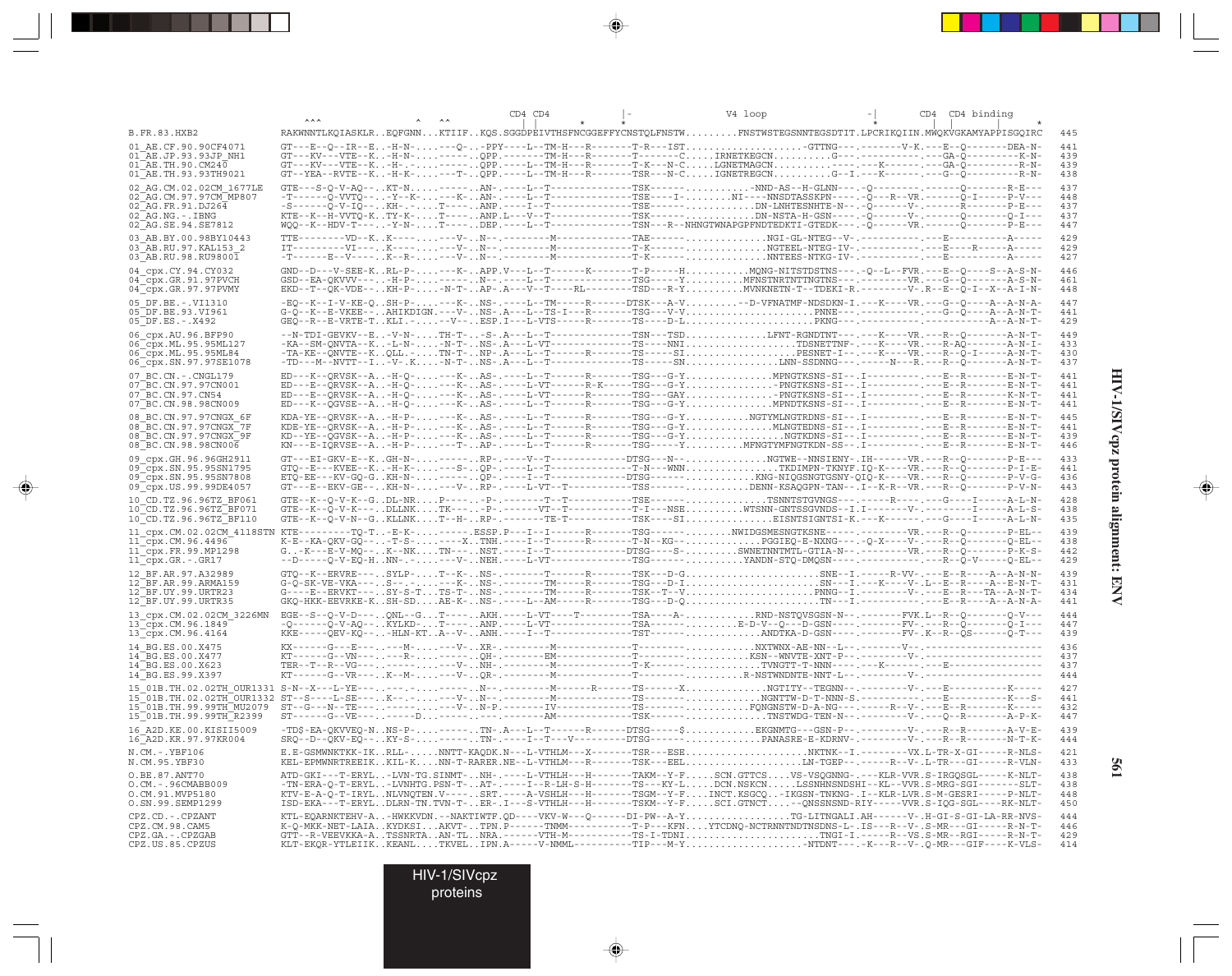```
                              ^^^          ^    ^^                CD4  CD4          |-                 V4 loop                 -|     CD4  CD4 binding
                                                                   |    |      *      *                                                     *    |  |           *
B.FR.83.HXB2                  RAKWNNTLKQIASKLR..EQFGNN...KTIIF..KQS.SGGDPEIVTHSFNCGGEFFYCNSTQLFNSTW.........FNSTWSTEGSNNTEGSDTIT.LPCRIKQIIN.MWQKVGKAMYAPPISGQIRC   445

01_AE.CF.90.90CF4071          GT---E--Q--IR--E..-H-N-......--Q-..-PPY----L--TM-H---R-------T-R---IST..............-GTTNG---.-------V-K.---E--Q-------DEA-N-   441
01_AE.JP.93.93JP_NH1          GT---KV---VTE--K..-H-N-...------..QPP.-------TM-H---R-------T-------C.....IRNETKEGCN..........G---.----------.---GA-Q---------K-N-   439
01_AE.TH.90.CM240             GT---KV---VTE--K..-H-.-..-------..QPP.----L--TM-H---R-------T-K---N-C.....LGNETMAGCN..........----.----K------.---GA-Q---------R-N-   439
01_AE.TH.93.93TH9021          GT--YEA--RVTE--K..-H-K-......---T-..QPP.----L--TM-H---R-------TSR---N-C.....IGNETREGCN..........G--I.---K------.---G--Q---------R-N-   438

02_AG.CM.02.02CM_1677LE       GTE---S-Q-V-AQ--..KT-N.....------..AN-.----L--T-------------TSK-----...........-NND-AS--H-GLNN---.-Q--------.------Q--------R-E---   437
02_AG.CM.97.97CM_MP807        -T------Q-VVTQ--..-Y--K-.....-K-..AN-.----L--T-------------TSE----I-........NI----NNSDTASSKPN---.-Q---R--VR.------Q-I------P-V---   448
02_AG.FR.91.DJ264             -S------Q-V-IQ--..KH-.-.....T----..ANP.----I--T-------------TSE-----...........DN-LNHTESNHTE-N--.-Q------V-.------R--------P-E---   437
02_AG.NG.-.IBNG               KTE--K--H-VVTQ-K..TY-K-.....T-----..ANP.L---V--T-------------TSK-----...........DN-NSTA-H-GSN----.-Q------V-.------Q--------Q-I---   437
02_AG.SE.94.SE7812            WQQ--K--HDV-T---..-Y-N-.....T-----..DEP.----L--T-------------TSN---R--NHNGTWNAPGPFNDTEDKTI-GTEDK---.-Q------VR.------Q--------P-E---   447

03_AB.BY.00.98BY10443         TTE--------VD--K..K------......--V-..N--.--------M-------------TAE-----..............NGI-GL-NTEG--V-.----------.---E-----------A-----   429
03_AB.RU.97.KAL153_2          IT---------VI---..K------......--V-..N--.--------M-------------T-K-----..............NGTEEL-NTEG-IV-.----------.---E-----R-----A-----   429
03_AB.RU.98.RU98001           -T------E--V----..K--R-......--V-..N--.--------M-------------T-K-----..............NNTEES-NTKG-IV-.----------.---E-----------A-----   427

04_cpx.CY.94.CY032            GND--D---V-SEE-K..RL-P-......---K-..APP.V---L--T------K-------T-P-----H..........MQNG-NITSTDSTNS---.-Q--L--FVR.---E--Q-----S--A-S-N-   446
04_cpx.GR.91.97PVCH           GSD--EA-QKVVV---..-H-P-.........--..N--.----L--T-------------TSG----Y..........MFNSTNRTNTTNGTNS---.---------VR.---G--Q-------A-S-N-   461
04_cpx.GR.97.97PVMY           EKD--T--QK-VDE--..KH-P-......-N-T-..AP-.A---V--T----RL---------TSD---R-Y..........MVNKNETN-T--TDEKI-R.---------V-.R--E--Q-I--X--A-I-N-   448

05_DF.BE.-.VI1310             -EQ--K--I-V-KE-Q..SH-P-......---K-..NS-.----L--TM-----R------DTSK---A-V..........-D-VFNATMF-NDSDKN-I.---K----VR.---G--Q-----A--A-N-A-   447
05_DF.BE.93.VI961             G-Q--K--E-VKEE--..AHIKDIGN.---V-..NS-.A---L--TS-I---R-------TSG---V-V..........................PNNE---.----------.---G--Q-----A--A-N-T-   441
05_DF.ES.-.X492               GEQ--R--E-VRTE-T..KLI.-......--V--..ESP.I---L-VTS-----R-------TS----D-L.........................PKNG---.----------.-----------A--A-N-T-   429

06_cpx.AU.96.BFP90            --N-TDI-GEVKV--E..-V-N-......TH-T-..-S-.A---L--T-------------TSN---TSD..............LFNT-RGNDTNT---.---K----VR.---R--Q-------A-N-T-   449
06_cpx.ML.95.95ML127          -KA---SM-QNVTA--K..-L-N-......-N-T-..NS-.A---L-VT-----------T-----NNI...................TDSNETTNF--.---K----VR.---R-AQ-------A-N-I-   433
06_cpx.ML.95.95ML84           -TA-KE--QNVTE--K..QLL.-......TN-T-..NP-.A---L--T------R-------TS-----SI................PESNET-I--.---K----VR.---R--Q-I-----A-N-T-   430
06_cpx.SN.97.97SE1078         -TD---M--NVTT--I..-V-.K......-N-T-..NS-.A---L--T-------------TS-----SN...............LNN-SSDNNG---.-----N---R.---R--Q-------A-N-T-   437

07_BC.CN.-.CNGL179            ED---K--QRVSK--A..-H-Q-......---K-..AS-.----L--T------R-------TSG---G-Y..............MPNGTKSNS-SI-.I---------.---E--R-------E-N-T-   441
07_BC.CN.97.97CN001           ED---E--QRVSK--A..-H-Q-......---K-..AS-.----L-VT------R-K-----TSG---G-Y...............-PNGTKSNS-SI-.I---------.---E--R-------E-N-T-   441
07_BC.CN.97.CN54              ED---E--QRVSK--A..-H-Q-......---K-..AS-.----L-VT------R-------TSG---GAY...............-PNGTKSNS-SI-.I---------.---E--R-------K-N-T-   441
07_BC.CN.98.98CN009           ED---K--QGVSE--A..-H-Q-......---K-..AS-.----L--T------R-------TSG---G-Y..............MPNDTKSNS-SI-.I---------.---E--R-------E-N-T-   441

08_BC.CN.97.97CNGX_6F         KDA-YE--QRVSK--A..-H-P-......---K-..AS-.----L--T------R-------TSG---G-Y..........NGTYMLNGTRDNS-SI-.I---------.---E--R-------E-N-T-   445
08_BC.CN.97.97CNGX_7F         KDE-YE--QRVSK--A..-H-P-......---K-..AS-.----L--T------R-------TSG---G-Y..............MLNGTEDNS-SI-.I---------.---E--R-------E-N-T-   441
08_BC.CN.97.97CNGX_9F         KD--YE--QGVSK--A..-H-P-......---K-..AS-.----L--T------R-------TSG---G-Y...............NGTKDNS-SI-.I---------.---E--R-------E-N-T-   439
08_BC.CN.98.98CN006           KN---E-IQRVSE--A..-H-P-......---T-..AP-.----L--T------R-------TSG---Y..........MFNGTYMFNGTKDN-SS-.I---------.---E--R-------E-N-T-   446

09_cpx.GH.96.96GH2911         GT---EI-GKV-E--K..GH-N-......------..RP-.----V--T-------------DTSG---N--.............NGTWE--NNSIENY-.IH------VR.---R--Q-------P-E---   433
09_cpx.SN.95.95SN1795         GTQ--E---KVEE--K..-H-K-......---S-..QP-.----L--T-------------T-N---WNN...............TKDIMPN-TKNYF.IQ-K----VR.---R--Q-------P-I-E-   441
09_cpx.SN.95.95SN7808         ETQ-EE---KV-GQ-G..KH-N-......------..QP-.----I--T-------------DTSG-----..........KNG-NIQGSNGTGSNY-QIQ-K----VR.---R--Q-------P-V-G-   436
09_cpx.US.99.99DE4057         GT---E--EKV-GE--..KH-N-......---V-..RP-.----L-VT--T-----------TSS-----...........DENN-KSAQGPN-TAN--.I--K-R--VR.---R--Q-------P-V-N-   443

10_CD.TZ.96.96TZ_BF061        GTE--K--Q-V-K--G..DL-NR.....P-----..-P-.-------T--T-----------TSE-----..............TSNNTSTGVNGS---.-----R----.----G----I-----A-L-N-   428
10_CD.TZ.96.96TZ_BF071        GTE--K--Q-V-K---..DLLNK.....TK----..-P-.-------VT--T-----------T-I---NSE...........WTSNN-GNTSSGVNDS--I.I---------V-.-------I-----A-L-S-   438
10_CD.TZ.96.96TZ_BF110        GTE--K--Q-V-N--G..KLLNK.....T--H-..RP-.-------TE-T-----------TSK---SI..............EISNTSIGNTSI-K.---K------.----G----I-----A-L-N-   435

11_cpx.CM.02.02CM_4118STN     KTE---------TQ-T..-E-K-.........ESSP.P---I--I------R-------TSG------..........NWIDGSMESNGTKSNE----.---------VR.---R--Q-------P-EL--   439
11_cpx.CM.96.4496             K-E--KA-QKV-GQ--..-T-S-.....---X..TNH.----I--T------R-------T-N--KG--..............PGGIEQ-E-NXNG---.-Q-X----V-.---R--Q-------Q-EL--   438
11_cpx.FR.99.MP1298           G..-K---E-V-MQ--..-K--NK.....TN----..NST.----I--T-------------DTSG---S-..........SWNETNNTMTL-GTIA-N--.---------VR.---R--Q-------P-K-S-   442
11_cpx.GR.-.GR17              --D-----Q-V-EQ-H..NN-.-......---V-..NEH.----L-VT-------------TSG-----...........YANDN-STQ-DMQSN---.----------.---R--Q-V-----Q-EL--   429

12_BF.AR.97.A32989            GTQ--K--ERVRE---..SYLP-.....T--K-..NS-.-------T------R-------TSK---D-G......................SNE--I.-----R-VV-.---E--R----A--A-N-N-   439
12_BF.AR.99.ARMA159           G-Q-SK-VE-VKA---..S---.-.....--K-..NS-.-------TM-----R-------TSG---D-I......................SN---I.---K----V-.L--E--R----A--E-N-T-   431
12_BF.UY.99.URTR23            G----E--ERVKT---..SY-S-T.....TS-T-..NS-.-------TM-----R-------TSK--T--V.....................PNNG--I.--------V-.---E--R---TA--A-N-T-   434
12_BF.UY.99.URTR35            GKQ-HKK-EEVRKE-K..SH-SD.....AE-K-..NS-.----L--AM-----R-------TSG---D-Q......................TN---I.----------.---E--R----A--A-N-A-   441

13_cpx.CM.02.02CM_3226MN      EGE--S--Q-V-D---..QNL--G.....T----..AKH.----L-VT----T---------TSA---A-..........RND-NSTQVSGSN-N--.-------FVK.L--R--Q-------Q-V---   444
13_cpx.CM.96.1849             -Q------Q-V-AQ--..KYLKD-.....T----..ANP.----L-VT-------------TSA-----.........E-D-V--Q---D-GSN---.-------FV-.---R--Q-------Q-I---   447
13_cpx.CM.96.4164             KKE-----QEV-KQ--..-HLN-KT..A--V-..ANH.----I--T-------------TST-----............ANDTKA-D-GSN---.-------FV-.K--R--QS------Q-T---   439

14_BG.ES.00.X475              KX-------G---E---..---M-......--V-..XR-.--------M-------------T-------...........NXTWNX-AE-NN--L--.--------V--.-----------------------   436
14_BG.ES.00.X477              KT------G--VN---..---R-......----..QH-.--------EM-------------T-------...........KSN--WNVTE-XNT-P--.--------V-.-----------------------   437
14_BG.ES.00.X623              TER--T--R--VG---..----------.----V-..NH-.--------M-------------T-K-----...........TVNGTT-T-NNN----.---K------.---E-------------------   437
14_BG.ES.99.X397              KT------G--VR---..K--M-......--V-..QR-.--------M-------------T-------...........R-NSTWNDNTE-NNT-L--.--------V-.-----------------------   444

15_01B.TH.02.02TH_OUR1331     S-N--X---L-YE---..----.-......------..N--.--------M-------R-----TS-----X...........NGTITY--TEGNN--.--------V-.---E----------K-----   427
15_01B.TH.02.02TH_OUR1332     ST--S----L-SE---..K---.-.....---V-..N--.--------M-------------TS-------...........NGNTTW-D-T-NNN-S.----------.---E----------K---S-   441
15_01B.TH.99.99TH_MU2079      ST--G---N--TE---..-------.....---V-..N-P.--------IV------------TS-------...........FQNGNSTW-D-A-NG---.-----R--V-.---E--R-------K-----   432
15_01B.TH.99.99TH_R2399       ST------G--VE---..-----D.........---..----.--------AM------------TSK-----...........TNSTWDG-TEN-N--.--------V-.---Q--R-------A-P-K-   447

16_A2D.KE.00.KISII5009        -TD$-EA-QKVVEQ-N..NS-P-.....------..TN-.A---L--T------R------DTSG-----$..........EKGNMTG---GSN-P--.--------V-.---R--R-------A-V-E-   439
16_A2D.KR.97.97KR004          SRQ--D--QKV-EQ--..KY-S-.....------..TN-.----I--T---V----------DTSG-----...........PANASRE-E-KDRNV-.--------V-.---R--R-------N-T-K-   444

N.CM.-.YBF106                 E.E-GSMWNKTKK-IK..RLL-.....NNTT-KAQDK.N---L-VTHLM---X-------TSR---ESE.................NKTNK--I.--------VX.L-TR-X-GI-----R-NLS-   421
N.CM.95.YBF30                 KEL-EPMWNRTREEIK..KIL-K....NN-T-RARER.NE--L-VTHLM---R-------TSK---EEL...................LN-TGEP--.-----R--V-.L-TR---GI-----R-VLN-   433

O.BE.87.ANT70                 ATD-GKI---T-ERYL..-LVN-TG.SINMT-..NH-.----L-VTHLH---H-------TAKM--Y-F.....SCN.GTTCS....VS-VSQGNNG--.---KLR-VVR.S-IRGQSGL-----K-NLT-   438
O.CM.-.96CMABB009             -TN-ERA-Q-T-ERYL..-LVNHTG.PSN-T-..AT-.----I--R-LH-S-H-------TS---KY-L.....DCN.NSKCN.....LSSNHNSNDSHI--KL--VVR.S-MRG-SGI-------SLT-   438
O.CM.91.MVP5180               KTV-E-A-Q-T-IRYL..NLVNQTEN.V----..SRT.----A-VSHLH---H-------TSGM--Y-F.....INCT.KSGCQ..-IKGSN-TNKNG-.I--KLR-LVR.S-M-GESRI-----P-NLT-   448
O.SN.99.SEMP1299              ISD-EKA---T-ERYL..DLRN-TN.TVN-T-..ER-.I---S-VTHLH---H-------TSKM--Y-F.....SCI.GTNCT.....--QNSSNSND-RIY-----VVR.S-IQG-SGL----RK-NLT-   450

CPZ.CD.-.CPZANT               KTL-EQARNKTEHV-A..-HWKKVDN.--NAKTIWTF.QD---VKV-W---Q------DI-PW--A-Y..................TG-LITNGALI.AH-----V-.H-GI-S-GI-LA-RR-NVS-   444
CPZ.CM.98.CAM5                K-Q-MKK-NET-LAIA..KYDKSI....AKVT-..TPN.P------TNMM-----------T-P---KFN....YTCDNQ-NCTRNNTNDTNSDNS-L-.IS---R--V-.S-MR---GI-----R-N-T-   446
CPZ.GA.-.CPZGAB               GTT--R-VEEVKKA-A..TSSNRTA..AN-TL..NRA.------VTH-M-----------TS-I-TDNI........................TNGI-I.-----R--VS.S-MR--RGI-----R-N-T-   429
CPZ.US.85.CPZUS               KLT-EKQR-YTLEIIK..KEANL.....TKVEL..IPN.A-----V-NMML-----------TIP---M-Y...................-NTDNT---.-K---R--V-.Q-MR---GIF----K-VLS-   414
```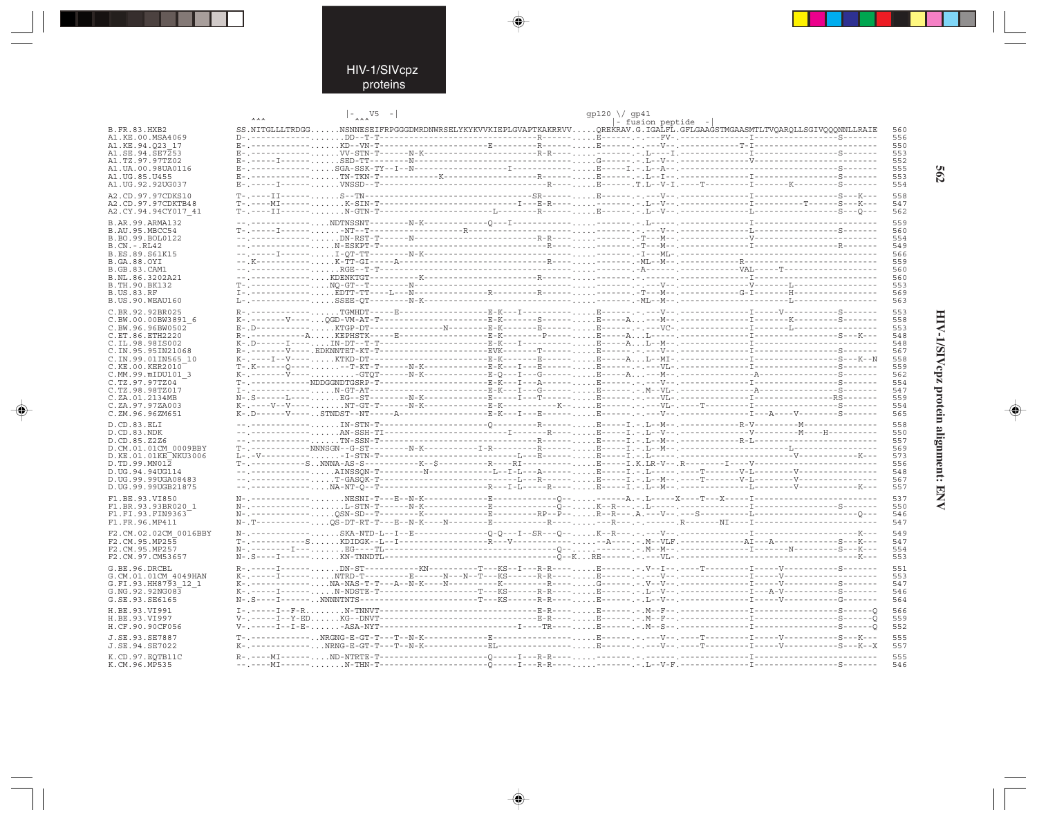```
                              |-  V5  -|                                                  gp120 \/ gp41
                        ^^^             ^^^                                                      |- fusion peptide  -|
B.FR.83.HXB2          SS.NITGLLLTRDGG......NSNNESEIFRPGGGDMRDNWRSELYKYKVVKIEPLGVAPTKAKRRVV.....QREKRAV.G.IGALFL.GFLGAAGSTMGAASMTLTVQARQLLSGIVQQQNNLLRAIE  560
A1.KE.00.MSA4069      D-.--------------......D--T-T------------------------------R---------.....E-------.-.---FV-.----------------I-----------------S-------  556
A1.KE.94.Q23_17       E-.--------------......KD--VN-T---------------------E-----------R---------.....E-------.-.---V--.----------------T-I-------------------------  550
A1.SE.94.SE7253       E-.--------------......VV-STN-T------N-K------------------------R-R---------.....E-------.-.---V--.----------------I-----------------S-------  553
A1.TZ.97.97TZ02       E-.-----I--------......SED-TT---------N-------------------------------------.....G-------.-.L--V--.----------------V-------------------------  552
A1.UA.00.98UA0116     E-.--------------......SGA-SSK-TY--I--N-----------------------I-----------.....E-----I.-.L--A--.----------------------------------S-------  555
A1.UG.85.U455         E-.--------------......TN-TKN-T------------K-------------------R---------.....E-------.-.L--I--.----------------I-----------------S-------  553
A1.UG.92.92UG037      E-.-----I--------......VNSSD--T-----------------------------------R---------.....E-------.T.L--V-I.----T-----------I--------K----------S-------  554

A2.CD.97.97CDKS10     T-.-----II-------......S--TN-----------------------------------SR---------.....E-------.-.---V--.----------------I-----------------S---K---  558
A2.CD.97.97CDKTB48    T-.-----MI-------......K-SIN-T----------------------------I---E-R---------.....--------.-.L--V--.----------------I----------T------S---K---  547
A2.CY.94.94CY017_41   T-.-----II-------......N-GTN-T--------------------L-----------R---------.....E-------.-.L--V--.----------------L-----------------S---Q---  562

B.AR.99.ARMA132       --.--------------......NDTNSSNT-----------N-K-------------Q---I-------------.....--------.-.L-----.----------------I---------------------------  559
B.AU.95.MBCC54        T-.-----I--------......-NT--T--------------------R-----------------------.....--------.-.---V--.----------------L-----------------S-------  560
B.BO.99.BOL0122       --.--------------......DN-RST-T--------N------------------------R-R-------.....--------.-.T---M--.----------------V---------------------------  554
B.CN.-.RL42           --.--------------......N-ESKPT-T-------------------------------R---------.....--------.-.T---M--.----------------I--------------------R-------  549
B.ES.89.S61K15        --.-----I--------......I-QT-TT-----------N-K---------------------------------.....--------.-.I---ML-.-------------------------------------------  566
B.GA.88.OYI           --.K-------------......K-TT-GI--------A----------------------------R--------.....--------.-.ML--M--.-----------------R-------------------------  559
B.GB.83.CAM1          --.--------------......RGE--T-T--------------------------------------------.....--------.-.A------.-----------------VAL-----T----------------  560
B.NL.86.3202A21       --.--------------......KDENKTGT-----------K-------------------R-------------.....--------.-.-------.----------------I---------------------------  560
B.TH.90.BK132         T-.--------------......NQ-GT--T--------N-------------------------------------.....--------.-.---V--.----------------V----------L----------------  553
B.US.83.RF            I-.--------------......EDTT-TT----L---N---------------R-----------R---------.....--------.-.T---M--.----------------G-I----------H----------------  569
B.US.90.WEAU160       L-.--------------......SSEE-QT-----------N-K-------------------------------.....--------.-.ML--M--.----------------L----------L----------------  563

C.BR.92.92BR025       R-.--------------......TGMHDT-----E--------------------E-K---I-------------.....E-------.-.---V--.----------------I-----V------------S-------  553
C.BW.00.00BW3891_6    K-.-------V------......QGD-VM-AT-T--------------------E-K--------S---------.....E-----A..---M--.----------------I---------K----------S-------  558
C.BW.96.96BW0502      E-.D-------------......KTGP-DT-T---------------N-------E-K-----------E------.....E-------.-.---VC-.----------------I---------L-----------------  553
C.ET.86.ETH2220       R-.--------------A.....KEPHSTK------E-----------------E-K----------P--------.....E-----A..L------.----------------I-----------------S---K---  548
C.IL.98.98IS002       K-.D------I------......IN-DT--T-T---------------------E-K---I--------------.....E-----A..L--M--.----------------I---------------------------  548
C.IN.95.95IN21068     R-.--------V-----.EDKNNTET-KT-T------------------------EVK--------T---------.....E-------.-.---V--.----------------I-----------------S-------  567
C.IN.99.01IN565_10    K-.-----I--V-----......KTKD-DT-------------------------E-K-----------E-----.....E-----A..L--MI-.----------------I-----------------S---K--N  558
C.KE.00.KER2010       T-.K------Q------......--T-KT-T------N-K--------------E-K---I--E-----------.....E-------.-.L--VL-.----------------I-----------------S-------  559
C.MM.99.mIDU101_3     K-.-------V------......--GTQT------N-K---------------E-Q---I---G-----------.....E-----A..---M--.-------------------A---------------S-------  562
C.TZ.97.97TZ04        T-.------------NDDGGNDTGSRP-T----------------------E-K---I---A-----------.....E-------.-.---V--.----------------I-----------------S-------  554
C.TZ.98.98TZ017       I-.--------------......N-GT-AT-------------------------E-K---I---G-----------.....E-------.-.M--VL-.-------------------A---------------S-------  547
C.ZA.01.2134MB        N-.S------L------......EG--ST-T--------N-K--------------E----I---T-----------.....E-------.-.---VL-.----------------I----------------RS-------  559
C.ZA.97.97ZA003       K-.-----V--V-----......NT-GT-T-------N-K--------------E-K-----------K--------.....E-------.-.---VL-.----T-----------I-----------------S-------  554
C.ZM.96.96ZM651       K-.D------V------.STNDST--NT-------A------------------E-K---I---E----------.....E-------.-.---V--.----------------I---A----V--------S-------  565

D.CD.83.ELI           --.--------------......IN-STN-T--------------------------Q---------R---------.....E-----I.-.L--M--.-----------------R-V----------M-----------  558
D.CD.83.NDK           --.--------------......AN-SSH-TI---------------------------I---------R--------.....E-----I.-.L--V--.----------------V---------M-----H--------  550
D.CD.85.Z2Z6          --.--------------......TN-SSN-T----------------------------------R-----------.....E-----I.-.L--M--.-----------------R-L------------------------  557
D.CM.01.01CM_0009BBY  T-.-------------NNNSGN--G-ST---------N-K-------------I-R----------R---------.....E-----I.-.L--M--.------------------------------L--------------  569
D.KE.01.01KE_NKU3006  L-.-V------------......-I-STN-T--------------------------L---E-------------.....E-----I.-.L-----.----------------------------V---------K---  573
D.TD.99.MN012         T-.------------S..NNNA-AS-S----------K--$-----------R---RI--------------.....E-----I.K.LR-V--.R---------I-----V-------------------------  556
D.UG.94.94UG114       --.--------------......AINSSQN-T-----------N-----------L--I-L---A-----------.....E-----I.-.L-----.----T---------V-L---------V------------------  548
D.UG.99.99UGA08483    --.--------------......T-GASQK-T----------------------------L--R-------------.....E-----I.-.L--M--.----T---------V-L---------V------------------  567
D.UG.99.99UGB21875    --.--------------......NA-NT-Q--T---------------------R---I-L---R-----------.....E-----I.-.L--M--.----------------L--------V-----------K---  557

F1.BE.93.VI850        N-.--------------......NESNI-T---E--N-K---------------E--------------Q-----.....-----A.-.L-----X----T---X-------I---------------------------  537
F1.BR.93.93BR020_1    N-.--------------......L-STN-T-------N-K--------------E--------------Q-----.....K--R---.-.L-----.----------------I-----------------S-------  550
F1.FI.93.FIN9363      N-.--------------......QSN-SD--T---------K------------E----------RP--P-----.....R--R---.A.---V--.---S-----------L---------------------Q---  546
F1.FR.96.MP411        N-.T-------------......QS-DT-RT-T---E--N-K----N--------E--------R-----------.....---R---.-.--------.R-------NI----I---------------------------  547

F2.CM.02.02CM_0016BBY N-.--------------......SKA-NTD-L--I--E-----------------Q-Q---I--SR---Q-----.....K--R---.-.---V--.----------------I---------------------K---  549
F2.CM.95.MP255        T-.------------S......KDIDGK--L--I----------------------R---V-------------.....--A----.-.M--VLF.----------------AI---A----------S---K---  547
F2.CM.95.MP257        N-.-------I------......ES----TL-----------------------------Q---------------.....--------.-.M--M--.----------------I-------N---------S---K---  554
F2.CM.97.CM53657      N-.S-----I-------......KN-TNNDTL-----------------------------------Q--K...RE---------.-.---VL-.--------------------------------------K---  553

G.BE.96.DRCBL         R-.-----I--------......DN-ST------------KN----------T---KS--I---R-R-------.....E-------.-.V--I--.----T-----------I-----V-----------S-------  551
G.CM.01.01CM_4049HAN  K-.-----I--------......NTRD-T---------E------N---N--T---KS------R-R-------.....E-------.-.---V--.----------------I-----V-------------------------  553
G.FI.93.HH8793_12_1   K-.--------------......NA-NAS-T-T---A--N-K----N-----------K-------R---------.....G-------.-.---V--.----------------I-----V-----------S-------  547
G.NG.92.92NG083       K-.-----I--------......N-NDSTE-T--------------------T---KS------R-R-------.....E-------.-.L--V--.----------------I---A-V------------S-------  546
G.SE.93.SE6165        N-.S-----I-------......NNNNTNTS-------------------------T---KS------R-R-------.....E-------.-.L--V--.----------------I-----V-----------G-------  564

H.BE.93.VI991         I-.-----I--F-R...........N-TNNVT---------------------------------E-R---------.....E-------.-.M--F--.----------------I-----------------S------Q  566
H.BE.93.VI997         V-.-----I--Y-ED.........KG--DNVT---------------------------------E-R---------.....E-------.-.M--F--.----------------I-----------------S------Q  559
H.CF.90.90CF056       V-.-----I--I-E-.........-ASA-NYT-------------------------I-----TR------------.....E-------.-.M--S--.----------------I-----------------S------Q  552

J.SE.93.SE7887        T-.-------------.NRGNG-E-GT-T---T--N-K----------------E-------------------.....E-------.-.---V--.----T-----------I-----V-----------S---K---  555
J.SE.94.SE7022        K-.-------------.NRNG-E-GT-T---T--N-K----------------EL------------------.....E-------.-.---V--.----T-----------I-----V-----------S---K--X  557

K.CD.97.EQTB11C       R-.-----MI-------......ND-NTRTE-T------------------------Q-----I---R-R-------.....--------.-.-------.----------------I---------------------------  555
K.CM.96.MP535         --.-----MI-------......N-THN-T----------------------------Q-----I---R-R-------.....--------.-.L--V-F.----------------I-----------------S-------  546
```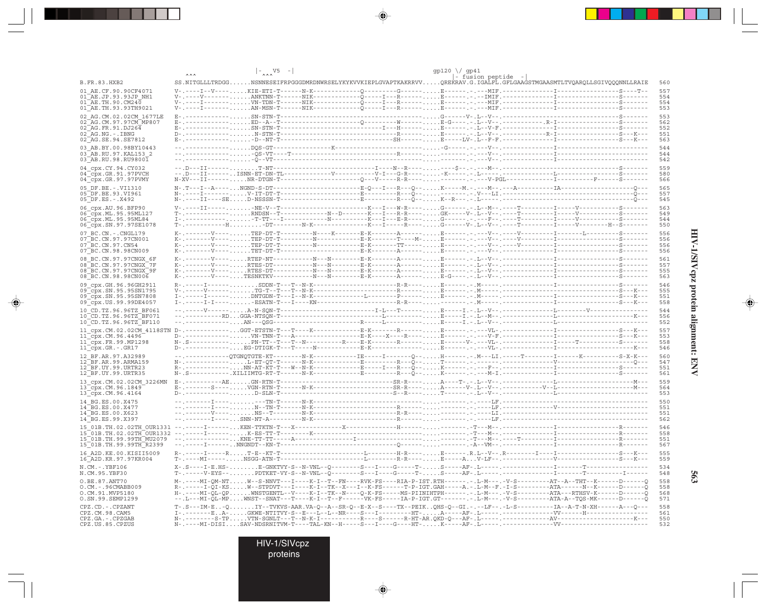```
                                  |-   V5  -|                                       gp120 \/ gp41
                           ^^^          ^^^                                          |- fusion peptide  -|
B.FR.83.HXB2                SS.NITGLLLTRDGG......NSNNESEIFRPGGGDMRDNWRSELYKYKVVKIEPLGVAPTKAKRRVV.....QREKRAV.G.IGALFL.GFLGAAGSTMGAASMTLTVQARQLLSGIVQQQNNLLRAIE  560

01_AE.CF.90.90CF4071        V-.----I--V-------.....KIE-ETI-T------N-K------------E-Q----------G-------.....E------.-.---MIF.--------------I-----------------S----T--  557
01_AE.JP.93.93JP_NH1        V-.----V-----------.....ANKTNN-T------NIK------------Q--------I---R---------.....E------.-.---IMIF.--------------I-----------------S-------  554
01_AE.TH.90.CM240           V-.----I-----------.....VN-TDN-T------NIK------------Q--------I---R---------.....E------.-.---MIF.--------------I-----------------S-------  554
01_AE.TH.93.93TH9021        V-.----I-----------.....AN-MSN-T------NIK------------Q--------I---R---------.....E------.-.---MIF.--------------I-----------------S-------  553

02_AG.CM.02.02CM_1677LE     E-.-----------------.....SN-STN-T-----------------------------------------.....G------V-.L--V--.----------------------------------S-------  553
02_AG.CM.97.97CM_MP807      E-.-----------------.....ED--A--T------------------Q---------W-------------.....E-G------.-.L--V--.----------R-I----------------S-------  562
02_AG.FR.91.DJ264           E-.-----------------.....SN-STN-T----------------------------I----H--------.....E------.-.L--V-F.--------------I-----------------S-------  552
02_AG.NG.-.IBNG             D-.-----------------.....N-STN-T------------------------------R------------.....E------.-.L--V--.----------R-I-----------------S---K---  551
02_AG.SE.94.SE7812          E-.-----------------.....-D--NT-T--------------------------------SH--------.....E-----LV-.L--F-F.--------------I-----------------S---K---  563

03_AB.BY.00.98BY10443       --.-----------------.....DQS-GT----------------K---------------------------.....-G-----.-.---V--.--------------I-------------------------  544
03_AB.RU.97.KAL153_2        --.-----------------.....-QS-VT----T------------------------------R--------.....------.-.---V--.--------------I-------------------------  544
03_AB.RU.98.RU98001         --.-----------------.....-Q--VT--------------------------------------------.....------.-.---V--.--------------I-------------------------  542

04_cpx.CY.94.CY032          --.D---II-----------.....T-NT------------------------------I----N--R-------.....----$--.-.---M--.----------------------------------S-------  559
04_cpx.GR.91.97PVCH         --.D---II-------.ISNN-ET-DN-TL--------------V-----------V-I---G-R----------.....-K-----.-.L-----.--------------L-----------------S-------  580
04_cpx.GR.97.97PVMY         N-XV---II-----------.....NR-DTGN-T-------------------Q---V-----R-R---------.....------.-.---V-PGL-------------I----------F------S-------  566

05_DF.BE.-.VI1310           N-.T---I--A-----.....NGND-S-DT-----------------------E-Q---I---R---Q-------.....K-----M.-.---M--.---A-----------IA-----------------------Q---  565
05_DF.BE.93.VI961           N-.----I-----------.....V-IT-DT-T--------------------E----------R---Q------.....------.-.V---LI.--------------------------------------Q---  557
05_DF.ES.-.X492             N-.----II----SE.....D-NSSSN-T------------------------E------R--Q-----------.....K--R----.-.L-----.--------------------------------------Q---  545

06_cpx.AU.96.BFP90          V-.----II------.......-NE-V--T-----------------------K---I---W-R-----------.....G------.-.L--M--.----T---------I------V-----------S-------  563
06_cpx.ML.95.95ML127        T-.------------------.....RNDGN--T-----------N--D--------K----I---R-R-------.....GK-----V-.L--V--.----T---------I------V-----------S-------  549
06_cpx.ML.95.95ML84         I-.--------------.....-T-TT---I--------------N----------K---I---E-R---------.....G------.-.---F--.----T---------I------V-----------S-------  544
06_cpx.SN.97.97SE1078       T-.------------H.........-DT--------N-K--------------K---I------R----------.....G-----V-.L--V--.----T---------I------V--------H--S-------  550

07_BC.CN.-.CNGL179          K-.--------V-------.....TEP-DT-T----------N----K--------E-K-------A--------.....E------.-.---V--.----V---------I------L--------S-------  556
07_BC.CN.97.97CN001         K-.--------V-------.....TEP-DT-T----------N-------------E-K--------T---M----.....E------.-.---V--.----V---------I-----------------S-------  556
07_BC.CN.97.CN54            K-.--------V-------.....TEP-DT-T----------N-------------E-K--------TT------.....E------.-.---V--.----V---------I-----------------S-------  556
07_BC.CN.98.98CN009         K-.--------V-------.....TET-DT-T------------------------E-K-------A--------.....E------.-.---V--.--------------I-----------------S-------  556

08_BC.CN.97.97CNGX_6F       K-.--------V-------.....RTEP-NT---------N---N-----------E-K-------A--------.....E------.-.L--V--.--------------I-----------------S-------  561
08_BC.CN.97.97CNGX_7F       K-.--------V-------.....RTES-DT---------N---N-----------E-K-------A--------.....E------.-.L--V--.--------------I-----------------S-------  557
08_BC.CN.97.97CNGX_9F       K-.--------V-------.....RTES-DT---------N---N-----------E-K-------A--------.....E------.-.L--V--.--------------I-----------------S-------  555
08_BC.CN.98.98CN006         K-.--------V-------.....TESNKTKV--------N---N-----------E-K-------A--------.....E-G------.-.L--V--.--------------I-----------------S-------  563

09_cpx.GH.96.96GH2911       R-.------I--------------.....SDDN-T---T--N-K----------------------R-R------.....E------.-.M-----.--------------I-----------------S-------  546
09_cpx.SN.95.95SN1795       V-.------V-----------.....TG-T--T---T--N-K-----------------------R---------.....E------.-.M-----.--------------I-----------------S---K---  555
09_cpx.SN.95.95SN7808       I-.------I-----------.....DNTGDN-T---I--N-K--------------L--------P--------.....E------.-.M-----.--------------I-----------------S---K---  551
09_cpx.US.99.99DE4057       I-.------I-I---------.....-ESATN-T---I----KN--------------------R-R--------.....------.-.M-----.--------------I-----------------S---K---  558

10_CD.TZ.96.96TZ_BF061      --.------V-----------.....A-N-SQN-T-----------------------I-L---T----------.....E-----I.-.L--V--.--------------L---------V---------------  544
10_CD.TZ.96.96TZ_BF071      --.-----------RD.....GGA-NTSQN-T-------------------------L-----------------.....E-----I.-.L--M--.--------------L-----------------K-------  556
10_CD.TZ.96.96TZ_BF110      --.-----------------.....AN---QSG---------------------R------L-------------.....E-----I.-.L--V--.--------------L-------------------------  552

11_cpx.CM.02.02CM_4118STN   D-.-----------------.....GGT-ETSTN-T---T----K-----------E-K--------R-------.....E------.-.---VL-.--------------I-----------------S---K---  557
11_cpx.CM.96.4496           D-.-----------------.....VN-TNN-T----A-----------------E-K-----X----R------.....E------.-.---V-F.--------------I-----------------S---K---  553
11_cpx.FR.99.MP1298         N-.S----------------.....PN-TT--T---T--N-----------R-----E-K-------R-------.....E------V-.---VL-.--------------I-----T-----------S-------  558
11_cpx.GR.-.GR17            D-.-----------------.....EG-DTIGK-T----T-----N----------E-K----------------.....E------.-.---VL-.--------------I-----------------K-------  546

12_BF.AR.97.A32989          --.-------------QTGNQTGTE-KT---------N-K------------IE-----I-------Q-------.....H------.-.M---LI.-----T--------I------K-----------S-X-K---  560
12_BF.AR.99.ARMA159         N-.-----------------.....L-ET-QT-T-------N-K-----------E---------R---Q-----.....T------.-.------.--------------V-----------------------Q---  547
12_BF.UY.99.URTR23          R-.-----------------.....NN-AT-KT-T---W--N-K-----------E------I---R---Q-----.....K------.-.---F--.--------------I-----------------S-------  551
12_BF.UY.99.URTR35          N-.S----------------.XILIIMTG-RT-T-------N-K-----------E---------R---Q-----.....K------.-.---M-I.--------------I-----------------S-------  561

13_cpx.CM.02.02CM_3226MN    E-.-----------AE.....GN-RTN-T-----------------------------SR-R-------------.....A-----T-.-.L--V--.--------------L----------------------M---  559
13_cpx.CM.96.1849           E-.---------S-------.....VGN-RTN-T------N-K-----------------SR-R-----------.....A------V-.L--V--.------------V--L----------------------M---  564
13_cpx.CM.96.4164           D-.-----------------.....D-SLN-T--------------------------S--R-------------.....T------.-.L--V--.--------------L-------------------------  553

14_BG.ES.00.X475            --.--------I-----------.....--TN-T------N-K---------------------------------.....------.-.----LF.--------------------------------------------  550
14_BG.ES.00.X477            --.--------I-----------.....N--TN-T-----N-K--------------------R------------.....------.-.----LF.--------------V---------------------------  551
14_BG.ES.00.X623            --.--------V-----------.....NS--T-----------N-K------------------R-R--------.....------.-.----LI.--------------------------------------------  551
14_BG.ES.99.X397            --.--------I--------.....SNN-NT-A-----------N-K---------------------R-------.....------.-.----LF.--------------------------------------------  562

15_01B.TH.02.02TH_OUR1331   --.------I----------.....KEN-TTKTN-T---X-----------------X-------------H----.....------.-.T---M--.--------------I-----------------R-------  546
15_01B.TH.02.02TH_OUR1332   --.------I-----------.....K-ES-TT-T---------K------------------------------.....------.-.T---M--.--------------I-----------------R-------  558
15_01B.TH.99.99TH_MU2079    --.-----------------.....KNE-TT-TT-------A-----------------I----------------.....------.-.T---M--.------T-------I-----------------R-------  551
15_01B.TH.99.99TH_R2399     --.------I-----------.NNGNDT--KN-T--------------------------------Q--------.....------.-.-A--VM--.--------------I-----------------R-------  567

16_A2D.KE.00.KISII5009      R-.------I------R.....T-E--KT-T-------------------------L--------H-R-------.....E------.R.L--V--.R---------I----I-----------------S---K---  555
16_A2D.KR.97.97KR004        T-.----MI-----------.....NSGG-ATN-T---------------------L----------R-R-----.....E-----A.-.V-LF--.--------------V-----------------S---K---  559

N.CM.-.YBF106               X-.S----I-E.HS-.......E-GNKTVY-S--N-VNL--Q---------S---I-----G------T-------.....S-----AF-.L-----.--------------I--------T----------------  534
N.CM.95.YBF30               T-.------V-EYS-.......PDTKET-VY-S--N-VNL--Q---------S---I-----G------T-------.....S-----AF-.L-----.--------------I--------T--------I-------  548

O.BE.87.ANT70               M-.----MI-QM-NT.....W--S-NNVT---I----K-I--T--FN----RVK-FS-----RIA-P-IST.RTH-------.-.L-M---.-V-S-----------AT--A--THT--K-------D-------Q  558
O.CM.-.96CMABB009           R-.-----I-QI-KS.....W--STPDVT---I----K-I--TK--X---I--K-FS------T-P-IGT.GAH------A.-.L-M--F.-I-S-----------ATA------N--K-------D-------Q  558
O.CM.91.MVP5180             H-.----MI-QL-QP.....WNSTGENTL--V-----K-I--TK--N----Q-K-FS------MS-PIININHTPH-------.-.L-M---.-V-S-----------ATA---RTHSV-K-------D-------Q  568
O.SN.99.SEMP1299            --.L---MI-QL-MP.....WNST--SNAT---T----K-I--T--F------VK-FS------IA-P-IGT.GT--------.-.L-M---.-V-S-----------ATA-A--TQS-MK-------D-------Q  571

CPZ.CD.-.CPZANT             T-.S---IM-E..-Q......IY--TVKVS-AAR.VA-Q--A--SR-Q--E-X--S----TX--PEIK..QHS-Q--GI.-.---LF--.-L-S-----------IA--A-T-N-XH-------A---Q---  558
CPZ.CM.98.CAM5              I-.--------E..A-......GKWE-NTITVY-S--E---L--L--NR----S---I-----------HT-.....A-----AF-.L-----.--------------VV------H-----------------  561
CPZ.GA.-.CPZGAB             N-.---------S-TP......VTN-SGNLT---T--N-K-I-----------R----S-------R-HT-AR.QKD-Q---AF-.L-----.--------------AV-----------------------K---  550
CPZ.US.85.CPZUS             N-.----MI-DISI....SAV-NDSRNITVM-T----TAL-KN--H-----S---I-----G----HT-.....K-----AF-.L-----.--------------VV--------------------------  532
```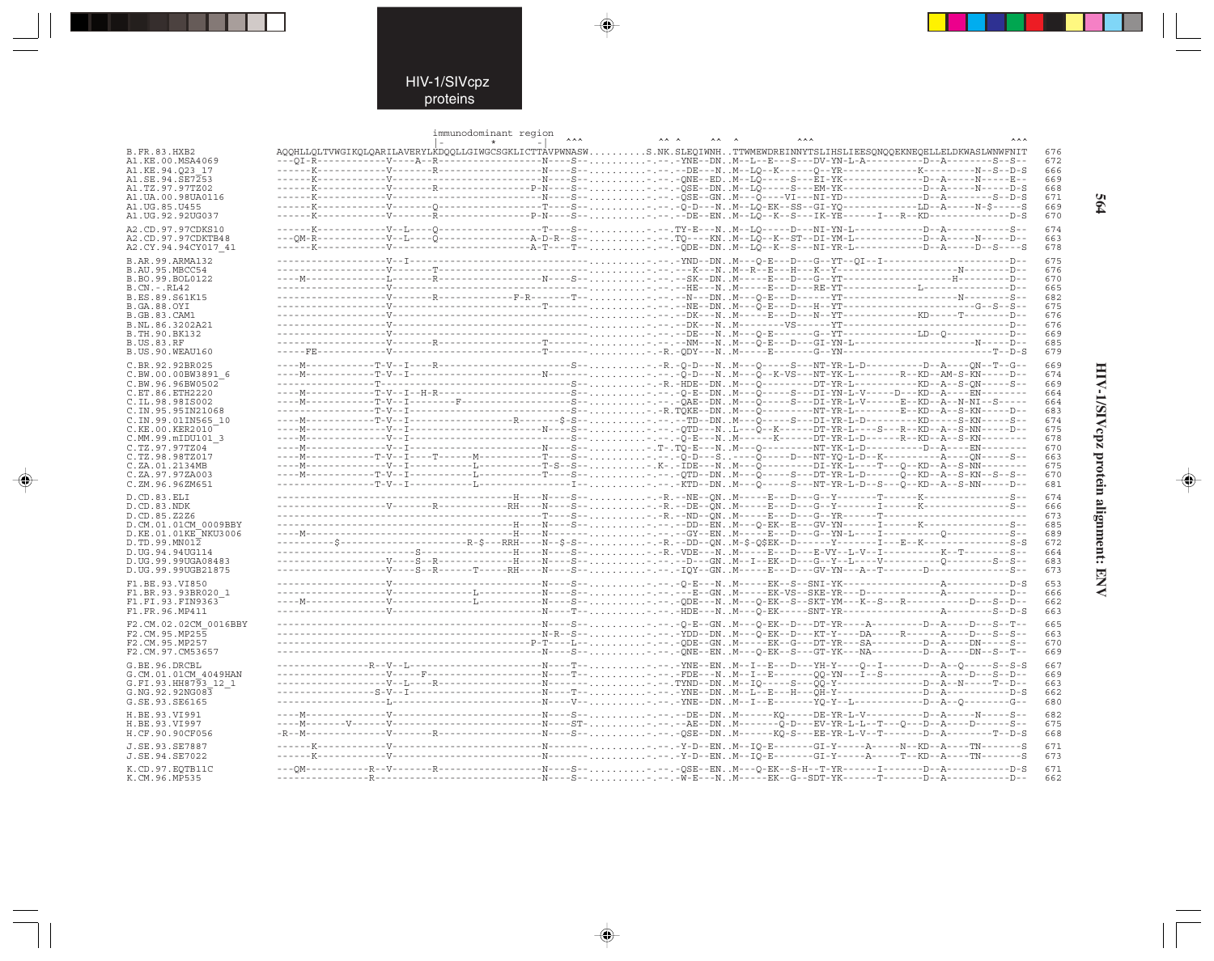```
                                    immunodominant region
                                   |-       *      -|     ^^^          ^^ ^     ^^  ^        ^^^                                          ^^^
B.FR.83.HXB2          AQQHLLQLTVWGIKQLQARILAVERYLKDQQLLGIWGCSGKLICTTAVPWNASW..........S.NK.SLEQIWNH..TTWMEWDREINNYTSLIHSLIEESQNQQEKNEQELLELDKWASLWNWFNIT  676
A1.KE.00.MSA4069      ---QI-R------------V----A--R------------------N----S--..........-.--.-YNE--DN..M--L--E---S---DV-YN-L-A----------D--A---------S--S--  672
A1.KE.94.Q23_17       ------K------------V-------R------------------N----S--..........-.--.--DE---N..M--LQ--K-------Q--YR-------------K----------N--S--D-S  666
A1.SE.94.SE7253       ------K------------V--------------------------N----S--..........-.--.-QNE--ED..M--LQ------D---EI-YK--------------D--A------N------E--  669
A1.TZ.97.97TZ02       ------K------------V-------R-----------------P-N----S--..........-.--.-QSE--DN..M--LQ-----S---EM-YK--------------D--A------N------D-S  668
A1.UA.00.98UA0116     ------K------------V--------------------------N----S--..........-.--.-QSE--GN..M---Q----VI---NI-YD--------------D--A---------S--D-S  671
A1.UG.85.U455         ------K------------V-------Q------------------T----S--..........-.--.-Q-D---N..M--LQ-EK--SS--GI-YQ--------------LD--A------N-$-----S  669
A1.UG.92.92UG037      ------K------------V-------R-----------------P-N----S--..........-.--.--DE--EN..M--LQ--K--S---IK-YE------I---R--KD------------------D-S  670

A2.CD.97.97CDKS10     ------K------------V--L----Q------------------T----S--..........-.--.TY-E---N..M--LQ-----D---NI-YN-L-------------D--A---------------S--  674
A2.CD.97.97CDKTB48    ---QM-R------------V--L----Q-----------------A-D-R--S--..........-.--.TQ----KN..M--LQ--K--ST--DI-YM-L-------------D--A------N------D--  663
A2.CY.94.94CY017_41   ------K------------V--------------------------A-T----T--..........-.--.-QDE--DN..M--LQ--K--S---NI-YR-L-------------D--A------D--S----S  678

B.AR.99.ARMA132       -------------------V--I------------------------------..........-.--.-YND--DN..M---Q-E---D---G--YT--QI--I-----------------------------D--  675
B.AU.95.MBCC54        -------------------V-------T-------------------------..........-.--.---K---N..M--R---E---H---K--Y----------------------N--------------D--  676
B.BO.99.BOL0122       ----M--------------L-------R------------------N----S--..........-.--.--SK--DN..M---------E---D---G--YT------------------------H---------D--  670
B.CN.-.RL42           -------------------V---------------------------------..........-.--.--HE---N..M---------E---D---RE-YT-------------------L-------------D--  665
B.ES.89.S61K15        -------------------V-------R--------------F-R--------T-..........-.--.--N---DN..M----Q-E---D---------YT------------------------N--------S--  682
B.GA.88.OYI           -------------------V---------------------------T------..........-.--.--NE--DN..M---Q-E---D---H--YT--------------------------G--S--S--  675
B.GB.83.CAM1          -------------------V---------------------------------..........-.--.--DK---N..M------------E---D---N--YT----------------KD-----T---------D--  676
B.NL.86.3202A21       -------------------V---------------------------------..........-.--.--DK---N..M-----------VS-------YT-----------------------------------D--  676
B.TH.90.BK132         -------------------V---------------------------------..........-.--.--DE---N..M---Q-E---D---G--YT-------------LD--Q------------------D--  669
B.US.83.RF            -------------------V-------R------------------T------..........-.--.--NM---N..M---Q-E---D---GI-YN-L------------------------N--------D--  685
B.US.90.WEAU160       -----FE------------V--------------------------T------..........-R.-QDY---N..M-------E--------G--YN----------------------------------T--D-S  679

C.BR.92.92BR025       ----M-----------T-V--I-----R-------------------------S-..........-R.-Q-D---N..M---Q-----S---NT-YR-L-D-----------D--A-----QN--T--G--  669
C.BW.00.00BW3891_6    ----M-----------T-V--I------------------------N-------..........-.--.-Q-D---N..M---Q--K-VS---NT-YK-L---------R--KD--AM-S-KN------D--  674
C.BW.96.96BW0502      ----------------T---------------------------------S--..........-R.-HDE--DN..M----Q-------D---DT-YR-L------------KD--A--S-QN-------S--  669
C.ET.86.ETH2220       ----M-----------T-V--I--H-R-------------------------S--..........-.--.-Q-E--DN..M---Q-----S---DI-YN-L-V-----D---KD--A-----EN--------  664
C.IL.98.98IS002       ----M-----------T-V--I-----------F--------------------S--..........-.--.-QAE--DN..M---Q-----S---DI-YR-L-V------E--KD--A--N-NI--S------  664
C.IN.95.95IN21068     ----------------T-V--I--------------------------------S--..........-R.TQKE--DN..M---Q---------NT-YR-L----------E--KD--A--S-KN------D--  683
C.IN.99.01IN565_10    ----M-----------T-V--I-----------------------R--------$-S--..........-.--.--TD--DN..M---Q-----S---DI-YR-L-D-----------KD------S-KN------S--  674
C.KE.00.KER2010       ----M--------------V--I------------------------N----S--..........-.--.-QTD---N..L---Q--K------DT-YR-L-----S---R--KD--A--S-NN------D--  675
C.MM.99.mIDU101_3     ----M--------------V--I------------------------------S--..........-.--.-Q-E---N..M----------K------DT-YR-L-D-----R--KD--A--S-KN--------  678
C.TZ.97.97TZ04        ----M--------------V--I------------------------N----S--..........T-.TQ-E---N..M---Q----------NT-YK-L-D-----------D--A-----EN--------  670
C.TZ.98.98TZ017       ----M-----------T-V--I----T-----M---------------T----S--..........-.--.-Q-D---S..---Q-----D---NT-YQ-L-D--K-------------A-----QN------S--  663
C.ZA.01.2134MB        ----M--------------V--I-----------L------------T-S--S--..........K-.-IDE---N..M---Q--------DI-YK-L-----T---Q--KD--A--S-NN-------------  675
C.ZA.97.97ZA003       ----M-----------T-V--I-----------L------------T----S--..........-.--.-QTD--DN..M---Q-----S---DT-YR-L-D------Q--KD--A--S-KN--S--S--  670
C.ZM.96.96ZM651       ----------------T-V--I-----------L-------------I-------..........-.--.-KTD--DN..M---Q-----S---NT-YR-L-D--S---Q--KD--A--S-NN------D--  681

D.CD.83.ELI           ------------------------------------------H----N----S--..........-R.--NE--QN..M------E---D---G--Y--------T--------K----------------S--  674
D.CD.83.NDK           -------------------V-------R--------------RH----N----S--..........-R.--DE--QN..M------E---D---G--Y--------I--------K----------------S--  666
D.CD.85.Z2Z6          -----------------------------------------------T----S--..........-R.--ND--QN..M------E---D---G--YR------T-------------------------------  673
D.CM.01.01CM_0009BBY  ------------------------------------------H----N----S--..........-.--.--DD--EN..M---Q-EK--E---GV-YN------I-----------K----------------S--  685
D.KE.01.01KE_NKU3006  ----M-------------------------------------H----N----..........-.--.--GY--EN..M------E---D---G--YN-L------I-------------Q-------------S--  689
D.TD.99.MN012         --------$-------------------------R-$---RRH----N--$-S--..........-R.--DD--QN..M--$-Q$EK--D------Y---------I----E--K--------------------S-S  672
D.UG.94.94UG114       -------------------------S-------------------H----N----S--..........-R.-VDE--EN..M------E---D---E-VY--L-V--I--------------K--T---------S--  664
D.UG.99.99UGA08483    -------------------V----S--R--------------H----N----S--..........-.--.--D---GN..M--I--EK--D---G--Y--L----V-------------Q-----------S--S--  683
D.UG.99.99UGB21875    -------------------V----S--R------T----RH----N----S--..........-.--.-IQY--GN..M------E---D---GV-YN---A--T----------D--------------------S--  673

F1.BE.93.VI850        -------------------V--------------------------N----S--..........-.--.-Q-E---N..M-------EK--S--SNI-YK-------------------------A-----------D-S  653
F1.BR.93.93BR020_1    -------------------V--------------L-----------N----S--..........-.--.---E--GN..M------EK-VS--SKE-YR---D------------------------A------------D--  666
F1.FI.93.FIN9363      ----M--------------V--------------L-----------N----S--..........-.--.-QDE---N..M----Q-EK--S--SKT-YM---K--S---R-------------D----S--D--  662
F1.FR.96.MP411        -------------------V--------------------------N----T--..........-.--.-HDE---N..M----Q-EK------SNT-YR-----------------------A----------S--D-S  663

F2.CM.02.02CM_0016BBY -----------------------------------------------N----S--..........-.--.-Q-E--GN..M----Q-EK--D---DT-YR-----A---------D--A-----D---S--T--  665
F2.CM.95.MP255        -----------------------------------------------N-R--S--..........-.--.-YDD--DN..M----Q-EK--D---KT-Y----DA------R------A-----D---S--S--  663
F2.CM.95.MP257        ----------------------------------------------P-T----L--..........-.--.-QDE--GN..M------EK--G---DT-YR---SA----------D--A-----DN------S--  670
F2.CM.97.CM53657      -----------------------------------------------N----S--..........-.--.-QNE--EN..M----Q-EK--S---GT-YK---NA---------D--A-----DN--S--T--  669

G.BE.96.DRCBL         ----------------R--V--L---------------------N----T--..........-.--.-YNE--EN..M--I--E---D---YH-Y-----Q--I--------D--A--Q------S--S-S  667
G.CM.01.01CM_4049HAN  -------------------V-----F-------------------N----T--..........-.--.-FDE---N..M--I--E-------QQ-YN---I--S-------------A-----D---S--D--  669
G.FI.93.HH8793_12_1   -------------------V--L----R-----------------N---------..........-.--.TYND--DN..M--IQ------S---QQ-Y-------------------D--A--N------T--D--  663
G.NG.92.92NG083       ----------------S-V--I------------------------N----T--..........-.--.-YNE--DN..M--L--E---H---QH-Y--------------------D--A---------------D-S  662
G.SE.93.SE6165        -------------------L--------------------------N----V--..........-.--.-YNE--DN..M--I--E--------YQ-Y--L------------------D--A--Q----------G--  680

H.BE.93.VI991         ----M--------------V--------------------------N----S--..........-.--.--DE--DN..M---------KQ-----DE-YR-L-V-----------D--A------N-----S--  682
H.BE.93.VI997         ----M--------V-----V--------------------------N----ST--..........-.--.--AE--DN..M---------Q-D---EV-YR-L-L--T----Q---D--A------D------S--  675
H.CF.90.90CF056       -R--M--------------V-------R------------------N----S--..........-.--.-QSE--DN..M---------KQ-S---EE-YR-L-V--T-----------D--A----------T--D-S  668

J.SE.93.SE7887        ------K------------V--------------------------N-------..........-.--.-Y-D--EN..M--IQ-E-------GI-Y------A------N---KD--A-----TN----------S  671
J.SE.94.SE7022        ------K------------V--------------------------N-------..........-.--.-Y-D--EN..M--IQ-E-------GI-Y------A------T---KD--A-----TN----------S  673

K.CD.97.EQTB11C       ---QM----------R---V-------R------------------N----S--..........-.--.-QSE--EN..M---Q-EK--S-H--T-YR------I--------D--A----------------D-S  671
K.CM.96.MP535         ---------------R------------------------------N----S--..........-.--.-W-E---N..M-----EK--G--SDT-YK------T--------D--A--------------D--  662
```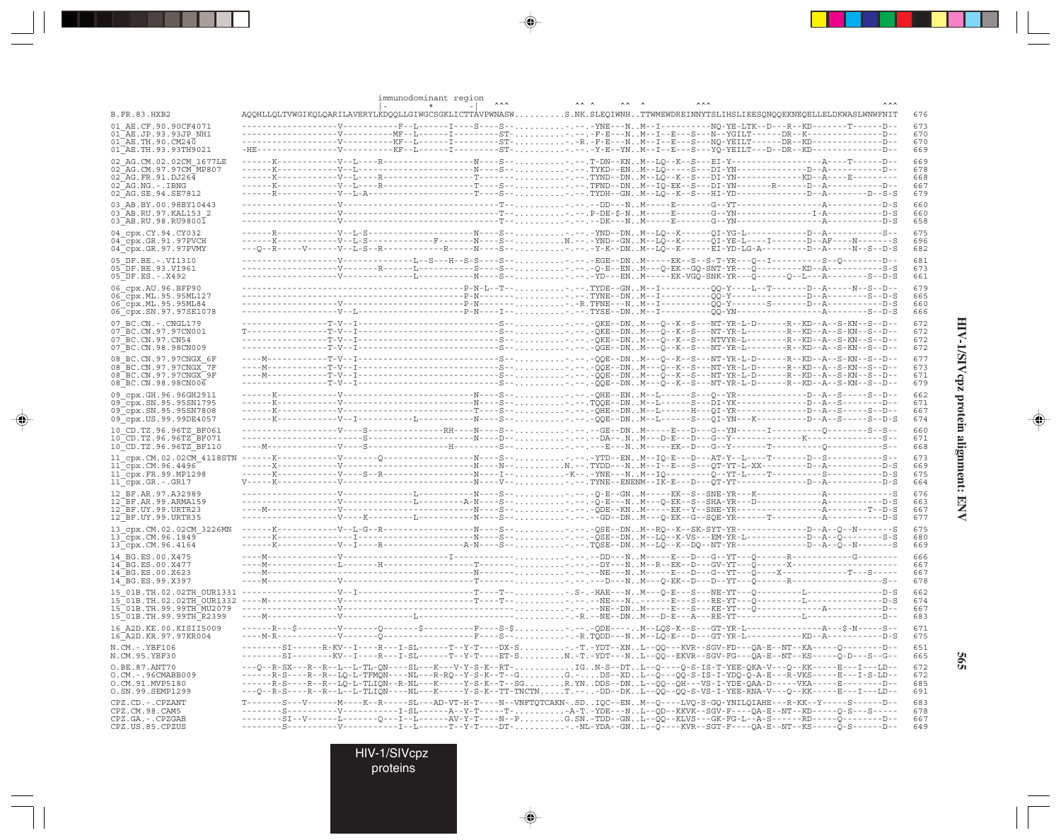```
                                     immunodominant region
                                  |-     *     -|   ^^^               ^^ ^     ^^  ^            ^^^                                       ^^^
B.FR.83.HXB2               AQQHLLQLTVWGIKQLQARILAVERYLKDQQLLGIWGCSGKLICTTAVPWNASW..........S.NK.SLEQIWNH..TTWMEWDREINNYTSLIHSLIEESQNQQEKNEQELLELDKWASLWNWFNIT  676
01_AE.CF.90.90CF4071       ------------------V----------F--L------I-----S---S-----------.--.-YNE---N..M--I----------NQ-YE-LTK--D---R--KD-------T------D--  673
01_AE.JP.93.93JP_NH1       ------------------V----------MF--L------I---------ST----------.--.-F-E---N..M--I--E---S---N--YGILT-------DR--K---------------D--  670
01_AE.TH.90.CM240          ------------------V----------KF--L------I---------ST----------.-R.-F-E---N..M--I--E---S---NQ-YEILT-------DR--KD--------------D--  670
01_AE.TH.93.93TH9021       -HE---------------V----------KF--L------I---------ST----------.--.-Y-E--YN..M--I--E---S---YQ-YEILT---D--DR--KD--------------D--  669
02_AG.CM.02.02CM_1677LE    ------K-----------V--L-----R-------------------N----S---------.--.T-DN--KN..M--LQ--K--S---EI-Y-------------------A----T------D--  669
02_AG.CM.97.97CM_MP807     ------K-----------V--L-------------------------N----S---------.--.TYKD--EN..M--LQ-----S---DI-YN--------------D--A-----------D--  678
02_AG.FR.91.DJ264          ------K-----------V--L-----R--------------------T-------------.--.TYND--DN..M--LQ--K--S---DI-YN-------------KD--A-----E------S  668
02_AG.NG.-.IBNG            ------K-----------V--L-----R--------------------T----S--------.--.TFND--DN..M--IQ-EK--S---DI-YN-------R------D--A-----------D--  667
02_AG.SE.94.SE7812         ------R-----------V--L-A------------------------T----S--------.--.TYDH--GN..M--LQ--K--S---HI-YD--------------D--A--------D--S-S  679
03_AB.BY.00.98BY10443      ------------------V-----------------------------T-------------.--.--DD---N..M-----E-------G--YT------------------A-----------D-S  660
03_AB.RU.97.KAL153_2       ------------------V-----------------------------T-------------.--.P-DE-$-N..M-----E-------G--YN-----------------I-A-----------D-S  660
03_AB.RU.98.RU98001        ------------------V-----------------------------T-------------.--.--DK---N..M-----E-------G--YN------------------A-----------D-S  658
04_cpx.CY.94.CY032         ------R-----------V--L-S-----------------------N----S---------.--.-YND--DN..M--LQ--K-------QI-YG-L------------D--A-----------S--  675
04_cpx.GR.91.97PVCH        ------K-----------V--L-S-----------F-----------N----S---------N.--.-YND--GN..M--LQ--K-------QI-YE-L----I-------D--AF-----N-------S  696
04_cpx.GR.97.97PVMY        ---Q--R-----V-----V--L-S--R-------------R------N----S---------.--.-Y-K--DN..M--LQ--K-------EI-YD-LG-A---------D--A------N--S--D-S  682
05_DF.BE.-.VI1310          ------------------V------------L--S---H--S-S----S-------------.--.-EGE--DN..M-----EK--S--S-T-YR---Q--I----------S--Q---------D--  681
05_DF.BE.93.VI961          ------------------V--------R-----L-------------S----S---------.--.-Q-E--EN..M-----Q-EK--GQ-SNT-YR---Q----------KD--A-----------S-S  673
05_DF.ES.-.X492            ------------------V------------L---------------N----S---------.--.-YD---EN..M-----EK-VGQ-SNK-YR---Q------Q--L---A---------S--D-S  661
06_cpx.AU.96.BFP90         -------------------------------------------P-N-L--T-----------.--.TYDE--GN..M--I----------QQ-Y-----L--T-------D--A------N--S--D--  679
06_cpx.ML.95.95ML127       -------------------------------------------P-N----------------.--.TYNE--DN..M--I----------QQ-Y-----------------D--A-----------S--D-S  665
06_cpx.ML.95.95ML84        ------------------V------------------------P-N----------------.-R.TFNE---N..M--I----------QQ-Y-------S-------D--A-----------D-S  660
06_cpx.SN.97.97SE1078      ------------------V--L---------------------P-N----I-----------.--.TYSE--DN..M--I----------QQ-YN------------------A----------S--D-S  666
07_BC.CN.-.CNGL179         ----------------T-V--I-------------------------S--------------.--.-QKE--DN..M---Q--K--S---NT-YR-L-D-------R--KD--A--S-KN--S--D--  672
07_BC.CN.97.97CN001        T---------------T-V--I-------------------------S--------------.--.-QKE--DN..M---Q--K--S---NT-YR-L---------R--KD--A--S-KN--S--D--  672
07_BC.CN.97.CN54           ----------------T-V--I-------------------------S--------------.--.-QKE--DN..M---Q--K--S---NTVYR-L---------R--KD--A--S-KN--S--D--  672
07_BC.CN.98.98CN009        ----------------T-V--I-------------------------S--------------.--.-QGE--DN..M---Q--K--S---NT-YR-L---------R--KD--A--S-KN--S--D--  672
08_BC.CN.97.97CNGX_6F      ----M-----------T-V--I-------------------------S--------------.--.-QQE--DN..M---Q--K--S---NT-YR-L-D-------R--KD--A--S-KN--S--D--  677
08_BC.CN.97.97CNGX_7F      ----M-----------T-V--I-------------------------S--------------.--.-QQE--DN..M---Q--K--S---NT-YR-L-D-------R--KD--A--S-KN--S--D--  673
08_BC.CN.97.97CNGX_9F      ----M-----------T-V--I-------------------------S--------------.--.-QQE--DN..M---Q--K--S---NT-YR-L-D-------R--KD--A--S-KN--S--D--  671
08_BC.CN.98.98CN006        ----------------T-V--I-------------------------S--------------.--.-QQE--DN..M---Q--K--S---NT-YR-L-D-------R--KD--A--S-KN--S--D--  679
09_cpx.GH.96.96GH2911      ------K-----------V----------------------------N----S---------.--.-QHE--EN..M--L------S---Q--YR---------------D--A--S-----S--D--  662
09_cpx.SN.95.95SN1795      ------K-----------V----------------------------N----S---------.--.TQQE--DN..M--L------S---DI-YK---------------D--A--S---------D--  671
09_cpx.SN.95.95SN7808      ------K-----------V----------------------------T----S---------.--.-QHE--DN..M--L------H---QI-YR---------------D--A--S-----S--D--  667
09_cpx.US.99.99DE4057      ------K-----------V--I----------L--------------N----S---------.--.-QQE--DN..M--L------S---QI-YN---K-----------D--A--S-----S--D-S  674
10_CD.TZ.96.96TZ_BF061     ------------------V----S--------------RH-----N----S-----------.--.--GE--DN..M-----E---D---G--YN-------I-------------Q---------S--S--  660
10_CD.TZ.96.96TZ_BF071     ------------------V----S-----------------------N----D---------.--.--DA--.N..M----D-E---D---G--Y------------------K--------------S--  671
10_CD.TZ.96.96TZ_BF110     ----M-------------V----S---------------H-----------S----------.--.---E---N..M-----EK--D---G--Y--------T--------------Q---------S--  668
11_cpx.CM.02.02CM_4118STN  ------K-----------V--------Q-------------------N----S---------.--.-YTD--EN..M--IQ-E---D---AT-Y--L----T------D--S-----------S--  673
11_cpx.CM.96.4496          ------K-----------V----------------------------N----N----------N.--.TYDD---N..M--I--E---S---QT-YT-L-XX---------D--A-----------D-S  669
11_cpx.FR.99.MP1298        ------K-----------V----S--R--------------------N----I---------K--.-YNE---N..M--IQ--------Q--YT-L-----T----------S-----------D-S  675
11_cpx.GR.-.GR17           V-----K-----------V----------------------------N----V---------.--.TYNE--ENENM--IK-E---D---QT-YT-----------------D--A-----------D-S  664
12_BF.AR.97.A32989         ------------------V--------------L-------------N----S---------.--.-Q-E--GN..M-----EK--S--SNE-YR---K----------------A-------------S  676
12_BF.AR.99.ARMA159        ------------------V--------------L---------A-N----S-----------.--.-Q-E---N..M-----Q-EK--S--SHA-YR---D-------------A-----------D-S  663
12_BF.UY.99.URTR23         ----M-------------V----------------------------N----S---------.--.-QDE--KN..M-----EK--Y--SNE-YR--------------------A---------T--D-S  667
12_BF.UY.99.URTR35         ------------------V----K---------L-------------N----S---------.--.--GD--DN..M--Q-EK--G--SQE-YR------T--------------A-----------D-S  677
13_cpx.CM.02.02CM_3226MN   ------K-----------V--L-G--R--------------------N----S---------.--.-QSE--DN..M--RQ--K--SK-SYT-YR-------------D--A--Q--N--------S  675
13_cpx.CM.96.1849          ------K-----------I----------------------------N----S---------.--.-QSE--DN..M--LQ--K-VS---EM-YR-L-----------D--A--Q---------S-S  680
13_cpx.CM.96.4164          ------K-----------V--I-----R---------------A-N----S-----------.--.TQSE--DN..M--LQ--K--DQ--NT-YR-------------D--A--Q--N--------S  669
14_BG.ES.00.X475           ----M-------------V------------------I-------------------------.--.--DD---N..M-----E---D---G--YT---Q------R-----------G------- 666
14_BG.ES.00.X477           ----M-------------L----------H------------------T-------------.--.--DY---N..M--R--EK--D---GV-YT---Q-----X---------------------  667
14_BG.ES.00.X623           ----M-------------V----------------------------N--------------.--.--NE---N..M-----E---D---G--YT---Q-----X--------------T----S-----  667
14_BG.ES.99.X397           ----M-------------V-----------------------------T-------------.--.---D---N..M--Q-EK--D---D--YT---Q------R-------------------S--  678
15_01B.TH.02.02TH_OUR1331  ------------------V--I--------------------------T----T--------.S-.-HAE---N..M--Q-E---S---NE-YT---Q---------L---------------D-S  662
15_01B.TH.02.02TH_OUR1332  ----M-------------V-----------------------------T----T--------.--.--NE---N..------E---S---RE-YT---Q---------L---------------D-S  674
15_01B.TH.99.99TH_MU2079   ------------------V-------------------------------------------.--.--NE--DN..M-----E---S---KE-YT---Q-----------------A-----------D--  667
15_01B.TH.99.99TH_R2399    ----M-------------V-------------L-----------------------------.-R.--NE--DN..M--D-E---A---RE-YT---------------L---------------D--  683
16_A2D.KE.00.KISII5009     ------R---$-------V-------Q--------$------------F-----S-$------.--.-QDE----..M--LQ$-K--S---GT-YR-L---------------A---$-N-----S--  671
16_A2D.KR.97.97KR004       ----M-R-----------V-------Q---------------------F-----S--------.-R.TQDD---N..M--LQ-E---D---GT-YR-L-------------KD--A-----------D-S  675
N.CM.-.YBF106              ---------SI------R-KV--I-----R---I-SL------T--Y-T----DX-S..........-T.-YDT--XN..L--QQ---KVR--SGV-FD---QA-E--NT--KA-----Q---------D--  651
N.CM.95.YBF30              ---------SI--------KV--I-----R---I-SL------T--Y-T----ET-S..........N.-T.-YDT---N..L--QQ--EKVR--SGV-FG---QA-E--NT--KS-----Q-D---S--G--  665
O.BE.87.ANT70              ---Q--R-SX---R--R--L--L-TL-QN----SL---K---V-Y-S-K--RT-..............IG..N-S--DT..L--Q-----Q-S-IS-T-YEE-QKA-V---Q--KK------E---I---LD--  672
O.CM.-.96CMABB009          ------R-S----R--R--LQ-L-TFMQN----NL---R-RQ--Y-S-K--T--G.........G.-....DS--XD..L--Q---QQ-S-IS-I-YDQ-Q-A-E---R-VKS------E---I-S-LD--  672
O.CM.91.MVP5180            ------R-S----R--R--LQ-L-TLIQN--R-NL---K------Y-S-K--T--SG........R.YN..DDS--DN..L--QQ--QH---VS-I-YDE-QAA-D------VKA------E---------D--  685
O.SN.99.SEMP1299           ---Q--R-S----R--R--L--L-TLIQN----NL---K------Y-S-K--TT-TNCTN......T.---.-DD--DK..L--QQ--QQ-S-VS-I-YEE-RNA-V---Q--KK------E---I---LD--  691
CPZ.CD.-.CPZANT            T-------S---V-------M----K--R----SL---AD-VT-H-T-----N--VNFTQTCAKN-.SD..IQC--EN..M--Q----LVQ-S-GQ-YNILQIAHE---R-KK--Y-----S------D--  683
CPZ.CM.98.CAM5             --------S----------V----------I-SL------A--Y-T-----T-...........A-T.-YDE---N..L--QD--KKVK--SGV-F----QA-E--NT--KD-----Q-S---S-----  678
CPZ.GA.-.CPZGAB            ---------SI--V-------L----------Q---I--L------AV-Y-T----N--P...........G.SN.-TDD--GN..L--QQ--KLVS---GK-FG-L--A-S------RD------Q--------D--  667
CPZ.US.85.CPZUS            ---------S---------V-----------I--L------T--Y-T----DT-...........-NL-YDA--GN..L--Q----KVR--SGT-F----QA-E--NT--KS-----Q-S------D--  649
```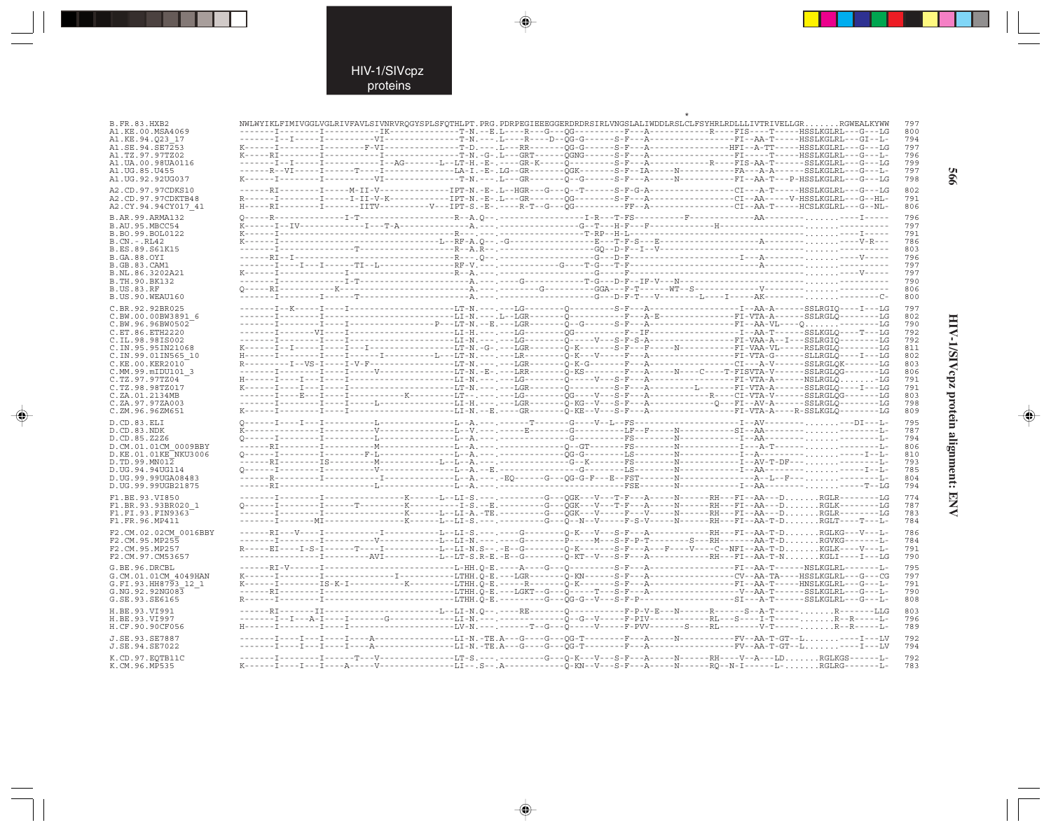```
                                                                                                                                                                           *
B.FR.83.HXB2            NWLWYIKLFIMIVGGLVGLRIVFAVLSIVNRVRQGYSPLSFQTHLPT.PRG.PDRPEGIEEEGGERDRDRSIRLVNGSLALIWDDLRSLCLFSYHRLRDLLLIVTRIVELLGR.......RGWEALKYWW  797
A1.KE.00.MSA4069        -------I--------I----------IK--------------T-N.--E.L---R---G---QG---------F---A-----------R----FIS----T-----HSSLKGLRL---G---LG  800
A1.KE.94.Q23_17         -------I--I-----I----------VI--------------T-N.---.L---R---D--QG-G------S-F---A------------------FI--AA-T-----HSSLKGLRL---GI--L-  794
A1.SE.94.SE7253         K------I--------I---------F-VI-------------T-D.---.L---RR------QG-G------S-F---A----------------HFI--A-TT-----HSSLKGLRL---G---LG  797
A1.TZ.97.97TZ02         K-----RI--------I----------I---------------T-N.-G-.L---GRT-----QGNG-----S-F---A------------------FI-----T-----HSSLKGLRL---G---L-  796
A1.UA.00.98UA0116       -------I--I-----I-----------I--AG-------L--LT-H.-E-.----GR-K-----Q---------S-F---A-----------R----FIS-AA-T------SSLKGLRL---G---LG  799
A1.UG.85.U455           ------R--VI-----I-----T----I---------------LA-I.-E-.LG--GR-------QGK-------S-F---IA-----N---------FA---A-A------SSLKGLRL---G---L-  797
A1.UG.92.92UG037        K------I--------I----------VI--------------T-N.---.L---GR--------Q--G------S-F---A-----N----------FI--AA-T---P-HSSLKGLRL---G---LG  798

A2.CD.97.97CDKS10       ------RI--------I-----M-II-V---------------IPT-N.-E-.L--HGR---G---Q--T------S-F-G-A-----------------CI---A-T-----HSSLKGLRL---G---LG  802
A2.CD.97.97CDKTB48      R------I--------I-----I-II-V-K-------------IPT-N.-E-.L---GR-------QG-------S-F---A-----------------CI--AA-----V-HSSLKGLRL---G--HL-  791
A2.CY.94.94CY017_41     H-----RI--------I---------IITV----------V---IPT-S.-E-.----R-T--G--QG-------FF--A-----------------CI--AA-T-----HCSLKGLRL---G--NL-  806

B.AR.99.ARMA132         Q-----R---------------I-T------------------R--A.Q--.-----------------I-R---T-FS----------F---------------AA--------.......----I----  796
B.AU.95.MBCC54          K------I--IV-----------------I---T-A-------------A.---.-----------------G--T---H-F---F----------------H------------------.......---------  797
B.BO.99.BOL0122         K------I-----------------------------------------R---.----------------T-RP--H-L---------------------------------.......----I----  791
B.CN.-.RL42             K------I--------------------------------------L--RF-A.Q--.-G-----------------E---T-F-S---E--------------------A-----------.......----V-R---  786
B.ES.89.S61K15          -------I-------------------T-----------------R--A.R--.-----------------GQ--D-F--I--V------------------------------.......---------  803
B.GA.88.OYI             ------RI--I-----------------------------------R---.Q--.-----------------G---D-F-----------------------I---A-------.......---V-----  796
B.GB.83.CAM1            -------I----I---I------TI--L---------------RF-V.---.-----------G----T-G---T-F-------------------------A-----------.......---------  797
B.NL.86.3202A21         K------I------------I--------------------------R--A.---.-----------------G---F-----------------------------------.......---V-----  797
B.TH.90.BK132           -------I--------------I-T------------------------A.---.----G-----------T-G---D-F--IF-V---N---------------------------.......---------  790
B.US.83.RF              Q-----RI-----------K-------------------------A.---.----------G---------GGA---F-T------WT--S---------------V--------.......---------  806
B.US.90.WEAU160         -------I--------I------T---------------------A.---.--------------------G---D-F-T---V--------L----I------AK---------.......-------C-  800

C.BR.92.92BR025         -------I--K-----I----I---------------------LT-N.---.---LG-------Q---------S-F---A----------------I--AA-A------SSLRGIQ----I---LG  797
C.BW.00.00BW3891_6      -------I--------I----I---------------------LI-N.---.L--LGR------Q---------F---A-E---------------FI-VTA-A------SSLRGLQ---------LG  802
C.BW.96.96BW0502        -------I--------I----I-------------------P--LT-N.--E.---LGR------Q--G------S-F---A------------------FI--AA-VL----Q.........-------LG  790
C.ET.86.ETH2220         -------I--------VI---I---------------------LI-H.---.---LG-------QG---------F---IF----------------I--AA-T------SSLKGLQ------T---LG  792
C.IL.98.98IS002         -------I--------I----I---------------------LI-N.---.---LG-------Q-----V---S-F-S-A-----------------FI-VAA-A--I---SSLRGIQ--------LG  792
C.IN.95.95IN21068       K------I--I-----I----I---I-----------------LT-N.-G-.---LGR------Q-K-------S-F---F------N----------FI-VAA-VL------RSLRGLQ--------LG  811
C.IN.99.01IN565_10      H------I--------I----I----I-----------L---LT-N.---.---LR--------Q-K---V---F---A-------------------FI-VTA-G------SLLRGLQ----I---LG  802
C.KE.00.KER2010         R--------I---VS-I----I-V-F-----------------LT-N.---.---LGR------Q-K-G------F---A-------------------CI---A-V------SSLRGLQK--------LG  803
C.MM.99.mIDU101_3       -------I--------I----I-----V---------------LT-N.-E-.---LRR------Q-KS-------F---A-----N----C----T-FISVTA-V------SSLRGLQG--------LG  806
C.TZ.97.97TZ04          H------I---I----I----I---------------------LI-N.---.---LG-------Q-----V---S-F---A------------------FI-VTA-A------NSLRGLQ.......---LG  791
C.TZ.98.98TZ017         K------I---I----I----I---------------------LT-N.---.---LGR------Q---------S-F---A----------L-------FI-VTA-A------SSLRGLQ----I---LG  791
C.ZA.01.2134MB          -------I---E----I----I--------------K---------LT-.---.---LG-------QG---V---S-F---A-------------R----CI-VTA-V------SSLRGLQG--------LG  803
C.ZA.97.97ZA003         -------I--------I----I-----L---------------LI-H.---.---LGR------Q-KG--V---S-F---A-------------Q----FI--AV-A------SSLRGLQ---------LG  798
C.ZM.96.96ZM651         K------I--------I----I---------------------LI-N.--E.----GR------Q-KE--V---S-F---A-------------------FI-VTA-A----R-SSLKGLQ--------LG  809

D.CD.83.ELI             Q------I----I---I----------L---------------L--A.---.------T-------G----V--L--FS-------------------I--AV--------.......---DI---L-  795
D.CD.83.NDK             K---------------I----------V---------------L--V.---.-----E---------G---------LF--F------N---------SI--AA-------.......---------L-  787
D.CD.85.Z2Z6            Q------I--------I----------L---------------L--A.---.---------------G---------FS--------N---------I--AA--------.......---------L-  794
D.CM.01.01CM_0009BBY    ------RI--------I----------M---------------L--A.---.---------------Q--GT-------FS--------N---------I---A-T-------.......---------L-  806
D.KE.01.01KE_NKU3006    Q------I--------I----------F-L-------------L--A.---.---------------QG-G--------LS--------N---------I--A----------.......-----I--L-  810
D.TD.99.MN012           ------RI--------IS---------M----------------L--L--A.---.---------------G--K-------FS--------N---------I--AV-T-DF--.......---------L-  793
D.UG.94.94UG114         Q------I--------I----------V---------------L--A.---E.--------------G---------LS--------N---------I--AA-------.......-----I--L-  785
D.UG.99.99UGA08483      ------R---------I-----------I--------------L--A.---.-EQ------G---QG-G-F---E--FST--------N---------------A--L--F--.......---------L-  804
D.UG.99.99UGB21875      ------RI-------------------L---------------L--A.---.---------------------FSE--------N---------I--AA-------.......-------T---LG  794

F1.BE.93.VI850          -------I--------I------------------K--------L--LI-S.---.---------G---QGK---V---T-F---A-----N------RH---FI--AA---D.......RGLR--------LG  774
F1.BR.93.93BR020_1      Q------I--------I-------T----------K----------I-S.--E.---------G---QGK---V---T-F---A-----N------RH---FI--AA---D.......RGLK--------LG  787
F1.FI.93.FIN9363        -------I--------I------------------K--------L--LI-A.-TE.---------G---QGK---V-----F---V-----N------RH---FI--AA---D.......RGLR--------LG  783
F1.FR.96.MP411          -------I-------MI------------------K--------L--LI-S.---.---------G---Q--N--V-----F-S-V-----N------RH---FI--AA-T-D.......RGLT----T---L-  784

F2.CM.02.02CM_0016BBY   ------RI---V----I-----------I----------L--LI-S.---.---------G-------Q-K---V---S-F---A-----------RH---FI--AA-T-D.......RGLKG---V---L-  786
F2.CM.95.MP255          -------I--------I----------V-----------L--LI-N.---.---------G-------P------M---S-F-P-T-------S----RH-------AA-T-D.......RGVKG------L-  784
F2.CM.95.MP257          R-----EI----I-S-I------T---I-----------L--LI-N.S---.-E--G------Q-K------S-F---A----F-----V-----C--NFI--AA-T-D.......KGLK--------L-  791
F2.CM.97.CM53657        -------I--------I----------AVI---------L--LT-S.R-E.-E--G------Q-KT---V---S-F---A-----------RH---FI--AA-T-N.......KGLI----I---LG  790

G.BE.96.DRCBL           ------RI-V------I----------------------------L-HH.Q-E.----A----G---Q---------S-F---A------------------FI--AA-T------NSLKGLRL-------L-  795
G.CM.01.01CM_4049HAN    K------I--------I---------------I----------LTHH.Q-E.---LGR-------Q-KN------S-F---A-------------------CV--AA-TA----HSSLKGLRL---G---CG  797
G.FI.93.HH8793_12_1     K------I--------IS-K-I-----------K----------LTHH.Q-E.-----R-------Q-K------S-F---A------------------FI--AA-T-----HNSLKGLRL---G---L-  791
G.NG.92.92NG083         ------RI--------I--------------------------LTHH.Q-E.--LGKT--G---Q-----T---S-F---A------------------V---AA-T------SSLKGLRL---G---L-  790
G.SE.93.SE6165          R------I--------I--------------------------LTHH.Q-E.--------G---QG-G--V---S-F-P------------------SI---A-T------SSLKGLRL---G---L-  808

H.BE.93.VI991           ------RI-------II-----------------------L--LI-N.Q--.-----RE--------Q---------F-P-V-E---N-------R-------S--A-T-----.......R-------LLG  803
H.BE.93.VI997           -------I--I---A-I----I--------G-----------LI-N.---.----------Q--G--V------F-PIV---------RL---S----I-T-----.......R--R-----L-  796
H.CF.90.90CF056         H------I--------I----I---------------------LV-N.---.--------T--G---Q-----V------F-PVV---------S----RL-------V-T-----.......R--R-----L-  789

J.SE.93.SE7887          -------I----I---I----I----A----------------LI-N.-TE.A---G---G---QG-T--------F---A-----N-----------FV--AA-T-GT--L.......----I---LV  792
J.SE.94.SE7022          -------I----I---I----I----A----------------LI-N.-TE.A---G---G---QG-T--------F---A------------------FV--AA-T-GT--L.......----I---LV  794

K.CD.97.EQTB11C         -------I--------I------T---V---------------LT-S.---.---------G---Q-K---V---S-F---A-----N------RH----V--A---LD.......RGLKGS------L-  792
K.CM.96.MP535           K------I----I---I-----A-----V--------------LI--.S--.A-------------Q-KN--V---S-F---A-----N------RQ--N-I------L--.......RGLRG-------L-  783
```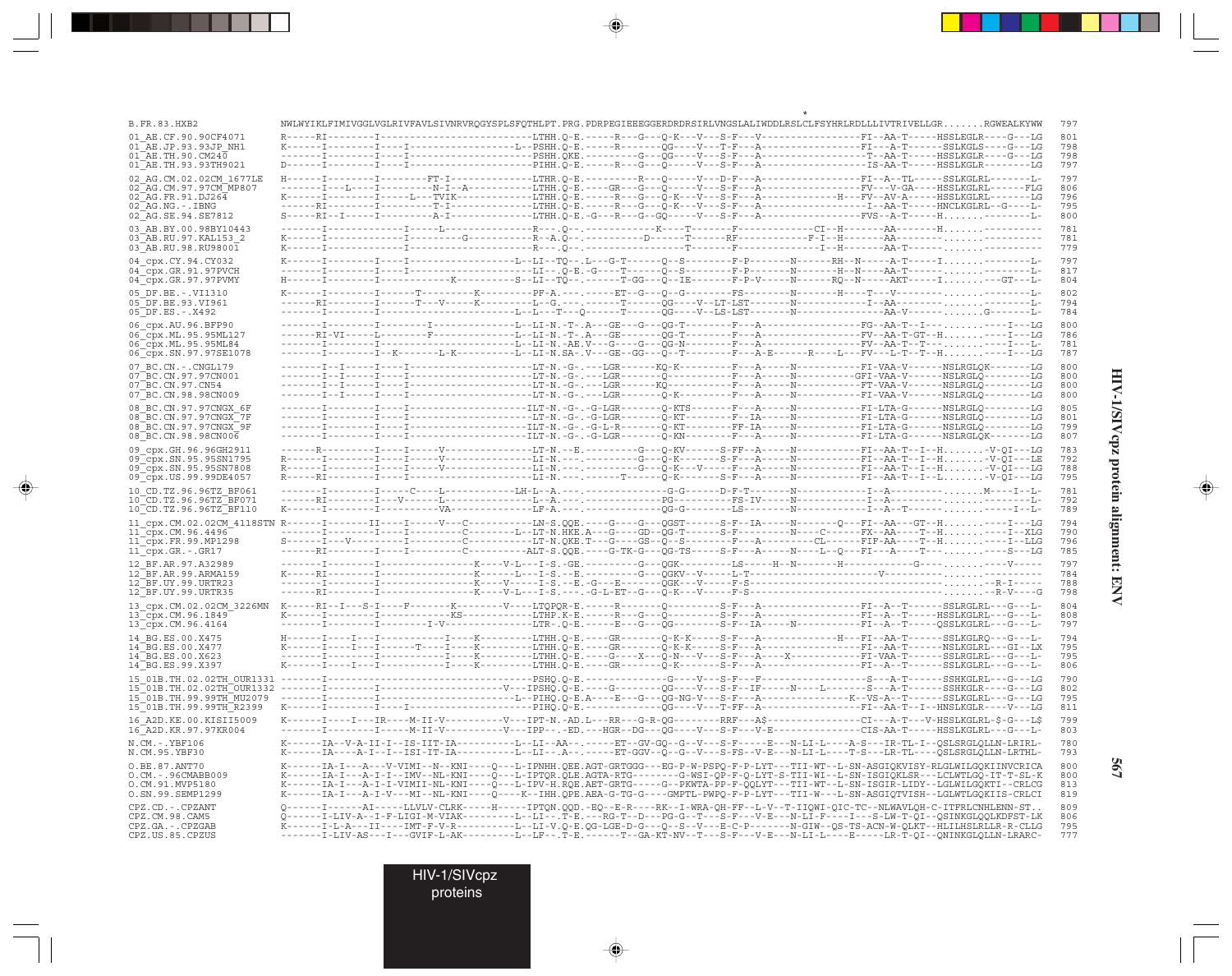```
                                                                                                              *
B.FR.83.HXB2                NWLWYIKLFIMIVGGLVGLRIVFAVLSIVNRVRQGYSPLSFQTHLPT.PRG.PDRPEGIEEEGGERDRDRSIRLVNGSLALIWDDLRSLCLFSYHRLRDLLLIVTRIVELLGR.......RGWEALKYWW  797
01_AE.CF.90.90CF4071        R-----RI--------I------------------------LTHH.Q-E.-----R---G---Q-K---V---S-F---V-----------------FI--AA-T-----HSSLEGLR----G---LG  801
01_AE.JP.93.93JP_NH1        K-----I--------I----I--------------------L--PSHH.Q-E.-----R--------QG----V---T-F---A-----------------FI---A-T------SSLKGLS----G---LG  798
01_AE.TH.90.CM240           -------I--------I----I-------------------PSHH.QKE.-----------G---QG----V---S-F---A-----------------T--AA-T-----HSSLKGLR----G---LG  798
01_AE.TH.93.93TH9021        D------I--------I----I-------------------PIHH.Q-E.-----R---G---Q-----V---S-F---A-----------------IS-AA-T-----HSSLKGLR--------LG  797
02_AG.CM.02.02CM_1677LE     H------I--------I---------FT-I-----------LTHR.Q-E.---------R---Q-----V---D-F---A-----------------FI--A--TL-----SSLKGLRL--------L-  797
02_AG.CM.97.97CM_MP807      -------I---L----I---------N-I--A---------LTHH.Q-E.----GR---G---Q-----V---S-F---A-----------------FV---V-GA----HSSLKGLRL-------FLG  806
02_AG.FR.91.DJ264           K------I--------I----L---TVIK------------LTHH.Q-E.------R---G---Q-K---V---S-F---A-----------H---FV--AV-A-----HSSLKGLRL--------LG  796
02_AG.NG.-.IBNG             ------RI--------I-----------T-I----------LTHH.Q-E.------R---G---Q-K---V---S-F---A-----------------I--AA-T-----HNCLKGLRL--G-----L-  795
02_AG.SE.94.SE7812          S-----RI--I-----I-----------A-I----------LTHH.Q-E.-G---R---G---GQ-----V---S-F---A-----------------FVS--A-T-----H.......--------L-  800
03_AB.BY.00.98BY10443       -------I-------------I------L------------R---.Q--.-----------------K----T-------F--------------CI--H-------AA--------H.......----------  781
03_AB.RU.97.KAL153_2        K------I-------------I----------G--------R--A.Q--.-----------D------T-------RF-------------F-I--H-------AA----------.......----------  781
03_AB.RU.98.RU98001         K------I-------------I-------------------R---.Q--.------------------T-------F-----------------I--H-------AA-T--------.......----------  779
04_cpx.CY.94.CY032          K------I--------I----I-------------------L--LI--TQ--.L---G-T------Q--S--------F-P--------N------RH--N-----A-T-----I.......--------L-  797
04_cpx.GR.91.97PVCH         -------I--------I----I-------------------LI--.Q-E.-G---T------Q--S--------F-P--------N--------H--N-----AA-T--------.......--------L-  817
04_cpx.GR.97.97PVMY         H------I--------I--------------K---------S--LI--TQ--.--------T-GG---Q--IE--------F-P-V-----N------RQ--N-----AKT------I.......---GT---L-  804
05_DF.BE.-.VI1310           K------I--------I------T---------K-------PF-A.---.------ET--G---Q--G--------FS--------N--------H----T---V----------.......--------L-  802
05_DF.BE.93.VI961           ------RI--------I------T---V-----K-------L--G.---.---------T--------QG---V--LT-LST--------N-------------I--AA-----------.......--------L-  794
05_DF.ES.-.X492             -------I--------I------------------------L--L---T---Q--------T--------QG---V--LS-LST--------N-------------AA-V----------.......G-------L-  784
06_cpx.AU.96.BFP90          -------I--------I--------I---------------L--LI-N.-T-.A---GE---G---QG-T-------F---A------------------FG--AA-T--I--.......----I---LG  800
06_cpx.ML.95.95ML127        ------RI-VI-----L---------F--------------L--LI-N.-T-.A---GE--------QG-T-------F---A------------------FV--AA-T-GT--H.......----I---LG  786
06_cpx.ML.95.95ML84         -------I--------I------------------------L--LI-N.-AE.V---G--------QG-N-------F---A------------------FV--AA-T--T---.......----I---LG  781
06_cpx.SN.97.97SE1078       -------I--------I--K-------L-K-----------L--LI-N.SA-.V---GE--GG---Q--T-------F---A-E------R----L---FV--L-T--T--H.......----I---LG  787
07_BC.CN.-.CNGL179          -------I--I-----I----I-------------------LT-N.-G-.---LGR------KQ-K-------F---A-----N-----------FI-VAA-V------NSLRGLQK-------LG  800
07_BC.CN.97.97CN001         -------I--I-----I----I-------------------LT-N.-G-.---LGR-------Q--------F---A-----N----------GFI-VAA-V------NSLRGLQ--------LG  800
07_BC.CN.97.CN54            -------I--I-----I----I-------------------LT-N.-G-.---LGR------KQ---------F---A-----N-----------FT-VAA-V------NSLRGLQ--------LG  800
07_BC.CN.98.98CN009         -------I--I-----I----I-------------------LT-N.-G-.---LGR-------Q-K-------F---A-----N-----------FI-VAA-V------NSLRGLQ--------LG  800
08_BC.CN.97.97CNGX_6F       -------I--------I----I-------------------ILT-N.-G-.-G-LGR-------Q-KTS-------F---A-----N-----------FI-LTA-G------NSLRGLQ--------LG  805
08_BC.CN.97.97CNGX_7F       -------I--------I----I-------------------LT-N.-G-.-G-LGR-------Q-KT-------F--IA-----N-----------FI-LTA-G------NSLRGLQ--------LG  801
08_BC.CN.97.97CNGX_9F       -------I--------I----I-------------------ILT-N.-G-.-G-L-R-------Q-KT-------FF-IA-----N-----------FI-LTA-G------NSLRGLQ--------LG  799
08_BC.CN.98.98CN006         -------I--------I----I-------------------ILT-N.-G-.-G-LGR-------Q-KN-------F---A-----N-----------FI-LTA-G------NSLRGLQK-------LG  807
09_cpx.GH.96.96GH2911       ------R---------I----I-----V-------------LT-N.--E.---------G---Q-KV-------S-FF--A-----N-----------FI--AA-T--I--H.......-V-QI---LG  783
09_cpx.SN.95.95SN1795       R------I--------I----I-----V-------------LT-N.---.---------G---Q-K--------S-F---A-----N-----------FI--AA-T--I--H.......-V-QI---LE  792
09_cpx.SN.95.95SN7808       R------I--------I----I-----V-------------LI-N.---.---------G---Q-K--V-----F---A-----N-----------FI--AA-T--I--H.......-V-QI---LG  788
09_cpx.US.99.99DE4057       R-----RI--------I----I-------------------LI-N.---.-------T-------Q-K--------S-F---A-----N-----------FI--AA-T--I--L.......-V-QI---LG  795
10_CD.TZ.96.96TZ_BF061      -------I--------I-----C----L-------------LH-L--A.---.-------------G-G------D-F-T-------N-------------I--A----------.......M----I--L-  781
10_CD.TZ.96.96TZ_BF071      ------RI--------I---V------L-------------L--A.---.----------------PG----------FS-IV-----N-------------I--A----------.......--------L-  792
10_CD.TZ.96.96TZ_BF110      K------I--------I----------VA------------LF-A.---.----------------QG-G--------LS--------N-------------I--A--T-------.......----I---L-  789
11_cpx.CM.02.02CM_4118STN   R------I--------II----I-----V---C---------LN-S.QQE.----G----G---QGST-------S-F--IA-----N---------Q---FI--AA---GT--H.......----I---LG  794
11_cpx.CM.96.4496           -------I--------I----I--------C-------L--LT-N.HKE.A---G----GD--QG-T-------S-F--------N----C-------FX--AA----T--H.......----I--XLG  790
11_cpx.FR.99.MP1298         S------I---V----------I---------C--------LT-N.QKE.T---G----GS--Q--S--------F---A-------CL--------FIF-AA----T--H.......----I--LLG  796
11_cpx.GR.-.GR17            ------RI--------I----I--------C--------LST-S.QQE.----G-TK-G---QG-TS------S-F---A-----N----L--Q---FI--A----T--.......----S---LG  785
12_BF.AR.97.A32989          -------I--------I---------------K----V-L---I-S.-GE.---------G---QGK----------LS-----H--N-------H-------------G-----.......----V------  797
12_BF.AR.99.ARMA159         K-----RI--------I---------------K------L---I-S.--E.---------G---QGKV--V------L-T--------------------------V-----------.......----------  784
12_BF.UY.99.URTR23          -------I--------I---------------K----V-----I-S.--E.-G---E-------QGK---V------F-S--------------------------------------.......--R-I-----  788
12_BF.UY.99.URTR35          ------RI--------I---------------K----V-L---I-S.----.-G-L-ET--G---Q-K---V------F-S--------------------------------------.......--R-V----G  798
13_cpx.CM.02.02CM_3226MN    K-----RI--I---S-I----F-------K---------V----LTQPQR-E.-----R-------Q---------S-F---A-----------------FI--A--T-----SSLRGLRL---G---L-  804
13_cpx.CM.96.1849           K------I--------I----------------KS-------LTHP.K-E.-----R---G---Q---------S-F---A-----------------FI--A--T-----HSSLKGLRL---G---L-  808
13_cpx.CM.96.4164           -------I--------I----------I-V-----------LTR-.Q-E.-----E---G---QG---------S-F--IA-----N-----------FI--A--T-----QSSLKGLRL---G---L-  797
14_BG.ES.00.X475            H------I----I---I---------------I----K---LTHH.Q-E.----GR-------Q-K-K-------S-F---A------------H---FI--AA-T------SSLKGLRQ---G---L-  794
14_BG.ES.00.X477            K------I----I---I------T----I----K-------LTHH.Q-E.----GR-------Q-K-K-------S-F---A-----------------FI--AA-T------NSLKGLRL---GI--LX  795
14_BG.ES.00.X623            -------I----I---I---------------I----K---LTHH.Q-E.-----G----X---Q-N---V---S-F---A-----X-----------FI-VAA-T------SSLRGLRL---G---L-  795
14_BG.ES.99.X397            K------I----I---I---------------I----K---LTHH.Q-E.----GR-------Q-K-------S-F---A-----------------FI--A--T------SSLKGLRL---G---L-  806
15_01B.TH.02.02TH_OUR1331   -------I-------------------------------PSHQ.Q-E.-------------G----V---S-F---F-----------------S---A-T------SSHKGLRL---G---LG  790
15_01B.TH.02.02TH_OUR1332   -------I--------I---------------------V---IPSHQ.Q-E.----G------QG----V---S-F--IF------N----L--------S---A-T------SSHKGLR----G---LG  802
15_01B.TH.99.99TH_MU2079    -------I--------I------------------------L--PIHQ.Q-E.A----E---G---QG-NG-V---S-F---A-----------------K--VS-A--T------SSLKGLRL---G---LG  795
15_01B.TH.99.99TH_R2399     K------I--------I----I-------------------PIHQ.Q-E.------------QG----V---T-FF--A-----------------FI--AA-T--I--HNSLKGLR----V---LG  811
16_A2D.KE.00.KISII5009      K------I----I---IR----M-II-V-----------V---IPT-N.-AD.L---RR---G-R-QG-------RRF---A$-----------------CI---A-T---V-HSSLKGLRL-$-G---L$  799
16_A2D.KR.97.97KR004        -------I--------I------M-II-V----------V---IPP--.-ED.---HGR--DG---QG----V---S-F---V-E-----------------CIS-AA-T-----HSSLKGLRL---G---L-  803
N.CM.-.YBF106               K------IA--V-A-II-I--IS-IIT-IA----------L--LI--AA--.-----ET--GV-GQ--G--V---S-F------E---N-LI-L----A-S---IR-TL-I--QSLSRGLQLLN-LRIRL-  780
N.CM.95.YBF30               K------IA----A-I--I--ISI-IT-IA----------L--LI--.A--.-----ET-GGV--Q--G--V---S-FS--V-E---N-LI-L----T-S---LR-TL----QSLSRGLQLLN-LRTHL-  793
O.BE.87.ANT70               K------IA-I---A---V-VIMI--N--KNI----Q---L-IPNHH.QEE.AGT-GRTGGG---EG-P-W-PSPQ-F-P-LYT---TII-WT--L-SN-ASGIQKVISY-RLGLWILGQKIINVCRICA  800
O.CM.-.96CMABB009           K------IA-I---A-I-I--IMV--NL-KNI----Q---L-IPTQR.QLE.AGTA-RTG--------G-WSI-QP-F-Q-LYT-S-TII-WI--L-SN-ISGIQKLSR---LCLWTLGQ-IT-T-SL-K  800
O.CM.91.MVP5180             K------IA-I---A-I-I-VIMII-NL-KNI----Q---L-IPV-H.RQE.AET-GRTG-----G--PKWTA-PP-F-QQLYT---TII-WT--L-SN-ISGIR-LIDY--LGLWILGQKTI--CRLCG  813
O.SN.99.SEMP1299            K------IA-I---A-I-V---MI--NL-KNI----Q----K--IHH.QPE.AEA-G-TG-G----GMPTL-PWPQ-F-P-LYT---TII-W---L-SN-ASGIQTVISH--LGLWTLGQKIIS-CRLCI  819
CPZ.CD.-.CPZANT             Q------I------AI-----LLVLV-CLRK-----H-----IPTQN.QQD.-EQ--E-R----RK--I-WRA-QH-FF--L-V--T-IIQWI-QIC-TC--NLWAVLQH-C-ITFRLCNHLENN-ST..  809
CPZ.CM.98.CAM5              Q------I-LIV-A--I-F-LIGI-M-VIAK---------L--LI--.T-E.---RG-T--D---PG-G--T---S-F---V-E---N-LI-F----I---S-LW-T-QI--QSINKGLQQLKDFST-LK  806
CPZ.GA.-.CPZGAB             K------I-L-A---II----IMT-F-V-R----------L--LI-V.Q-E.QG-LGE-D-G----Q--S--V---E-C-P-------N-GIW--QS-TS-ACN-W-QLKT--HLILHSLRLLR-R-CLLG  795
CPZ.US.85.CPZUS             -------I-LIV-AS---I---GVIF-L-AK---------L--LF--.T-E.------T--GA-KT-NV--T---S-F---V-E---N-LI-L----E-----LR-T-QI--QNINKGLQLLN-LRARC-  777
```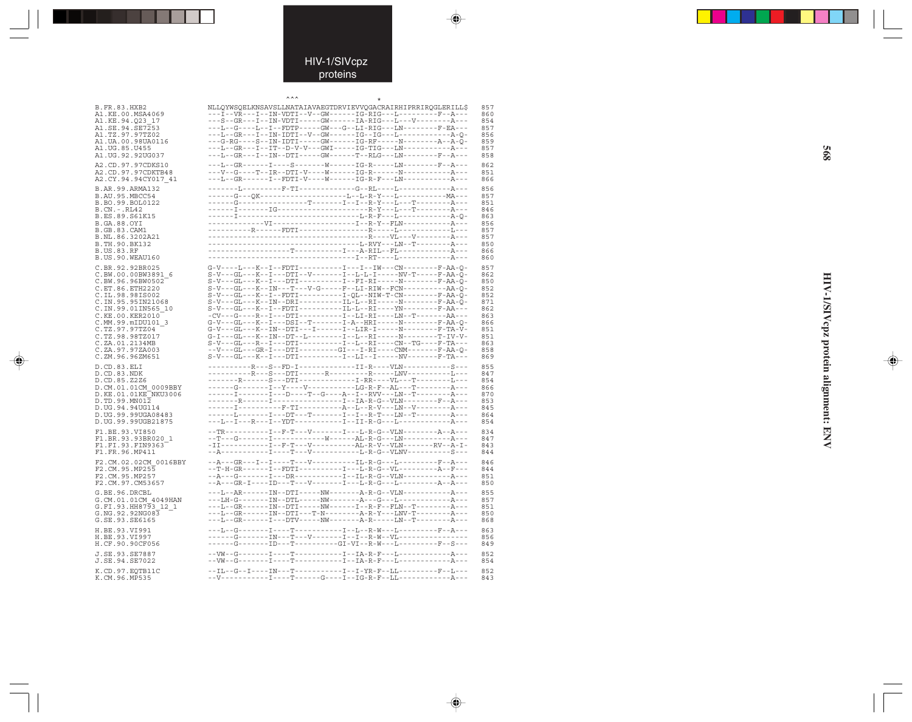HIV-1/SIVcpz proteins

```
                          ^^^              *
B.FR.83.HXB2            NLLQYWSQELKNSAVSLLNATAIAVAEGTDRVIEVVQGACRAIRHIPRRIRQGLERILL$   857
A1.KE.00.MSA4069        ---I--VR---I--IN-VDTI--V--GW------IG-RIG---L---------F--A---   860
A1.KE.94.Q23_17         ---S--GR---I--IN-VDTI-----GW------IA-RIG---L---V---------A---   854
A1.SE.94.SE7253         ---L--G----L--I--FDTP-----GW---G--LI-RIG---LN--------F-EA---   857
A1.TZ.97.97TZ02         ---L--GR---I--IN-IDTI--V--GW------IG--IG---L-----------A-Q-   856
A1.UA.00.98UA0116       ---G-RG----S--IN-IDTI-----GW------IG-RF-----N---------A--A-Q-   859
A1.UG.85.U455           ---L--GR---I--IT--D-V-V---GWI-----IG-TIG---LN-----------A---   857
A1.UG.92.92UG037        ---L--GR---I--IN--DTI-----GW------T--RLG---LN--------F--A---   858

A2.CD.97.97CDKS10       ---L--GR------I----S--------W------IG-R-----LN--------F--A---   862
A2.CD.97.97CDKTB48      ---V--G----T--IR--DTI-V----W------IG-R------N-----------A---   851
A2.CY.94.94CY017_41     ---L--GR------I--FDTI-V----W------IG-R-F---LN-----------A---   866

B.AR.99.ARMA132         -------L---------F-TI-------------G--RL----L------------A---   856
B.AU.95.MBCC54          ------G---QK-----------------------L--L-R-Y---L-----------MA---   857
B.BO.99.BOL0122         ------G---------------T----------I--I--R-Y---L---T--------A---   851
B.CN.-.RL42             ------I-------IG-----------------------R-Y---L---T--------A---   846
B.ES.89.S61K15          ------I--------------------------------L-R-F---L-----------A-Q-   863
B.GA.88.OYI             -------------VI--------------------I--R-Y--FLN-----------A---   856
B.GB.83.CAM1            ----------R------FDTI------------------R-----L------------L---   857
B.NL.86.3202A21         ---------------------------------------R----VL---V--------A---   857
B.TH.90.BK132           ------------------------------------------L-RVY---LN--T--------A---   850
B.US.83.RF              --------------------T------------I---A-RIL--FL------------A---   866
B.US.90.WEAU160         -----------------------------------I--RT----L------------A---   860

C.BR.92.92BR025         G-V----L---K--I--FDTI----------I---I--IW---CN--------F-AA-Q-   857
C.BW.00.00BW3891_6      S-V---GL---K--I---DTI--V-------I--L-L-I-----NV-T-----F-AA-Q-   862
C.BW.96.96BW0502        S-V---GL---K--I---DTI----------I--FI-RI-----N--------F-AA-Q-   850
C.ET.86.ETH2220         S-V---GL---K--IN---T---V-G-----F--LI-RIW--FCN----------AA-Q-   852
C.IL.98.98IS002         S-V---GL---K--I--FDTI----------I-QL--NIW-T-CN--------F-AA-Q-   852
C.IN.95.95IN21068       S-V---GL---K--IN--DRI----------IL-L--RI-----N--------F-AA-Q-   871
C.IN.99.01IN565_10      S-V---GL---K--I--FDTI----------IL-L--RI----YN--------F-AA---   862
C.KE.00.KER2010         -CV---G----R--I---DTI----------I--LI-RI----LN--T--------AA---   863
C.MM.99.mIDU101_3       G-V---GL---K--I---DSI--T-------I-A--HRI-----N--------F-AA-Q-   866
C.TZ.97.97TZ04          G-V---GL---K--IN--DTI---I------I--LIR-I-----N--------F-TA-V-   851
C.TZ.98.98TZ017         G-I---GL---K--IN--DT--L--------I--L--RI-----N--------T-IV-V-   851
C.ZA.01.2134MB          S-V---GL---R--I---DTI----------I--L--RI----CN--TG----F-TA---   863
C.ZA.97.97ZA003         --V---GL---GR-I---DTI---------GI---I-RI----CNM-------F-AA-Q-   858
C.ZM.96.96ZM651         S-V---GL---K--I---DTI----------I--LI--I-----NV-------F-TA---   869

D.CD.83.ELI             ----------R---S--FD-I-------------II-R-----VLN------------S---   855
D.CD.83.NDK             ----------R---S---DTI-------R----------R-----LNV-----------L---   847
D.CD.85.Z2Z6            -------R------S---DTI--------------I-RR-----VL--T---------L---   854
D.CM.01.01CM_0009BBY    ------G--------I--Y----V-------------LG-R-F--AL---T--------A---   866
D.KE.01.01KE_NKU3006    ------I--------I---D----T--G-----A--I--RVV---LN--T--------A---   870
D.TD.99.MN012           -------R-------I-----------------I--IA-R-G--VLN--------F--A---   853
D.UG.94.94UG114         ------I----------F-TI-------------A--L--R-V---LN--V--------A---   845
D.UG.99.99UGA08483      ------L--------I---DT---T--------I--I--R-T---LN--T--------A---   864
D.UG.99.99UGB21875      ---L--I---R---I--YDT-------------I--II-R-G---L------------A---   854

F1.BE.93.VI850          --TR----------I--F-T---V--------I---L-R-G--VLN--------A--A---   834
F1.BR.93.93BR020_1      --T---G--------I-------------W------AL-R-G---LN-----------A---   847
F1.FI.93.FIN9363        -II-----------I--F-T---V-----------AL-R-V--VLN-------RV--A-I-   843
F1.FR.96.MP411          --A-----------I----T---V-----------L-R-G--VLNV-----------S---   844

F2.CM.02.02CM_0016BBY   --A---GR---I--I----T---V-----------IL-R-G---L---------F--A---   846
F2.CM.95.MP255          --T-H-GR-------I--FDTI-----------I---L-R-G--VL---------A--F---   844
F2.CM.95.MP257          --A---G--------I---DR------------I--IL-R-G--VLN----------A---   851
F2.CM.97.CM53657        --A---GR-I----ID---T---V--------I---L-R-G---L---------A--A---   850

G.BE.96.DRCBL           ---L--AR------IN--DTI-----NW--------A-R-G--VLN-----------A---   855
G.CM.01.01CM_4049HAN    ---LH-G-------IN--DTL-----NW--------A---G---L------------A---   857
G.FI.93.HH8793_12_1     ---L--GR------IN--DTI-----NW--------I--R-F--FLN--T--------A---   851
G.NG.92.92NG083         ---L--GR------IN--DTI---T-N---------A-R-Y---LNV-T--------A---   850
G.SE.93.SE6165          ---L--GR------I---DTV-----NW--------A-R-----LN--T--------A---   868

H.BE.93.VI991           ---L--G-------I----T-----------I--L--R-W---L----------F--A---   863
H.BE.93.VI997           ------G-------IN---T---V-------I--I--R-W--VL-----------------   856
H.CF.90.90CF056         ------G-------ID---T----------GI-VI--R-W---L----------F--S---   849

J.SE.93.SE7887          --VW--G-------I----T-----------I--IA-R-F---L------------A---   852
J.SE.94.SE7022          --VW--G-------I----T-----------I--IA-R-F---L------------A---   854

K.CD.97.EQTB11C         --IL--G--I----IN---T-----------I--I-YR-F--LL---------F--L---   852
K.CM.96.MP535           --V-----------I----T-------G----I--IG-R-F--LL------------A---   843
```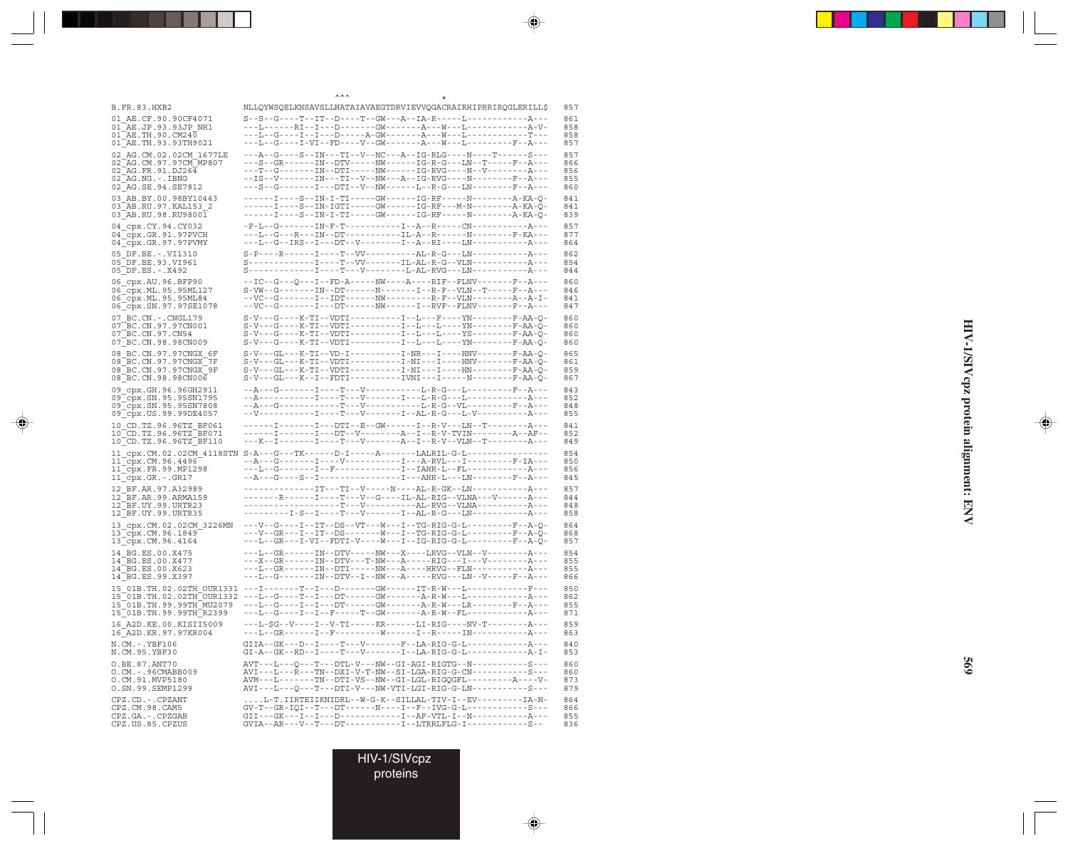```
                                   ^^^                        *
B.FR.83.HXB2                  NLLQYWSQELKNSAVSLLNATAIAVAEGTDRVIEVVQGACRAIRHIPRRIRQGLERILL$   857

01_AE.CF.90.90CF4071          S--S--G----T--IT--D----T--GW---A--IA-R-----L------------A---   861
01_AE.JP.93.93JP_NH1          ---L------RI--I---D-------GW-------A---W---L------------A-V-   858
01_AE.TH.90.CM240             ---L--G----I--I---D-----A-GW-------A---W---L------------T---   858
01_AE.TH.93.93TH9021          ---L--G----I-VI--FD----V--GW-------A---W---L---------F--A---   857

02_AG.CM.02.02CM_1677LE       ---A--G----S--IN---TI--V--NC---A--IG-RLG----N----T------S---   857
02_AG.CM.97.97CM_MP807        ---S--GR------IN--DTV-----NW------IG-R-G---LN--T-----F--A---   866
02_AG.FR.91.DJ264             ---T--G-------IN--DTI-----NW------IG-RVG----N--V--------A---   856
02_AG.NG.-.IBNG               --IS--V-------IN---TI--V--NW---A--IG-RVG----N--------F--A---   855
02_AG.SE.94.SE7812            ---S--G-------I---DTI--V--NW-------L--R-G---LN-------F--A---   860

03_AB.BY.00.98BY10443         ------I----S--IN-I-TI-----GW------IG-RF-----N--------A-KA-Q-   841
03_AB.RU.97.KAL153_2          ------I----S--IN-IGTI-----GW------IG-RF---M-N--------A-KA-Q-   841
03_AB.RU.98.RU98001           ------I----S--IN-I-TI-----GW------IG-RF-----N--------A-KA-Q-   839

04_cpx.CY.94.CY032            -F-L--G-------IN-F-T-----------I--A--R-----CN-----------A---   857
04_cpx.GR.91.97PVCH           ---L--G---R---IN--DT-----------IL-A--R------N--------F-KA---   877
04_cpx.GR.97.97PVMY           ---L--G--IRS--I---DT--V--------I--A--RI----LN-----------A---   864

05_DF.BE.-.VI1310             S-P----R------I----T--VV----------AL-R-G---LN-----------A---   862
05_DF.BE.93.VI961             S-------------I----T--VV-------IL-AL-R-G--VLN-----------A---   854
05_DF.ES.-.X492               S-------------I----T---V---------L-AL-RVG---LN-----------A---   844

06_cpx.AU.96.BFP90            --IC--G---Q---I--FD-A-----NW----A----RIF--FLNV-------F--A---   860
06_cpx.ML.95.95ML127          S-VW--G-------IN--DT------N---------I--R-F--VLN--T------F--A---   846
06_cpx.ML.95.95ML84           --VC--G-------I--IDT------NW---------R-F--VLN-----------A--A-I-   841
06_cpx.SN.97.97SE1078         --VC--G-------I---DT------NW-------I--RVF--FLNV-------F--A---   847

07_BC.CN.-.CNGL179            S-V---G----K-TI--VDTI----------I--L---F----YN--------F-AA-Q-   860
07_BC.CN.97.97CN001           S-V---G----K-TI--VDTI----------I--L---L----YN--------F-AA-Q-   860
07_BC.CN.97.CN54              S-V---G----K-TI--VDTI----------I--L---L----YS--------F-AA-Q-   860
07_BC.CN.98.98CN009           S-V---G----K-TI--VDTI----------I--L---L----YN--------F-AA-Q-   860

08_BC.CN.97.97CNGX_6F         S-V---GL---K-TI--VD-I----------I-NR---I----HNV-------F-AA-Q-   865
08_BC.CN.97.97CNGX_7F         S-V---GL---K-TI--VDTI----------I-NI---I----HNV-------F-AA-Q-   861
08_BC.CN.97.97CNGX_9F         S-V---GL---K-TI--VDTI----------I-NI---I----HN--------F-AA-Q-   859
08_BC.CN.98.98CN006           S-V---GL---K--I--FDTI----------IVNI---I----N---------F-AA-Q-   867

09_cpx.GH.96.96GH2911         --A---G-------I----T---V-----------L-R-G---L---------F--A---   843
09_cpx.SN.95.95SN1795         --A-----------I----T---V----------I--L-R-G---L------------A---   852
09_cpx.SN.95.95SN7808         --A---G------------T---V-----------L-R-G--VL---------F--A---   848
09_cpx.US.99.99DE4057         --V-----------I----T---V-------I--AL-R-G---L-V----------A---   855

10_CD.TZ.96.96TZ_BF061        ------I-------I---DTI--E--GW-------I--R-V---LN--T--------A---   841
10_CD.TZ.96.96TZ_BF071        ------I-------I---DT--V--------A---I--R-V-TVIN--------A--AF--   852
10_CD.TZ.96.96TZ_BF110        ---K--I-------I----T---V-------A---I--R-V--VLN--T--------A---   849

11_cpx.CM.02.02CM_4118STN S-A---G---TK------D-I-----A--------LALRIL-G-L----------------   854
11_cpx.CM.96.4496             --A---G-------I----V-----------I---A-RVL---I---------F-IA---   850
11_cpx.FR.99.MP1298           ---L--G-------I--F-------------I--IAHR-L--FL------------A---   856
11_cpx.GR.-.GR17              --A---G----S--I----------------I---AHR-L---LN--------F--A---   845

12_BF.AR.97.A32989            --------------IT---TI--V-----N----AL-R-GK--LN-----------A---   857
12_BF.AR.99.ARMA159           -------R------I----T---V--G----IL-AL-RIG--VLNA---V------A---   844
12_BF.UY.99.URTR23            -------------------T---V-----------AL-RVG--VLNA---------A---   848
12_BF.UY.99.URTR35            ---------I-S--I----T---V-------I--AL-R-G---LN-----------A---   858

13_cpx.CM.02.02CM_3226MN      ---V--G----I--IT--DS--VT---W---I--TG-RIG-G-L---------F--A-Q-   864
13_cpx.CM.96.1849             ---V--GR---I--IT--DS-------W---I--TG-RIG-G-L---------F--A-Q-   868
13_cpx.CM.96.4164             ---L--GR---I-VI--FDTI-V----W---I--IG-RIG-G-L---------F--A-Q-   857

14_BG.ES.00.X475              ---L--GR------IN--DTV-----NW---X----LRVG--VLN--V--------A---   854
14_BG.ES.00.X477              ---X--GR------IN--DTV---T-NW---A-----RIG---I---V--------A---   855
14_BG.ES.00.X623              ---L--GR------IN--DTI-----NW---A----HRVG--FLN-----------A---   855
14_BG.ES.99.X397              ---L--G-------IN--DTV--I--NW---A-----RVG---LN--V-----F--A---   866

15_01B.TH.02.02TH_OUR1331 ---I-------T--I---D-------GW------IT-R-W---L------------F---   850
15_01B.TH.02.02TH_OUR1332 ---L--G----T--I---DT------GW-------A-R-W---L------------A---   862
15_01B.TH.99.99TH_MU2079      ---L--G----I--I---DT------GW-------A-R-W---LR--------F--A---   855
15_01B.TH.99.99TH_R2399       ---L--G----I--I--F-----T--GW-------A-R-W--FL------------A---   871

16_A2D.KE.00.KISII5009        ---L-$G--V----I--V-TI-----KR------LI-RIG----NV-T--------A---   859
16_A2D.KR.97.97KR004          ---L--GR------I--F---------W-------I--R-----IN-----------A---   863

N.CM.-.YBF106                 GIIA--GK---D--I----T---V------F--LA-RIG-G-L------------A---   840
N.CM.95.YBF30                 GI-A--GK--RD--I----T---V-------I--LA-RIG-G-L------------A-I-   853

O.BE.87.ANT70                 AVT---L---Q---T---DTL-V---NW--GI-AGI-RIGTG--N-----------S---   860
O.CM.-.96CMABB009             AVI---L---R---TN--DXI-V-T-NW--SI-LGA-RIG-G-CN-----------S---   860
O.CM.91.MVP5180               AVM---L-------TN--DTI-VS--NW--GI-LGL-RIGQGFL---------A----V-   873
O.SN.99.SEMP1299              AVI---L---Q---T---DTI-V---NW-VTI-LGI-RIG-G-LN-----------S---   879

CPZ.CD.-.CPZANT               ....L-T.IIRTEIIKNIDRL--W-G-K--SILLAL-TIV-I--EV---------IA-N-   864
CPZ.CM.98.CAM5                GV-T--GR-IQI--T---DT------N----I--F--IVG-G-L------------S---   866
CPZ.GA.-.CPZGAB               GII---GK---I--I---D-----------I--AF-VTL-I--N------------A---   855
CPZ.US.85.CPZUS               GVIA--AR---V--T---DT-----------I--LTRRLFLG-I------------S--   836
```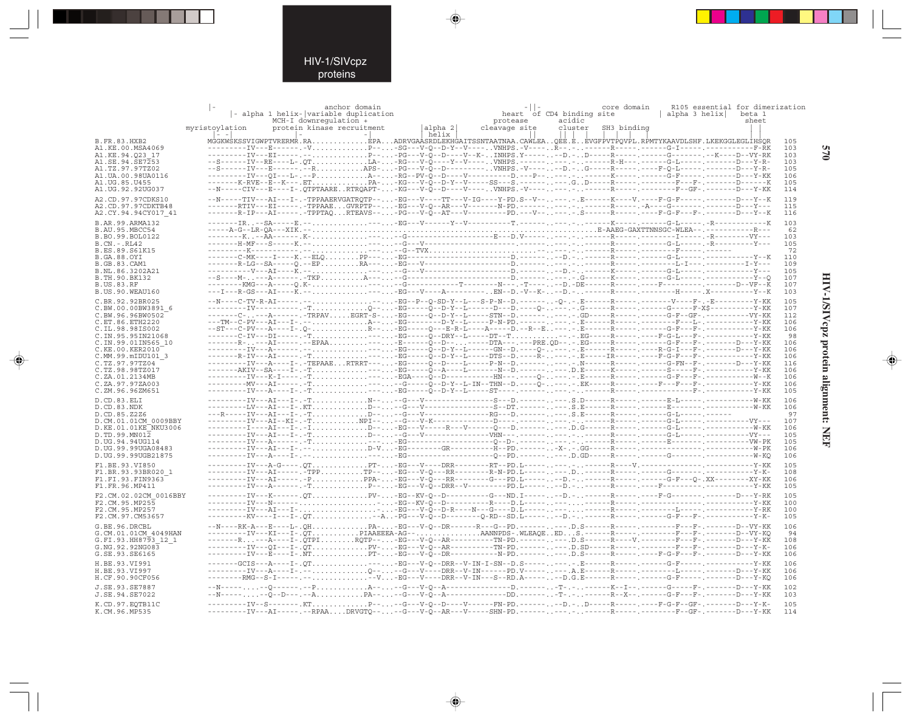HIV-1/SIVcpz proteins

```
                 |-                      anchor domain                                          -||-                core domain      R105 essential for dimerization
                 |- alpha 1 helix-|variable duplication                                         heart  of CD4 binding site          | alpha 3 helix|   beta 1
                                   MCH-I downregulation +                                       protease       acidic                                      sheet
myristoylation                     protein kinase recruitment                  |alpha 2|        cleavage site   cluster    SH3 binding
                                                                                 helix
B.FR.83.HXB2           MGGKWSKSSVIGWPTVRERMR.RA.............EPA...ADRVGAASRDLEKHGAITSSNTAATNAA.CAWLEA..QEE.E..EVGFPVTPQVPL.RPMTYKAAVDLSHF.LKEKGGLEGLIHSQR   105
```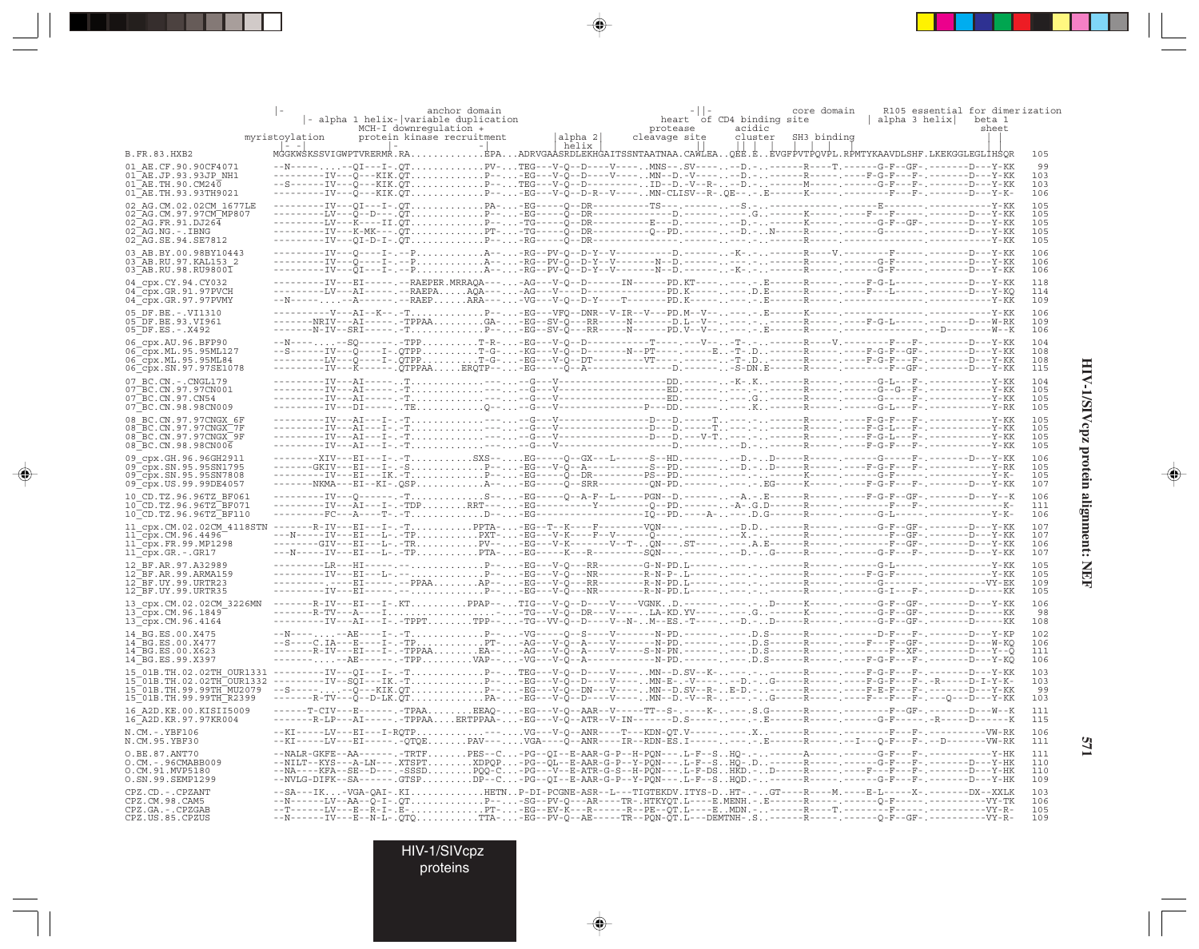```
                          |-                         anchor domain                              -||-              core domain     R105 essential for dimerization
                          |- alpha 1 helix-|variable duplication                          heart  of CD4 binding site            | alpha 3 helix|     beta 1
                                            MCH-I downregulation +                       protease         acidic                                        sheet
              myristoylation                protein kinase recruitment      |alpha 2|    cleavage site    cluster    SH3 binding
                          |- -|               |-           -|               | helix |         ||           |  |  |     |  |   |                        | |
B.FR.83.HXB2              MGGKWSKSSVIGWPTVRERMR.RA............EPA...ADRVGAASRDLEKHGAITSSNTAATNAA.CAWLEA..QEE.E..EVGFPVTPQVPL.RPMTYKAAVDLSHF.LKEKGGLEGLIHSQR    105

01_AE.CF.90.90CF4071      --N-----....--QI---I-.QT.............PV-...TEG---V-Q--D----V-----.MNS--.SV----..--D.-..-------R----T.-------G-F--GF-.--------D---Y-KK     99
01_AE.JP.93.93JP_NH1      ---------IV---Q---KIK.QT.............P--...-EG---V-Q--D----V-----.MN--D.-V-----..--D.-..-------R-----.----F-G-F---F-.--------D---Y-KK    103
01_AE.TH.90.CM240         --S------IV---Q---KIK.QT.............P--...TEG---V-Q--D-----------.ID--D.-V--R-..--D.-..-------M-----.-------G-F---F-.--------D---Y-KK    103
01_AE.TH.93.93TH9021      ---------IV---Q---KIK.QT.............P--...-EG---V-Q--D-R--V-----.MN-CLISV--R-.QE--.-.E-------K-----.---------F---F-.--------D---Y-K-    106

02_AG.CM.02.02CM_1677LE   ---------IV---QI---I-.QT.............PA-...-EG-----Q--DR-----------TS---.-------.--S.-.-------------.-------E-------.--------------Y-KK    105
02_AG.CM.97.97CM_MP807    ---------LV---Q--D---.QT.............P--...-EG-----Q--DR--------------D.-------.---.G..-------K-----.----F---F------.--------D---Y-KK    105
02_AG.FR.91.DJ264         ---------LV---K----II.QT.............P--...-TG-----Q--DR------------E---D.-------.--D.-..-------K-----.-------G-F---GF-.--------D---Y-KK    105
02_AG.NG.-.IBNG           ---------IV---K-MK---.QT.............PT-...-TG-----Q--MK-----------Q---PD.-------.--D...N-----R-----.-------G-------.--------D---Y-KK    105
02_AG.SE.94.SE7812        ---------IV---QI-D-I-.QT.............P--...-RG-----Q--DR--------------------------.-------------R-----.---------------.--------------Y-KK    105

03_AB.BY.00.98BY10443     ---------IV---Q----I-.--P.............A--...-RG--PV-Q--D-Y--V-----------D.-------.-K-.-..-------R----V.--------F-----.--------D---Y-KK    106
03_AB.RU.97.KAL153_2      ---------IV---Q----I-.--P.............A--...-RG--PV-Q--D-Y--V---------N--D.-------.---.-..-------R-----.-------G-F-----.--------D---Y-KK    106
03_AB.RU.98.RU98001       ---------IV---QI---I-.--P.............A--...-RG--PV-Q--D-Y--V---------N--D.-------.-K-.-..-------R-----.-------G-F-----.--------D---Y-KK    106

04_cpx.CY.94.CY032        ---------IV---EI-----.--RAEPER.MRRAQA----...-AG---V-Q--D------IN-------PD.KT-----.----.-.E-------R-----.----F-G-L-----.--------D---Y-KK    118
04_cpx.GR.91.97PVCH       ---------LV---AI-----.--RAEPA.....AQA----...-AG---V-----------------------PD.K-----.---.D.E-------R-----.----F---L-----.--------D---Y-KQ    114
04_cpx.GR.97.97PVMY       --N-----....--A------.--RAEP......ARA----...-VG---V-Q--D-Y---T--------PD.K-----.---.-.E-------R-----.---------------.---------------Y-KK    109

05_DF.BE.-.VI1310         ---------V----AI--K--.-T.............P--...-EG---VFQ--DNR--V-IR--V---PD.M--V--.-----.-.E-------K-----.---------------.--------------Y-KK    106
05_DF.BE.93.VI961         -------NRIV---AI-----.-TPPAA.........GA-...-EG---SV-Q---RR-----N-------D.L--V--.---.-.--------R-----.----F-G-L-----.--------D---W-RK    109
05_DF.ES.-.X492           -------N-IV---SRI-----.-T.............P--...-EG---SV-Q---RR-----N-------PD.V--V--.---.-.E-------R-----.---------------.--D--------W--K    106

06_cpx.AU.96.BFP90        --N-----....--SQ------.-TPP..........T-R-...-EG---V-Q--D------------T-----.---V---.-T-.-.-------R----V.--------F--F-.--------D---Y-KK    104
06_cpx.ML.95.95ML127      --S------IV---Q----I-.QTPP..........T-G-...-KG---V-Q--D---------N--PT----.-----E..-T-.D..-------R-----.----F-G-F--GF-.--------D---Y-KK    108
06_cpx.ML.95.95ML84       ---------LV---Q----I-.QTPP..........T-G-...-EG---V-Q--DT----------VT----.-------.-T-.D..-------R-----.----F-G-F---F-.--------D---Y-KK    108
06_cpx.SN.97.97SE1078     ---------IV---K------.QTPPAA.....ERQTP---...-EG-----Q--A-----------------D.-------.-S-DN.E-------R-----.---------F--GF-.--------D---Y-KK    115

07_BC.CN.-.CNGL179        ---------IV---AI-----.-T.............----...--G---V------------------DD.-------.-K-.K..-------R-----.-------G-L---F-.--------------Y-KK    104
07_BC.CN.97.97CN001       ---------IV---AI-----.-T.............----...--G---V------------------ED.-------.---.-..-------R-----.-------G--G-F-.--------------Y-KK    105
07_BC.CN.97.CN54          ---------IV---AI-----.-T.............----...--G---V------------------ED.-------.-G..-------R-----.-------G------F-.--------------Y-KK    105
07_BC.CN.98.98CN009       ---------IV---DI-----.-TE............Q---...--G---V-------------P----DD.-------.---.K..-------R-----.-------G-L---F-.--------------Y-RK    105

08_BC.CN.97.97CNGX_6F     ---------IV---AI--I-.-T..............----...--G---V-----------------D---D.-----T.----.-..-------R-----.----F-G-L---F-.--------------Y-KK    105
08_BC.CN.97.97CNGX_7F     ---------IV---AI--I-.-T..............----...--G---V-----------------D---D.-----T.----.-..-------R-----.----F-G-L---F-.--------------Y-KK    105
08_BC.CN.97.97CNGX_9F     ---------IV---AI--I-.-T..............----...--G---V-----------------D---D.---V-T.----.-..-------R-----.----F-G-L---F-.--------------Y-KK    105
08_BC.CN.98.98CN006       ---------IV---AI--I-.-T..............----...--G---V---------------------D.-------.---.D..-------R-----.----F-G-F---F-.--------------Y-KK    105

09_cpx.GH.96.96GH2911     --------XIV---EI---I-.-T...........SXS---...-EG-----Q--GX---L------S--HD.-------.--D.-..D-------R-----.-------G-----F-.--------D---Y-KK    106
09_cpx.SN.95.95SN1795     -------GKIV---EI---I-.-S.............P--...-EG---V-Q--A-------------S--PD.-------.--D.-..D-------R-----.----F-G-F---F-.--------------Y-RK    105
09_cpx.SN.95.95SN7808     ---------IV---EI---IK.-T.............P--...-EG-----Q--DR-----------PS--PD.-------.---.-..-------R-----.-------G-F---F-.--------------Y-K-    105
09_cpx.US.99.99DE4057     -------NKMA---EI--KI-.QSP............A--...-EG-----Q--SRR-----------QN-PD.-------.---.-.EG------K-----.----F-G-F---F-.--------D---Y-KK    107

10_CD.TZ.96.96TZ_BF061    ---------IV---Q------.-T.............S--...-EG-----Q--A-F--L-----PGN--D.-------.-A-.-.E-------R-----.----F-G-F--GF-.--------D---Y--K    106
10_CD.TZ.96.96TZ_BF071    ---------IV---AI---I-.-TDP..........RRT---...-EG-------------Y----------Q--PD.-------.-A-.G.D-------R-----.---------F---F-.--------------K-    111
10_CD.TZ.96.96TZ_BF110    ---------FC---A----T-.-T.............D--...-EG--------------------IQ--PD.-----A-.---.D.G-------R-----.-------G-L-----.--------------Y-K-    106

11_cpx.CM.02.02CM_4118STN -------R-IV---EI---I-.-T...........PPTA-...-EG---T--K----F--------VQN---.-------.--D.D..-------R-----.-------G-F--GF-.--------D---Y-KK    107
11_cpx.CM.96.4496         ---N-----IV---EI---L-.-TP...........PXT-...-EG---V-K----F--V------Q----.-------.-X.-..-------R-----.---------F--GF-.--------D---Y-KK    107
11_cpx.FR.99.MP1298       --------GIV---EI---L-.-TR...........PV--...-EG---V-K------V--T--.QN---.ST------.---.A.E-------R-----.---------F--GF-.--------D---Y-KK    106
11_cpx.GR.-.GR17          ---N-----IV---EI---L-.-TP...........PTA-...-EG------K---R-----------SQN---.-------.--D.-..G-------R-----.-------G-F---F-.--------D---Y-KK    107

12_BF.AR.97.A32989        ---------LR---HI-----.--.............P--...-EG---V-Q---RR---------G-N-PD.L-------.---.-.-------R-----.-------G-L-----.--------------Y-KK    105
12_BF.AR.99.ARMA159       ---------IV---EI---L-.--.............P--...-EG---V-Q---NR---------R-N-P-.L-------.---.-.-------R-----.----F-G-F-----.--------------Y-KK    105
12_BF.UY.99.URTR23        ---------.----EI-----.--PPAA........AP--...-EG---V-Q---RR---------R-N-PD.L-------.---.-.-------R-----.-------G-------.-------------VY-KK    109
12_BF.UY.99.URTR35        ---------IV---EI-----.--..............P--...-EG---V-Q---NR---------R-N-PD.L-------.---.-.-------R-----.-------G-I---F-.--------D------KK    105

13_cpx.CM.02.02CM_3226MN  -------R-IV---EI---I-.KT..........PPAP--...TIG---V-Q--D----V----VGNK..D.-------.---.-..D-------K-----.-------G-F--GF-.--------D---Y-KK    106
13_cpx.CM.96.1849         -------R-TV---A----I-.-...............-...-TG---V-Q--DR---V------LA-KD.YV-----.-G..-------K-----.-------G-F--GF-.--------D------KK     98
13_cpx.CM.96.4164         ---------IV---AI---I-.-TPPT........TPP---...-TG--VV-Q--D----V--N-..M--ES.-T-----.--D.-..D-------R-----.-------G-F--GF-.--------D------KK    108

14_BG.ES.00.X475          --N-----....--AE----I-.-T.............P--...-VG-----Q--S---V-------N-PD.-------.---.D.S-------R-----.-------D-F---F-.--------D---Y-KP    102
14_BG.ES.00.X477          --S----C.IA---E----I-.-TP............PT-...-AG---V-Q--A---V-------N-PD.-------.---.D.S-------R-----.----F---F--GF-.--------D---W-KQ    106
14_BG.ES.00.X623          -------R-IV---EI---I-.-TPPAA........EA--...-AG---V-Q--A---V-----S-N-PN.-------.---.D.S-------R-----.---------F--XF-.--------D---Y--Q    111
14_BG.ES.99.X397          --------....--AE------.-TPP..........VAP--...-VG---V-Q--A--------------N-PD.-------.---.D.S-------R-----.----F-G-F---F-.--------D---Y-KQ    106

15_01B.TH.02.02TH_OUR1331 ---------IV---QI---I-.-T.............P--...TEG---V-Q--D----V-----.MN--D.SV--K-.-----.-.-------R-----.----F-G-F---F-.--------D---Y-KK    103
15_01B.TH.02.02TH_OUR1332 ---------IV---EQI---I-.-T.............P--...-EG---V-Q--IK---V-----.MN-E.-V-----.--D.-..G-------R-----.----F-G-F---F-.-R------D-I-Y-K-    103
15_01B.TH.99.99TH_MU2079  --S-----....--Q---KIK.QT.............P--...-EG---V-Q--DN---V-----.MN--D.SV--R-.E-D.-..-------R-----.----F-E-F---F-.--------D---Y-KK     99
15_01B.TH.99.99TH_R2399   -------R-TV---Q--D-LK.QT.............PA-...-EG---V-Q--D----V-----.MN--D.-V--R-.-----.-..G-------R-----.-------F---F-.--Q---D---Y-KK    103

16_A2D.KE.00.KISII5009    ------T-CIV---E------.-TPAA.........EEAQ--...-EG---V-Q--AAR--V-----TT--S-.----K-.----.S.G-------R-----.---------F--GF-.--------D---W--K    111
16_A2D.KR.97.97KR004      -------R-LP---AI-----.-TPPAA.....ERTPPAA-...-EG---V-Q--ATR--V-IN---------D.S-----.---.-.E-------R-----.-------G-F-----.-R-----D------K    115

N.CM.-.YBF106             --KI-----LV---EI---I-RQTP.............----...VG---V-Q--ANR----T---KDN-QT.V-----.---.X..-------R-----.---------F---F-.--------------VW-RK    106
N.CM.95.YBF30             --KI-----LV---EI-----.-QTQE.......PAV-----...VGA---Q--ANR----IR--RDN-ES.I-------.-.E-------R-----.--I---Q-F---F-.--D--------VW-RK    111

O.BE.87.ANT70             --NALR-GKFE--AA-------.-TRTF......PES--C...-PG--QI--E-AAR-G-P--H-PQN---.L-F--S..HQ-.-.-------A-----.-------G-F---F-.--------D---Y-HK    111
O.CM.-.96CMABB009         --NILT--KYS---A-LN----.XTSPT.......XDPQP...-PG--QL--E-AAR-G-P--Y-PQN---.L-F--S..HQ-.D..-------R-----.-------G-F---F-.--------D---Y-HK    110
O.CM.91.MVP5180           --NA-----KFA--SE--D---.-SSSD.......PQQ-C...-PG---V--E-ATR-G-S--H-PQN---.L-F-DS..HKD.-..D-------R-----.----F---F---F-.--------D---Y-HK    110
O.SN.99.SEMP1299          --NVLG-DIFK--SA-------.GTSP........DP--C...-PG--QI--E-AAR-G-P--Y-PQN---.L-F--S..HQD.-..-------R-----.-------G-F---F-.--------D---Y-HK    109

CPZ.CD.-.CPZANT           --SA---IK...-VGA-QAI-.KI.............HETN..P-DI-PCGNE-ASR--L---TIGTEKDV.ITYS-D..HT-.-..GT----R-----M.------E-L-----X-.--------DX--XXLK    103
CPZ.CM.98.CAM5            --N------LV--AA--Q-I-.QT.............P--...-SG--PV-Q---AR----TR-.HTKYQT.L----E.MENH.-.E-------R-----.-------Q-F-----.--------------VY-TK    106
CPZ.GA.-.CPZGAB           --T------LV---E--R-I-.E-.............PT-...-EG--EV-K---R------R--PE-QT.L----E..MDN.-.-------R-----T.--------F-----.--------------VY-R-    105
CPZ.US.85.CPZUS           --N------IV---E--N-L-.QTQ............TTA-...-EG--PV-Q--AE-----TR--PQN-QT.L---DEMTNH-.S..-------R-----.-------Q-F--GF-.--------------VY-R-    109
```

HIV-1/SIVcpz protein alignment: NEF

HIV-1/SIVcpz proteins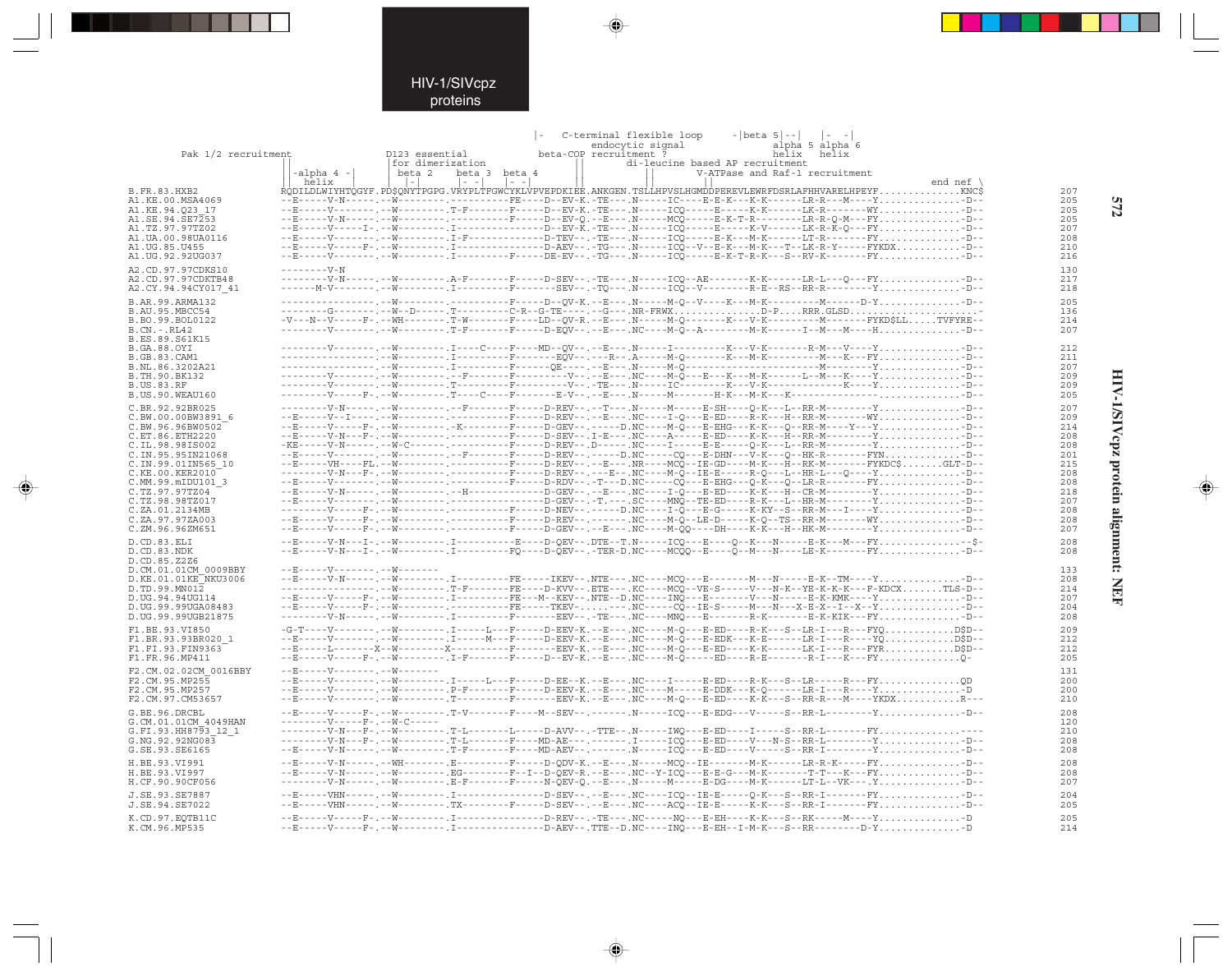```
                                            |-   C-terminal flexible loop      -|beta 5|--|   |-  -|
                                                             endocytic signal                  alpha 5 alpha 6
  Pak 1/2 recruitment              D123 essential          beta-COP recruitment ?               helix   helix
                                  |for dimerization        ||              di-leucine based AP recruitment
                    ||-alpha 4 -|  | beta 2    beta 3  beta 4  ||          ||        V-ATPase and Raf-1 recruitment
                    ||  helix   |  |-|         |- -|   |- -|   ||          ||        ||                               end nef \
B.FR.83.HXB2        RQDILDLWIYHTQGYF.PDSQNYTPGPG.VRYPLTFGWCYKLVPVEPDKIEE.ANKGEN.TSLLHPVSLHGMDDPEREVLEWRFDSRLAFHHVARELHPEYF..............KNC$   207
A1.KE.00.MSA4069    --E-----V-N-----.--W--------.----------FE----D--EV-K.-TE---.N-----IC----E-E-K---K-K------LR-R---M----Y..............-D--   205
A1.KE.94.Q23_17     --E-----V-------.--W--------.T-F-------F-----D--EV-K.-TE---.N-----ICQ-----E-----K-K------LK-R-------WY..............-D--   205
A1.SE.94.SE7253     --E-----V-N-----.--W--------.----------F-----D--EV-Q.--E---.N-----MCQ-----E-K-T-R--------LR-R-Q-M---FY..............-D--   205
A1.TZ.97.97TZ02     --E-----V------I.--W--------.I-------------D--EV-K.-TE---.N-----ICQ-----E-----K-V-------LK-R-K-Q---FY..............-D--   207
A1.UA.00.98UA0116   --E-----V-------.--W--------.I-F-------------D-TEV--.-TE---.N-----ICQ-----E-K---M-K------LT-R-------FY..............-D--   208
A1.UG.85.U455       --E-----V-----F-.--W--------.I--------------D-AEV--.-TG---.N-----ICQ--V--E-K---M-K---T--LK-R-Y-----FYKDX...........-D--   210
A1.UG.92.92UG037    --E-----V-------.--W--------.I---------F-----DE-EV--.-TG---.N-----ICQ-----E-K-T-R-K---S--RV-K-------FY..............-D--   216

A2.CD.97.97CDKS10   ---------V-N                                                                                                      130
A2.CD.97.97CDKTB48  ---------V-N-----.--W--------.A-F-------F-----D-SEV--.-TE---.N-----ICQ--AE-------K-K------LR-L---Q---FY..............-D--   217
A2.CY.94.94CY017_41 ------M-V-------.--W--------.I---------F--------SEV--.-TQ---.N-----ICQ--V--------R-E--RS--RR-R--------Y..............-D--   218

B.AR.99.ARMA132     ----------------.--W--------.----------F-----D--QV-K.--E---.N-----M-Q--V----K---M-K---------M------D-Y..............-D--   205
B.AU.95.MBCC54      --------G-------.--W--D-----.T---------C-R--G-TE----.--G---.NR-FRWX..............D-P....RRR.GLSD.....................   136
B.BO.99.BOL0122     -V---N--V-----F-.--WH-------.T-W-------F----LD--QV-R.--E---.N-----M-Q-------K---V-K----------M-------FYKD$LL.....TVFYRE-   214
B.CN.-.RL42         --------V-------.--W--------.T-F-------F-----D-EQV--.--E---.NC----M-Q--A--------M-K------I--M---M----H..............-D--   207
B.ES.89.S61K15
B.GA.88.OYI         --------V-------.--W--------.I----C----F-----MD--QV--.--E---.N-----I---------K---V-K-------R-M---V----Y..............-D--   212
B.GB.83.CAM1        ----------------.--W--------.I---------F-------EQV--.---R--.A-----M-Q---------K---M-K------------M---K---FY..............-D--   211
B.NL.86.3202A21     ----------------.--W--------.I---------F------QE----.--E---.N-----M-Q---------K----------------M-------Y..............-D--   207
B.TH.90.BK132       --------V-------.--W--------.--F-------F--------V--.--E---.NC----M-Q---E---K---M-K------L--M---K---Y..............-D--   209
B.US.83.RF          --------V-------.--W--------.I---------F--------V--.-TE---.N-----IC---------K---V-K--------------K---Y..............-D--   209
B.US.90.WEAU160     --------V-----F-.--W--------.T----C----F-------E-V--.--E---.N-----M-------H-K---M-K---K-------------..............-D--   205

C.BR.92.BR025       --------V-N-----.--W--------.--F-------F-----D-REV--.--T---.N-----M-----E-SH----Q-K---L--RR-M-------Y..............-D--   207
C.BW.00.00BW3891_6  --E-----V--I----.--W--------.----------F-----D-REV--.--E---.NC----I-Q---E-ED----R-K---H--RR-M-------WY..............-D--   209
C.BW.96.96BW0502    --E-----V-----F-.--W--------.-K--------F-----D-GEV--.------D.NC----M-Q---E-EHG---K-K---Q--RR-M----Y---Y..............-D--   214
C.ET.86.ETH2220     --E-----V-N---F-.--W--------.----------F-----D-SEV--.I-E---.NC----A-Q---E-ED----K-K---H--RR-M-------Y..............-D--   208
C.IL.98.98IS002     -KE-----V-N-----.--W-C------.----------F-----D-REV--.D-----.NC----I-----E-E-----Q-K---L--RR-M-------Y..............-D--   208
C.IN.95.95IN21068   --E-----V-------.--W--------.--F-------F-----D-REV--.------D.NC----CQ---E-DHN---V-K---Q--HK-R-------FYN.............-D--   201
C.IN.99.01IN565_10  --E-----VH---FL.--W--------.----------F-----D-REV--.--E---.NR----MCQ--IE-GD----M-K---H--RK-M-------FYKDC$.......GLT-D--   215
C.KE.00.KER2010     --------V-N---F-.--W--------.----------F-----D-REV--.---E--.NC----M-Q--IE-E-----R-Q---L--HR-L---Q----Y..............-D--   208
C.MM.99.mIDU101_3   --E-----V-------.--W--------.----------F-----D-RDV--.-T---D.NC----CQ---E-EHG---Q-K---Q--LR-R-------FY..............-D--   208
C.TZ.97.97TZ04      --E-----V-N-----.--W--------.--H-------------D-GEV--.--E---.NC----I-Q---E-ED----K-K---H--CR-M-------Y..............-D--   218
C.TZ.98.98TZ017     --E-----V-------.--W--------.----------------D-GEV--.-T-----.SC----MNQ--TE-ED----R-K---L--HR-M-------Y..............-D--   207
C.ZA.01.2134MB      --E-----V-----F-.--W--------.----------F-----D-NEV--.------D.NC----I-Q---E-G-----K-KY--S--RR-M---I----Y..............-D--   208
C.ZA.97.97ZA003     --E-----V-----F-.--W--------.----------F-----D-REV--.-------.NC----M-Q--LE-D-----K-Q--TS--RR-M-------WY..............-D--   208
C.ZM.96.96ZM651     --E-----V-----F-.--W--------.----------F-----D-GEV--.--E---.NC----M-QQ----DH----K-K---H--HK-M-------Y..............-D--   207

D.CD.83.ELI         --E-----V-N---I-.--W--------.I---------E-----D-QEV--.DTE--T.N-----ICQ---E----Q--K---N-----E-K---M---FY..............-$-   208
D.CD.83.NDK         --E-----V-N---I-.--W--------.I---------FQ----D-QEV--.-TER-D.NC----MCQQ--E----Q--M---N-----LE-K------FY..............-D--   208
D.CD.85.Z2Z6
D.CM.01.01CM_0009BBY --E-----V-------.--W-------                                                                                      133
D.KE.01.01KE_NKU3006 --E-----V-N-----.--W--------.I---------FE-----IKEV--.NTE---.NC----MCQ---E--------M---N-----E-K--TM----Y..............-D--   208
D.TD.99.MN012       ----------------.--W--------.T-F-------FE----D-KVV--.ETE---.KC----MCQ--VE-S-----V---N-K--YE-K-K-K---F-KDCX........TLS-D--   214
D.UG.94.94UG114     --E-----V-----F-.--W--------.I---------FE---M--KEV--.NTE--D.NC----INQ---E-------V---N-----E-K-KMK----Y..............-D--   207
D.UG.99.99UGA08483  --E-----V-----F-.--W--------.----------FE-----TKEV-........NC----CQ--IE-S-----M---N--X-E-X--I--X--Y..............-D--   204
D.UG.99.99UGB21875  --------V-N-----.--W--------.I---------F-------EEV--.-TE---.NC----MNQ---E--------R-K-------E-K-KIK---FY..............-D--   208

F1.BE.93.VI850      -G-T----V-------.--W--------.I-----L---F-----D-EEV-K.--E---.NC----M-Q---E-ED----R-K---S--LR-I---R---FYQ............D$D--   209
F1.BR.93.93BR020_1  --E-----V-------.--W--------.I-----M---F-----D-EEV-K.--E---.NC----M-Q---E-EDK---K-E-------LR-I---R----YQ............D$D--   212
F1.FI.93.FIN9363    --E-----L-------X--W--------X----------F-------EEV-K.--E---.NC----M-Q---E-ED----K-K-------LK-I---R---FYR............D$D--   212
F1.FR.96.MP411      --E-----V-----F-.--W--------.I-F-------F-----D--EV-K.--E---.NC----M-Q-------ED----R-E---------R-I---K---FY..............Q-   205

F2.CM.02.02CM_0016BBY --E-----V-------.--W-------                                                                                      131
F2.CM.95.MP255      --E-----V-------.--W--------.I-----L---F-----D-EE--K.--E---.NC----I-----E-ED----R-K---S--LR------R---FY.............QD   200
F2.CM.95.MP257      --E-----V-------.--W--------.P-F-------F-----D-EEV-K.--E---.NC----M-----E-DDK---K-Q------LR-I---R----Y.............-D   200
F2.CM.97.CM53657    --E-----V-------.--W--------.T---------F-------EEV-K.--E---.NC----M-Q---E-ED----K-K---S--RR-R---M-----YKDX...........R---   210

G.BE.96.DRCBL       --E-----V-----F-.--W--------.T-V-------F----M--SEV--.-------.N-----ICQ---E-EDG---V-----S--RR-L-------Y..............-D--   208
G.CM.01.01CM_4049HAN --------V-----F-.--W-C-----                                                                                      120
G.FI.93.HH8793_12_1 --------V-N---F-.--W--------.T-L-------L-----D-AVV--.-TTE--.N-----IWQ---E-ED----I-----S--RR-L-------FY..............----   210
G.NG.92.92NG083     --------V-N---F-.--W--------.T-L-------F----MD-AE---.------.I-----ICQ---E-ED----V---N-S--RR-L-------Y..............-D--   208
G.SE.93.SE6165      --E-----V-N-----.--W--------.T-F-------F----MD-AEV--.-------.N-----ICQ---E-ED----V-----S--RR-I-------Y..............-D--   208

H.BE.93.VI991       --E-----V-N-----.--WH-------.E---------F-----D-QDV-K.--E---.N-----MCQ--IE--------M-K------LR-R-K----FY..............-D--   208
H.BE.93.VI997       --E-----V-N-----.--W--------.EG--------F--I--D-QEV-R.--E---.NC--Y-ICQ---E-E-G---M-K-------T-T---K---FY..............-D--   208
H.CF.90.90CF056     --------V-N-----.--W--------.E-F-------F-----N-QEV-Q.--E---.N-----M-----E-DG----M-K------LT-L--VK---Y..............-D--   207

J.SE.93.SE7887      --E-----VHN-----.--W--------.I---------------D-SEV--.--E---.NC----ICQ--IE-E-----Q-K---S--RR-I-------FY..............-D--   204
J.SE.94.SE7022      --E-----VHN-----.--W--------.TX--------F-----D-SEV--.--E---.NC----ACQ--IE-E-----K-K---S--RR-I-------FY..............-D--   205

K.CD.97.EQTB11C     --E-----V-----F-.--W--------.I---------------D-REV--.-TE---.NC----NQ---E-EH----K-K---S--RK-----M----Y..............-D   205
K.CM.96.MP535       --E-----V-----F-.--W--------.I---------------D-AEV--.TTE--D.NC----INQ---E-EH--I-M-K---S--RR--------D-Y..............-D   214
```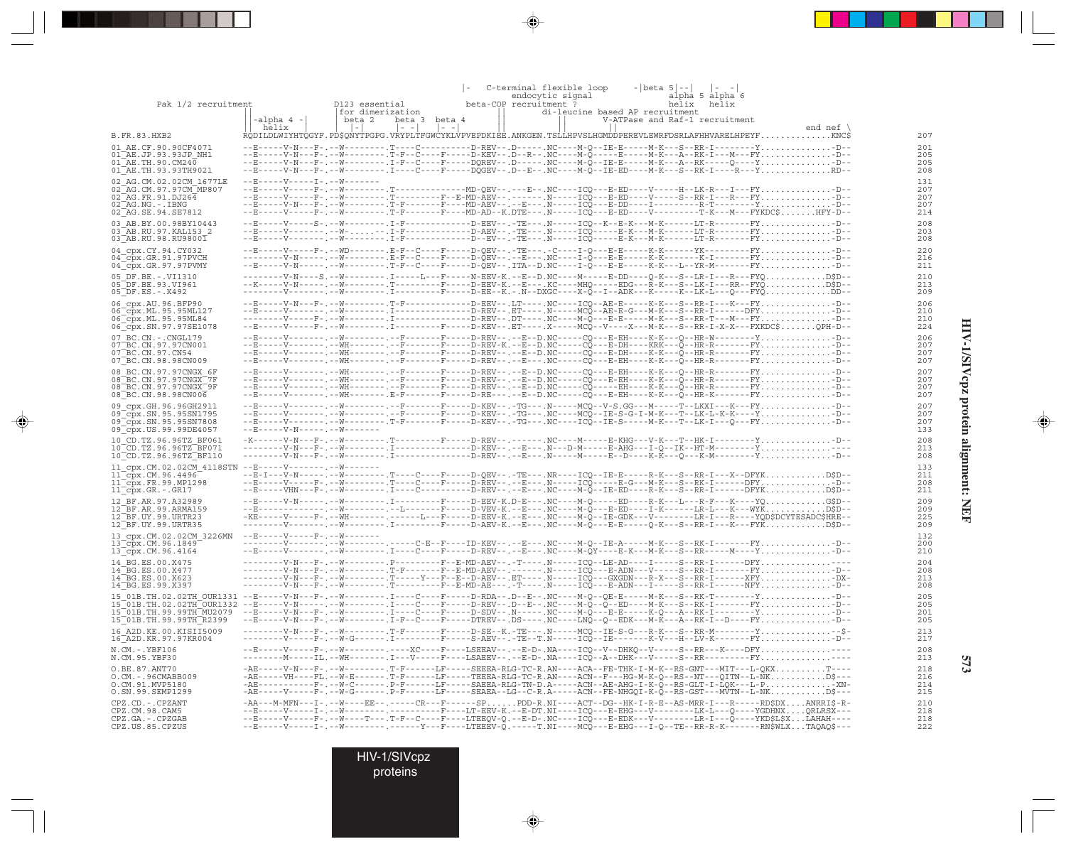```
                                                          |-   C-terminal flexible loop      -|beta 5|--|   |-  -|
                                                                  endocytic signal                 alpha 5 alpha 6
   Pak 1/2 recruitment              D123 essential            beta-COP recruitment ?               helix   helix
                               ||                   |for dimerization          ||          di-leucine based AP recruitment
                               ||-alpha 4 -|        | beta 2    beta 3  beta 4   ||                     V-ATPase and Raf-1 recruitment
                               || helix    |        | |-|       |- -|  |- -|     ||          ||     ||                                   end nef \
B.FR.83.HXB2                   RQDILDLWIYHTQGYF.PD$QNYTPGPG.VRYPLTFGWCYKLVPVEPDKIEE.ANKGEN.TSLLHPVSLHGMDDPEREVLEWRFDSRLAFHHVARELHPEYF..............KNC$    207

01_AE.CF.90.90CF4071           --E-----V-N---F-.--W--------.T----C-----------D-REV--.D-----.NC----M-Q--IE-E-----M-K---S--RR-I---------Y.............-D--    201
01_AE.JP.93.93JP_NH1           --E-----V-N---F-.--W--------.T-F--C-----F-----D-KEV--.D--R--.NC----M-Q------E-----M-K---A--RK-I---M---FY.............-D--    205
01_AE.TH.90.CM240              --E-----V-N---F-.--W--------.I-F--C-----F-----DQREV--.D-----.NC----M-Q--IE-E-----M-K---A--RK-----Q----Y.............-D--    205
01_AE.TH.93.93TH9021           --E-----V-N---F-.--W--------.I----C-----F-----DQGEV--.D--E--.NC----M-Q--IE-ED-----M-K---S--RK-I-----R---Y.............RD--    208

02_AG.CM.02.02CM_1677LE        --E-----V-----I-.--W-------                                                                                               131
02_AG.CM.97.97CM_MP807         --E-----V-----F-.--W--------.T-------------MD-QEV--.---E--.NC----ICQ---E-ED----V-----H--LK-R---I---FY.............-D--    207
02_AG.FR.91.DJ264              --E-----V-----F-.--W--------.T---------F--E-MD-AEV--.---E--.N-----ICQ---E-ED----V-----S--RR-I---R---FY.............-D--    207
02_AG.NG.-.IBNG                --E-----V-N---F-.--W--------.T-F-------F----MD-AEV--.--E---.N-----ICQ---E-DD----I----------R-T--------Y.............-D--    207
02_AG.SE.94.SE7812             --E-----V-----F-.--W--------.T-F-------F----MD-AD--K.DTE---.N-----ICQ---E-ED----V---------T-K---M---FYKDC$.......HFY-D--    214

03_AB.BY.00.98BY10443          --E-----V-----S-.--W--------.I-F-------------D-EEV--.-TE---.N-----ICQ--K--E-K---M-K------LT-R--------FY.............-D--    208
03_AB.RU.97.KAL153_2           --E-----V-------.--W-.....--.I-F-------------D-AEV--.-TE---.N-----ICQ-----E-K---M-K------LT-R--------FY.............-D--    203
03_AB.RU.98.RU98001            --E-----V-------.--W--------.I-F-------------D--EV--.-TE---.N-----ICQ-----E-K---M-K------LT-R--------FY.............-D--    208

04_cpx.CY.94.CY032             --E-----V-----F-.--WD-------.E-F--C-----F-----D-QEV--.-TE---.-C----I-Q---E-E------K-K------YK---------FY.............-D--    220
04_cpx.GR.91.97PVCH            --------V-N-----.--W--------.E-F--C-----F-----D-QEV--.--E---.NC----I-Q---E-E------K-K-------K-I-------FY.............-D--    216
04_cpx.GR.97.97PVMY            --E-----V-N-----.--W--------.T-F--C-----F-----D-QEV--.ITA--D.NC----I-Q---E-E------K-K---L--YR-M-------FY.............-D--    211

05_DF.BE.-.VI1310              --------V-N----S.--W--------.I------L---F-----N-EEV-K.--E--D.NC----M------E-DD----Q-K---S--LR-I---R---FYQ...........D$D--    210
05_DF.BE.93.VI961              --K-----V-N-----.--W--------.T---------F-----D-EEV-K.--E---.KC----MHQ------EDG---R-K---S--LK-I---RR--FYQ...........D$D--    213
05_DF.ES.-.X492                --------V-------.--W--------.I---------F-----D-EE--K.-N--DXGC----X-Q--I--ADK---K-----K--LK-L---Q---FYQ............DD--    209

06_cpx.AU.96.BFP90             --E-----V-N---F-.--W--------.T-F-------------D-EEV--.LT----.NC----ICQ--AE-E-----K-K---S--RR-I---K---FY.............-D--    206
06_cpx.ML.95.95ML127           --E-----V-------.--W--------.I---------------D-REV--.ET----.N-----MCQ--AE-E-G---M-K---S--RR-I------DFY.............-D--    210
06_cpx.ML.95.95ML84            --------V-----F-.--W--------.I---------------D-REV--.DT----.NC----M-Q---E-E-----M-K---S--RR-T---M---FY.............-D--    210
06_cpx.SN.97.97SE1078          --E-----V-----F-.--W--------.I---------F-----D-KEV--.ET----.X-----MCQ--V----X---M-K---S--RR-I-X-X---FXKDC$........QPH-D--    224

07_BC.CN.-.CNGL179             --E-----V-------.--W--------.--F-------F-----D-REV--.--E--D.NC----CQ----E-EH----K-K---Q--HR-W--------Y.............-D--    206
07_BC.CN.97.97CN001            --E-----V-------.--WH-------.--F-------F-----D-REV-K.--E--D.NC----CQ----E-DH----KRK---Q--HR-R--------FY.............-D--    207
07_BC.CN.97.CN54               --E-----V-------.--WH-------.--F-------F-----D-REV--.--E--D.NC----CQ----E-DH----K-K---Q--HR-R--------FY.............-D--    207
07_BC.CN.98.98CN009            --E-----V-------.--WH-------.--F-------F-----D-REV--.--E---.NC----CQ----E-EH----K-K---Q--HR-R--------FY.............-D--    207

08_BC.CN.97.97CNGX_6F          --E-----V-------.--WH-------.--F-------F-----D-REV--.--E--D.NC----CQ----E-EH----K-K---Q--HR-R--------FY.............-D--    207
08_BC.CN.97.97CNGX_7F          --E-----V-------.--WH-------.--F-------F-----D-REV--.--E--D.NC----CQ----E-EH----K-K---Q--HR-R--------FY.............-D--    207
08_BC.CN.97.97CNGX_9F          --E-----V-------.--WH-------.--F-------F-----D-REV--.--E--D.NC----CQ----E-EH----K-K---Q--HR-R--------FY.............-D--    207
08_BC.CN.98.98CN006            --E-----V-------.--WH-------.E-F-------F-----D-RE---.--E--D.NC----CQ----E-EH----K-K---Q--HR-K--------FY.............-D--    207

09_cpx.GH.96.96GH2911          --E-----V-------.--W--------.--F-------F-----D-KEV--.-TG---.N-----MCQ--V-S.GG---M-----T--LKXI---K---FY.............-D--    207
09_cpx.SN.95.95SN1795          --E-----V-------.--W--------.--F-------F-----D-KEV--.-TG---.NC----MCQ--IE-S-G-I-M-K---T--LK-L-K-K----Y.............-D--    207
09_cpx.SN.95.95SN7808          --E-----V-------.--W--------.T-F-------F-----D-KEV--.-TG---.NC----ICQ--IE-S-----M-K---T--LK-I---Q---FY.............-D--    207
09_cpx.US.99.99DE4057          --E-----V-N-----.--W-------                                                                                               133

10_CD.TZ.96.96TZ_BF061         -K------V-N---F-.--W--------.T---------F-----D-REV--.------.NC----M-----E-KHG---V-K---T--HK-I---------Y.............-D--    208
10_CD.TZ.96.96TZ_BF071         --------V-N---F-.--W--------.I---------------D-KEV--.--E---.N---D-M-----E-AHG---I-Q--IK--HT-M--------Y.............----    213
10_CD.TZ.96.96TZ_BF110         --------V-N---F-.--W--------.I---------------D-REV--.--E---.N-----M-----E--D-----K-K---Q--K-M--------Y.............-D--    208

11_cpx.CM.02.02CM_4118STN      --E-----V-------.--W-------                                                                                               133
11_cpx.CM.96.4496              --E-I---V-N-----.--W--------.T----C-----F-----D-QEV--.-TE---.NR----ICQ--IE-E-----R-K---S--RR-I---X--DFYK...........D$D--    211
11_cpx.FR.99.MP1298            --E-----V-----F-.--W--------.T----C-----F-----D-REV--.--E---.N-----ICQ-----E-G---M-K---S--RR-I------DFY.............-D--    208
11_cpx.GR.-.GR17               --E-----VHN---F-.--W--------.I----C-----------D-REV--.--E---.NC----M-Q--IE-ED-----R-K---S--RR-I------DFYK...........D$D--    211

12_BF.AR.97.A32989             --E-----V-N-----.--W--------.I---------F-----D-EEV-K.D-E---.NC----M-Q-----ED----R-K---L---R-F---K---YQ...........G$D--    209
12_BF.AR.99.ARMA159            --E-------------.--W--------.--L-------F-----D-VEV-K.--E---.NC----M-Q---E-ED----I-K------LR-L---K---WYK...........D$D--    209
12_BF.UY.99.URTR23             -KE-----V-----F-.--WH-------.-------L---F-----D-EEV-K.--E---.NC----M-Q--IE-GDK---V--------LR-I---R----YQD$DCYTESADC$HRE--    225
12_BF.UY.99.URTR35             --------V-------.--W--------.I---------F-----D-AEV-K.--E---.NC----M-Q---E-E-----Q-K---S--RR-I---K---FYK...........D$D--    209

13_cpx.CM.02.02CM_3226MN       --E-----V-----F-.--W-------                                                                                               132
13_cpx.CM.96.1849              --------V-------.--W--------.-----C-E--F----ID-KEV--.--E---.NC----M-Q--IE-A-----M-K---S--RK-I--------FY.............-D--    200
13_cpx.CM.96.4164              --E-----V-------.--W--------.I----C-----F-----D-REV--.--E---.NC----M-QY-----E-K---M-K---S--RR------M----Y.............-D--    210

14_BG.ES.00.X475               --------V-N---F-.--W--------.P---------F--E-MD-AEV--.-T----.N-----ICQ--LE-AD----I-----S--RR-I------DFY.............----    204
14_BG.ES.00.X477               --------V-N---F-.--W--------.T-F-------F--E-MD-AEV--.------.N-----ICQ---E-ADN---V-----S--RR-I--------FY.............-D--    208
14_BG.ES.00.X623               --------V-N---F-.--W--------.T-----Y---F--E--D-AEV--.ET----.N-----ICQ---GXGDN---R-X---S--RR-I------XFY.............-DX-    213
14_BG.ES.99.X397               --------V-N---F-.--W--------.T---------F--E-MD-AE---.-T----.N-----ICQ---E-ADN---I-----S--RR-I------NFY.............-D--    208

15_01B.TH.02.02TH_OUR1331      --E-----V-N---F-.--W--------.I----C-----F-----D-RDA--.D--E--.NC----M-Q--QE-E-----M-K---S--RK-T--------Y.............-D--    205
15_01B.TH.02.02TH_OUR1332      --E-----V-N-----.--W--------.I----C-----F-----D-REV--.D--E--.NC----M-Q--Q-ED-----M-K---S--RK-I--------FY.............-D--    205
15_01B.TH.99.99TH_MU2079       --E-----V-N---F-.--W--------.I----C-----F-----D-SDV--.N-----.NC----M-Q---E-E-----K-Q---A--RK-I--------Y.............-D--    201
15_01B.TH.99.99TH_R2399        --E-----V-N---F-.--W--------.I-F--C-----F-----DTREV--.DS----.NC----LNQ--Q--EDK---M-K---A--RK-I--D----FY.............-D--    205

16_A2D.KE.00.KISII5009         --------V-N---F-.--W--------.T-F-------F-----D-SE--K.-TE---.N-----MCQ--IE-S-G---R-K---S--RR-M--------Y.............--$-    213
16_A2D.KR.97.97KR004           --------V-----F-.--W-G------.I---------------S-AEV--.-TE--T.N-----ICQ--IE--------K-V---H--LV-K-------FY.............-D--    217

N.CM.-.YBF106                  --E-----V-----F-.--W--------.-----XC----F-----LSEEAV--.--E-D-.NA----ICQ--V--DHKQ--V-----S--RR---K----DFY.............----    208
N.CM.95.YBF30                  --------M-----IL.--WH-------.I----V-----F-----LSAEEV--.--E-D-.NA----ICQ--A--DHK---V-----S--RR---------FY.............----    213

O.BE.87.ANT70                  -AE-----V-N---F-.--W--------.T-F-------LF-----SEEEA-RLG-TC-R.AN----ACA--FE-THK-I-M-K--RS-GNT---MIT---L-QKX..........T----    218
O.CM.-.96CMABB009              -AE-----VH----FL.--W-E------.T-F-------LF-----TEEEA-RLG-TC-R.AN----ACN--F---HG-M-K-Q--RS--NT---QITN--L-NK..........D$---    216
O.CM.91.MVP5180                -AE-------------F-.--W-C-----.P-F-------LF-----SAEEA-RLG-TN-D.A-----ACN--AE-AHG-I-K-Q--RS-GLT-I-LQK---L-P.............-XN-    214
O.SN.99.SEMP1299               -AE-----V-----F-.--W-G------.P-F-------LF-----SEAEA--LG--C-R.A-----ACN--FE-NHGQI-K-Q--RS-GST---MVTN--L-NK..........D$---    215

CPZ.CD.-.CPZANT                -AA---M-MFN---I-.--W-----EE--.-----CR---F------SP......PDD-R.NI----ACT--DG--HK-I-R-E--AS-MRR-I---R-----RD$DX....ANRRI$-R-    210
CPZ.CM.98.CAM5                 --E-----V-----I-.--W--------.-------------F----LT-EEV-K.--E-DT.NI----ICQ---E-EHG---V---------LK-L---Q----YGDHNX.....QRLRSX---    218
CPZ.GA.-.CPZGAB                --E-----V-----F-.--W-----T--.T-F--C-----F-----LTEEQV-Q.--E-D-.NC----ICQ---E-EDK---V---------LR-I---Q----YKD$L$X...LAHAH----    218
CPZ.US.85.CPZUS                --E-----V-----I-.--W--------.-------Y---F-----LTEEEV-Q.-----T.NI----MCQ---E-EHG---I-Q--TE--RR-R-K-------RN$WLX....TAQAQ$---    222
```

HIV-1/SIVcpz protein alignment: NEF

HIV-1/SIVcpz proteins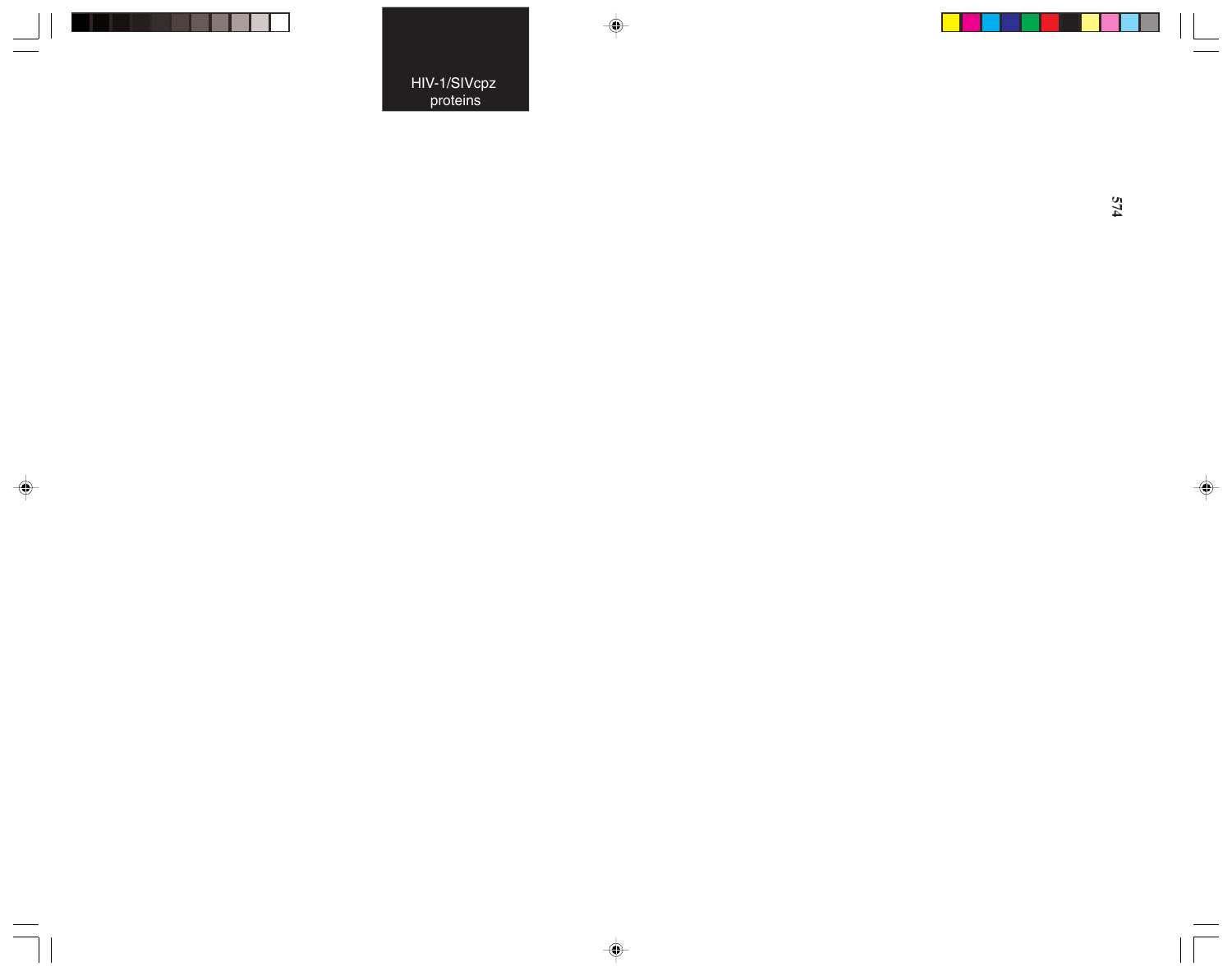HIV-1/SIVcpz proteins